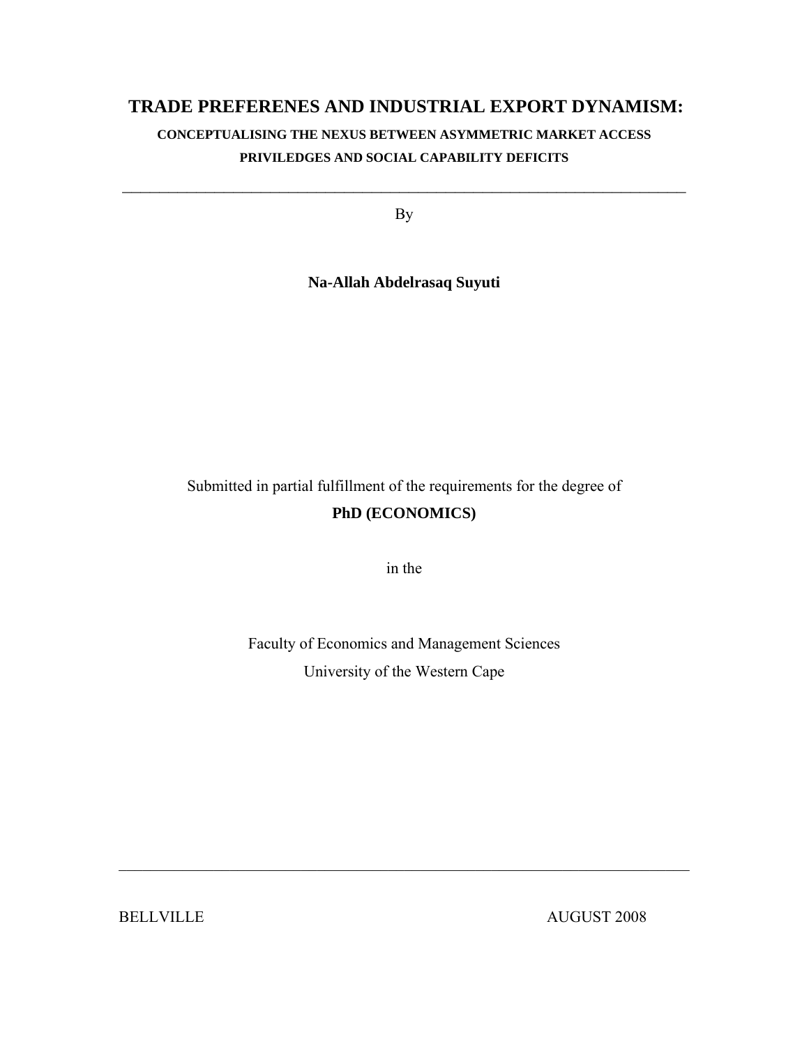# TRADE PREFERENES AND INDUSTRIAL EXPORT DYNAMISM:

## CONCEPTUALISING THE NEXUS BETWEEN ASYMMETRIC MARKET ACCESS PRIVILEDGES AND SOCIAL CAPABILITY DEFICITS

---

By

**Na-Allah Abdelrasaq Suyuti**

Submitted in partial fulfillment of the requirements for the degree of

**PhD (ECONOMICS)**

in the

Faculty of Economics and Management Sciences

University of the Western Cape

---

BELLVILLE AUGUST 2008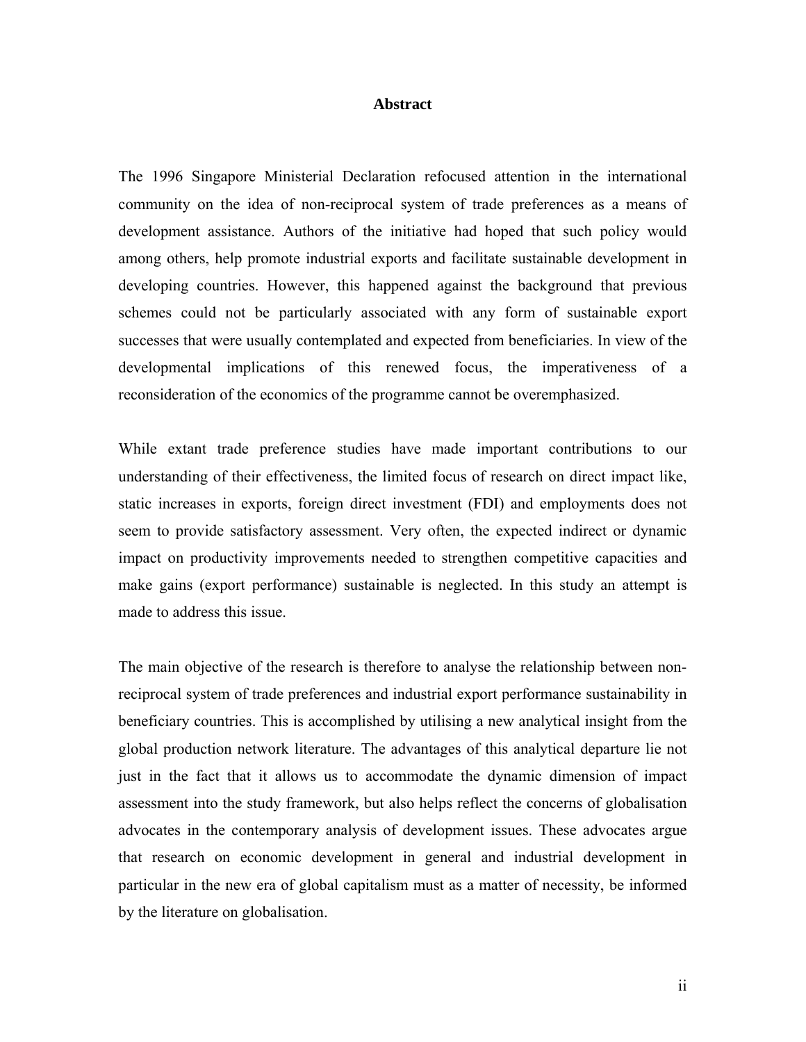# Abstract

The 1996 Singapore Ministerial Declaration refocused attention in the international community on the idea of non-reciprocal system of trade preferences as a means of development assistance. Authors of the initiative had hoped that such policy would among others, help promote industrial exports and facilitate sustainable development in developing countries. However, this happened against the background that previous schemes could not be particularly associated with any form of sustainable export successes that were usually contemplated and expected from beneficiaries. In view of the developmental implications of this renewed focus, the imperativeness of a reconsideration of the economics of the programme cannot be overemphasized.

While extant trade preference studies have made important contributions to our understanding of their effectiveness, the limited focus of research on direct impact like, static increases in exports, foreign direct investment (FDI) and employments does not seem to provide satisfactory assessment. Very often, the expected indirect or dynamic impact on productivity improvements needed to strengthen competitive capacities and make gains (export performance) sustainable is neglected. In this study an attempt is made to address this issue.

The main objective of the research is therefore to analyse the relationship between non-reciprocal system of trade preferences and industrial export performance sustainability in beneficiary countries. This is accomplished by utilising a new analytical insight from the global production network literature. The advantages of this analytical departure lie not just in the fact that it allows us to accommodate the dynamic dimension of impact assessment into the study framework, but also helps reflect the concerns of globalisation advocates in the contemporary analysis of development issues. These advocates argue that research on economic development in general and industrial development in particular in the new era of global capitalism must as a matter of necessity, be informed by the literature on globalisation.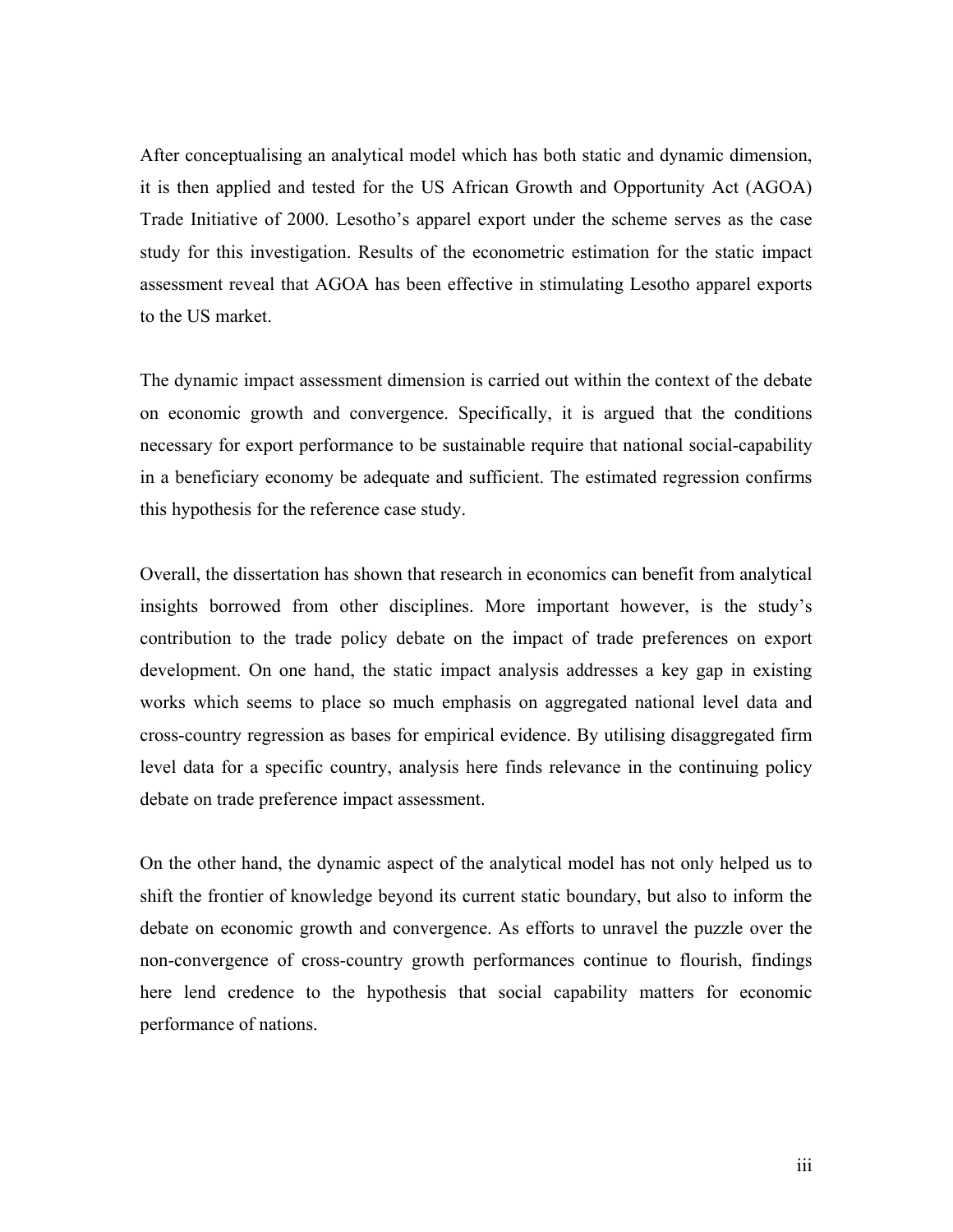After conceptualising an analytical model which has both static and dynamic dimension, it is then applied and tested for the US African Growth and Opportunity Act (AGOA) Trade Initiative of 2000. Lesotho's apparel export under the scheme serves as the case study for this investigation. Results of the econometric estimation for the static impact assessment reveal that AGOA has been effective in stimulating Lesotho apparel exports to the US market.

The dynamic impact assessment dimension is carried out within the context of the debate on economic growth and convergence. Specifically, it is argued that the conditions necessary for export performance to be sustainable require that national social-capability in a beneficiary economy be adequate and sufficient. The estimated regression confirms this hypothesis for the reference case study.

Overall, the dissertation has shown that research in economics can benefit from analytical insights borrowed from other disciplines. More important however, is the study's contribution to the trade policy debate on the impact of trade preferences on export development. On one hand, the static impact analysis addresses a key gap in existing works which seems to place so much emphasis on aggregated national level data and cross-country regression as bases for empirical evidence. By utilising disaggregated firm level data for a specific country, analysis here finds relevance in the continuing policy debate on trade preference impact assessment.

On the other hand, the dynamic aspect of the analytical model has not only helped us to shift the frontier of knowledge beyond its current static boundary, but also to inform the debate on economic growth and convergence. As efforts to unravel the puzzle over the non-convergence of cross-country growth performances continue to flourish, findings here lend credence to the hypothesis that social capability matters for economic performance of nations.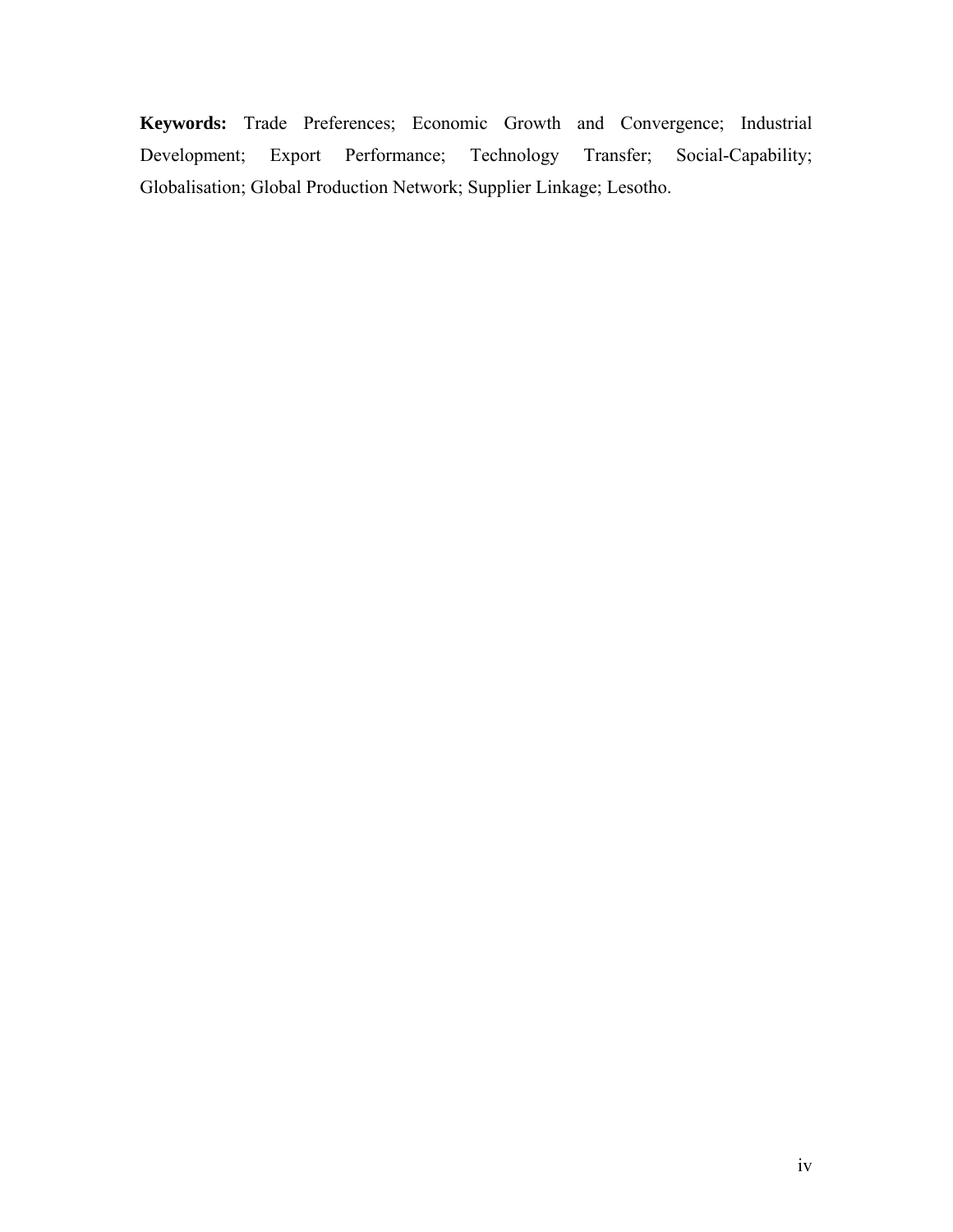**Keywords:** Trade Preferences; Economic Growth and Convergence; Industrial Development; Export Performance; Technology Transfer; Social-Capability; Globalisation; Global Production Network; Supplier Linkage; Lesotho.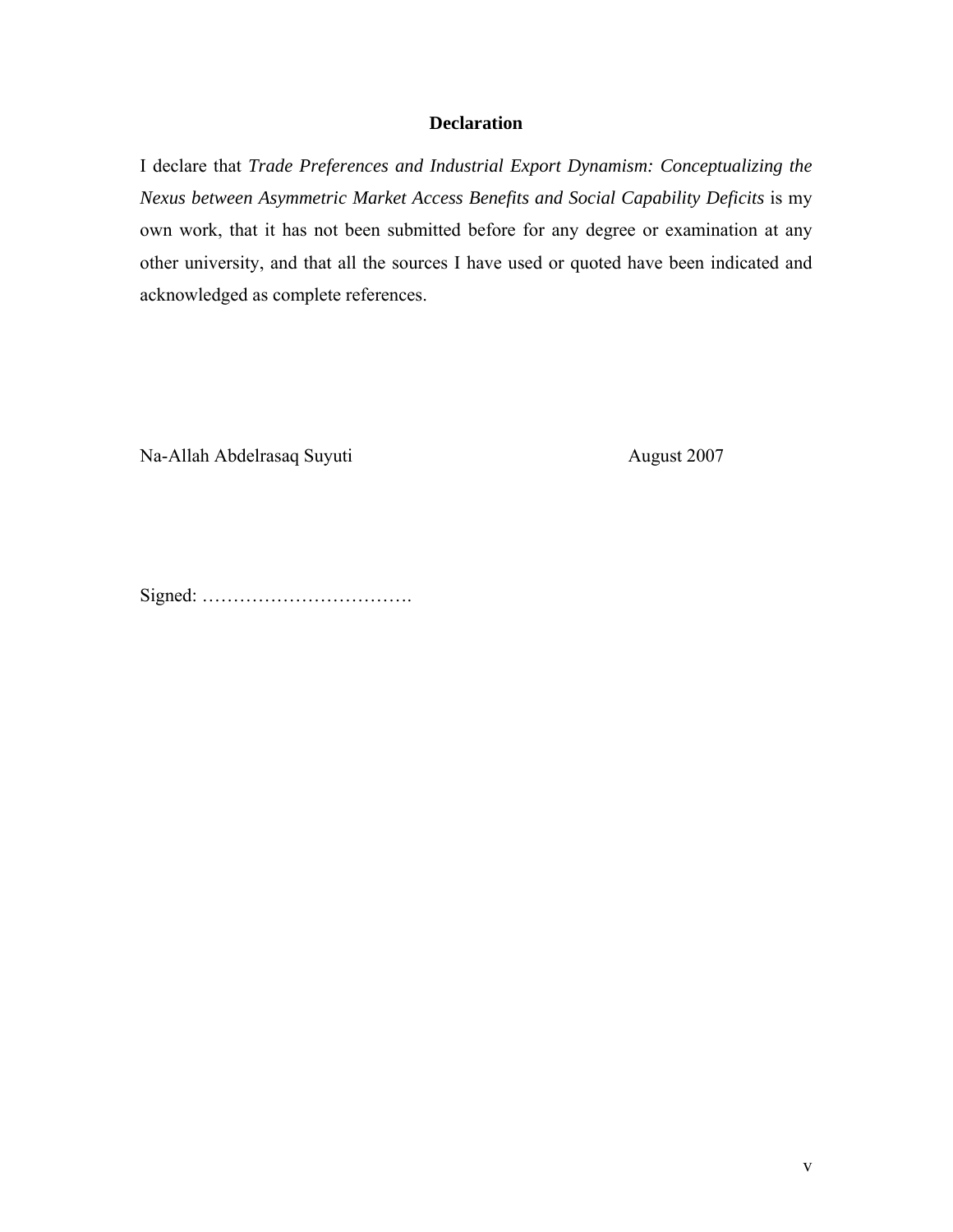# Declaration

I declare that *Trade Preferences and Industrial Export Dynamism: Conceptualizing the Nexus between Asymmetric Market Access Benefits and Social Capability Deficits* is my own work, that it has not been submitted before for any degree or examination at any other university, and that all the sources I have used or quoted have been indicated and acknowledged as complete references.

Na-Allah Abdelrasaq Suyuti                                        August 2007

Signed: …………………………….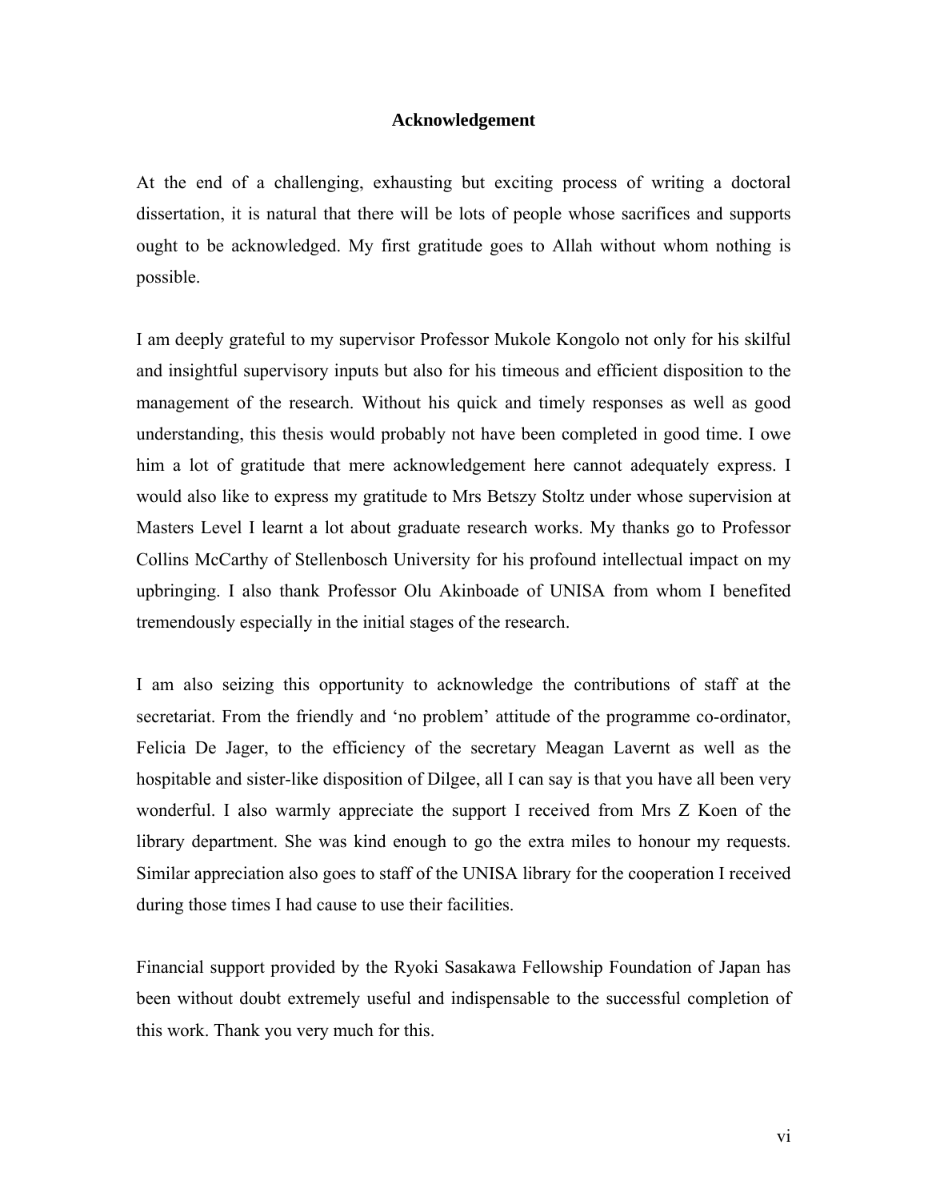# Acknowledgement

At the end of a challenging, exhausting but exciting process of writing a doctoral dissertation, it is natural that there will be lots of people whose sacrifices and supports ought to be acknowledged. My first gratitude goes to Allah without whom nothing is possible.

I am deeply grateful to my supervisor Professor Mukole Kongolo not only for his skilful and insightful supervisory inputs but also for his timeous and efficient disposition to the management of the research. Without his quick and timely responses as well as good understanding, this thesis would probably not have been completed in good time. I owe him a lot of gratitude that mere acknowledgement here cannot adequately express. I would also like to express my gratitude to Mrs Betszy Stoltz under whose supervision at Masters Level I learnt a lot about graduate research works. My thanks go to Professor Collins McCarthy of Stellenbosch University for his profound intellectual impact on my upbringing. I also thank Professor Olu Akinboade of UNISA from whom I benefited tremendously especially in the initial stages of the research.

I am also seizing this opportunity to acknowledge the contributions of staff at the secretariat. From the friendly and 'no problem' attitude of the programme co-ordinator, Felicia De Jager, to the efficiency of the secretary Meagan Lavernt as well as the hospitable and sister-like disposition of Dilgee, all I can say is that you have all been very wonderful. I also warmly appreciate the support I received from Mrs Z Koen of the library department. She was kind enough to go the extra miles to honour my requests. Similar appreciation also goes to staff of the UNISA library for the cooperation I received during those times I had cause to use their facilities.

Financial support provided by the Ryoki Sasakawa Fellowship Foundation of Japan has been without doubt extremely useful and indispensable to the successful completion of this work. Thank you very much for this.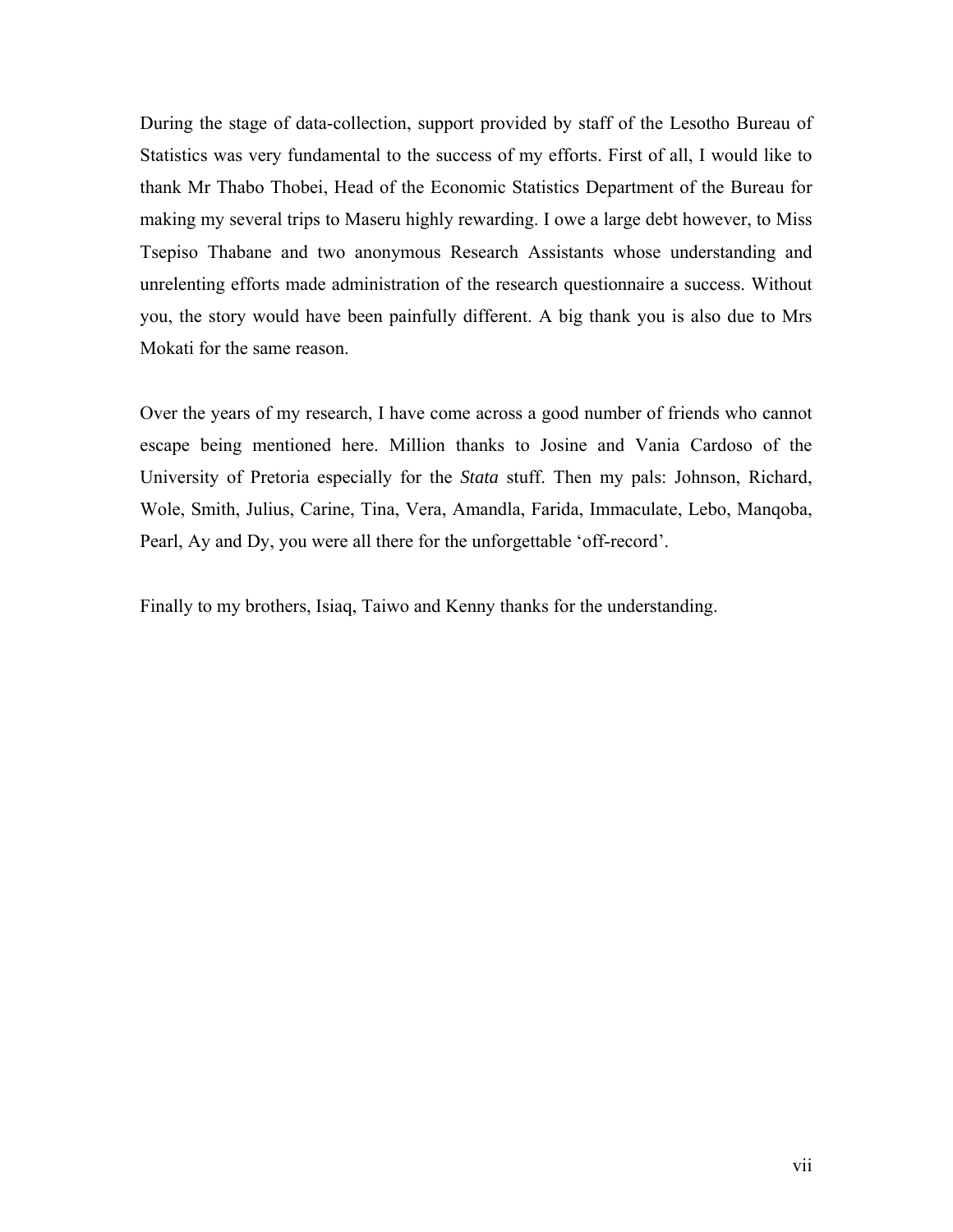During the stage of data-collection, support provided by staff of the Lesotho Bureau of Statistics was very fundamental to the success of my efforts. First of all, I would like to thank Mr Thabo Thobei, Head of the Economic Statistics Department of the Bureau for making my several trips to Maseru highly rewarding. I owe a large debt however, to Miss Tsepiso Thabane and two anonymous Research Assistants whose understanding and unrelenting efforts made administration of the research questionnaire a success. Without you, the story would have been painfully different. A big thank you is also due to Mrs Mokati for the same reason.

Over the years of my research, I have come across a good number of friends who cannot escape being mentioned here. Million thanks to Josine and Vania Cardoso of the University of Pretoria especially for the *Stata* stuff. Then my pals: Johnson, Richard, Wole, Smith, Julius, Carine, Tina, Vera, Amandla, Farida, Immaculate, Lebo, Manqoba, Pearl, Ay and Dy, you were all there for the unforgettable 'off-record'.

Finally to my brothers, Isiaq, Taiwo and Kenny thanks for the understanding.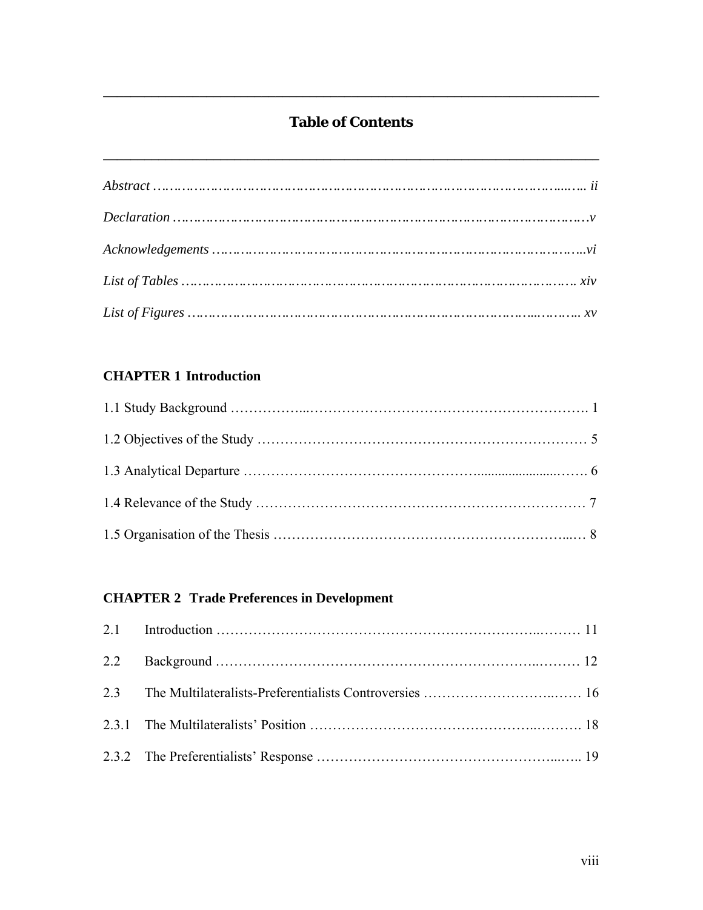# Table of Contents

*Abstract* ........................................................................................................ *ii*

*Declaration* .................................................................................................... *v*

*Acknowledgements* ........................................................................................ *vi*

*List of Tables* ................................................................................................ *xiv*

*List of Figures* ............................................................................................... *xv*

**CHAPTER 1 Introduction**

1.1 Study Background ........................................................................................ 1

1.2 Objectives of the Study ................................................................................. 5

1.3 Analytical Departure ..................................................................................... 6

1.4 Relevance of the Study .................................................................................. 7

1.5 Organisation of the Thesis ............................................................................. 8

**CHAPTER 2 Trade Preferences in Development**

2.1 Introduction ................................................................................................... 11

2.2 Background ................................................................................................... 12

2.3 The Multilateralists-Preferentialists Controversies ....................................... 16

2.3.1 The Multilateralists' Position ........................................................................ 18

2.3.2 The Preferentialists' Response ...................................................................... 19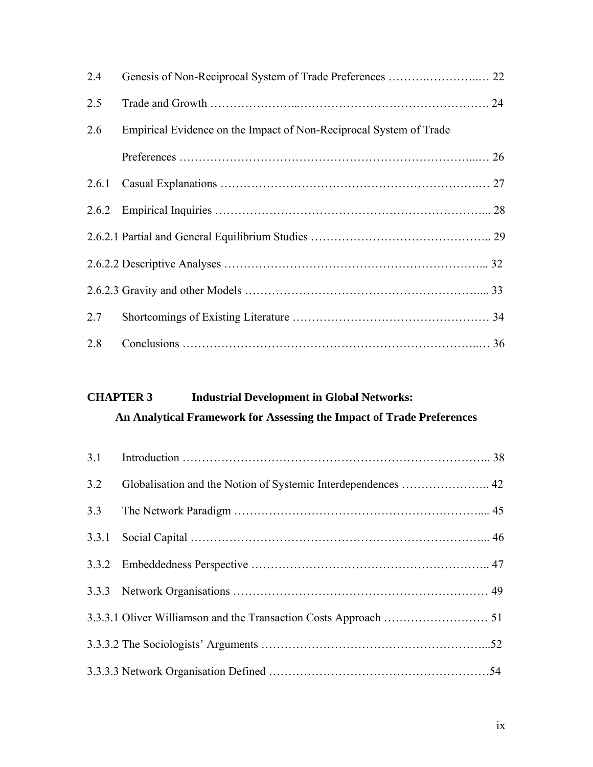| | | |
|---|---|---|
| 2.4 | Genesis of Non-Reciprocal System of Trade Preferences | 22 |
| 2.5 | Trade and Growth | 24 |
| 2.6 | Empirical Evidence on the Impact of Non-Reciprocal System of Trade Preferences | 26 |
| 2.6.1 | Casual Explanations | 27 |
| 2.6.2 | Empirical Inquiries | 28 |
| 2.6.2.1 | Partial and General Equilibrium Studies | 29 |
| 2.6.2.2 | Descriptive Analyses | 32 |
| 2.6.2.3 | Gravity and other Models | 33 |
| 2.7 | Shortcomings of Existing Literature | 34 |
| 2.8 | Conclusions | 36 |

**CHAPTER 3 Industrial Development in Global Networks: An Analytical Framework for Assessing the Impact of Trade Preferences**

| | | |
|---|---|---|
| 3.1 | Introduction | 38 |
| 3.2 | Globalisation and the Notion of Systemic Interdependences | 42 |
| 3.3 | The Network Paradigm | 45 |
| 3.3.1 | Social Capital | 46 |
| 3.3.2 | Embeddedness Perspective | 47 |
| 3.3.3 | Network Organisations | 49 |
| 3.3.3.1 | Oliver Williamson and the Transaction Costs Approach | 51 |
| 3.3.3.2 | The Sociologists' Arguments | 52 |
| 3.3.3.3 | Network Organisation Defined | 54 |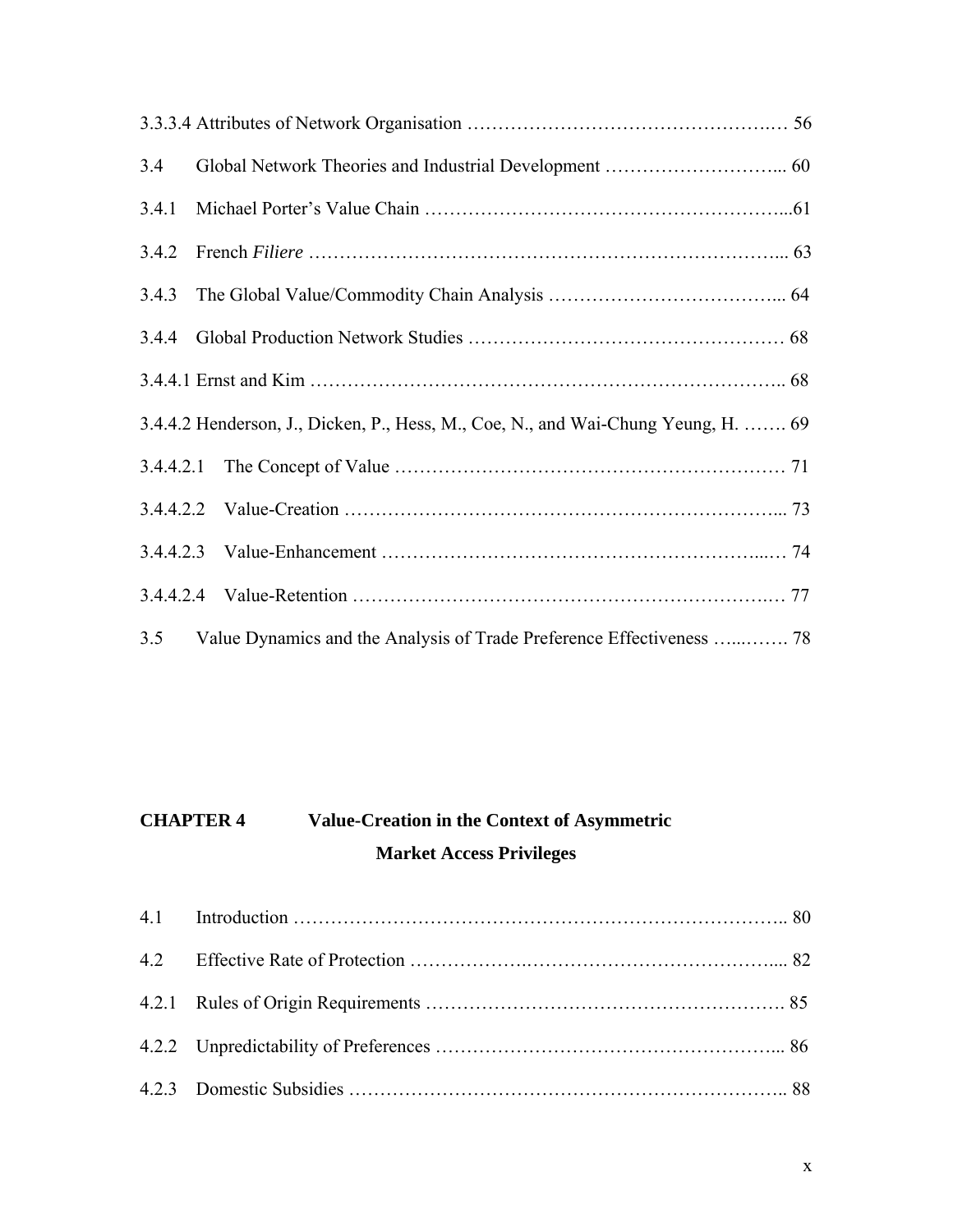3.3.3.4 Attributes of Network Organisation …………………………………………… 56

3.4 Global Network Theories and Industrial Development ……………………... 60

3.4.1 Michael Porter's Value Chain ……………………………………………...61

3.4.2 French *Filiere* …………………………………………………………... 63

3.4.3 The Global Value/Commodity Chain Analysis ……………………………... 64

3.4.4 Global Production Network Studies ………………………………………… 68

3.4.4.1 Ernst and Kim ……………………………………………………………….. 68

3.4.4.2 Henderson, J., Dicken, P., Hess, M., Coe, N., and Wai-Chung Yeung, H. ……. 69

3.4.4.2.1 The Concept of Value …………………………………………………… 71

3.4.4.2.2 Value-Creation ………………………………………………………... 73

3.4.4.2.3 Value-Enhancement ………………………………………………...… 74

3.4.4.2.4 Value-Retention ……………………………………………………..… 77

3.5 Value Dynamics and the Analysis of Trade Preference Effectiveness …...……. 78

## CHAPTER 4 Value-Creation in the Context of Asymmetric Market Access Privileges

4.1 Introduction ………………………………………………………………….. 80

4.2 Effective Rate of Protection ……………….……………………………….... 82

4.2.1 Rules of Origin Requirements ………………………………………………. 85

4.2.2 Unpredictability of Preferences ……………………………………………... 86

4.2.3 Domestic Subsidies ……………………………………………………….. 88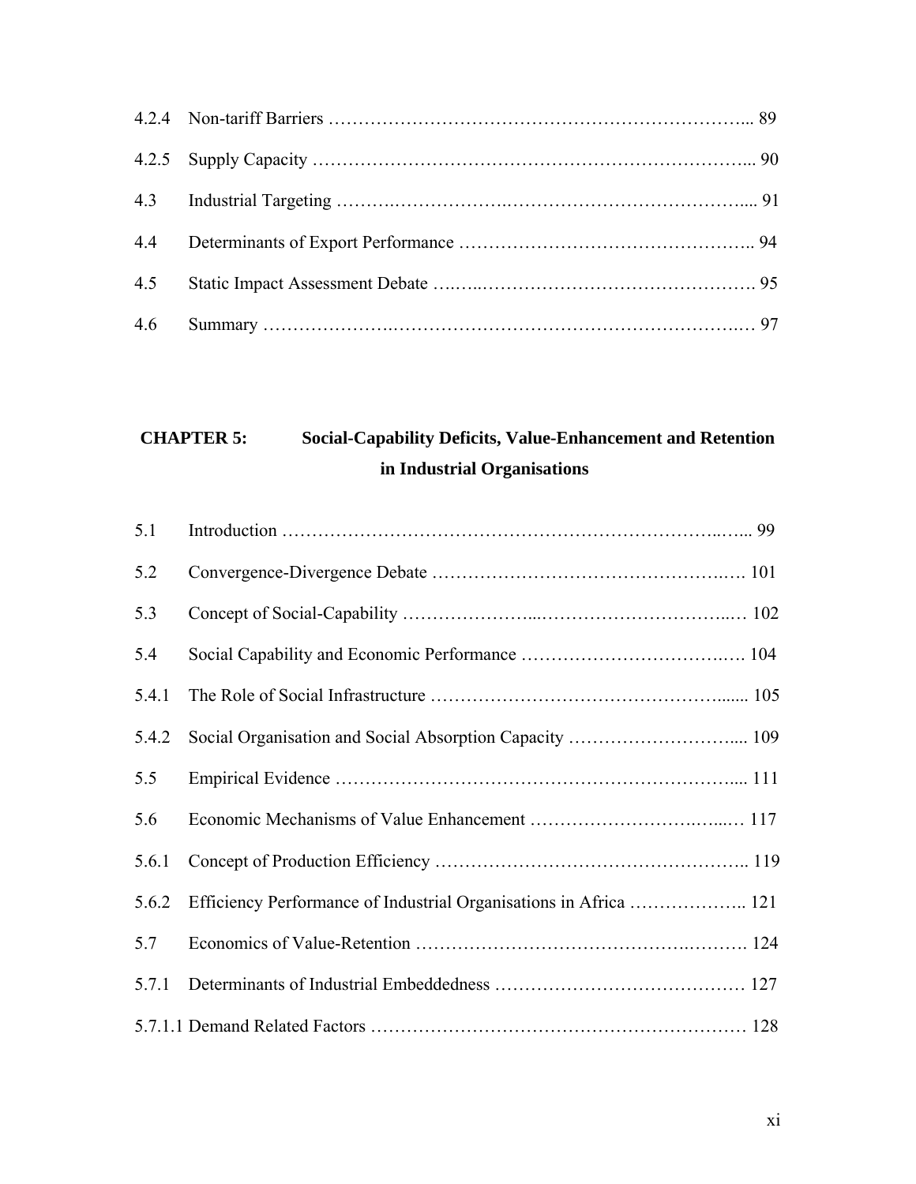| | | |
|---|---|---|
| 4.2.4 | Non-tariff Barriers | 89 |
| 4.2.5 | Supply Capacity | 90 |
| 4.3 | Industrial Targeting | 91 |
| 4.4 | Determinants of Export Performance | 94 |
| 4.5 | Static Impact Assessment Debate | 95 |
| 4.6 | Summary | 97 |

**CHAPTER 5: Social-Capability Deficits, Value-Enhancement and Retention in Industrial Organisations**

| | | |
|---|---|---|
| 5.1 | Introduction | 99 |
| 5.2 | Convergence-Divergence Debate | 101 |
| 5.3 | Concept of Social-Capability | 102 |
| 5.4 | Social Capability and Economic Performance | 104 |
| 5.4.1 | The Role of Social Infrastructure | 105 |
| 5.4.2 | Social Organisation and Social Absorption Capacity | 109 |
| 5.5 | Empirical Evidence | 111 |
| 5.6 | Economic Mechanisms of Value Enhancement | 117 |
| 5.6.1 | Concept of Production Efficiency | 119 |
| 5.6.2 | Efficiency Performance of Industrial Organisations in Africa | 121 |
| 5.7 | Economics of Value-Retention | 124 |
| 5.7.1 | Determinants of Industrial Embeddedness | 127 |
| 5.7.1.1 | Demand Related Factors | 128 |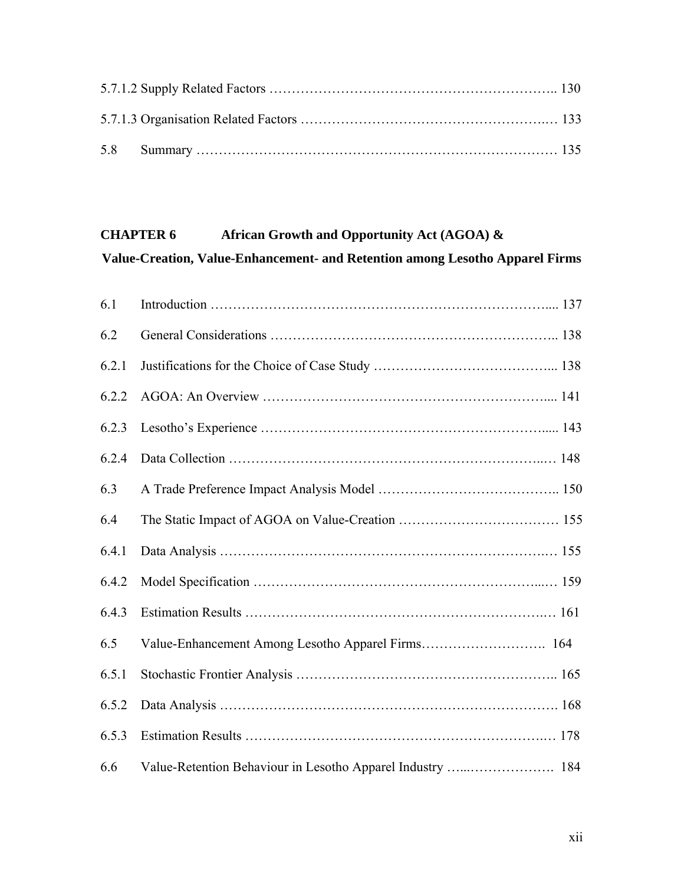5.7.1.2 Supply Related Factors ……………………………………………………….. 130

5.7.1.3 Organisation Related Factors ……………………………………………….… 133

5.8 Summary ……………………………………………………………………… 135

**CHAPTER 6 African Growth and Opportunity Act (AGOA) & Value-Creation, Value-Enhancement- and Retention among Lesotho Apparel Firms**

6.1 Introduction ………………………………………………………………….... 137

6.2 General Considerations ……………………………………………………….. 138

6.2.1 Justifications for the Choice of Case Study …………………………………... 138

6.2.2 AGOA: An Overview ……………………………………………………..... 141

6.2.3 Lesotho's Experience …………………………………………………….... 143

6.2.4 Data Collection ……………………………………………………………..… 148

6.3 A Trade Preference Impact Analysis Model ………………………………….. 150

6.4 The Static Impact of AGOA on Value-Creation ……………………………… 155

6.4.1 Data Analysis …………………………………………………………….… 155

6.4.2 Model Specification …………………………………………………...… 159

6.4.3 Estimation Results ……………………………………………………….… 161

6.5 Value-Enhancement Among Lesotho Apparel Firms………………………. 164

6.5.1 Stochastic Frontier Analysis ………………………………………………... 165

6.5.2 Data Analysis ………………………………………………………………. 168

6.5.3 Estimation Results ……………………………………………………….… 178

6.6 Value-Retention Behaviour in Lesotho Apparel Industry …..………………. 184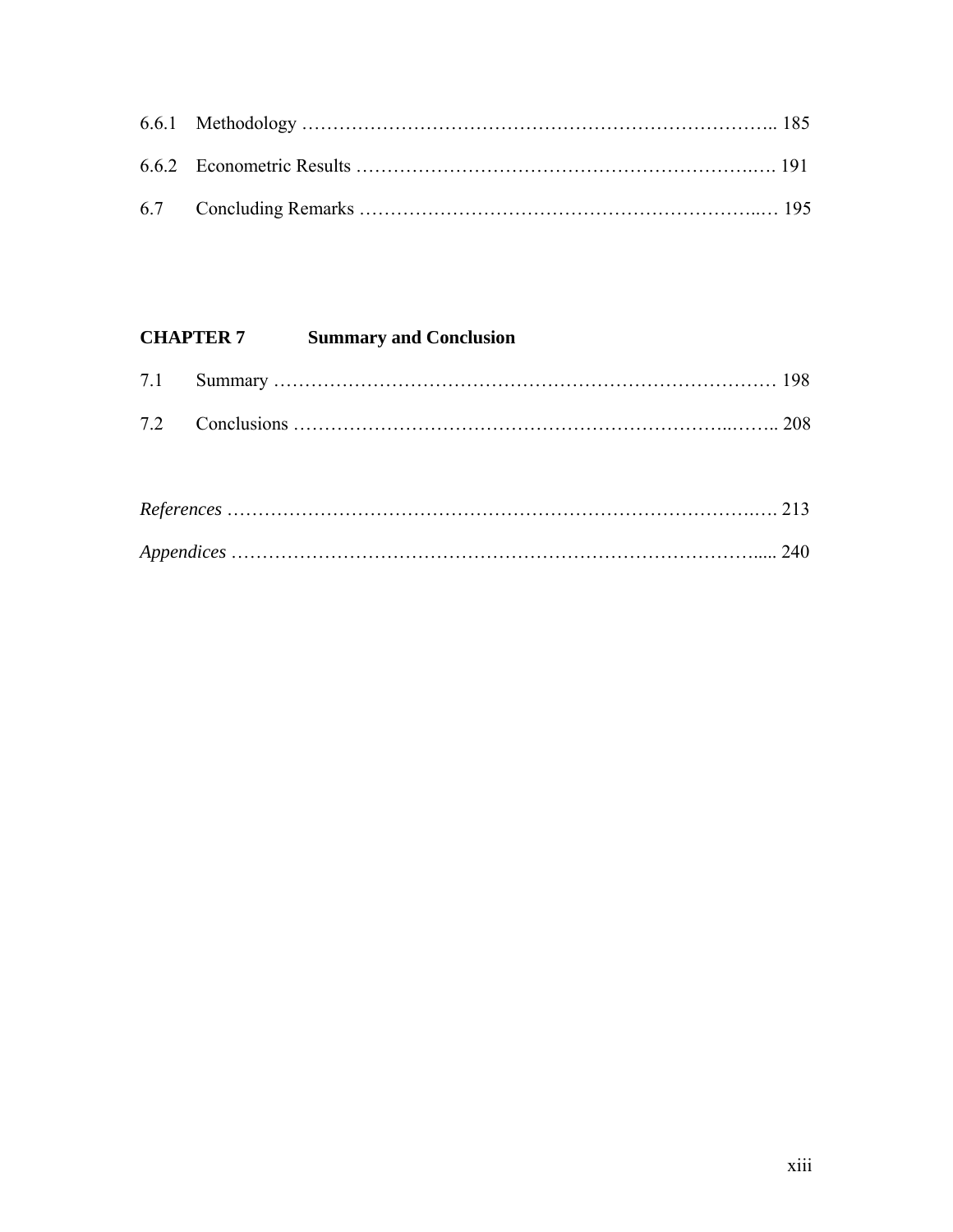6.6.1 Methodology …………………………………………………………………….. 185

6.6.2 Econometric Results ………………………………………………………..…. 191

6.7 Concluding Remarks ……………………………………………………..… 195

**CHAPTER 7 Summary and Conclusion**

7.1 Summary ……………………………………………………………………… 198

7.2 Conclusions ……………………………………………………………..…….. 208

*References* ……………………………………………………………………….…. 213

*Appendices* ………………………………………………………………………..... 240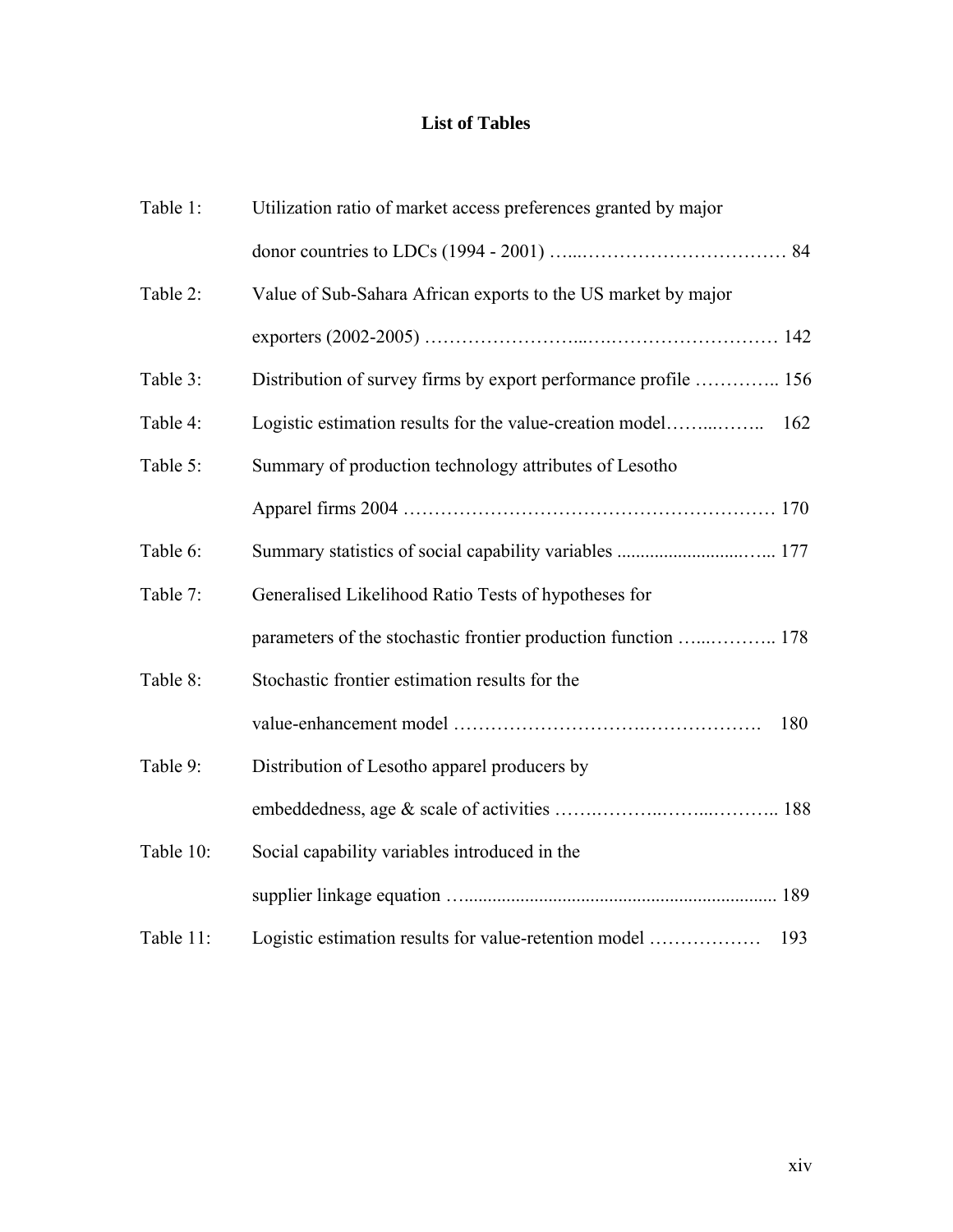# List of Tables

| | | |
|---|---|---|
| Table 1: | Utilization ratio of market access preferences granted by major donor countries to LDCs (1994 - 2001) | 84 |
| Table 2: | Value of Sub-Sahara African exports to the US market by major exporters (2002-2005) | 142 |
| Table 3: | Distribution of survey firms by export performance profile | 156 |
| Table 4: | Logistic estimation results for the value-creation model | 162 |
| Table 5: | Summary of production technology attributes of Lesotho Apparel firms 2004 | 170 |
| Table 6: | Summary statistics of social capability variables | 177 |
| Table 7: | Generalised Likelihood Ratio Tests of hypotheses for parameters of the stochastic frontier production function | 178 |
| Table 8: | Stochastic frontier estimation results for the value-enhancement model | 180 |
| Table 9: | Distribution of Lesotho apparel producers by embeddedness, age & scale of activities | 188 |
| Table 10: | Social capability variables introduced in the supplier linkage equation | 189 |
| Table 11: | Logistic estimation results for value-retention model | 193 |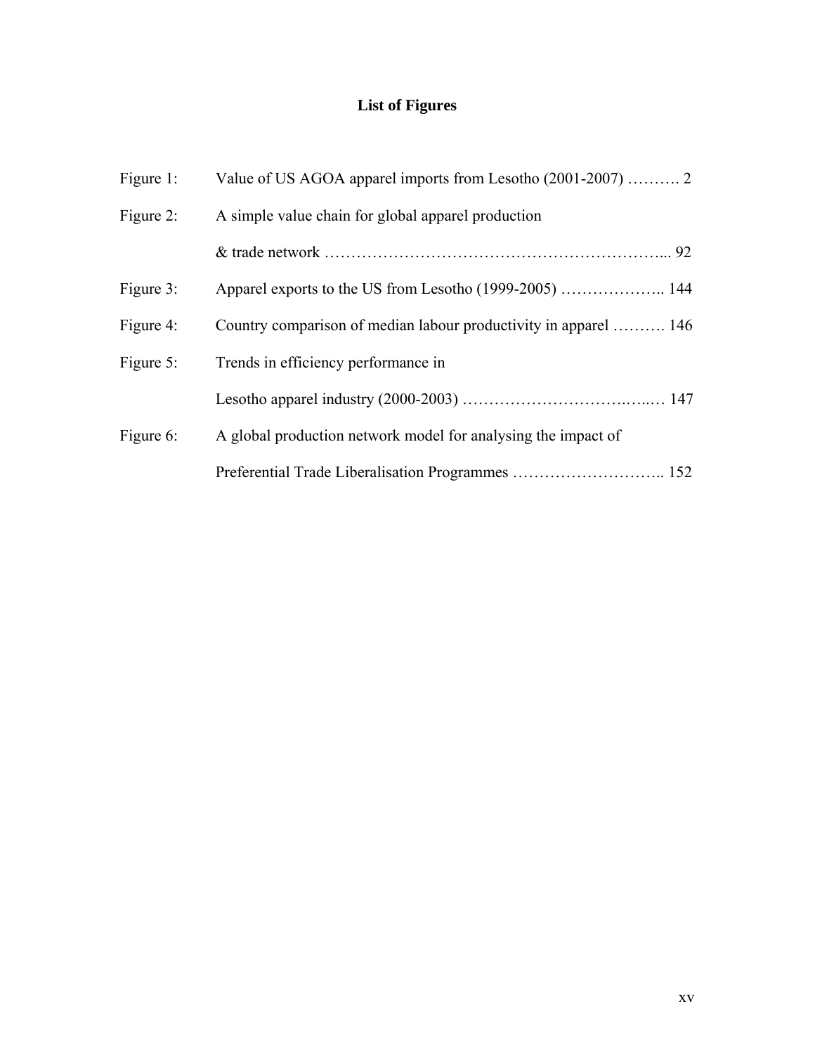## List of Figures

Figure 1: Value of US AGOA apparel imports from Lesotho (2001-2007) ………. 2

Figure 2: A simple value chain for global apparel production & trade network ………………………………………………………... 92

Figure 3: Apparel exports to the US from Lesotho (1999-2005) ……………….. 144

Figure 4: Country comparison of median labour productivity in apparel ………. 146

Figure 5: Trends in efficiency performance in Lesotho apparel industry (2000-2003) …………………………..…..… 147

Figure 6: A global production network model for analysing the impact of Preferential Trade Liberalisation Programmes ……………………….. 152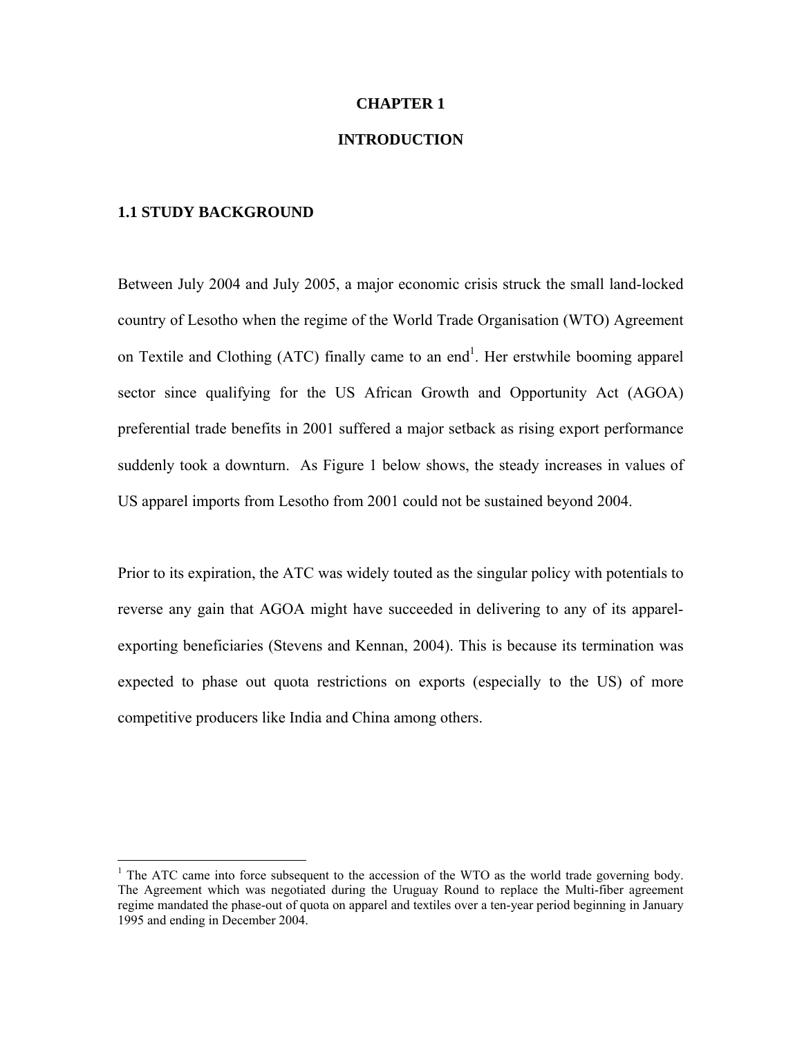# CHAPTER 1

# INTRODUCTION

## 1.1 STUDY BACKGROUND

Between July 2004 and July 2005, a major economic crisis struck the small land-locked country of Lesotho when the regime of the World Trade Organisation (WTO) Agreement on Textile and Clothing (ATC) finally came to an end[1]. Her erstwhile booming apparel sector since qualifying for the US African Growth and Opportunity Act (AGOA) preferential trade benefits in 2001 suffered a major setback as rising export performance suddenly took a downturn. As Figure 1 below shows, the steady increases in values of US apparel imports from Lesotho from 2001 could not be sustained beyond 2004.

Prior to its expiration, the ATC was widely touted as the singular policy with potentials to reverse any gain that AGOA might have succeeded in delivering to any of its apparel-exporting beneficiaries (Stevens and Kennan, 2004). This is because its termination was expected to phase out quota restrictions on exports (especially to the US) of more competitive producers like India and China among others.

[1] The ATC came into force subsequent to the accession of the WTO as the world trade governing body. The Agreement which was negotiated during the Uruguay Round to replace the Multi-fiber agreement regime mandated the phase-out of quota on apparel and textiles over a ten-year period beginning in January 1995 and ending in December 2004.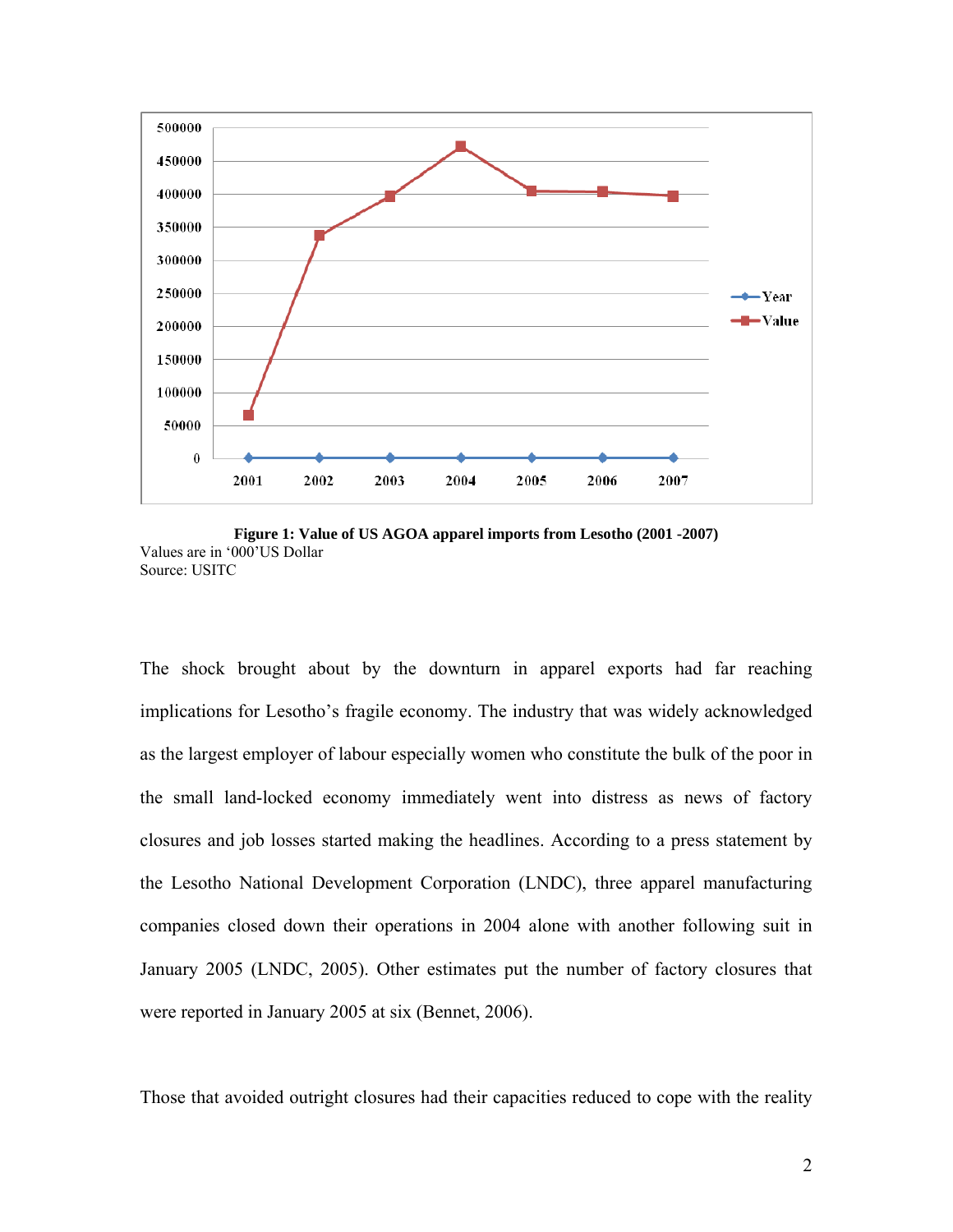**Figure 1: Value of US AGOA apparel imports from Lesotho (2001 -2007)**
Values are in '000'US Dollar
Source: USITC

The shock brought about by the downturn in apparel exports had far reaching implications for Lesotho's fragile economy. The industry that was widely acknowledged as the largest employer of labour especially women who constitute the bulk of the poor in the small land-locked economy immediately went into distress as news of factory closures and job losses started making the headlines. According to a press statement by the Lesotho National Development Corporation (LNDC), three apparel manufacturing companies closed down their operations in 2004 alone with another following suit in January 2005 (LNDC, 2005). Other estimates put the number of factory closures that were reported in January 2005 at six (Bennet, 2006).

Those that avoided outright closures had their capacities reduced to cope with the reality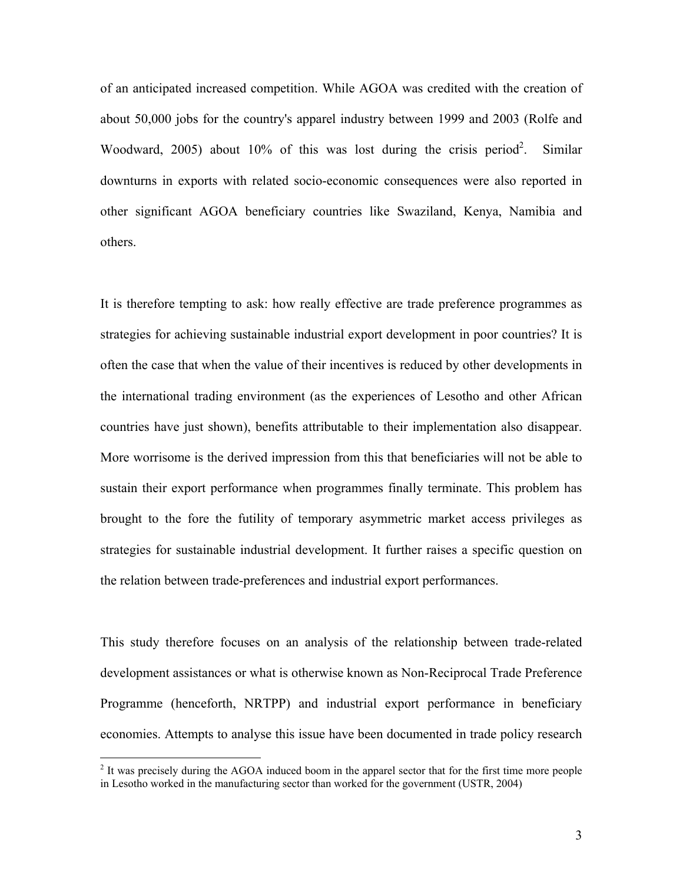of an anticipated increased competition. While AGOA was credited with the creation of about 50,000 jobs for the country's apparel industry between 1999 and 2003 (Rolfe and Woodward, 2005) about 10% of this was lost during the crisis period[2]. Similar downturns in exports with related socio-economic consequences were also reported in other significant AGOA beneficiary countries like Swaziland, Kenya, Namibia and others.

It is therefore tempting to ask: how really effective are trade preference programmes as strategies for achieving sustainable industrial export development in poor countries? It is often the case that when the value of their incentives is reduced by other developments in the international trading environment (as the experiences of Lesotho and other African countries have just shown), benefits attributable to their implementation also disappear. More worrisome is the derived impression from this that beneficiaries will not be able to sustain their export performance when programmes finally terminate. This problem has brought to the fore the futility of temporary asymmetric market access privileges as strategies for sustainable industrial development. It further raises a specific question on the relation between trade-preferences and industrial export performances.

This study therefore focuses on an analysis of the relationship between trade-related development assistances or what is otherwise known as Non-Reciprocal Trade Preference Programme (henceforth, NRTPP) and industrial export performance in beneficiary economies. Attempts to analyse this issue have been documented in trade policy research

---

[2] It was precisely during the AGOA induced boom in the apparel sector that for the first time more people in Lesotho worked in the manufacturing sector than worked for the government (USTR, 2004)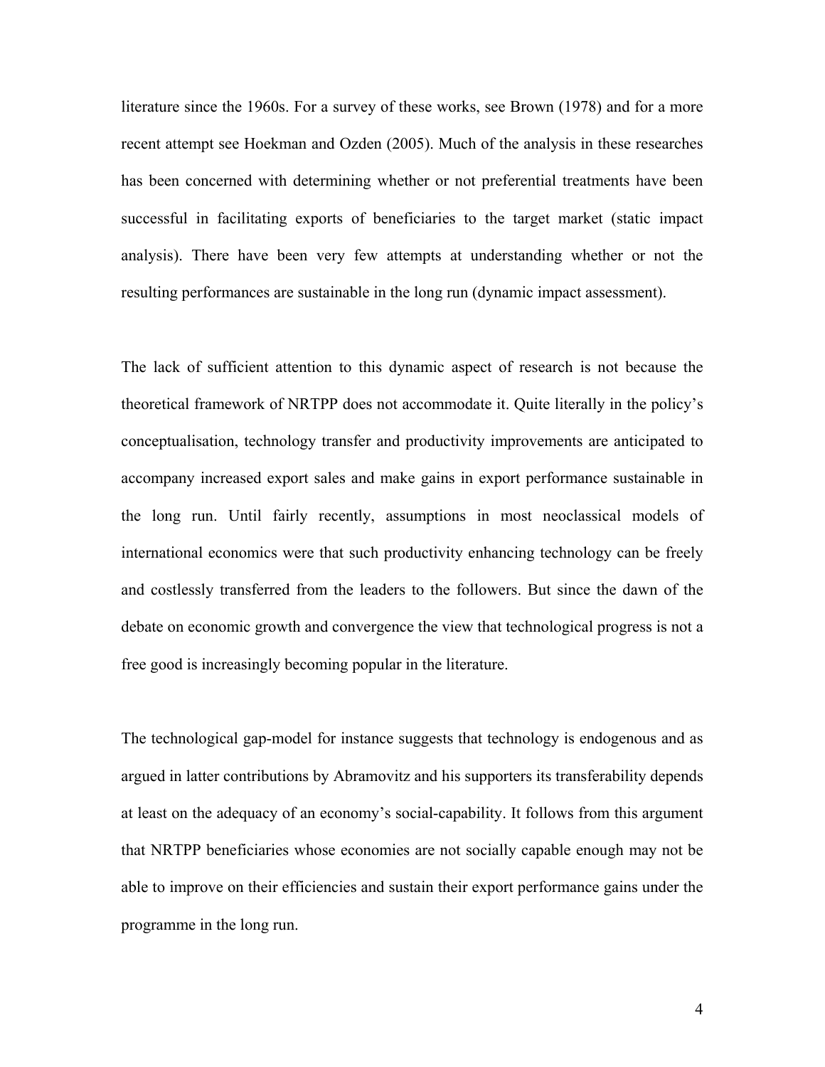literature since the 1960s. For a survey of these works, see Brown (1978) and for a more recent attempt see Hoekman and Ozden (2005). Much of the analysis in these researches has been concerned with determining whether or not preferential treatments have been successful in facilitating exports of beneficiaries to the target market (static impact analysis). There have been very few attempts at understanding whether or not the resulting performances are sustainable in the long run (dynamic impact assessment).

The lack of sufficient attention to this dynamic aspect of research is not because the theoretical framework of NRTPP does not accommodate it. Quite literally in the policy's conceptualisation, technology transfer and productivity improvements are anticipated to accompany increased export sales and make gains in export performance sustainable in the long run. Until fairly recently, assumptions in most neoclassical models of international economics were that such productivity enhancing technology can be freely and costlessly transferred from the leaders to the followers. But since the dawn of the debate on economic growth and convergence the view that technological progress is not a free good is increasingly becoming popular in the literature.

The technological gap-model for instance suggests that technology is endogenous and as argued in latter contributions by Abramovitz and his supporters its transferability depends at least on the adequacy of an economy's social-capability. It follows from this argument that NRTPP beneficiaries whose economies are not socially capable enough may not be able to improve on their efficiencies and sustain their export performance gains under the programme in the long run.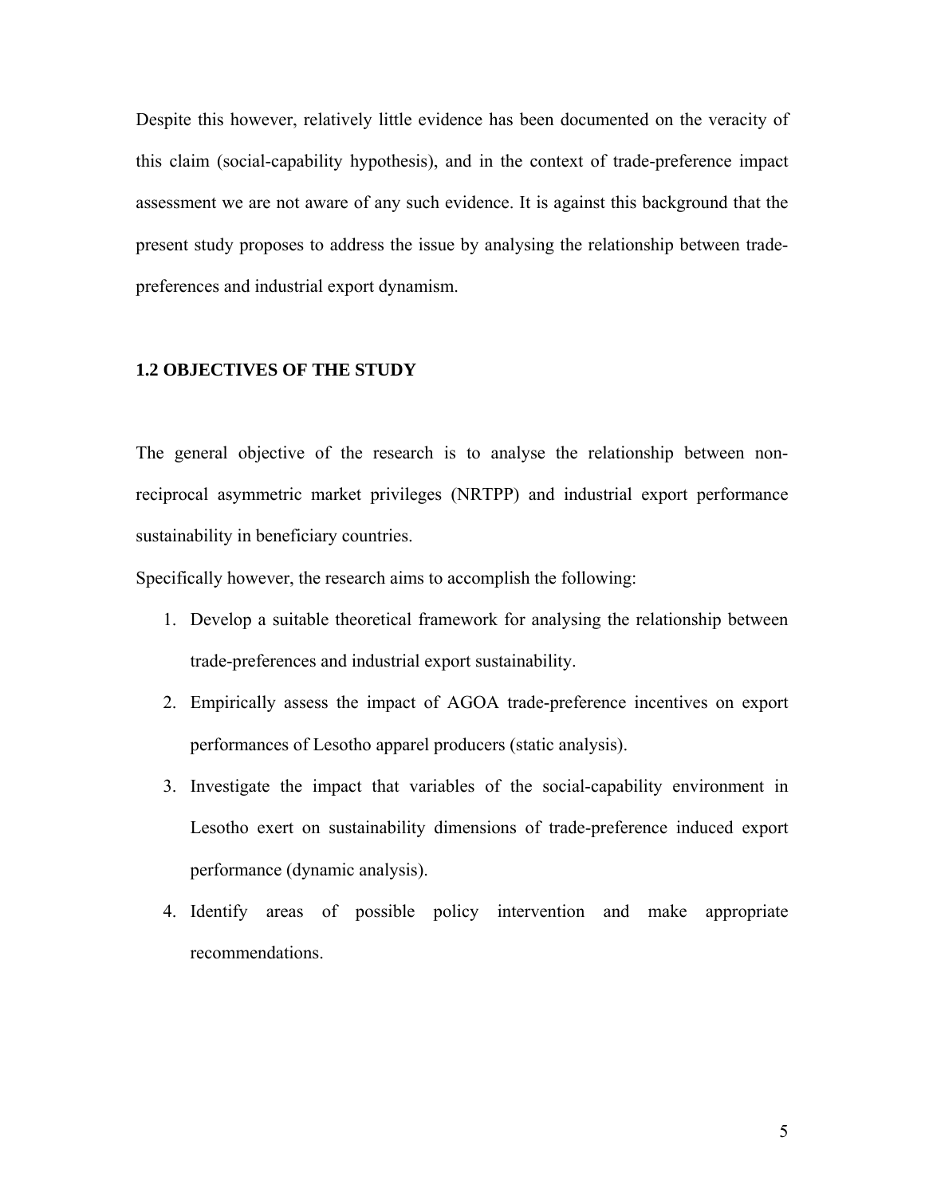Despite this however, relatively little evidence has been documented on the veracity of this claim (social-capability hypothesis), and in the context of trade-preference impact assessment we are not aware of any such evidence. It is against this background that the present study proposes to address the issue by analysing the relationship between trade-preferences and industrial export dynamism.

## 1.2 OBJECTIVES OF THE STUDY

The general objective of the research is to analyse the relationship between non-reciprocal asymmetric market privileges (NRTPP) and industrial export performance sustainability in beneficiary countries.

Specifically however, the research aims to accomplish the following:

1. Develop a suitable theoretical framework for analysing the relationship between trade-preferences and industrial export sustainability.
2. Empirically assess the impact of AGOA trade-preference incentives on export performances of Lesotho apparel producers (static analysis).
3. Investigate the impact that variables of the social-capability environment in Lesotho exert on sustainability dimensions of trade-preference induced export performance (dynamic analysis).
4. Identify areas of possible policy intervention and make appropriate recommendations.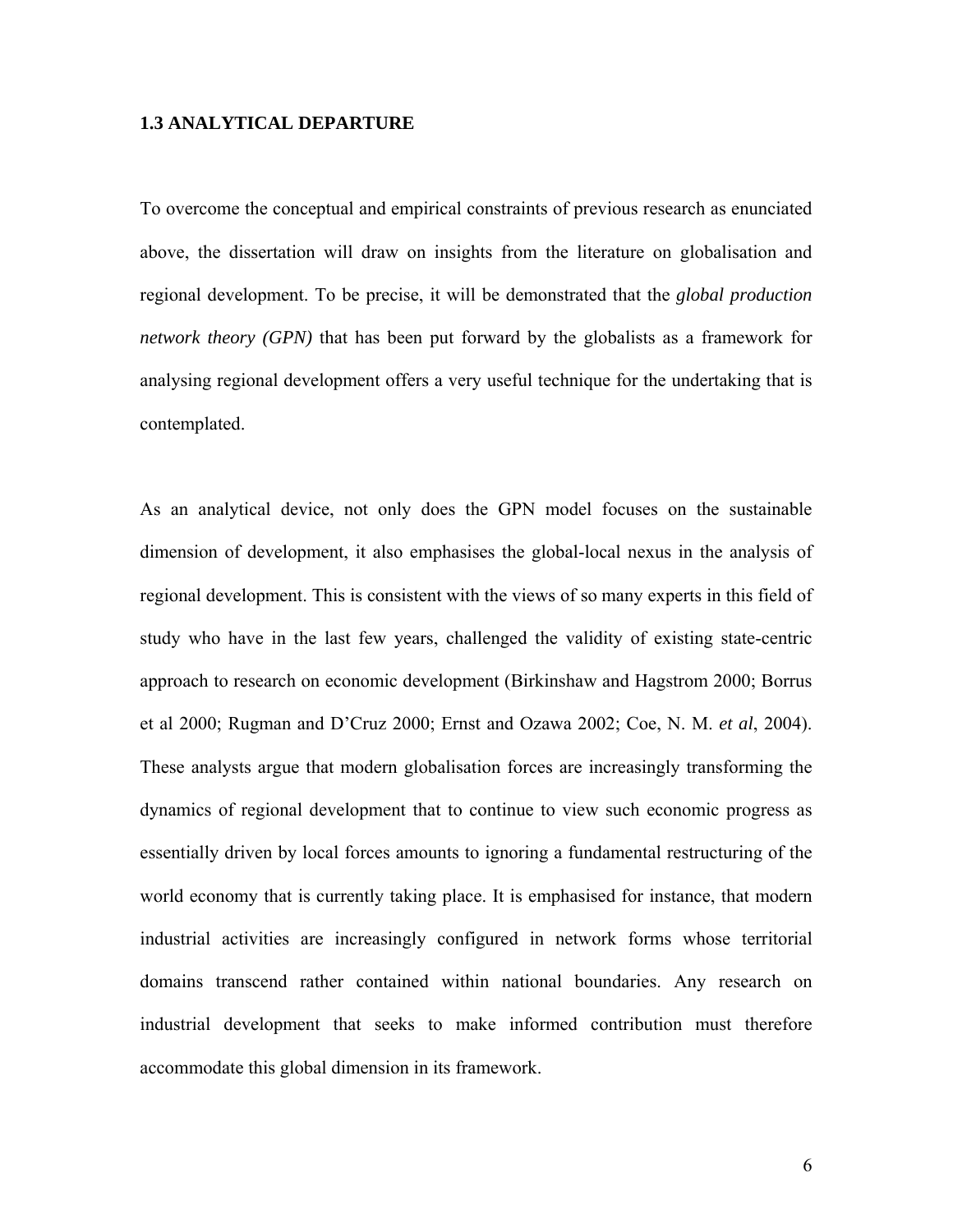### 1.3 ANALYTICAL DEPARTURE

To overcome the conceptual and empirical constraints of previous research as enunciated above, the dissertation will draw on insights from the literature on globalisation and regional development. To be precise, it will be demonstrated that the *global production network theory (GPN)* that has been put forward by the globalists as a framework for analysing regional development offers a very useful technique for the undertaking that is contemplated.

As an analytical device, not only does the GPN model focuses on the sustainable dimension of development, it also emphasises the global-local nexus in the analysis of regional development. This is consistent with the views of so many experts in this field of study who have in the last few years, challenged the validity of existing state-centric approach to research on economic development (Birkinshaw and Hagstrom 2000; Borrus et al 2000; Rugman and D'Cruz 2000; Ernst and Ozawa 2002; Coe, N. M. *et al*, 2004). These analysts argue that modern globalisation forces are increasingly transforming the dynamics of regional development that to continue to view such economic progress as essentially driven by local forces amounts to ignoring a fundamental restructuring of the world economy that is currently taking place. It is emphasised for instance, that modern industrial activities are increasingly configured in network forms whose territorial domains transcend rather contained within national boundaries. Any research on industrial development that seeks to make informed contribution must therefore accommodate this global dimension in its framework.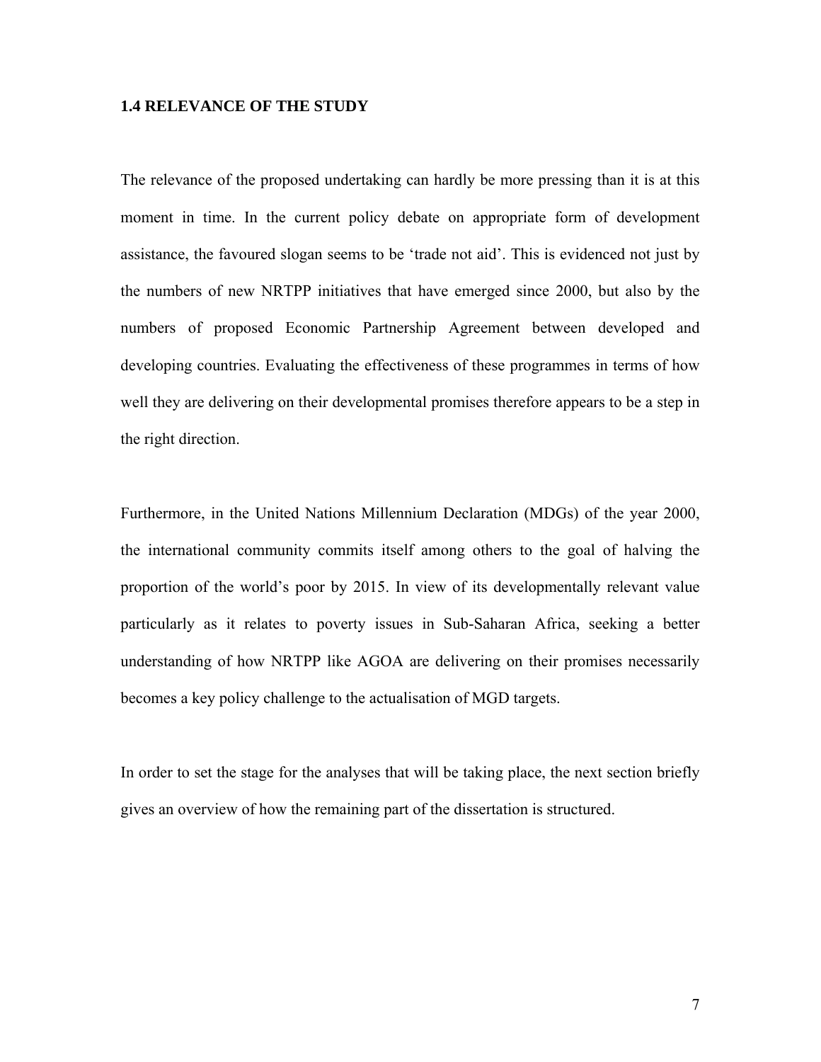### 1.4 RELEVANCE OF THE STUDY

The relevance of the proposed undertaking can hardly be more pressing than it is at this moment in time. In the current policy debate on appropriate form of development assistance, the favoured slogan seems to be 'trade not aid'. This is evidenced not just by the numbers of new NRTPP initiatives that have emerged since 2000, but also by the numbers of proposed Economic Partnership Agreement between developed and developing countries. Evaluating the effectiveness of these programmes in terms of how well they are delivering on their developmental promises therefore appears to be a step in the right direction.

Furthermore, in the United Nations Millennium Declaration (MDGs) of the year 2000, the international community commits itself among others to the goal of halving the proportion of the world's poor by 2015. In view of its developmentally relevant value particularly as it relates to poverty issues in Sub-Saharan Africa, seeking a better understanding of how NRTPP like AGOA are delivering on their promises necessarily becomes a key policy challenge to the actualisation of MGD targets.

In order to set the stage for the analyses that will be taking place, the next section briefly gives an overview of how the remaining part of the dissertation is structured.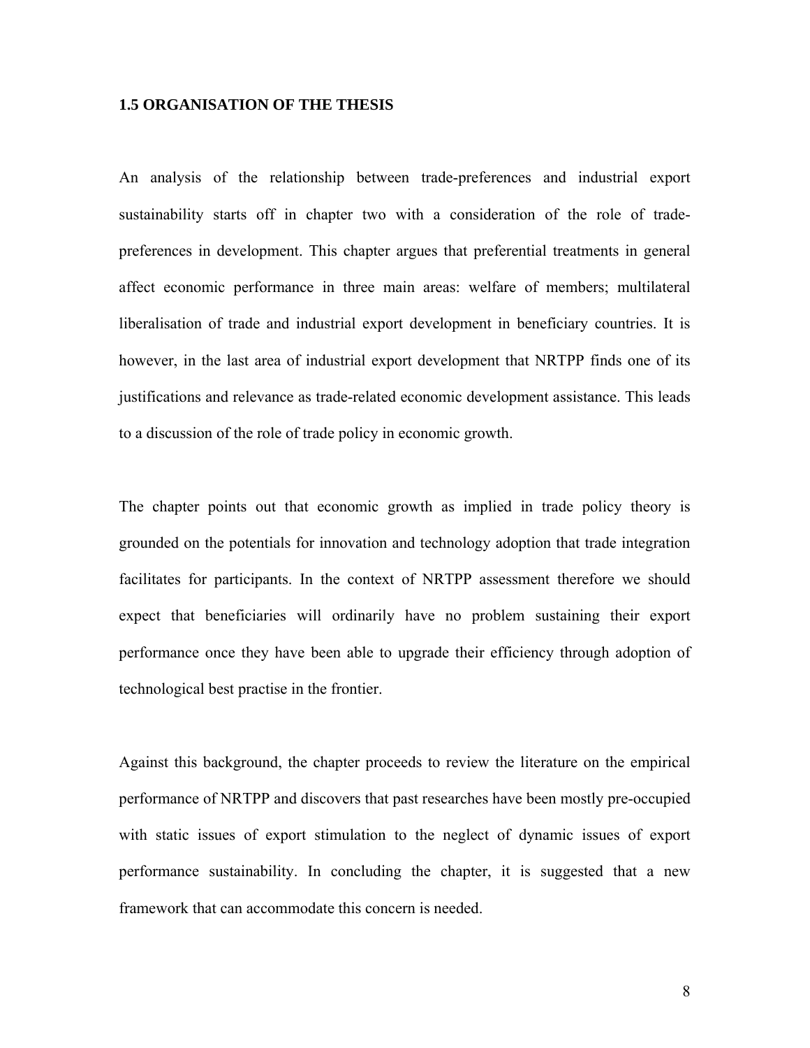### 1.5 ORGANISATION OF THE THESIS

An analysis of the relationship between trade-preferences and industrial export sustainability starts off in chapter two with a consideration of the role of trade-preferences in development. This chapter argues that preferential treatments in general affect economic performance in three main areas: welfare of members; multilateral liberalisation of trade and industrial export development in beneficiary countries. It is however, in the last area of industrial export development that NRTPP finds one of its justifications and relevance as trade-related economic development assistance. This leads to a discussion of the role of trade policy in economic growth.

The chapter points out that economic growth as implied in trade policy theory is grounded on the potentials for innovation and technology adoption that trade integration facilitates for participants. In the context of NRTPP assessment therefore we should expect that beneficiaries will ordinarily have no problem sustaining their export performance once they have been able to upgrade their efficiency through adoption of technological best practise in the frontier.

Against this background, the chapter proceeds to review the literature on the empirical performance of NRTPP and discovers that past researches have been mostly pre-occupied with static issues of export stimulation to the neglect of dynamic issues of export performance sustainability. In concluding the chapter, it is suggested that a new framework that can accommodate this concern is needed.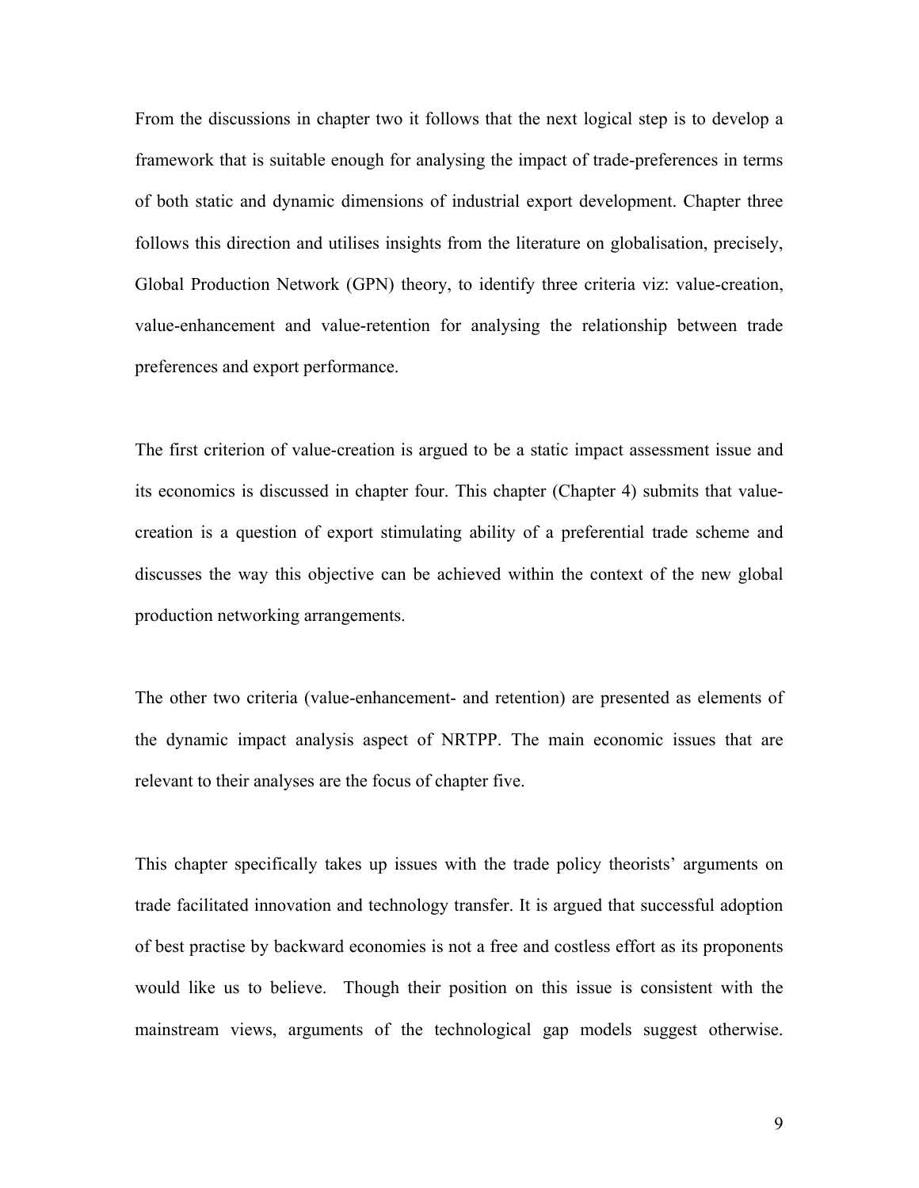From the discussions in chapter two it follows that the next logical step is to develop a framework that is suitable enough for analysing the impact of trade-preferences in terms of both static and dynamic dimensions of industrial export development. Chapter three follows this direction and utilises insights from the literature on globalisation, precisely, Global Production Network (GPN) theory, to identify three criteria viz: value-creation, value-enhancement and value-retention for analysing the relationship between trade preferences and export performance.

The first criterion of value-creation is argued to be a static impact assessment issue and its economics is discussed in chapter four. This chapter (Chapter 4) submits that value-creation is a question of export stimulating ability of a preferential trade scheme and discusses the way this objective can be achieved within the context of the new global production networking arrangements.

The other two criteria (value-enhancement- and retention) are presented as elements of the dynamic impact analysis aspect of NRTPP. The main economic issues that are relevant to their analyses are the focus of chapter five.

This chapter specifically takes up issues with the trade policy theorists' arguments on trade facilitated innovation and technology transfer. It is argued that successful adoption of best practise by backward economies is not a free and costless effort as its proponents would like us to believe. Though their position on this issue is consistent with the mainstream views, arguments of the technological gap models suggest otherwise.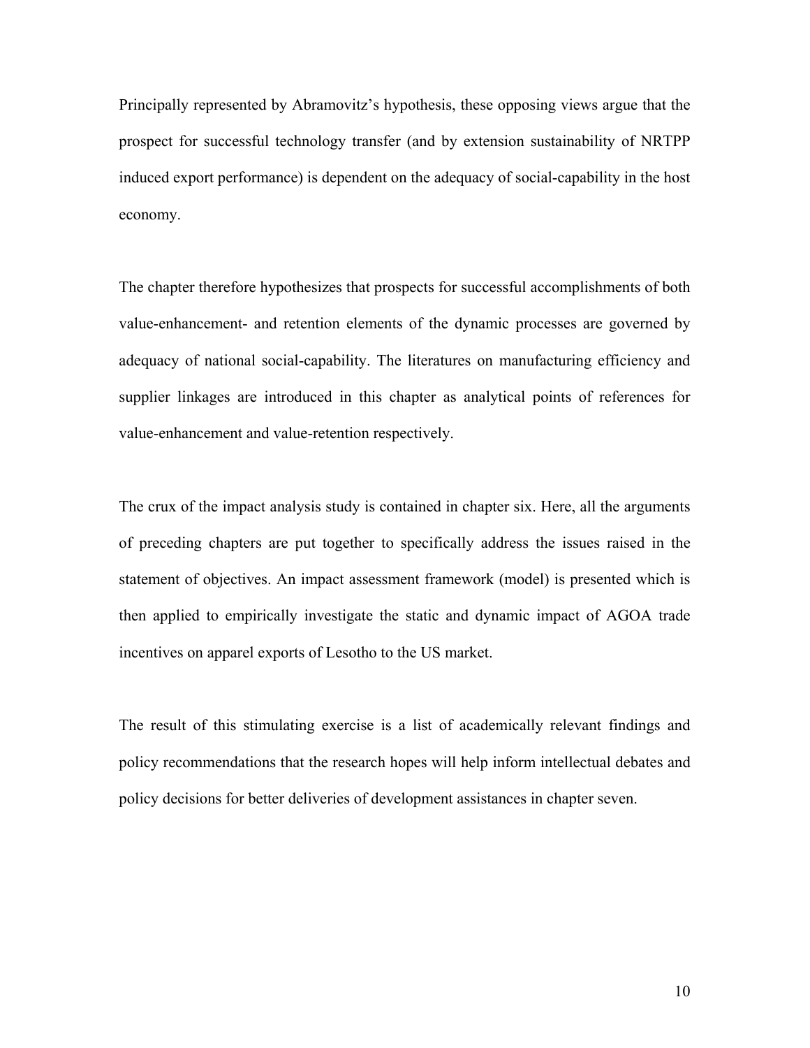Principally represented by Abramovitz's hypothesis, these opposing views argue that the prospect for successful technology transfer (and by extension sustainability of NRTPP induced export performance) is dependent on the adequacy of social-capability in the host economy.

The chapter therefore hypothesizes that prospects for successful accomplishments of both value-enhancement- and retention elements of the dynamic processes are governed by adequacy of national social-capability. The literatures on manufacturing efficiency and supplier linkages are introduced in this chapter as analytical points of references for value-enhancement and value-retention respectively.

The crux of the impact analysis study is contained in chapter six. Here, all the arguments of preceding chapters are put together to specifically address the issues raised in the statement of objectives. An impact assessment framework (model) is presented which is then applied to empirically investigate the static and dynamic impact of AGOA trade incentives on apparel exports of Lesotho to the US market.

The result of this stimulating exercise is a list of academically relevant findings and policy recommendations that the research hopes will help inform intellectual debates and policy decisions for better deliveries of development assistances in chapter seven.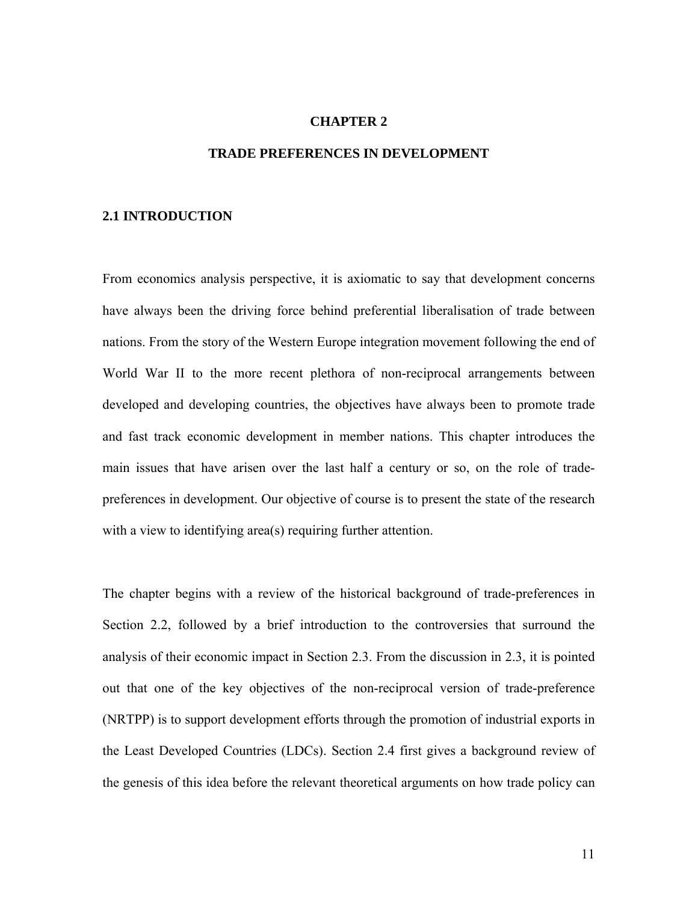# CHAPTER 2

# TRADE PREFERENCES IN DEVELOPMENT

## 2.1 INTRODUCTION

From economics analysis perspective, it is axiomatic to say that development concerns have always been the driving force behind preferential liberalisation of trade between nations. From the story of the Western Europe integration movement following the end of World War II to the more recent plethora of non-reciprocal arrangements between developed and developing countries, the objectives have always been to promote trade and fast track economic development in member nations. This chapter introduces the main issues that have arisen over the last half a century or so, on the role of trade-preferences in development. Our objective of course is to present the state of the research with a view to identifying area(s) requiring further attention.

The chapter begins with a review of the historical background of trade-preferences in Section 2.2, followed by a brief introduction to the controversies that surround the analysis of their economic impact in Section 2.3. From the discussion in 2.3, it is pointed out that one of the key objectives of the non-reciprocal version of trade-preference (NRTPP) is to support development efforts through the promotion of industrial exports in the Least Developed Countries (LDCs). Section 2.4 first gives a background review of the genesis of this idea before the relevant theoretical arguments on how trade policy can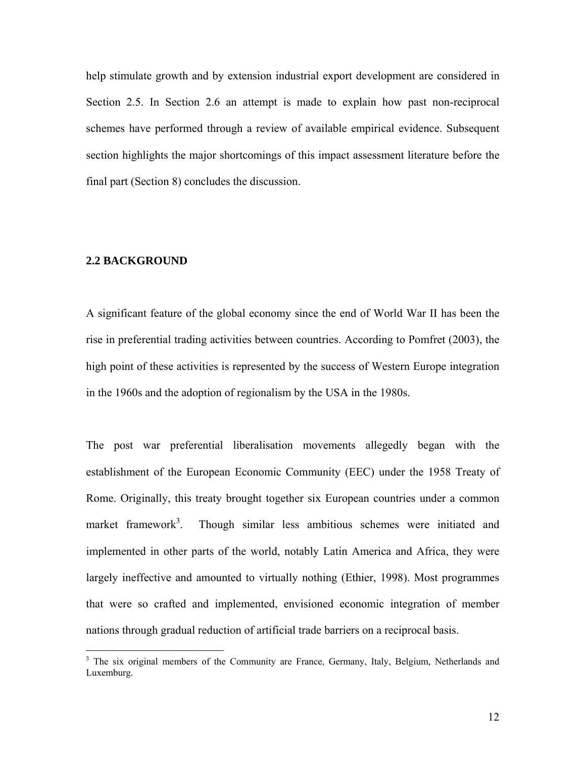help stimulate growth and by extension industrial export development are considered in Section 2.5. In Section 2.6 an attempt is made to explain how past non-reciprocal schemes have performed through a review of available empirical evidence. Subsequent section highlights the major shortcomings of this impact assessment literature before the final part (Section 8) concludes the discussion.

## 2.2 BACKGROUND

A significant feature of the global economy since the end of World War II has been the rise in preferential trading activities between countries. According to Pomfret (2003), the high point of these activities is represented by the success of Western Europe integration in the 1960s and the adoption of regionalism by the USA in the 1980s.

The post war preferential liberalisation movements allegedly began with the establishment of the European Economic Community (EEC) under the 1958 Treaty of Rome. Originally, this treaty brought together six European countries under a common market framework[3]. Though similar less ambitious schemes were initiated and implemented in other parts of the world, notably Latin America and Africa, they were largely ineffective and amounted to virtually nothing (Ethier, 1998). Most programmes that were so crafted and implemented, envisioned economic integration of member nations through gradual reduction of artificial trade barriers on a reciprocal basis.

[3] The six original members of the Community are France, Germany, Italy, Belgium, Netherlands and Luxemburg.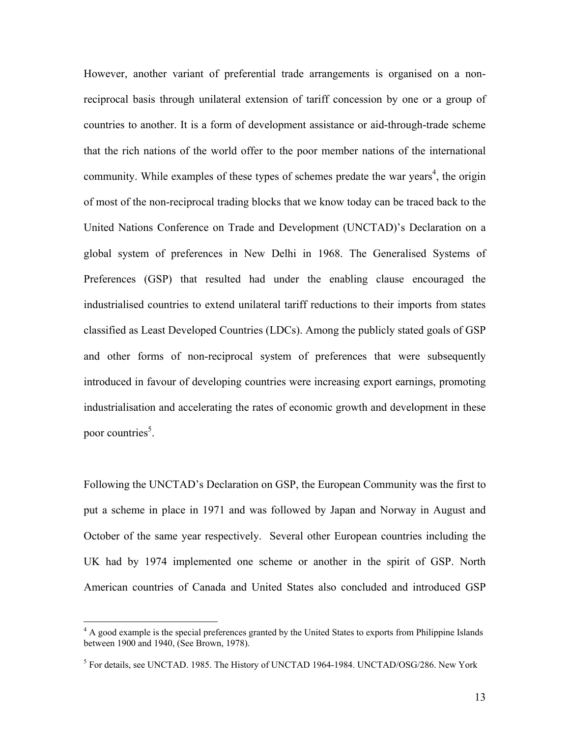However, another variant of preferential trade arrangements is organised on a non-reciprocal basis through unilateral extension of tariff concession by one or a group of countries to another. It is a form of development assistance or aid-through-trade scheme that the rich nations of the world offer to the poor member nations of the international community. While examples of these types of schemes predate the war years[4], the origin of most of the non-reciprocal trading blocks that we know today can be traced back to the United Nations Conference on Trade and Development (UNCTAD)'s Declaration on a global system of preferences in New Delhi in 1968. The Generalised Systems of Preferences (GSP) that resulted had under the enabling clause encouraged the industrialised countries to extend unilateral tariff reductions to their imports from states classified as Least Developed Countries (LDCs). Among the publicly stated goals of GSP and other forms of non-reciprocal system of preferences that were subsequently introduced in favour of developing countries were increasing export earnings, promoting industrialisation and accelerating the rates of economic growth and development in these poor countries[5].

Following the UNCTAD's Declaration on GSP, the European Community was the first to put a scheme in place in 1971 and was followed by Japan and Norway in August and October of the same year respectively. Several other European countries including the UK had by 1974 implemented one scheme or another in the spirit of GSP. North American countries of Canada and United States also concluded and introduced GSP

---

[4] A good example is the special preferences granted by the United States to exports from Philippine Islands between 1900 and 1940, (See Brown, 1978).

[5] For details, see UNCTAD. 1985. The History of UNCTAD 1964-1984. UNCTAD/OSG/286. New York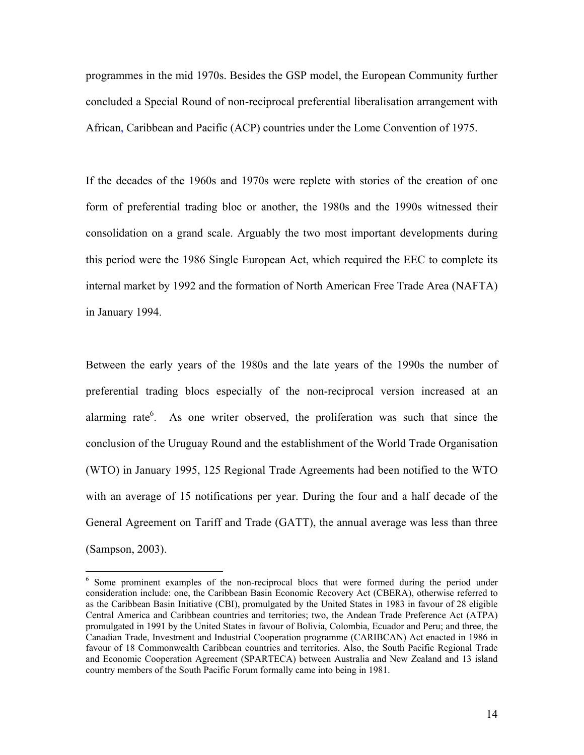programmes in the mid 1970s. Besides the GSP model, the European Community further concluded a Special Round of non-reciprocal preferential liberalisation arrangement with African, Caribbean and Pacific (ACP) countries under the Lome Convention of 1975.

If the decades of the 1960s and 1970s were replete with stories of the creation of one form of preferential trading bloc or another, the 1980s and the 1990s witnessed their consolidation on a grand scale. Arguably the two most important developments during this period were the 1986 Single European Act, which required the EEC to complete its internal market by 1992 and the formation of North American Free Trade Area (NAFTA) in January 1994.

Between the early years of the 1980s and the late years of the 1990s the number of preferential trading blocs especially of the non-reciprocal version increased at an alarming rate[6]. As one writer observed, the proliferation was such that since the conclusion of the Uruguay Round and the establishment of the World Trade Organisation (WTO) in January 1995, 125 Regional Trade Agreements had been notified to the WTO with an average of 15 notifications per year. During the four and a half decade of the General Agreement on Tariff and Trade (GATT), the annual average was less than three (Sampson, 2003).

---

[6] Some prominent examples of the non-reciprocal blocs that were formed during the period under consideration include: one, the Caribbean Basin Economic Recovery Act (CBERA), otherwise referred to as the Caribbean Basin Initiative (CBI), promulgated by the United States in 1983 in favour of 28 eligible Central America and Caribbean countries and territories; two, the Andean Trade Preference Act (ATPA) promulgated in 1991 by the United States in favour of Bolivia, Colombia, Ecuador and Peru; and three, the Canadian Trade, Investment and Industrial Cooperation programme (CARIBCAN) Act enacted in 1986 in favour of 18 Commonwealth Caribbean countries and territories. Also, the South Pacific Regional Trade and Economic Cooperation Agreement (SPARTECA) between Australia and New Zealand and 13 island country members of the South Pacific Forum formally came into being in 1981.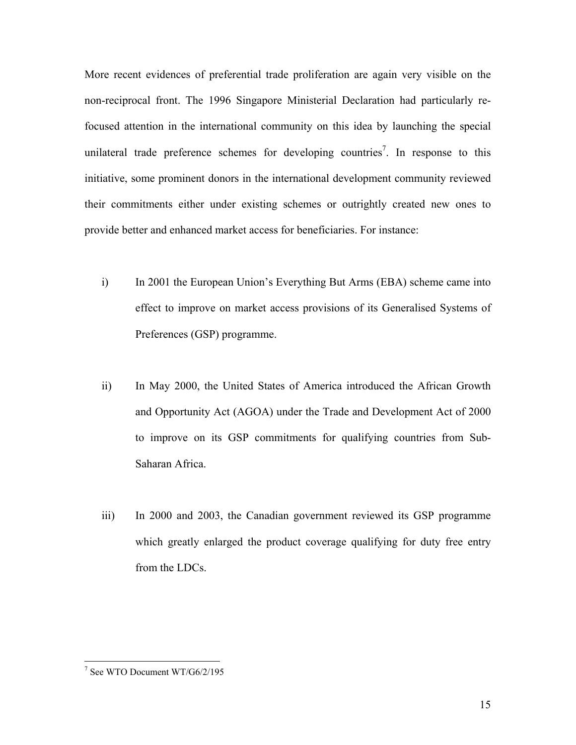More recent evidences of preferential trade proliferation are again very visible on the non-reciprocal front. The 1996 Singapore Ministerial Declaration had particularly re-focused attention in the international community on this idea by launching the special unilateral trade preference schemes for developing countries[7]. In response to this initiative, some prominent donors in the international development community reviewed their commitments either under existing schemes or outrightly created new ones to provide better and enhanced market access for beneficiaries. For instance:

i) In 2001 the European Union's Everything But Arms (EBA) scheme came into effect to improve on market access provisions of its Generalised Systems of Preferences (GSP) programme.

ii) In May 2000, the United States of America introduced the African Growth and Opportunity Act (AGOA) under the Trade and Development Act of 2000 to improve on its GSP commitments for qualifying countries from Sub-Saharan Africa.

iii) In 2000 and 2003, the Canadian government reviewed its GSP programme which greatly enlarged the product coverage qualifying for duty free entry from the LDCs.

[7] See WTO Document WT/G6/2/195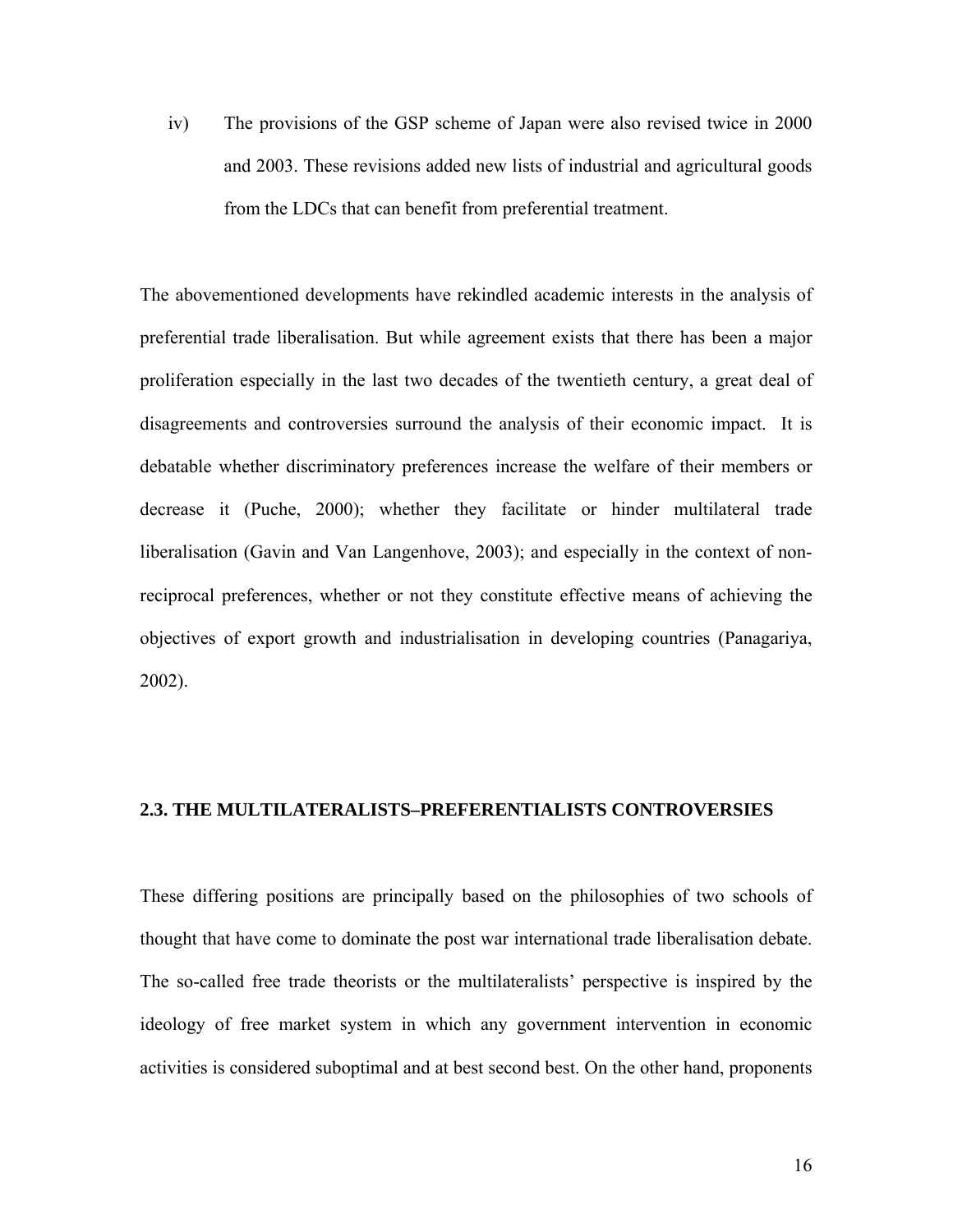iv) The provisions of the GSP scheme of Japan were also revised twice in 2000 and 2003. These revisions added new lists of industrial and agricultural goods from the LDCs that can benefit from preferential treatment.

The abovementioned developments have rekindled academic interests in the analysis of preferential trade liberalisation. But while agreement exists that there has been a major proliferation especially in the last two decades of the twentieth century, a great deal of disagreements and controversies surround the analysis of their economic impact. It is debatable whether discriminatory preferences increase the welfare of their members or decrease it (Puche, 2000); whether they facilitate or hinder multilateral trade liberalisation (Gavin and Van Langenhove, 2003); and especially in the context of non-reciprocal preferences, whether or not they constitute effective means of achieving the objectives of export growth and industrialisation in developing countries (Panagariya, 2002).

## 2.3. THE MULTILATERALISTS–PREFERENTIALISTS CONTROVERSIES

These differing positions are principally based on the philosophies of two schools of thought that have come to dominate the post war international trade liberalisation debate. The so-called free trade theorists or the multilateralists' perspective is inspired by the ideology of free market system in which any government intervention in economic activities is considered suboptimal and at best second best. On the other hand, proponents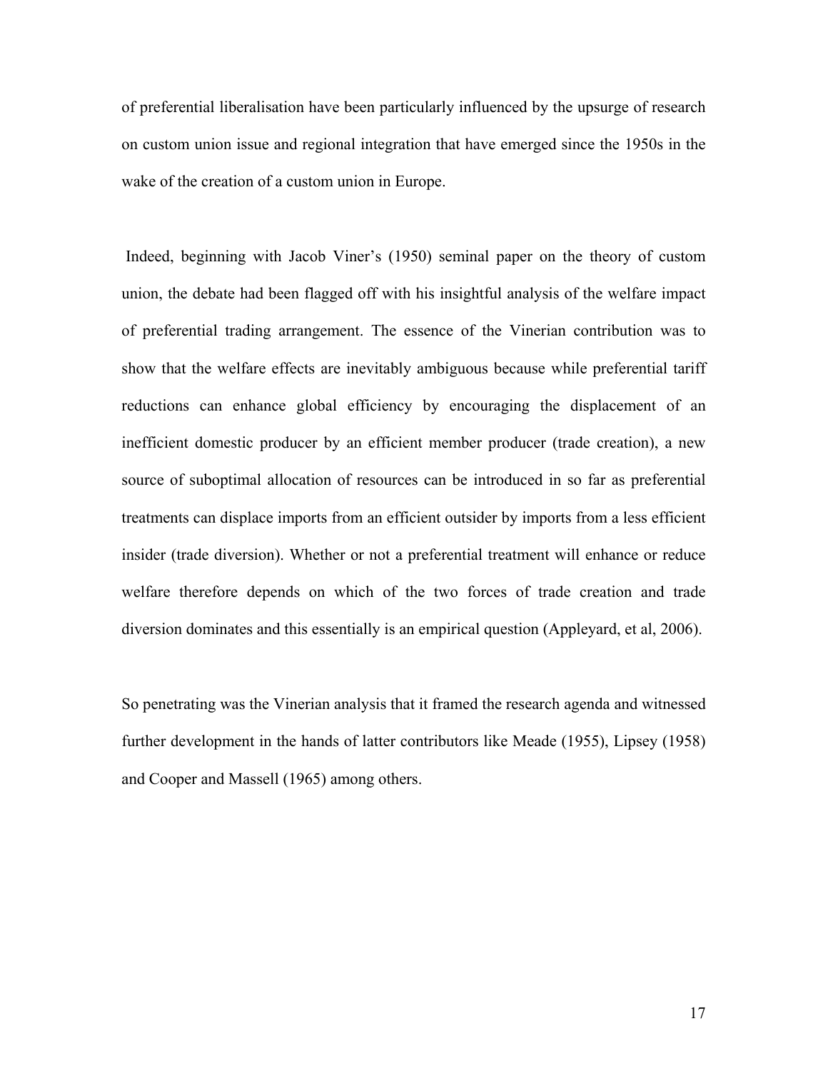of preferential liberalisation have been particularly influenced by the upsurge of research on custom union issue and regional integration that have emerged since the 1950s in the wake of the creation of a custom union in Europe.

Indeed, beginning with Jacob Viner's (1950) seminal paper on the theory of custom union, the debate had been flagged off with his insightful analysis of the welfare impact of preferential trading arrangement. The essence of the Vinerian contribution was to show that the welfare effects are inevitably ambiguous because while preferential tariff reductions can enhance global efficiency by encouraging the displacement of an inefficient domestic producer by an efficient member producer (trade creation), a new source of suboptimal allocation of resources can be introduced in so far as preferential treatments can displace imports from an efficient outsider by imports from a less efficient insider (trade diversion). Whether or not a preferential treatment will enhance or reduce welfare therefore depends on which of the two forces of trade creation and trade diversion dominates and this essentially is an empirical question (Appleyard, et al, 2006).

So penetrating was the Vinerian analysis that it framed the research agenda and witnessed further development in the hands of latter contributors like Meade (1955), Lipsey (1958) and Cooper and Massell (1965) among others.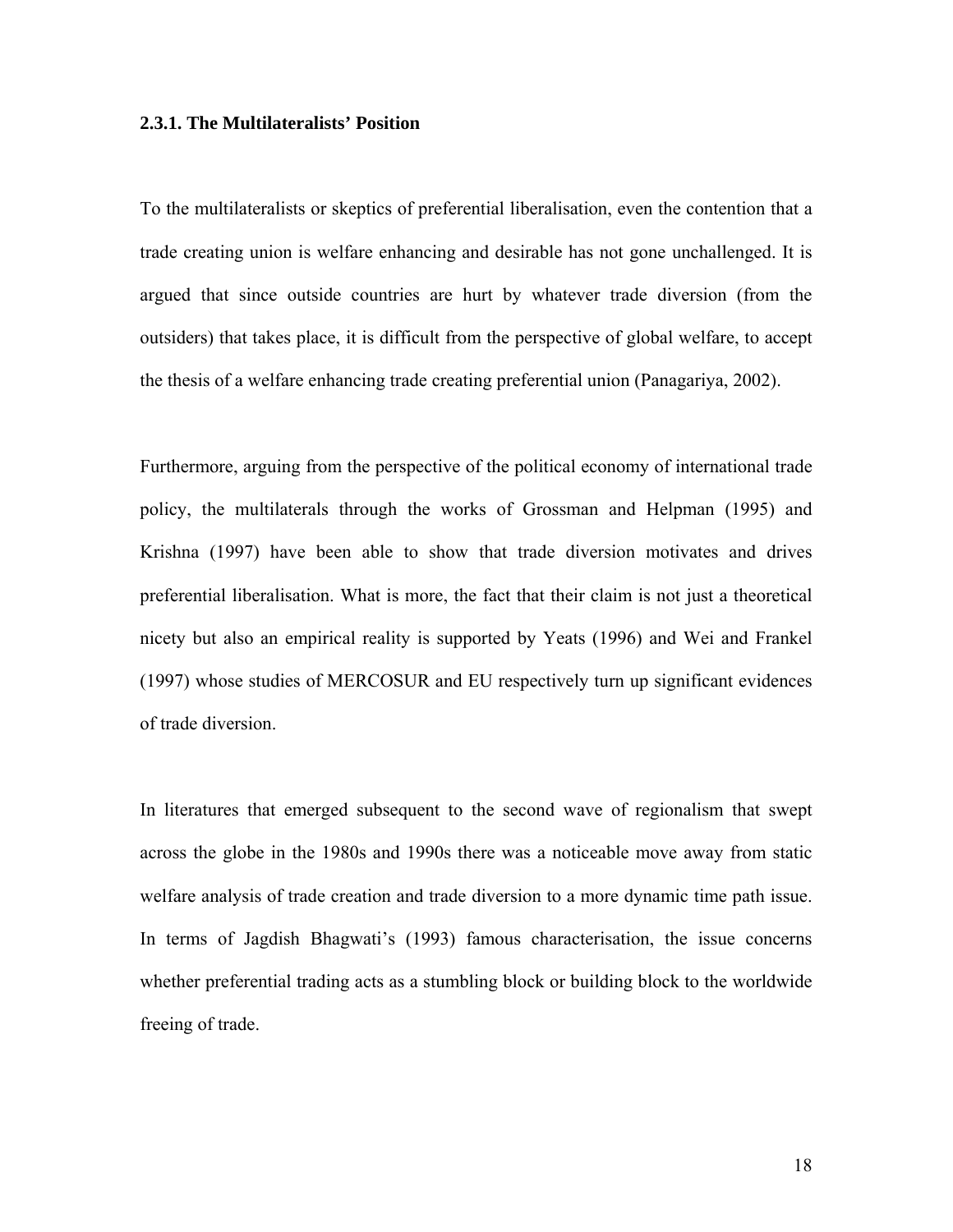### 2.3.1. The Multilateralists' Position

To the multilateralists or skeptics of preferential liberalisation, even the contention that a trade creating union is welfare enhancing and desirable has not gone unchallenged. It is argued that since outside countries are hurt by whatever trade diversion (from the outsiders) that takes place, it is difficult from the perspective of global welfare, to accept the thesis of a welfare enhancing trade creating preferential union (Panagariya, 2002).

Furthermore, arguing from the perspective of the political economy of international trade policy, the multilaterals through the works of Grossman and Helpman (1995) and Krishna (1997) have been able to show that trade diversion motivates and drives preferential liberalisation. What is more, the fact that their claim is not just a theoretical nicety but also an empirical reality is supported by Yeats (1996) and Wei and Frankel (1997) whose studies of MERCOSUR and EU respectively turn up significant evidences of trade diversion.

In literatures that emerged subsequent to the second wave of regionalism that swept across the globe in the 1980s and 1990s there was a noticeable move away from static welfare analysis of trade creation and trade diversion to a more dynamic time path issue. In terms of Jagdish Bhagwati's (1993) famous characterisation, the issue concerns whether preferential trading acts as a stumbling block or building block to the worldwide freeing of trade.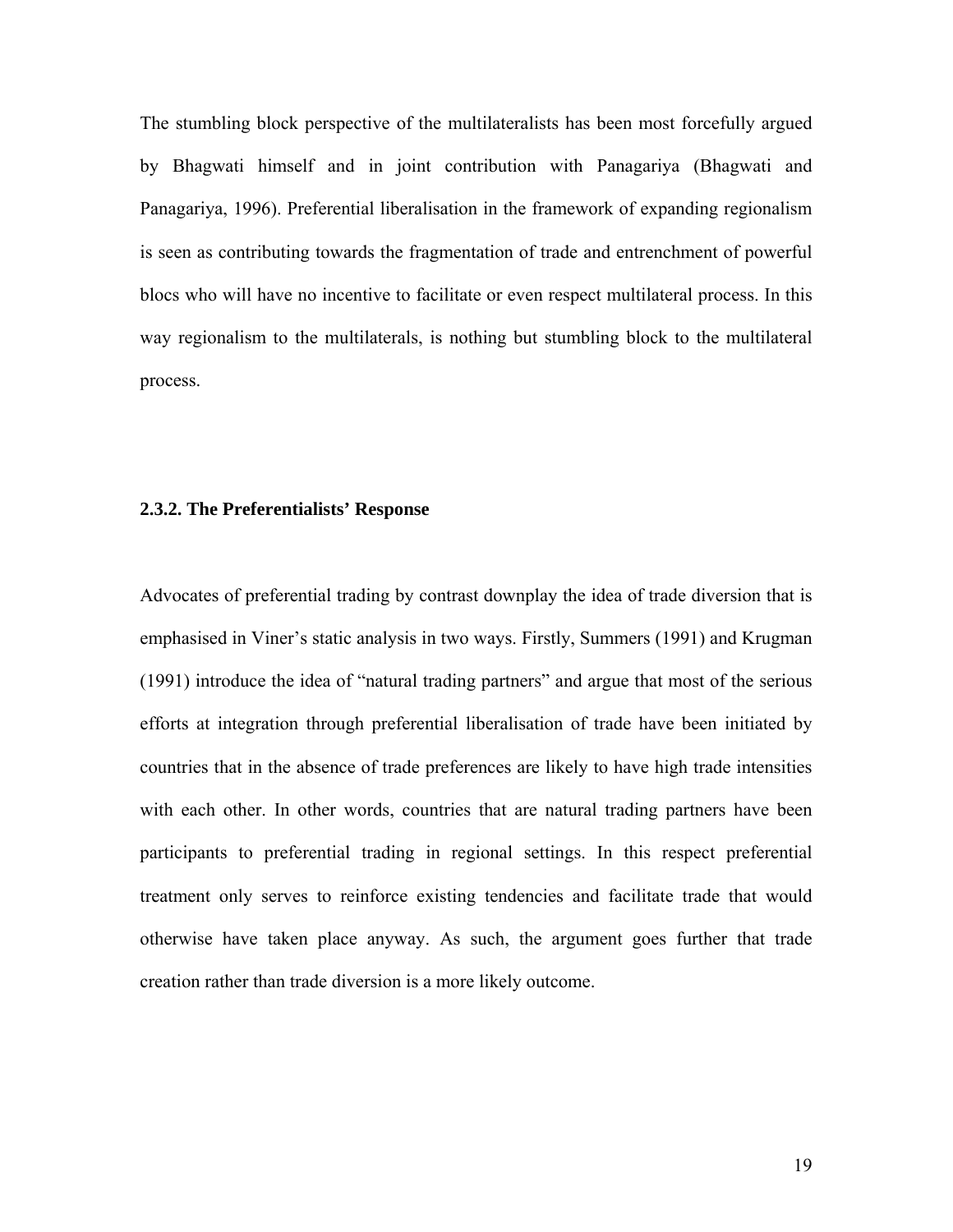The stumbling block perspective of the multilateralists has been most forcefully argued by Bhagwati himself and in joint contribution with Panagariya (Bhagwati and Panagariya, 1996). Preferential liberalisation in the framework of expanding regionalism is seen as contributing towards the fragmentation of trade and entrenchment of powerful blocs who will have no incentive to facilitate or even respect multilateral process. In this way regionalism to the multilaterals, is nothing but stumbling block to the multilateral process.

### 2.3.2. The Preferentialists' Response

Advocates of preferential trading by contrast downplay the idea of trade diversion that is emphasised in Viner's static analysis in two ways. Firstly, Summers (1991) and Krugman (1991) introduce the idea of "natural trading partners" and argue that most of the serious efforts at integration through preferential liberalisation of trade have been initiated by countries that in the absence of trade preferences are likely to have high trade intensities with each other. In other words, countries that are natural trading partners have been participants to preferential trading in regional settings. In this respect preferential treatment only serves to reinforce existing tendencies and facilitate trade that would otherwise have taken place anyway. As such, the argument goes further that trade creation rather than trade diversion is a more likely outcome.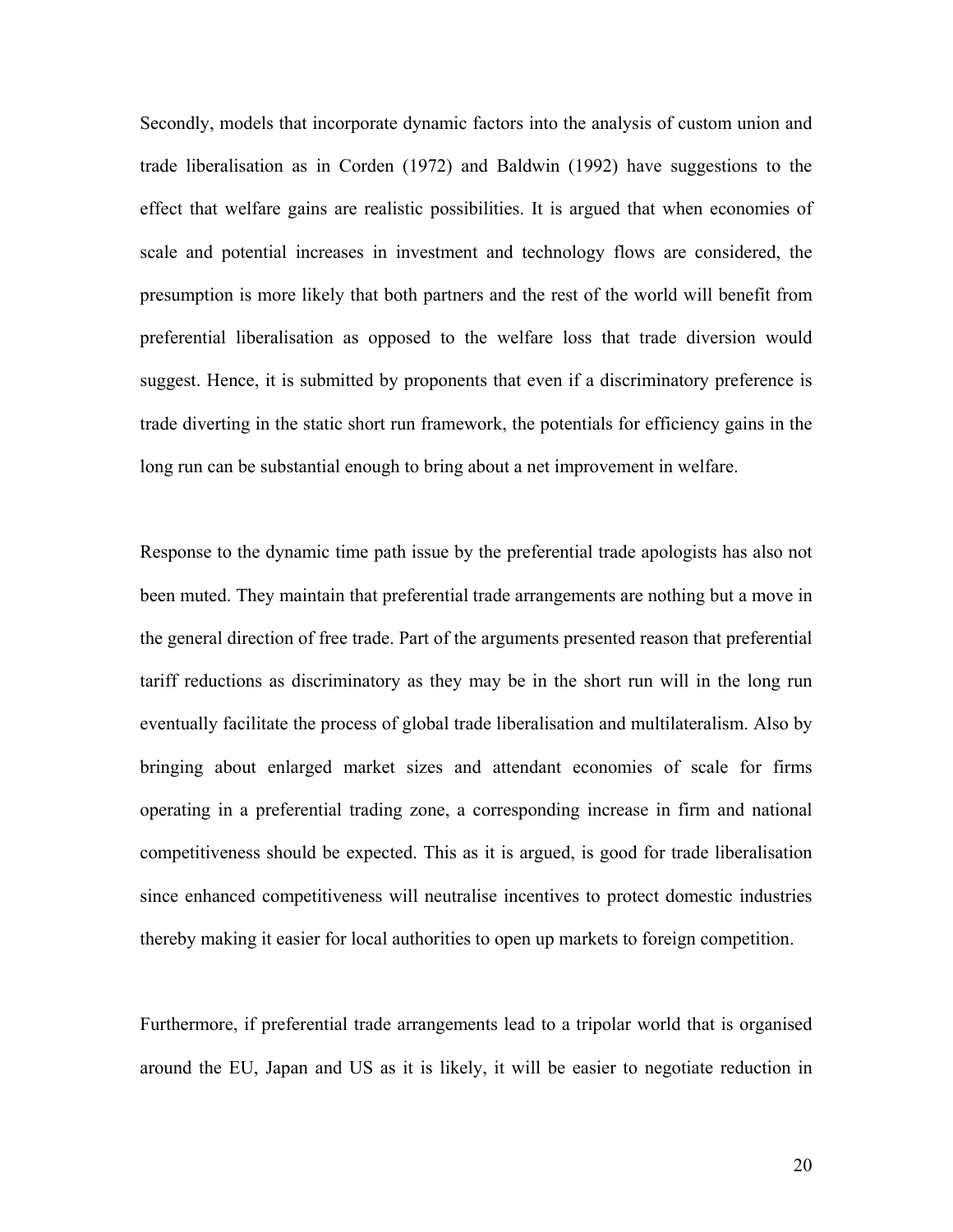Secondly, models that incorporate dynamic factors into the analysis of custom union and trade liberalisation as in Corden (1972) and Baldwin (1992) have suggestions to the effect that welfare gains are realistic possibilities. It is argued that when economies of scale and potential increases in investment and technology flows are considered, the presumption is more likely that both partners and the rest of the world will benefit from preferential liberalisation as opposed to the welfare loss that trade diversion would suggest. Hence, it is submitted by proponents that even if a discriminatory preference is trade diverting in the static short run framework, the potentials for efficiency gains in the long run can be substantial enough to bring about a net improvement in welfare.

Response to the dynamic time path issue by the preferential trade apologists has also not been muted. They maintain that preferential trade arrangements are nothing but a move in the general direction of free trade. Part of the arguments presented reason that preferential tariff reductions as discriminatory as they may be in the short run will in the long run eventually facilitate the process of global trade liberalisation and multilateralism. Also by bringing about enlarged market sizes and attendant economies of scale for firms operating in a preferential trading zone, a corresponding increase in firm and national competitiveness should be expected. This as it is argued, is good for trade liberalisation since enhanced competitiveness will neutralise incentives to protect domestic industries thereby making it easier for local authorities to open up markets to foreign competition.

Furthermore, if preferential trade arrangements lead to a tripolar world that is organised around the EU, Japan and US as it is likely, it will be easier to negotiate reduction in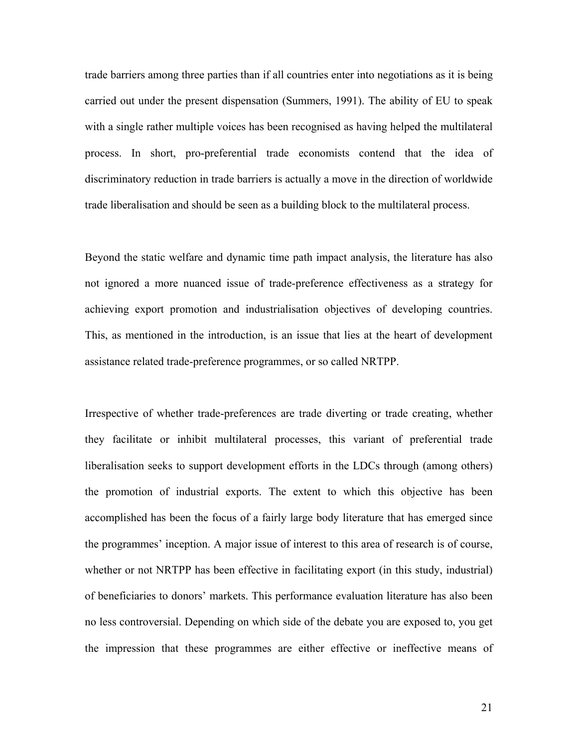trade barriers among three parties than if all countries enter into negotiations as it is being carried out under the present dispensation (Summers, 1991). The ability of EU to speak with a single rather multiple voices has been recognised as having helped the multilateral process. In short, pro-preferential trade economists contend that the idea of discriminatory reduction in trade barriers is actually a move in the direction of worldwide trade liberalisation and should be seen as a building block to the multilateral process.

Beyond the static welfare and dynamic time path impact analysis, the literature has also not ignored a more nuanced issue of trade-preference effectiveness as a strategy for achieving export promotion and industrialisation objectives of developing countries. This, as mentioned in the introduction, is an issue that lies at the heart of development assistance related trade-preference programmes, or so called NRTPP.

Irrespective of whether trade-preferences are trade diverting or trade creating, whether they facilitate or inhibit multilateral processes, this variant of preferential trade liberalisation seeks to support development efforts in the LDCs through (among others) the promotion of industrial exports. The extent to which this objective has been accomplished has been the focus of a fairly large body literature that has emerged since the programmes' inception. A major issue of interest to this area of research is of course, whether or not NRTPP has been effective in facilitating export (in this study, industrial) of beneficiaries to donors' markets. This performance evaluation literature has also been no less controversial. Depending on which side of the debate you are exposed to, you get the impression that these programmes are either effective or ineffective means of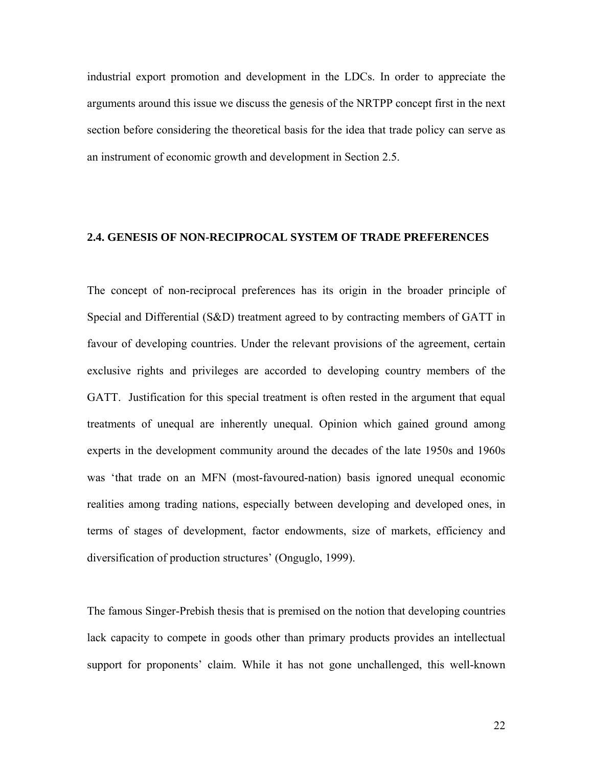industrial export promotion and development in the LDCs. In order to appreciate the arguments around this issue we discuss the genesis of the NRTPP concept first in the next section before considering the theoretical basis for the idea that trade policy can serve as an instrument of economic growth and development in Section 2.5.

## 2.4. GENESIS OF NON-RECIPROCAL SYSTEM OF TRADE PREFERENCES

The concept of non-reciprocal preferences has its origin in the broader principle of Special and Differential (S&D) treatment agreed to by contracting members of GATT in favour of developing countries. Under the relevant provisions of the agreement, certain exclusive rights and privileges are accorded to developing country members of the GATT. Justification for this special treatment is often rested in the argument that equal treatments of unequal are inherently unequal. Opinion which gained ground among experts in the development community around the decades of the late 1950s and 1960s was 'that trade on an MFN (most-favoured-nation) basis ignored unequal economic realities among trading nations, especially between developing and developed ones, in terms of stages of development, factor endowments, size of markets, efficiency and diversification of production structures' (Onguglo, 1999).

The famous Singer-Prebish thesis that is premised on the notion that developing countries lack capacity to compete in goods other than primary products provides an intellectual support for proponents' claim. While it has not gone unchallenged, this well-known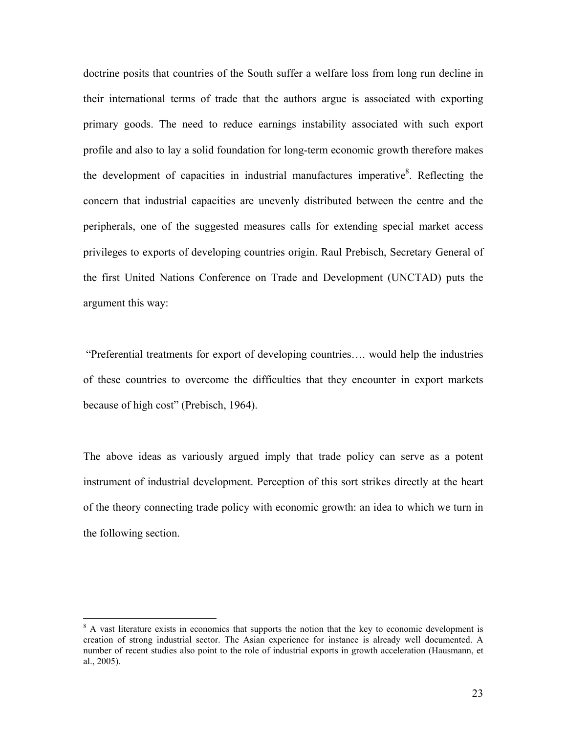doctrine posits that countries of the South suffer a welfare loss from long run decline in their international terms of trade that the authors argue is associated with exporting primary goods. The need to reduce earnings instability associated with such export profile and also to lay a solid foundation for long-term economic growth therefore makes the development of capacities in industrial manufactures imperative[8]. Reflecting the concern that industrial capacities are unevenly distributed between the centre and the peripherals, one of the suggested measures calls for extending special market access privileges to exports of developing countries origin. Raul Prebisch, Secretary General of the first United Nations Conference on Trade and Development (UNCTAD) puts the argument this way:

"Preferential treatments for export of developing countries…. would help the industries of these countries to overcome the difficulties that they encounter in export markets because of high cost" (Prebisch, 1964).

The above ideas as variously argued imply that trade policy can serve as a potent instrument of industrial development. Perception of this sort strikes directly at the heart of the theory connecting trade policy with economic growth: an idea to which we turn in the following section.

---

[8] A vast literature exists in economics that supports the notion that the key to economic development is creation of strong industrial sector. The Asian experience for instance is already well documented. A number of recent studies also point to the role of industrial exports in growth acceleration (Hausmann, et al., 2005).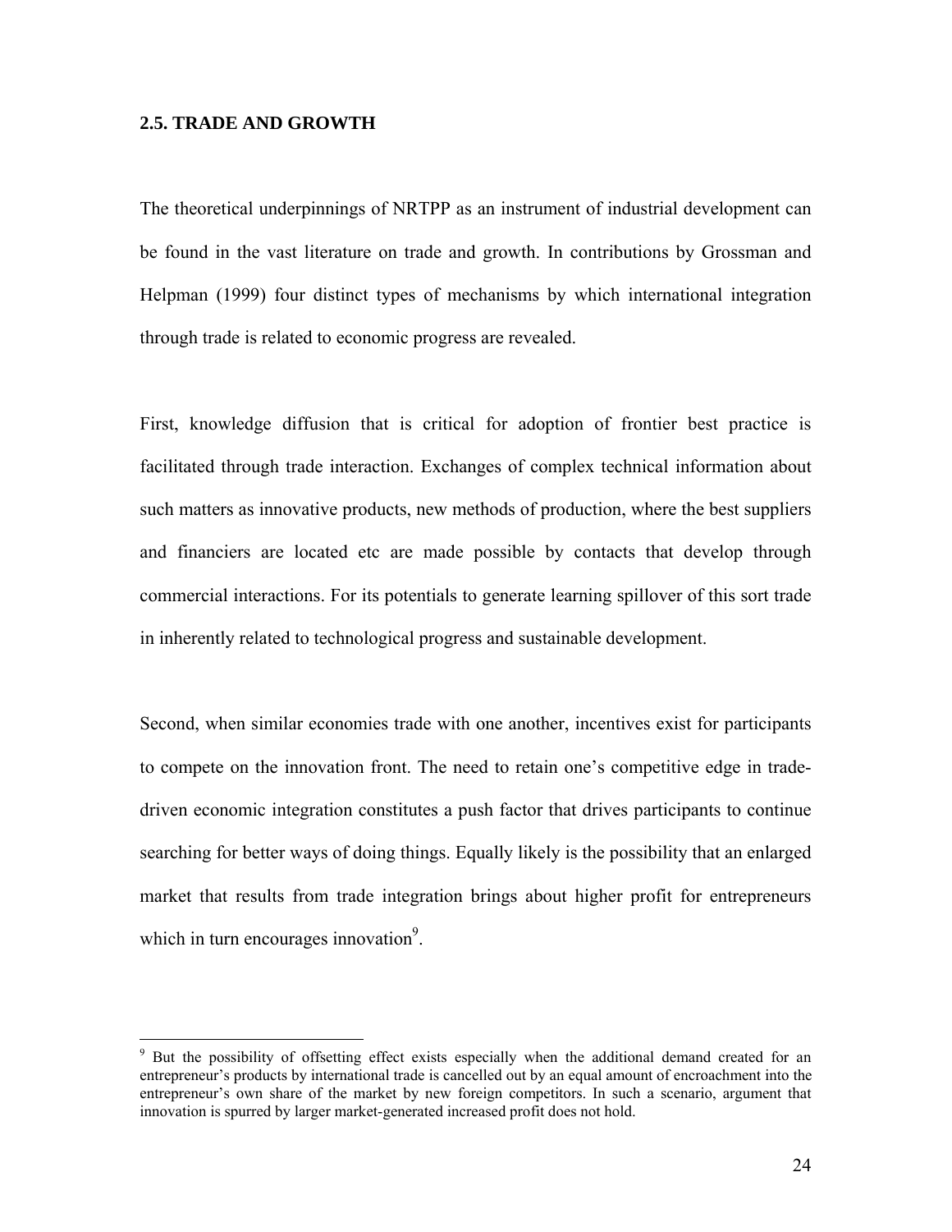## 2.5. TRADE AND GROWTH

The theoretical underpinnings of NRTPP as an instrument of industrial development can be found in the vast literature on trade and growth. In contributions by Grossman and Helpman (1999) four distinct types of mechanisms by which international integration through trade is related to economic progress are revealed.

First, knowledge diffusion that is critical for adoption of frontier best practice is facilitated through trade interaction. Exchanges of complex technical information about such matters as innovative products, new methods of production, where the best suppliers and financiers are located etc are made possible by contacts that develop through commercial interactions. For its potentials to generate learning spillover of this sort trade in inherently related to technological progress and sustainable development.

Second, when similar economies trade with one another, incentives exist for participants to compete on the innovation front. The need to retain one's competitive edge in trade-driven economic integration constitutes a push factor that drives participants to continue searching for better ways of doing things. Equally likely is the possibility that an enlarged market that results from trade integration brings about higher profit for entrepreneurs which in turn encourages innovation[9].

---

[9] But the possibility of offsetting effect exists especially when the additional demand created for an entrepreneur's products by international trade is cancelled out by an equal amount of encroachment into the entrepreneur's own share of the market by new foreign competitors. In such a scenario, argument that innovation is spurred by larger market-generated increased profit does not hold.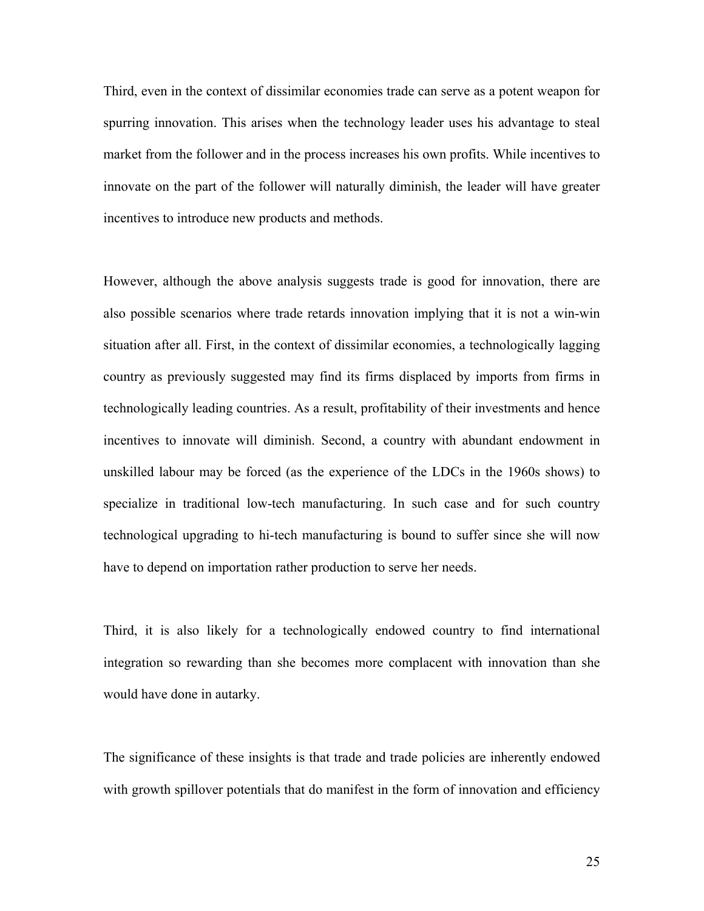Third, even in the context of dissimilar economies trade can serve as a potent weapon for spurring innovation. This arises when the technology leader uses his advantage to steal market from the follower and in the process increases his own profits. While incentives to innovate on the part of the follower will naturally diminish, the leader will have greater incentives to introduce new products and methods.

However, although the above analysis suggests trade is good for innovation, there are also possible scenarios where trade retards innovation implying that it is not a win-win situation after all. First, in the context of dissimilar economies, a technologically lagging country as previously suggested may find its firms displaced by imports from firms in technologically leading countries. As a result, profitability of their investments and hence incentives to innovate will diminish. Second, a country with abundant endowment in unskilled labour may be forced (as the experience of the LDCs in the 1960s shows) to specialize in traditional low-tech manufacturing. In such case and for such country technological upgrading to hi-tech manufacturing is bound to suffer since she will now have to depend on importation rather production to serve her needs.

Third, it is also likely for a technologically endowed country to find international integration so rewarding than she becomes more complacent with innovation than she would have done in autarky.

The significance of these insights is that trade and trade policies are inherently endowed with growth spillover potentials that do manifest in the form of innovation and efficiency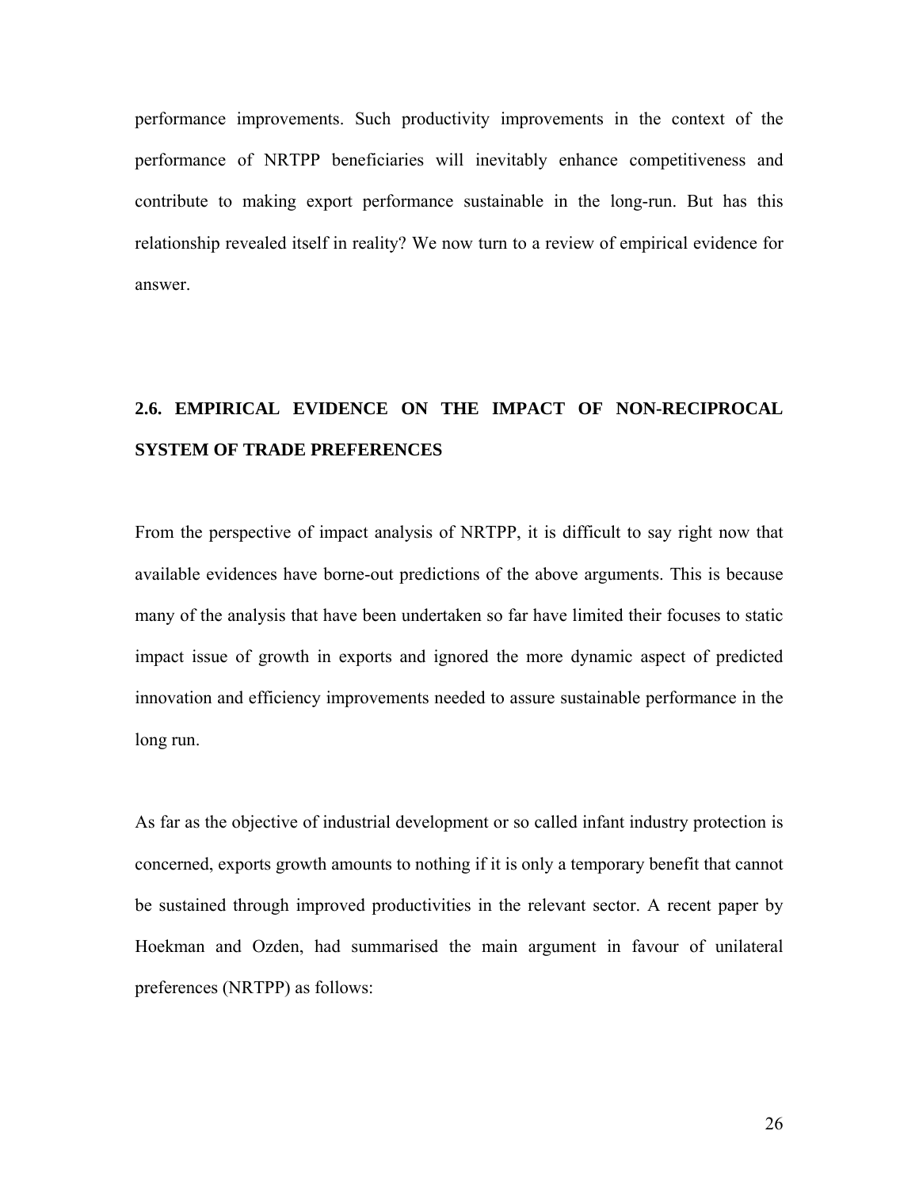performance improvements. Such productivity improvements in the context of the performance of NRTPP beneficiaries will inevitably enhance competitiveness and contribute to making export performance sustainable in the long-run. But has this relationship revealed itself in reality? We now turn to a review of empirical evidence for answer.

## 2.6. EMPIRICAL EVIDENCE ON THE IMPACT OF NON-RECIPROCAL SYSTEM OF TRADE PREFERENCES

From the perspective of impact analysis of NRTPP, it is difficult to say right now that available evidences have borne-out predictions of the above arguments. This is because many of the analysis that have been undertaken so far have limited their focuses to static impact issue of growth in exports and ignored the more dynamic aspect of predicted innovation and efficiency improvements needed to assure sustainable performance in the long run.

As far as the objective of industrial development or so called infant industry protection is concerned, exports growth amounts to nothing if it is only a temporary benefit that cannot be sustained through improved productivities in the relevant sector. A recent paper by Hoekman and Ozden, had summarised the main argument in favour of unilateral preferences (NRTPP) as follows: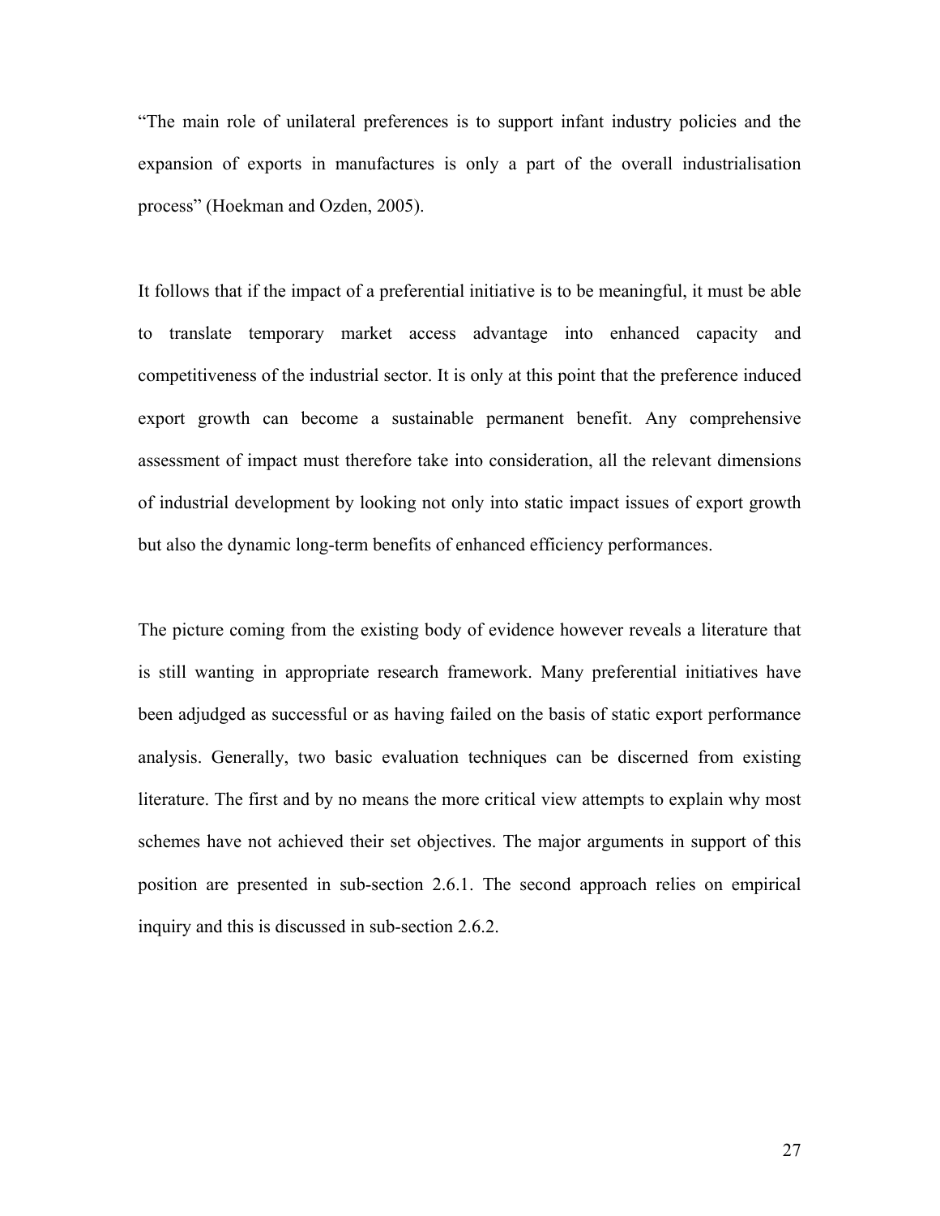"The main role of unilateral preferences is to support infant industry policies and the expansion of exports in manufactures is only a part of the overall industrialisation process" (Hoekman and Ozden, 2005).

It follows that if the impact of a preferential initiative is to be meaningful, it must be able to translate temporary market access advantage into enhanced capacity and competitiveness of the industrial sector. It is only at this point that the preference induced export growth can become a sustainable permanent benefit. Any comprehensive assessment of impact must therefore take into consideration, all the relevant dimensions of industrial development by looking not only into static impact issues of export growth but also the dynamic long-term benefits of enhanced efficiency performances.

The picture coming from the existing body of evidence however reveals a literature that is still wanting in appropriate research framework. Many preferential initiatives have been adjudged as successful or as having failed on the basis of static export performance analysis. Generally, two basic evaluation techniques can be discerned from existing literature. The first and by no means the more critical view attempts to explain why most schemes have not achieved their set objectives. The major arguments in support of this position are presented in sub-section 2.6.1. The second approach relies on empirical inquiry and this is discussed in sub-section 2.6.2.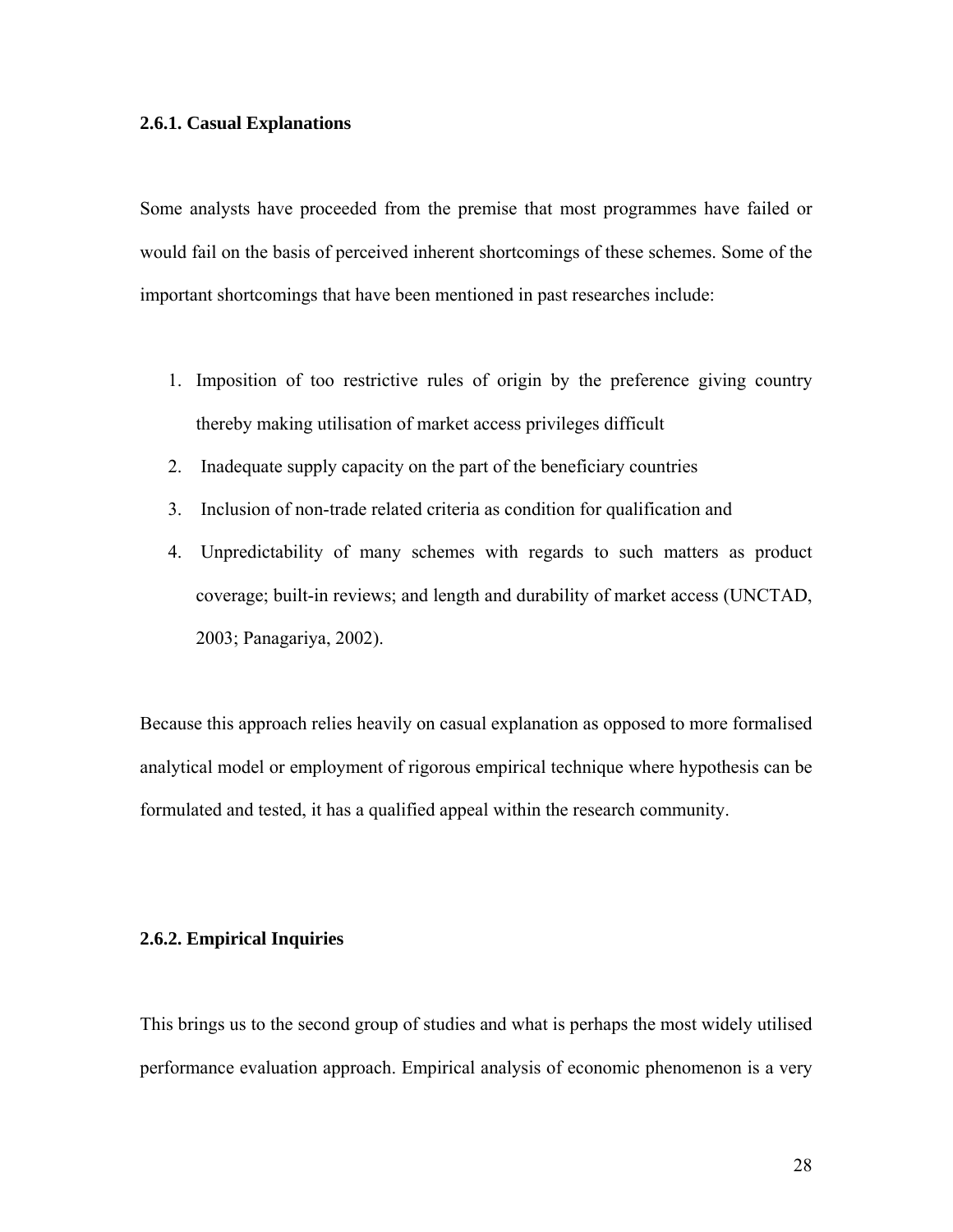### 2.6.1. Casual Explanations

Some analysts have proceeded from the premise that most programmes have failed or would fail on the basis of perceived inherent shortcomings of these schemes. Some of the important shortcomings that have been mentioned in past researches include:

1. Imposition of too restrictive rules of origin by the preference giving country thereby making utilisation of market access privileges difficult
2. Inadequate supply capacity on the part of the beneficiary countries
3. Inclusion of non-trade related criteria as condition for qualification and
4. Unpredictability of many schemes with regards to such matters as product coverage; built-in reviews; and length and durability of market access (UNCTAD, 2003; Panagariya, 2002).

Because this approach relies heavily on casual explanation as opposed to more formalised analytical model or employment of rigorous empirical technique where hypothesis can be formulated and tested, it has a qualified appeal within the research community.

### 2.6.2. Empirical Inquiries

This brings us to the second group of studies and what is perhaps the most widely utilised performance evaluation approach. Empirical analysis of economic phenomenon is a very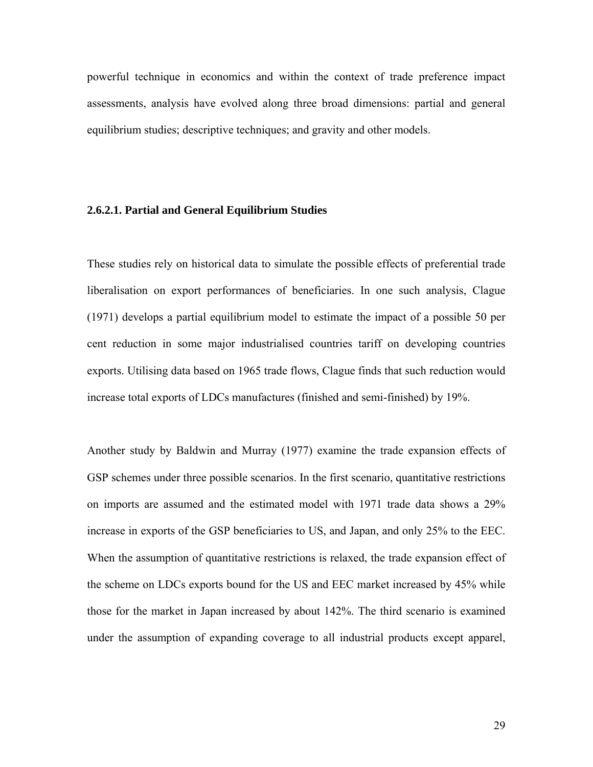powerful technique in economics and within the context of trade preference impact assessments, analysis have evolved along three broad dimensions: partial and general equilibrium studies; descriptive techniques; and gravity and other models.

#### 2.6.2.1. Partial and General Equilibrium Studies

These studies rely on historical data to simulate the possible effects of preferential trade liberalisation on export performances of beneficiaries. In one such analysis, Clague (1971) develops a partial equilibrium model to estimate the impact of a possible 50 per cent reduction in some major industrialised countries tariff on developing countries exports. Utilising data based on 1965 trade flows, Clague finds that such reduction would increase total exports of LDCs manufactures (finished and semi-finished) by 19%.

Another study by Baldwin and Murray (1977) examine the trade expansion effects of GSP schemes under three possible scenarios. In the first scenario, quantitative restrictions on imports are assumed and the estimated model with 1971 trade data shows a 29% increase in exports of the GSP beneficiaries to US, and Japan, and only 25% to the EEC. When the assumption of quantitative restrictions is relaxed, the trade expansion effect of the scheme on LDCs exports bound for the US and EEC market increased by 45% while those for the market in Japan increased by about 142%. The third scenario is examined under the assumption of expanding coverage to all industrial products except apparel,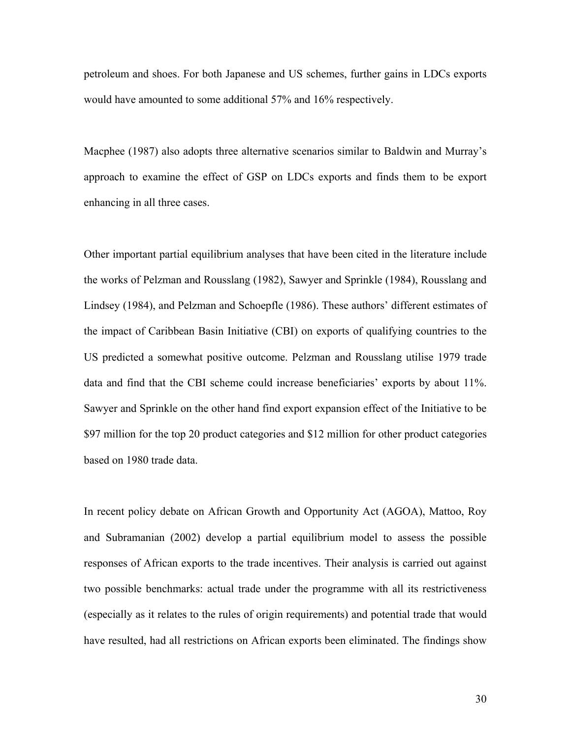petroleum and shoes. For both Japanese and US schemes, further gains in LDCs exports would have amounted to some additional 57% and 16% respectively.

Macphee (1987) also adopts three alternative scenarios similar to Baldwin and Murray's approach to examine the effect of GSP on LDCs exports and finds them to be export enhancing in all three cases.

Other important partial equilibrium analyses that have been cited in the literature include the works of Pelzman and Rousslang (1982), Sawyer and Sprinkle (1984), Rousslang and Lindsey (1984), and Pelzman and Schoepfle (1986). These authors' different estimates of the impact of Caribbean Basin Initiative (CBI) on exports of qualifying countries to the US predicted a somewhat positive outcome. Pelzman and Rousslang utilise 1979 trade data and find that the CBI scheme could increase beneficiaries' exports by about 11%. Sawyer and Sprinkle on the other hand find export expansion effect of the Initiative to be $97 million for the top 20 product categories and $12 million for other product categories based on 1980 trade data.

In recent policy debate on African Growth and Opportunity Act (AGOA), Mattoo, Roy and Subramanian (2002) develop a partial equilibrium model to assess the possible responses of African exports to the trade incentives. Their analysis is carried out against two possible benchmarks: actual trade under the programme with all its restrictiveness (especially as it relates to the rules of origin requirements) and potential trade that would have resulted, had all restrictions on African exports been eliminated. The findings show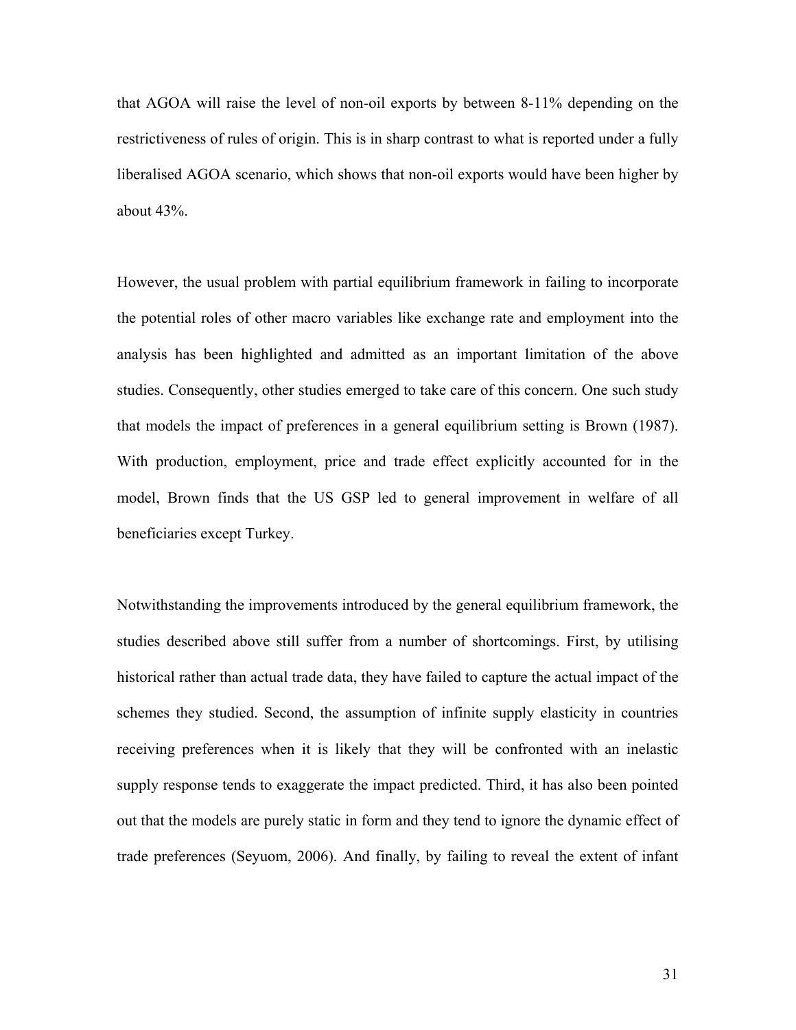that AGOA will raise the level of non-oil exports by between 8-11% depending on the restrictiveness of rules of origin. This is in sharp contrast to what is reported under a fully liberalised AGOA scenario, which shows that non-oil exports would have been higher by about 43%.

However, the usual problem with partial equilibrium framework in failing to incorporate the potential roles of other macro variables like exchange rate and employment into the analysis has been highlighted and admitted as an important limitation of the above studies. Consequently, other studies emerged to take care of this concern. One such study that models the impact of preferences in a general equilibrium setting is Brown (1987). With production, employment, price and trade effect explicitly accounted for in the model, Brown finds that the US GSP led to general improvement in welfare of all beneficiaries except Turkey.

Notwithstanding the improvements introduced by the general equilibrium framework, the studies described above still suffer from a number of shortcomings. First, by utilising historical rather than actual trade data, they have failed to capture the actual impact of the schemes they studied. Second, the assumption of infinite supply elasticity in countries receiving preferences when it is likely that they will be confronted with an inelastic supply response tends to exaggerate the impact predicted. Third, it has also been pointed out that the models are purely static in form and they tend to ignore the dynamic effect of trade preferences (Seyuom, 2006). And finally, by failing to reveal the extent of infant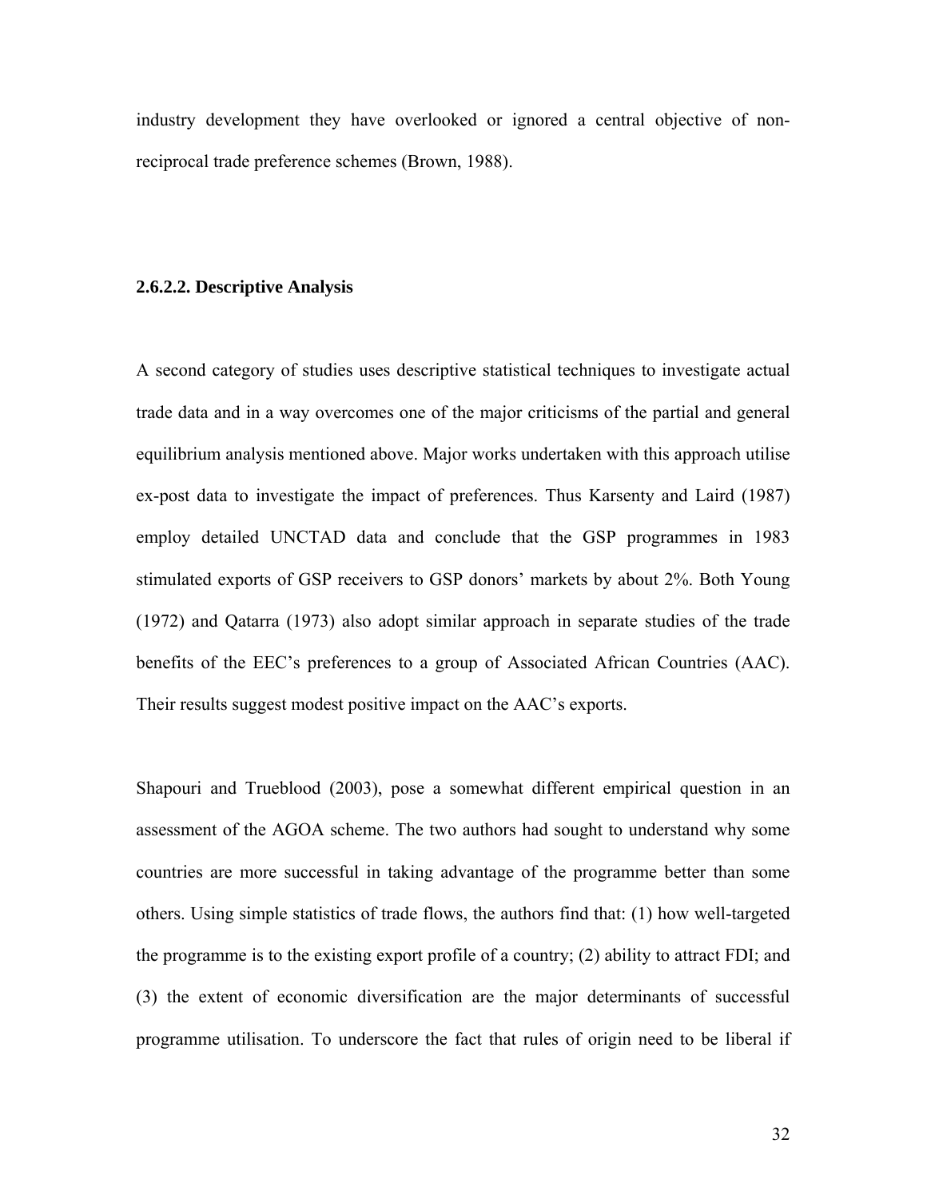industry development they have overlooked or ignored a central objective of non-reciprocal trade preference schemes (Brown, 1988).

#### 2.6.2.2. Descriptive Analysis

A second category of studies uses descriptive statistical techniques to investigate actual trade data and in a way overcomes one of the major criticisms of the partial and general equilibrium analysis mentioned above. Major works undertaken with this approach utilise ex-post data to investigate the impact of preferences. Thus Karsenty and Laird (1987) employ detailed UNCTAD data and conclude that the GSP programmes in 1983 stimulated exports of GSP receivers to GSP donors' markets by about 2%. Both Young (1972) and Qatarra (1973) also adopt similar approach in separate studies of the trade benefits of the EEC's preferences to a group of Associated African Countries (AAC). Their results suggest modest positive impact on the AAC's exports.

Shapouri and Trueblood (2003), pose a somewhat different empirical question in an assessment of the AGOA scheme. The two authors had sought to understand why some countries are more successful in taking advantage of the programme better than some others. Using simple statistics of trade flows, the authors find that: (1) how well-targeted the programme is to the existing export profile of a country; (2) ability to attract FDI; and (3) the extent of economic diversification are the major determinants of successful programme utilisation. To underscore the fact that rules of origin need to be liberal if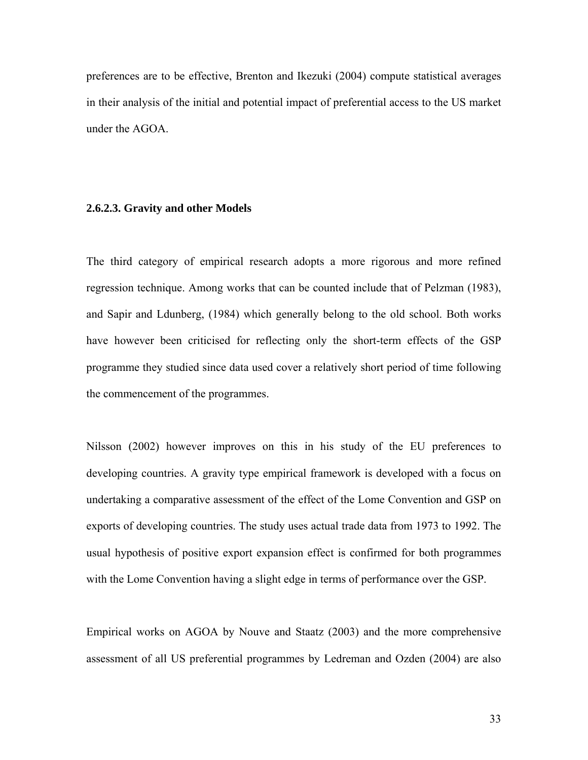preferences are to be effective, Brenton and Ikezuki (2004) compute statistical averages in their analysis of the initial and potential impact of preferential access to the US market under the AGOA.

#### 2.6.2.3. Gravity and other Models

The third category of empirical research adopts a more rigorous and more refined regression technique. Among works that can be counted include that of Pelzman (1983), and Sapir and Ldunberg, (1984) which generally belong to the old school. Both works have however been criticised for reflecting only the short-term effects of the GSP programme they studied since data used cover a relatively short period of time following the commencement of the programmes.

Nilsson (2002) however improves on this in his study of the EU preferences to developing countries. A gravity type empirical framework is developed with a focus on undertaking a comparative assessment of the effect of the Lome Convention and GSP on exports of developing countries. The study uses actual trade data from 1973 to 1992. The usual hypothesis of positive export expansion effect is confirmed for both programmes with the Lome Convention having a slight edge in terms of performance over the GSP.

Empirical works on AGOA by Nouve and Staatz (2003) and the more comprehensive assessment of all US preferential programmes by Ledreman and Ozden (2004) are also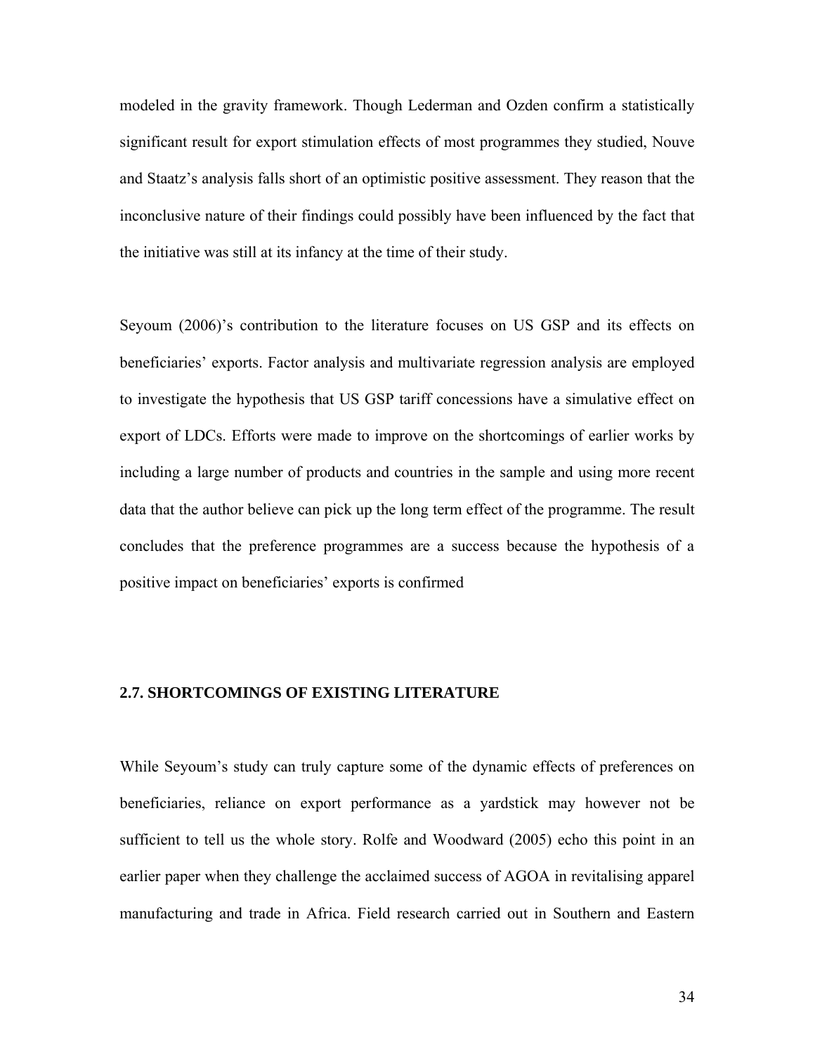modeled in the gravity framework. Though Lederman and Ozden confirm a statistically significant result for export stimulation effects of most programmes they studied, Nouve and Staatz's analysis falls short of an optimistic positive assessment. They reason that the inconclusive nature of their findings could possibly have been influenced by the fact that the initiative was still at its infancy at the time of their study.

Seyoum (2006)'s contribution to the literature focuses on US GSP and its effects on beneficiaries' exports. Factor analysis and multivariate regression analysis are employed to investigate the hypothesis that US GSP tariff concessions have a simulative effect on export of LDCs. Efforts were made to improve on the shortcomings of earlier works by including a large number of products and countries in the sample and using more recent data that the author believe can pick up the long term effect of the programme. The result concludes that the preference programmes are a success because the hypothesis of a positive impact on beneficiaries' exports is confirmed

## 2.7. SHORTCOMINGS OF EXISTING LITERATURE

While Seyoum's study can truly capture some of the dynamic effects of preferences on beneficiaries, reliance on export performance as a yardstick may however not be sufficient to tell us the whole story. Rolfe and Woodward (2005) echo this point in an earlier paper when they challenge the acclaimed success of AGOA in revitalising apparel manufacturing and trade in Africa. Field research carried out in Southern and Eastern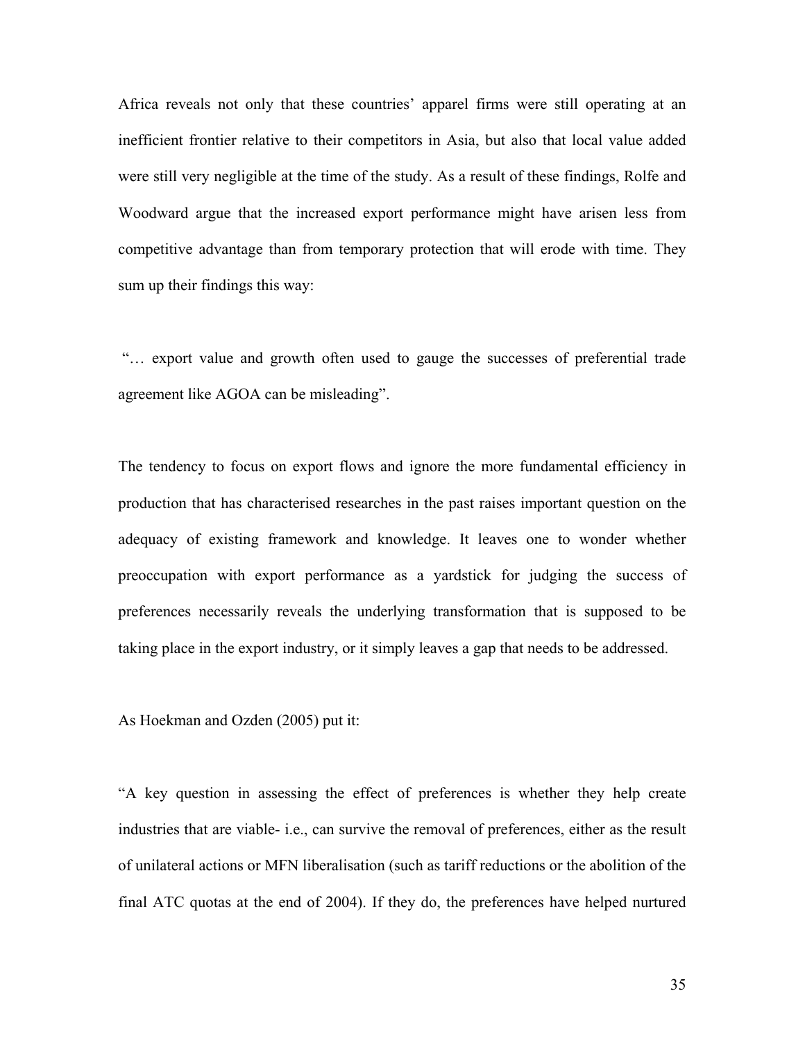Africa reveals not only that these countries' apparel firms were still operating at an inefficient frontier relative to their competitors in Asia, but also that local value added were still very negligible at the time of the study. As a result of these findings, Rolfe and Woodward argue that the increased export performance might have arisen less from competitive advantage than from temporary protection that will erode with time. They sum up their findings this way:

"… export value and growth often used to gauge the successes of preferential trade agreement like AGOA can be misleading".

The tendency to focus on export flows and ignore the more fundamental efficiency in production that has characterised researches in the past raises important question on the adequacy of existing framework and knowledge. It leaves one to wonder whether preoccupation with export performance as a yardstick for judging the success of preferences necessarily reveals the underlying transformation that is supposed to be taking place in the export industry, or it simply leaves a gap that needs to be addressed.

As Hoekman and Ozden (2005) put it:

"A key question in assessing the effect of preferences is whether they help create industries that are viable- i.e., can survive the removal of preferences, either as the result of unilateral actions or MFN liberalisation (such as tariff reductions or the abolition of the final ATC quotas at the end of 2004). If they do, the preferences have helped nurtured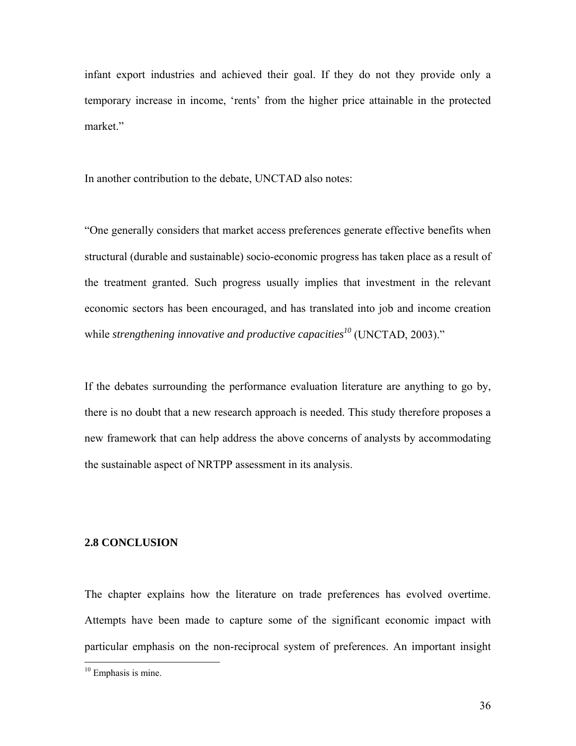infant export industries and achieved their goal. If they do not they provide only a temporary increase in income, 'rents' from the higher price attainable in the protected market."

In another contribution to the debate, UNCTAD also notes:

"One generally considers that market access preferences generate effective benefits when structural (durable and sustainable) socio-economic progress has taken place as a result of the treatment granted. Such progress usually implies that investment in the relevant economic sectors has been encouraged, and has translated into job and income creation while *strengthening innovative and productive capacities*[10] (UNCTAD, 2003)."

If the debates surrounding the performance evaluation literature are anything to go by, there is no doubt that a new research approach is needed. This study therefore proposes a new framework that can help address the above concerns of analysts by accommodating the sustainable aspect of NRTPP assessment in its analysis.

## 2.8 CONCLUSION

The chapter explains how the literature on trade preferences has evolved overtime. Attempts have been made to capture some of the significant economic impact with particular emphasis on the non-reciprocal system of preferences. An important insight

[10] Emphasis is mine.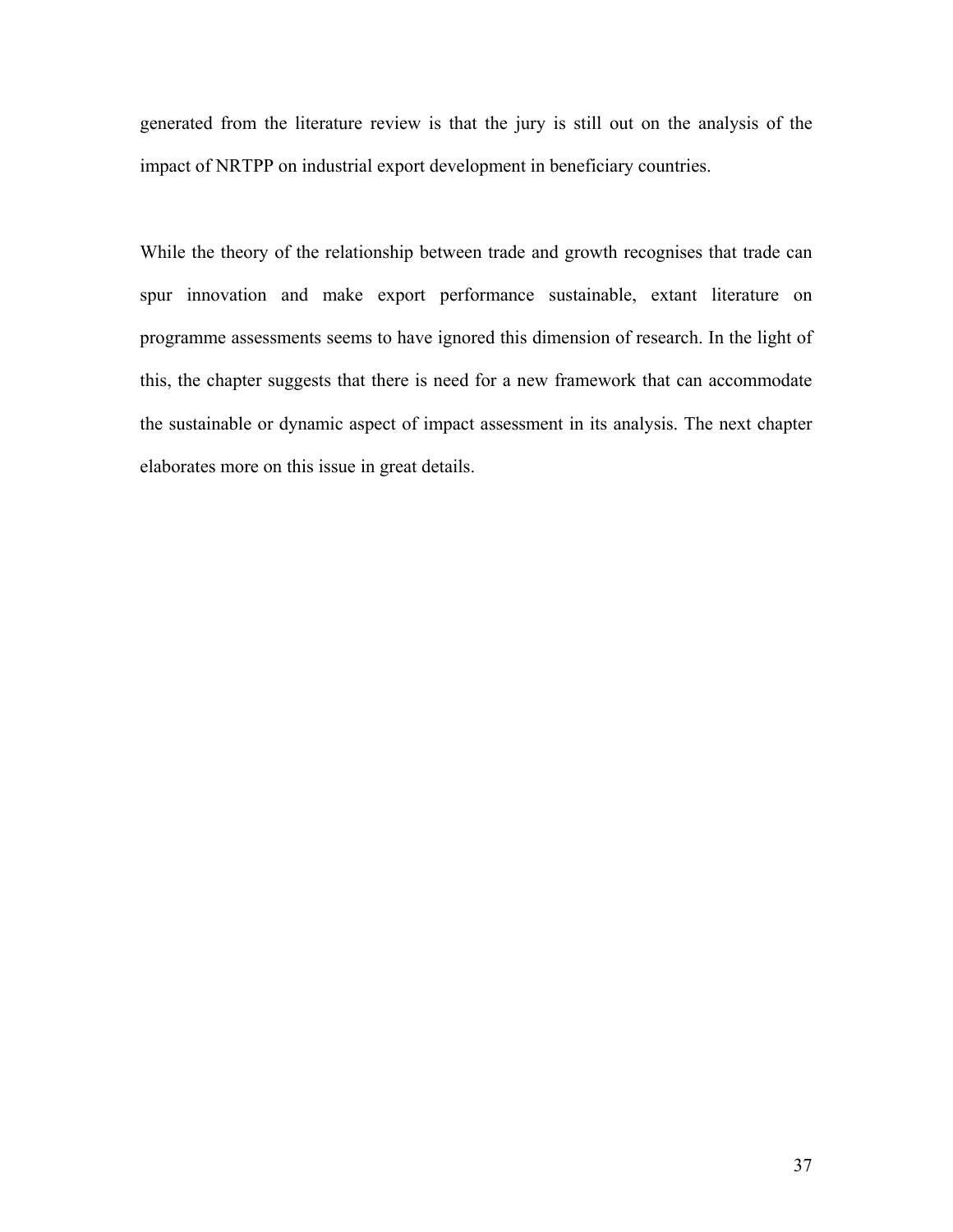generated from the literature review is that the jury is still out on the analysis of the impact of NRTPP on industrial export development in beneficiary countries.

While the theory of the relationship between trade and growth recognises that trade can spur innovation and make export performance sustainable, extant literature on programme assessments seems to have ignored this dimension of research. In the light of this, the chapter suggests that there is need for a new framework that can accommodate the sustainable or dynamic aspect of impact assessment in its analysis. The next chapter elaborates more on this issue in great details.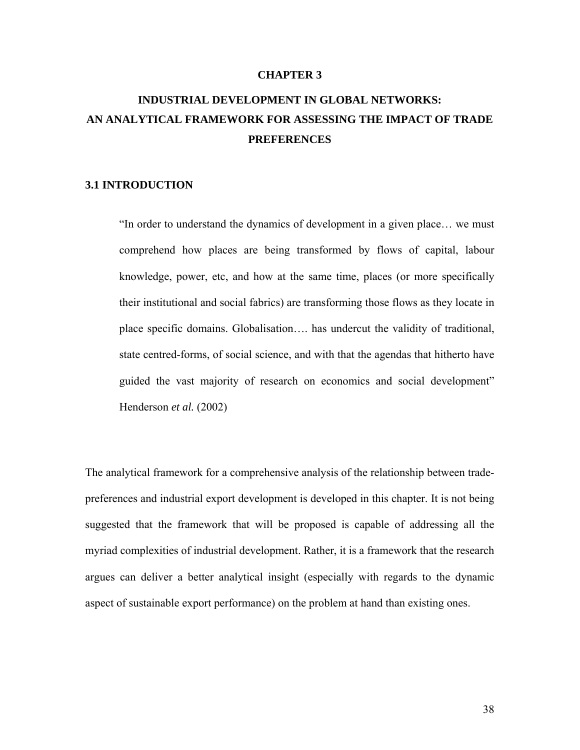# CHAPTER 3

# INDUSTRIAL DEVELOPMENT IN GLOBAL NETWORKS: AN ANALYTICAL FRAMEWORK FOR ASSESSING THE IMPACT OF TRADE PREFERENCES

## 3.1 INTRODUCTION

> "In order to understand the dynamics of development in a given place… we must comprehend how places are being transformed by flows of capital, labour knowledge, power, etc, and how at the same time, places (or more specifically their institutional and social fabrics) are transforming those flows as they locate in place specific domains. Globalisation…. has undercut the validity of traditional, state centred-forms, of social science, and with that the agendas that hitherto have guided the vast majority of research on economics and social development" Henderson *et al.* (2002)

The analytical framework for a comprehensive analysis of the relationship between trade-preferences and industrial export development is developed in this chapter. It is not being suggested that the framework that will be proposed is capable of addressing all the myriad complexities of industrial development. Rather, it is a framework that the research argues can deliver a better analytical insight (especially with regards to the dynamic aspect of sustainable export performance) on the problem at hand than existing ones.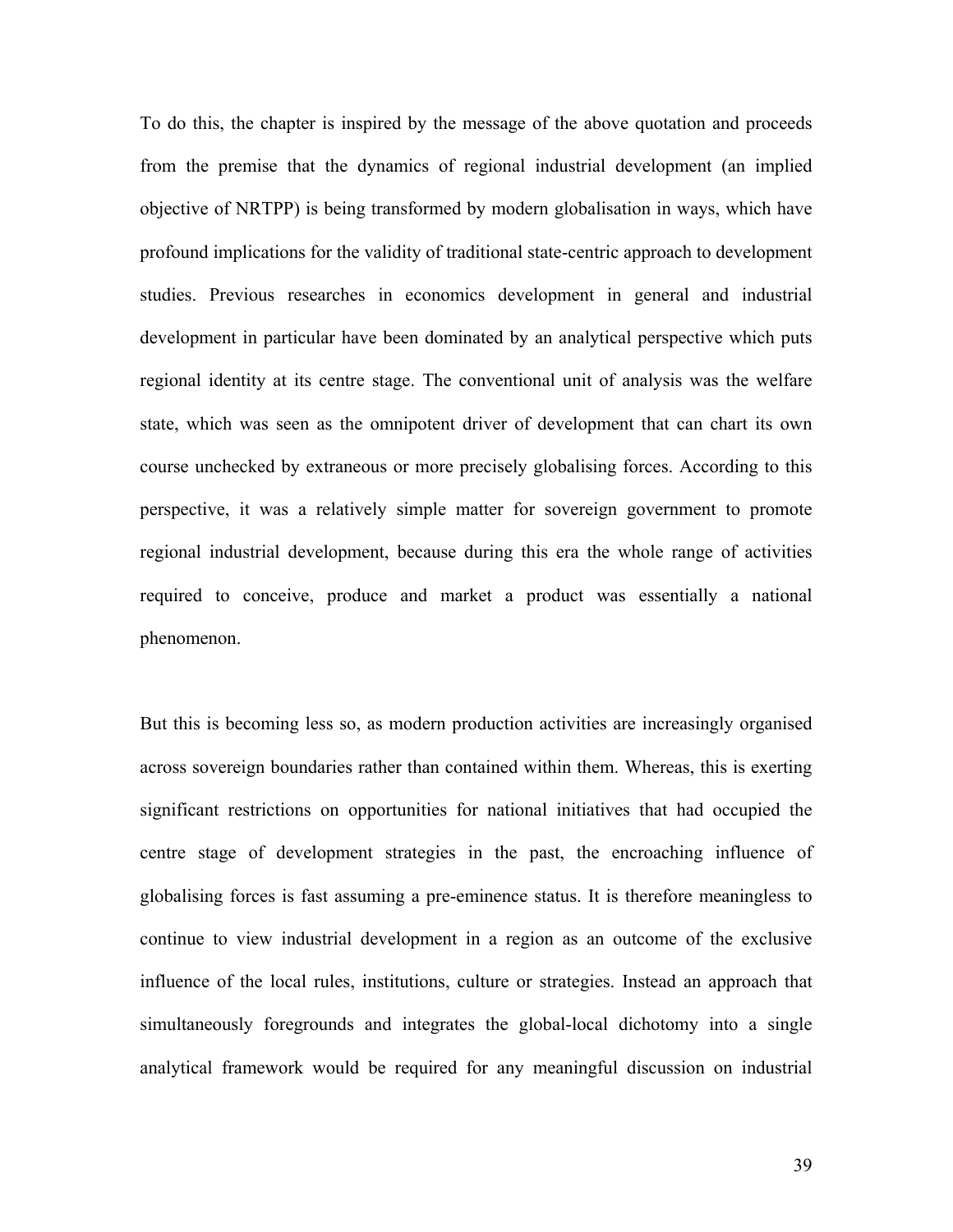To do this, the chapter is inspired by the message of the above quotation and proceeds from the premise that the dynamics of regional industrial development (an implied objective of NRTPP) is being transformed by modern globalisation in ways, which have profound implications for the validity of traditional state-centric approach to development studies. Previous researches in economics development in general and industrial development in particular have been dominated by an analytical perspective which puts regional identity at its centre stage. The conventional unit of analysis was the welfare state, which was seen as the omnipotent driver of development that can chart its own course unchecked by extraneous or more precisely globalising forces. According to this perspective, it was a relatively simple matter for sovereign government to promote regional industrial development, because during this era the whole range of activities required to conceive, produce and market a product was essentially a national phenomenon.

But this is becoming less so, as modern production activities are increasingly organised across sovereign boundaries rather than contained within them. Whereas, this is exerting significant restrictions on opportunities for national initiatives that had occupied the centre stage of development strategies in the past, the encroaching influence of globalising forces is fast assuming a pre-eminence status. It is therefore meaningless to continue to view industrial development in a region as an outcome of the exclusive influence of the local rules, institutions, culture or strategies. Instead an approach that simultaneously foregrounds and integrates the global-local dichotomy into a single analytical framework would be required for any meaningful discussion on industrial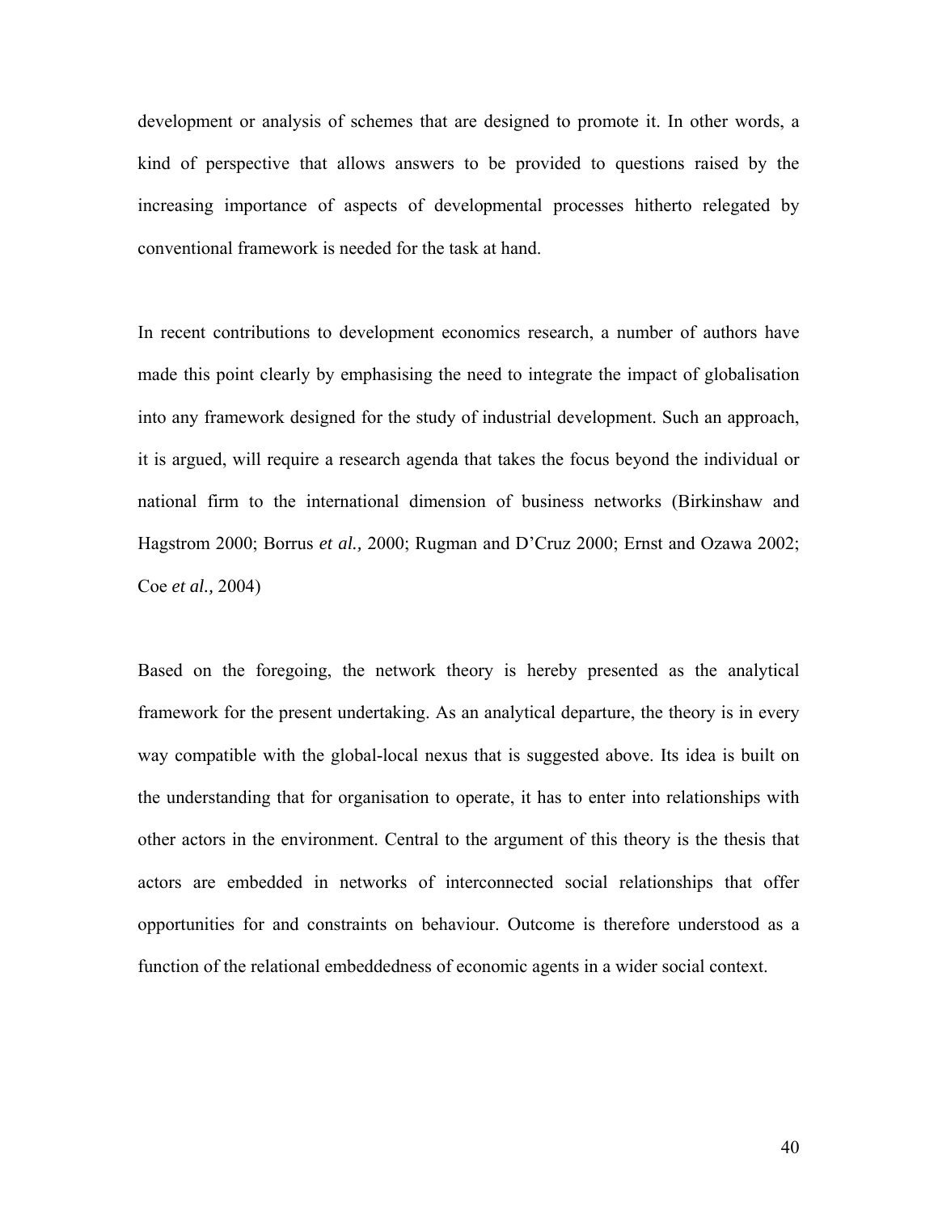development or analysis of schemes that are designed to promote it. In other words, a kind of perspective that allows answers to be provided to questions raised by the increasing importance of aspects of developmental processes hitherto relegated by conventional framework is needed for the task at hand.

In recent contributions to development economics research, a number of authors have made this point clearly by emphasising the need to integrate the impact of globalisation into any framework designed for the study of industrial development. Such an approach, it is argued, will require a research agenda that takes the focus beyond the individual or national firm to the international dimension of business networks (Birkinshaw and Hagstrom 2000; Borrus *et al.,* 2000; Rugman and D'Cruz 2000; Ernst and Ozawa 2002; Coe *et al.,* 2004)

Based on the foregoing, the network theory is hereby presented as the analytical framework for the present undertaking. As an analytical departure, the theory is in every way compatible with the global-local nexus that is suggested above. Its idea is built on the understanding that for organisation to operate, it has to enter into relationships with other actors in the environment. Central to the argument of this theory is the thesis that actors are embedded in networks of interconnected social relationships that offer opportunities for and constraints on behaviour. Outcome is therefore understood as a function of the relational embeddedness of economic agents in a wider social context.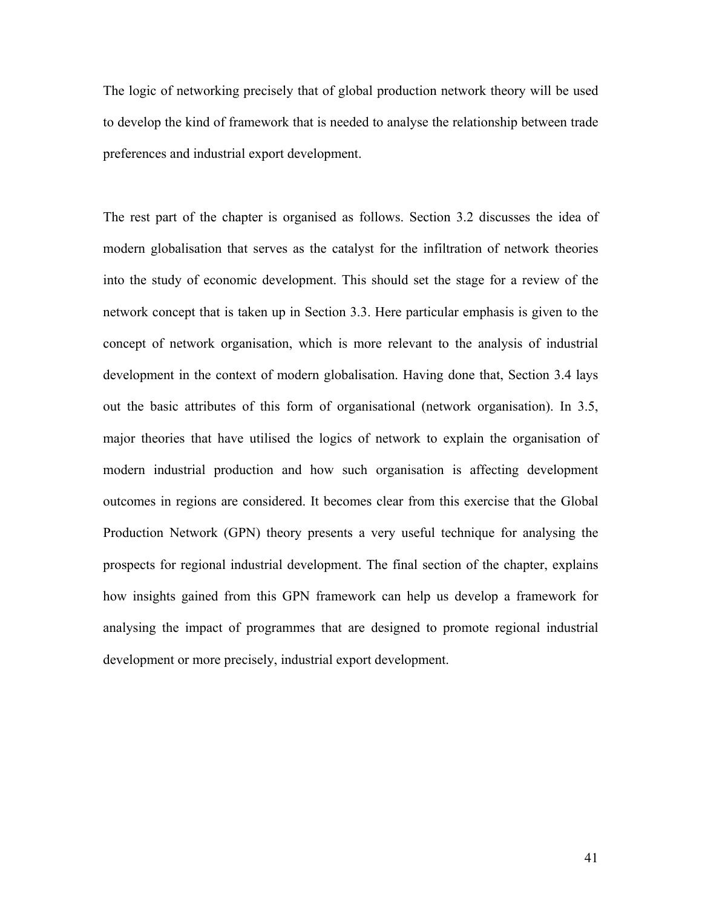The logic of networking precisely that of global production network theory will be used to develop the kind of framework that is needed to analyse the relationship between trade preferences and industrial export development.

The rest part of the chapter is organised as follows. Section 3.2 discusses the idea of modern globalisation that serves as the catalyst for the infiltration of network theories into the study of economic development. This should set the stage for a review of the network concept that is taken up in Section 3.3. Here particular emphasis is given to the concept of network organisation, which is more relevant to the analysis of industrial development in the context of modern globalisation. Having done that, Section 3.4 lays out the basic attributes of this form of organisational (network organisation). In 3.5, major theories that have utilised the logics of network to explain the organisation of modern industrial production and how such organisation is affecting development outcomes in regions are considered. It becomes clear from this exercise that the Global Production Network (GPN) theory presents a very useful technique for analysing the prospects for regional industrial development. The final section of the chapter, explains how insights gained from this GPN framework can help us develop a framework for analysing the impact of programmes that are designed to promote regional industrial development or more precisely, industrial export development.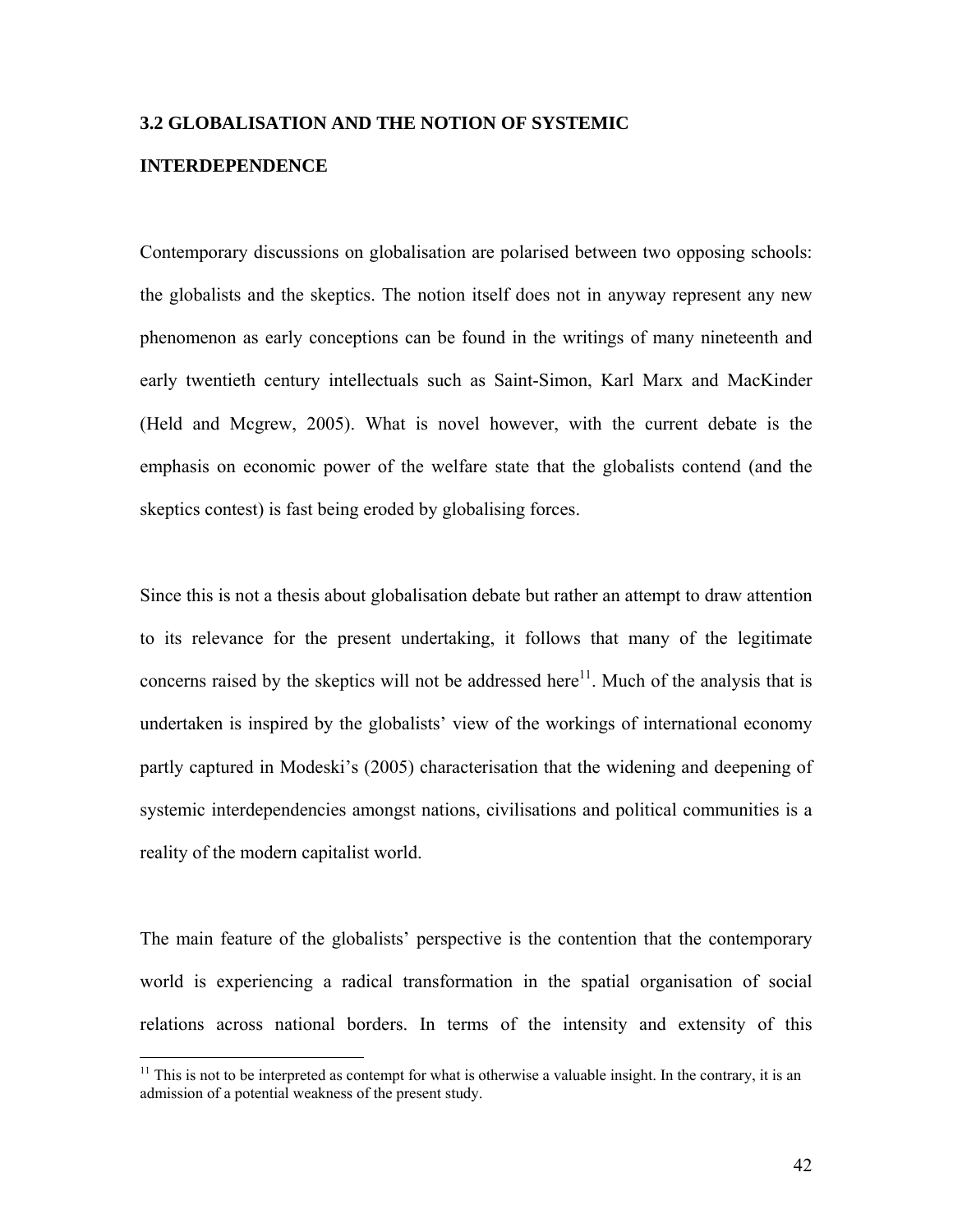## 3.2 GLOBALISATION AND THE NOTION OF SYSTEMIC INTERDEPENDENCE

Contemporary discussions on globalisation are polarised between two opposing schools: the globalists and the skeptics. The notion itself does not in anyway represent any new phenomenon as early conceptions can be found in the writings of many nineteenth and early twentieth century intellectuals such as Saint-Simon, Karl Marx and MacKinder (Held and Mcgrew, 2005). What is novel however, with the current debate is the emphasis on economic power of the welfare state that the globalists contend (and the skeptics contest) is fast being eroded by globalising forces.

Since this is not a thesis about globalisation debate but rather an attempt to draw attention to its relevance for the present undertaking, it follows that many of the legitimate concerns raised by the skeptics will not be addressed here[11]. Much of the analysis that is undertaken is inspired by the globalists' view of the workings of international economy partly captured in Modeski's (2005) characterisation that the widening and deepening of systemic interdependencies amongst nations, civilisations and political communities is a reality of the modern capitalist world.

The main feature of the globalists' perspective is the contention that the contemporary world is experiencing a radical transformation in the spatial organisation of social relations across national borders. In terms of the intensity and extensity of this

[11] This is not to be interpreted as contempt for what is otherwise a valuable insight. In the contrary, it is an admission of a potential weakness of the present study.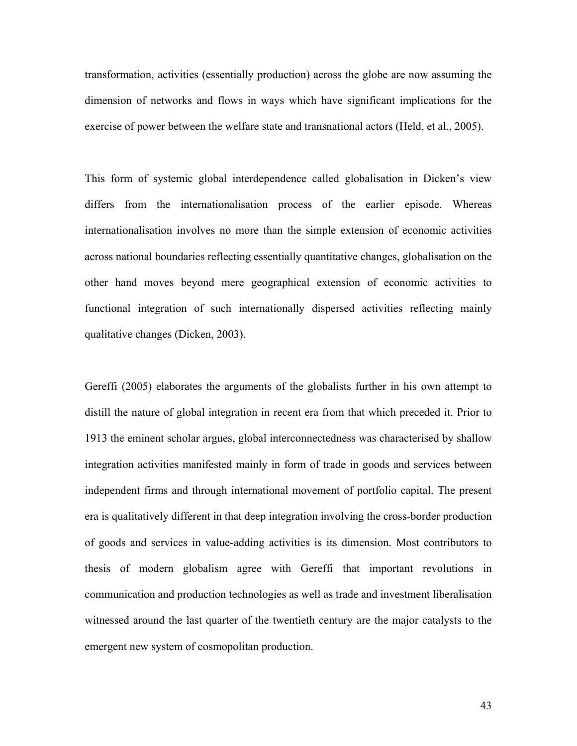transformation, activities (essentially production) across the globe are now assuming the dimension of networks and flows in ways which have significant implications for the exercise of power between the welfare state and transnational actors (Held, et al., 2005).

This form of systemic global interdependence called globalisation in Dicken's view differs from the internationalisation process of the earlier episode. Whereas internationalisation involves no more than the simple extension of economic activities across national boundaries reflecting essentially quantitative changes, globalisation on the other hand moves beyond mere geographical extension of economic activities to functional integration of such internationally dispersed activities reflecting mainly qualitative changes (Dicken, 2003).

Gereffi (2005) elaborates the arguments of the globalists further in his own attempt to distill the nature of global integration in recent era from that which preceded it. Prior to 1913 the eminent scholar argues, global interconnectedness was characterised by shallow integration activities manifested mainly in form of trade in goods and services between independent firms and through international movement of portfolio capital. The present era is qualitatively different in that deep integration involving the cross-border production of goods and services in value-adding activities is its dimension. Most contributors to thesis of modern globalism agree with Gereffi that important revolutions in communication and production technologies as well as trade and investment liberalisation witnessed around the last quarter of the twentieth century are the major catalysts to the emergent new system of cosmopolitan production.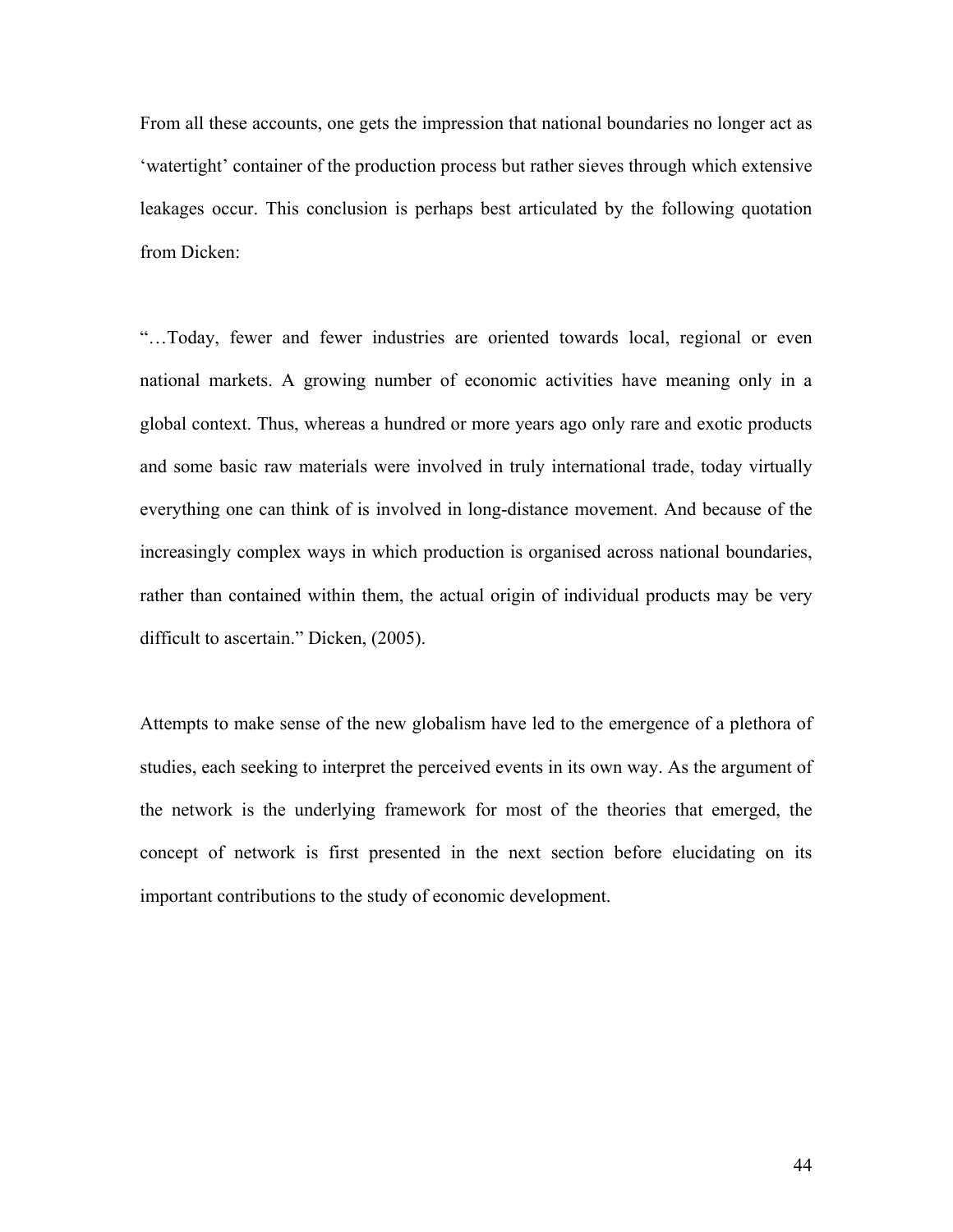From all these accounts, one gets the impression that national boundaries no longer act as 'watertight' container of the production process but rather sieves through which extensive leakages occur. This conclusion is perhaps best articulated by the following quotation from Dicken:

"…Today, fewer and fewer industries are oriented towards local, regional or even national markets. A growing number of economic activities have meaning only in a global context. Thus, whereas a hundred or more years ago only rare and exotic products and some basic raw materials were involved in truly international trade, today virtually everything one can think of is involved in long-distance movement. And because of the increasingly complex ways in which production is organised across national boundaries, rather than contained within them, the actual origin of individual products may be very difficult to ascertain." Dicken, (2005).

Attempts to make sense of the new globalism have led to the emergence of a plethora of studies, each seeking to interpret the perceived events in its own way. As the argument of the network is the underlying framework for most of the theories that emerged, the concept of network is first presented in the next section before elucidating on its important contributions to the study of economic development.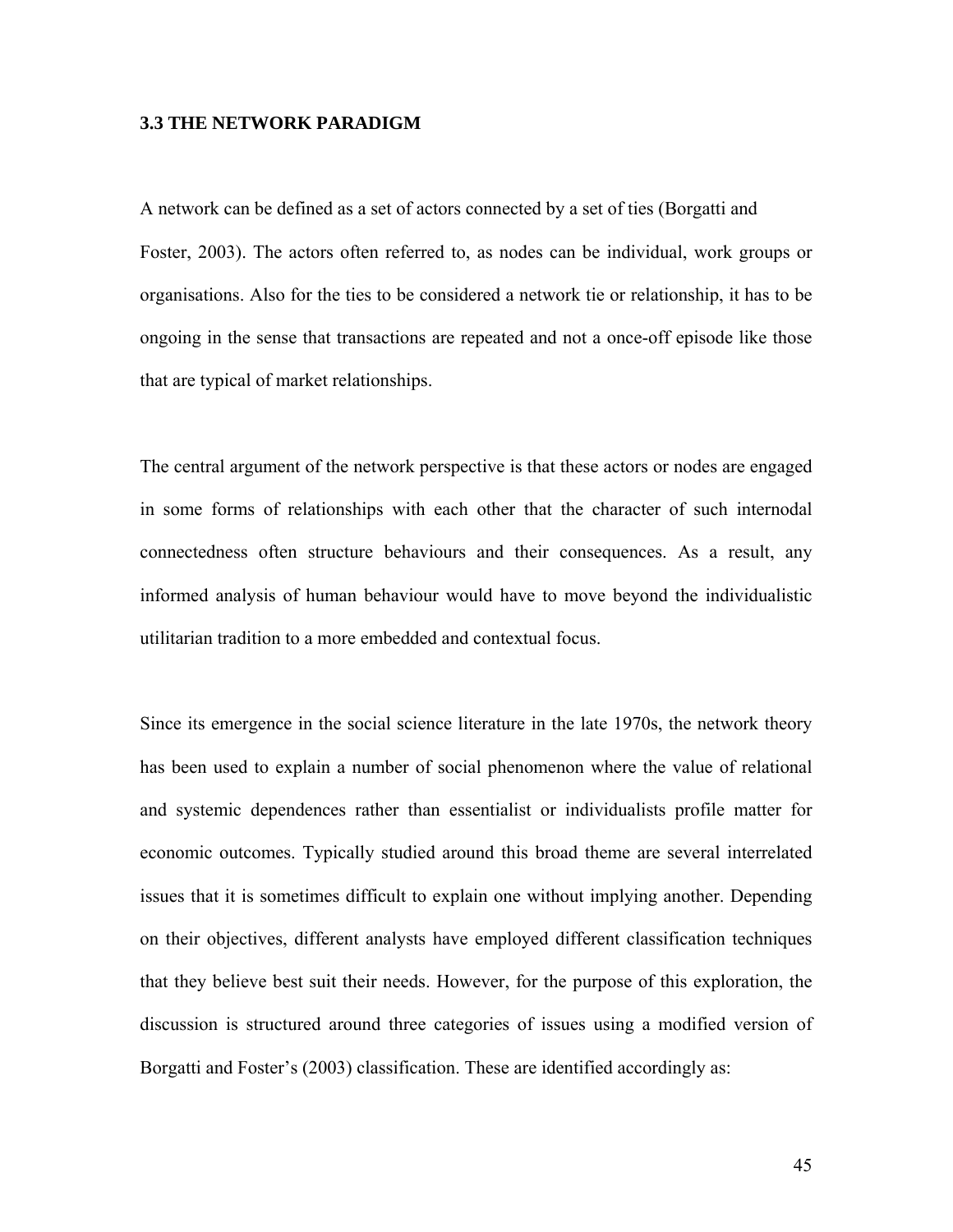### 3.3 THE NETWORK PARADIGM

A network can be defined as a set of actors connected by a set of ties (Borgatti and Foster, 2003). The actors often referred to, as nodes can be individual, work groups or organisations. Also for the ties to be considered a network tie or relationship, it has to be ongoing in the sense that transactions are repeated and not a once-off episode like those that are typical of market relationships.

The central argument of the network perspective is that these actors or nodes are engaged in some forms of relationships with each other that the character of such internodal connectedness often structure behaviours and their consequences. As a result, any informed analysis of human behaviour would have to move beyond the individualistic utilitarian tradition to a more embedded and contextual focus.

Since its emergence in the social science literature in the late 1970s, the network theory has been used to explain a number of social phenomenon where the value of relational and systemic dependences rather than essentialist or individualists profile matter for economic outcomes. Typically studied around this broad theme are several interrelated issues that it is sometimes difficult to explain one without implying another. Depending on their objectives, different analysts have employed different classification techniques that they believe best suit their needs. However, for the purpose of this exploration, the discussion is structured around three categories of issues using a modified version of Borgatti and Foster's (2003) classification. These are identified accordingly as: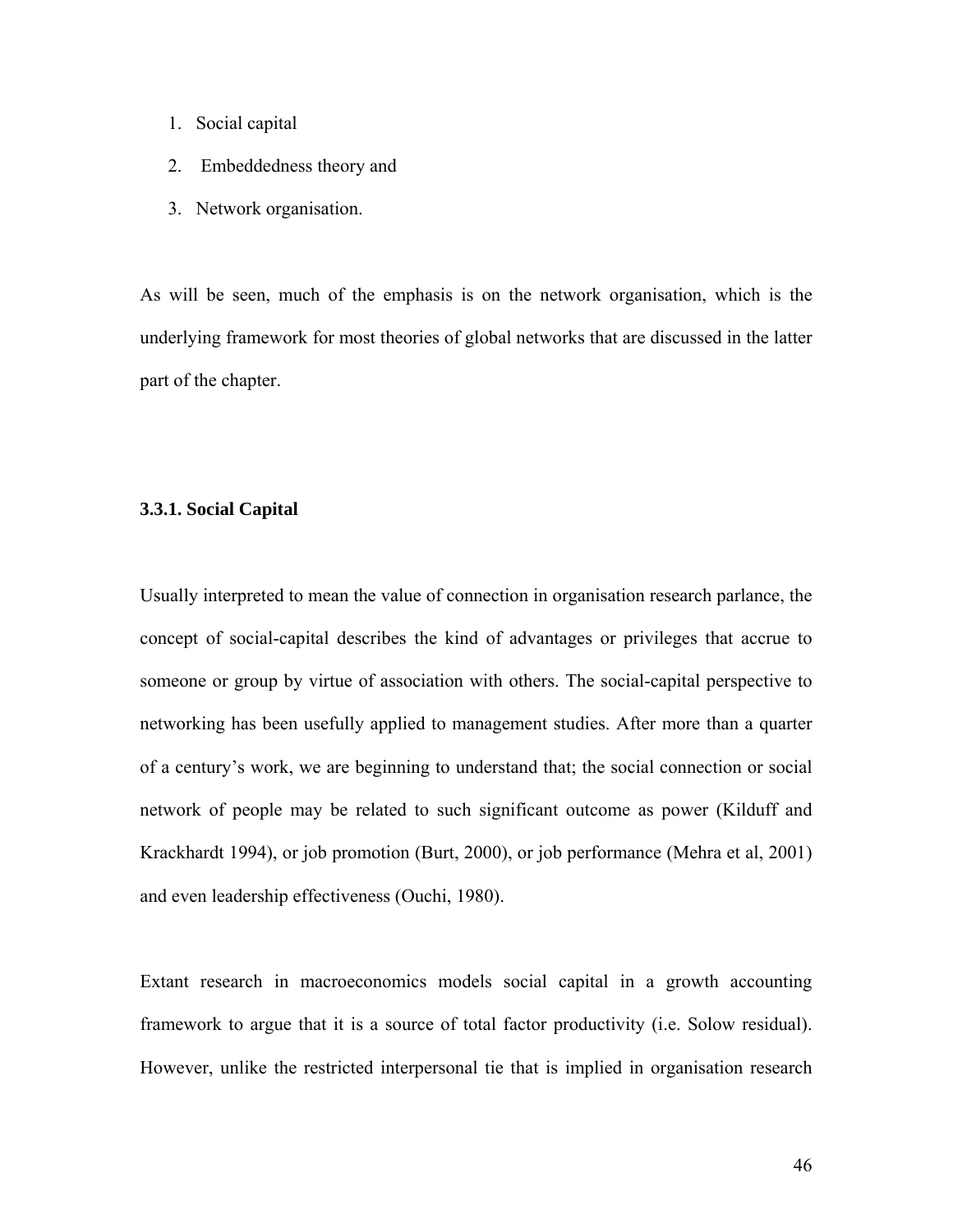1. Social capital
2. Embeddedness theory and
3. Network organisation.

As will be seen, much of the emphasis is on the network organisation, which is the underlying framework for most theories of global networks that are discussed in the latter part of the chapter.

### 3.3.1. Social Capital

Usually interpreted to mean the value of connection in organisation research parlance, the concept of social-capital describes the kind of advantages or privileges that accrue to someone or group by virtue of association with others. The social-capital perspective to networking has been usefully applied to management studies. After more than a quarter of a century's work, we are beginning to understand that; the social connection or social network of people may be related to such significant outcome as power (Kilduff and Krackhardt 1994), or job promotion (Burt, 2000), or job performance (Mehra et al, 2001) and even leadership effectiveness (Ouchi, 1980).

Extant research in macroeconomics models social capital in a growth accounting framework to argue that it is a source of total factor productivity (i.e. Solow residual). However, unlike the restricted interpersonal tie that is implied in organisation research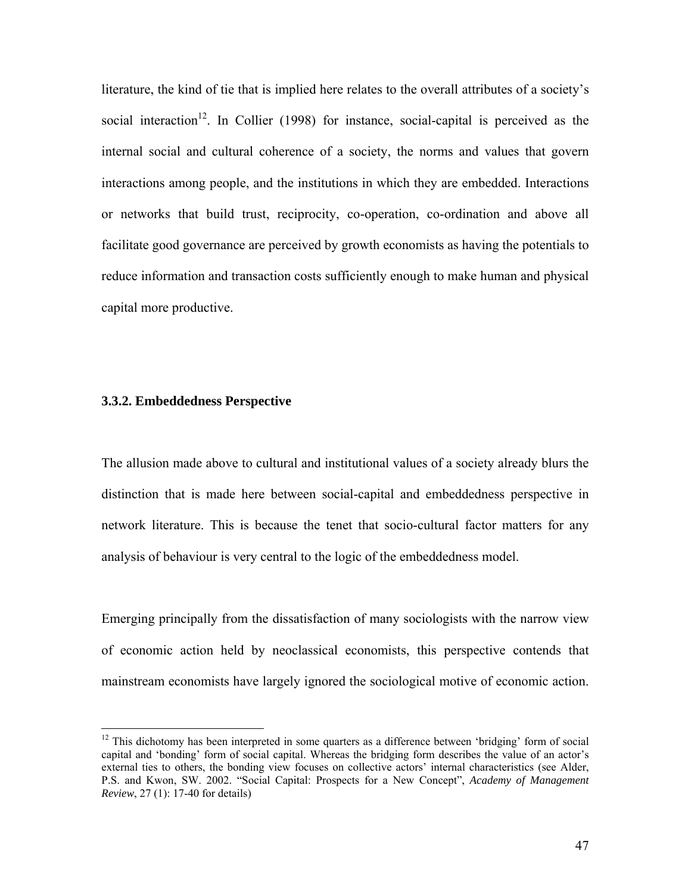literature, the kind of tie that is implied here relates to the overall attributes of a society's social interaction[12]. In Collier (1998) for instance, social-capital is perceived as the internal social and cultural coherence of a society, the norms and values that govern interactions among people, and the institutions in which they are embedded. Interactions or networks that build trust, reciprocity, co-operation, co-ordination and above all facilitate good governance are perceived by growth economists as having the potentials to reduce information and transaction costs sufficiently enough to make human and physical capital more productive.

### 3.3.2. Embeddedness Perspective

The allusion made above to cultural and institutional values of a society already blurs the distinction that is made here between social-capital and embeddedness perspective in network literature. This is because the tenet that socio-cultural factor matters for any analysis of behaviour is very central to the logic of the embeddedness model.

Emerging principally from the dissatisfaction of many sociologists with the narrow view of economic action held by neoclassical economists, this perspective contends that mainstream economists have largely ignored the sociological motive of economic action.

---

[12] This dichotomy has been interpreted in some quarters as a difference between 'bridging' form of social capital and 'bonding' form of social capital. Whereas the bridging form describes the value of an actor's external ties to others, the bonding view focuses on collective actors' internal characteristics (see Alder, P.S. and Kwon, SW. 2002. "Social Capital: Prospects for a New Concept", *Academy of Management Review*, 27 (1): 17-40 for details)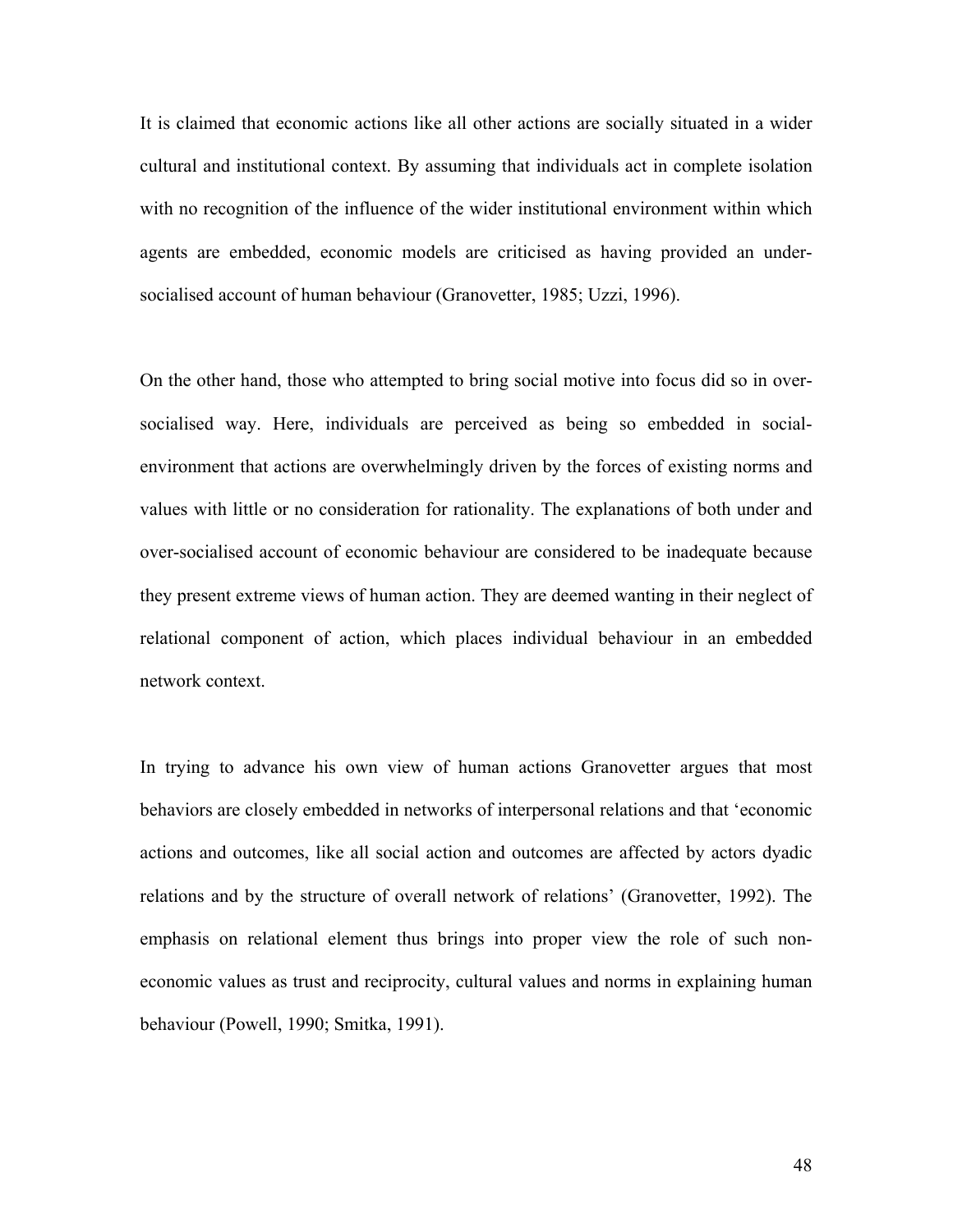It is claimed that economic actions like all other actions are socially situated in a wider cultural and institutional context. By assuming that individuals act in complete isolation with no recognition of the influence of the wider institutional environment within which agents are embedded, economic models are criticised as having provided an under-socialised account of human behaviour (Granovetter, 1985; Uzzi, 1996).

On the other hand, those who attempted to bring social motive into focus did so in over-socialised way. Here, individuals are perceived as being so embedded in social-environment that actions are overwhelmingly driven by the forces of existing norms and values with little or no consideration for rationality. The explanations of both under and over-socialised account of economic behaviour are considered to be inadequate because they present extreme views of human action. They are deemed wanting in their neglect of relational component of action, which places individual behaviour in an embedded network context.

In trying to advance his own view of human actions Granovetter argues that most behaviors are closely embedded in networks of interpersonal relations and that 'economic actions and outcomes, like all social action and outcomes are affected by actors dyadic relations and by the structure of overall network of relations' (Granovetter, 1992). The emphasis on relational element thus brings into proper view the role of such non-economic values as trust and reciprocity, cultural values and norms in explaining human behaviour (Powell, 1990; Smitka, 1991).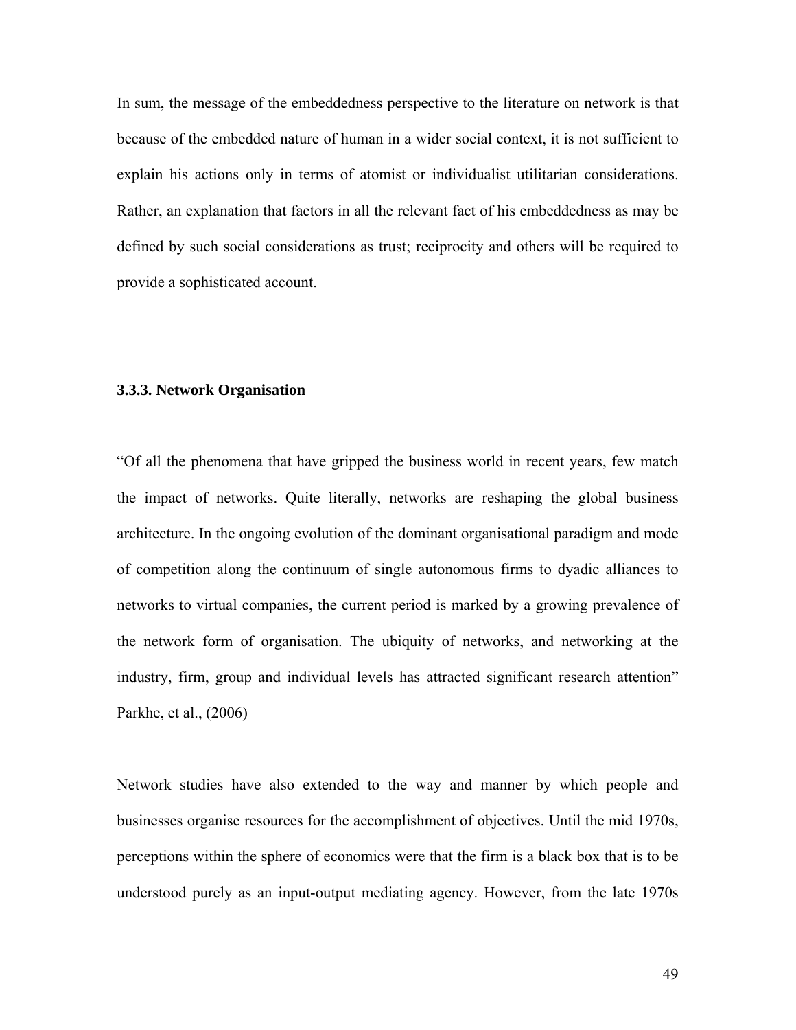In sum, the message of the embeddedness perspective to the literature on network is that because of the embedded nature of human in a wider social context, it is not sufficient to explain his actions only in terms of atomist or individualist utilitarian considerations. Rather, an explanation that factors in all the relevant fact of his embeddedness as may be defined by such social considerations as trust; reciprocity and others will be required to provide a sophisticated account.

### 3.3.3. Network Organisation

"Of all the phenomena that have gripped the business world in recent years, few match the impact of networks. Quite literally, networks are reshaping the global business architecture. In the ongoing evolution of the dominant organisational paradigm and mode of competition along the continuum of single autonomous firms to dyadic alliances to networks to virtual companies, the current period is marked by a growing prevalence of the network form of organisation. The ubiquity of networks, and networking at the industry, firm, group and individual levels has attracted significant research attention" Parkhe, et al., (2006)

Network studies have also extended to the way and manner by which people and businesses organise resources for the accomplishment of objectives. Until the mid 1970s, perceptions within the sphere of economics were that the firm is a black box that is to be understood purely as an input-output mediating agency. However, from the late 1970s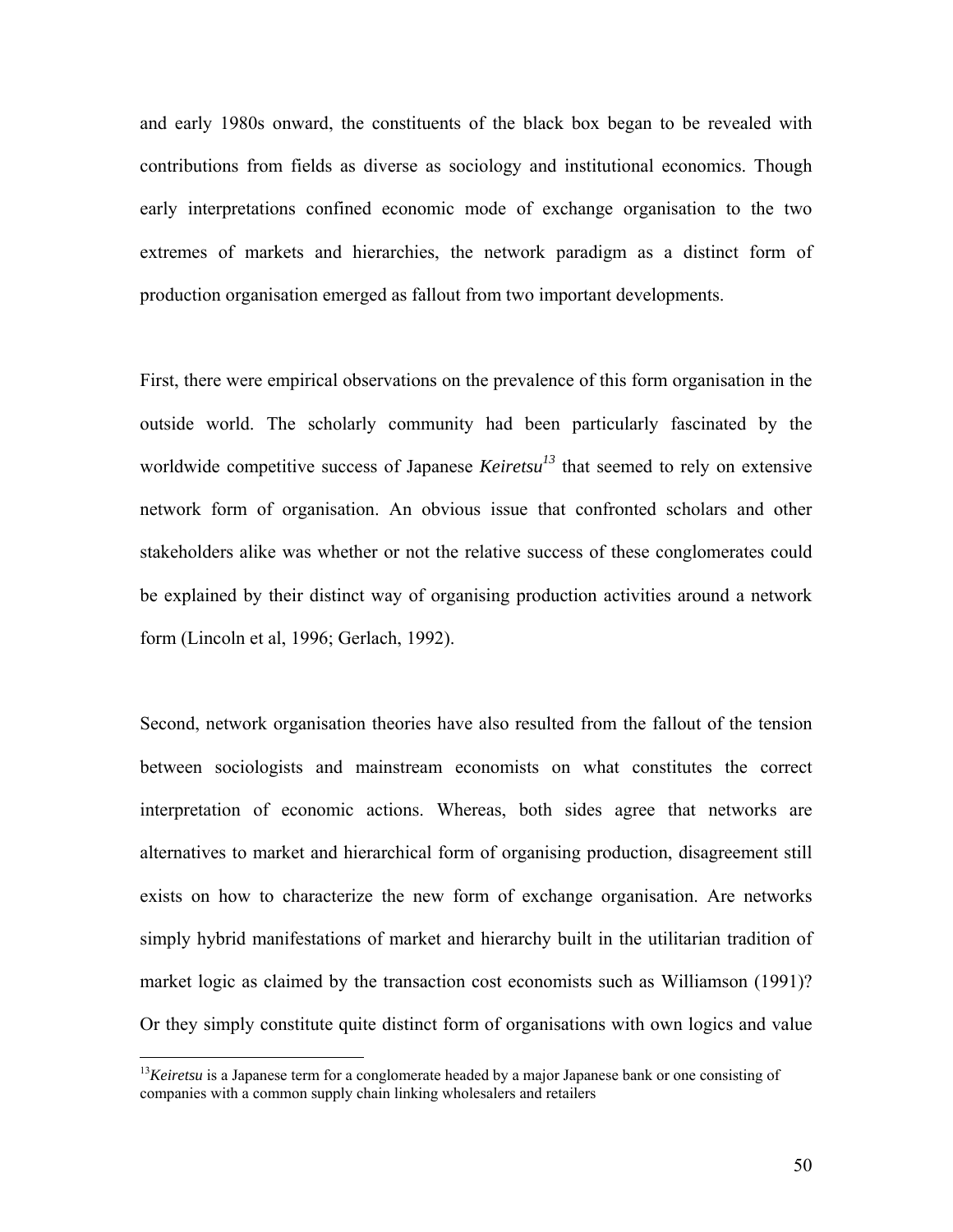and early 1980s onward, the constituents of the black box began to be revealed with contributions from fields as diverse as sociology and institutional economics. Though early interpretations confined economic mode of exchange organisation to the two extremes of markets and hierarchies, the network paradigm as a distinct form of production organisation emerged as fallout from two important developments.

First, there were empirical observations on the prevalence of this form organisation in the outside world. The scholarly community had been particularly fascinated by the worldwide competitive success of Japanese *Keiretsu*[13] that seemed to rely on extensive network form of organisation. An obvious issue that confronted scholars and other stakeholders alike was whether or not the relative success of these conglomerates could be explained by their distinct way of organising production activities around a network form (Lincoln et al, 1996; Gerlach, 1992).

Second, network organisation theories have also resulted from the fallout of the tension between sociologists and mainstream economists on what constitutes the correct interpretation of economic actions. Whereas, both sides agree that networks are alternatives to market and hierarchical form of organising production, disagreement still exists on how to characterize the new form of exchange organisation. Are networks simply hybrid manifestations of market and hierarchy built in the utilitarian tradition of market logic as claimed by the transaction cost economists such as Williamson (1991)? Or they simply constitute quite distinct form of organisations with own logics and value

[13] *Keiretsu* is a Japanese term for a conglomerate headed by a major Japanese bank or one consisting of companies with a common supply chain linking wholesalers and retailers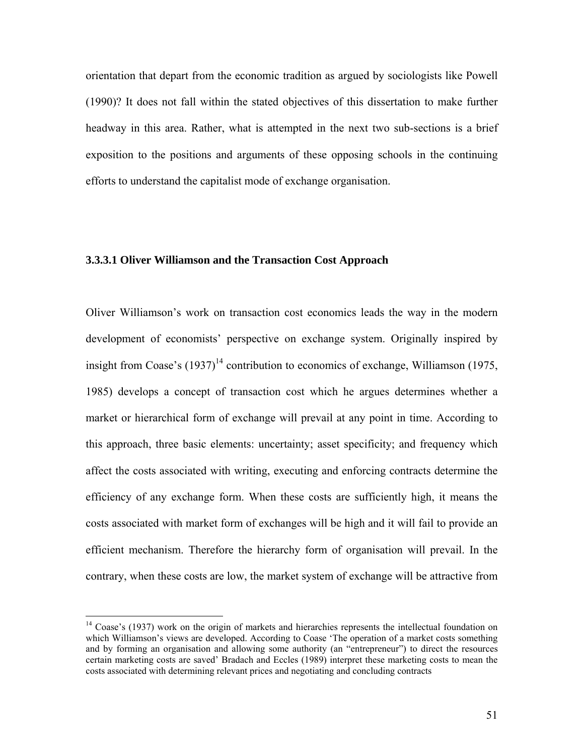orientation that depart from the economic tradition as argued by sociologists like Powell (1990)? It does not fall within the stated objectives of this dissertation to make further headway in this area. Rather, what is attempted in the next two sub-sections is a brief exposition to the positions and arguments of these opposing schools in the continuing efforts to understand the capitalist mode of exchange organisation.

### 3.3.3.1 Oliver Williamson and the Transaction Cost Approach

Oliver Williamson's work on transaction cost economics leads the way in the modern development of economists' perspective on exchange system. Originally inspired by insight from Coase's (1937)[14] contribution to economics of exchange, Williamson (1975, 1985) develops a concept of transaction cost which he argues determines whether a market or hierarchical form of exchange will prevail at any point in time. According to this approach, three basic elements: uncertainty; asset specificity; and frequency which affect the costs associated with writing, executing and enforcing contracts determine the efficiency of any exchange form. When these costs are sufficiently high, it means the costs associated with market form of exchanges will be high and it will fail to provide an efficient mechanism. Therefore the hierarchy form of organisation will prevail. In the contrary, when these costs are low, the market system of exchange will be attractive from

---

[14] Coase's (1937) work on the origin of markets and hierarchies represents the intellectual foundation on which Williamson's views are developed. According to Coase 'The operation of a market costs something and by forming an organisation and allowing some authority (an "entrepreneur") to direct the resources certain marketing costs are saved' Bradach and Eccles (1989) interpret these marketing costs to mean the costs associated with determining relevant prices and negotiating and concluding contracts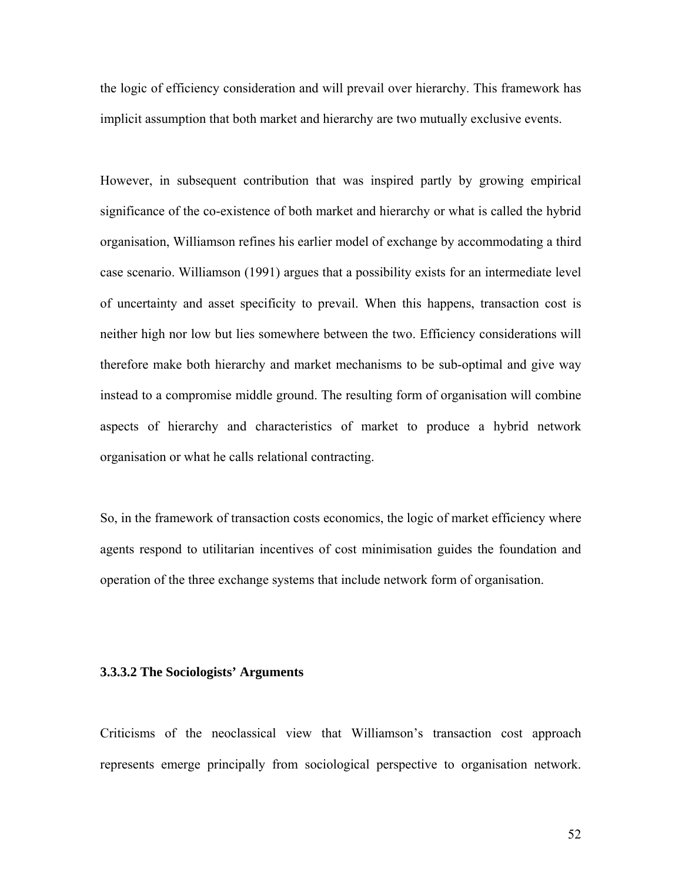the logic of efficiency consideration and will prevail over hierarchy. This framework has implicit assumption that both market and hierarchy are two mutually exclusive events.

However, in subsequent contribution that was inspired partly by growing empirical significance of the co-existence of both market and hierarchy or what is called the hybrid organisation, Williamson refines his earlier model of exchange by accommodating a third case scenario. Williamson (1991) argues that a possibility exists for an intermediate level of uncertainty and asset specificity to prevail. When this happens, transaction cost is neither high nor low but lies somewhere between the two. Efficiency considerations will therefore make both hierarchy and market mechanisms to be sub-optimal and give way instead to a compromise middle ground. The resulting form of organisation will combine aspects of hierarchy and characteristics of market to produce a hybrid network organisation or what he calls relational contracting.

So, in the framework of transaction costs economics, the logic of market efficiency where agents respond to utilitarian incentives of cost minimisation guides the foundation and operation of the three exchange systems that include network form of organisation.

#### 3.3.3.2 The Sociologists' Arguments

Criticisms of the neoclassical view that Williamson's transaction cost approach represents emerge principally from sociological perspective to organisation network.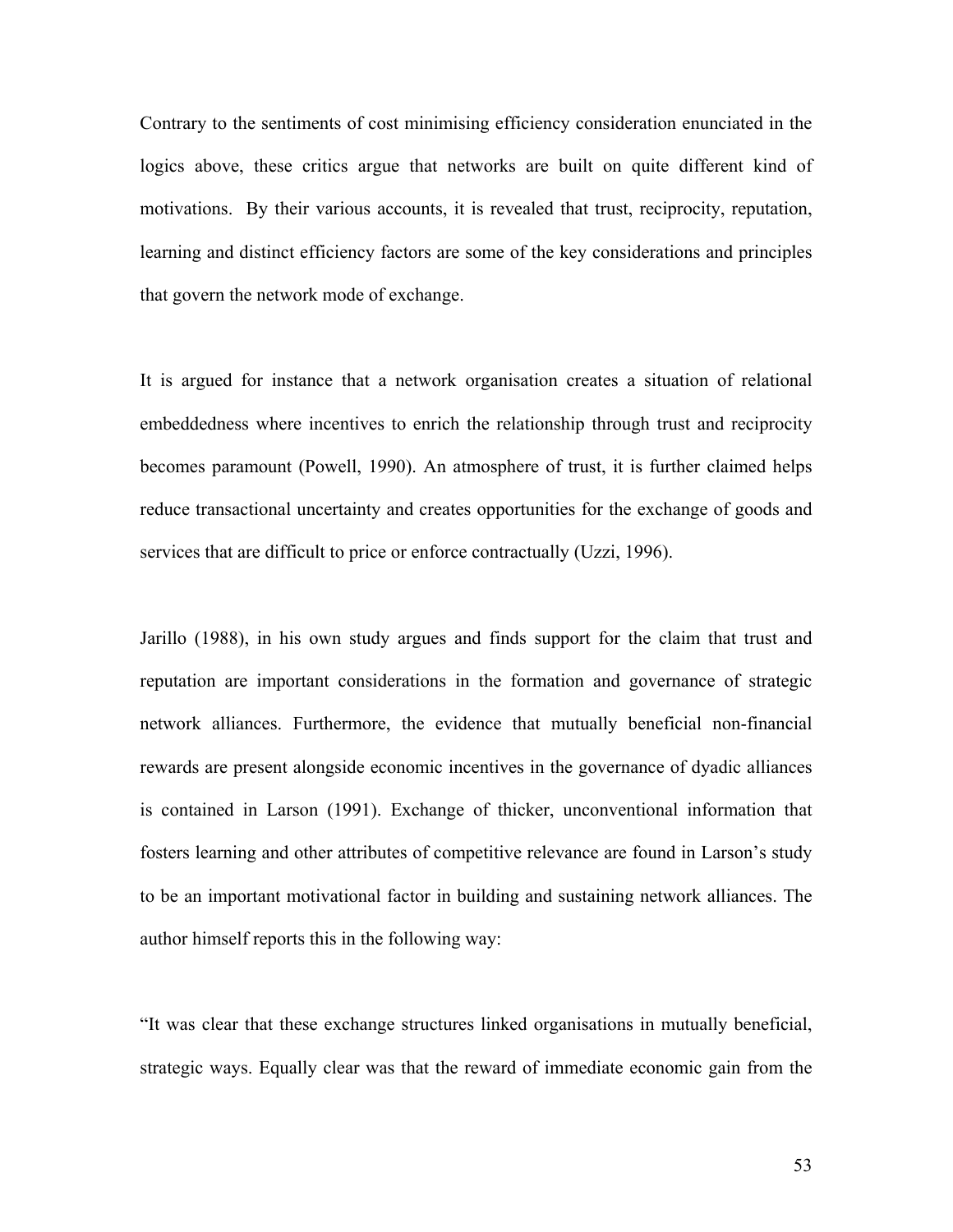Contrary to the sentiments of cost minimising efficiency consideration enunciated in the logics above, these critics argue that networks are built on quite different kind of motivations.  By their various accounts, it is revealed that trust, reciprocity, reputation, learning and distinct efficiency factors are some of the key considerations and principles that govern the network mode of exchange.

It is argued for instance that a network organisation creates a situation of relational embeddedness where incentives to enrich the relationship through trust and reciprocity becomes paramount (Powell, 1990). An atmosphere of trust, it is further claimed helps reduce transactional uncertainty and creates opportunities for the exchange of goods and services that are difficult to price or enforce contractually (Uzzi, 1996).

Jarillo (1988), in his own study argues and finds support for the claim that trust and reputation are important considerations in the formation and governance of strategic network alliances. Furthermore, the evidence that mutually beneficial non-financial rewards are present alongside economic incentives in the governance of dyadic alliances is contained in Larson (1991). Exchange of thicker, unconventional information that fosters learning and other attributes of competitive relevance are found in Larson's study to be an important motivational factor in building and sustaining network alliances. The author himself reports this in the following way:

"It was clear that these exchange structures linked organisations in mutually beneficial, strategic ways. Equally clear was that the reward of immediate economic gain from the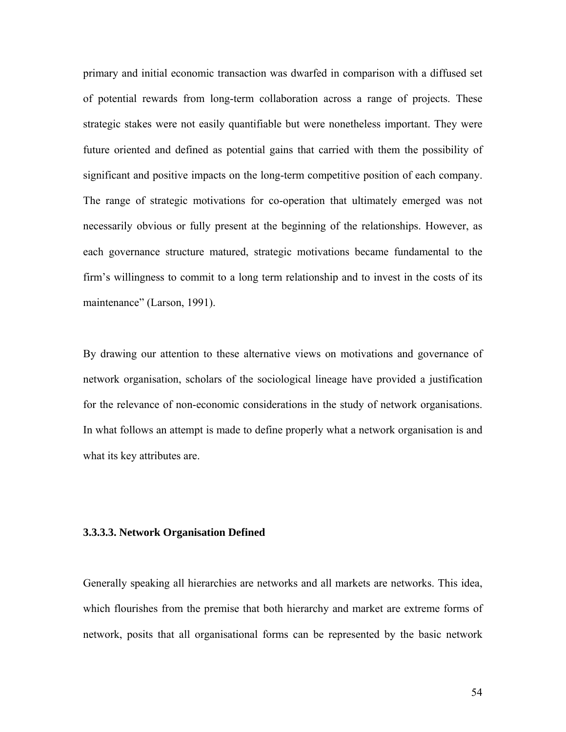primary and initial economic transaction was dwarfed in comparison with a diffused set of potential rewards from long-term collaboration across a range of projects. These strategic stakes were not easily quantifiable but were nonetheless important. They were future oriented and defined as potential gains that carried with them the possibility of significant and positive impacts on the long-term competitive position of each company. The range of strategic motivations for co-operation that ultimately emerged was not necessarily obvious or fully present at the beginning of the relationships. However, as each governance structure matured, strategic motivations became fundamental to the firm's willingness to commit to a long term relationship and to invest in the costs of its maintenance" (Larson, 1991).

By drawing our attention to these alternative views on motivations and governance of network organisation, scholars of the sociological lineage have provided a justification for the relevance of non-economic considerations in the study of network organisations. In what follows an attempt is made to define properly what a network organisation is and what its key attributes are.

#### 3.3.3.3. Network Organisation Defined

Generally speaking all hierarchies are networks and all markets are networks. This idea, which flourishes from the premise that both hierarchy and market are extreme forms of network, posits that all organisational forms can be represented by the basic network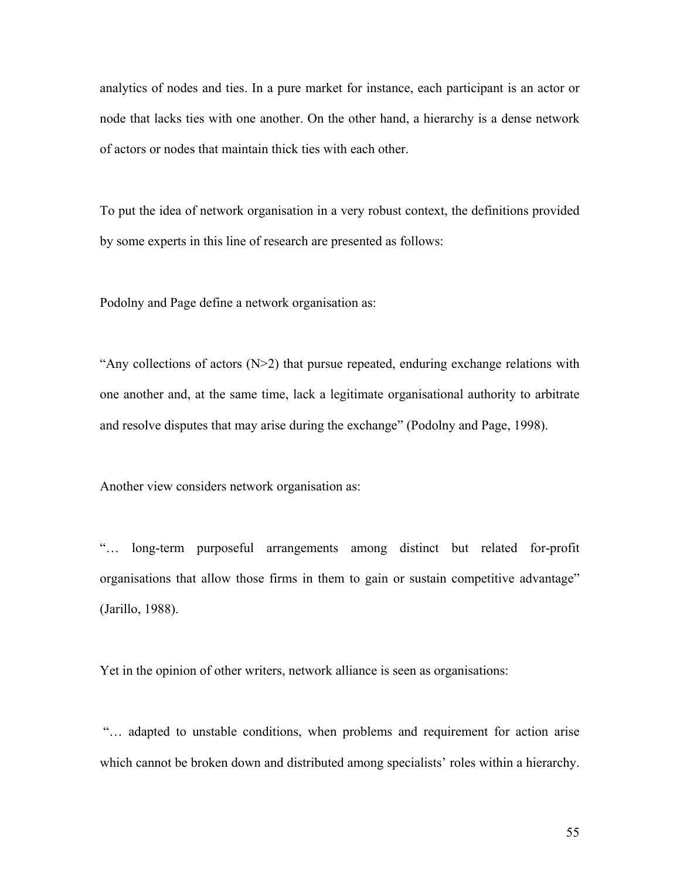analytics of nodes and ties. In a pure market for instance, each participant is an actor or node that lacks ties with one another. On the other hand, a hierarchy is a dense network of actors or nodes that maintain thick ties with each other.

To put the idea of network organisation in a very robust context, the definitions provided by some experts in this line of research are presented as follows:

Podolny and Page define a network organisation as:

"Any collections of actors (N>2) that pursue repeated, enduring exchange relations with one another and, at the same time, lack a legitimate organisational authority to arbitrate and resolve disputes that may arise during the exchange" (Podolny and Page, 1998).

Another view considers network organisation as:

"… long-term purposeful arrangements among distinct but related for-profit organisations that allow those firms in them to gain or sustain competitive advantage" (Jarillo, 1988).

Yet in the opinion of other writers, network alliance is seen as organisations:

"… adapted to unstable conditions, when problems and requirement for action arise which cannot be broken down and distributed among specialists' roles within a hierarchy.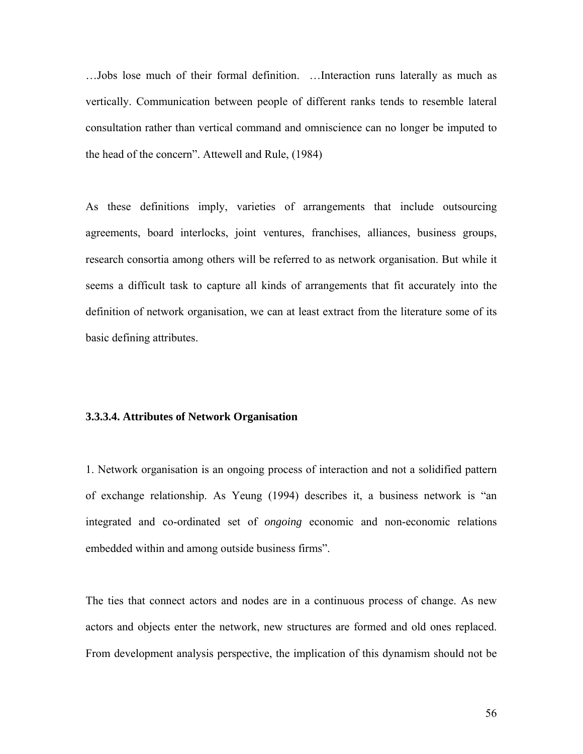…Jobs lose much of their formal definition. …Interaction runs laterally as much as vertically. Communication between people of different ranks tends to resemble lateral consultation rather than vertical command and omniscience can no longer be imputed to the head of the concern". Attewell and Rule, (1984)

As these definitions imply, varieties of arrangements that include outsourcing agreements, board interlocks, joint ventures, franchises, alliances, business groups, research consortia among others will be referred to as network organisation. But while it seems a difficult task to capture all kinds of arrangements that fit accurately into the definition of network organisation, we can at least extract from the literature some of its basic defining attributes.

#### 3.3.3.4. Attributes of Network Organisation

1. Network organisation is an ongoing process of interaction and not a solidified pattern of exchange relationship. As Yeung (1994) describes it, a business network is "an integrated and co-ordinated set of *ongoing* economic and non-economic relations embedded within and among outside business firms".

The ties that connect actors and nodes are in a continuous process of change. As new actors and objects enter the network, new structures are formed and old ones replaced. From development analysis perspective, the implication of this dynamism should not be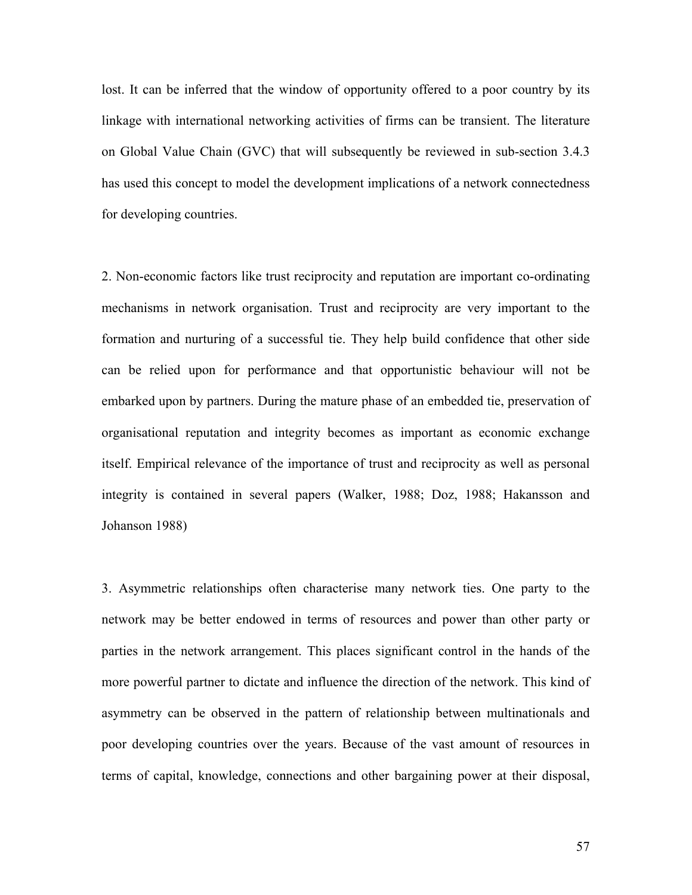lost. It can be inferred that the window of opportunity offered to a poor country by its linkage with international networking activities of firms can be transient. The literature on Global Value Chain (GVC) that will subsequently be reviewed in sub-section 3.4.3 has used this concept to model the development implications of a network connectedness for developing countries.

2. Non-economic factors like trust reciprocity and reputation are important co-ordinating mechanisms in network organisation. Trust and reciprocity are very important to the formation and nurturing of a successful tie. They help build confidence that other side can be relied upon for performance and that opportunistic behaviour will not be embarked upon by partners. During the mature phase of an embedded tie, preservation of organisational reputation and integrity becomes as important as economic exchange itself. Empirical relevance of the importance of trust and reciprocity as well as personal integrity is contained in several papers (Walker, 1988; Doz, 1988; Hakansson and Johanson 1988)

3. Asymmetric relationships often characterise many network ties. One party to the network may be better endowed in terms of resources and power than other party or parties in the network arrangement. This places significant control in the hands of the more powerful partner to dictate and influence the direction of the network. This kind of asymmetry can be observed in the pattern of relationship between multinationals and poor developing countries over the years. Because of the vast amount of resources in terms of capital, knowledge, connections and other bargaining power at their disposal,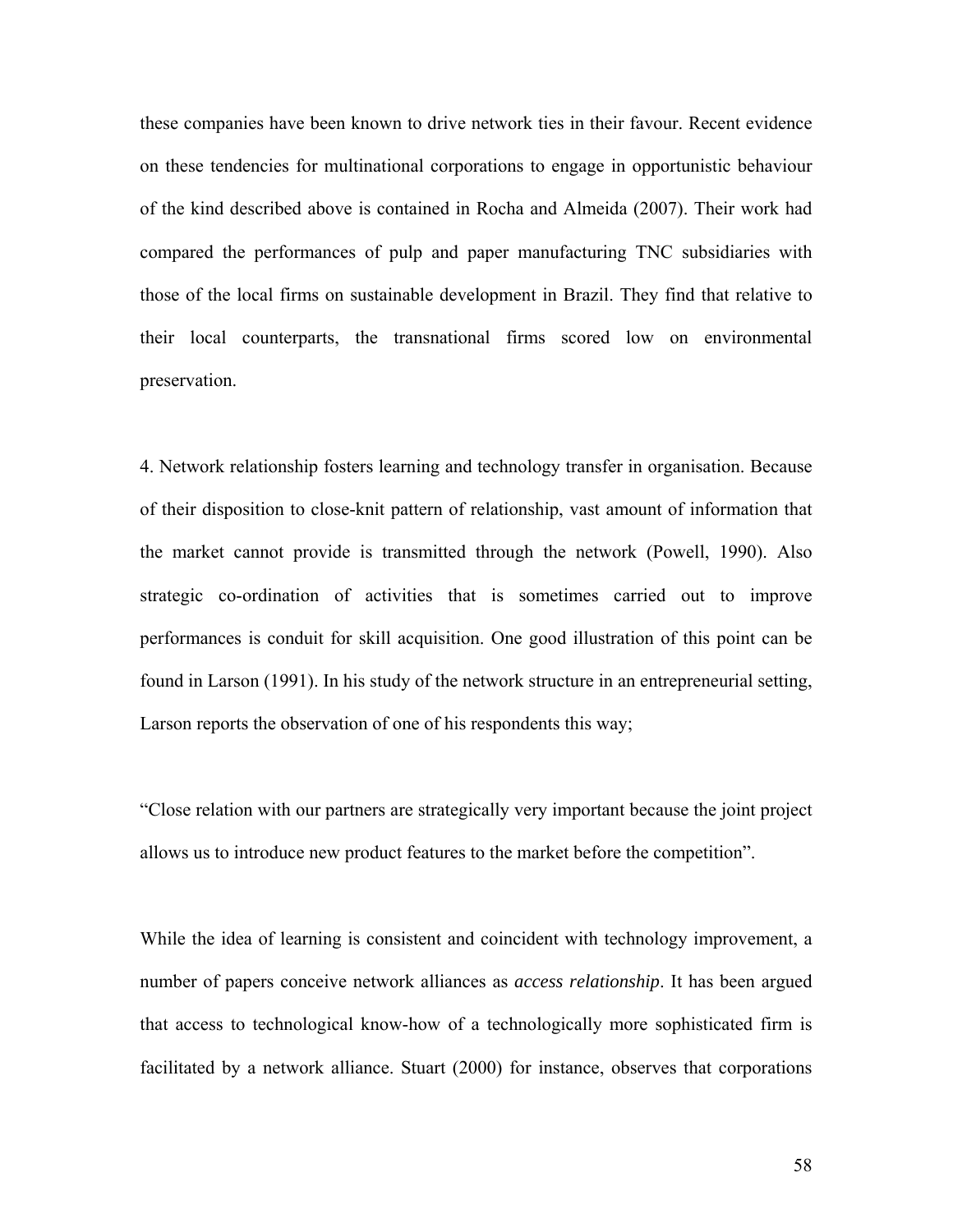these companies have been known to drive network ties in their favour. Recent evidence on these tendencies for multinational corporations to engage in opportunistic behaviour of the kind described above is contained in Rocha and Almeida (2007). Their work had compared the performances of pulp and paper manufacturing TNC subsidiaries with those of the local firms on sustainable development in Brazil. They find that relative to their local counterparts, the transnational firms scored low on environmental preservation.

4. Network relationship fosters learning and technology transfer in organisation. Because of their disposition to close-knit pattern of relationship, vast amount of information that the market cannot provide is transmitted through the network (Powell, 1990). Also strategic co-ordination of activities that is sometimes carried out to improve performances is conduit for skill acquisition. One good illustration of this point can be found in Larson (1991). In his study of the network structure in an entrepreneurial setting, Larson reports the observation of one of his respondents this way;

"Close relation with our partners are strategically very important because the joint project allows us to introduce new product features to the market before the competition".

While the idea of learning is consistent and coincident with technology improvement, a number of papers conceive network alliances as *access relationship*. It has been argued that access to technological know-how of a technologically more sophisticated firm is facilitated by a network alliance. Stuart (2000) for instance, observes that corporations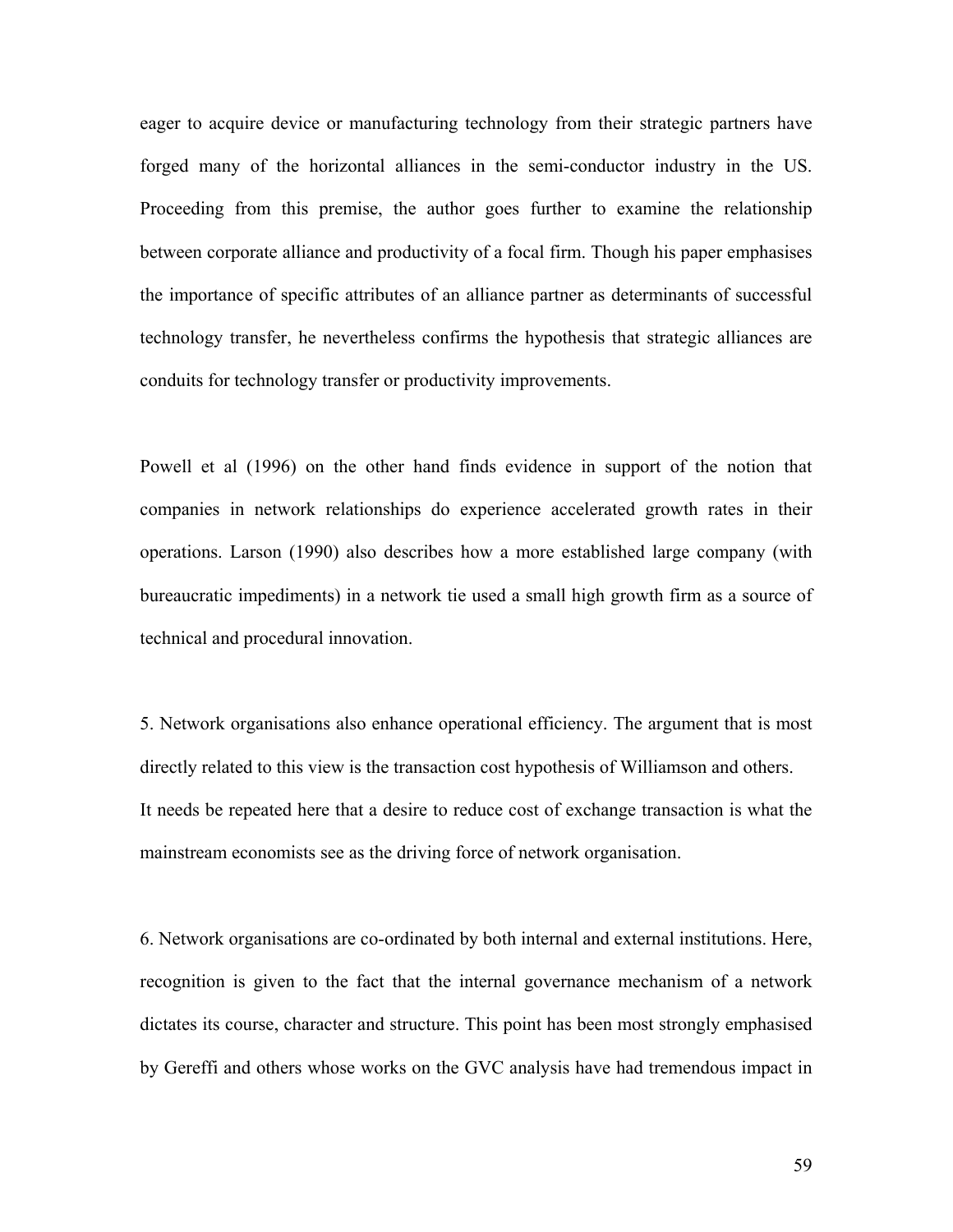eager to acquire device or manufacturing technology from their strategic partners have forged many of the horizontal alliances in the semi-conductor industry in the US. Proceeding from this premise, the author goes further to examine the relationship between corporate alliance and productivity of a focal firm. Though his paper emphasises the importance of specific attributes of an alliance partner as determinants of successful technology transfer, he nevertheless confirms the hypothesis that strategic alliances are conduits for technology transfer or productivity improvements.

Powell et al (1996) on the other hand finds evidence in support of the notion that companies in network relationships do experience accelerated growth rates in their operations. Larson (1990) also describes how a more established large company (with bureaucratic impediments) in a network tie used a small high growth firm as a source of technical and procedural innovation.

5. Network organisations also enhance operational efficiency. The argument that is most directly related to this view is the transaction cost hypothesis of Williamson and others. It needs be repeated here that a desire to reduce cost of exchange transaction is what the mainstream economists see as the driving force of network organisation.

6. Network organisations are co-ordinated by both internal and external institutions. Here, recognition is given to the fact that the internal governance mechanism of a network dictates its course, character and structure. This point has been most strongly emphasised by Gereffi and others whose works on the GVC analysis have had tremendous impact in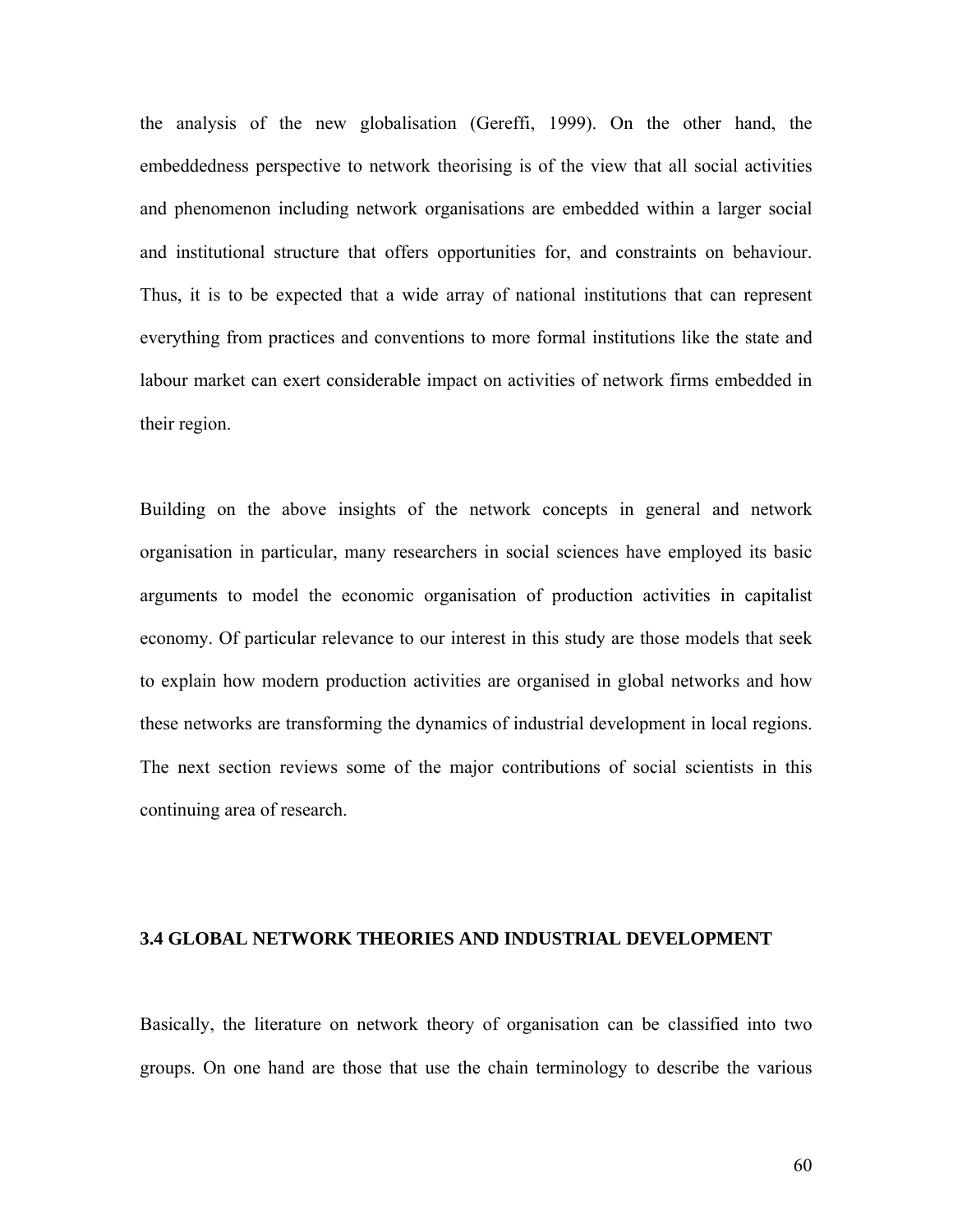the analysis of the new globalisation (Gereffi, 1999). On the other hand, the embeddedness perspective to network theorising is of the view that all social activities and phenomenon including network organisations are embedded within a larger social and institutional structure that offers opportunities for, and constraints on behaviour. Thus, it is to be expected that a wide array of national institutions that can represent everything from practices and conventions to more formal institutions like the state and labour market can exert considerable impact on activities of network firms embedded in their region.

Building on the above insights of the network concepts in general and network organisation in particular, many researchers in social sciences have employed its basic arguments to model the economic organisation of production activities in capitalist economy. Of particular relevance to our interest in this study are those models that seek to explain how modern production activities are organised in global networks and how these networks are transforming the dynamics of industrial development in local regions. The next section reviews some of the major contributions of social scientists in this continuing area of research.

### 3.4 GLOBAL NETWORK THEORIES AND INDUSTRIAL DEVELOPMENT

Basically, the literature on network theory of organisation can be classified into two groups. On one hand are those that use the chain terminology to describe the various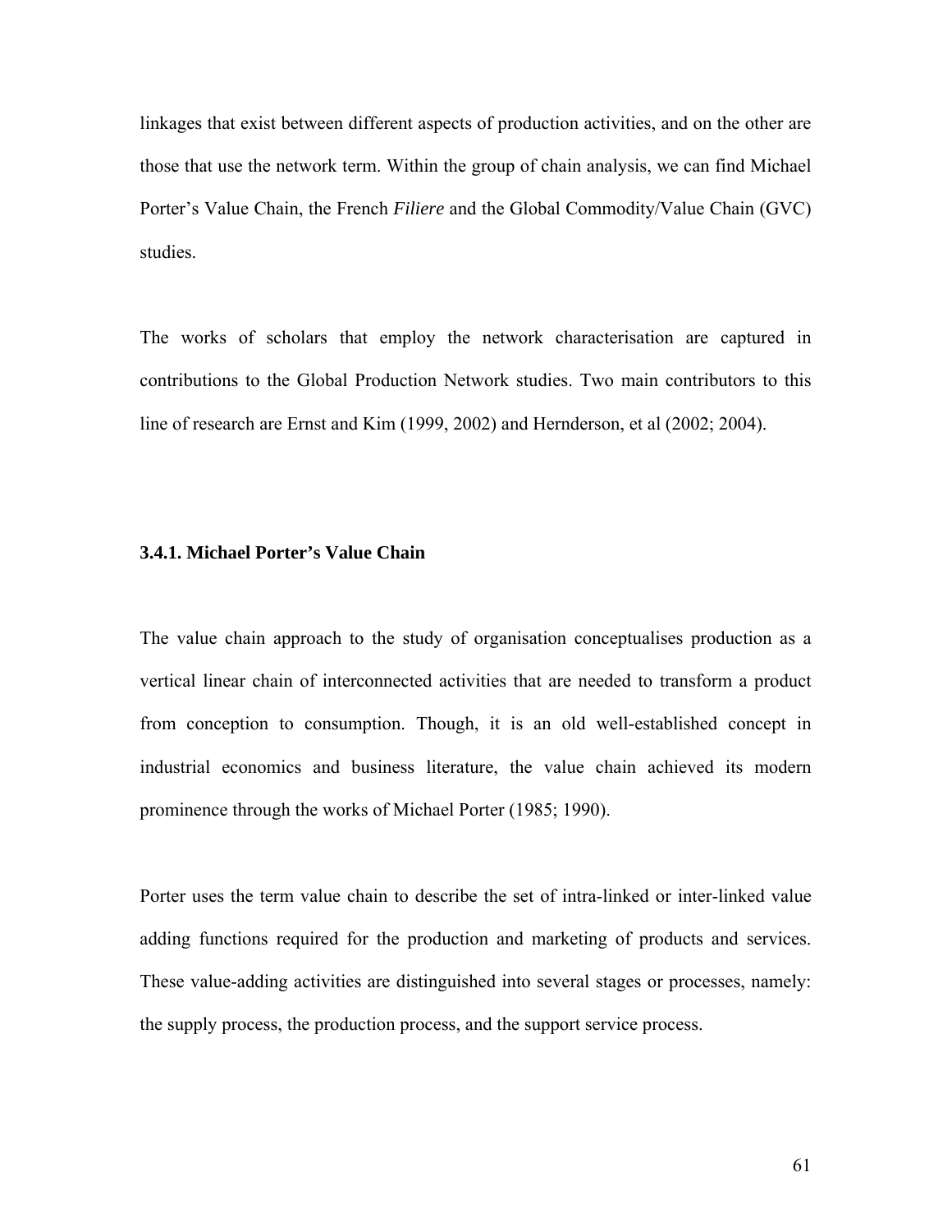linkages that exist between different aspects of production activities, and on the other are those that use the network term. Within the group of chain analysis, we can find Michael Porter's Value Chain, the French *Filiere* and the Global Commodity/Value Chain (GVC) studies.

The works of scholars that employ the network characterisation are captured in contributions to the Global Production Network studies. Two main contributors to this line of research are Ernst and Kim (1999, 2002) and Hernderson, et al (2002; 2004).

### 3.4.1. Michael Porter's Value Chain

The value chain approach to the study of organisation conceptualises production as a vertical linear chain of interconnected activities that are needed to transform a product from conception to consumption. Though, it is an old well-established concept in industrial economics and business literature, the value chain achieved its modern prominence through the works of Michael Porter (1985; 1990).

Porter uses the term value chain to describe the set of intra-linked or inter-linked value adding functions required for the production and marketing of products and services. These value-adding activities are distinguished into several stages or processes, namely: the supply process, the production process, and the support service process.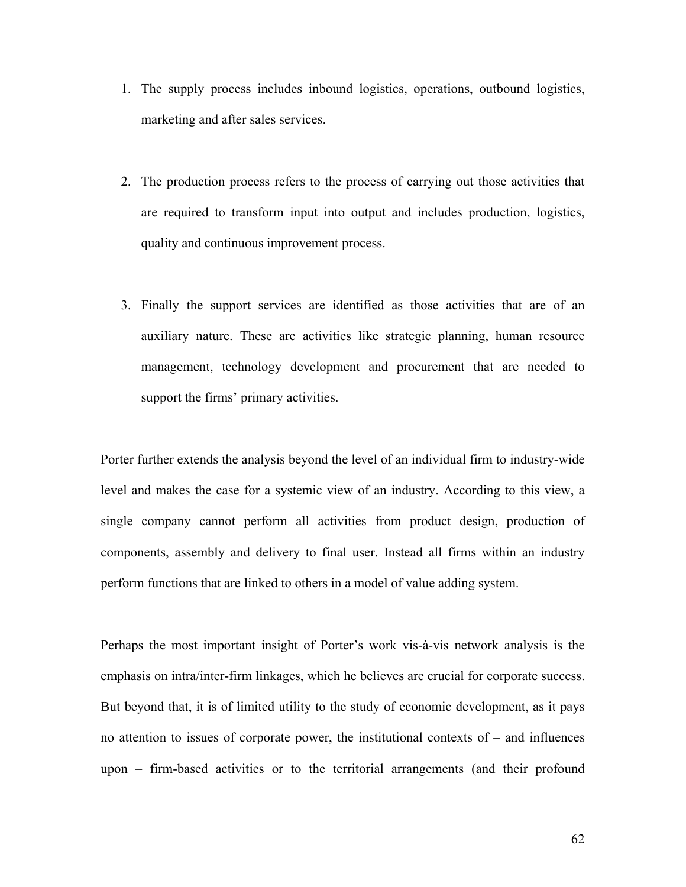1. The supply process includes inbound logistics, operations, outbound logistics, marketing and after sales services.

2. The production process refers to the process of carrying out those activities that are required to transform input into output and includes production, logistics, quality and continuous improvement process.

3. Finally the support services are identified as those activities that are of an auxiliary nature. These are activities like strategic planning, human resource management, technology development and procurement that are needed to support the firms' primary activities.

Porter further extends the analysis beyond the level of an individual firm to industry-wide level and makes the case for a systemic view of an industry. According to this view, a single company cannot perform all activities from product design, production of components, assembly and delivery to final user. Instead all firms within an industry perform functions that are linked to others in a model of value adding system.

Perhaps the most important insight of Porter's work vis-à-vis network analysis is the emphasis on intra/inter-firm linkages, which he believes are crucial for corporate success. But beyond that, it is of limited utility to the study of economic development, as it pays no attention to issues of corporate power, the institutional contexts of – and influences upon – firm-based activities or to the territorial arrangements (and their profound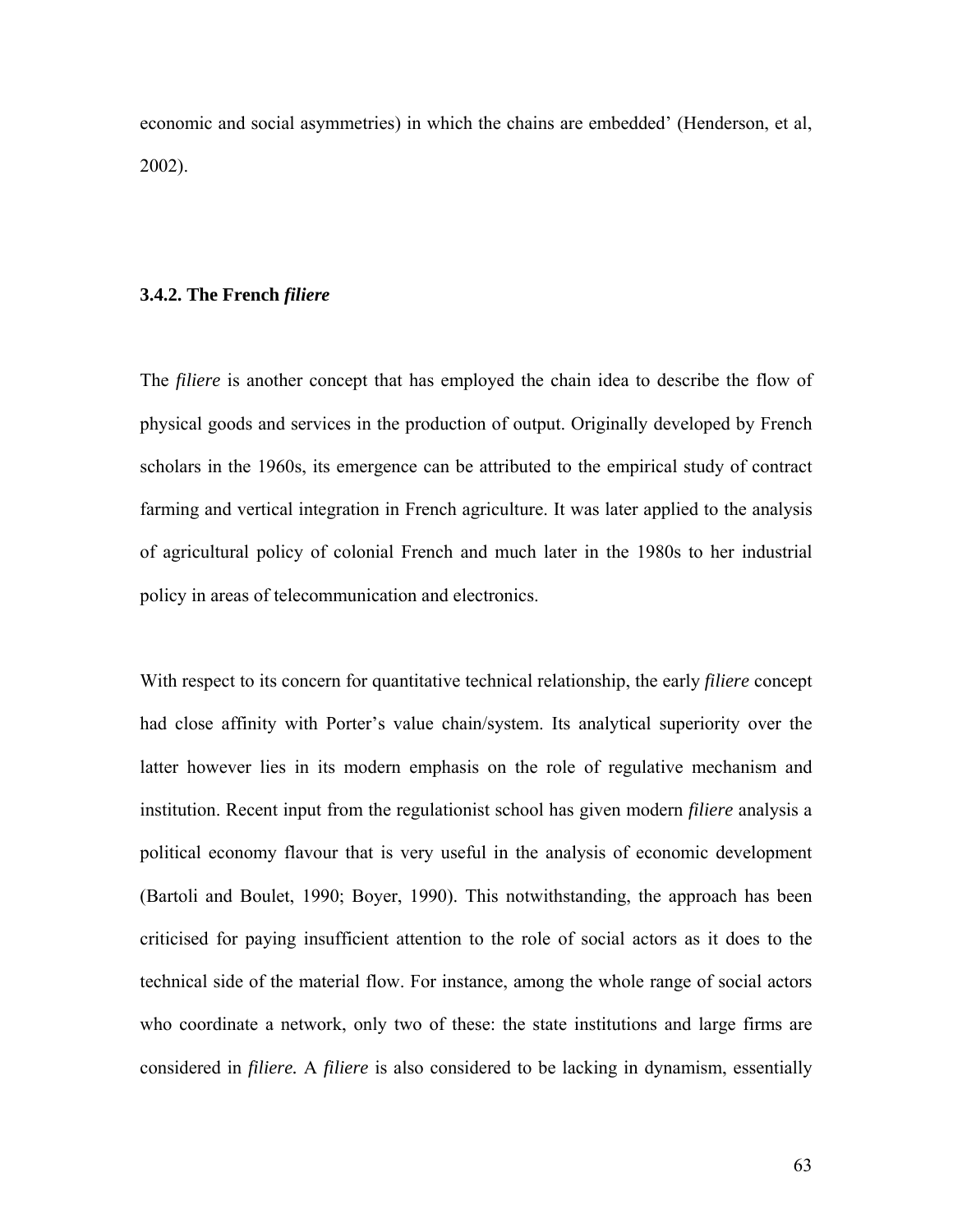economic and social asymmetries) in which the chains are embedded' (Henderson, et al, 2002).

### 3.4.2. The French *filiere*

The *filiere* is another concept that has employed the chain idea to describe the flow of physical goods and services in the production of output. Originally developed by French scholars in the 1960s, its emergence can be attributed to the empirical study of contract farming and vertical integration in French agriculture. It was later applied to the analysis of agricultural policy of colonial French and much later in the 1980s to her industrial policy in areas of telecommunication and electronics.

With respect to its concern for quantitative technical relationship, the early *filiere* concept had close affinity with Porter's value chain/system. Its analytical superiority over the latter however lies in its modern emphasis on the role of regulative mechanism and institution. Recent input from the regulationist school has given modern *filiere* analysis a political economy flavour that is very useful in the analysis of economic development (Bartoli and Boulet, 1990; Boyer, 1990). This notwithstanding, the approach has been criticised for paying insufficient attention to the role of social actors as it does to the technical side of the material flow. For instance, among the whole range of social actors who coordinate a network, only two of these: the state institutions and large firms are considered in *filiere.* A *filiere* is also considered to be lacking in dynamism, essentially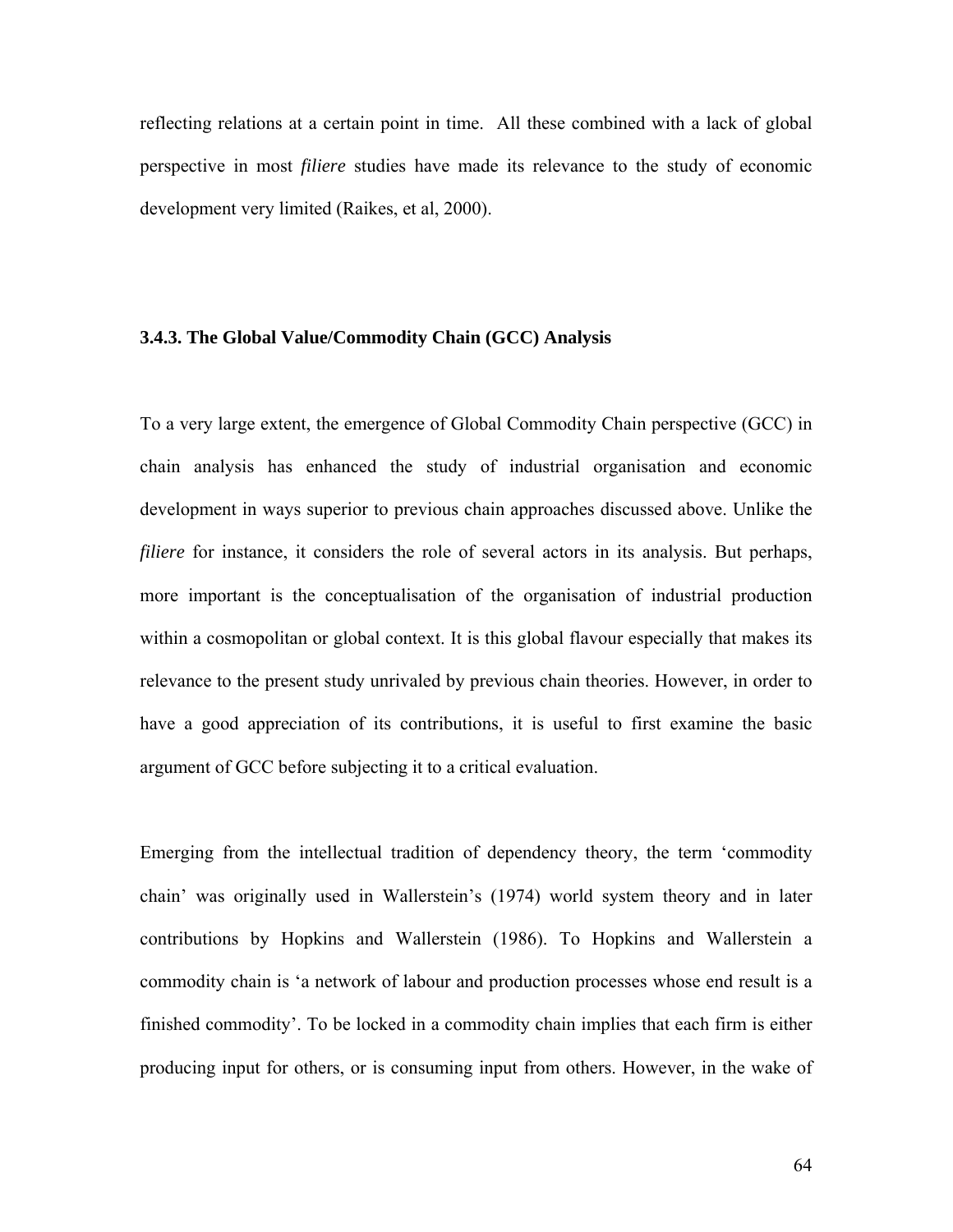reflecting relations at a certain point in time. All these combined with a lack of global perspective in most *filiere* studies have made its relevance to the study of economic development very limited (Raikes, et al, 2000).

### 3.4.3. The Global Value/Commodity Chain (GCC) Analysis

To a very large extent, the emergence of Global Commodity Chain perspective (GCC) in chain analysis has enhanced the study of industrial organisation and economic development in ways superior to previous chain approaches discussed above. Unlike the *filiere* for instance, it considers the role of several actors in its analysis. But perhaps, more important is the conceptualisation of the organisation of industrial production within a cosmopolitan or global context. It is this global flavour especially that makes its relevance to the present study unrivaled by previous chain theories. However, in order to have a good appreciation of its contributions, it is useful to first examine the basic argument of GCC before subjecting it to a critical evaluation.

Emerging from the intellectual tradition of dependency theory, the term 'commodity chain' was originally used in Wallerstein's (1974) world system theory and in later contributions by Hopkins and Wallerstein (1986). To Hopkins and Wallerstein a commodity chain is 'a network of labour and production processes whose end result is a finished commodity'. To be locked in a commodity chain implies that each firm is either producing input for others, or is consuming input from others. However, in the wake of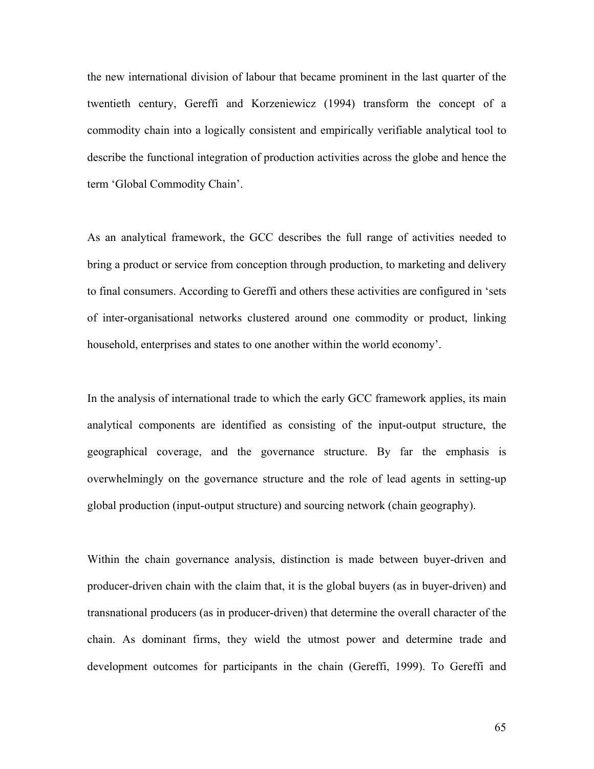the new international division of labour that became prominent in the last quarter of the twentieth century, Gereffi and Korzeniewicz (1994) transform the concept of a commodity chain into a logically consistent and empirically verifiable analytical tool to describe the functional integration of production activities across the globe and hence the term 'Global Commodity Chain'.

As an analytical framework, the GCC describes the full range of activities needed to bring a product or service from conception through production, to marketing and delivery to final consumers. According to Gereffi and others these activities are configured in 'sets of inter-organisational networks clustered around one commodity or product, linking household, enterprises and states to one another within the world economy'.

In the analysis of international trade to which the early GCC framework applies, its main analytical components are identified as consisting of the input-output structure, the geographical coverage, and the governance structure. By far the emphasis is overwhelmingly on the governance structure and the role of lead agents in setting-up global production (input-output structure) and sourcing network (chain geography).

Within the chain governance analysis, distinction is made between buyer-driven and producer-driven chain with the claim that, it is the global buyers (as in buyer-driven) and transnational producers (as in producer-driven) that determine the overall character of the chain. As dominant firms, they wield the utmost power and determine trade and development outcomes for participants in the chain (Gereffi, 1999). To Gereffi and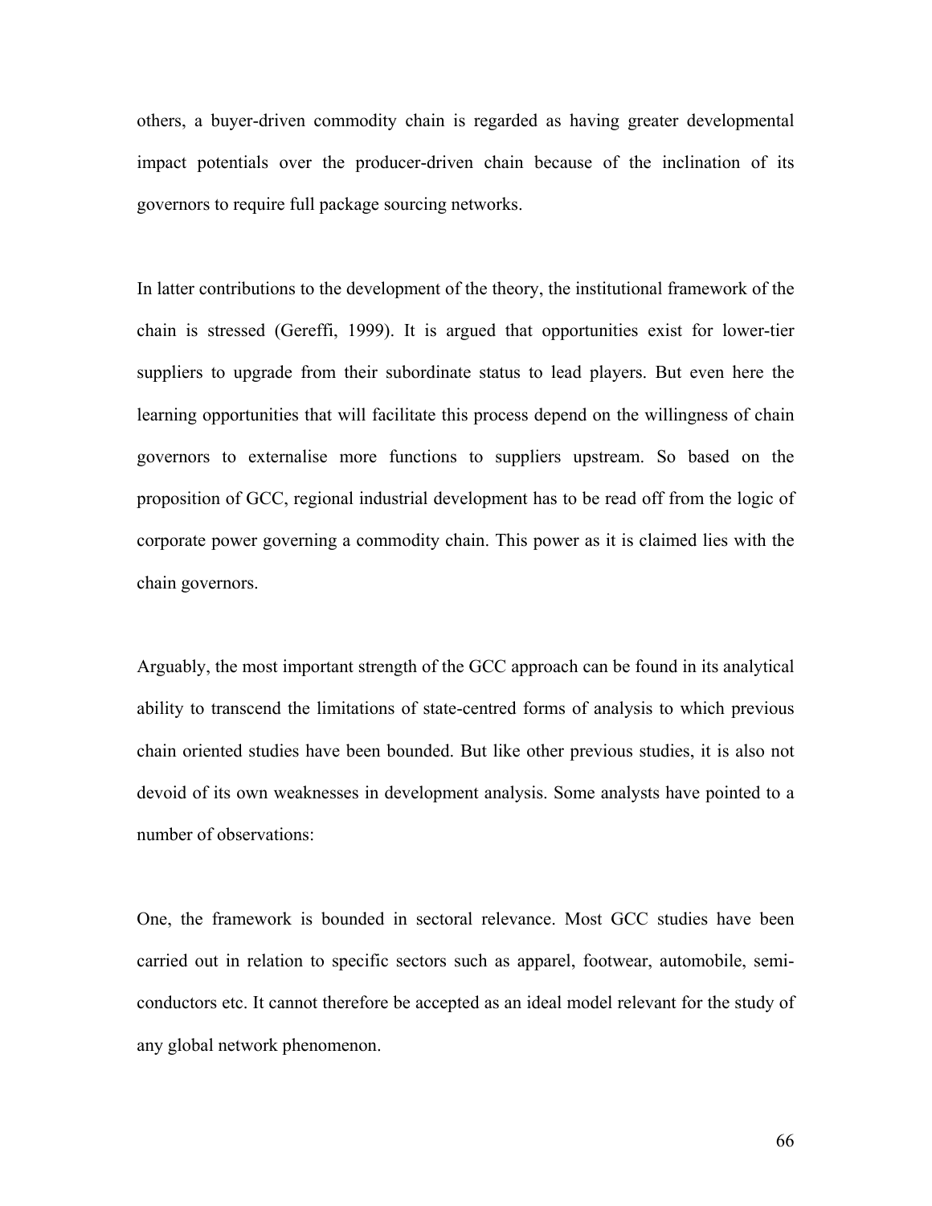others, a buyer-driven commodity chain is regarded as having greater developmental impact potentials over the producer-driven chain because of the inclination of its governors to require full package sourcing networks.

In latter contributions to the development of the theory, the institutional framework of the chain is stressed (Gereffi, 1999). It is argued that opportunities exist for lower-tier suppliers to upgrade from their subordinate status to lead players. But even here the learning opportunities that will facilitate this process depend on the willingness of chain governors to externalise more functions to suppliers upstream. So based on the proposition of GCC, regional industrial development has to be read off from the logic of corporate power governing a commodity chain. This power as it is claimed lies with the chain governors.

Arguably, the most important strength of the GCC approach can be found in its analytical ability to transcend the limitations of state-centred forms of analysis to which previous chain oriented studies have been bounded. But like other previous studies, it is also not devoid of its own weaknesses in development analysis. Some analysts have pointed to a number of observations:

One, the framework is bounded in sectoral relevance. Most GCC studies have been carried out in relation to specific sectors such as apparel, footwear, automobile, semi-conductors etc. It cannot therefore be accepted as an ideal model relevant for the study of any global network phenomenon.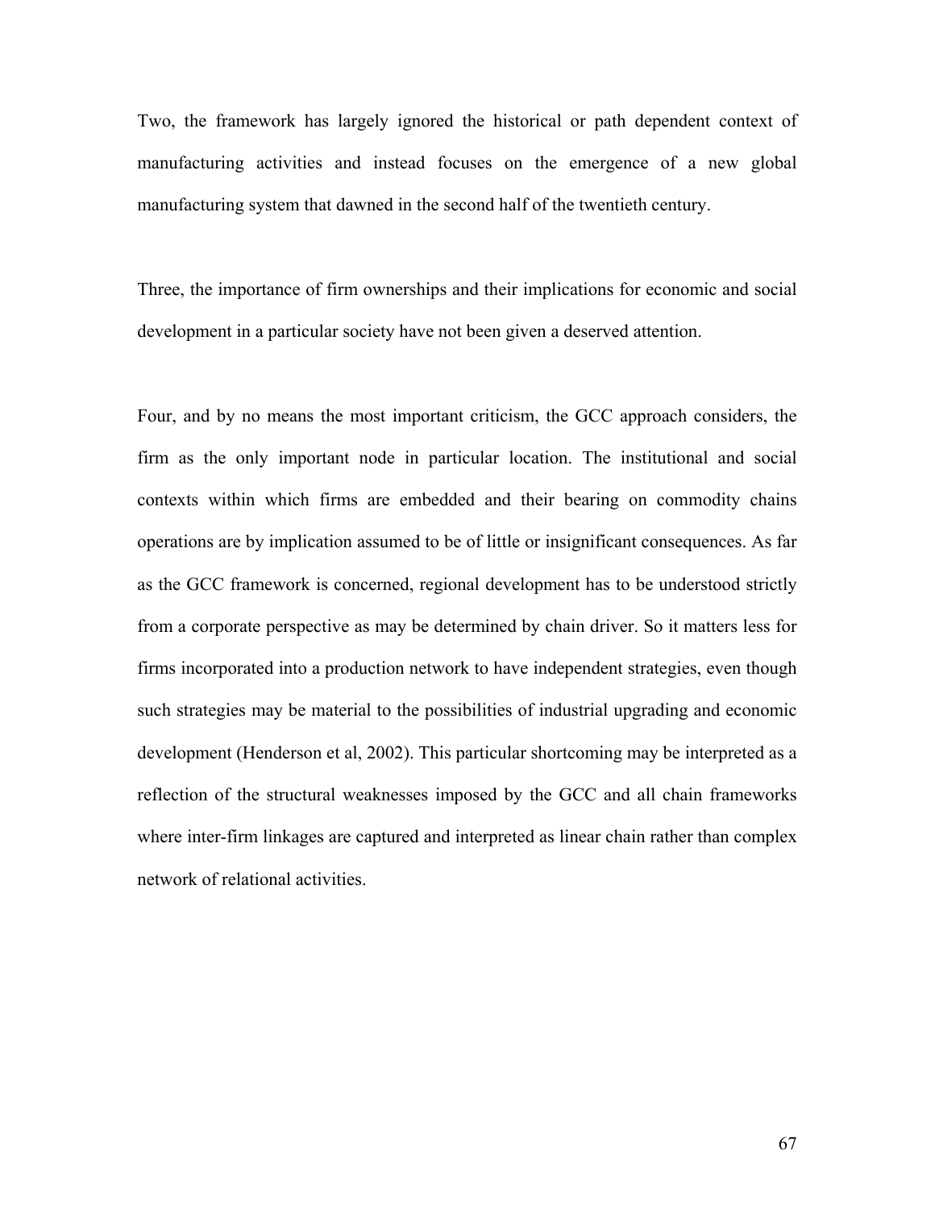Two, the framework has largely ignored the historical or path dependent context of manufacturing activities and instead focuses on the emergence of a new global manufacturing system that dawned in the second half of the twentieth century.

Three, the importance of firm ownerships and their implications for economic and social development in a particular society have not been given a deserved attention.

Four, and by no means the most important criticism, the GCC approach considers, the firm as the only important node in particular location. The institutional and social contexts within which firms are embedded and their bearing on commodity chains operations are by implication assumed to be of little or insignificant consequences. As far as the GCC framework is concerned, regional development has to be understood strictly from a corporate perspective as may be determined by chain driver. So it matters less for firms incorporated into a production network to have independent strategies, even though such strategies may be material to the possibilities of industrial upgrading and economic development (Henderson et al, 2002). This particular shortcoming may be interpreted as a reflection of the structural weaknesses imposed by the GCC and all chain frameworks where inter-firm linkages are captured and interpreted as linear chain rather than complex network of relational activities.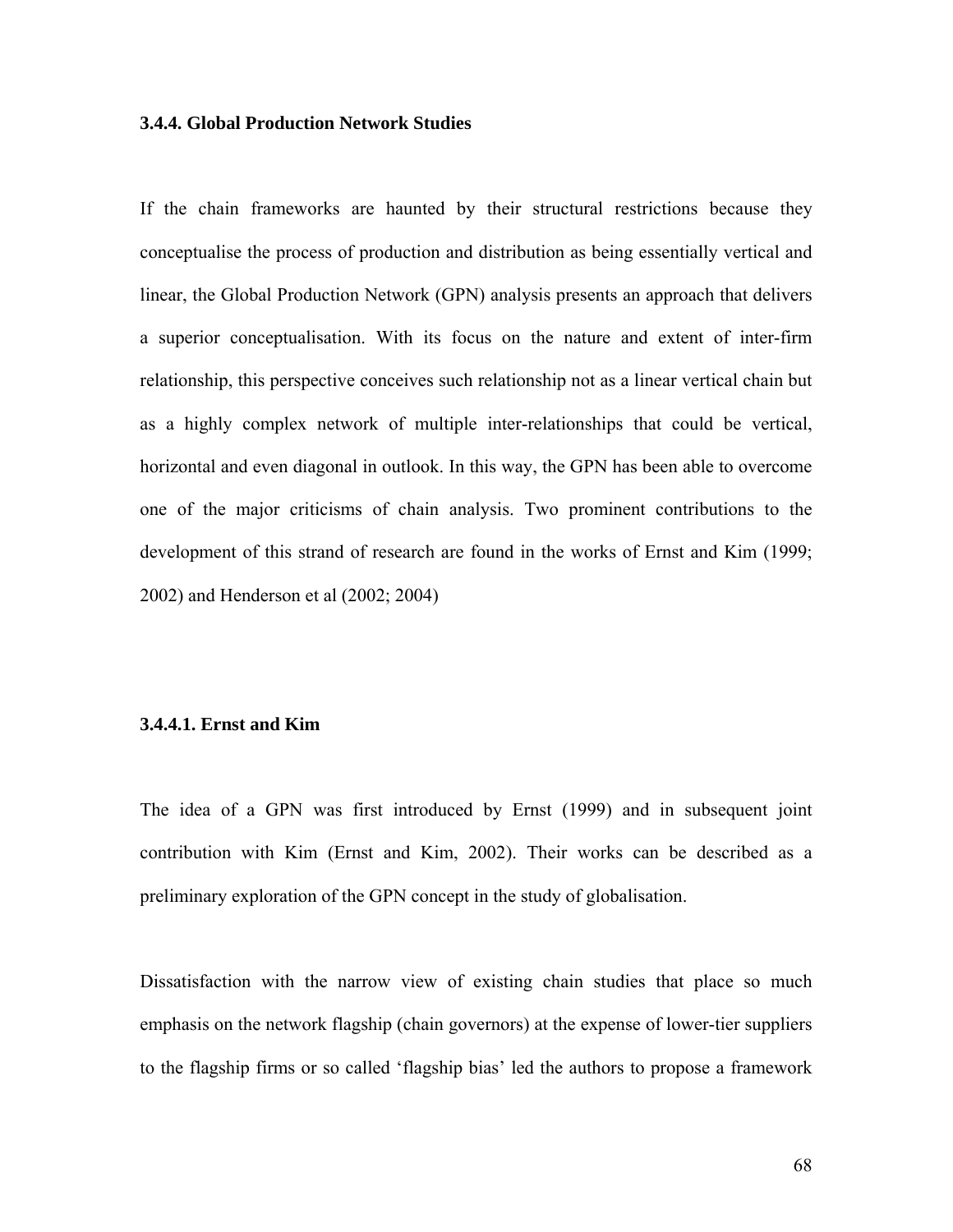### 3.4.4. Global Production Network Studies

If the chain frameworks are haunted by their structural restrictions because they conceptualise the process of production and distribution as being essentially vertical and linear, the Global Production Network (GPN) analysis presents an approach that delivers a superior conceptualisation. With its focus on the nature and extent of inter-firm relationship, this perspective conceives such relationship not as a linear vertical chain but as a highly complex network of multiple inter-relationships that could be vertical, horizontal and even diagonal in outlook. In this way, the GPN has been able to overcome one of the major criticisms of chain analysis. Two prominent contributions to the development of this strand of research are found in the works of Ernst and Kim (1999; 2002) and Henderson et al (2002; 2004)

#### 3.4.4.1. Ernst and Kim

The idea of a GPN was first introduced by Ernst (1999) and in subsequent joint contribution with Kim (Ernst and Kim, 2002). Their works can be described as a preliminary exploration of the GPN concept in the study of globalisation.

Dissatisfaction with the narrow view of existing chain studies that place so much emphasis on the network flagship (chain governors) at the expense of lower-tier suppliers to the flagship firms or so called 'flagship bias' led the authors to propose a framework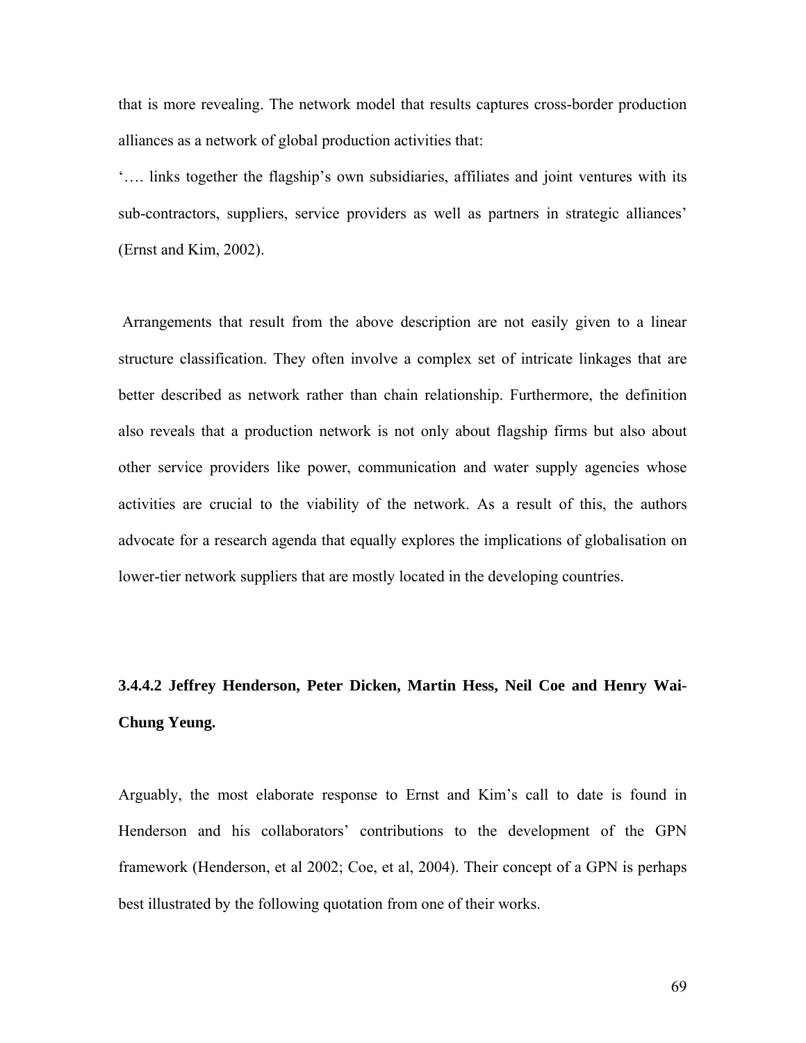that is more revealing. The network model that results captures cross-border production alliances as a network of global production activities that:

'…. links together the flagship's own subsidiaries, affiliates and joint ventures with its sub-contractors, suppliers, service providers as well as partners in strategic alliances' (Ernst and Kim, 2002).

Arrangements that result from the above description are not easily given to a linear structure classification. They often involve a complex set of intricate linkages that are better described as network rather than chain relationship. Furthermore, the definition also reveals that a production network is not only about flagship firms but also about other service providers like power, communication and water supply agencies whose activities are crucial to the viability of the network. As a result of this, the authors advocate for a research agenda that equally explores the implications of globalisation on lower-tier network suppliers that are mostly located in the developing countries.

#### 3.4.4.2 Jeffrey Henderson, Peter Dicken, Martin Hess, Neil Coe and Henry Wai-Chung Yeung.

Arguably, the most elaborate response to Ernst and Kim's call to date is found in Henderson and his collaborators' contributions to the development of the GPN framework (Henderson, et al 2002; Coe, et al, 2004). Their concept of a GPN is perhaps best illustrated by the following quotation from one of their works.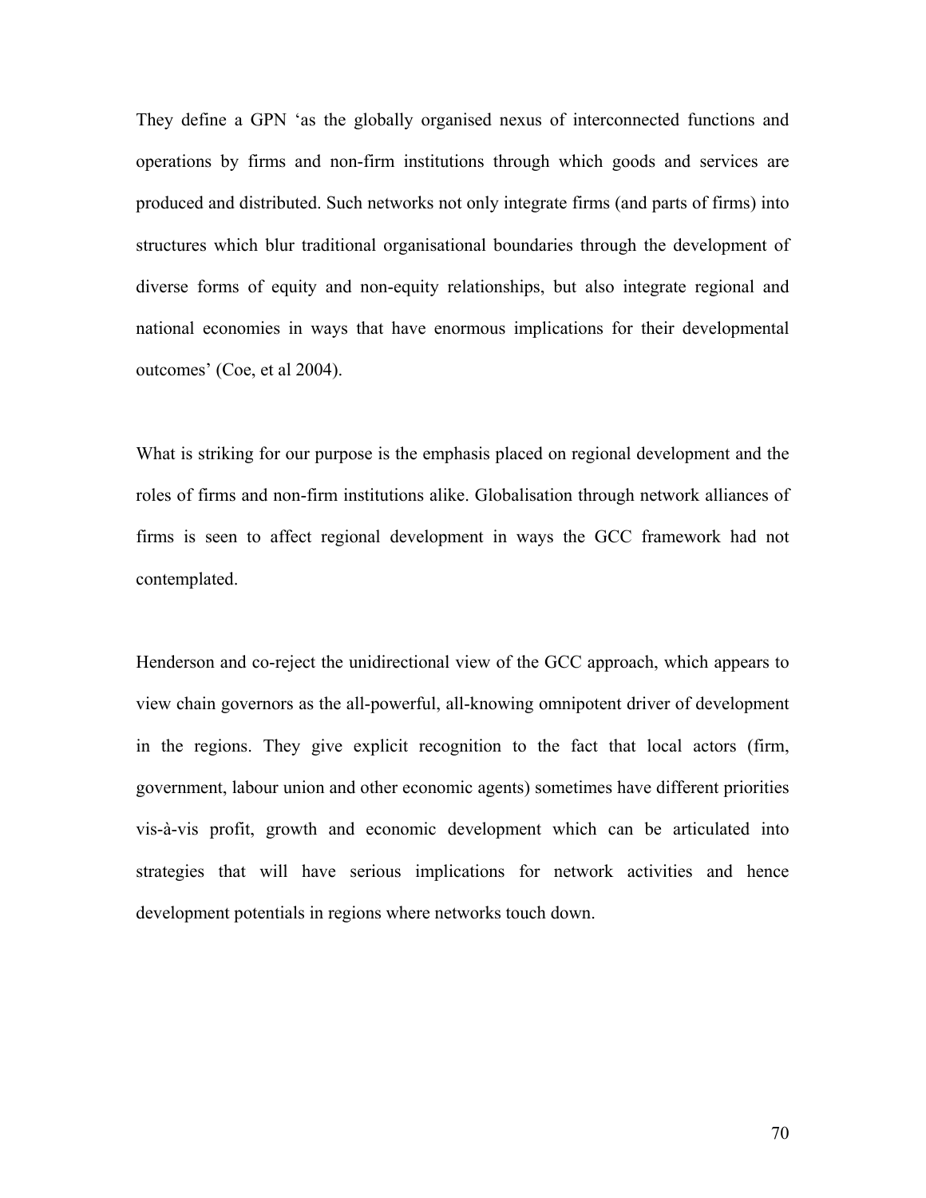They define a GPN ‘as the globally organised nexus of interconnected functions and operations by firms and non-firm institutions through which goods and services are produced and distributed. Such networks not only integrate firms (and parts of firms) into structures which blur traditional organisational boundaries through the development of diverse forms of equity and non-equity relationships, but also integrate regional and national economies in ways that have enormous implications for their developmental outcomes’ (Coe, et al 2004).

What is striking for our purpose is the emphasis placed on regional development and the roles of firms and non-firm institutions alike. Globalisation through network alliances of firms is seen to affect regional development in ways the GCC framework had not contemplated.

Henderson and co-reject the unidirectional view of the GCC approach, which appears to view chain governors as the all-powerful, all-knowing omnipotent driver of development in the regions. They give explicit recognition to the fact that local actors (firm, government, labour union and other economic agents) sometimes have different priorities vis-à-vis profit, growth and economic development which can be articulated into strategies that will have serious implications for network activities and hence development potentials in regions where networks touch down.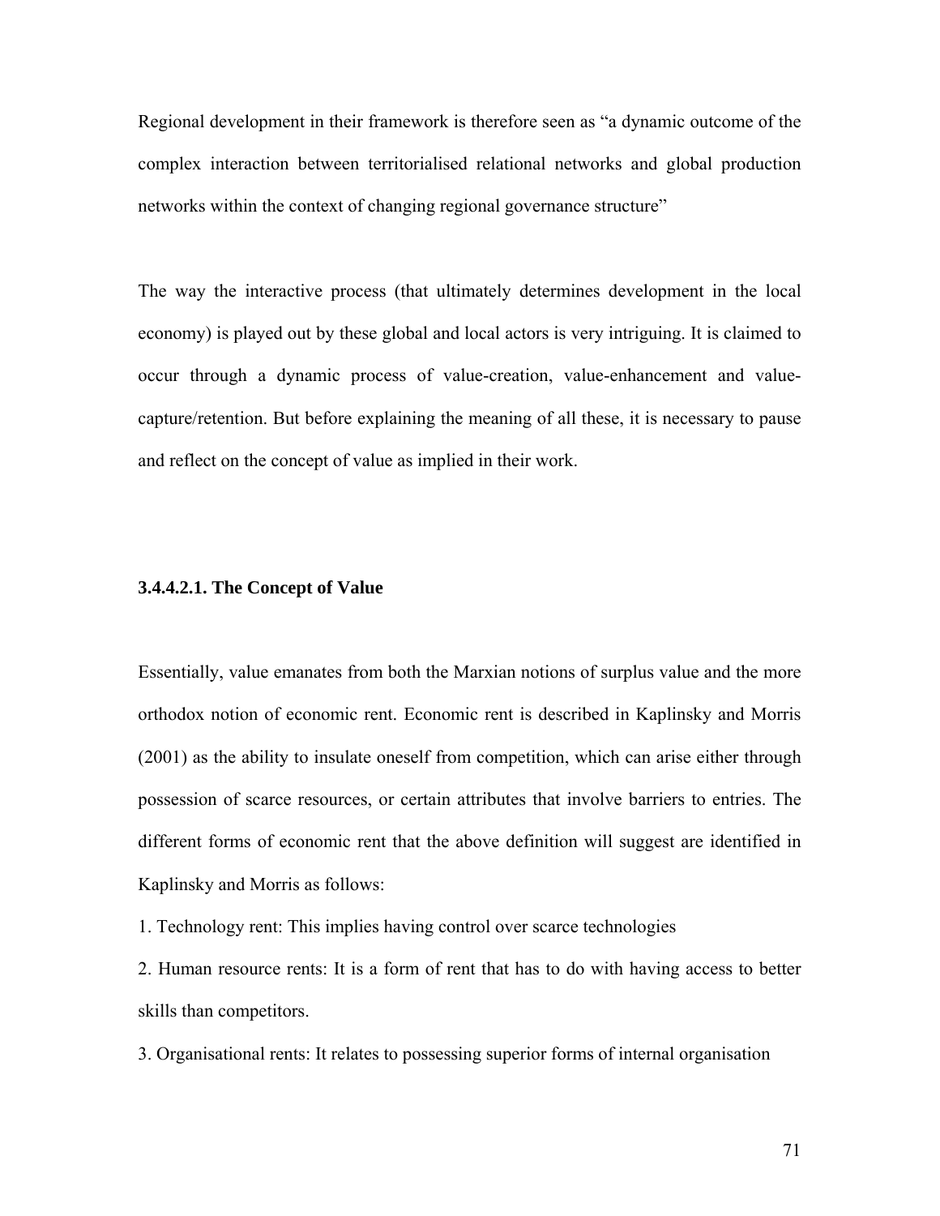Regional development in their framework is therefore seen as "a dynamic outcome of the complex interaction between territorialised relational networks and global production networks within the context of changing regional governance structure"

The way the interactive process (that ultimately determines development in the local economy) is played out by these global and local actors is very intriguing. It is claimed to occur through a dynamic process of value-creation, value-enhancement and value-capture/retention. But before explaining the meaning of all these, it is necessary to pause and reflect on the concept of value as implied in their work.

#### 3.4.4.2.1. The Concept of Value

Essentially, value emanates from both the Marxian notions of surplus value and the more orthodox notion of economic rent. Economic rent is described in Kaplinsky and Morris (2001) as the ability to insulate oneself from competition, which can arise either through possession of scarce resources, or certain attributes that involve barriers to entries. The different forms of economic rent that the above definition will suggest are identified in Kaplinsky and Morris as follows:

1. Technology rent: This implies having control over scarce technologies
2. Human resource rents: It is a form of rent that has to do with having access to better skills than competitors.
3. Organisational rents: It relates to possessing superior forms of internal organisation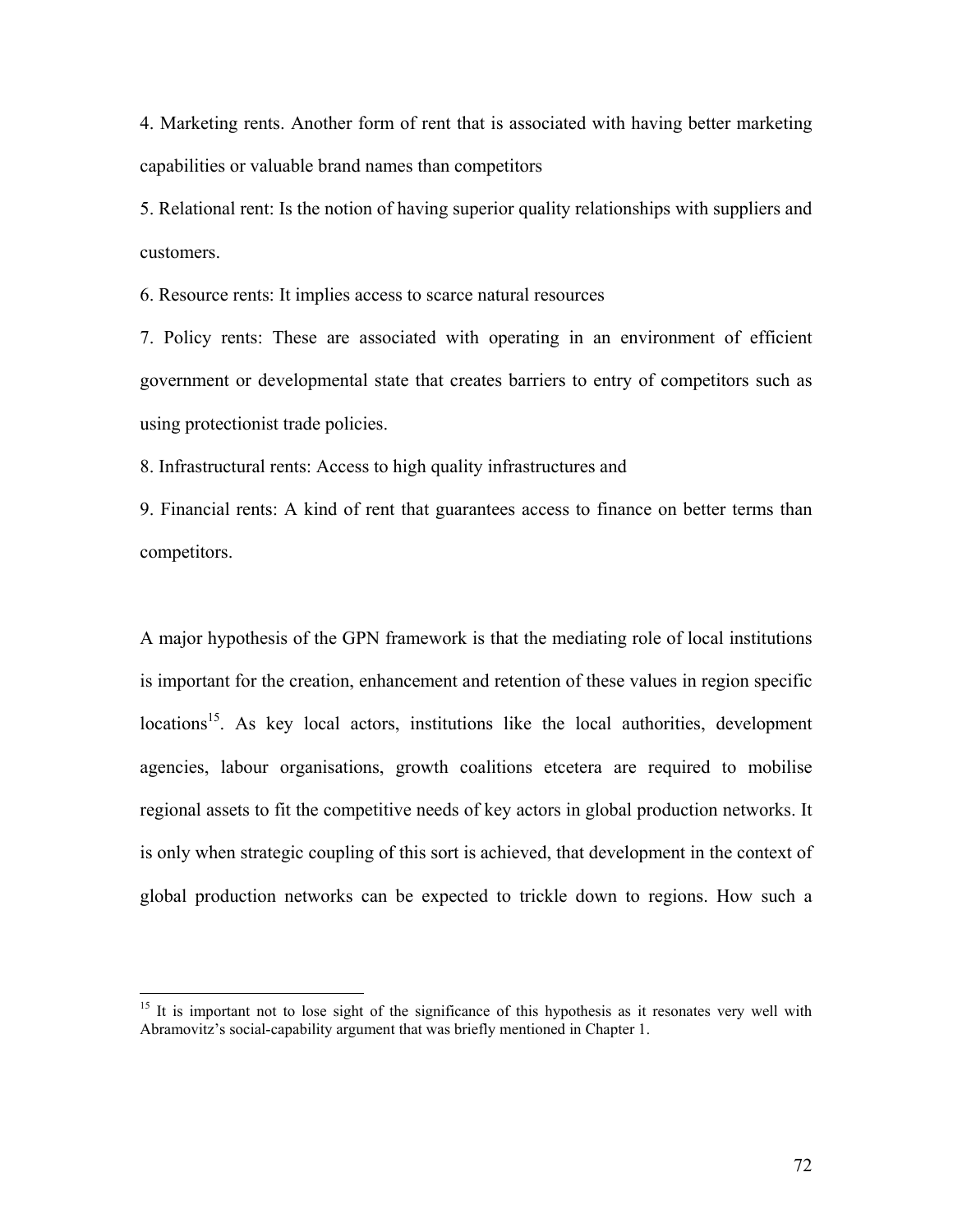4. Marketing rents. Another form of rent that is associated with having better marketing capabilities or valuable brand names than competitors

5. Relational rent: Is the notion of having superior quality relationships with suppliers and customers.

6. Resource rents: It implies access to scarce natural resources

7. Policy rents: These are associated with operating in an environment of efficient government or developmental state that creates barriers to entry of competitors such as using protectionist trade policies.

8. Infrastructural rents: Access to high quality infrastructures and

9. Financial rents: A kind of rent that guarantees access to finance on better terms than competitors.

A major hypothesis of the GPN framework is that the mediating role of local institutions is important for the creation, enhancement and retention of these values in region specific locations[15]. As key local actors, institutions like the local authorities, development agencies, labour organisations, growth coalitions etcetera are required to mobilise regional assets to fit the competitive needs of key actors in global production networks. It is only when strategic coupling of this sort is achieved, that development in the context of global production networks can be expected to trickle down to regions. How such a

[15] It is important not to lose sight of the significance of this hypothesis as it resonates very well with Abramovitz's social-capability argument that was briefly mentioned in Chapter 1.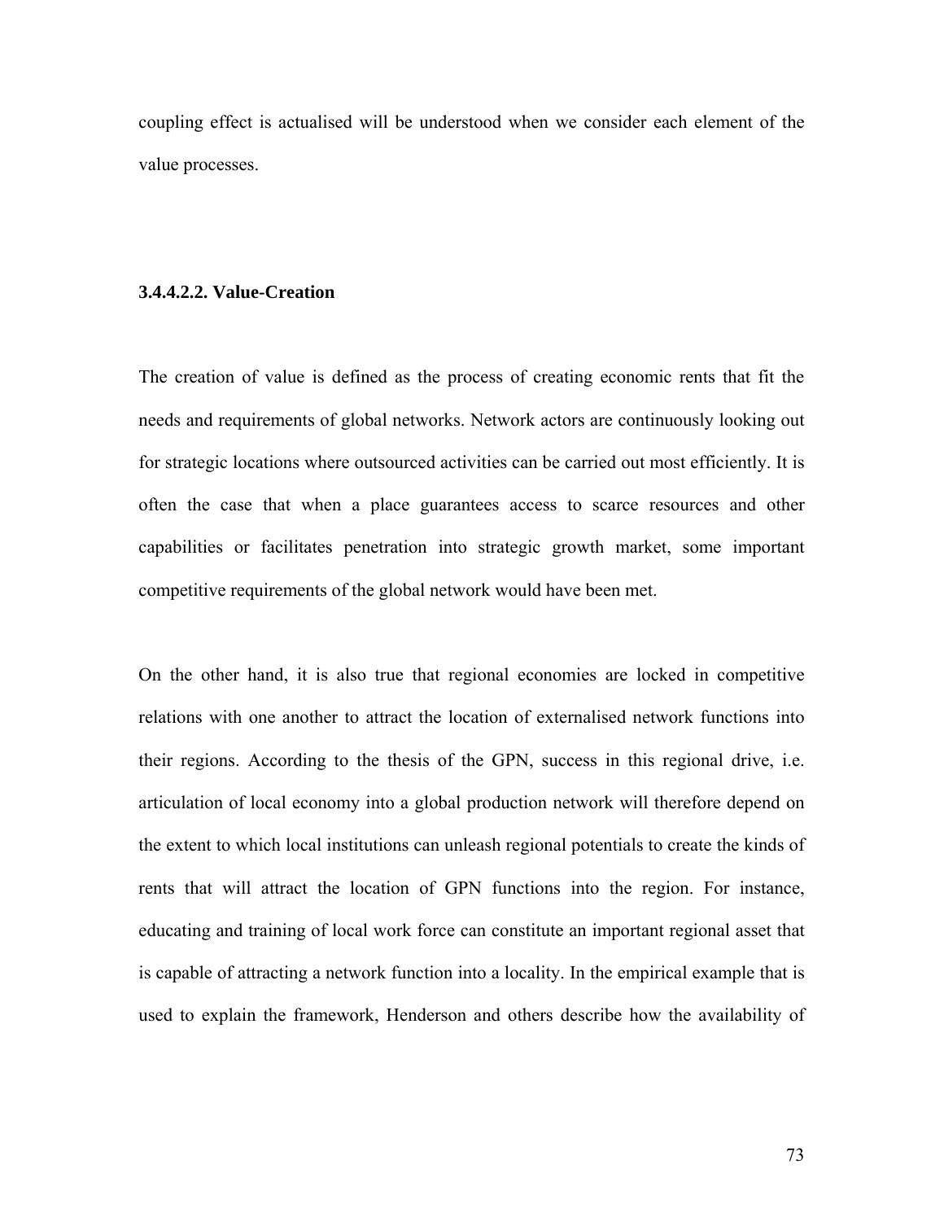coupling effect is actualised will be understood when we consider each element of the value processes.

#### 3.4.4.2.2. Value-Creation

The creation of value is defined as the process of creating economic rents that fit the needs and requirements of global networks. Network actors are continuously looking out for strategic locations where outsourced activities can be carried out most efficiently. It is often the case that when a place guarantees access to scarce resources and other capabilities or facilitates penetration into strategic growth market, some important competitive requirements of the global network would have been met.

On the other hand, it is also true that regional economies are locked in competitive relations with one another to attract the location of externalised network functions into their regions. According to the thesis of the GPN, success in this regional drive, i.e. articulation of local economy into a global production network will therefore depend on the extent to which local institutions can unleash regional potentials to create the kinds of rents that will attract the location of GPN functions into the region. For instance, educating and training of local work force can constitute an important regional asset that is capable of attracting a network function into a locality. In the empirical example that is used to explain the framework, Henderson and others describe how the availability of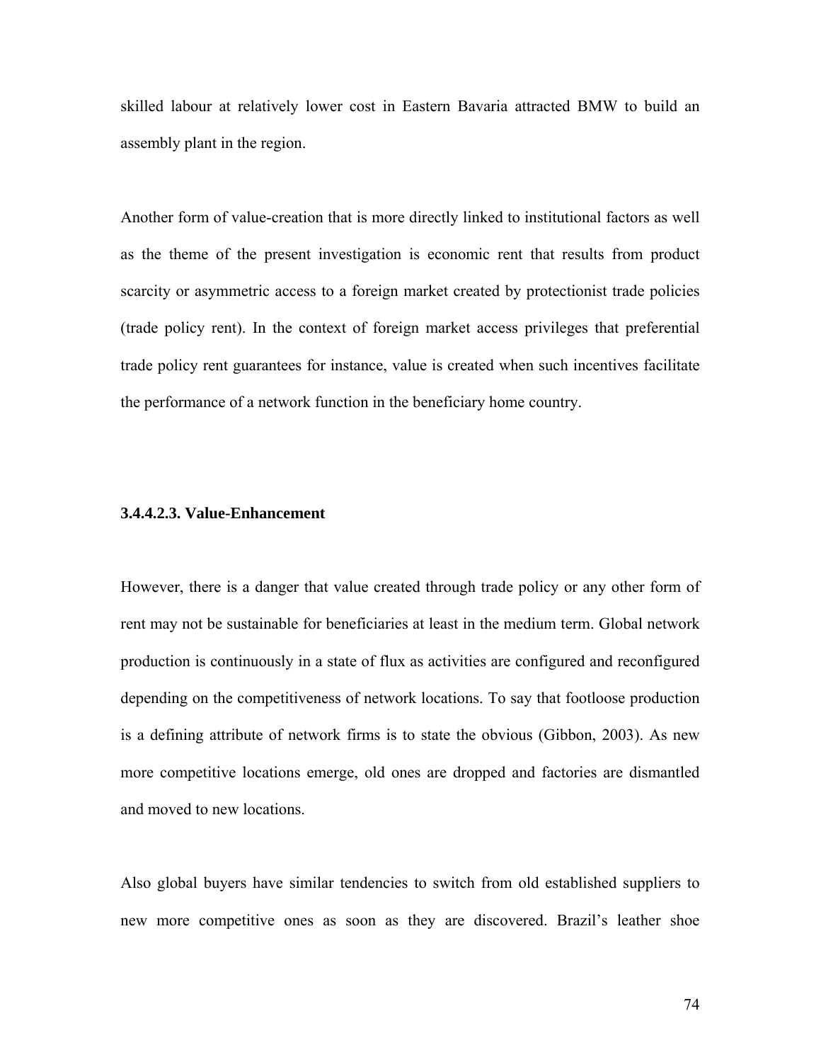skilled labour at relatively lower cost in Eastern Bavaria attracted BMW to build an assembly plant in the region.

Another form of value-creation that is more directly linked to institutional factors as well as the theme of the present investigation is economic rent that results from product scarcity or asymmetric access to a foreign market created by protectionist trade policies (trade policy rent). In the context of foreign market access privileges that preferential trade policy rent guarantees for instance, value is created when such incentives facilitate the performance of a network function in the beneficiary home country.

#### 3.4.4.2.3. Value-Enhancement

However, there is a danger that value created through trade policy or any other form of rent may not be sustainable for beneficiaries at least in the medium term. Global network production is continuously in a state of flux as activities are configured and reconfigured depending on the competitiveness of network locations. To say that footloose production is a defining attribute of network firms is to state the obvious (Gibbon, 2003). As new more competitive locations emerge, old ones are dropped and factories are dismantled and moved to new locations.

Also global buyers have similar tendencies to switch from old established suppliers to new more competitive ones as soon as they are discovered. Brazil's leather shoe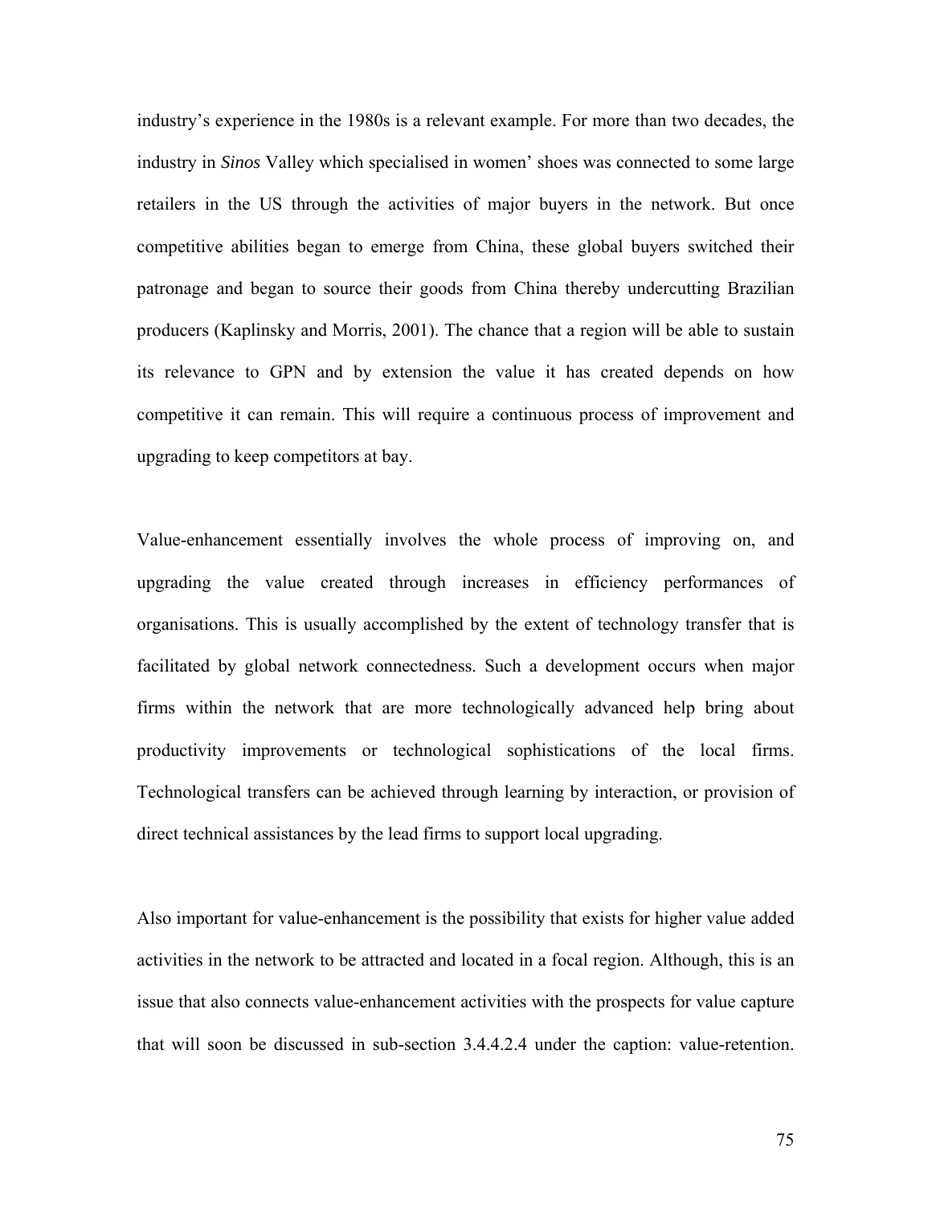industry's experience in the 1980s is a relevant example. For more than two decades, the industry in *Sinos* Valley which specialised in women' shoes was connected to some large retailers in the US through the activities of major buyers in the network. But once competitive abilities began to emerge from China, these global buyers switched their patronage and began to source their goods from China thereby undercutting Brazilian producers (Kaplinsky and Morris, 2001). The chance that a region will be able to sustain its relevance to GPN and by extension the value it has created depends on how competitive it can remain. This will require a continuous process of improvement and upgrading to keep competitors at bay.

Value-enhancement essentially involves the whole process of improving on, and upgrading the value created through increases in efficiency performances of organisations. This is usually accomplished by the extent of technology transfer that is facilitated by global network connectedness. Such a development occurs when major firms within the network that are more technologically advanced help bring about productivity improvements or technological sophistications of the local firms. Technological transfers can be achieved through learning by interaction, or provision of direct technical assistances by the lead firms to support local upgrading.

Also important for value-enhancement is the possibility that exists for higher value added activities in the network to be attracted and located in a focal region. Although, this is an issue that also connects value-enhancement activities with the prospects for value capture that will soon be discussed in sub-section 3.4.4.2.4 under the caption: value-retention.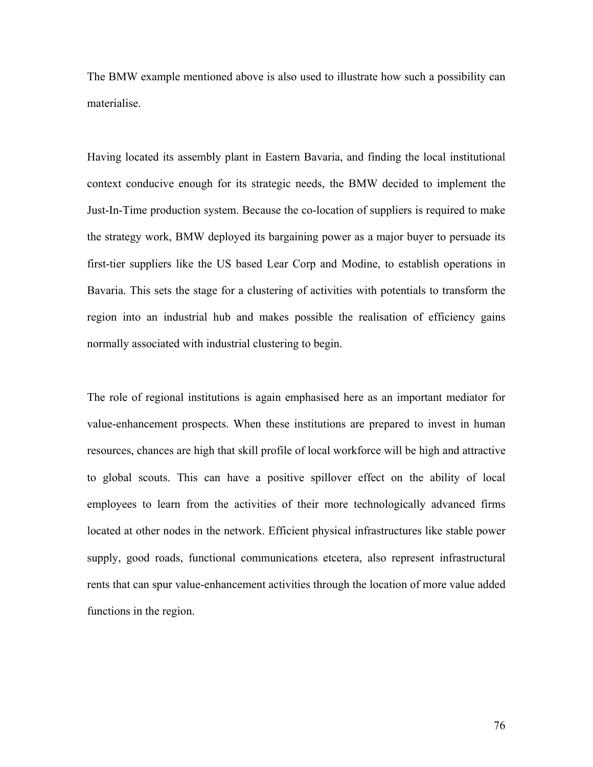The BMW example mentioned above is also used to illustrate how such a possibility can materialise.

Having located its assembly plant in Eastern Bavaria, and finding the local institutional context conducive enough for its strategic needs, the BMW decided to implement the Just-In-Time production system. Because the co-location of suppliers is required to make the strategy work, BMW deployed its bargaining power as a major buyer to persuade its first-tier suppliers like the US based Lear Corp and Modine, to establish operations in Bavaria. This sets the stage for a clustering of activities with potentials to transform the region into an industrial hub and makes possible the realisation of efficiency gains normally associated with industrial clustering to begin.

The role of regional institutions is again emphasised here as an important mediator for value-enhancement prospects. When these institutions are prepared to invest in human resources, chances are high that skill profile of local workforce will be high and attractive to global scouts. This can have a positive spillover effect on the ability of local employees to learn from the activities of their more technologically advanced firms located at other nodes in the network. Efficient physical infrastructures like stable power supply, good roads, functional communications etcetera, also represent infrastructural rents that can spur value-enhancement activities through the location of more value added functions in the region.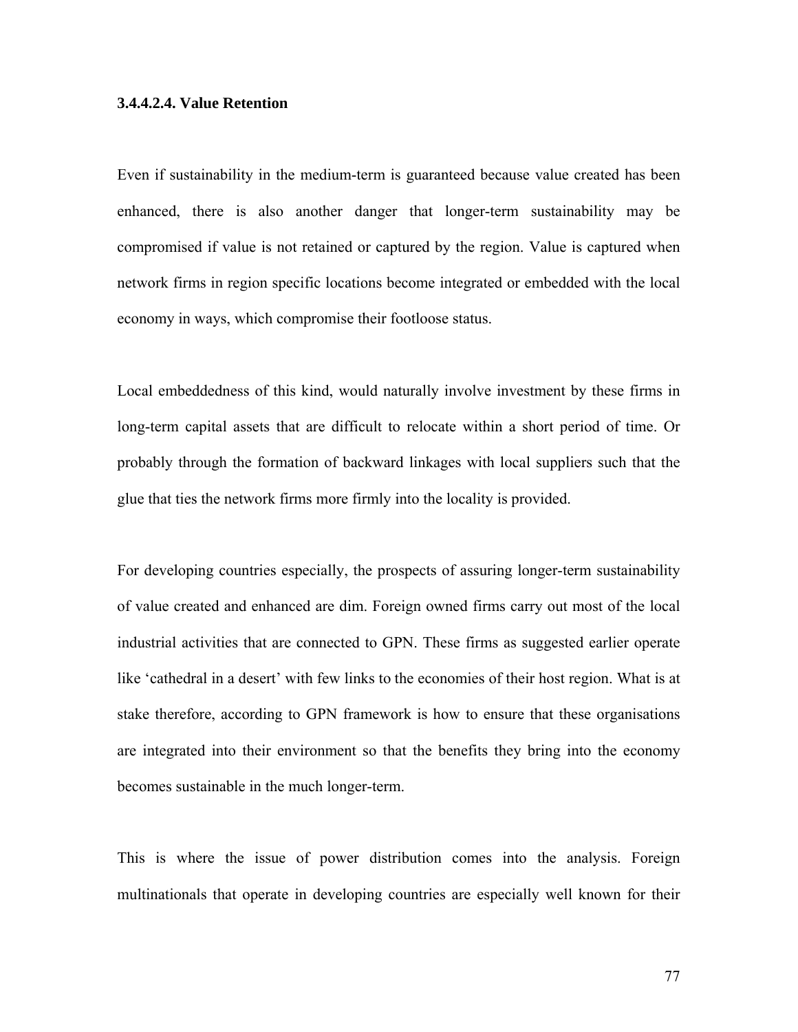#### 3.4.4.2.4. Value Retention

Even if sustainability in the medium-term is guaranteed because value created has been enhanced, there is also another danger that longer-term sustainability may be compromised if value is not retained or captured by the region. Value is captured when network firms in region specific locations become integrated or embedded with the local economy in ways, which compromise their footloose status.

Local embeddedness of this kind, would naturally involve investment by these firms in long-term capital assets that are difficult to relocate within a short period of time. Or probably through the formation of backward linkages with local suppliers such that the glue that ties the network firms more firmly into the locality is provided.

For developing countries especially, the prospects of assuring longer-term sustainability of value created and enhanced are dim. Foreign owned firms carry out most of the local industrial activities that are connected to GPN. These firms as suggested earlier operate like 'cathedral in a desert' with few links to the economies of their host region. What is at stake therefore, according to GPN framework is how to ensure that these organisations are integrated into their environment so that the benefits they bring into the economy becomes sustainable in the much longer-term.

This is where the issue of power distribution comes into the analysis. Foreign multinationals that operate in developing countries are especially well known for their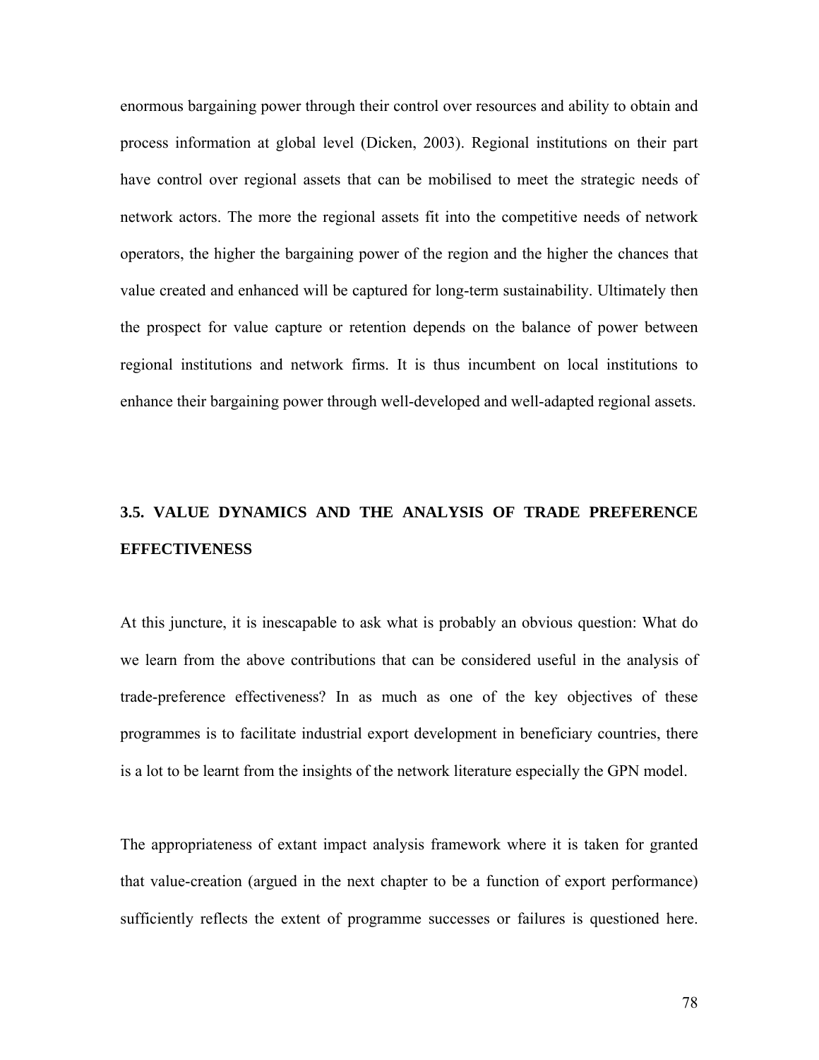enormous bargaining power through their control over resources and ability to obtain and process information at global level (Dicken, 2003). Regional institutions on their part have control over regional assets that can be mobilised to meet the strategic needs of network actors. The more the regional assets fit into the competitive needs of network operators, the higher the bargaining power of the region and the higher the chances that value created and enhanced will be captured for long-term sustainability. Ultimately then the prospect for value capture or retention depends on the balance of power between regional institutions and network firms. It is thus incumbent on local institutions to enhance their bargaining power through well-developed and well-adapted regional assets.

## 3.5. VALUE DYNAMICS AND THE ANALYSIS OF TRADE PREFERENCE EFFECTIVENESS

At this juncture, it is inescapable to ask what is probably an obvious question: What do we learn from the above contributions that can be considered useful in the analysis of trade-preference effectiveness? In as much as one of the key objectives of these programmes is to facilitate industrial export development in beneficiary countries, there is a lot to be learnt from the insights of the network literature especially the GPN model.

The appropriateness of extant impact analysis framework where it is taken for granted that value-creation (argued in the next chapter to be a function of export performance) sufficiently reflects the extent of programme successes or failures is questioned here.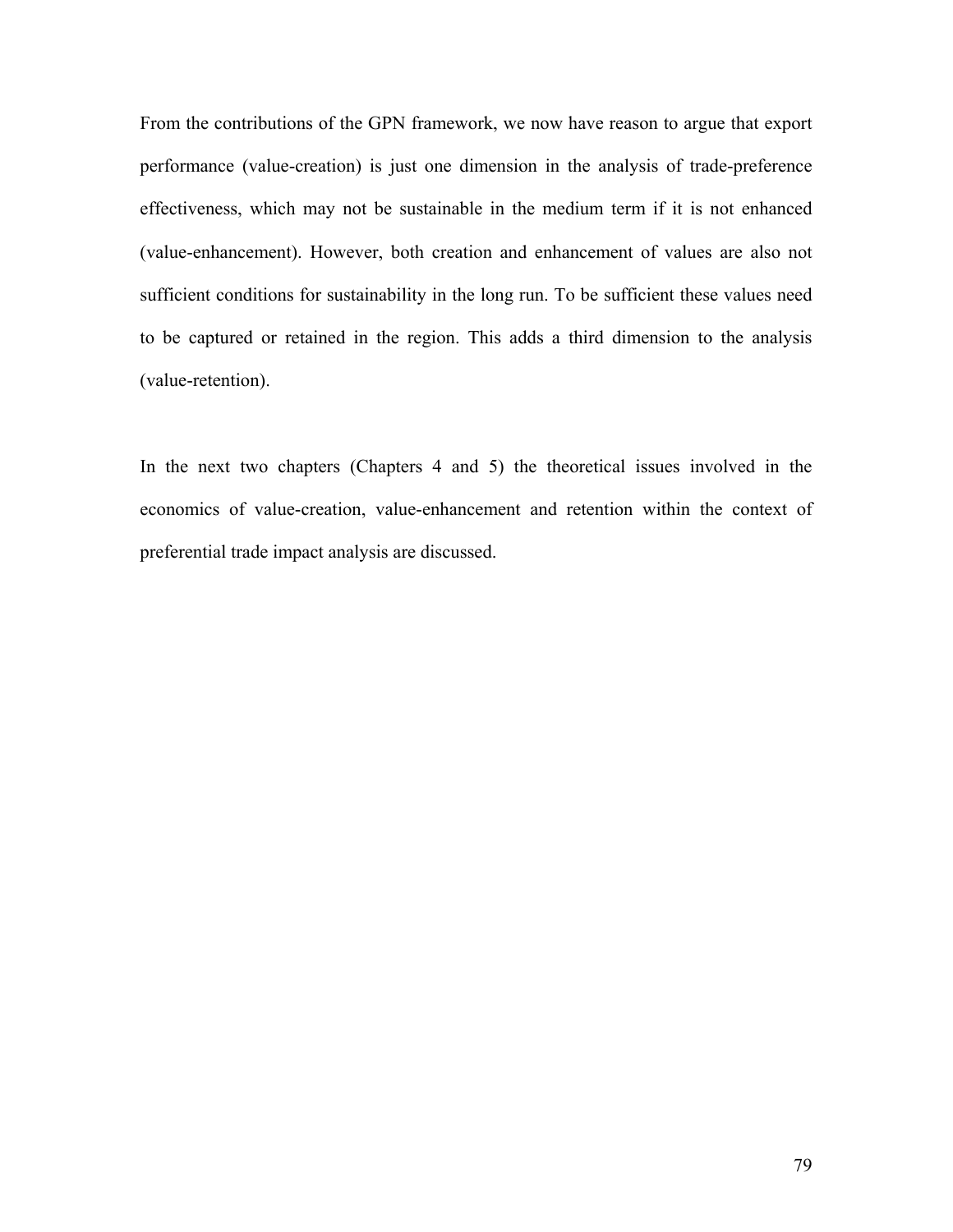From the contributions of the GPN framework, we now have reason to argue that export performance (value-creation) is just one dimension in the analysis of trade-preference effectiveness, which may not be sustainable in the medium term if it is not enhanced (value-enhancement). However, both creation and enhancement of values are also not sufficient conditions for sustainability in the long run. To be sufficient these values need to be captured or retained in the region. This adds a third dimension to the analysis (value-retention).

In the next two chapters (Chapters 4 and 5) the theoretical issues involved in the economics of value-creation, value-enhancement and retention within the context of preferential trade impact analysis are discussed.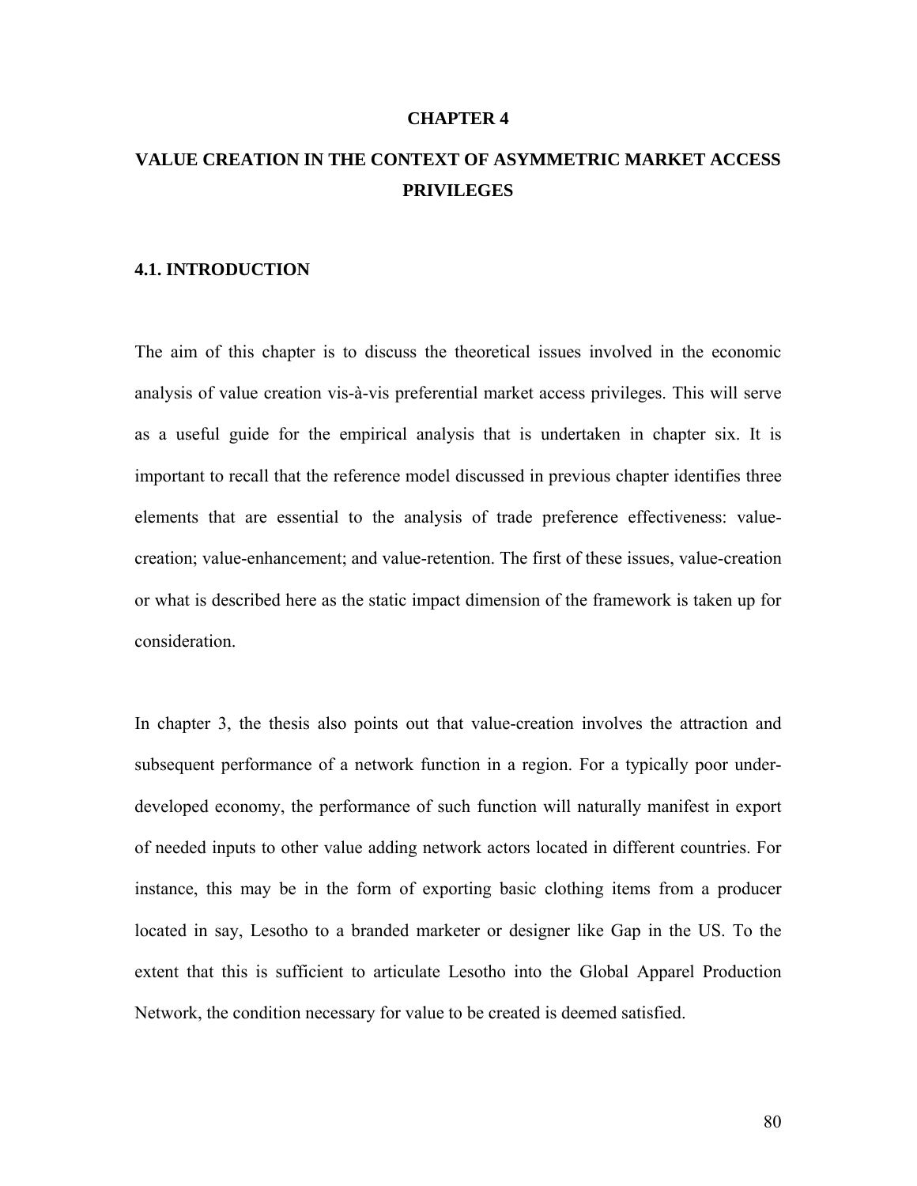# CHAPTER 4

# VALUE CREATION IN THE CONTEXT OF ASYMMETRIC MARKET ACCESS PRIVILEGES

## 4.1. INTRODUCTION

The aim of this chapter is to discuss the theoretical issues involved in the economic analysis of value creation vis-à-vis preferential market access privileges. This will serve as a useful guide for the empirical analysis that is undertaken in chapter six. It is important to recall that the reference model discussed in previous chapter identifies three elements that are essential to the analysis of trade preference effectiveness: value-creation; value-enhancement; and value-retention. The first of these issues, value-creation or what is described here as the static impact dimension of the framework is taken up for consideration.

In chapter 3, the thesis also points out that value-creation involves the attraction and subsequent performance of a network function in a region. For a typically poor under-developed economy, the performance of such function will naturally manifest in export of needed inputs to other value adding network actors located in different countries. For instance, this may be in the form of exporting basic clothing items from a producer located in say, Lesotho to a branded marketer or designer like Gap in the US. To the extent that this is sufficient to articulate Lesotho into the Global Apparel Production Network, the condition necessary for value to be created is deemed satisfied.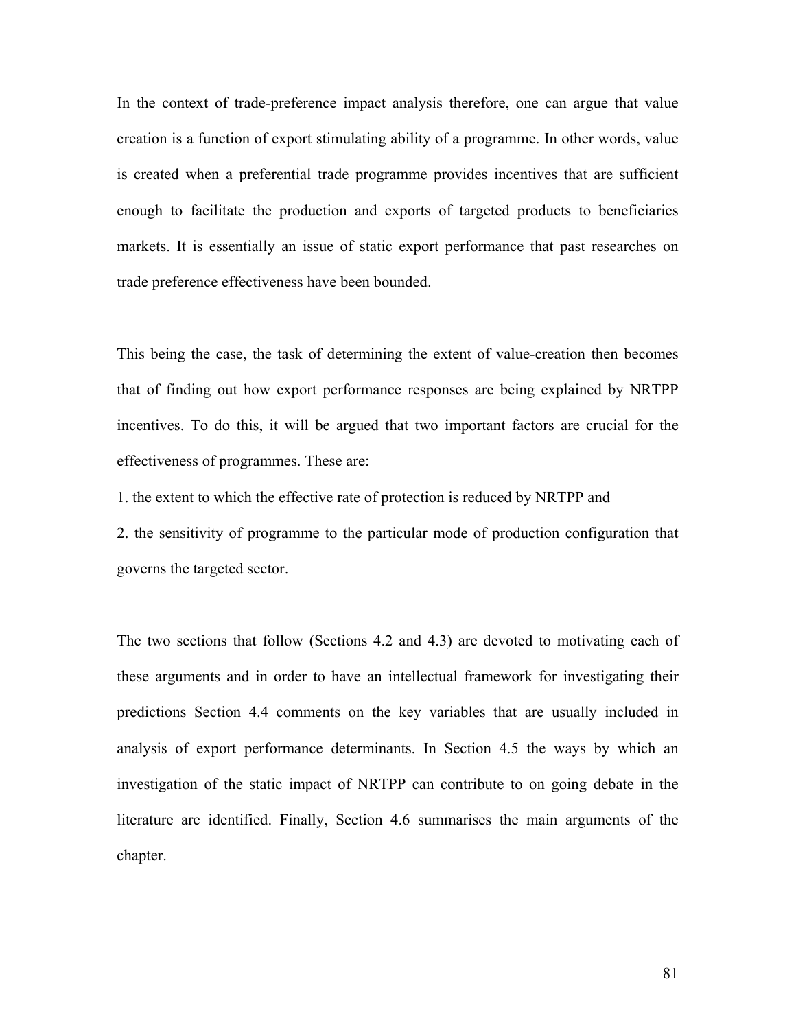In the context of trade-preference impact analysis therefore, one can argue that value creation is a function of export stimulating ability of a programme. In other words, value is created when a preferential trade programme provides incentives that are sufficient enough to facilitate the production and exports of targeted products to beneficiaries markets. It is essentially an issue of static export performance that past researches on trade preference effectiveness have been bounded.

This being the case, the task of determining the extent of value-creation then becomes that of finding out how export performance responses are being explained by NRTPP incentives. To do this, it will be argued that two important factors are crucial for the effectiveness of programmes. These are:

1. the extent to which the effective rate of protection is reduced by NRTPP and
2. the sensitivity of programme to the particular mode of production configuration that governs the targeted sector.

The two sections that follow (Sections 4.2 and 4.3) are devoted to motivating each of these arguments and in order to have an intellectual framework for investigating their predictions Section 4.4 comments on the key variables that are usually included in analysis of export performance determinants. In Section 4.5 the ways by which an investigation of the static impact of NRTPP can contribute to on going debate in the literature are identified. Finally, Section 4.6 summarises the main arguments of the chapter.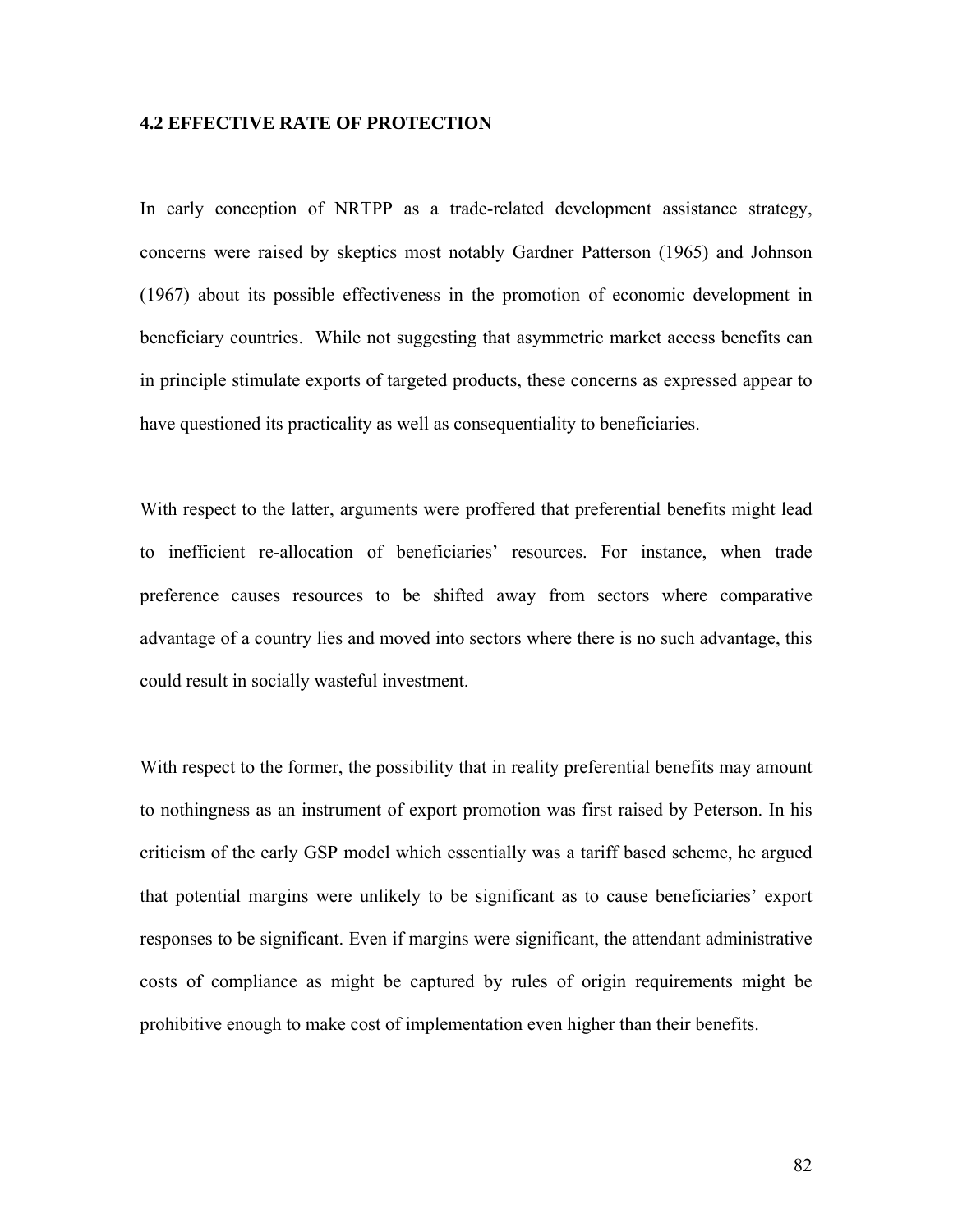### 4.2 EFFECTIVE RATE OF PROTECTION

In early conception of NRTPP as a trade-related development assistance strategy, concerns were raised by skeptics most notably Gardner Patterson (1965) and Johnson (1967) about its possible effectiveness in the promotion of economic development in beneficiary countries. While not suggesting that asymmetric market access benefits can in principle stimulate exports of targeted products, these concerns as expressed appear to have questioned its practicality as well as consequentiality to beneficiaries.

With respect to the latter, arguments were proffered that preferential benefits might lead to inefficient re-allocation of beneficiaries' resources. For instance, when trade preference causes resources to be shifted away from sectors where comparative advantage of a country lies and moved into sectors where there is no such advantage, this could result in socially wasteful investment.

With respect to the former, the possibility that in reality preferential benefits may amount to nothingness as an instrument of export promotion was first raised by Peterson. In his criticism of the early GSP model which essentially was a tariff based scheme, he argued that potential margins were unlikely to be significant as to cause beneficiaries' export responses to be significant. Even if margins were significant, the attendant administrative costs of compliance as might be captured by rules of origin requirements might be prohibitive enough to make cost of implementation even higher than their benefits.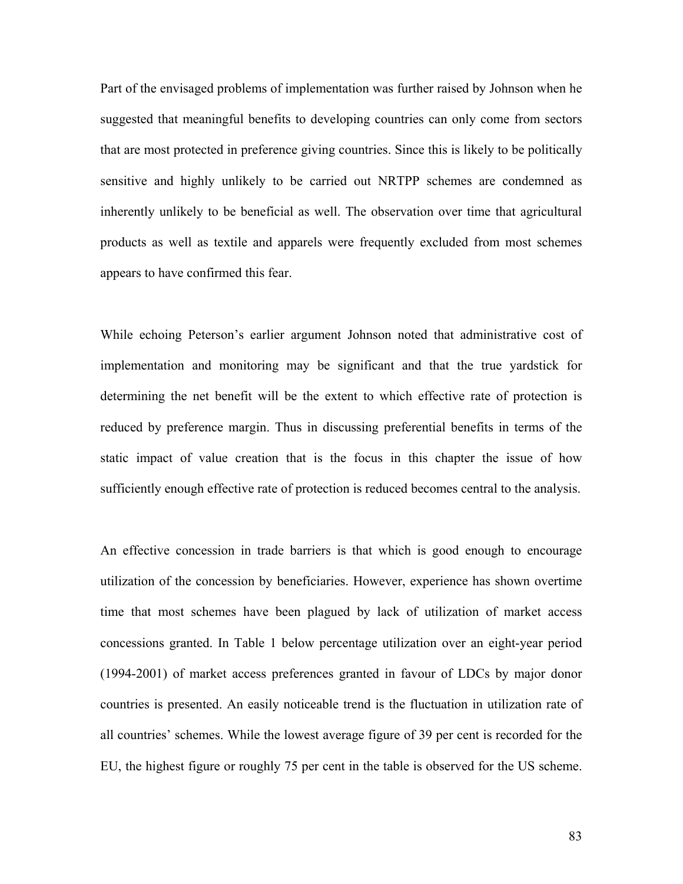Part of the envisaged problems of implementation was further raised by Johnson when he suggested that meaningful benefits to developing countries can only come from sectors that are most protected in preference giving countries. Since this is likely to be politically sensitive and highly unlikely to be carried out NRTPP schemes are condemned as inherently unlikely to be beneficial as well. The observation over time that agricultural products as well as textile and apparels were frequently excluded from most schemes appears to have confirmed this fear.

While echoing Peterson's earlier argument Johnson noted that administrative cost of implementation and monitoring may be significant and that the true yardstick for determining the net benefit will be the extent to which effective rate of protection is reduced by preference margin. Thus in discussing preferential benefits in terms of the static impact of value creation that is the focus in this chapter the issue of how sufficiently enough effective rate of protection is reduced becomes central to the analysis.

An effective concession in trade barriers is that which is good enough to encourage utilization of the concession by beneficiaries. However, experience has shown overtime time that most schemes have been plagued by lack of utilization of market access concessions granted. In Table 1 below percentage utilization over an eight-year period (1994-2001) of market access preferences granted in favour of LDCs by major donor countries is presented. An easily noticeable trend is the fluctuation in utilization rate of all countries' schemes. While the lowest average figure of 39 per cent is recorded for the EU, the highest figure or roughly 75 per cent in the table is observed for the US scheme.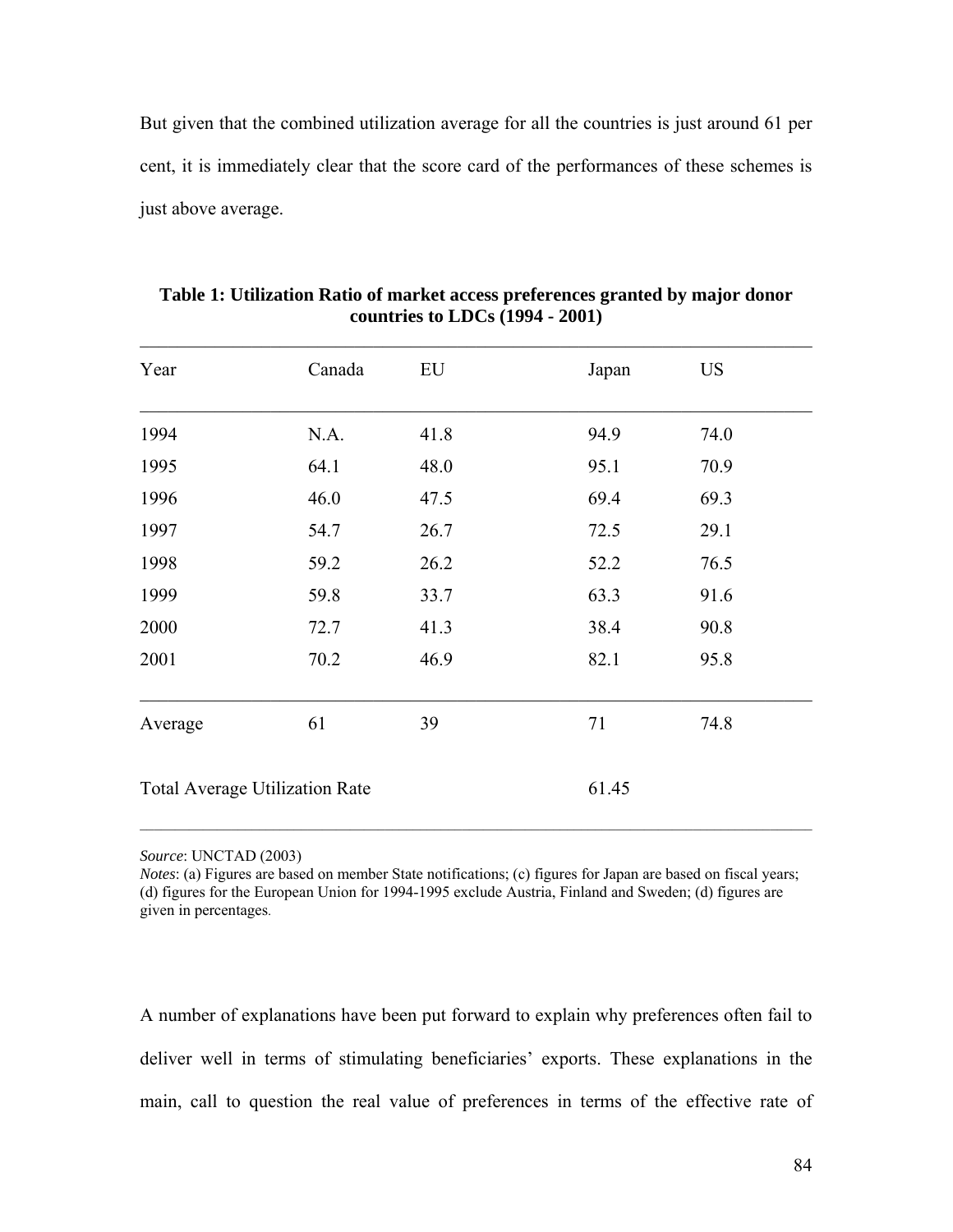But given that the combined utilization average for all the countries is just around 61 per cent, it is immediately clear that the score card of the performances of these schemes is just above average.

**Table 1: Utilization Ratio of market access preferences granted by major donor countries to LDCs (1994 - 2001)**

| Year | Canada | EU | Japan | US |
|---|---|---|---|---|
| 1994 | N.A. | 41.8 | 94.9 | 74.0 |
| 1995 | 64.1 | 48.0 | 95.1 | 70.9 |
| 1996 | 46.0 | 47.5 | 69.4 | 69.3 |
| 1997 | 54.7 | 26.7 | 72.5 | 29.1 |
| 1998 | 59.2 | 26.2 | 52.2 | 76.5 |
| 1999 | 59.8 | 33.7 | 63.3 | 91.6 |
| 2000 | 72.7 | 41.3 | 38.4 | 90.8 |
| 2001 | 70.2 | 46.9 | 82.1 | 95.8 |
| Average | 61 | 39 | 71 | 74.8 |
| Total Average Utilization Rate | | | 61.45 | |

*Source*: UNCTAD (2003)
*Notes*: (a) Figures are based on member State notifications; (c) figures for Japan are based on fiscal years; (d) figures for the European Union for 1994-1995 exclude Austria, Finland and Sweden; (d) figures are given in percentages.

A number of explanations have been put forward to explain why preferences often fail to deliver well in terms of stimulating beneficiaries' exports. These explanations in the main, call to question the real value of preferences in terms of the effective rate of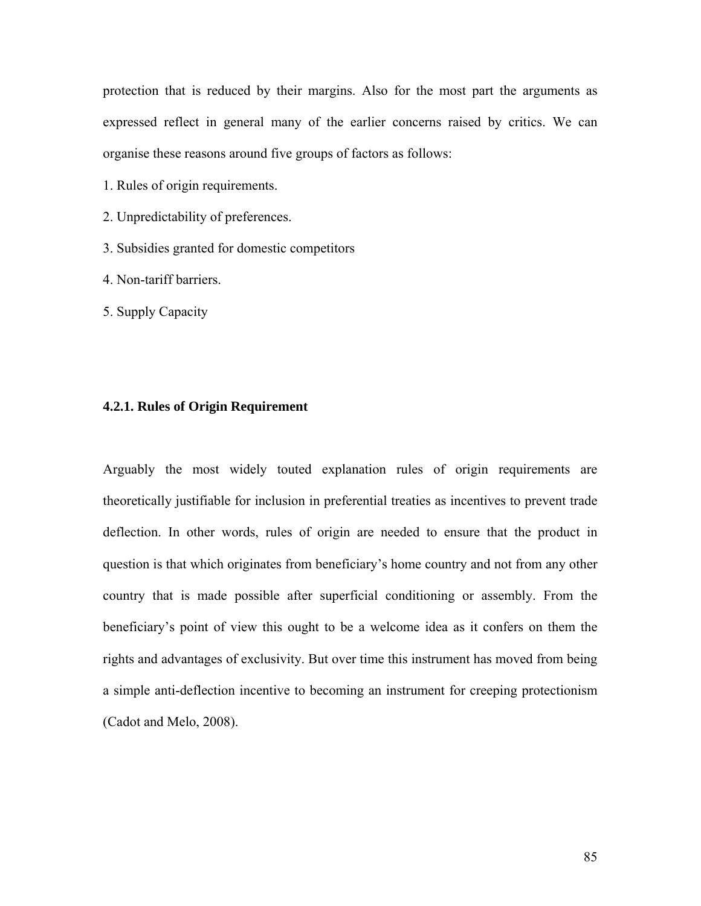protection that is reduced by their margins. Also for the most part the arguments as expressed reflect in general many of the earlier concerns raised by critics. We can organise these reasons around five groups of factors as follows:

1. Rules of origin requirements.
2. Unpredictability of preferences.
3. Subsidies granted for domestic competitors
4. Non-tariff barriers.
5. Supply Capacity

#### 4.2.1. Rules of Origin Requirement

Arguably the most widely touted explanation rules of origin requirements are theoretically justifiable for inclusion in preferential treaties as incentives to prevent trade deflection. In other words, rules of origin are needed to ensure that the product in question is that which originates from beneficiary's home country and not from any other country that is made possible after superficial conditioning or assembly. From the beneficiary's point of view this ought to be a welcome idea as it confers on them the rights and advantages of exclusivity. But over time this instrument has moved from being a simple anti-deflection incentive to becoming an instrument for creeping protectionism (Cadot and Melo, 2008).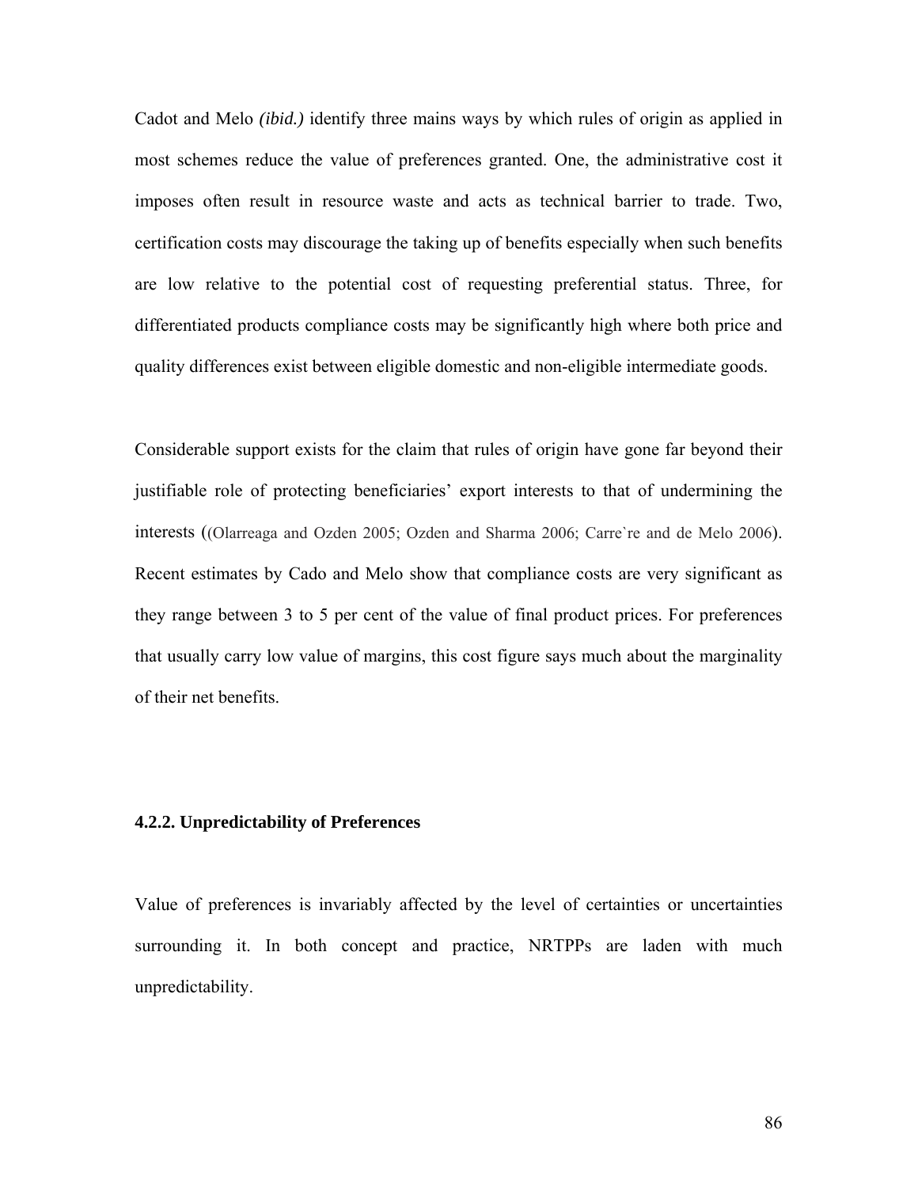Cadot and Melo *(ibid.)* identify three mains ways by which rules of origin as applied in most schemes reduce the value of preferences granted. One, the administrative cost it imposes often result in resource waste and acts as technical barrier to trade. Two, certification costs may discourage the taking up of benefits especially when such benefits are low relative to the potential cost of requesting preferential status. Three, for differentiated products compliance costs may be significantly high where both price and quality differences exist between eligible domestic and non-eligible intermediate goods.

Considerable support exists for the claim that rules of origin have gone far beyond their justifiable role of protecting beneficiaries' export interests to that of undermining the interests ((Olarreaga and Ozden 2005; Ozden and Sharma 2006; Carre`re and de Melo 2006). Recent estimates by Cado and Melo show that compliance costs are very significant as they range between 3 to 5 per cent of the value of final product prices. For preferences that usually carry low value of margins, this cost figure says much about the marginality of their net benefits.

#### 4.2.2. Unpredictability of Preferences

Value of preferences is invariably affected by the level of certainties or uncertainties surrounding it. In both concept and practice, NRTPPs are laden with much unpredictability.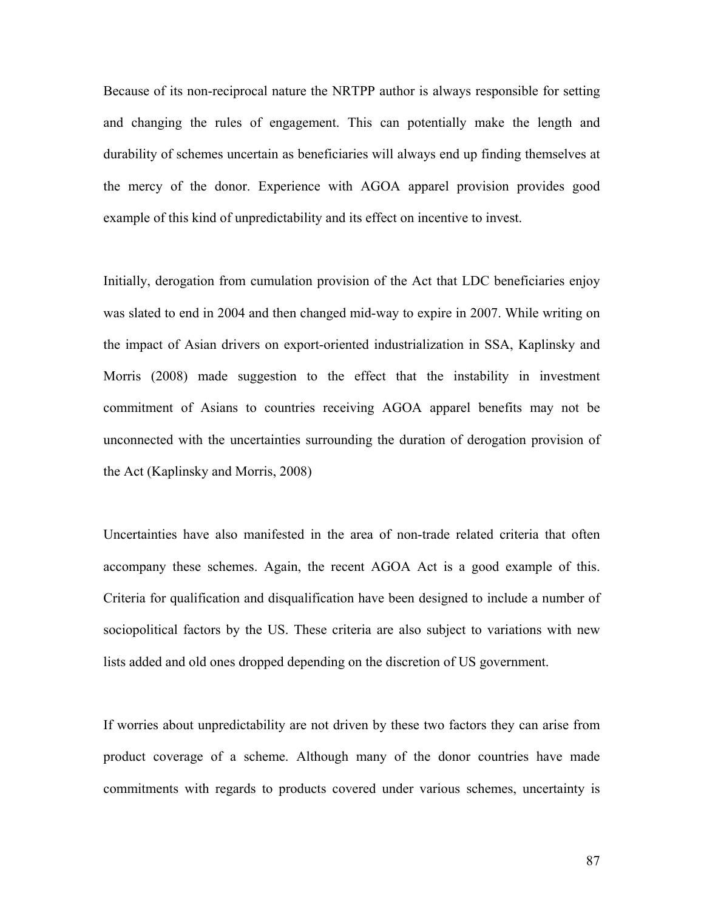Because of its non-reciprocal nature the NRTPP author is always responsible for setting and changing the rules of engagement. This can potentially make the length and durability of schemes uncertain as beneficiaries will always end up finding themselves at the mercy of the donor. Experience with AGOA apparel provision provides good example of this kind of unpredictability and its effect on incentive to invest.

Initially, derogation from cumulation provision of the Act that LDC beneficiaries enjoy was slated to end in 2004 and then changed mid-way to expire in 2007. While writing on the impact of Asian drivers on export-oriented industrialization in SSA, Kaplinsky and Morris (2008) made suggestion to the effect that the instability in investment commitment of Asians to countries receiving AGOA apparel benefits may not be unconnected with the uncertainties surrounding the duration of derogation provision of the Act (Kaplinsky and Morris, 2008)

Uncertainties have also manifested in the area of non-trade related criteria that often accompany these schemes. Again, the recent AGOA Act is a good example of this. Criteria for qualification and disqualification have been designed to include a number of sociopolitical factors by the US. These criteria are also subject to variations with new lists added and old ones dropped depending on the discretion of US government.

If worries about unpredictability are not driven by these two factors they can arise from product coverage of a scheme. Although many of the donor countries have made commitments with regards to products covered under various schemes, uncertainty is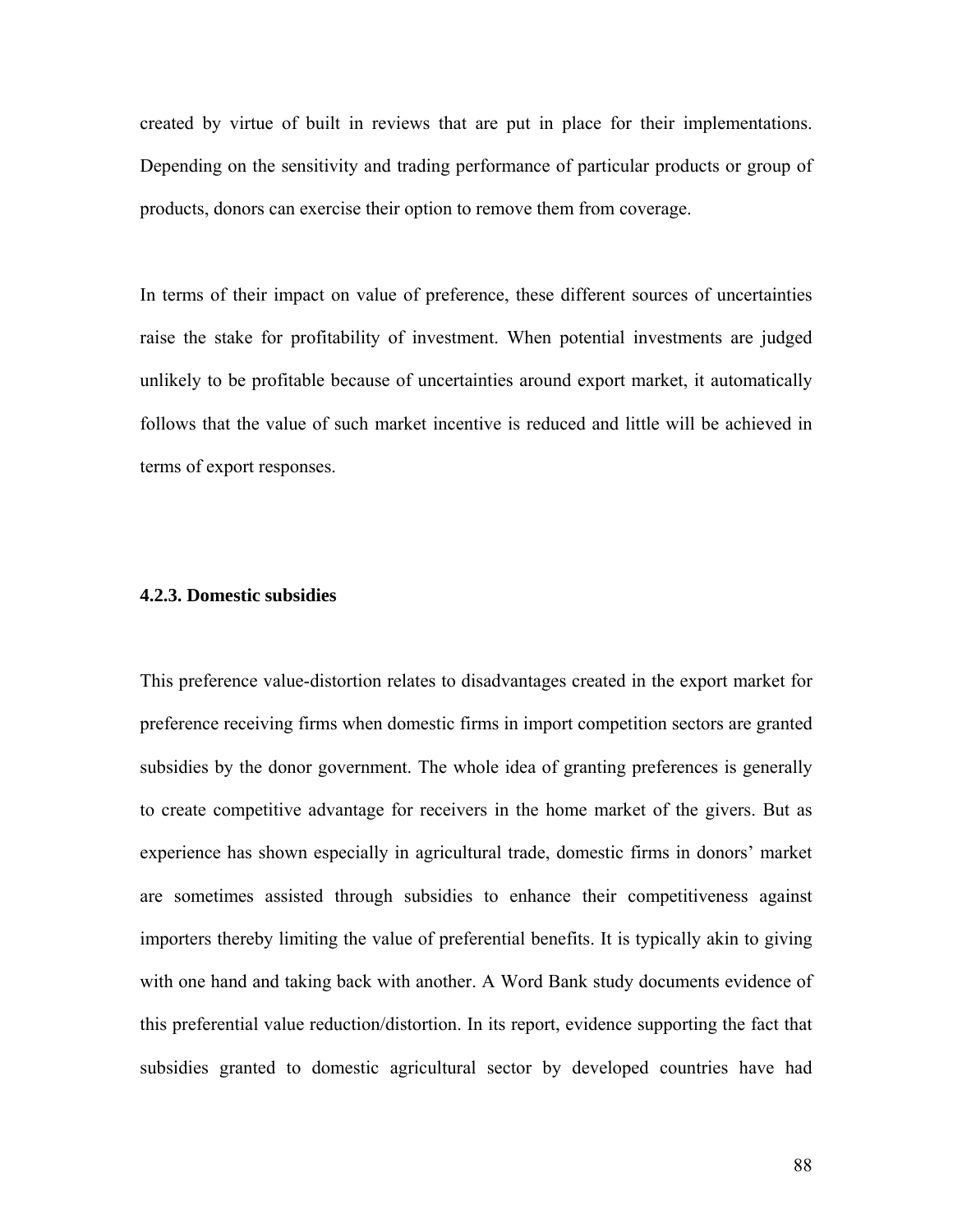created by virtue of built in reviews that are put in place for their implementations. Depending on the sensitivity and trading performance of particular products or group of products, donors can exercise their option to remove them from coverage.

In terms of their impact on value of preference, these different sources of uncertainties raise the stake for profitability of investment. When potential investments are judged unlikely to be profitable because of uncertainties around export market, it automatically follows that the value of such market incentive is reduced and little will be achieved in terms of export responses.

### 4.2.3. Domestic subsidies

This preference value-distortion relates to disadvantages created in the export market for preference receiving firms when domestic firms in import competition sectors are granted subsidies by the donor government. The whole idea of granting preferences is generally to create competitive advantage for receivers in the home market of the givers. But as experience has shown especially in agricultural trade, domestic firms in donors' market are sometimes assisted through subsidies to enhance their competitiveness against importers thereby limiting the value of preferential benefits. It is typically akin to giving with one hand and taking back with another. A Word Bank study documents evidence of this preferential value reduction/distortion. In its report, evidence supporting the fact that subsidies granted to domestic agricultural sector by developed countries have had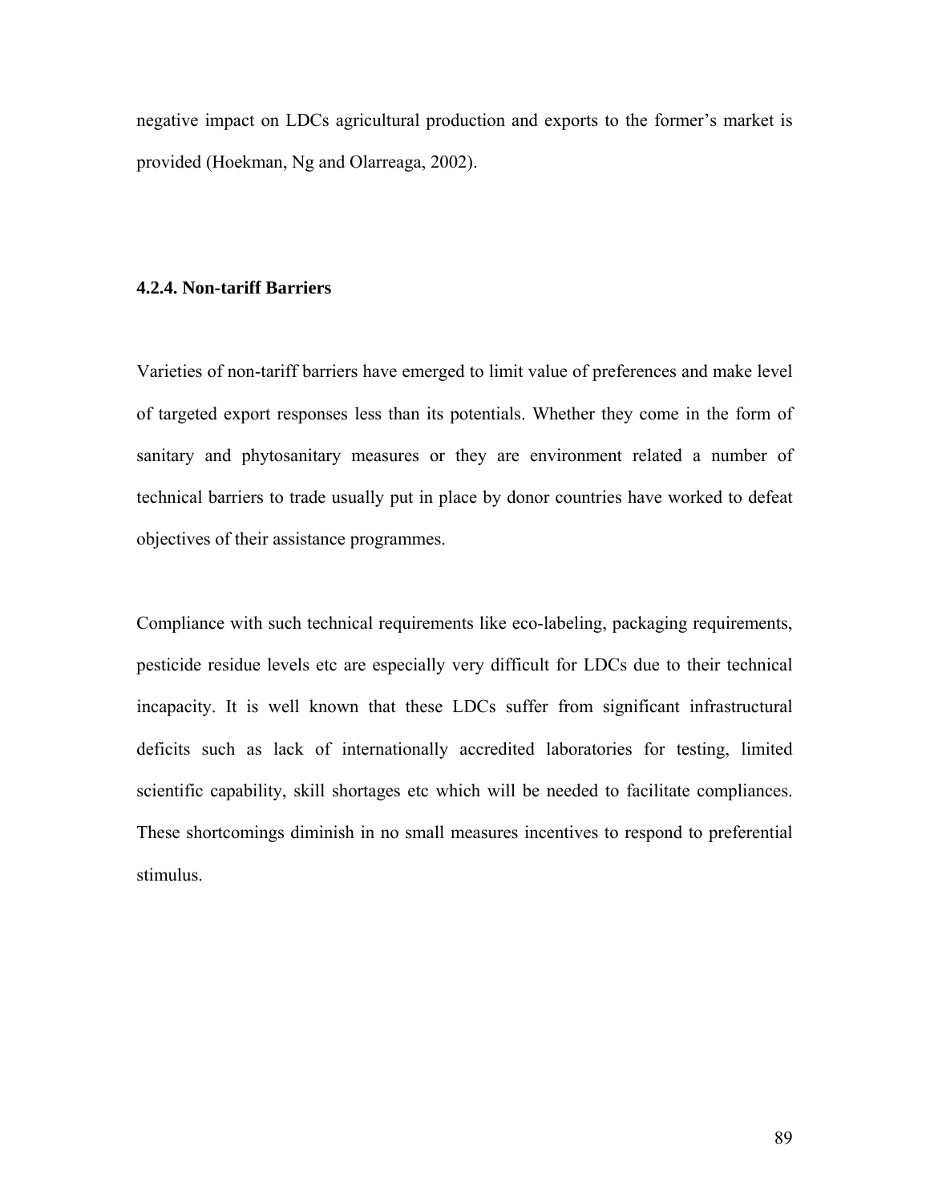negative impact on LDCs agricultural production and exports to the former's market is provided (Hoekman, Ng and Olarreaga, 2002).

### 4.2.4. Non-tariff Barriers

Varieties of non-tariff barriers have emerged to limit value of preferences and make level of targeted export responses less than its potentials. Whether they come in the form of sanitary and phytosanitary measures or they are environment related a number of technical barriers to trade usually put in place by donor countries have worked to defeat objectives of their assistance programmes.

Compliance with such technical requirements like eco-labeling, packaging requirements, pesticide residue levels etc are especially very difficult for LDCs due to their technical incapacity. It is well known that these LDCs suffer from significant infrastructural deficits such as lack of internationally accredited laboratories for testing, limited scientific capability, skill shortages etc which will be needed to facilitate compliances. These shortcomings diminish in no small measures incentives to respond to preferential stimulus.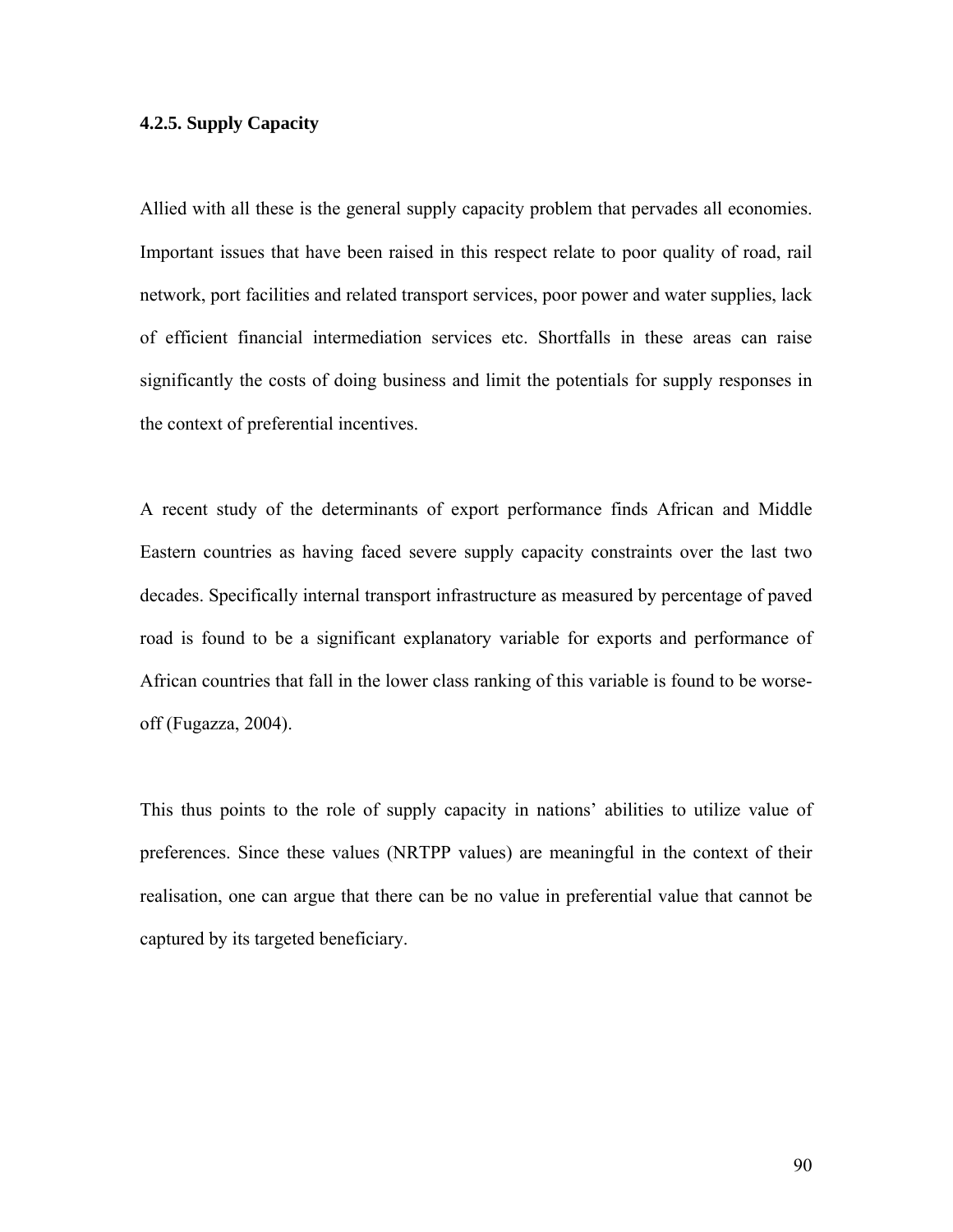#### 4.2.5. Supply Capacity

Allied with all these is the general supply capacity problem that pervades all economies. Important issues that have been raised in this respect relate to poor quality of road, rail network, port facilities and related transport services, poor power and water supplies, lack of efficient financial intermediation services etc. Shortfalls in these areas can raise significantly the costs of doing business and limit the potentials for supply responses in the context of preferential incentives.

A recent study of the determinants of export performance finds African and Middle Eastern countries as having faced severe supply capacity constraints over the last two decades. Specifically internal transport infrastructure as measured by percentage of paved road is found to be a significant explanatory variable for exports and performance of African countries that fall in the lower class ranking of this variable is found to be worse-off (Fugazza, 2004).

This thus points to the role of supply capacity in nations' abilities to utilize value of preferences. Since these values (NRTPP values) are meaningful in the context of their realisation, one can argue that there can be no value in preferential value that cannot be captured by its targeted beneficiary.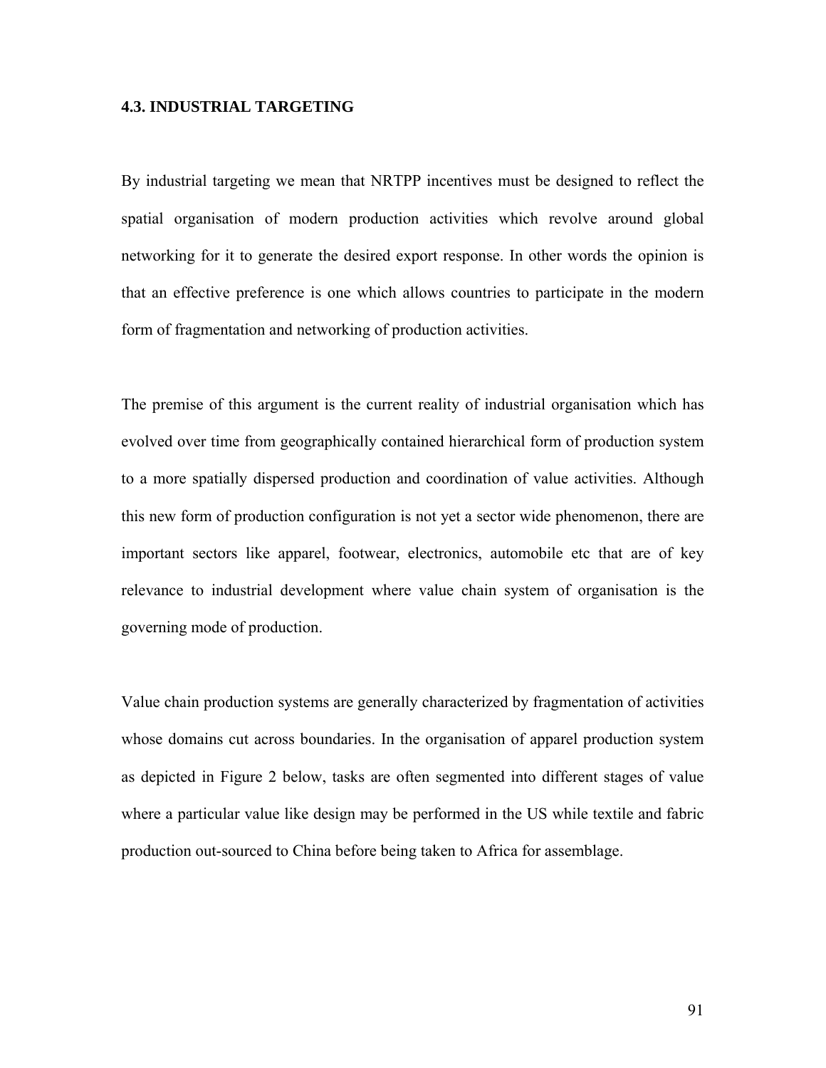### 4.3. INDUSTRIAL TARGETING

By industrial targeting we mean that NRTPP incentives must be designed to reflect the spatial organisation of modern production activities which revolve around global networking for it to generate the desired export response. In other words the opinion is that an effective preference is one which allows countries to participate in the modern form of fragmentation and networking of production activities.

The premise of this argument is the current reality of industrial organisation which has evolved over time from geographically contained hierarchical form of production system to a more spatially dispersed production and coordination of value activities. Although this new form of production configuration is not yet a sector wide phenomenon, there are important sectors like apparel, footwear, electronics, automobile etc that are of key relevance to industrial development where value chain system of organisation is the governing mode of production.

Value chain production systems are generally characterized by fragmentation of activities whose domains cut across boundaries. In the organisation of apparel production system as depicted in Figure 2 below, tasks are often segmented into different stages of value where a particular value like design may be performed in the US while textile and fabric production out-sourced to China before being taken to Africa for assemblage.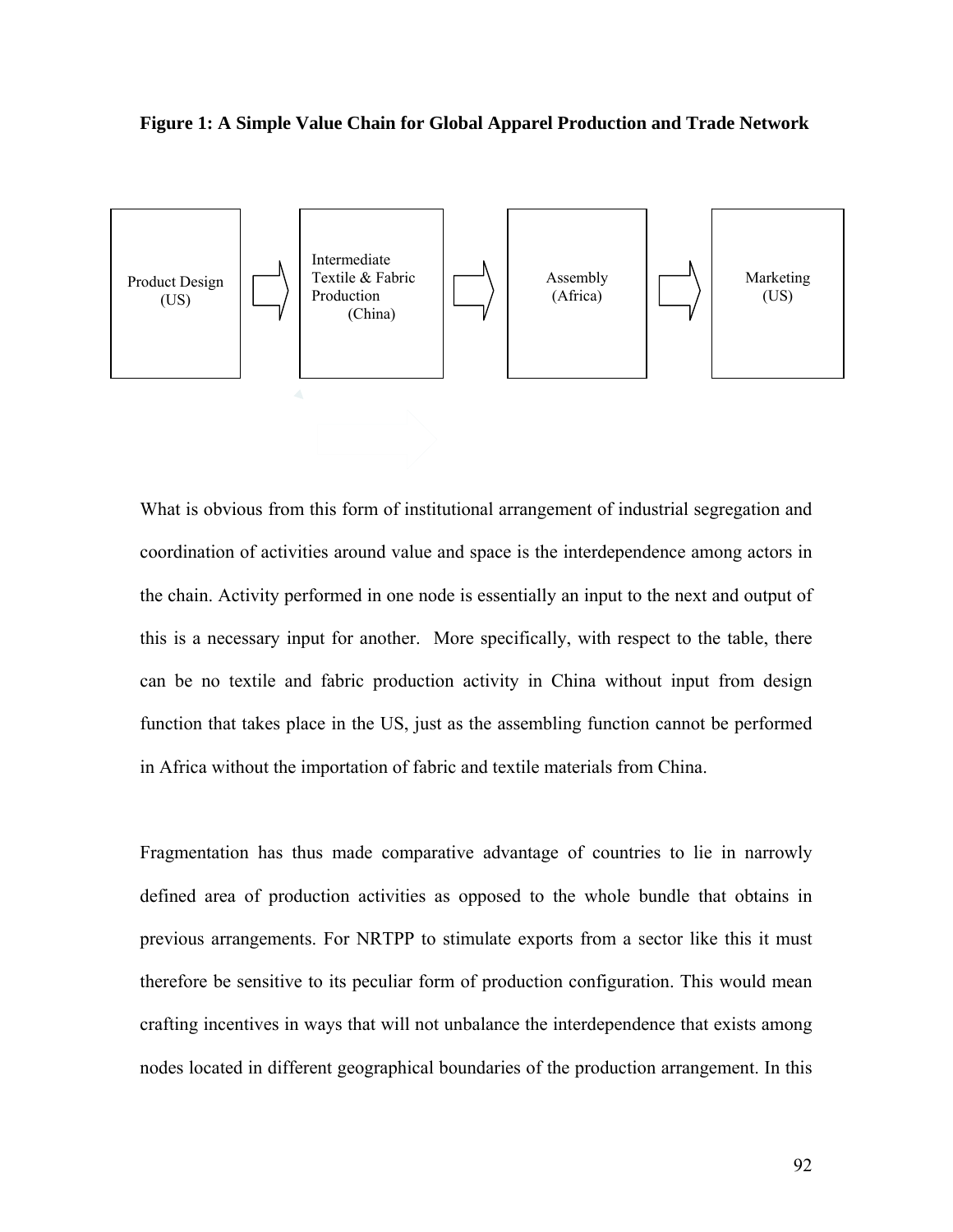**Figure 1: A Simple Value Chain for Global Apparel Production and Trade Network**

Product Design (US) → Intermediate Textile & Fabric Production (China) → Assembly (Africa) → Marketing (US)

What is obvious from this form of institutional arrangement of industrial segregation and coordination of activities around value and space is the interdependence among actors in the chain. Activity performed in one node is essentially an input to the next and output of this is a necessary input for another. More specifically, with respect to the table, there can be no textile and fabric production activity in China without input from design function that takes place in the US, just as the assembling function cannot be performed in Africa without the importation of fabric and textile materials from China.

Fragmentation has thus made comparative advantage of countries to lie in narrowly defined area of production activities as opposed to the whole bundle that obtains in previous arrangements. For NRTPP to stimulate exports from a sector like this it must therefore be sensitive to its peculiar form of production configuration. This would mean crafting incentives in ways that will not unbalance the interdependence that exists among nodes located in different geographical boundaries of the production arrangement. In this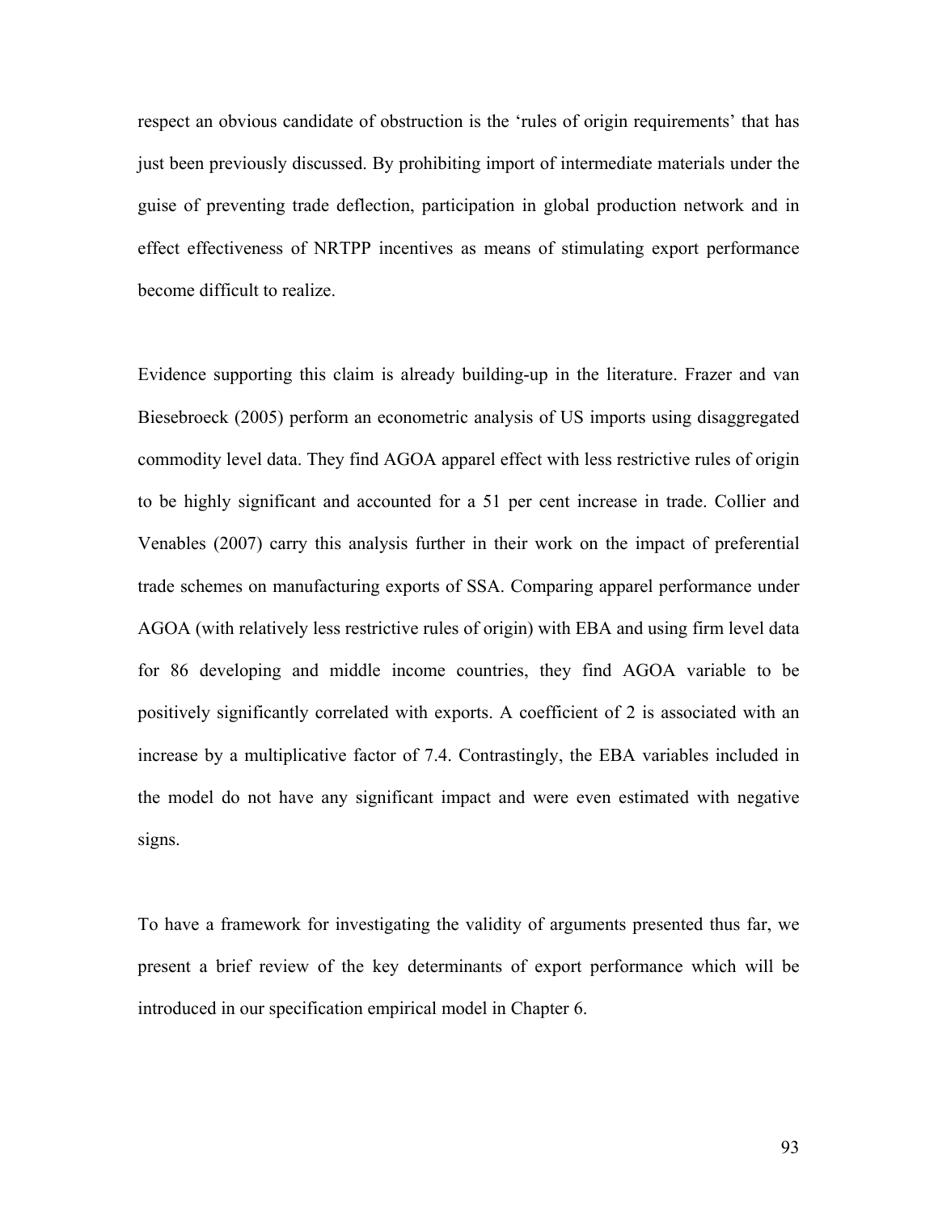respect an obvious candidate of obstruction is the 'rules of origin requirements' that has just been previously discussed. By prohibiting import of intermediate materials under the guise of preventing trade deflection, participation in global production network and in effect effectiveness of NRTPP incentives as means of stimulating export performance become difficult to realize.

Evidence supporting this claim is already building-up in the literature. Frazer and van Biesebroeck (2005) perform an econometric analysis of US imports using disaggregated commodity level data. They find AGOA apparel effect with less restrictive rules of origin to be highly significant and accounted for a 51 per cent increase in trade. Collier and Venables (2007) carry this analysis further in their work on the impact of preferential trade schemes on manufacturing exports of SSA. Comparing apparel performance under AGOA (with relatively less restrictive rules of origin) with EBA and using firm level data for 86 developing and middle income countries, they find AGOA variable to be positively significantly correlated with exports. A coefficient of 2 is associated with an increase by a multiplicative factor of 7.4. Contrastingly, the EBA variables included in the model do not have any significant impact and were even estimated with negative signs.

To have a framework for investigating the validity of arguments presented thus far, we present a brief review of the key determinants of export performance which will be introduced in our specification empirical model in Chapter 6.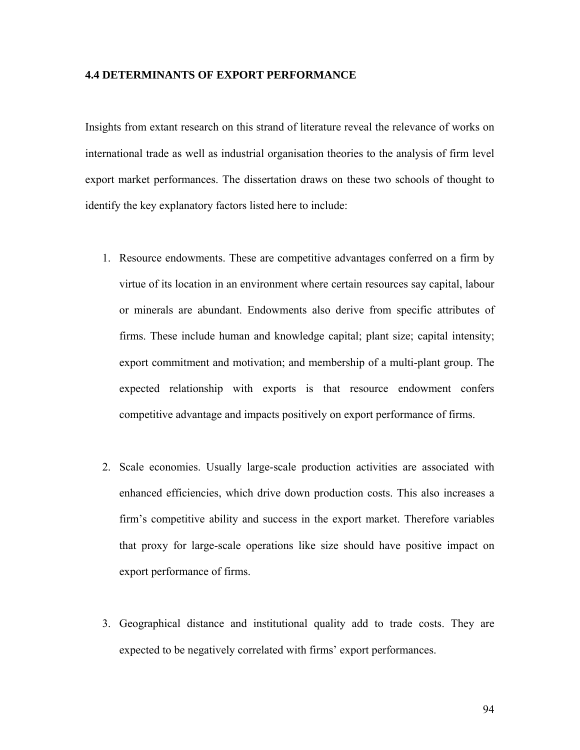### 4.4 DETERMINANTS OF EXPORT PERFORMANCE

Insights from extant research on this strand of literature reveal the relevance of works on international trade as well as industrial organisation theories to the analysis of firm level export market performances. The dissertation draws on these two schools of thought to identify the key explanatory factors listed here to include:

1. Resource endowments. These are competitive advantages conferred on a firm by virtue of its location in an environment where certain resources say capital, labour or minerals are abundant. Endowments also derive from specific attributes of firms. These include human and knowledge capital; plant size; capital intensity; export commitment and motivation; and membership of a multi-plant group. The expected relationship with exports is that resource endowment confers competitive advantage and impacts positively on export performance of firms.

2. Scale economies. Usually large-scale production activities are associated with enhanced efficiencies, which drive down production costs. This also increases a firm's competitive ability and success in the export market. Therefore variables that proxy for large-scale operations like size should have positive impact on export performance of firms.

3. Geographical distance and institutional quality add to trade costs. They are expected to be negatively correlated with firms' export performances.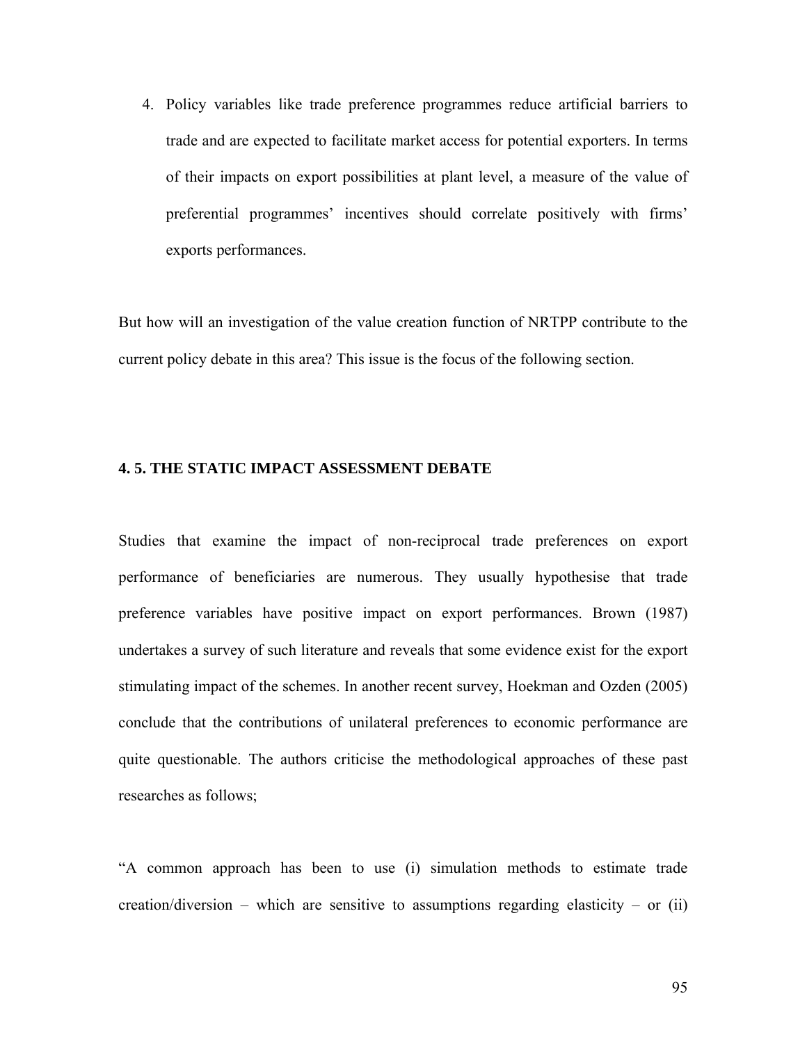4. Policy variables like trade preference programmes reduce artificial barriers to trade and are expected to facilitate market access for potential exporters. In terms of their impacts on export possibilities at plant level, a measure of the value of preferential programmes' incentives should correlate positively with firms' exports performances.

But how will an investigation of the value creation function of NRTPP contribute to the current policy debate in this area? This issue is the focus of the following section.

## 4. 5. THE STATIC IMPACT ASSESSMENT DEBATE

Studies that examine the impact of non-reciprocal trade preferences on export performance of beneficiaries are numerous. They usually hypothesise that trade preference variables have positive impact on export performances. Brown (1987) undertakes a survey of such literature and reveals that some evidence exist for the export stimulating impact of the schemes. In another recent survey, Hoekman and Ozden (2005) conclude that the contributions of unilateral preferences to economic performance are quite questionable. The authors criticise the methodological approaches of these past researches as follows;

"A common approach has been to use (i) simulation methods to estimate trade creation/diversion – which are sensitive to assumptions regarding elasticity – or (ii)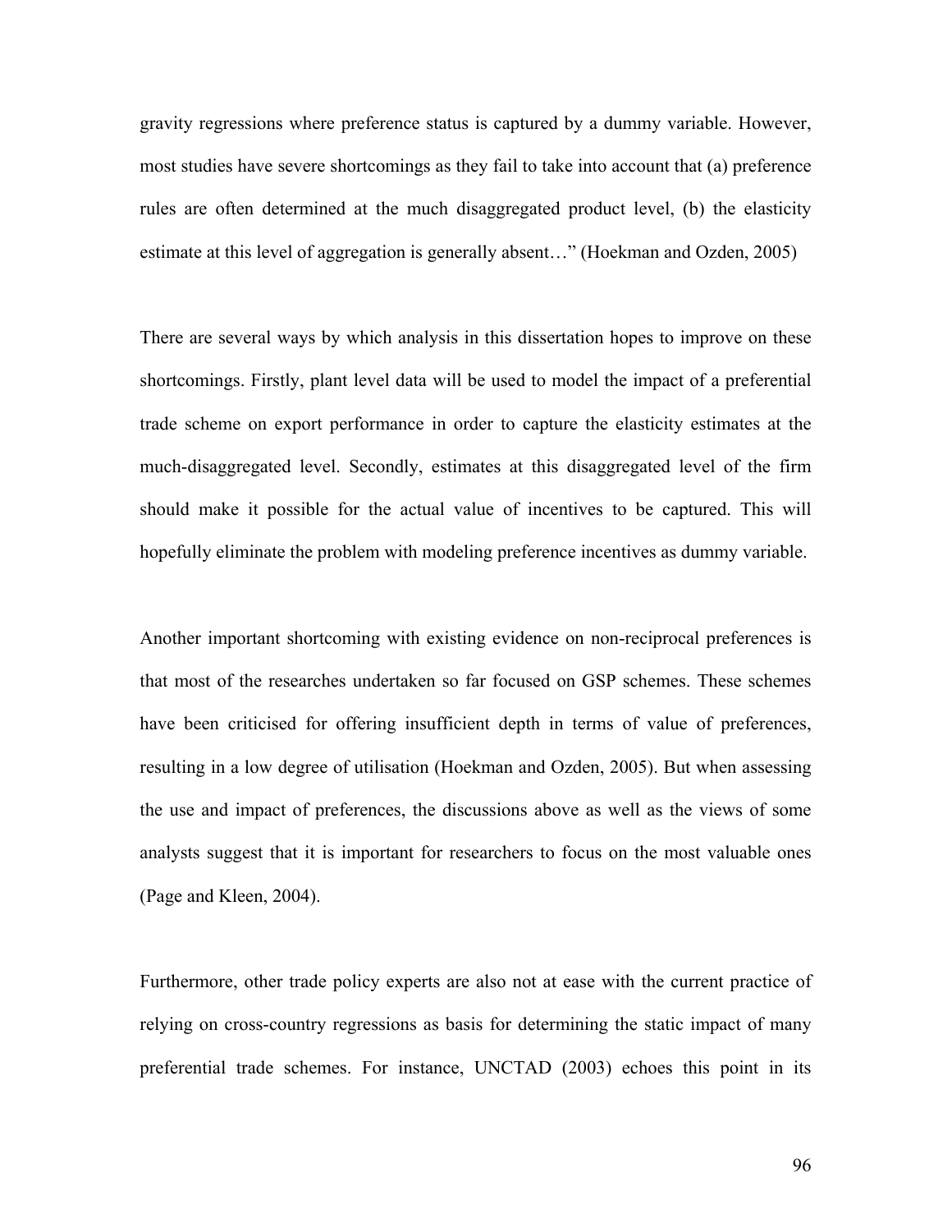gravity regressions where preference status is captured by a dummy variable. However, most studies have severe shortcomings as they fail to take into account that (a) preference rules are often determined at the much disaggregated product level, (b) the elasticity estimate at this level of aggregation is generally absent…" (Hoekman and Ozden, 2005)

There are several ways by which analysis in this dissertation hopes to improve on these shortcomings. Firstly, plant level data will be used to model the impact of a preferential trade scheme on export performance in order to capture the elasticity estimates at the much-disaggregated level. Secondly, estimates at this disaggregated level of the firm should make it possible for the actual value of incentives to be captured. This will hopefully eliminate the problem with modeling preference incentives as dummy variable.

Another important shortcoming with existing evidence on non-reciprocal preferences is that most of the researches undertaken so far focused on GSP schemes. These schemes have been criticised for offering insufficient depth in terms of value of preferences, resulting in a low degree of utilisation (Hoekman and Ozden, 2005). But when assessing the use and impact of preferences, the discussions above as well as the views of some analysts suggest that it is important for researchers to focus on the most valuable ones (Page and Kleen, 2004).

Furthermore, other trade policy experts are also not at ease with the current practice of relying on cross-country regressions as basis for determining the static impact of many preferential trade schemes. For instance, UNCTAD (2003) echoes this point in its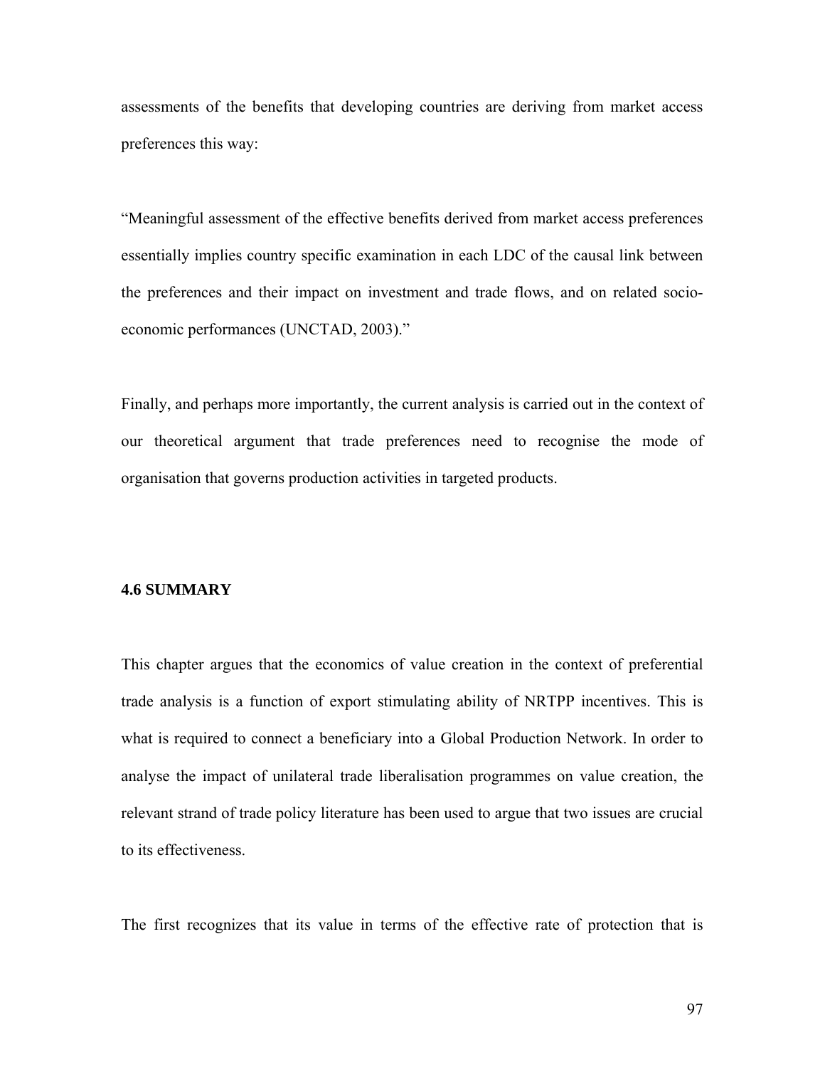assessments of the benefits that developing countries are deriving from market access preferences this way:

"Meaningful assessment of the effective benefits derived from market access preferences essentially implies country specific examination in each LDC of the causal link between the preferences and their impact on investment and trade flows, and on related socio-economic performances (UNCTAD, 2003)."

Finally, and perhaps more importantly, the current analysis is carried out in the context of our theoretical argument that trade preferences need to recognise the mode of organisation that governs production activities in targeted products.

### 4.6 SUMMARY

This chapter argues that the economics of value creation in the context of preferential trade analysis is a function of export stimulating ability of NRTPP incentives. This is what is required to connect a beneficiary into a Global Production Network. In order to analyse the impact of unilateral trade liberalisation programmes on value creation, the relevant strand of trade policy literature has been used to argue that two issues are crucial to its effectiveness.

The first recognizes that its value in terms of the effective rate of protection that is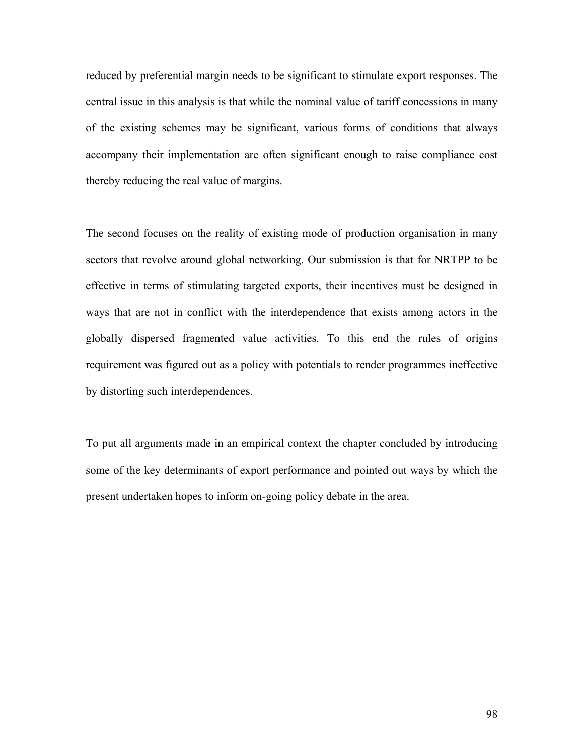reduced by preferential margin needs to be significant to stimulate export responses. The central issue in this analysis is that while the nominal value of tariff concessions in many of the existing schemes may be significant, various forms of conditions that always accompany their implementation are often significant enough to raise compliance cost thereby reducing the real value of margins.

The second focuses on the reality of existing mode of production organisation in many sectors that revolve around global networking. Our submission is that for NRTPP to be effective in terms of stimulating targeted exports, their incentives must be designed in ways that are not in conflict with the interdependence that exists among actors in the globally dispersed fragmented value activities. To this end the rules of origins requirement was figured out as a policy with potentials to render programmes ineffective by distorting such interdependences.

To put all arguments made in an empirical context the chapter concluded by introducing some of the key determinants of export performance and pointed out ways by which the present undertaken hopes to inform on-going policy debate in the area.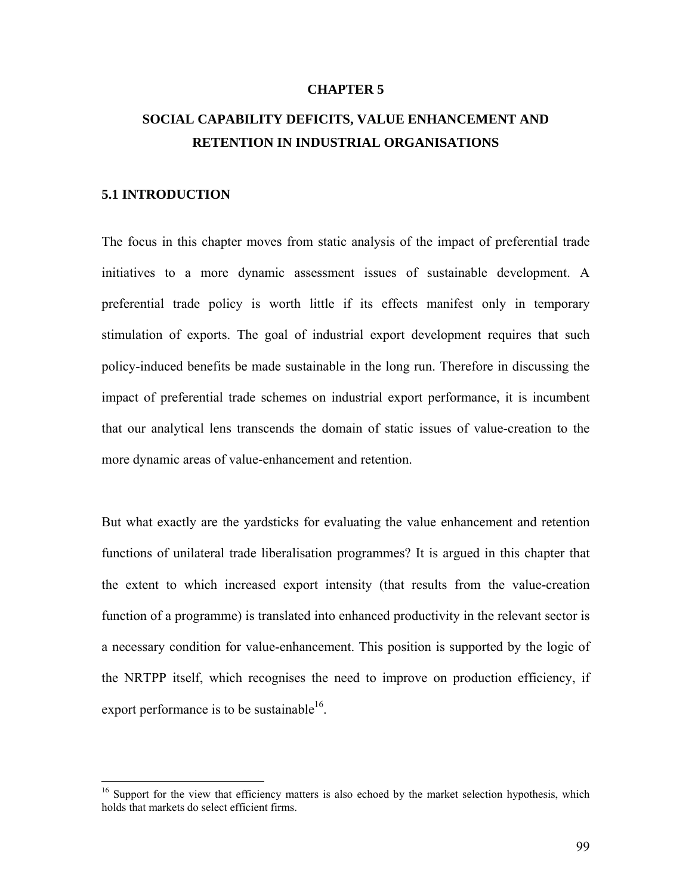# CHAPTER 5

# SOCIAL CAPABILITY DEFICITS, VALUE ENHANCEMENT AND RETENTION IN INDUSTRIAL ORGANISATIONS

## 5.1 INTRODUCTION

The focus in this chapter moves from static analysis of the impact of preferential trade initiatives to a more dynamic assessment issues of sustainable development. A preferential trade policy is worth little if its effects manifest only in temporary stimulation of exports. The goal of industrial export development requires that such policy-induced benefits be made sustainable in the long run. Therefore in discussing the impact of preferential trade schemes on industrial export performance, it is incumbent that our analytical lens transcends the domain of static issues of value-creation to the more dynamic areas of value-enhancement and retention.

But what exactly are the yardsticks for evaluating the value enhancement and retention functions of unilateral trade liberalisation programmes? It is argued in this chapter that the extent to which increased export intensity (that results from the value-creation function of a programme) is translated into enhanced productivity in the relevant sector is a necessary condition for value-enhancement. This position is supported by the logic of the NRTPP itself, which recognises the need to improve on production efficiency, if export performance is to be sustainable[16].

[16] Support for the view that efficiency matters is also echoed by the market selection hypothesis, which holds that markets do select efficient firms.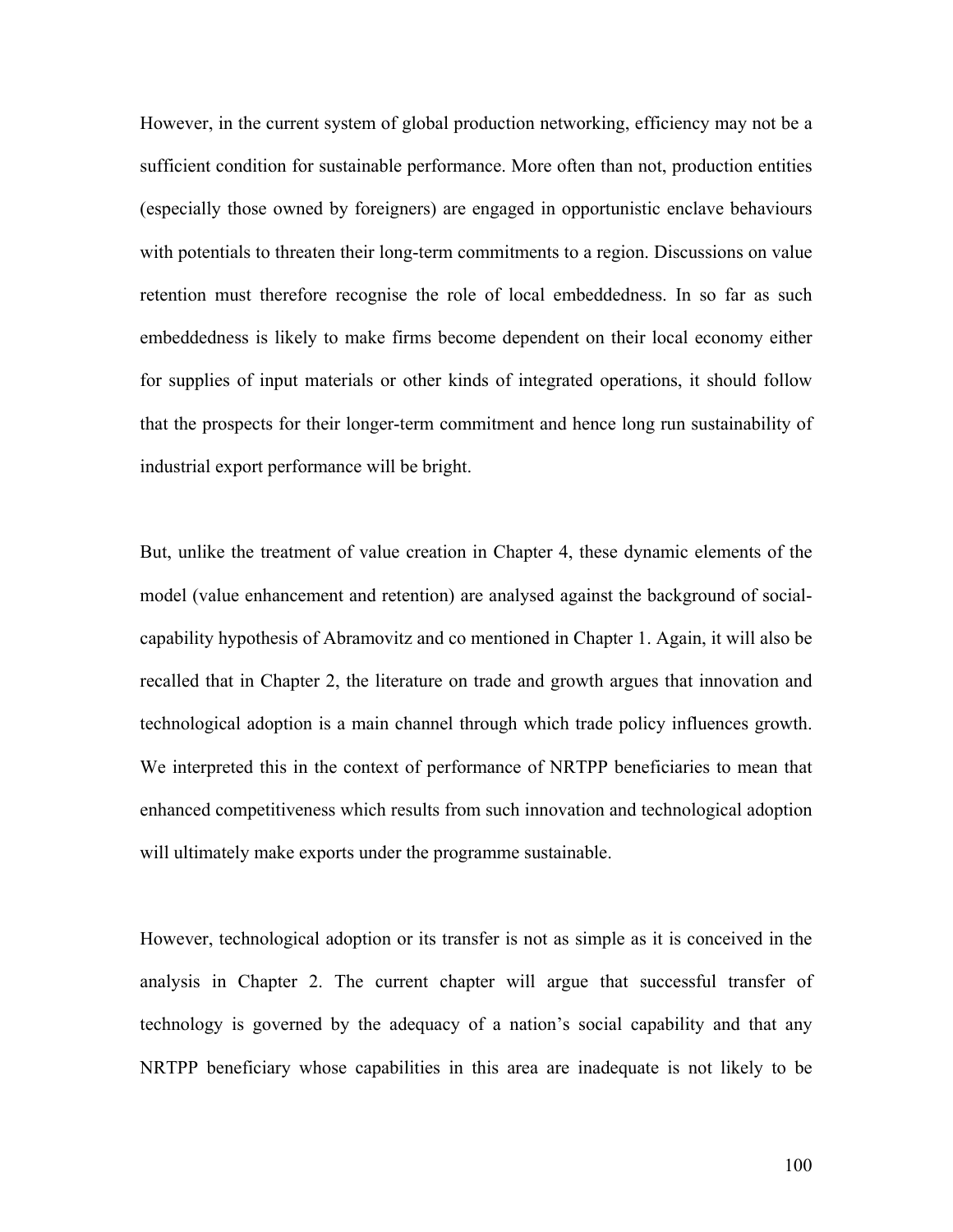However, in the current system of global production networking, efficiency may not be a sufficient condition for sustainable performance. More often than not, production entities (especially those owned by foreigners) are engaged in opportunistic enclave behaviours with potentials to threaten their long-term commitments to a region. Discussions on value retention must therefore recognise the role of local embeddedness. In so far as such embeddedness is likely to make firms become dependent on their local economy either for supplies of input materials or other kinds of integrated operations, it should follow that the prospects for their longer-term commitment and hence long run sustainability of industrial export performance will be bright.

But, unlike the treatment of value creation in Chapter 4, these dynamic elements of the model (value enhancement and retention) are analysed against the background of social-capability hypothesis of Abramovitz and co mentioned in Chapter 1. Again, it will also be recalled that in Chapter 2, the literature on trade and growth argues that innovation and technological adoption is a main channel through which trade policy influences growth. We interpreted this in the context of performance of NRTPP beneficiaries to mean that enhanced competitiveness which results from such innovation and technological adoption will ultimately make exports under the programme sustainable.

However, technological adoption or its transfer is not as simple as it is conceived in the analysis in Chapter 2. The current chapter will argue that successful transfer of technology is governed by the adequacy of a nation's social capability and that any NRTPP beneficiary whose capabilities in this area are inadequate is not likely to be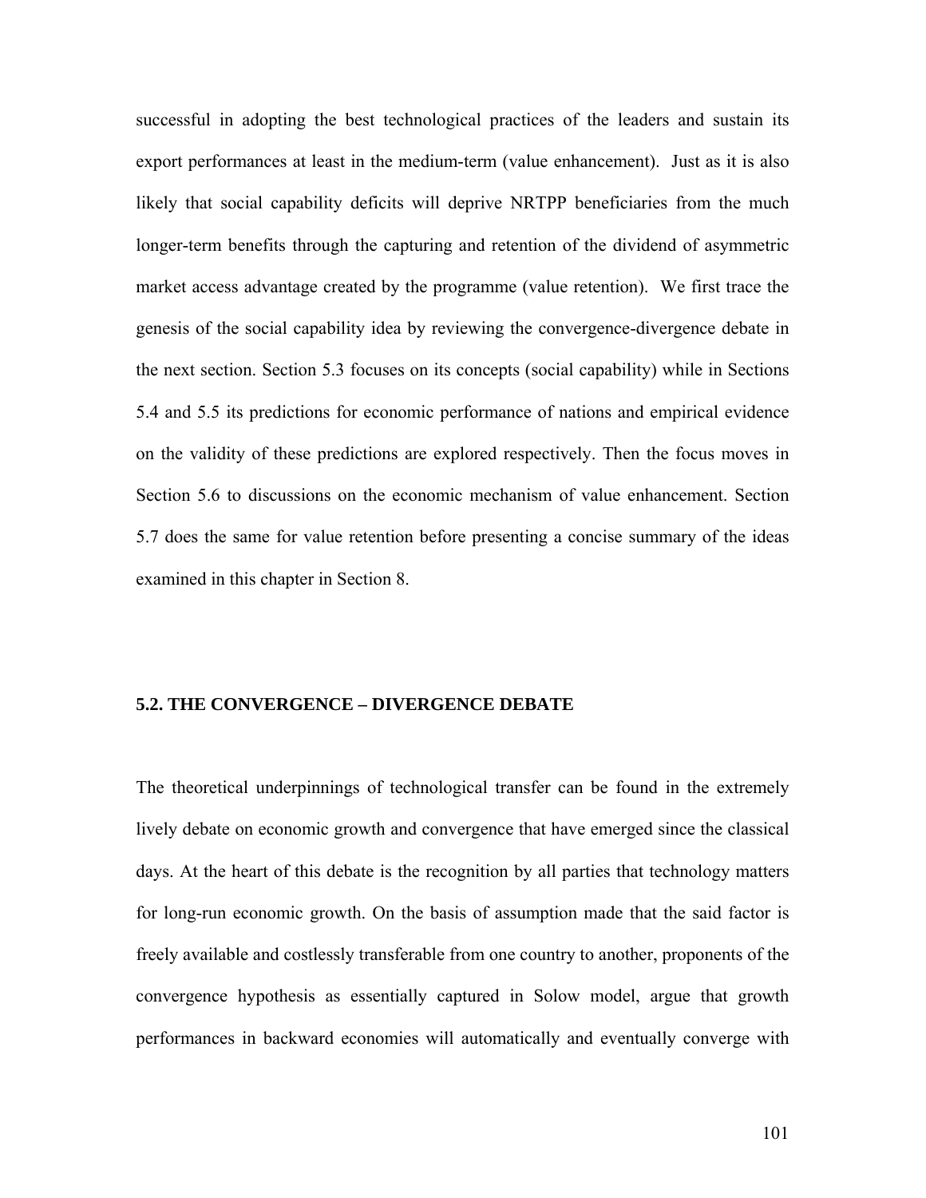successful in adopting the best technological practices of the leaders and sustain its export performances at least in the medium-term (value enhancement). Just as it is also likely that social capability deficits will deprive NRTPP beneficiaries from the much longer-term benefits through the capturing and retention of the dividend of asymmetric market access advantage created by the programme (value retention). We first trace the genesis of the social capability idea by reviewing the convergence-divergence debate in the next section. Section 5.3 focuses on its concepts (social capability) while in Sections 5.4 and 5.5 its predictions for economic performance of nations and empirical evidence on the validity of these predictions are explored respectively. Then the focus moves in Section 5.6 to discussions on the economic mechanism of value enhancement. Section 5.7 does the same for value retention before presenting a concise summary of the ideas examined in this chapter in Section 8.

## 5.2. THE CONVERGENCE – DIVERGENCE DEBATE

The theoretical underpinnings of technological transfer can be found in the extremely lively debate on economic growth and convergence that have emerged since the classical days. At the heart of this debate is the recognition by all parties that technology matters for long-run economic growth. On the basis of assumption made that the said factor is freely available and costlessly transferable from one country to another, proponents of the convergence hypothesis as essentially captured in Solow model, argue that growth performances in backward economies will automatically and eventually converge with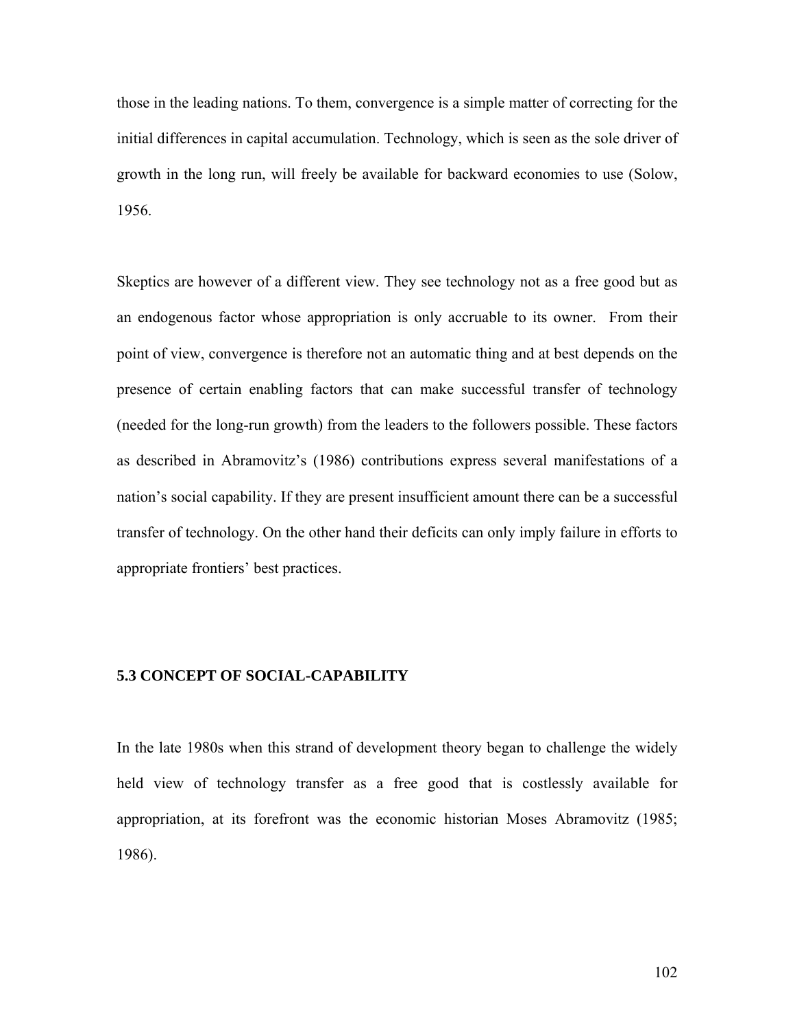those in the leading nations. To them, convergence is a simple matter of correcting for the initial differences in capital accumulation. Technology, which is seen as the sole driver of growth in the long run, will freely be available for backward economies to use (Solow, 1956.

Skeptics are however of a different view. They see technology not as a free good but as an endogenous factor whose appropriation is only accruable to its owner. From their point of view, convergence is therefore not an automatic thing and at best depends on the presence of certain enabling factors that can make successful transfer of technology (needed for the long-run growth) from the leaders to the followers possible. These factors as described in Abramovitz's (1986) contributions express several manifestations of a nation's social capability. If they are present insufficient amount there can be a successful transfer of technology. On the other hand their deficits can only imply failure in efforts to appropriate frontiers' best practices.

### 5.3 CONCEPT OF SOCIAL-CAPABILITY

In the late 1980s when this strand of development theory began to challenge the widely held view of technology transfer as a free good that is costlessly available for appropriation, at its forefront was the economic historian Moses Abramovitz (1985; 1986).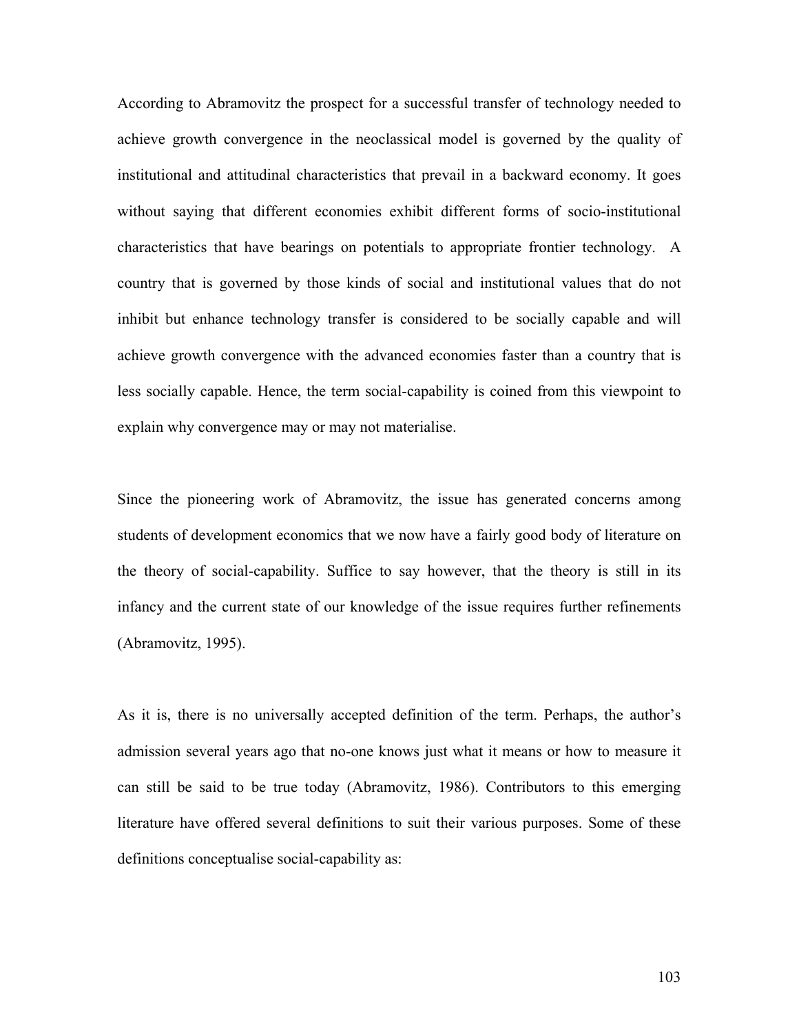According to Abramovitz the prospect for a successful transfer of technology needed to achieve growth convergence in the neoclassical model is governed by the quality of institutional and attitudinal characteristics that prevail in a backward economy. It goes without saying that different economies exhibit different forms of socio-institutional characteristics that have bearings on potentials to appropriate frontier technology. A country that is governed by those kinds of social and institutional values that do not inhibit but enhance technology transfer is considered to be socially capable and will achieve growth convergence with the advanced economies faster than a country that is less socially capable. Hence, the term social-capability is coined from this viewpoint to explain why convergence may or may not materialise.

Since the pioneering work of Abramovitz, the issue has generated concerns among students of development economics that we now have a fairly good body of literature on the theory of social-capability. Suffice to say however, that the theory is still in its infancy and the current state of our knowledge of the issue requires further refinements (Abramovitz, 1995).

As it is, there is no universally accepted definition of the term. Perhaps, the author's admission several years ago that no-one knows just what it means or how to measure it can still be said to be true today (Abramovitz, 1986). Contributors to this emerging literature have offered several definitions to suit their various purposes. Some of these definitions conceptualise social-capability as: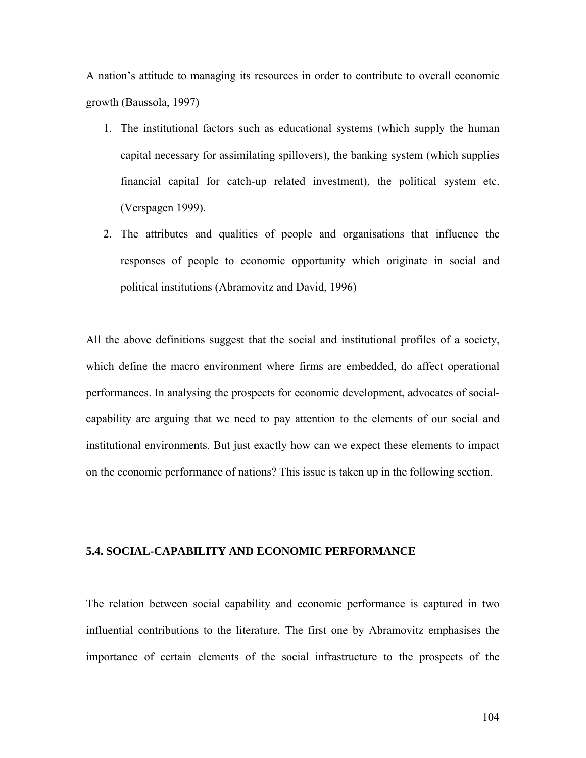A nation's attitude to managing its resources in order to contribute to overall economic growth (Baussola, 1997)

1. The institutional factors such as educational systems (which supply the human capital necessary for assimilating spillovers), the banking system (which supplies financial capital for catch-up related investment), the political system etc. (Verspagen 1999).
2. The attributes and qualities of people and organisations that influence the responses of people to economic opportunity which originate in social and political institutions (Abramovitz and David, 1996)

All the above definitions suggest that the social and institutional profiles of a society, which define the macro environment where firms are embedded, do affect operational performances. In analysing the prospects for economic development, advocates of social-capability are arguing that we need to pay attention to the elements of our social and institutional environments. But just exactly how can we expect these elements to impact on the economic performance of nations? This issue is taken up in the following section.

## 5.4. SOCIAL-CAPABILITY AND ECONOMIC PERFORMANCE

The relation between social capability and economic performance is captured in two influential contributions to the literature. The first one by Abramovitz emphasises the importance of certain elements of the social infrastructure to the prospects of the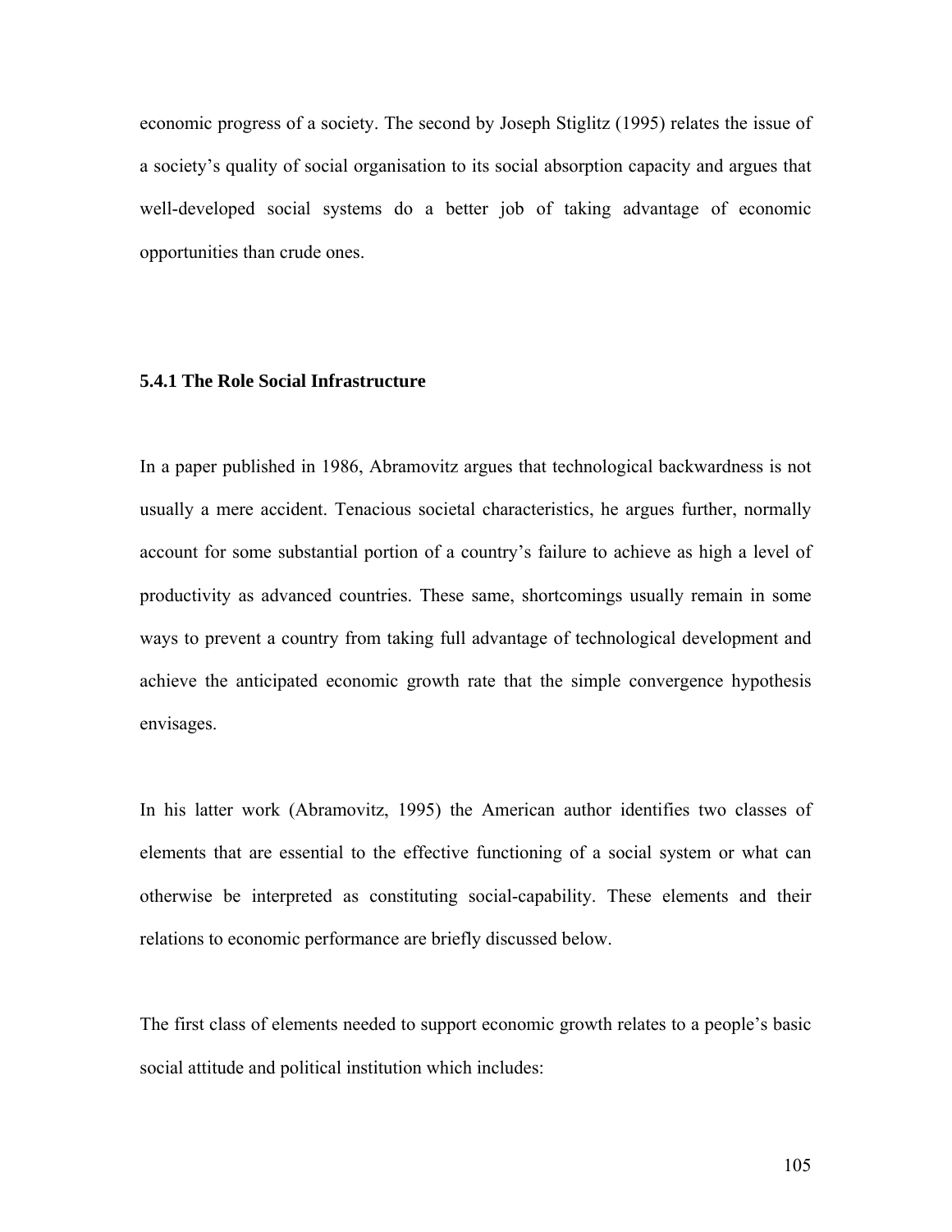economic progress of a society. The second by Joseph Stiglitz (1995) relates the issue of a society's quality of social organisation to its social absorption capacity and argues that well-developed social systems do a better job of taking advantage of economic opportunities than crude ones.

### 5.4.1 The Role Social Infrastructure

In a paper published in 1986, Abramovitz argues that technological backwardness is not usually a mere accident. Tenacious societal characteristics, he argues further, normally account for some substantial portion of a country's failure to achieve as high a level of productivity as advanced countries. These same, shortcomings usually remain in some ways to prevent a country from taking full advantage of technological development and achieve the anticipated economic growth rate that the simple convergence hypothesis envisages.

In his latter work (Abramovitz, 1995) the American author identifies two classes of elements that are essential to the effective functioning of a social system or what can otherwise be interpreted as constituting social-capability. These elements and their relations to economic performance are briefly discussed below.

The first class of elements needed to support economic growth relates to a people's basic social attitude and political institution which includes: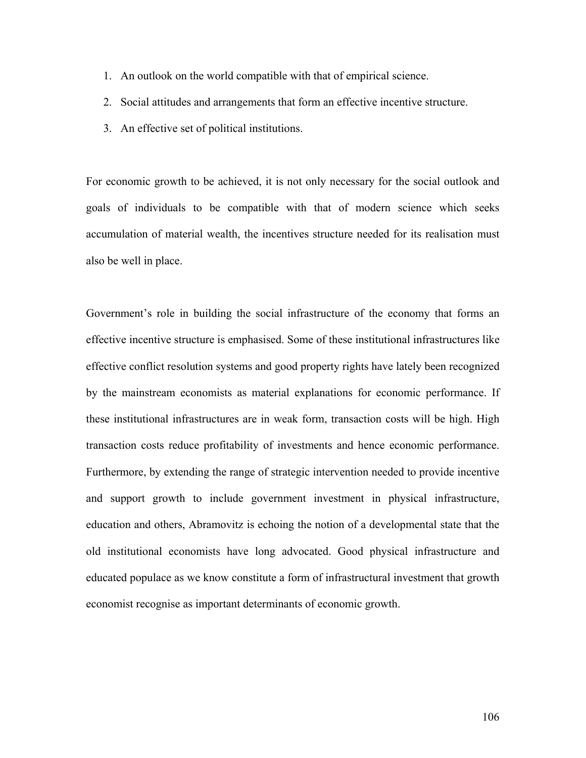1. An outlook on the world compatible with that of empirical science.
2. Social attitudes and arrangements that form an effective incentive structure.
3. An effective set of political institutions.

For economic growth to be achieved, it is not only necessary for the social outlook and goals of individuals to be compatible with that of modern science which seeks accumulation of material wealth, the incentives structure needed for its realisation must also be well in place.

Government's role in building the social infrastructure of the economy that forms an effective incentive structure is emphasised. Some of these institutional infrastructures like effective conflict resolution systems and good property rights have lately been recognized by the mainstream economists as material explanations for economic performance. If these institutional infrastructures are in weak form, transaction costs will be high. High transaction costs reduce profitability of investments and hence economic performance. Furthermore, by extending the range of strategic intervention needed to provide incentive and support growth to include government investment in physical infrastructure, education and others, Abramovitz is echoing the notion of a developmental state that the old institutional economists have long advocated. Good physical infrastructure and educated populace as we know constitute a form of infrastructural investment that growth economist recognise as important determinants of economic growth.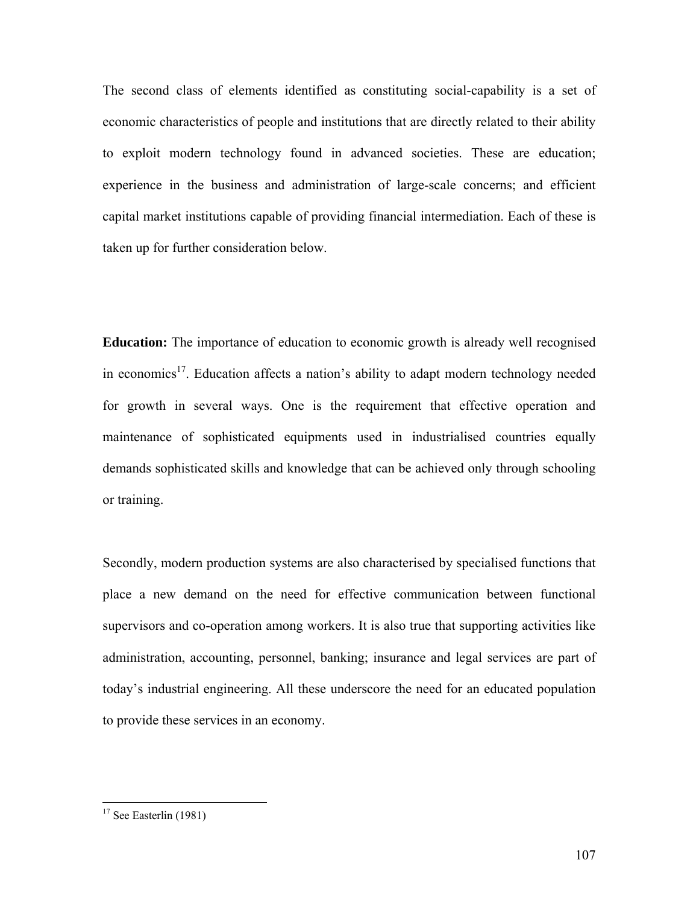The second class of elements identified as constituting social-capability is a set of economic characteristics of people and institutions that are directly related to their ability to exploit modern technology found in advanced societies. These are education; experience in the business and administration of large-scale concerns; and efficient capital market institutions capable of providing financial intermediation. Each of these is taken up for further consideration below.

**Education:** The importance of education to economic growth is already well recognised in economics[17]. Education affects a nation's ability to adapt modern technology needed for growth in several ways. One is the requirement that effective operation and maintenance of sophisticated equipments used in industrialised countries equally demands sophisticated skills and knowledge that can be achieved only through schooling or training.

Secondly, modern production systems are also characterised by specialised functions that place a new demand on the need for effective communication between functional supervisors and co-operation among workers. It is also true that supporting activities like administration, accounting, personnel, banking; insurance and legal services are part of today's industrial engineering. All these underscore the need for an educated population to provide these services in an economy.

[17] See Easterlin (1981)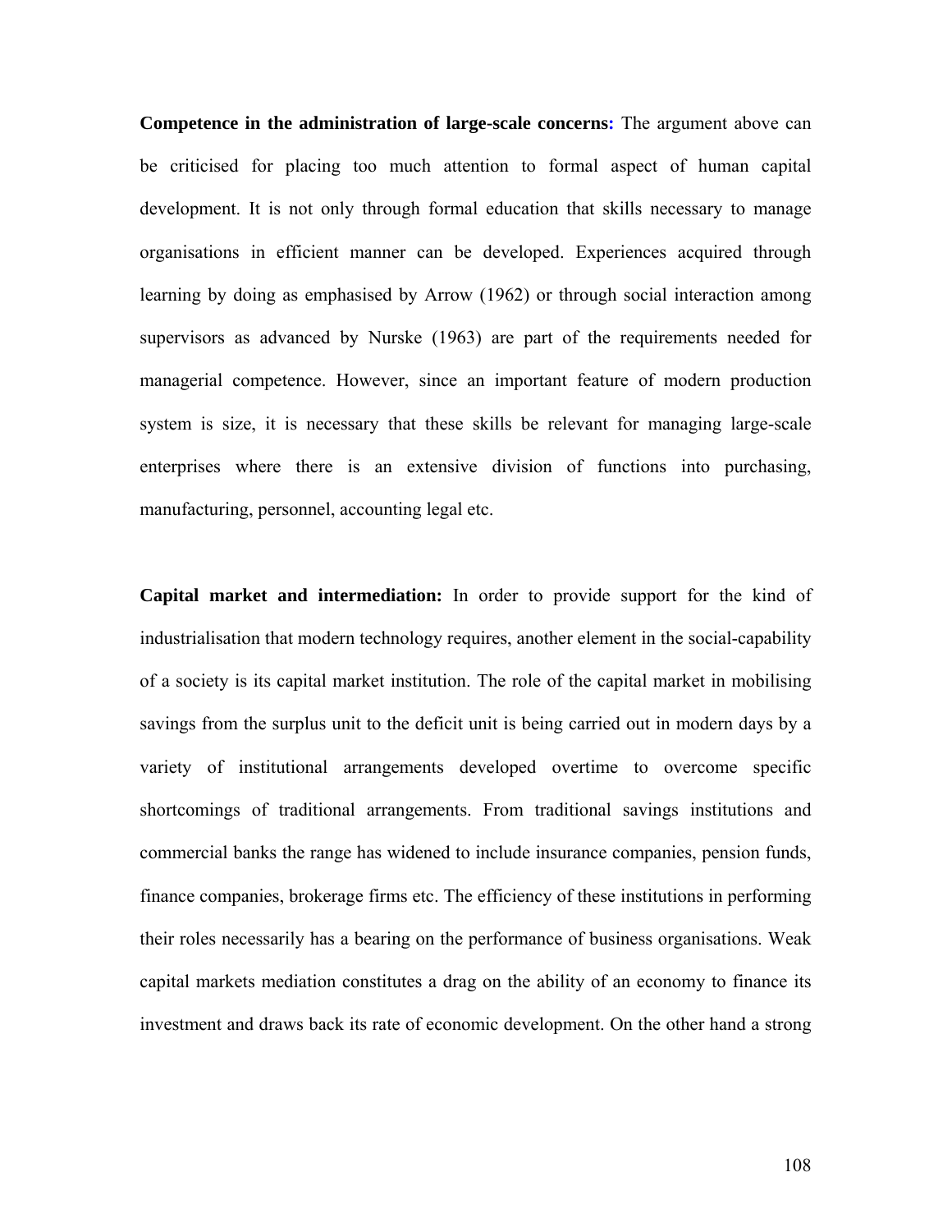**Competence in the administration of large-scale concerns:** The argument above can be criticised for placing too much attention to formal aspect of human capital development. It is not only through formal education that skills necessary to manage organisations in efficient manner can be developed. Experiences acquired through learning by doing as emphasised by Arrow (1962) or through social interaction among supervisors as advanced by Nurske (1963) are part of the requirements needed for managerial competence. However, since an important feature of modern production system is size, it is necessary that these skills be relevant for managing large-scale enterprises where there is an extensive division of functions into purchasing, manufacturing, personnel, accounting legal etc.

**Capital market and intermediation:** In order to provide support for the kind of industrialisation that modern technology requires, another element in the social-capability of a society is its capital market institution. The role of the capital market in mobilising savings from the surplus unit to the deficit unit is being carried out in modern days by a variety of institutional arrangements developed overtime to overcome specific shortcomings of traditional arrangements. From traditional savings institutions and commercial banks the range has widened to include insurance companies, pension funds, finance companies, brokerage firms etc. The efficiency of these institutions in performing their roles necessarily has a bearing on the performance of business organisations. Weak capital markets mediation constitutes a drag on the ability of an economy to finance its investment and draws back its rate of economic development. On the other hand a strong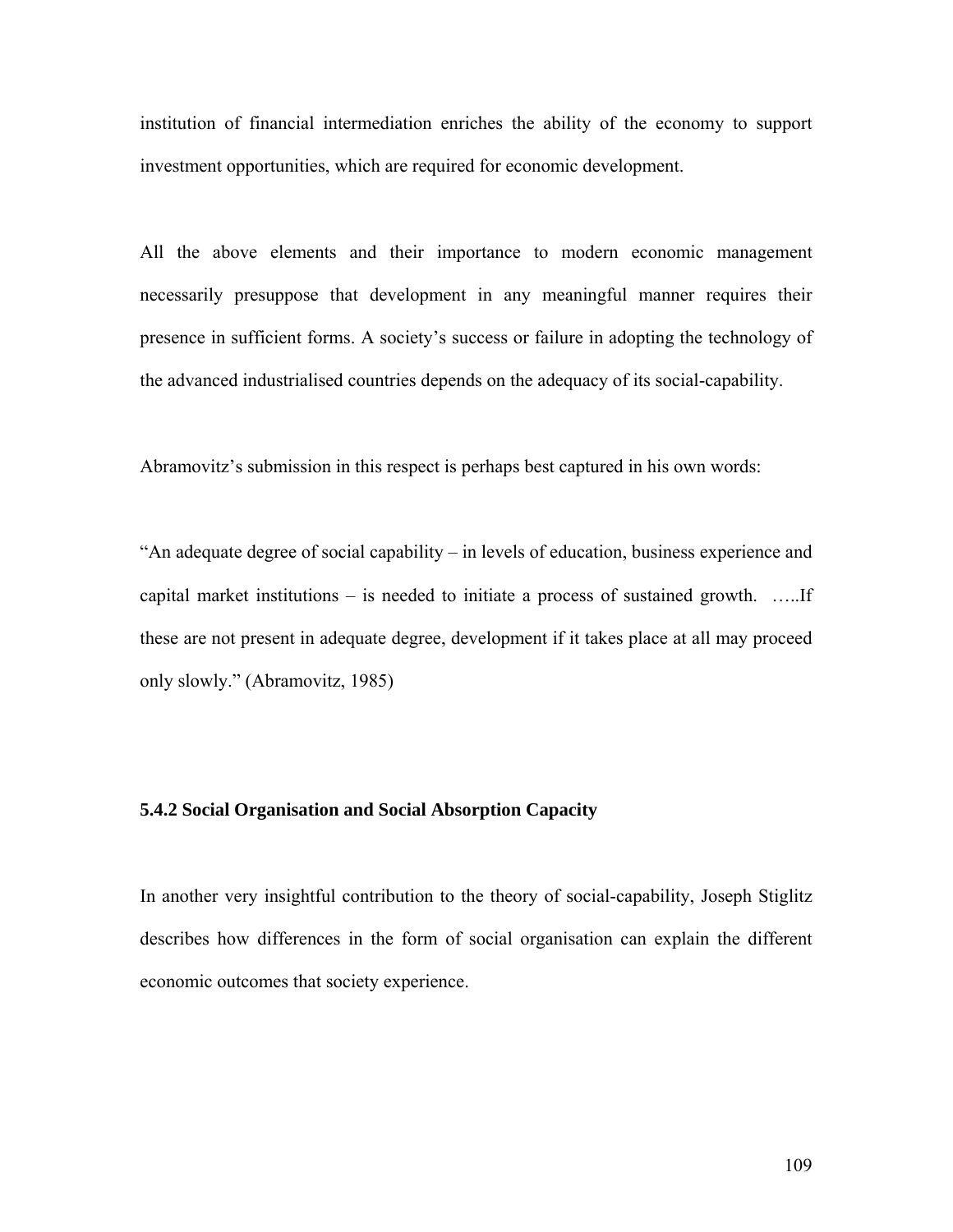institution of financial intermediation enriches the ability of the economy to support investment opportunities, which are required for economic development.

All the above elements and their importance to modern economic management necessarily presuppose that development in any meaningful manner requires their presence in sufficient forms. A society's success or failure in adopting the technology of the advanced industrialised countries depends on the adequacy of its social-capability.

Abramovitz's submission in this respect is perhaps best captured in his own words:

"An adequate degree of social capability – in levels of education, business experience and capital market institutions – is needed to initiate a process of sustained growth. …..If these are not present in adequate degree, development if it takes place at all may proceed only slowly." (Abramovitz, 1985)

### 5.4.2 Social Organisation and Social Absorption Capacity

In another very insightful contribution to the theory of social-capability, Joseph Stiglitz describes how differences in the form of social organisation can explain the different economic outcomes that society experience.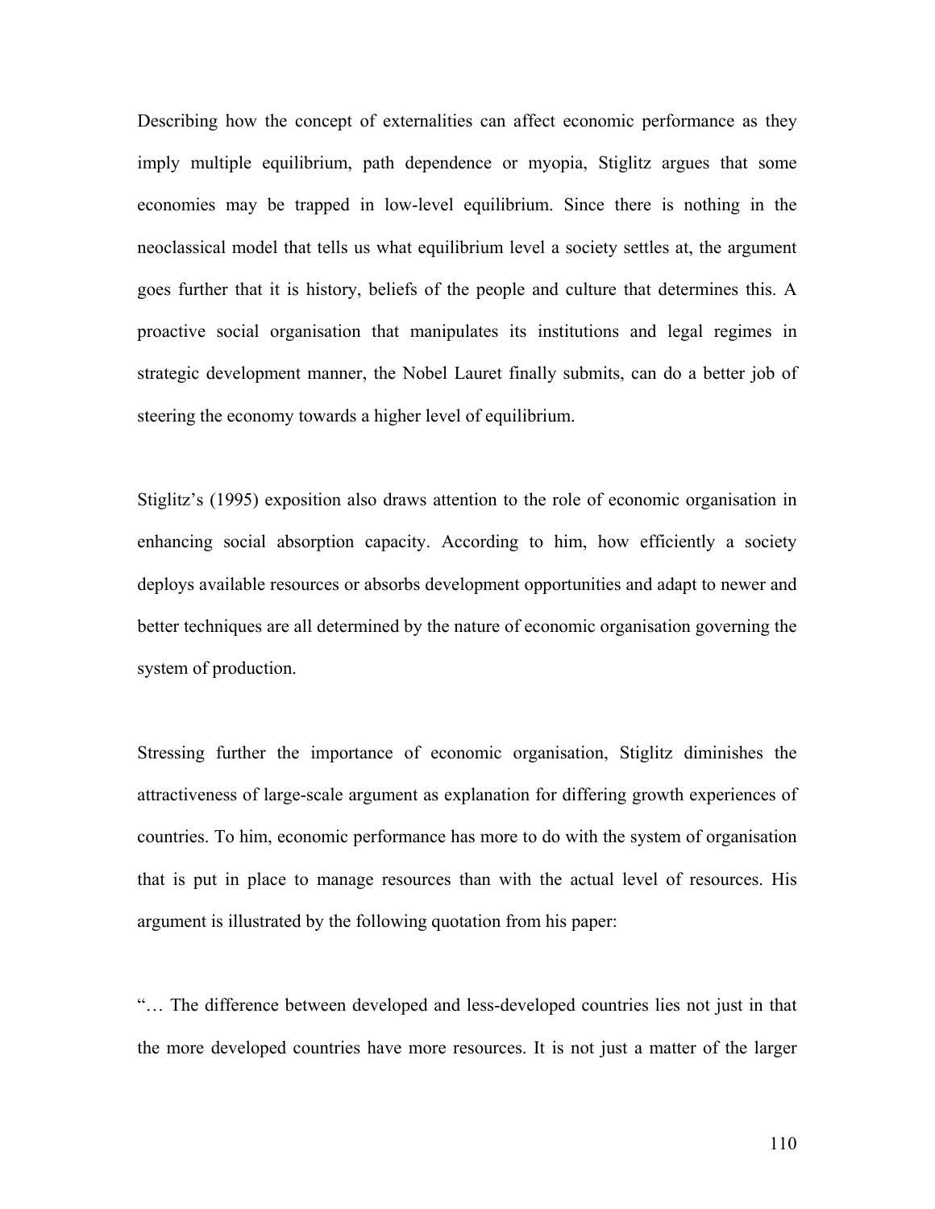Describing how the concept of externalities can affect economic performance as they imply multiple equilibrium, path dependence or myopia, Stiglitz argues that some economies may be trapped in low-level equilibrium. Since there is nothing in the neoclassical model that tells us what equilibrium level a society settles at, the argument goes further that it is history, beliefs of the people and culture that determines this. A proactive social organisation that manipulates its institutions and legal regimes in strategic development manner, the Nobel Lauret finally submits, can do a better job of steering the economy towards a higher level of equilibrium.

Stiglitz's (1995) exposition also draws attention to the role of economic organisation in enhancing social absorption capacity. According to him, how efficiently a society deploys available resources or absorbs development opportunities and adapt to newer and better techniques are all determined by the nature of economic organisation governing the system of production.

Stressing further the importance of economic organisation, Stiglitz diminishes the attractiveness of large-scale argument as explanation for differing growth experiences of countries. To him, economic performance has more to do with the system of organisation that is put in place to manage resources than with the actual level of resources. His argument is illustrated by the following quotation from his paper:

"… The difference between developed and less-developed countries lies not just in that the more developed countries have more resources. It is not just a matter of the larger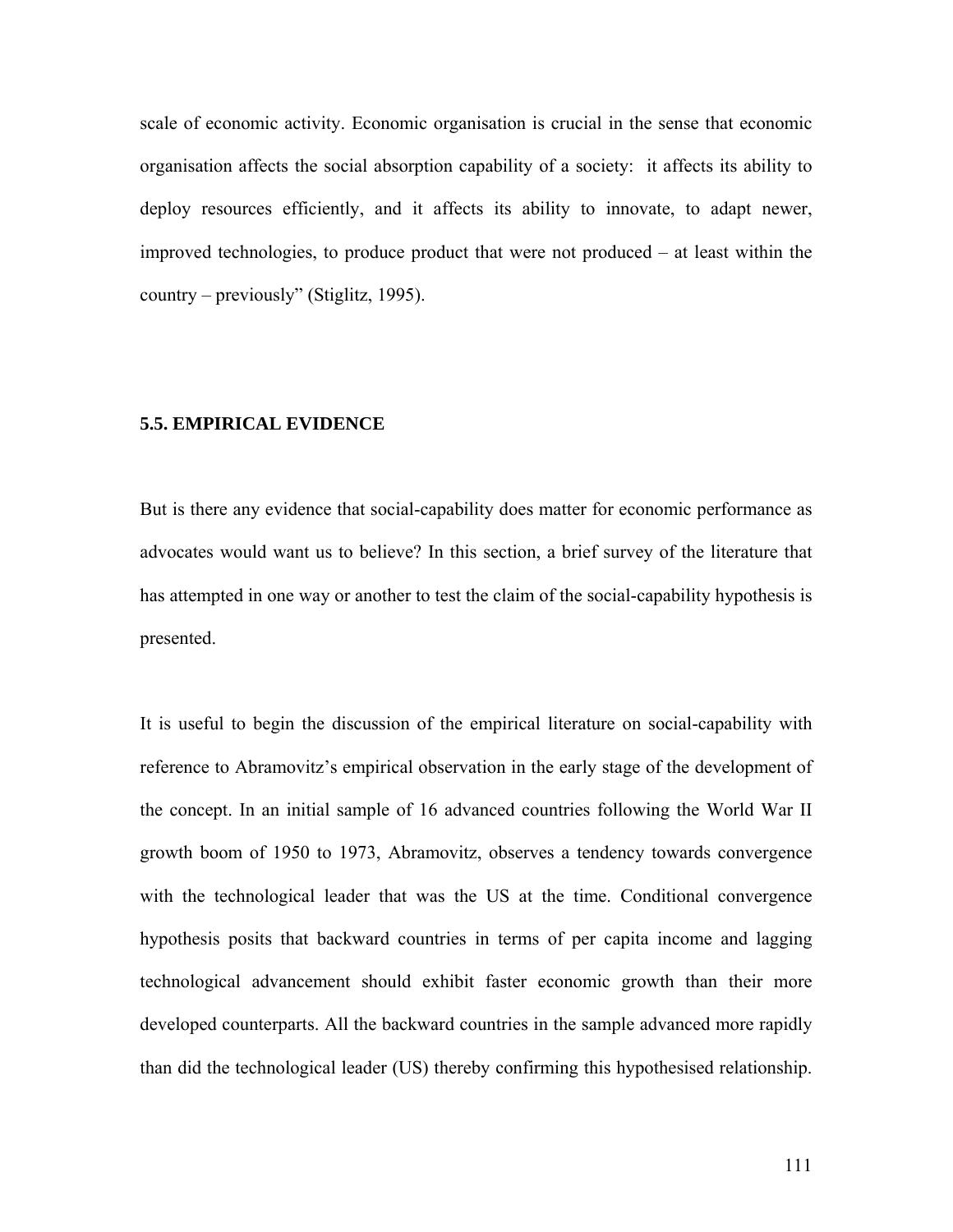scale of economic activity. Economic organisation is crucial in the sense that economic organisation affects the social absorption capability of a society: it affects its ability to deploy resources efficiently, and it affects its ability to innovate, to adapt newer, improved technologies, to produce product that were not produced – at least within the country – previously" (Stiglitz, 1995).

### 5.5. EMPIRICAL EVIDENCE

But is there any evidence that social-capability does matter for economic performance as advocates would want us to believe? In this section, a brief survey of the literature that has attempted in one way or another to test the claim of the social-capability hypothesis is presented.

It is useful to begin the discussion of the empirical literature on social-capability with reference to Abramovitz's empirical observation in the early stage of the development of the concept. In an initial sample of 16 advanced countries following the World War II growth boom of 1950 to 1973, Abramovitz, observes a tendency towards convergence with the technological leader that was the US at the time. Conditional convergence hypothesis posits that backward countries in terms of per capita income and lagging technological advancement should exhibit faster economic growth than their more developed counterparts. All the backward countries in the sample advanced more rapidly than did the technological leader (US) thereby confirming this hypothesised relationship.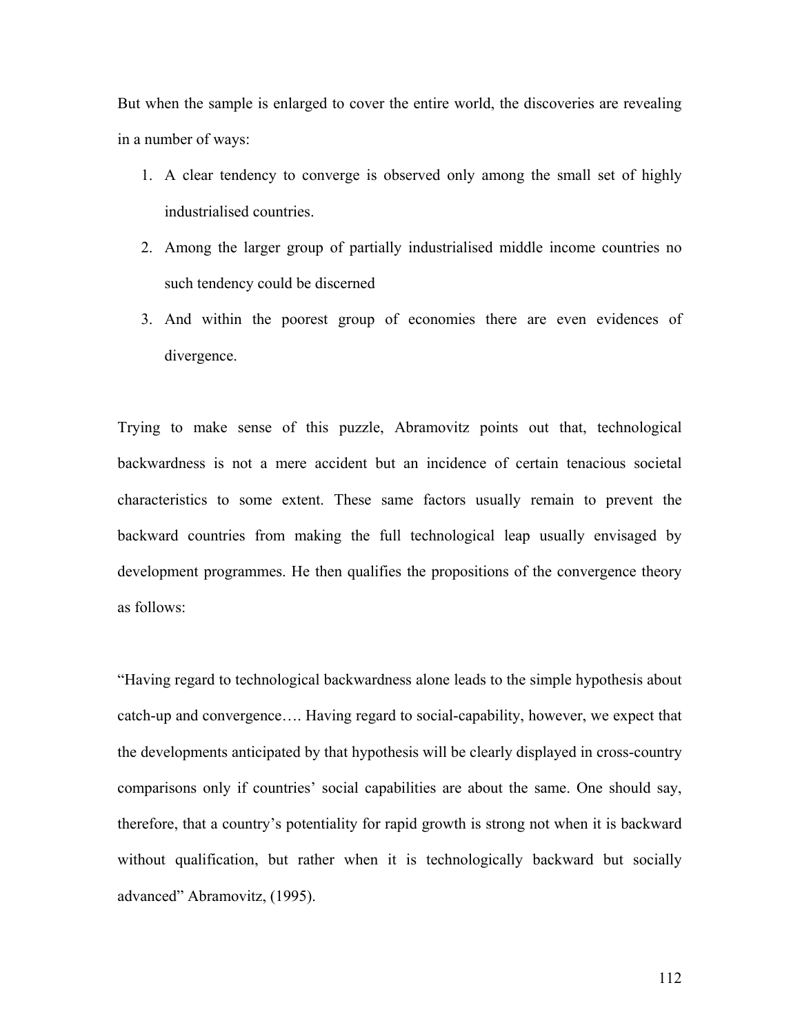But when the sample is enlarged to cover the entire world, the discoveries are revealing in a number of ways:

1. A clear tendency to converge is observed only among the small set of highly industrialised countries.
2. Among the larger group of partially industrialised middle income countries no such tendency could be discerned
3. And within the poorest group of economies there are even evidences of divergence.

Trying to make sense of this puzzle, Abramovitz points out that, technological backwardness is not a mere accident but an incidence of certain tenacious societal characteristics to some extent. These same factors usually remain to prevent the backward countries from making the full technological leap usually envisaged by development programmes. He then qualifies the propositions of the convergence theory as follows:

"Having regard to technological backwardness alone leads to the simple hypothesis about catch-up and convergence…. Having regard to social-capability, however, we expect that the developments anticipated by that hypothesis will be clearly displayed in cross-country comparisons only if countries' social capabilities are about the same. One should say, therefore, that a country's potentiality for rapid growth is strong not when it is backward without qualification, but rather when it is technologically backward but socially advanced" Abramovitz, (1995).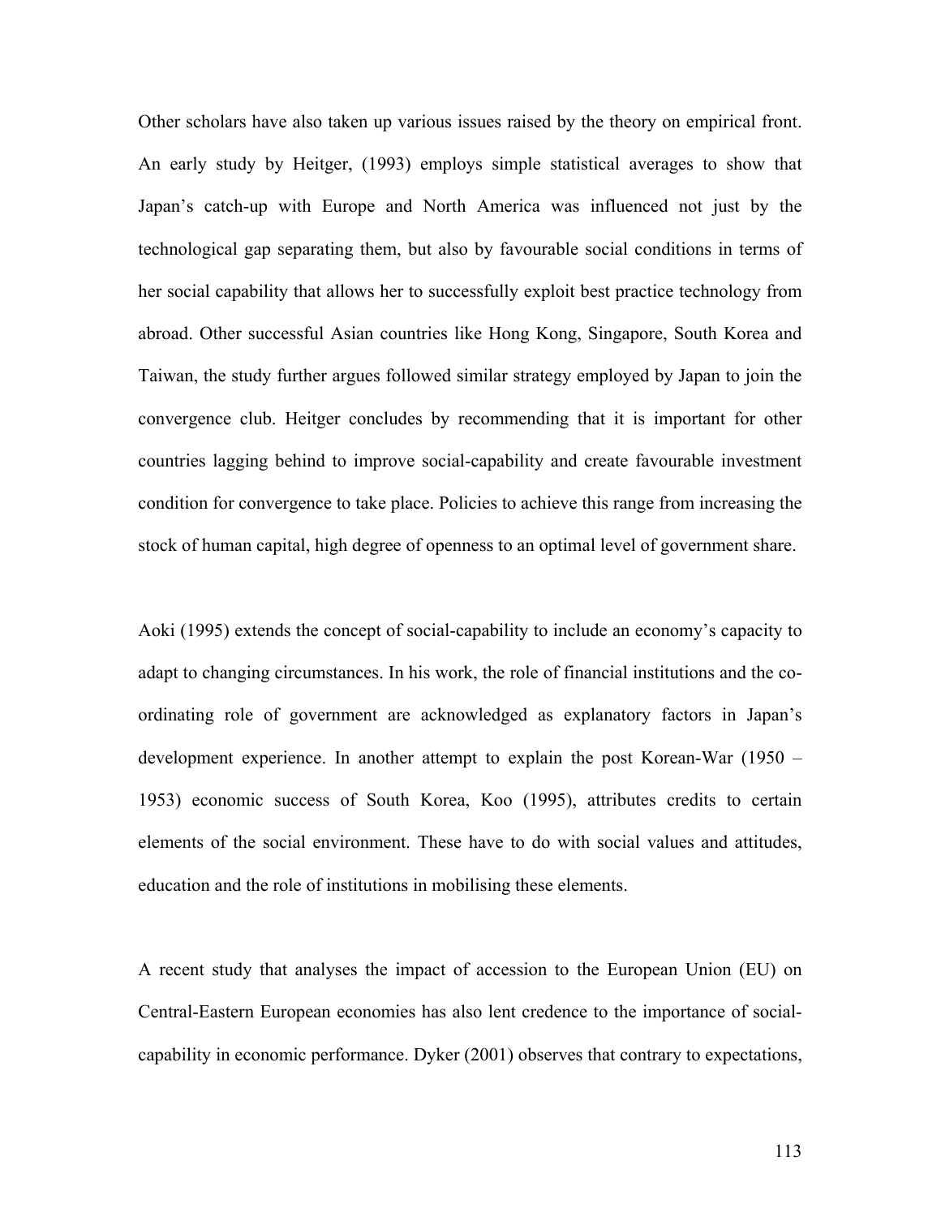Other scholars have also taken up various issues raised by the theory on empirical front. An early study by Heitger, (1993) employs simple statistical averages to show that Japan's catch-up with Europe and North America was influenced not just by the technological gap separating them, but also by favourable social conditions in terms of her social capability that allows her to successfully exploit best practice technology from abroad. Other successful Asian countries like Hong Kong, Singapore, South Korea and Taiwan, the study further argues followed similar strategy employed by Japan to join the convergence club. Heitger concludes by recommending that it is important for other countries lagging behind to improve social-capability and create favourable investment condition for convergence to take place. Policies to achieve this range from increasing the stock of human capital, high degree of openness to an optimal level of government share.

Aoki (1995) extends the concept of social-capability to include an economy's capacity to adapt to changing circumstances. In his work, the role of financial institutions and the co-ordinating role of government are acknowledged as explanatory factors in Japan's development experience. In another attempt to explain the post Korean-War (1950 – 1953) economic success of South Korea, Koo (1995), attributes credits to certain elements of the social environment. These have to do with social values and attitudes, education and the role of institutions in mobilising these elements.

A recent study that analyses the impact of accession to the European Union (EU) on Central-Eastern European economies has also lent credence to the importance of social-capability in economic performance. Dyker (2001) observes that contrary to expectations,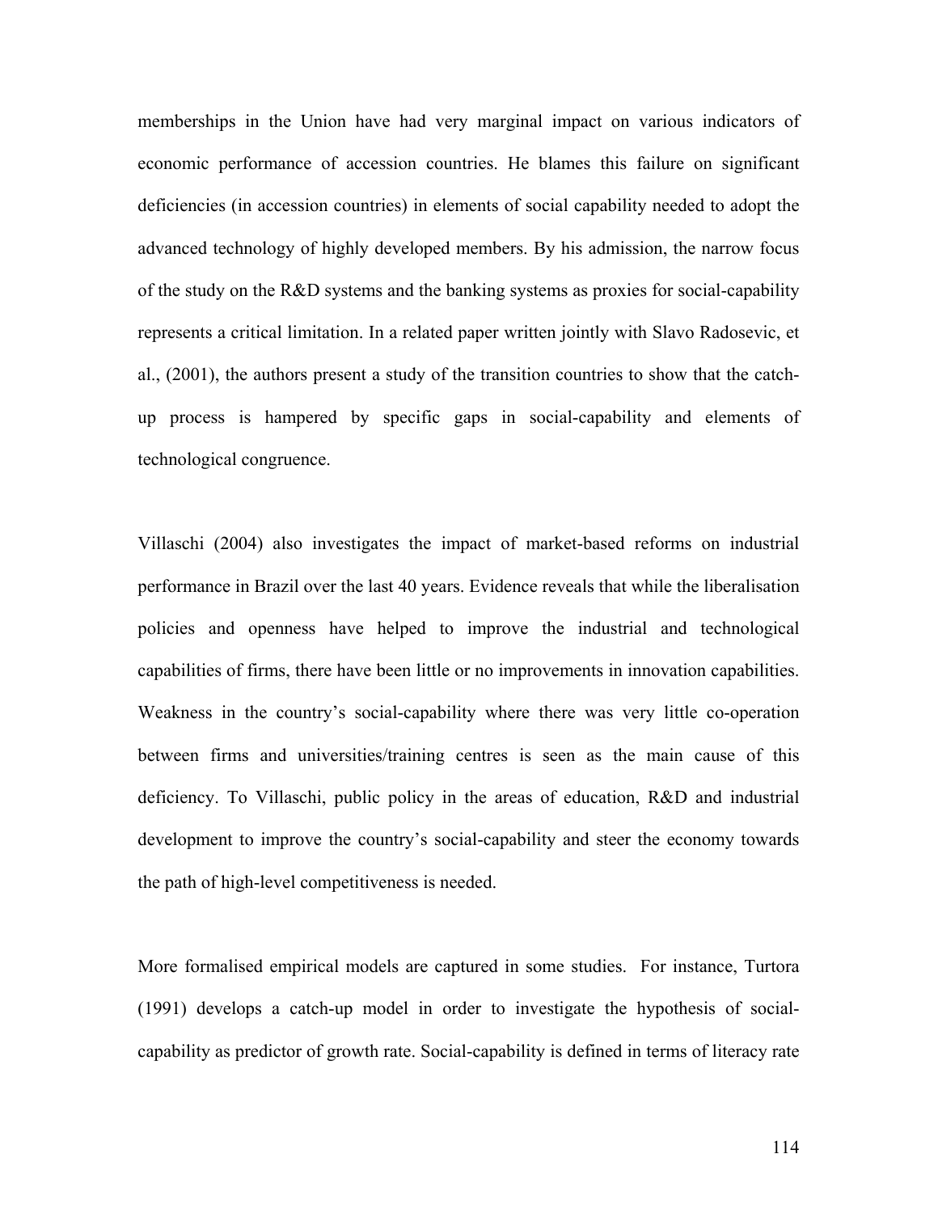memberships in the Union have had very marginal impact on various indicators of economic performance of accession countries. He blames this failure on significant deficiencies (in accession countries) in elements of social capability needed to adopt the advanced technology of highly developed members. By his admission, the narrow focus of the study on the R&D systems and the banking systems as proxies for social-capability represents a critical limitation. In a related paper written jointly with Slavo Radosevic, et al., (2001), the authors present a study of the transition countries to show that the catch-up process is hampered by specific gaps in social-capability and elements of technological congruence.

Villaschi (2004) also investigates the impact of market-based reforms on industrial performance in Brazil over the last 40 years. Evidence reveals that while the liberalisation policies and openness have helped to improve the industrial and technological capabilities of firms, there have been little or no improvements in innovation capabilities. Weakness in the country's social-capability where there was very little co-operation between firms and universities/training centres is seen as the main cause of this deficiency. To Villaschi, public policy in the areas of education, R&D and industrial development to improve the country's social-capability and steer the economy towards the path of high-level competitiveness is needed.

More formalised empirical models are captured in some studies. For instance, Turtora (1991) develops a catch-up model in order to investigate the hypothesis of social-capability as predictor of growth rate. Social-capability is defined in terms of literacy rate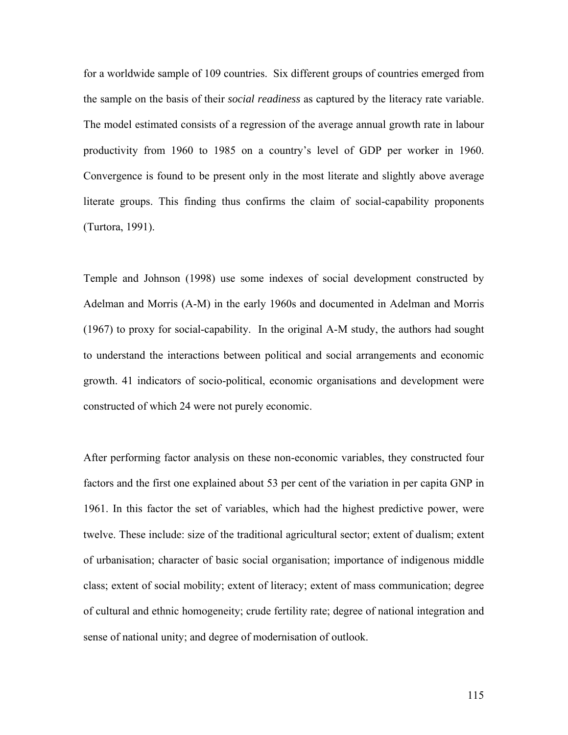for a worldwide sample of 109 countries. Six different groups of countries emerged from the sample on the basis of their *social readiness* as captured by the literacy rate variable. The model estimated consists of a regression of the average annual growth rate in labour productivity from 1960 to 1985 on a country's level of GDP per worker in 1960. Convergence is found to be present only in the most literate and slightly above average literate groups. This finding thus confirms the claim of social-capability proponents (Turtora, 1991).

Temple and Johnson (1998) use some indexes of social development constructed by Adelman and Morris (A-M) in the early 1960s and documented in Adelman and Morris (1967) to proxy for social-capability. In the original A-M study, the authors had sought to understand the interactions between political and social arrangements and economic growth. 41 indicators of socio-political, economic organisations and development were constructed of which 24 were not purely economic.

After performing factor analysis on these non-economic variables, they constructed four factors and the first one explained about 53 per cent of the variation in per capita GNP in 1961. In this factor the set of variables, which had the highest predictive power, were twelve. These include: size of the traditional agricultural sector; extent of dualism; extent of urbanisation; character of basic social organisation; importance of indigenous middle class; extent of social mobility; extent of literacy; extent of mass communication; degree of cultural and ethnic homogeneity; crude fertility rate; degree of national integration and sense of national unity; and degree of modernisation of outlook.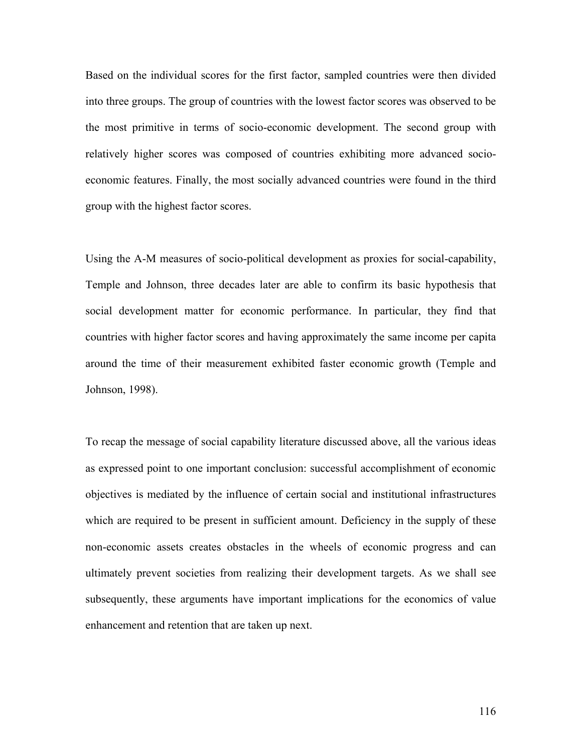Based on the individual scores for the first factor, sampled countries were then divided into three groups. The group of countries with the lowest factor scores was observed to be the most primitive in terms of socio-economic development. The second group with relatively higher scores was composed of countries exhibiting more advanced socio-economic features. Finally, the most socially advanced countries were found in the third group with the highest factor scores.

Using the A-M measures of socio-political development as proxies for social-capability, Temple and Johnson, three decades later are able to confirm its basic hypothesis that social development matter for economic performance. In particular, they find that countries with higher factor scores and having approximately the same income per capita around the time of their measurement exhibited faster economic growth (Temple and Johnson, 1998).

To recap the message of social capability literature discussed above, all the various ideas as expressed point to one important conclusion: successful accomplishment of economic objectives is mediated by the influence of certain social and institutional infrastructures which are required to be present in sufficient amount. Deficiency in the supply of these non-economic assets creates obstacles in the wheels of economic progress and can ultimately prevent societies from realizing their development targets. As we shall see subsequently, these arguments have important implications for the economics of value enhancement and retention that are taken up next.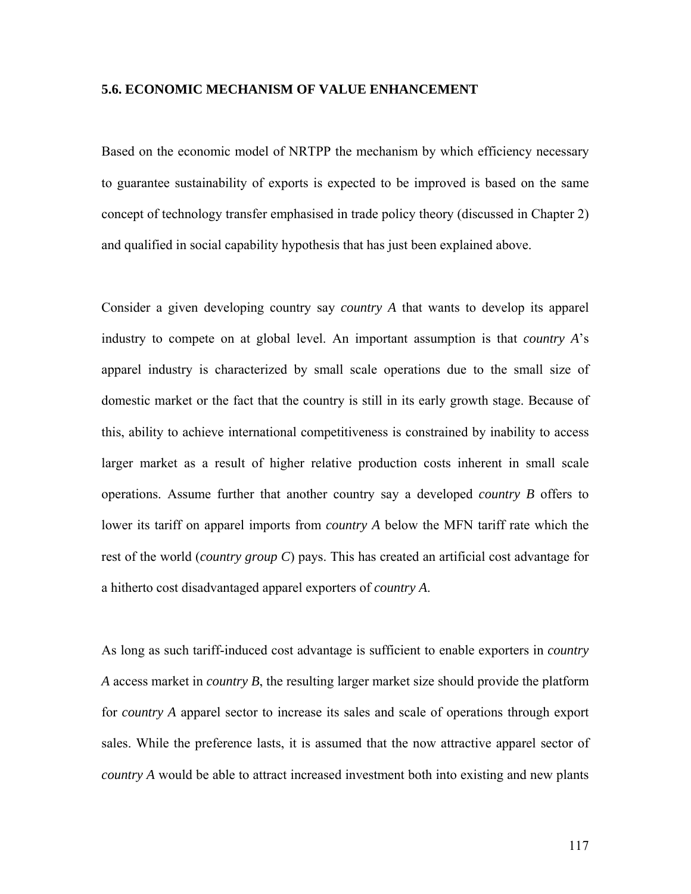## 5.6. ECONOMIC MECHANISM OF VALUE ENHANCEMENT

Based on the economic model of NRTPP the mechanism by which efficiency necessary to guarantee sustainability of exports is expected to be improved is based on the same concept of technology transfer emphasised in trade policy theory (discussed in Chapter 2) and qualified in social capability hypothesis that has just been explained above.

Consider a given developing country say *country A* that wants to develop its apparel industry to compete on at global level. An important assumption is that *country A*'s apparel industry is characterized by small scale operations due to the small size of domestic market or the fact that the country is still in its early growth stage. Because of this, ability to achieve international competitiveness is constrained by inability to access larger market as a result of higher relative production costs inherent in small scale operations. Assume further that another country say a developed *country B* offers to lower its tariff on apparel imports from *country A* below the MFN tariff rate which the rest of the world (*country group C*) pays. This has created an artificial cost advantage for a hitherto cost disadvantaged apparel exporters of *country A*.

As long as such tariff-induced cost advantage is sufficient to enable exporters in *country A* access market in *country B*, the resulting larger market size should provide the platform for *country A* apparel sector to increase its sales and scale of operations through export sales. While the preference lasts, it is assumed that the now attractive apparel sector of *country A* would be able to attract increased investment both into existing and new plants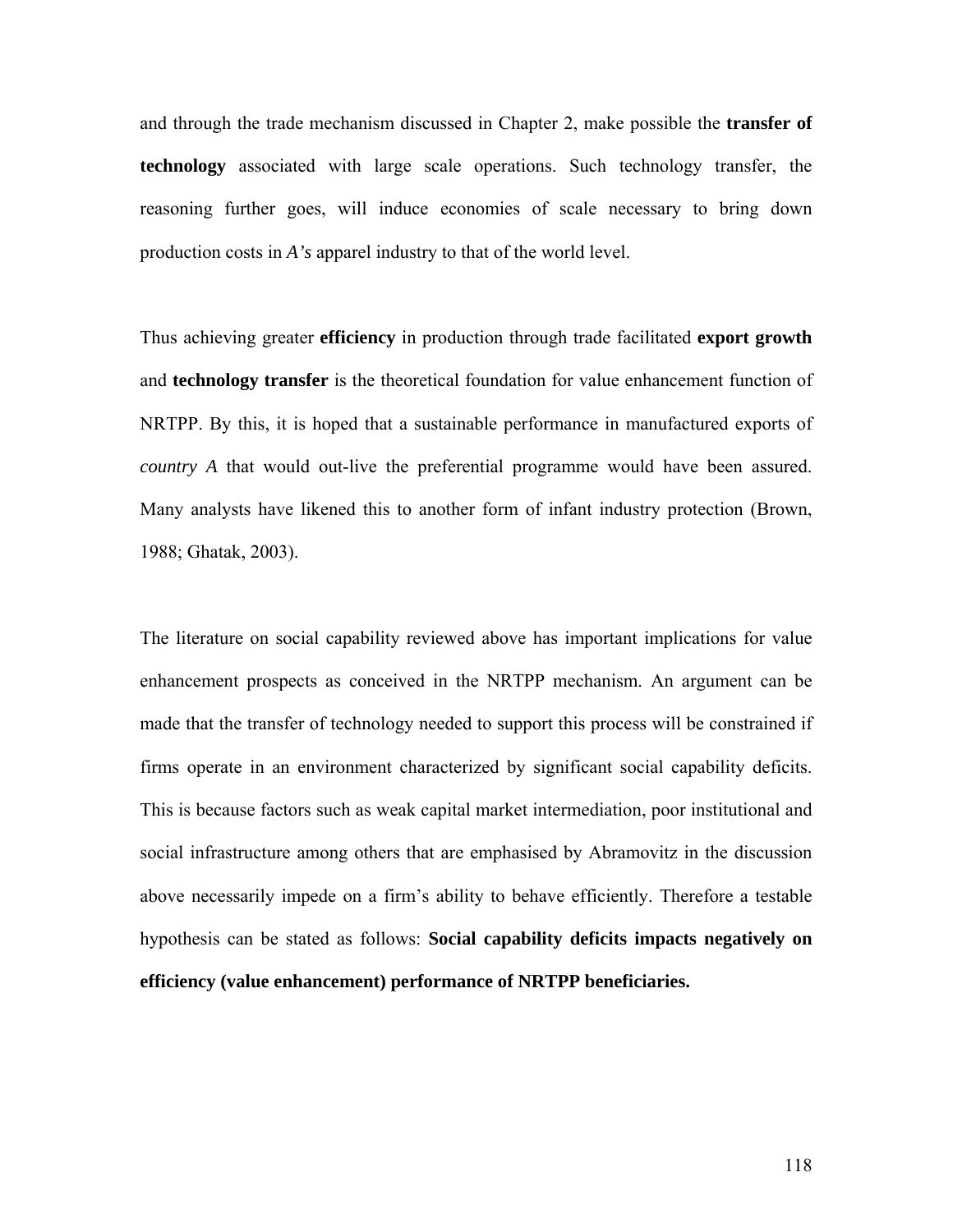and through the trade mechanism discussed in Chapter 2, make possible the **transfer of technology** associated with large scale operations. Such technology transfer, the reasoning further goes, will induce economies of scale necessary to bring down production costs in *A's* apparel industry to that of the world level.

Thus achieving greater **efficiency** in production through trade facilitated **export growth** and **technology transfer** is the theoretical foundation for value enhancement function of NRTPP. By this, it is hoped that a sustainable performance in manufactured exports of *country A* that would out-live the preferential programme would have been assured. Many analysts have likened this to another form of infant industry protection (Brown, 1988; Ghatak, 2003).

The literature on social capability reviewed above has important implications for value enhancement prospects as conceived in the NRTPP mechanism. An argument can be made that the transfer of technology needed to support this process will be constrained if firms operate in an environment characterized by significant social capability deficits. This is because factors such as weak capital market intermediation, poor institutional and social infrastructure among others that are emphasised by Abramovitz in the discussion above necessarily impede on a firm's ability to behave efficiently. Therefore a testable hypothesis can be stated as follows: **Social capability deficits impacts negatively on efficiency (value enhancement) performance of NRTPP beneficiaries.**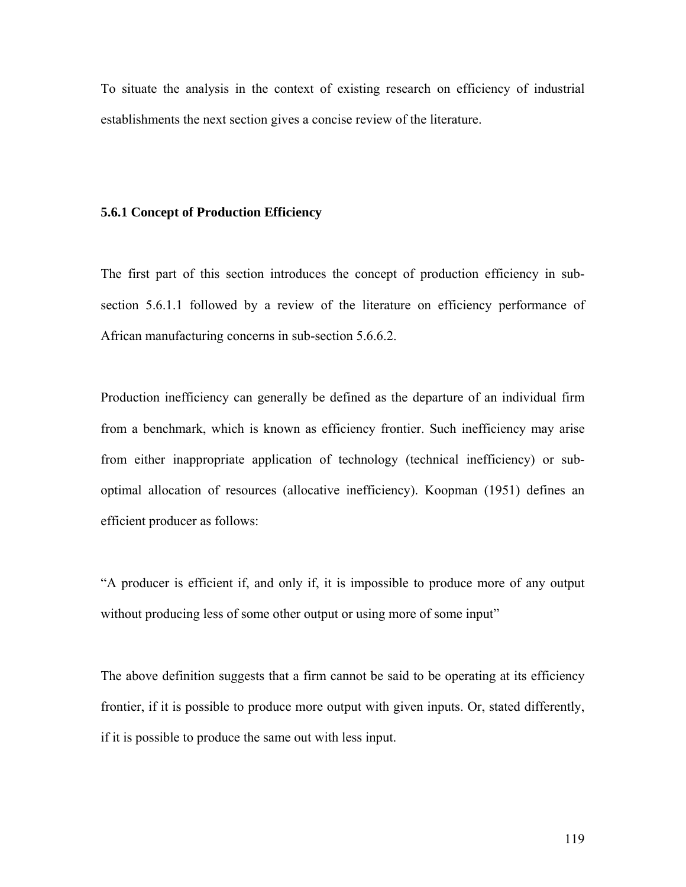To situate the analysis in the context of existing research on efficiency of industrial establishments the next section gives a concise review of the literature.

### 5.6.1 Concept of Production Efficiency

The first part of this section introduces the concept of production efficiency in sub-section 5.6.1.1 followed by a review of the literature on efficiency performance of African manufacturing concerns in sub-section 5.6.6.2.

Production inefficiency can generally be defined as the departure of an individual firm from a benchmark, which is known as efficiency frontier. Such inefficiency may arise from either inappropriate application of technology (technical inefficiency) or sub-optimal allocation of resources (allocative inefficiency). Koopman (1951) defines an efficient producer as follows:

"A producer is efficient if, and only if, it is impossible to produce more of any output without producing less of some other output or using more of some input"

The above definition suggests that a firm cannot be said to be operating at its efficiency frontier, if it is possible to produce more output with given inputs. Or, stated differently, if it is possible to produce the same out with less input.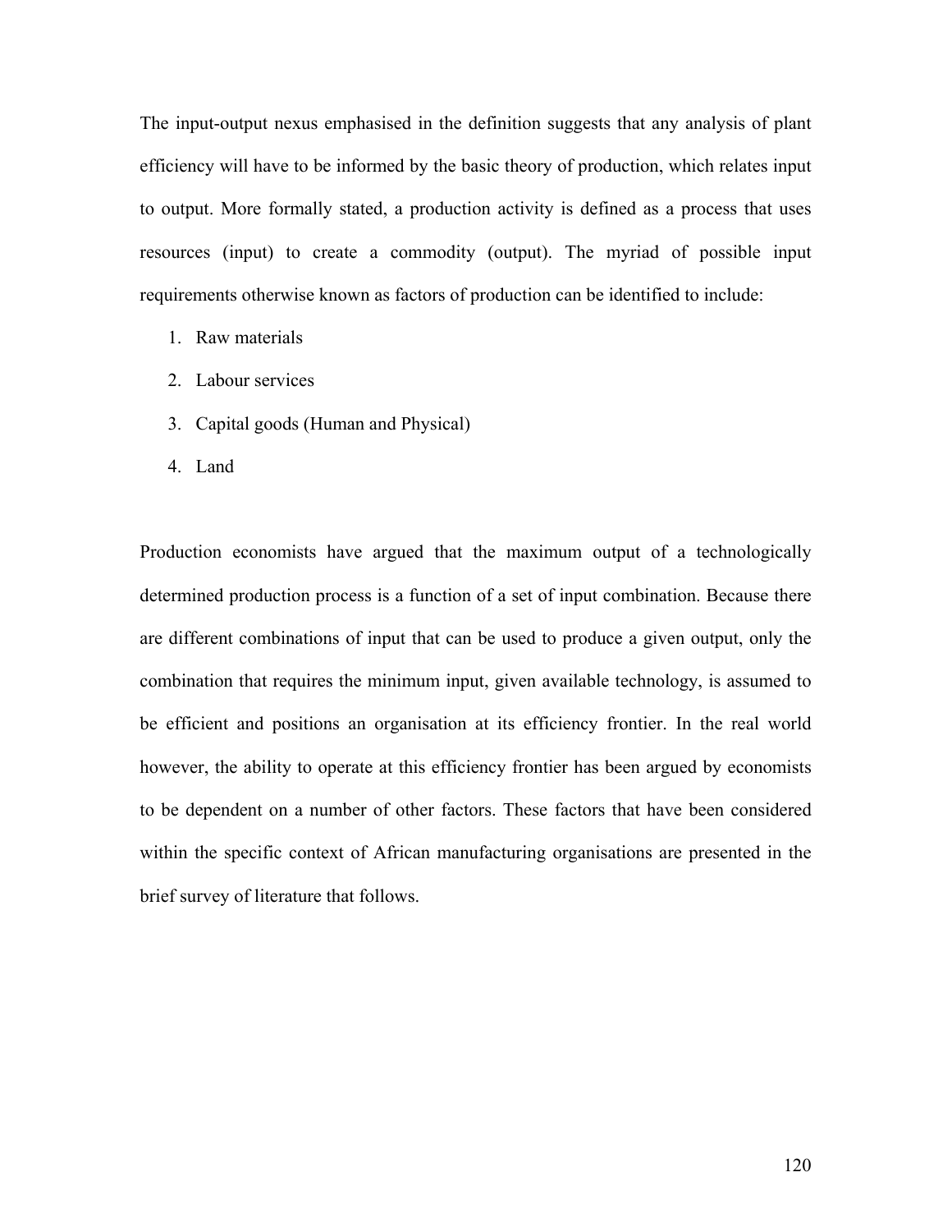The input-output nexus emphasised in the definition suggests that any analysis of plant efficiency will have to be informed by the basic theory of production, which relates input to output. More formally stated, a production activity is defined as a process that uses resources (input) to create a commodity (output). The myriad of possible input requirements otherwise known as factors of production can be identified to include:

1. Raw materials
2. Labour services
3. Capital goods (Human and Physical)
4. Land

Production economists have argued that the maximum output of a technologically determined production process is a function of a set of input combination. Because there are different combinations of input that can be used to produce a given output, only the combination that requires the minimum input, given available technology, is assumed to be efficient and positions an organisation at its efficiency frontier. In the real world however, the ability to operate at this efficiency frontier has been argued by economists to be dependent on a number of other factors. These factors that have been considered within the specific context of African manufacturing organisations are presented in the brief survey of literature that follows.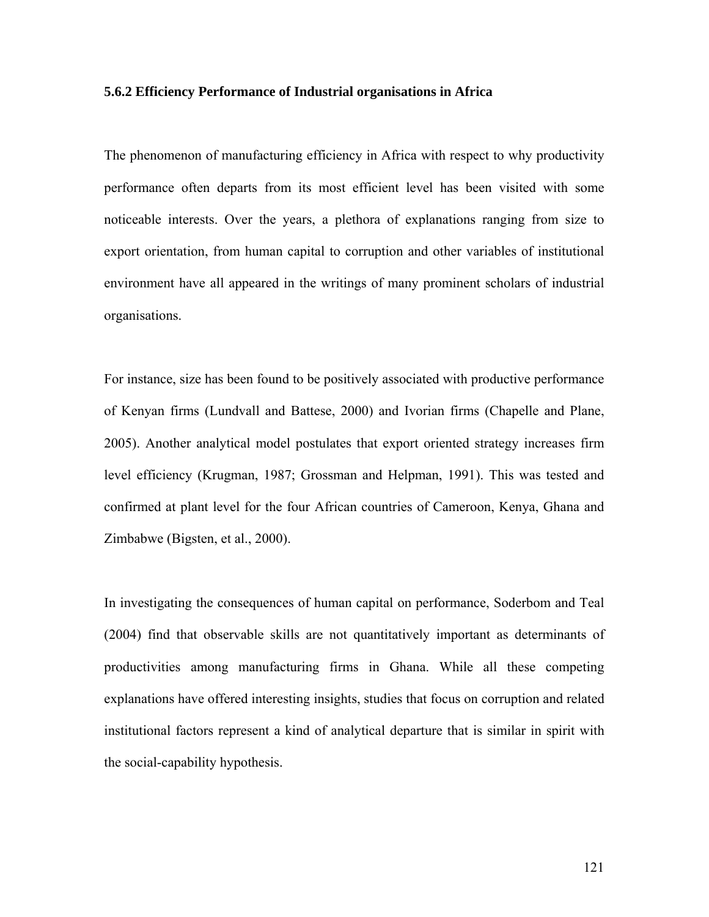### 5.6.2 Efficiency Performance of Industrial organisations in Africa

The phenomenon of manufacturing efficiency in Africa with respect to why productivity performance often departs from its most efficient level has been visited with some noticeable interests. Over the years, a plethora of explanations ranging from size to export orientation, from human capital to corruption and other variables of institutional environment have all appeared in the writings of many prominent scholars of industrial organisations.

For instance, size has been found to be positively associated with productive performance of Kenyan firms (Lundvall and Battese, 2000) and Ivorian firms (Chapelle and Plane, 2005). Another analytical model postulates that export oriented strategy increases firm level efficiency (Krugman, 1987; Grossman and Helpman, 1991). This was tested and confirmed at plant level for the four African countries of Cameroon, Kenya, Ghana and Zimbabwe (Bigsten, et al., 2000).

In investigating the consequences of human capital on performance, Soderbom and Teal (2004) find that observable skills are not quantitatively important as determinants of productivities among manufacturing firms in Ghana. While all these competing explanations have offered interesting insights, studies that focus on corruption and related institutional factors represent a kind of analytical departure that is similar in spirit with the social-capability hypothesis.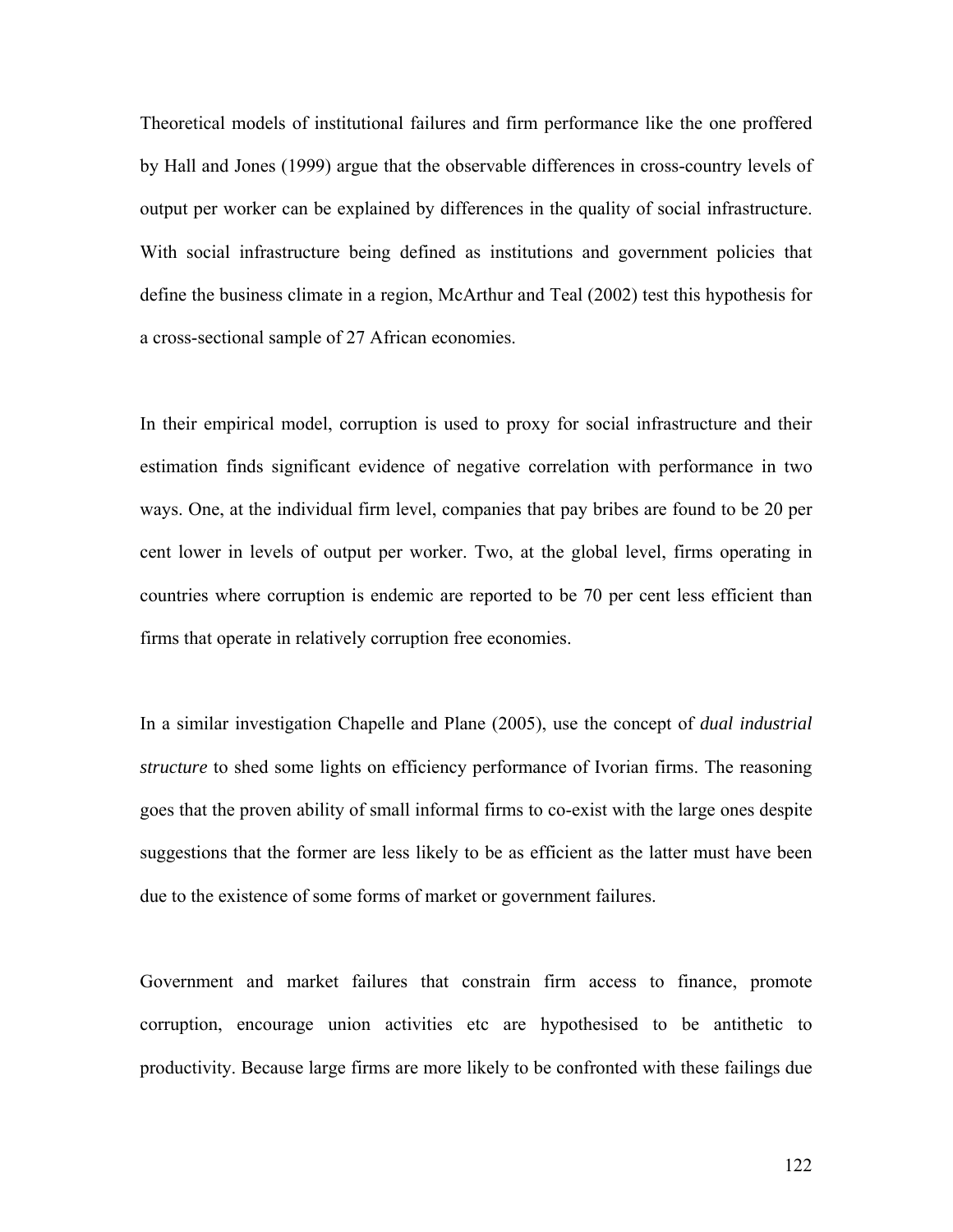Theoretical models of institutional failures and firm performance like the one proffered by Hall and Jones (1999) argue that the observable differences in cross-country levels of output per worker can be explained by differences in the quality of social infrastructure. With social infrastructure being defined as institutions and government policies that define the business climate in a region, McArthur and Teal (2002) test this hypothesis for a cross-sectional sample of 27 African economies.

In their empirical model, corruption is used to proxy for social infrastructure and their estimation finds significant evidence of negative correlation with performance in two ways. One, at the individual firm level, companies that pay bribes are found to be 20 per cent lower in levels of output per worker. Two, at the global level, firms operating in countries where corruption is endemic are reported to be 70 per cent less efficient than firms that operate in relatively corruption free economies.

In a similar investigation Chapelle and Plane (2005), use the concept of *dual industrial structure* to shed some lights on efficiency performance of Ivorian firms. The reasoning goes that the proven ability of small informal firms to co-exist with the large ones despite suggestions that the former are less likely to be as efficient as the latter must have been due to the existence of some forms of market or government failures.

Government and market failures that constrain firm access to finance, promote corruption, encourage union activities etc are hypothesised to be antithetic to productivity. Because large firms are more likely to be confronted with these failings due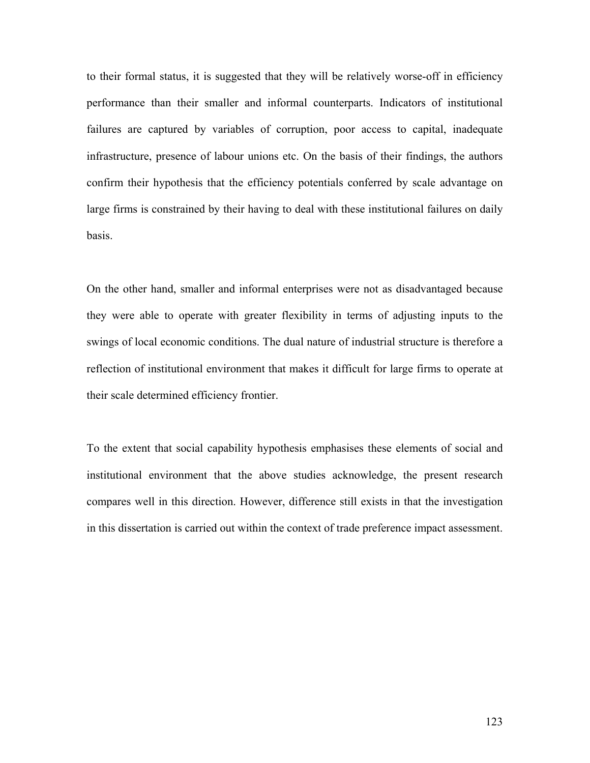to their formal status, it is suggested that they will be relatively worse-off in efficiency performance than their smaller and informal counterparts. Indicators of institutional failures are captured by variables of corruption, poor access to capital, inadequate infrastructure, presence of labour unions etc. On the basis of their findings, the authors confirm their hypothesis that the efficiency potentials conferred by scale advantage on large firms is constrained by their having to deal with these institutional failures on daily basis.

On the other hand, smaller and informal enterprises were not as disadvantaged because they were able to operate with greater flexibility in terms of adjusting inputs to the swings of local economic conditions. The dual nature of industrial structure is therefore a reflection of institutional environment that makes it difficult for large firms to operate at their scale determined efficiency frontier.

To the extent that social capability hypothesis emphasises these elements of social and institutional environment that the above studies acknowledge, the present research compares well in this direction. However, difference still exists in that the investigation in this dissertation is carried out within the context of trade preference impact assessment.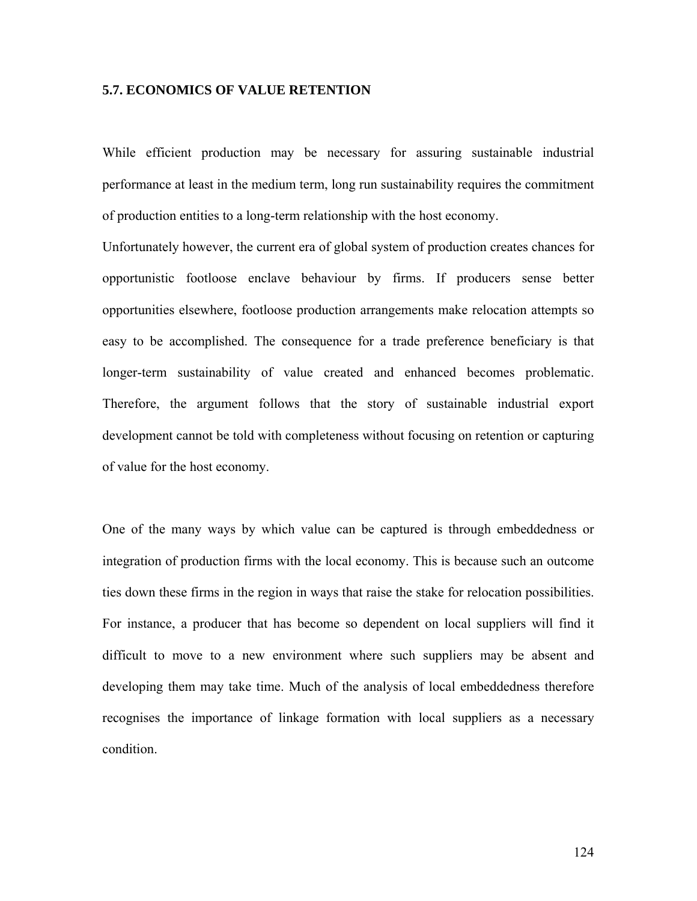## 5.7. ECONOMICS OF VALUE RETENTION

While efficient production may be necessary for assuring sustainable industrial performance at least in the medium term, long run sustainability requires the commitment of production entities to a long-term relationship with the host economy.

Unfortunately however, the current era of global system of production creates chances for opportunistic footloose enclave behaviour by firms. If producers sense better opportunities elsewhere, footloose production arrangements make relocation attempts so easy to be accomplished. The consequence for a trade preference beneficiary is that longer-term sustainability of value created and enhanced becomes problematic. Therefore, the argument follows that the story of sustainable industrial export development cannot be told with completeness without focusing on retention or capturing of value for the host economy.

One of the many ways by which value can be captured is through embeddedness or integration of production firms with the local economy. This is because such an outcome ties down these firms in the region in ways that raise the stake for relocation possibilities. For instance, a producer that has become so dependent on local suppliers will find it difficult to move to a new environment where such suppliers may be absent and developing them may take time. Much of the analysis of local embeddedness therefore recognises the importance of linkage formation with local suppliers as a necessary condition.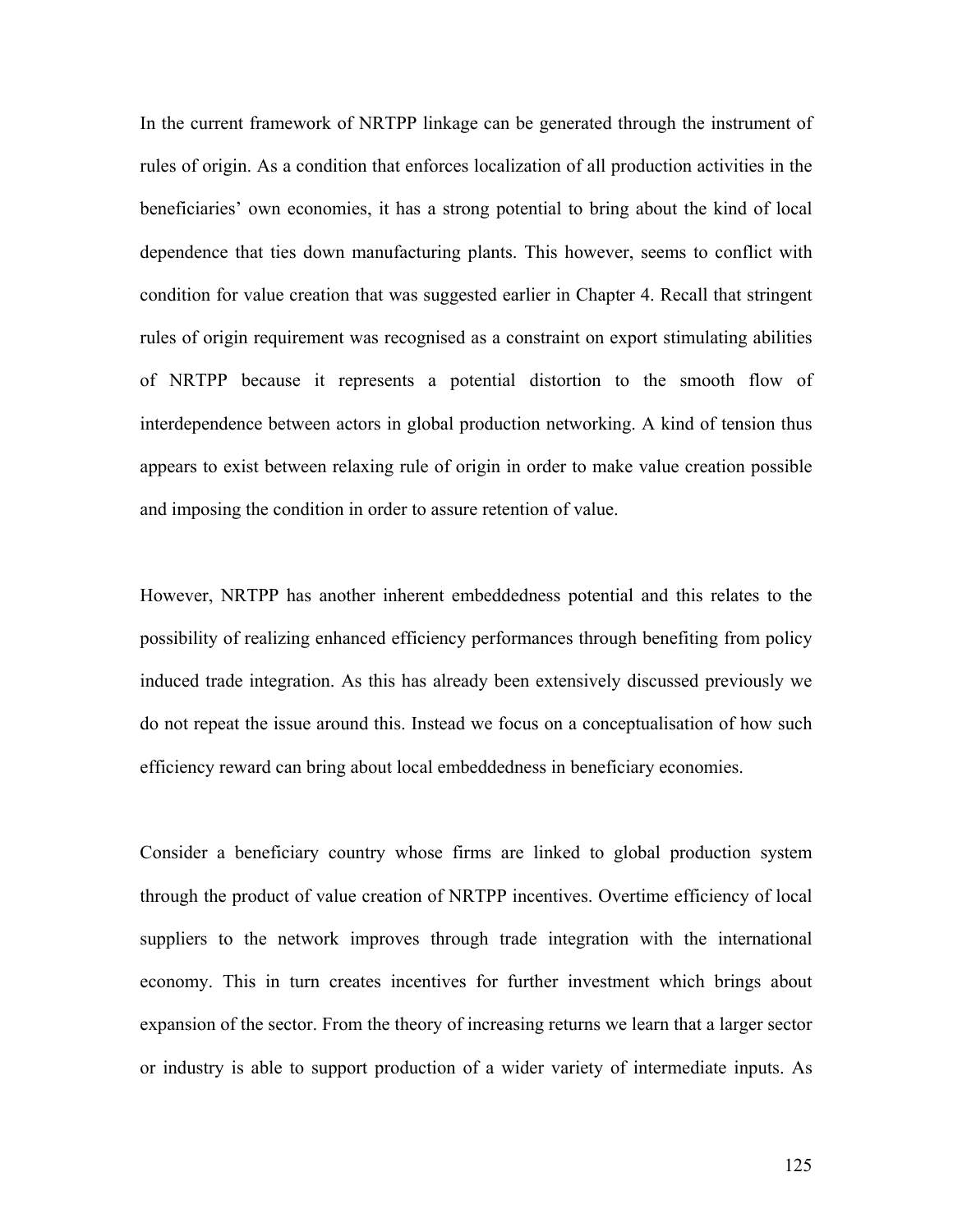In the current framework of NRTPP linkage can be generated through the instrument of rules of origin. As a condition that enforces localization of all production activities in the beneficiaries' own economies, it has a strong potential to bring about the kind of local dependence that ties down manufacturing plants. This however, seems to conflict with condition for value creation that was suggested earlier in Chapter 4. Recall that stringent rules of origin requirement was recognised as a constraint on export stimulating abilities of NRTPP because it represents a potential distortion to the smooth flow of interdependence between actors in global production networking. A kind of tension thus appears to exist between relaxing rule of origin in order to make value creation possible and imposing the condition in order to assure retention of value.

However, NRTPP has another inherent embeddedness potential and this relates to the possibility of realizing enhanced efficiency performances through benefiting from policy induced trade integration. As this has already been extensively discussed previously we do not repeat the issue around this. Instead we focus on a conceptualisation of how such efficiency reward can bring about local embeddedness in beneficiary economies.

Consider a beneficiary country whose firms are linked to global production system through the product of value creation of NRTPP incentives. Overtime efficiency of local suppliers to the network improves through trade integration with the international economy. This in turn creates incentives for further investment which brings about expansion of the sector. From the theory of increasing returns we learn that a larger sector or industry is able to support production of a wider variety of intermediate inputs. As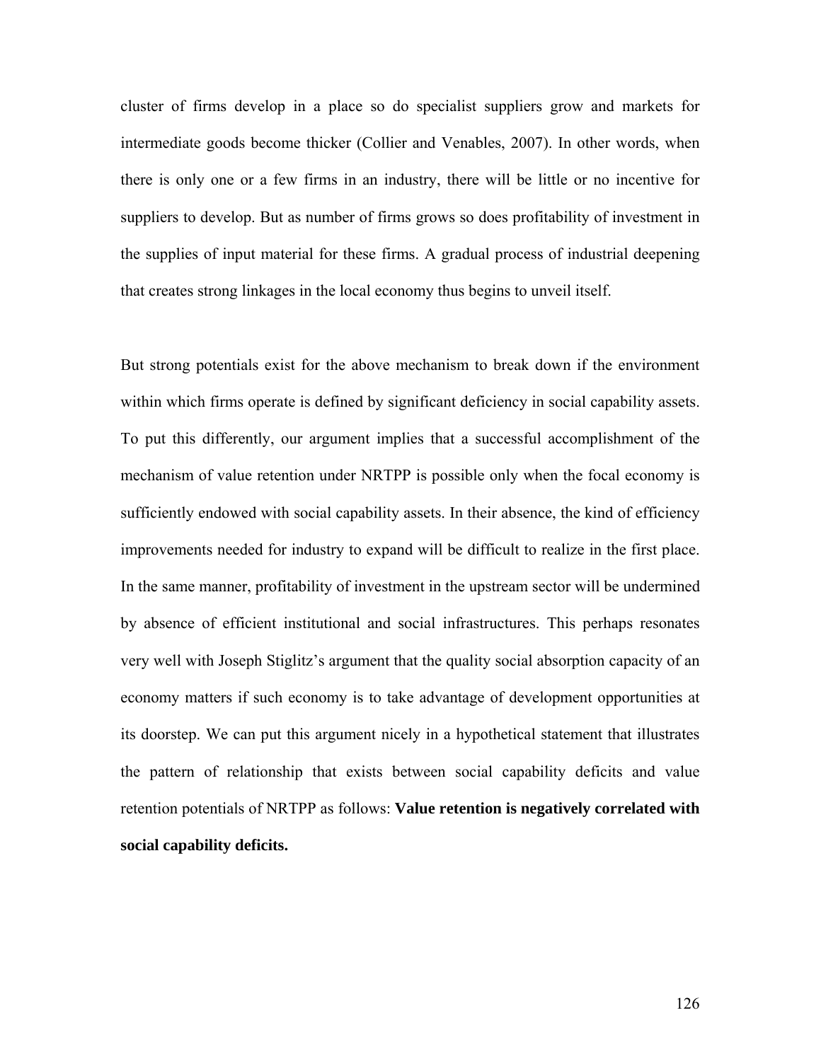cluster of firms develop in a place so do specialist suppliers grow and markets for intermediate goods become thicker (Collier and Venables, 2007). In other words, when there is only one or a few firms in an industry, there will be little or no incentive for suppliers to develop. But as number of firms grows so does profitability of investment in the supplies of input material for these firms. A gradual process of industrial deepening that creates strong linkages in the local economy thus begins to unveil itself.

But strong potentials exist for the above mechanism to break down if the environment within which firms operate is defined by significant deficiency in social capability assets. To put this differently, our argument implies that a successful accomplishment of the mechanism of value retention under NRTPP is possible only when the focal economy is sufficiently endowed with social capability assets. In their absence, the kind of efficiency improvements needed for industry to expand will be difficult to realize in the first place. In the same manner, profitability of investment in the upstream sector will be undermined by absence of efficient institutional and social infrastructures. This perhaps resonates very well with Joseph Stiglitz's argument that the quality social absorption capacity of an economy matters if such economy is to take advantage of development opportunities at its doorstep. We can put this argument nicely in a hypothetical statement that illustrates the pattern of relationship that exists between social capability deficits and value retention potentials of NRTPP as follows: **Value retention is negatively correlated with social capability deficits.**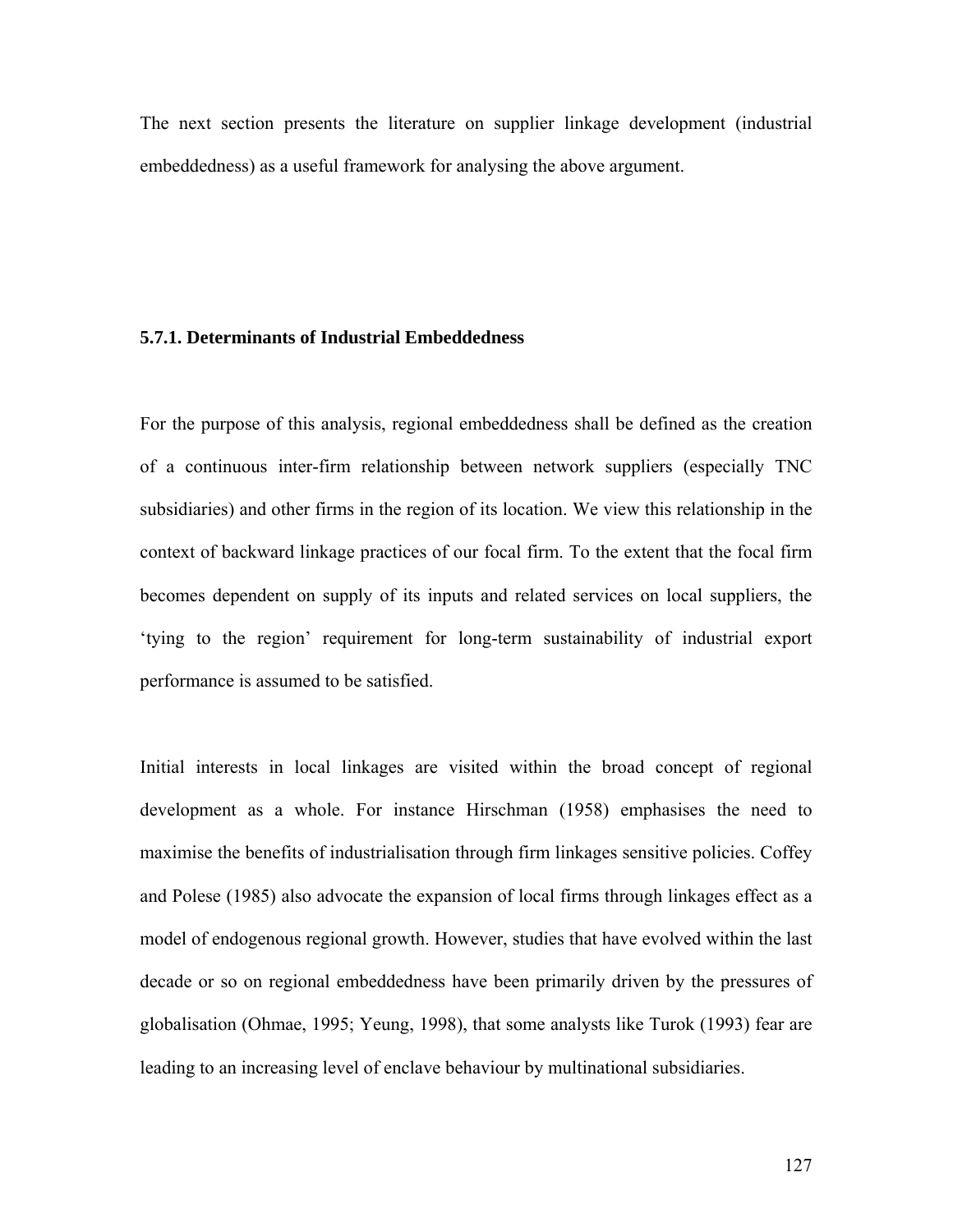The next section presents the literature on supplier linkage development (industrial embeddedness) as a useful framework for analysing the above argument.

### 5.7.1. Determinants of Industrial Embeddedness

For the purpose of this analysis, regional embeddedness shall be defined as the creation of a continuous inter-firm relationship between network suppliers (especially TNC subsidiaries) and other firms in the region of its location. We view this relationship in the context of backward linkage practices of our focal firm. To the extent that the focal firm becomes dependent on supply of its inputs and related services on local suppliers, the 'tying to the region' requirement for long-term sustainability of industrial export performance is assumed to be satisfied.

Initial interests in local linkages are visited within the broad concept of regional development as a whole. For instance Hirschman (1958) emphasises the need to maximise the benefits of industrialisation through firm linkages sensitive policies. Coffey and Polese (1985) also advocate the expansion of local firms through linkages effect as a model of endogenous regional growth. However, studies that have evolved within the last decade or so on regional embeddedness have been primarily driven by the pressures of globalisation (Ohmae, 1995; Yeung, 1998), that some analysts like Turok (1993) fear are leading to an increasing level of enclave behaviour by multinational subsidiaries.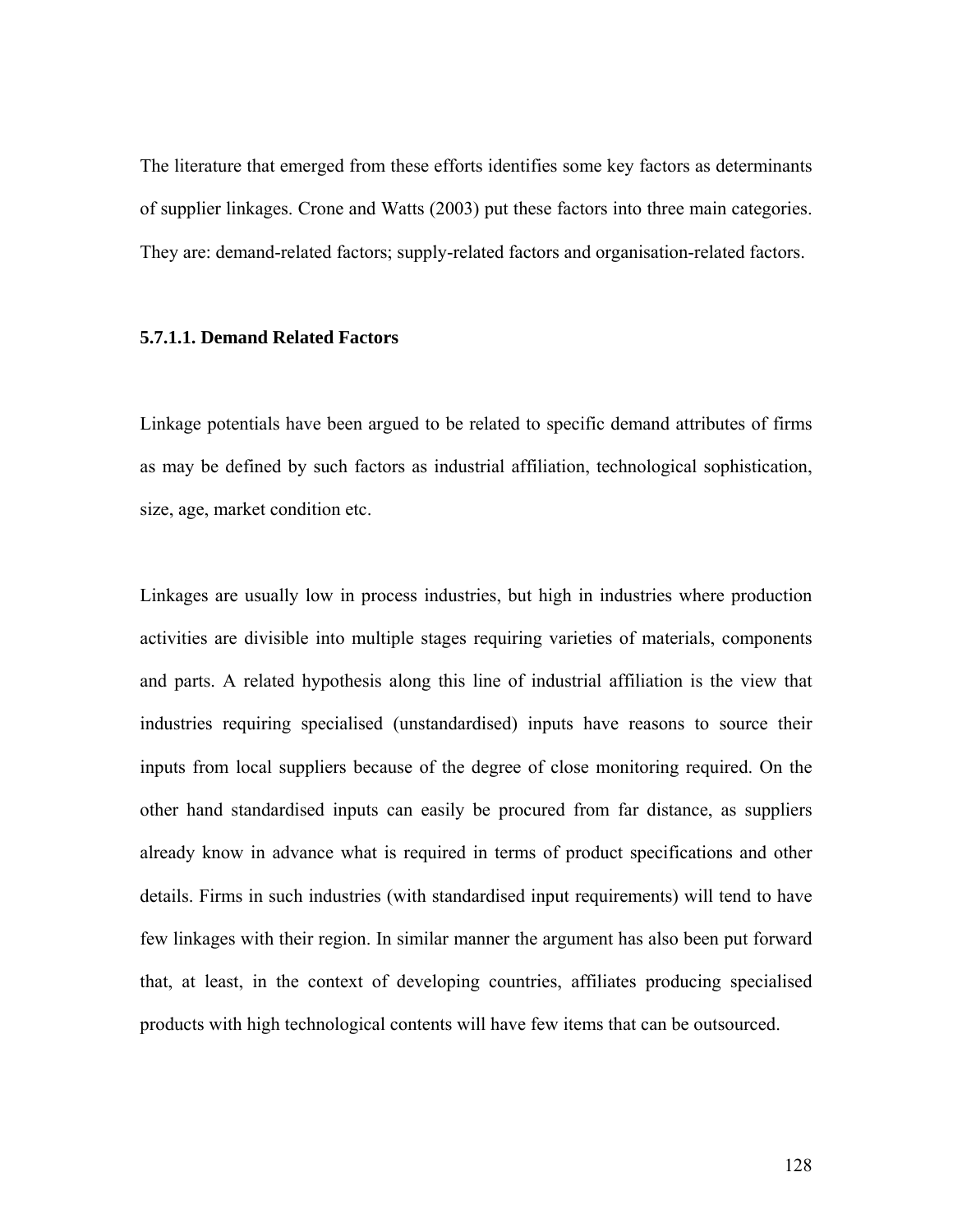The literature that emerged from these efforts identifies some key factors as determinants of supplier linkages. Crone and Watts (2003) put these factors into three main categories. They are: demand-related factors; supply-related factors and organisation-related factors.

#### 5.7.1.1. Demand Related Factors

Linkage potentials have been argued to be related to specific demand attributes of firms as may be defined by such factors as industrial affiliation, technological sophistication, size, age, market condition etc.

Linkages are usually low in process industries, but high in industries where production activities are divisible into multiple stages requiring varieties of materials, components and parts. A related hypothesis along this line of industrial affiliation is the view that industries requiring specialised (unstandardised) inputs have reasons to source their inputs from local suppliers because of the degree of close monitoring required. On the other hand standardised inputs can easily be procured from far distance, as suppliers already know in advance what is required in terms of product specifications and other details. Firms in such industries (with standardised input requirements) will tend to have few linkages with their region. In similar manner the argument has also been put forward that, at least, in the context of developing countries, affiliates producing specialised products with high technological contents will have few items that can be outsourced.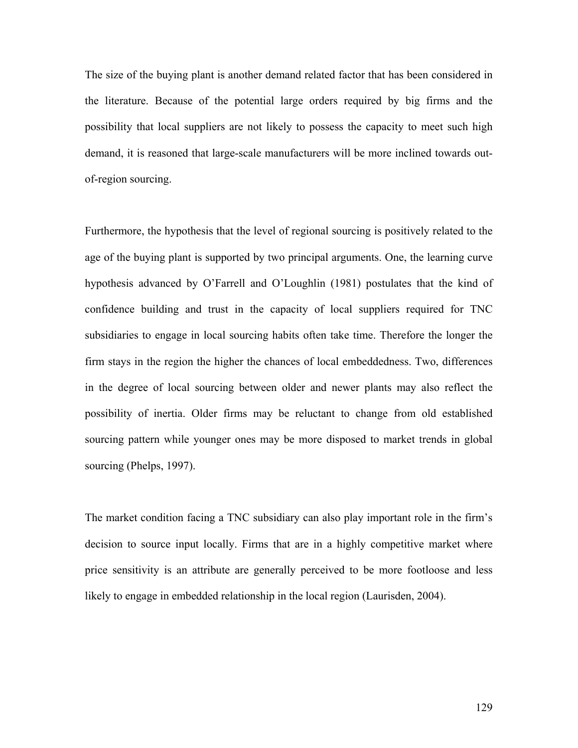The size of the buying plant is another demand related factor that has been considered in the literature. Because of the potential large orders required by big firms and the possibility that local suppliers are not likely to possess the capacity to meet such high demand, it is reasoned that large-scale manufacturers will be more inclined towards out-of-region sourcing.

Furthermore, the hypothesis that the level of regional sourcing is positively related to the age of the buying plant is supported by two principal arguments. One, the learning curve hypothesis advanced by O'Farrell and O'Loughlin (1981) postulates that the kind of confidence building and trust in the capacity of local suppliers required for TNC subsidiaries to engage in local sourcing habits often take time. Therefore the longer the firm stays in the region the higher the chances of local embeddedness. Two, differences in the degree of local sourcing between older and newer plants may also reflect the possibility of inertia. Older firms may be reluctant to change from old established sourcing pattern while younger ones may be more disposed to market trends in global sourcing (Phelps, 1997).

The market condition facing a TNC subsidiary can also play important role in the firm's decision to source input locally. Firms that are in a highly competitive market where price sensitivity is an attribute are generally perceived to be more footloose and less likely to engage in embedded relationship in the local region (Laurisden, 2004).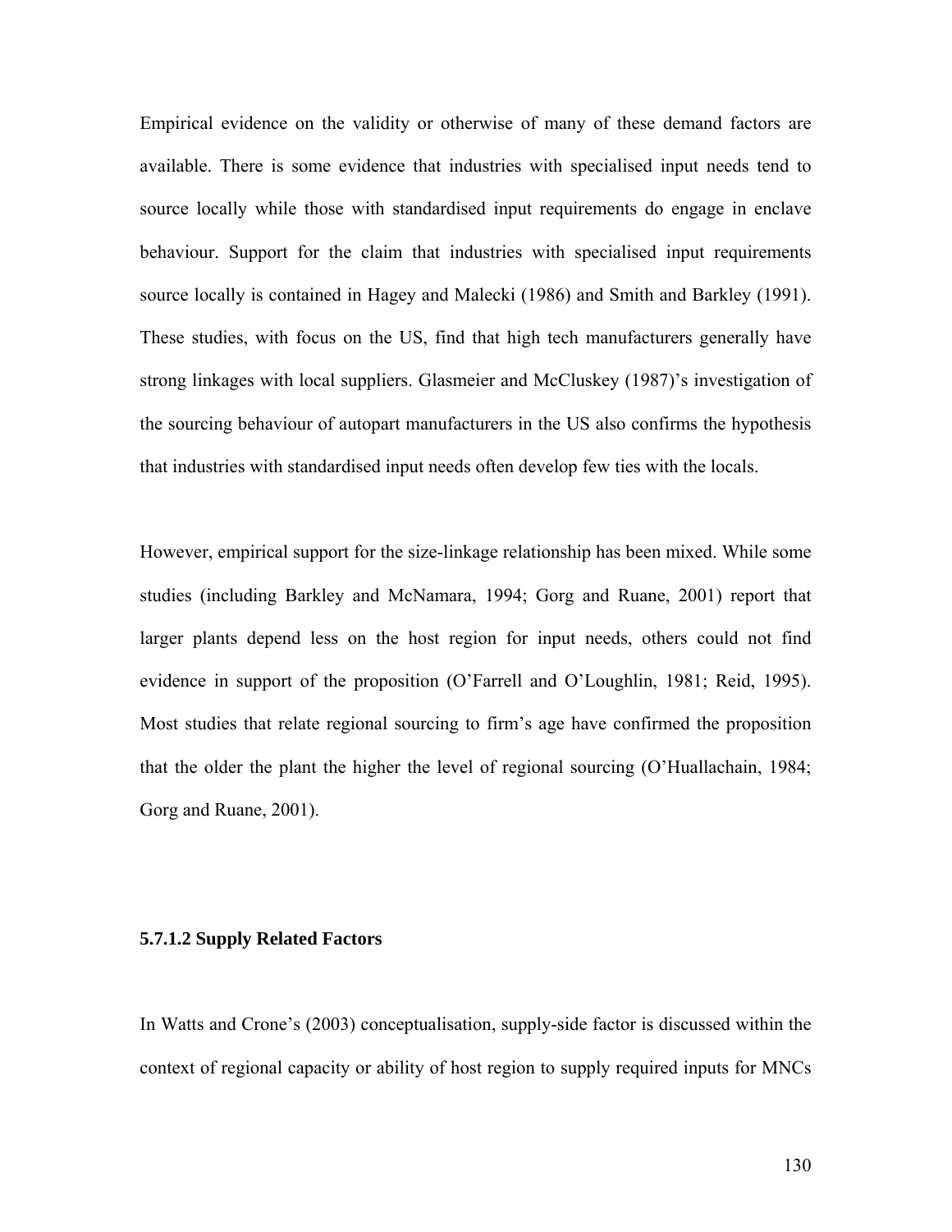Empirical evidence on the validity or otherwise of many of these demand factors are available. There is some evidence that industries with specialised input needs tend to source locally while those with standardised input requirements do engage in enclave behaviour. Support for the claim that industries with specialised input requirements source locally is contained in Hagey and Malecki (1986) and Smith and Barkley (1991). These studies, with focus on the US, find that high tech manufacturers generally have strong linkages with local suppliers. Glasmeier and McCluskey (1987)'s investigation of the sourcing behaviour of autopart manufacturers in the US also confirms the hypothesis that industries with standardised input needs often develop few ties with the locals.

However, empirical support for the size-linkage relationship has been mixed. While some studies (including Barkley and McNamara, 1994; Gorg and Ruane, 2001) report that larger plants depend less on the host region for input needs, others could not find evidence in support of the proposition (O'Farrell and O'Loughlin, 1981; Reid, 1995). Most studies that relate regional sourcing to firm's age have confirmed the proposition that the older the plant the higher the level of regional sourcing (O'Huallachain, 1984; Gorg and Ruane, 2001).

#### 5.7.1.2 Supply Related Factors

In Watts and Crone's (2003) conceptualisation, supply-side factor is discussed within the context of regional capacity or ability of host region to supply required inputs for MNCs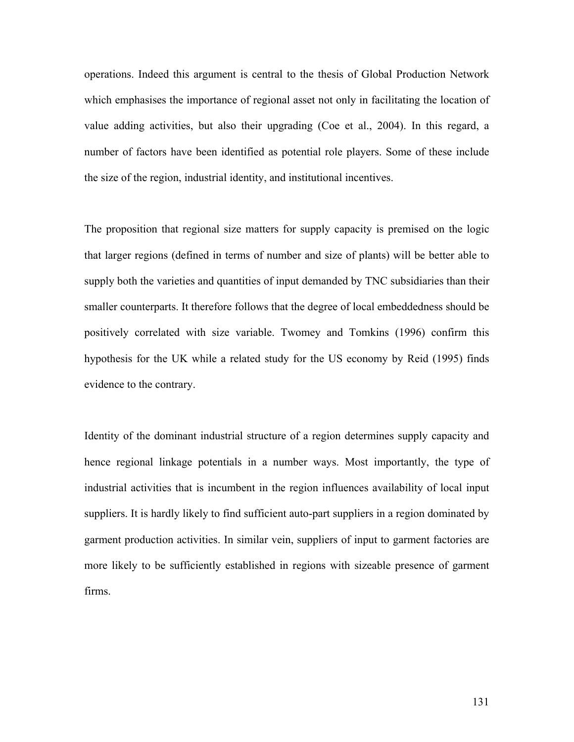operations. Indeed this argument is central to the thesis of Global Production Network which emphasises the importance of regional asset not only in facilitating the location of value adding activities, but also their upgrading (Coe et al., 2004). In this regard, a number of factors have been identified as potential role players. Some of these include the size of the region, industrial identity, and institutional incentives.

The proposition that regional size matters for supply capacity is premised on the logic that larger regions (defined in terms of number and size of plants) will be better able to supply both the varieties and quantities of input demanded by TNC subsidiaries than their smaller counterparts. It therefore follows that the degree of local embeddedness should be positively correlated with size variable. Twomey and Tomkins (1996) confirm this hypothesis for the UK while a related study for the US economy by Reid (1995) finds evidence to the contrary.

Identity of the dominant industrial structure of a region determines supply capacity and hence regional linkage potentials in a number ways. Most importantly, the type of industrial activities that is incumbent in the region influences availability of local input suppliers. It is hardly likely to find sufficient auto-part suppliers in a region dominated by garment production activities. In similar vein, suppliers of input to garment factories are more likely to be sufficiently established in regions with sizeable presence of garment firms.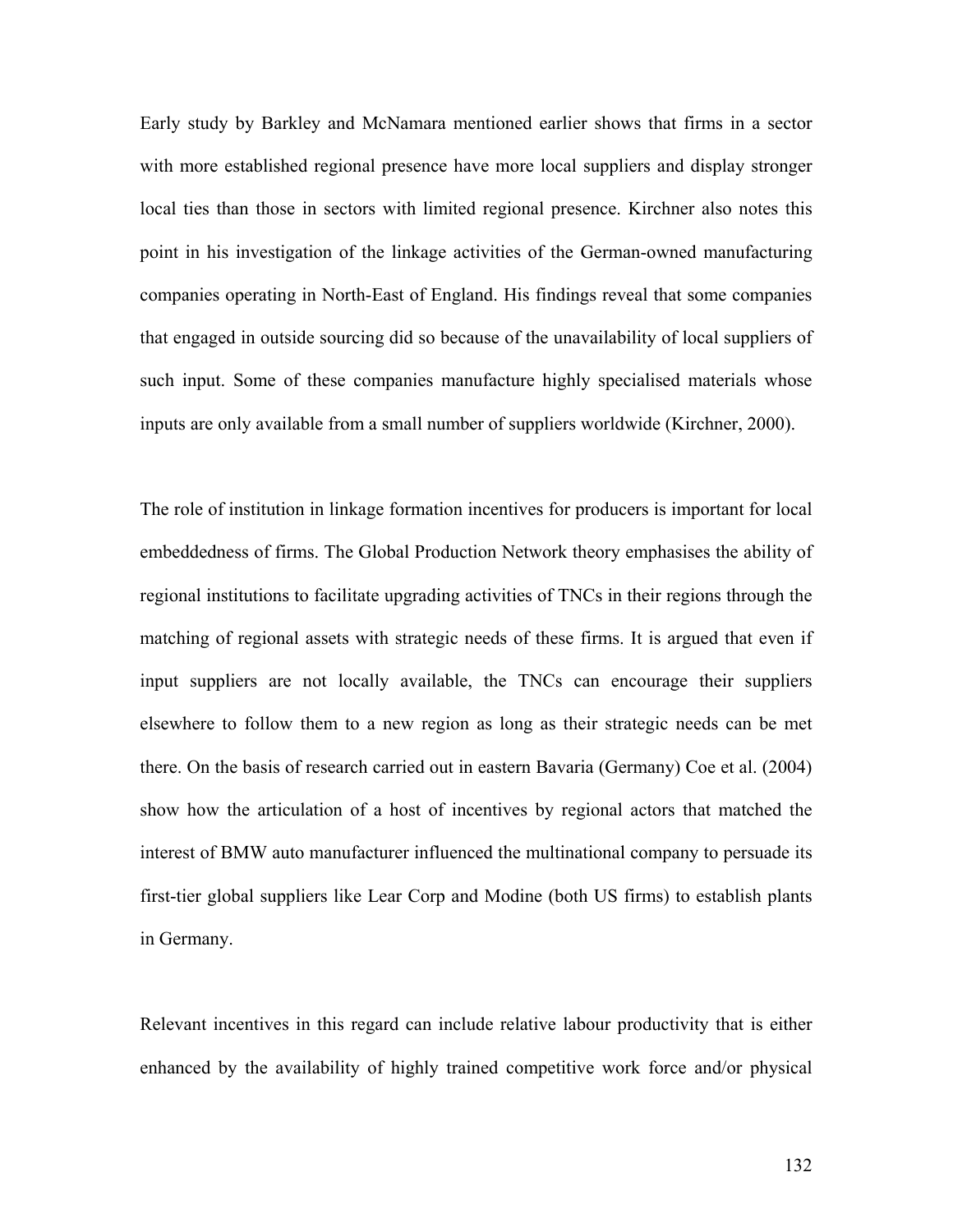Early study by Barkley and McNamara mentioned earlier shows that firms in a sector with more established regional presence have more local suppliers and display stronger local ties than those in sectors with limited regional presence. Kirchner also notes this point in his investigation of the linkage activities of the German-owned manufacturing companies operating in North-East of England. His findings reveal that some companies that engaged in outside sourcing did so because of the unavailability of local suppliers of such input. Some of these companies manufacture highly specialised materials whose inputs are only available from a small number of suppliers worldwide (Kirchner, 2000).

The role of institution in linkage formation incentives for producers is important for local embeddedness of firms. The Global Production Network theory emphasises the ability of regional institutions to facilitate upgrading activities of TNCs in their regions through the matching of regional assets with strategic needs of these firms. It is argued that even if input suppliers are not locally available, the TNCs can encourage their suppliers elsewhere to follow them to a new region as long as their strategic needs can be met there. On the basis of research carried out in eastern Bavaria (Germany) Coe et al. (2004) show how the articulation of a host of incentives by regional actors that matched the interest of BMW auto manufacturer influenced the multinational company to persuade its first-tier global suppliers like Lear Corp and Modine (both US firms) to establish plants in Germany.

Relevant incentives in this regard can include relative labour productivity that is either enhanced by the availability of highly trained competitive work force and/or physical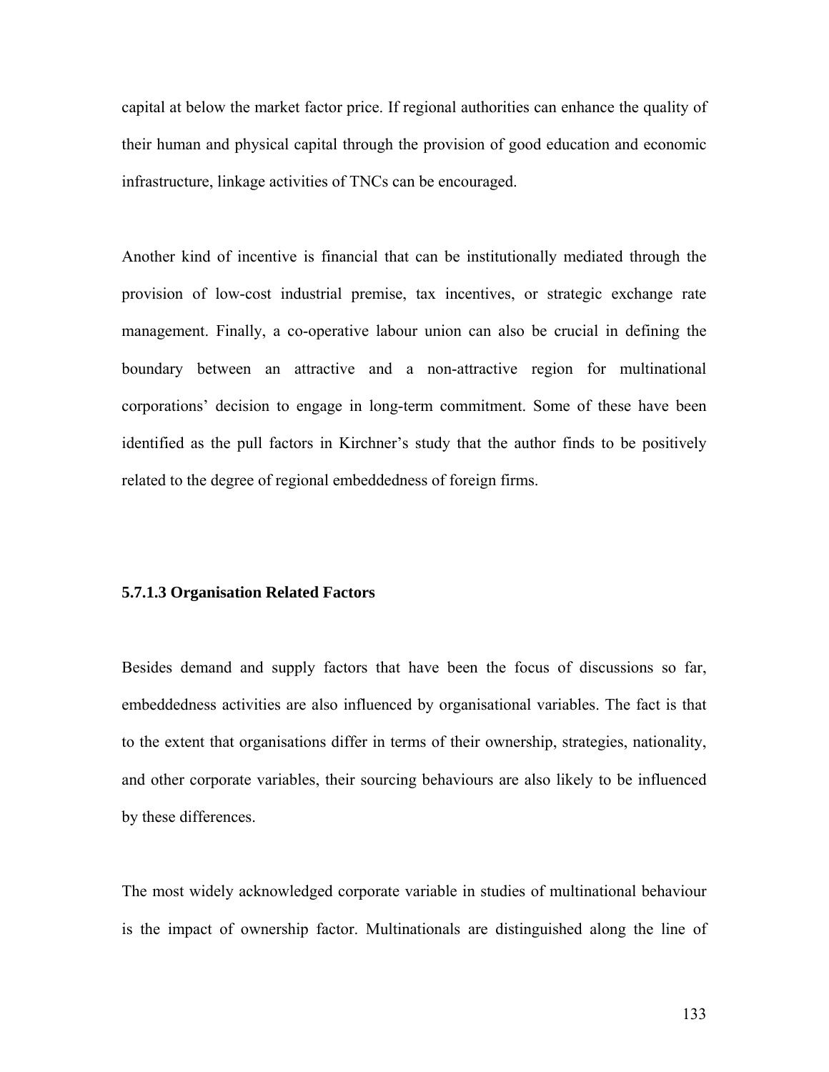capital at below the market factor price. If regional authorities can enhance the quality of their human and physical capital through the provision of good education and economic infrastructure, linkage activities of TNCs can be encouraged.

Another kind of incentive is financial that can be institutionally mediated through the provision of low-cost industrial premise, tax incentives, or strategic exchange rate management. Finally, a co-operative labour union can also be crucial in defining the boundary between an attractive and a non-attractive region for multinational corporations' decision to engage in long-term commitment. Some of these have been identified as the pull factors in Kirchner's study that the author finds to be positively related to the degree of regional embeddedness of foreign firms.

#### 5.7.1.3 Organisation Related Factors

Besides demand and supply factors that have been the focus of discussions so far, embeddedness activities are also influenced by organisational variables. The fact is that to the extent that organisations differ in terms of their ownership, strategies, nationality, and other corporate variables, their sourcing behaviours are also likely to be influenced by these differences.

The most widely acknowledged corporate variable in studies of multinational behaviour is the impact of ownership factor. Multinationals are distinguished along the line of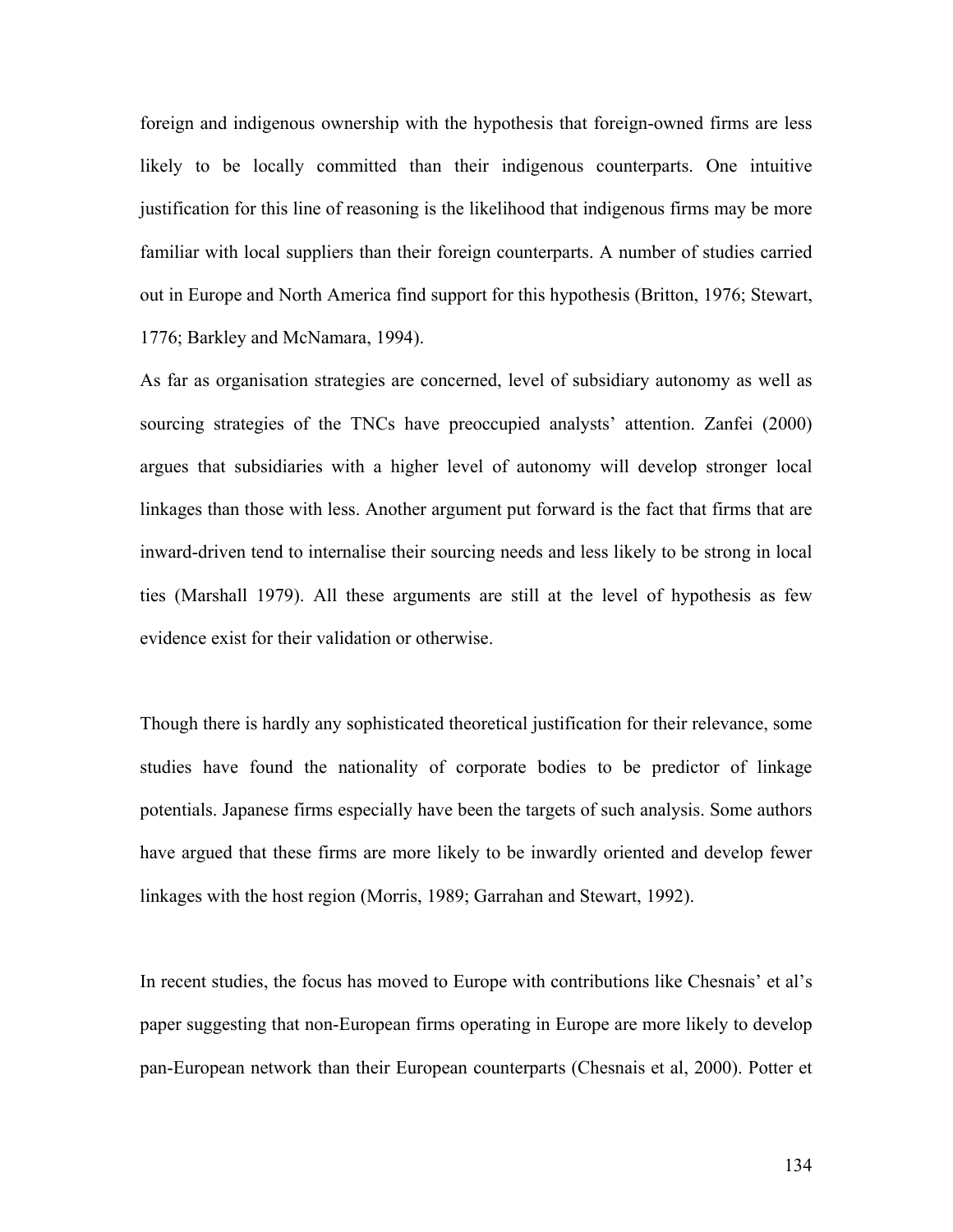foreign and indigenous ownership with the hypothesis that foreign-owned firms are less likely to be locally committed than their indigenous counterparts. One intuitive justification for this line of reasoning is the likelihood that indigenous firms may be more familiar with local suppliers than their foreign counterparts. A number of studies carried out in Europe and North America find support for this hypothesis (Britton, 1976; Stewart, 1776; Barkley and McNamara, 1994).

As far as organisation strategies are concerned, level of subsidiary autonomy as well as sourcing strategies of the TNCs have preoccupied analysts' attention. Zanfei (2000) argues that subsidiaries with a higher level of autonomy will develop stronger local linkages than those with less. Another argument put forward is the fact that firms that are inward-driven tend to internalise their sourcing needs and less likely to be strong in local ties (Marshall 1979). All these arguments are still at the level of hypothesis as few evidence exist for their validation or otherwise.

Though there is hardly any sophisticated theoretical justification for their relevance, some studies have found the nationality of corporate bodies to be predictor of linkage potentials. Japanese firms especially have been the targets of such analysis. Some authors have argued that these firms are more likely to be inwardly oriented and develop fewer linkages with the host region (Morris, 1989; Garrahan and Stewart, 1992).

In recent studies, the focus has moved to Europe with contributions like Chesnais' et al's paper suggesting that non-European firms operating in Europe are more likely to develop pan-European network than their European counterparts (Chesnais et al, 2000). Potter et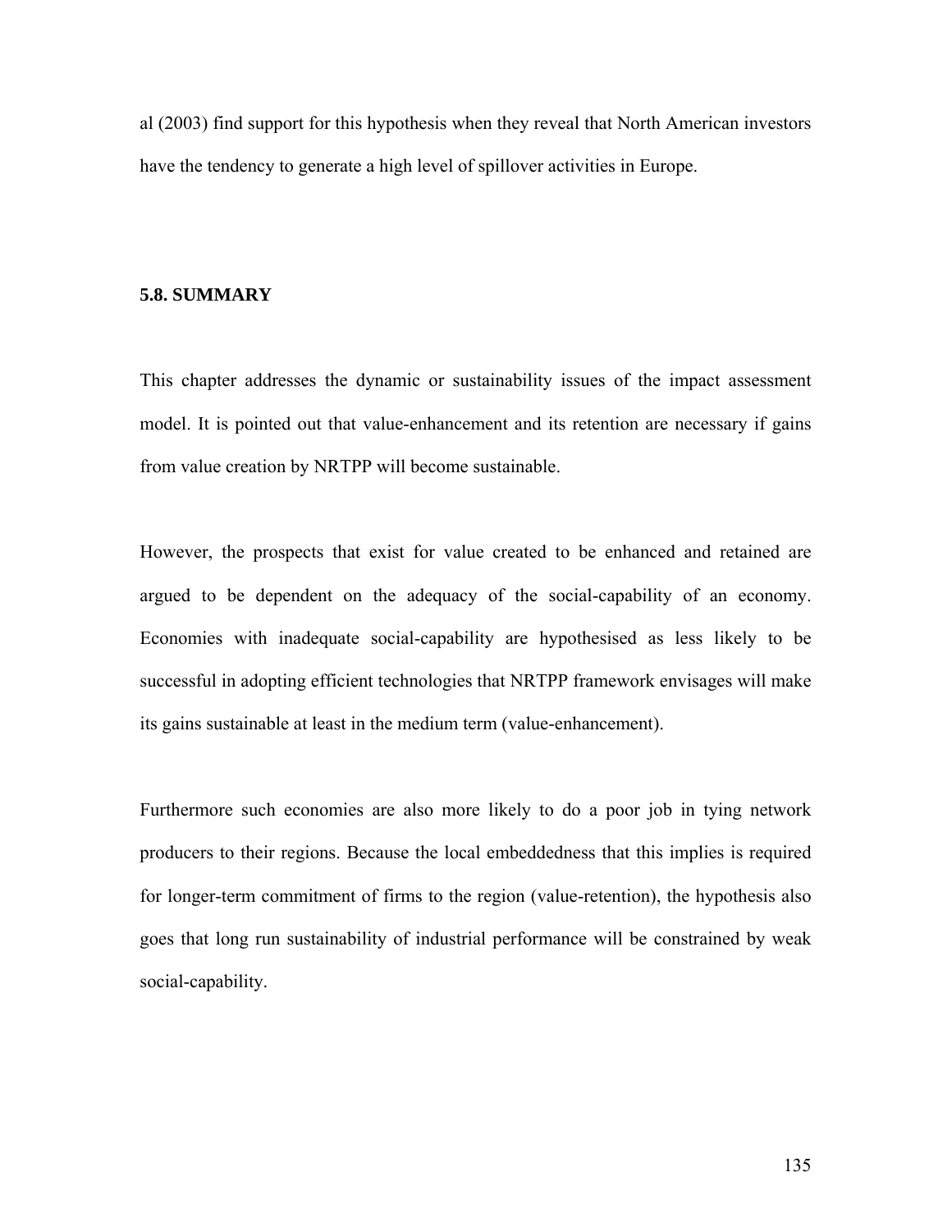al (2003) find support for this hypothesis when they reveal that North American investors have the tendency to generate a high level of spillover activities in Europe.

## 5.8. SUMMARY

This chapter addresses the dynamic or sustainability issues of the impact assessment model. It is pointed out that value-enhancement and its retention are necessary if gains from value creation by NRTPP will become sustainable.

However, the prospects that exist for value created to be enhanced and retained are argued to be dependent on the adequacy of the social-capability of an economy. Economies with inadequate social-capability are hypothesised as less likely to be successful in adopting efficient technologies that NRTPP framework envisages will make its gains sustainable at least in the medium term (value-enhancement).

Furthermore such economies are also more likely to do a poor job in tying network producers to their regions. Because the local embeddedness that this implies is required for longer-term commitment of firms to the region (value-retention), the hypothesis also goes that long run sustainability of industrial performance will be constrained by weak social-capability.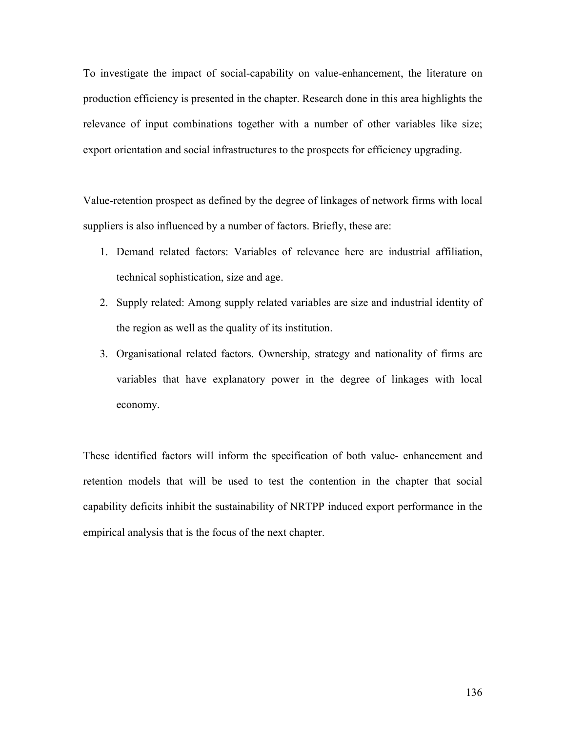To investigate the impact of social-capability on value-enhancement, the literature on production efficiency is presented in the chapter. Research done in this area highlights the relevance of input combinations together with a number of other variables like size; export orientation and social infrastructures to the prospects for efficiency upgrading.

Value-retention prospect as defined by the degree of linkages of network firms with local suppliers is also influenced by a number of factors. Briefly, these are:

1. Demand related factors: Variables of relevance here are industrial affiliation, technical sophistication, size and age.
2. Supply related: Among supply related variables are size and industrial identity of the region as well as the quality of its institution.
3. Organisational related factors. Ownership, strategy and nationality of firms are variables that have explanatory power in the degree of linkages with local economy.

These identified factors will inform the specification of both value- enhancement and retention models that will be used to test the contention in the chapter that social capability deficits inhibit the sustainability of NRTPP induced export performance in the empirical analysis that is the focus of the next chapter.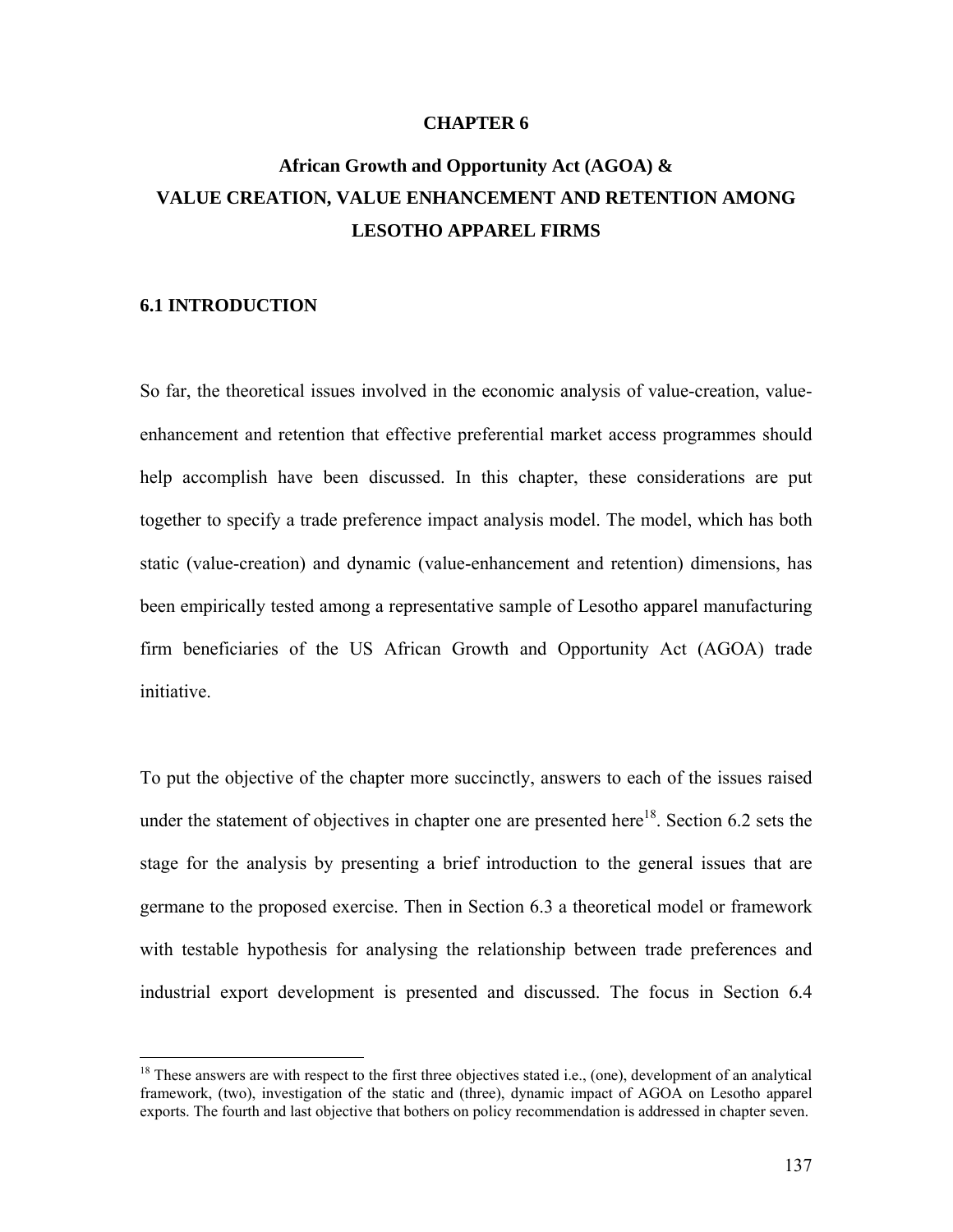# CHAPTER 6

## African Growth and Opportunity Act (AGOA) & VALUE CREATION, VALUE ENHANCEMENT AND RETENTION AMONG LESOTHO APPAREL FIRMS

### 6.1 INTRODUCTION

So far, the theoretical issues involved in the economic analysis of value-creation, value-enhancement and retention that effective preferential market access programmes should help accomplish have been discussed. In this chapter, these considerations are put together to specify a trade preference impact analysis model. The model, which has both static (value-creation) and dynamic (value-enhancement and retention) dimensions, has been empirically tested among a representative sample of Lesotho apparel manufacturing firm beneficiaries of the US African Growth and Opportunity Act (AGOA) trade initiative.

To put the objective of the chapter more succinctly, answers to each of the issues raised under the statement of objectives in chapter one are presented here[18]. Section 6.2 sets the stage for the analysis by presenting a brief introduction to the general issues that are germane to the proposed exercise. Then in Section 6.3 a theoretical model or framework with testable hypothesis for analysing the relationship between trade preferences and industrial export development is presented and discussed. The focus in Section 6.4

---

[18] These answers are with respect to the first three objectives stated i.e., (one), development of an analytical framework, (two), investigation of the static and (three), dynamic impact of AGOA on Lesotho apparel exports. The fourth and last objective that bothers on policy recommendation is addressed in chapter seven.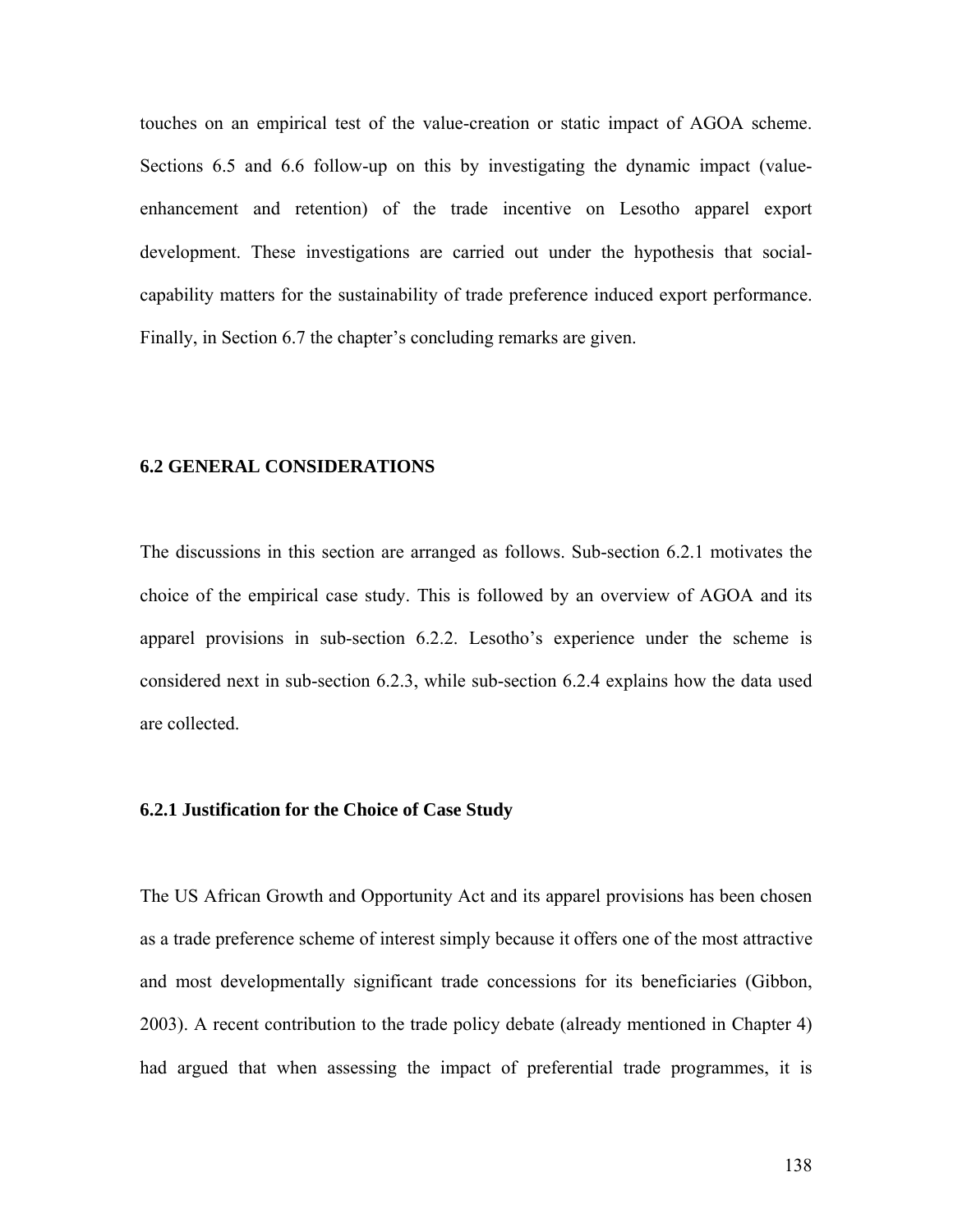touches on an empirical test of the value-creation or static impact of AGOA scheme. Sections 6.5 and 6.6 follow-up on this by investigating the dynamic impact (value-enhancement and retention) of the trade incentive on Lesotho apparel export development. These investigations are carried out under the hypothesis that social-capability matters for the sustainability of trade preference induced export performance. Finally, in Section 6.7 the chapter's concluding remarks are given.

## 6.2 GENERAL CONSIDERATIONS

The discussions in this section are arranged as follows. Sub-section 6.2.1 motivates the choice of the empirical case study. This is followed by an overview of AGOA and its apparel provisions in sub-section 6.2.2. Lesotho's experience under the scheme is considered next in sub-section 6.2.3, while sub-section 6.2.4 explains how the data used are collected.

### 6.2.1 Justification for the Choice of Case Study

The US African Growth and Opportunity Act and its apparel provisions has been chosen as a trade preference scheme of interest simply because it offers one of the most attractive and most developmentally significant trade concessions for its beneficiaries (Gibbon, 2003). A recent contribution to the trade policy debate (already mentioned in Chapter 4) had argued that when assessing the impact of preferential trade programmes, it is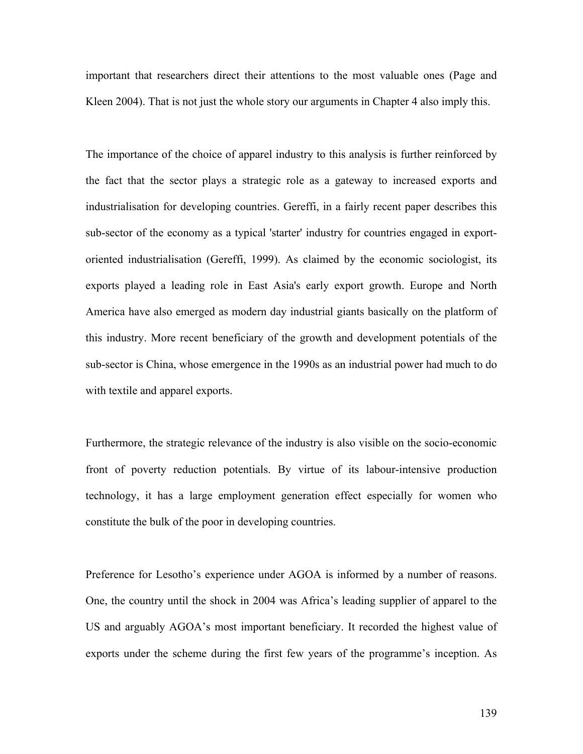important that researchers direct their attentions to the most valuable ones (Page and Kleen 2004). That is not just the whole story our arguments in Chapter 4 also imply this.

The importance of the choice of apparel industry to this analysis is further reinforced by the fact that the sector plays a strategic role as a gateway to increased exports and industrialisation for developing countries. Gereffi, in a fairly recent paper describes this sub-sector of the economy as a typical 'starter' industry for countries engaged in export-oriented industrialisation (Gereffi, 1999). As claimed by the economic sociologist, its exports played a leading role in East Asia's early export growth. Europe and North America have also emerged as modern day industrial giants basically on the platform of this industry. More recent beneficiary of the growth and development potentials of the sub-sector is China, whose emergence in the 1990s as an industrial power had much to do with textile and apparel exports.

Furthermore, the strategic relevance of the industry is also visible on the socio-economic front of poverty reduction potentials. By virtue of its labour-intensive production technology, it has a large employment generation effect especially for women who constitute the bulk of the poor in developing countries.

Preference for Lesotho’s experience under AGOA is informed by a number of reasons. One, the country until the shock in 2004 was Africa’s leading supplier of apparel to the US and arguably AGOA’s most important beneficiary. It recorded the highest value of exports under the scheme during the first few years of the programme’s inception. As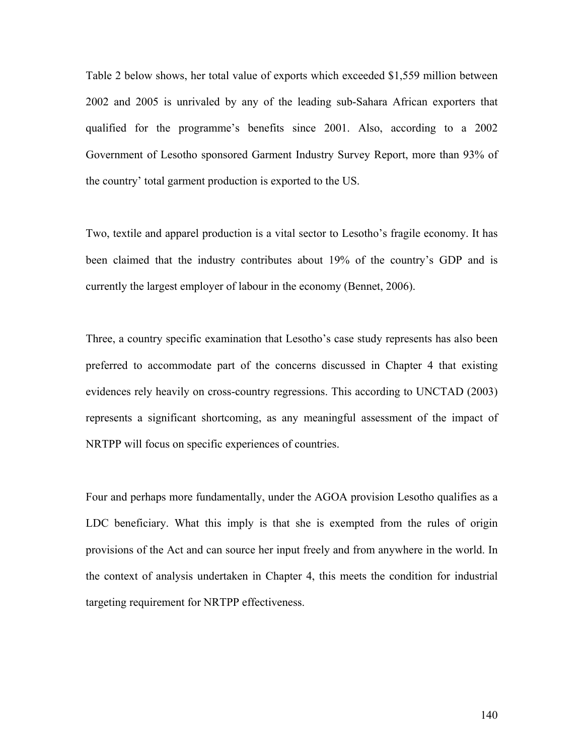Table 2 below shows, her total value of exports which exceeded $1,559 million between 2002 and 2005 is unrivaled by any of the leading sub-Sahara African exporters that qualified for the programme's benefits since 2001. Also, according to a 2002 Government of Lesotho sponsored Garment Industry Survey Report, more than 93% of the country' total garment production is exported to the US.

Two, textile and apparel production is a vital sector to Lesotho's fragile economy. It has been claimed that the industry contributes about 19% of the country's GDP and is currently the largest employer of labour in the economy (Bennet, 2006).

Three, a country specific examination that Lesotho's case study represents has also been preferred to accommodate part of the concerns discussed in Chapter 4 that existing evidences rely heavily on cross-country regressions. This according to UNCTAD (2003) represents a significant shortcoming, as any meaningful assessment of the impact of NRTPP will focus on specific experiences of countries.

Four and perhaps more fundamentally, under the AGOA provision Lesotho qualifies as a LDC beneficiary. What this imply is that she is exempted from the rules of origin provisions of the Act and can source her input freely and from anywhere in the world. In the context of analysis undertaken in Chapter 4, this meets the condition for industrial targeting requirement for NRTPP effectiveness.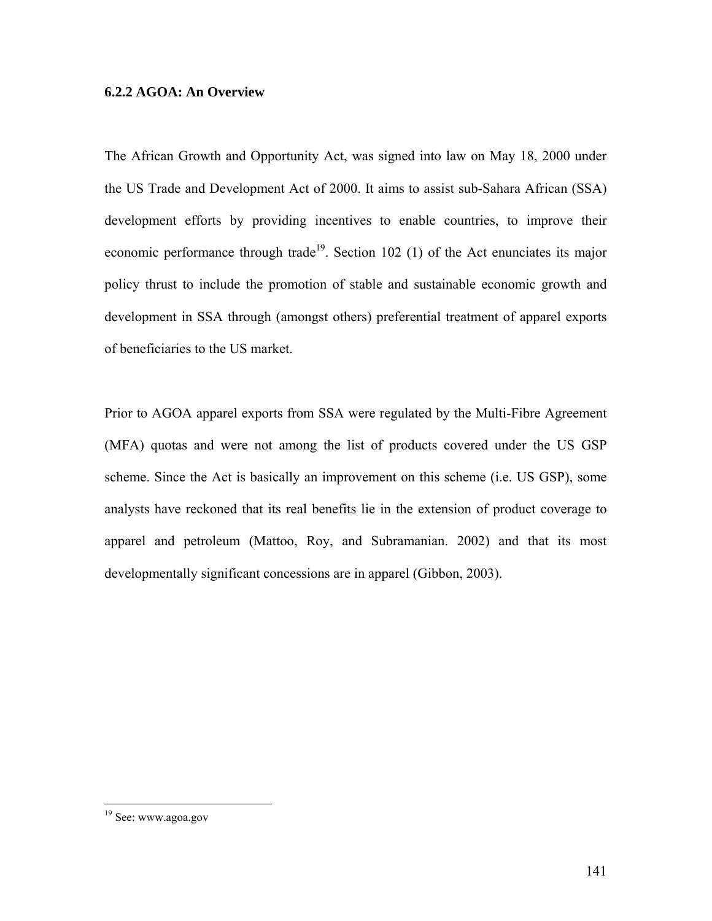### 6.2.2 AGOA: An Overview

The African Growth and Opportunity Act, was signed into law on May 18, 2000 under the US Trade and Development Act of 2000. It aims to assist sub-Sahara African (SSA) development efforts by providing incentives to enable countries, to improve their economic performance through trade[19]. Section 102 (1) of the Act enunciates its major policy thrust to include the promotion of stable and sustainable economic growth and development in SSA through (amongst others) preferential treatment of apparel exports of beneficiaries to the US market.

Prior to AGOA apparel exports from SSA were regulated by the Multi-Fibre Agreement (MFA) quotas and were not among the list of products covered under the US GSP scheme. Since the Act is basically an improvement on this scheme (i.e. US GSP), some analysts have reckoned that its real benefits lie in the extension of product coverage to apparel and petroleum (Mattoo, Roy, and Subramanian. 2002) and that its most developmentally significant concessions are in apparel (Gibbon, 2003).

---

[19] See: www.agoa.gov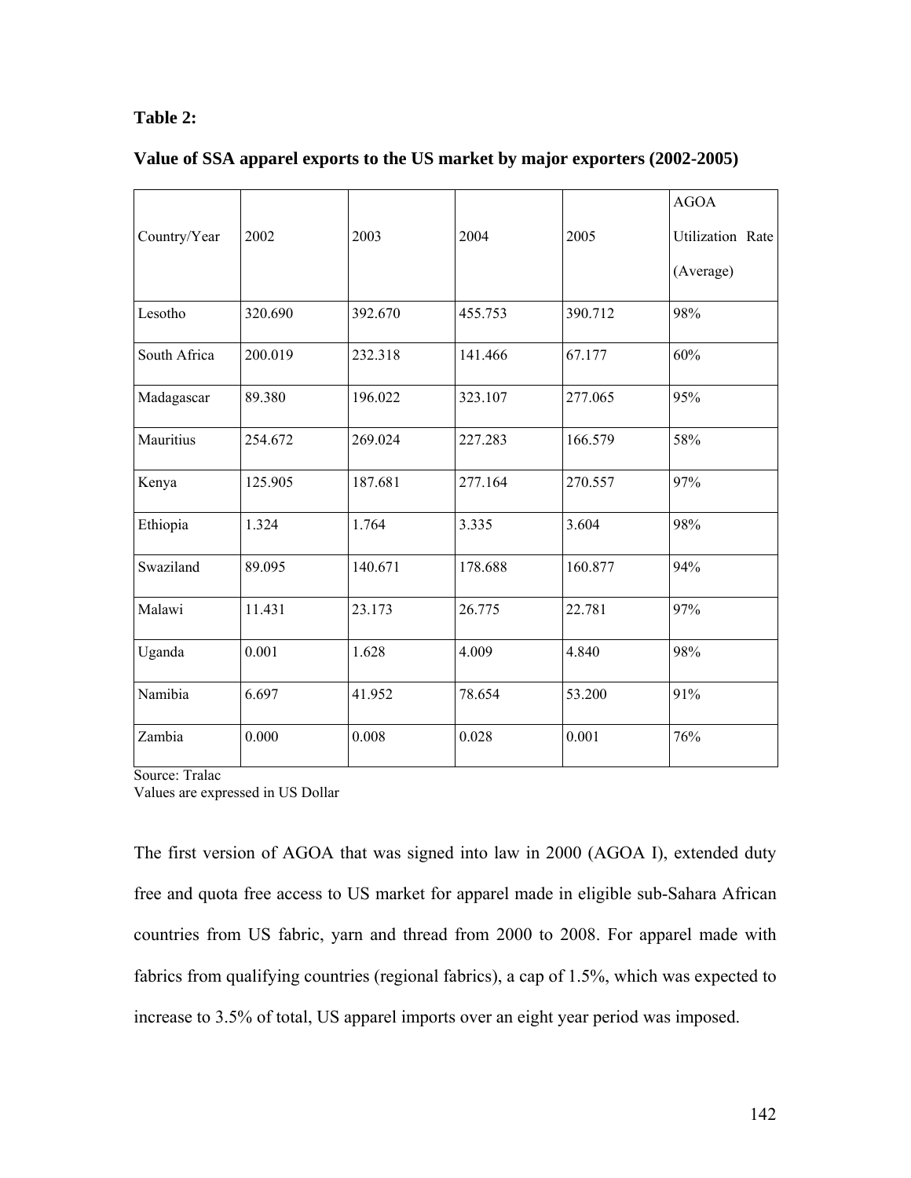**Table 2:**

**Value of SSA apparel exports to the US market by major exporters (2002-2005)**

| Country/Year | 2002 | 2003 | 2004 | 2005 | AGOA Utilization Rate (Average) |
|---|---|---|---|---|---|
| Lesotho | 320.690 | 392.670 | 455.753 | 390.712 | 98% |
| South Africa | 200.019 | 232.318 | 141.466 | 67.177 | 60% |
| Madagascar | 89.380 | 196.022 | 323.107 | 277.065 | 95% |
| Mauritius | 254.672 | 269.024 | 227.283 | 166.579 | 58% |
| Kenya | 125.905 | 187.681 | 277.164 | 270.557 | 97% |
| Ethiopia | 1.324 | 1.764 | 3.335 | 3.604 | 98% |
| Swaziland | 89.095 | 140.671 | 178.688 | 160.877 | 94% |
| Malawi | 11.431 | 23.173 | 26.775 | 22.781 | 97% |
| Uganda | 0.001 | 1.628 | 4.009 | 4.840 | 98% |
| Namibia | 6.697 | 41.952 | 78.654 | 53.200 | 91% |
| Zambia | 0.000 | 0.008 | 0.028 | 0.001 | 76% |

Source: Tralac

Values are expressed in US Dollar

The first version of AGOA that was signed into law in 2000 (AGOA I), extended duty free and quota free access to US market for apparel made in eligible sub-Sahara African countries from US fabric, yarn and thread from 2000 to 2008. For apparel made with fabrics from qualifying countries (regional fabrics), a cap of 1.5%, which was expected to increase to 3.5% of total, US apparel imports over an eight year period was imposed.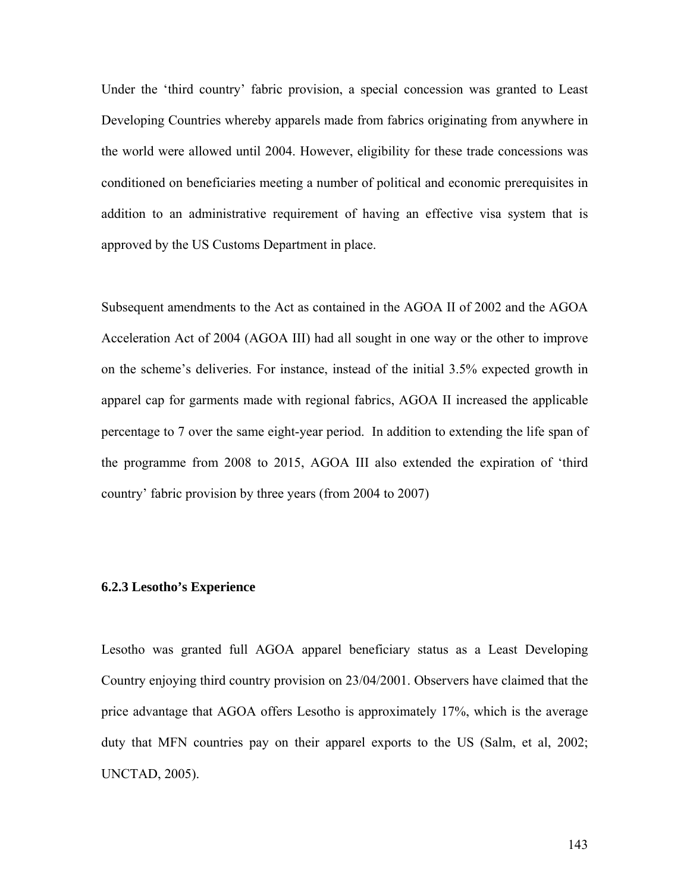Under the 'third country' fabric provision, a special concession was granted to Least Developing Countries whereby apparels made from fabrics originating from anywhere in the world were allowed until 2004. However, eligibility for these trade concessions was conditioned on beneficiaries meeting a number of political and economic prerequisites in addition to an administrative requirement of having an effective visa system that is approved by the US Customs Department in place.

Subsequent amendments to the Act as contained in the AGOA II of 2002 and the AGOA Acceleration Act of 2004 (AGOA III) had all sought in one way or the other to improve on the scheme's deliveries. For instance, instead of the initial 3.5% expected growth in apparel cap for garments made with regional fabrics, AGOA II increased the applicable percentage to 7 over the same eight-year period. In addition to extending the life span of the programme from 2008 to 2015, AGOA III also extended the expiration of 'third country' fabric provision by three years (from 2004 to 2007)

### 6.2.3 Lesotho's Experience

Lesotho was granted full AGOA apparel beneficiary status as a Least Developing Country enjoying third country provision on 23/04/2001. Observers have claimed that the price advantage that AGOA offers Lesotho is approximately 17%, which is the average duty that MFN countries pay on their apparel exports to the US (Salm, et al, 2002; UNCTAD, 2005).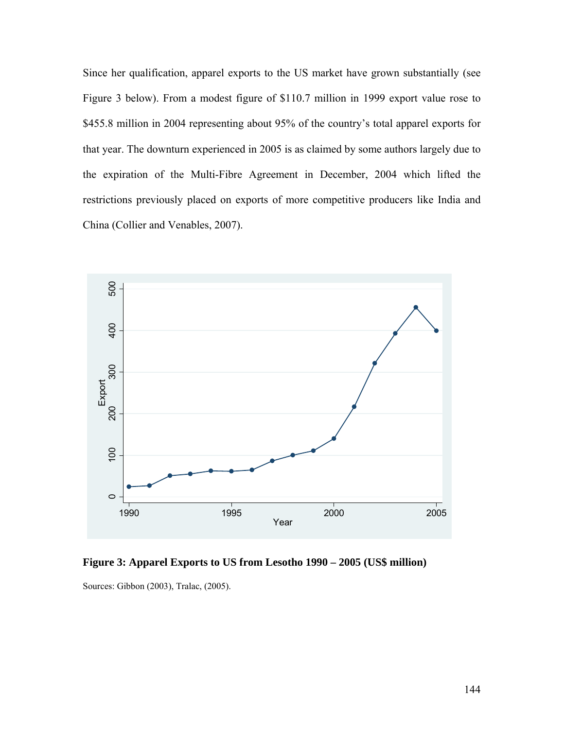Since her qualification, apparel exports to the US market have grown substantially (see Figure 3 below). From a modest figure of $110.7 million in 1999 export value rose to $455.8 million in 2004 representing about 95% of the country's total apparel exports for that year. The downturn experienced in 2005 is as claimed by some authors largely due to the expiration of the Multi-Fibre Agreement in December, 2004 which lifted the restrictions previously placed on exports of more competitive producers like India and China (Collier and Venables, 2007).

**Figure 3: Apparel Exports to US from Lesotho 1990 – 2005 (US$ million)**

Sources: Gibbon (2003), Tralac, (2005).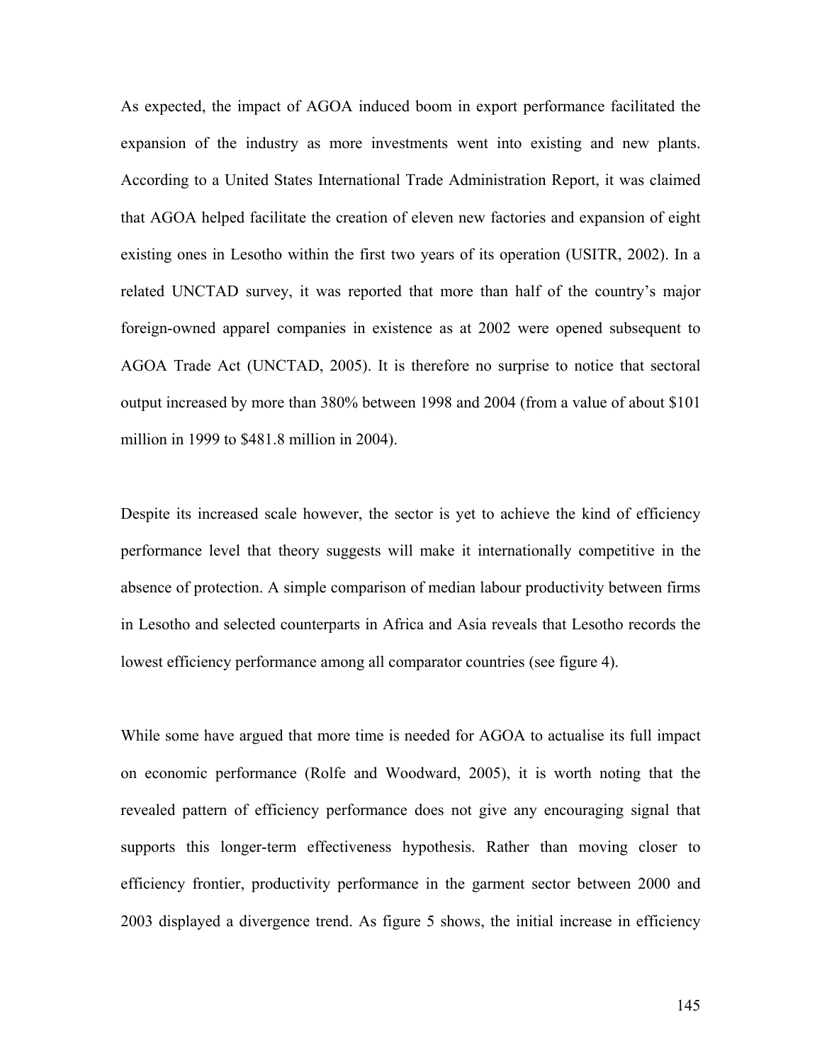As expected, the impact of AGOA induced boom in export performance facilitated the expansion of the industry as more investments went into existing and new plants. According to a United States International Trade Administration Report, it was claimed that AGOA helped facilitate the creation of eleven new factories and expansion of eight existing ones in Lesotho within the first two years of its operation (USITR, 2002). In a related UNCTAD survey, it was reported that more than half of the country's major foreign-owned apparel companies in existence as at 2002 were opened subsequent to AGOA Trade Act (UNCTAD, 2005). It is therefore no surprise to notice that sectoral output increased by more than 380% between 1998 and 2004 (from a value of about $101 million in 1999 to $481.8 million in 2004).

Despite its increased scale however, the sector is yet to achieve the kind of efficiency performance level that theory suggests will make it internationally competitive in the absence of protection. A simple comparison of median labour productivity between firms in Lesotho and selected counterparts in Africa and Asia reveals that Lesotho records the lowest efficiency performance among all comparator countries (see figure 4).

While some have argued that more time is needed for AGOA to actualise its full impact on economic performance (Rolfe and Woodward, 2005), it is worth noting that the revealed pattern of efficiency performance does not give any encouraging signal that supports this longer-term effectiveness hypothesis. Rather than moving closer to efficiency frontier, productivity performance in the garment sector between 2000 and 2003 displayed a divergence trend. As figure 5 shows, the initial increase in efficiency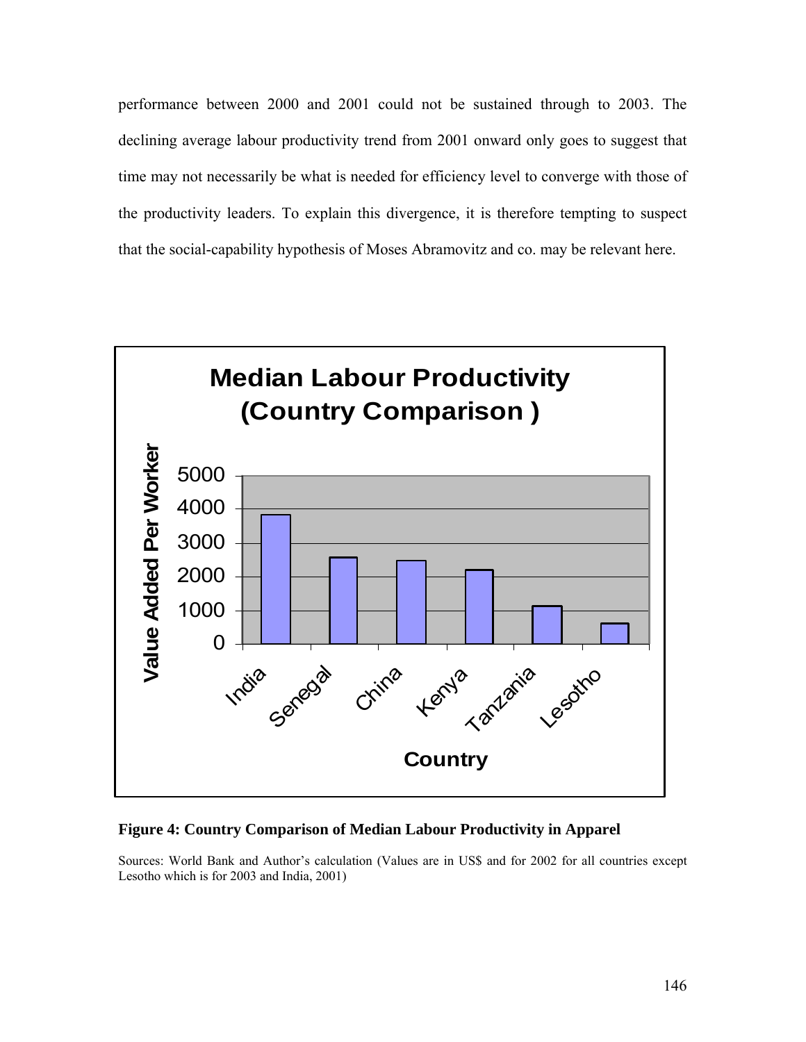performance between 2000 and 2001 could not be sustained through to 2003. The declining average labour productivity trend from 2001 onward only goes to suggest that time may not necessarily be what is needed for efficiency level to converge with those of the productivity leaders. To explain this divergence, it is therefore tempting to suspect that the social-capability hypothesis of Moses Abramovitz and co. may be relevant here.

**Figure 4: Country Comparison of Median Labour Productivity in Apparel**

Sources: World Bank and Author's calculation (Values are in US$ and for 2002 for all countries except Lesotho which is for 2003 and India, 2001)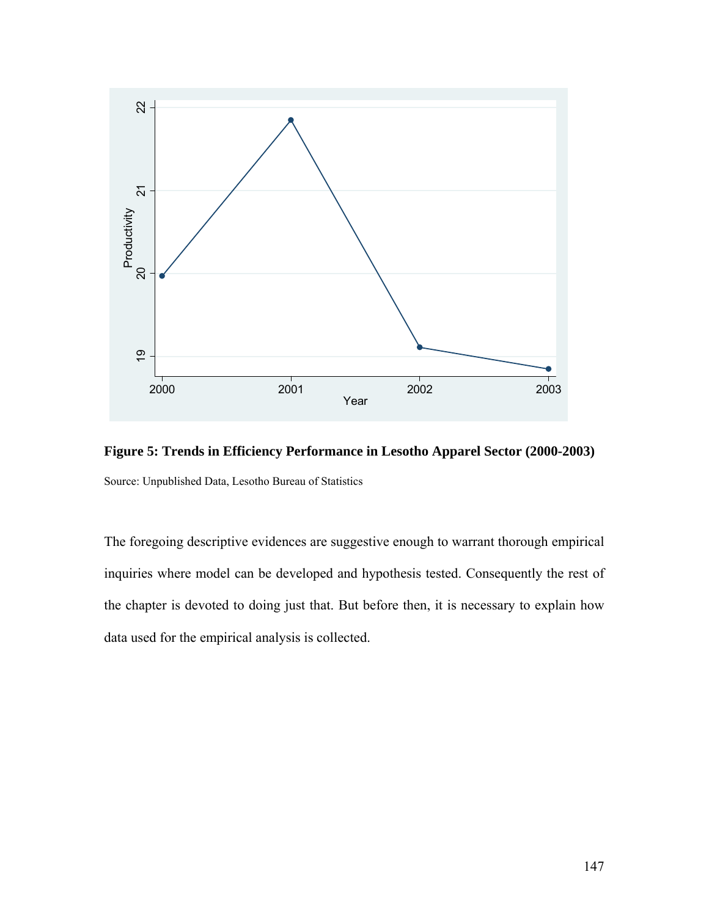**Figure 5: Trends in Efficiency Performance in Lesotho Apparel Sector (2000-2003)**

Source: Unpublished Data, Lesotho Bureau of Statistics

The foregoing descriptive evidences are suggestive enough to warrant thorough empirical inquiries where model can be developed and hypothesis tested. Consequently the rest of the chapter is devoted to doing just that. But before then, it is necessary to explain how data used for the empirical analysis is collected.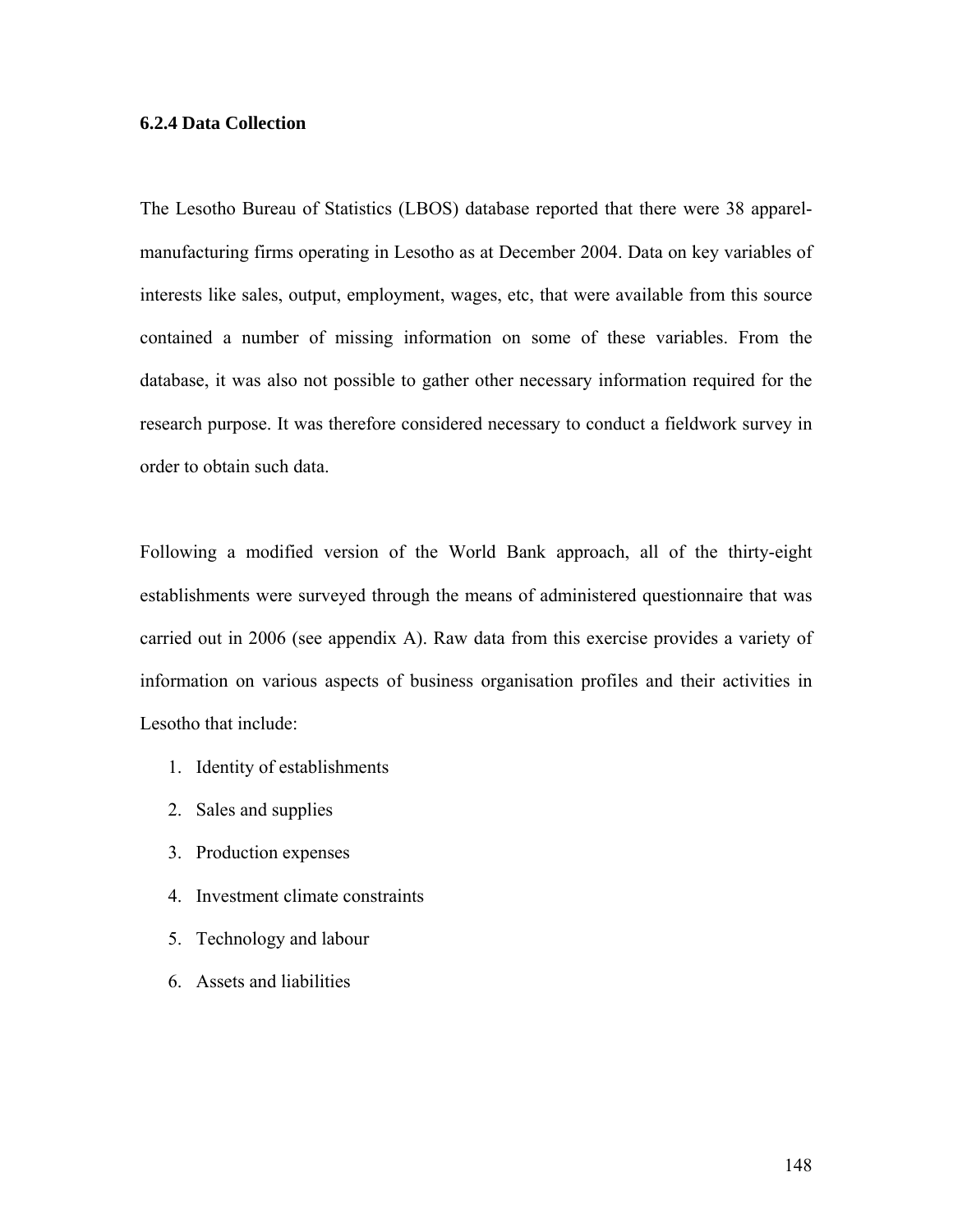### 6.2.4 Data Collection

The Lesotho Bureau of Statistics (LBOS) database reported that there were 38 apparel-manufacturing firms operating in Lesotho as at December 2004. Data on key variables of interests like sales, output, employment, wages, etc, that were available from this source contained a number of missing information on some of these variables. From the database, it was also not possible to gather other necessary information required for the research purpose. It was therefore considered necessary to conduct a fieldwork survey in order to obtain such data.

Following a modified version of the World Bank approach, all of the thirty-eight establishments were surveyed through the means of administered questionnaire that was carried out in 2006 (see appendix A). Raw data from this exercise provides a variety of information on various aspects of business organisation profiles and their activities in Lesotho that include:

1. Identity of establishments
2. Sales and supplies
3. Production expenses
4. Investment climate constraints
5. Technology and labour
6. Assets and liabilities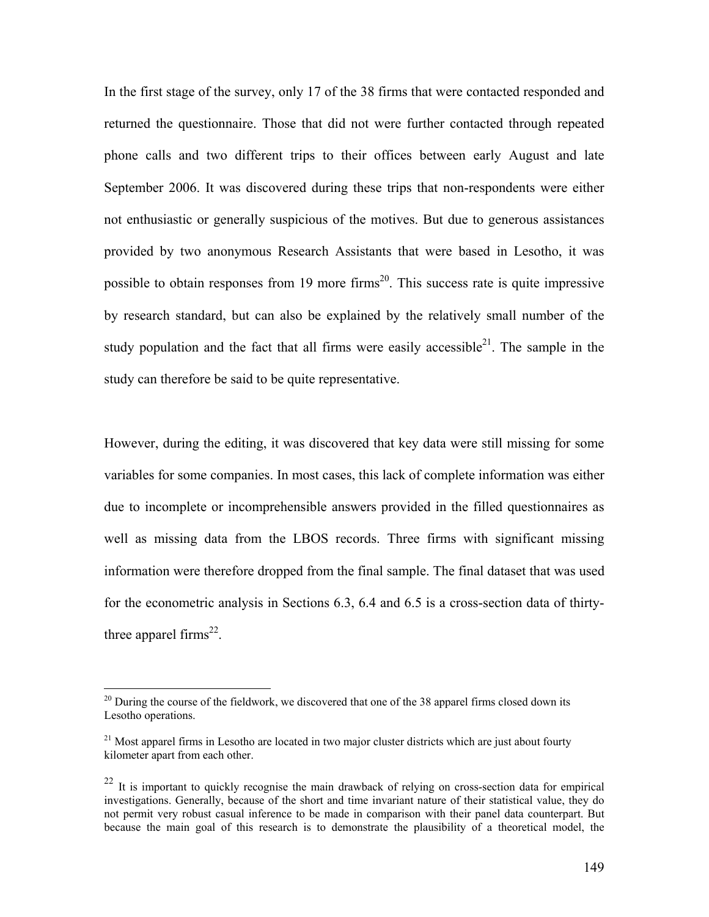In the first stage of the survey, only 17 of the 38 firms that were contacted responded and returned the questionnaire. Those that did not were further contacted through repeated phone calls and two different trips to their offices between early August and late September 2006. It was discovered during these trips that non-respondents were either not enthusiastic or generally suspicious of the motives. But due to generous assistances provided by two anonymous Research Assistants that were based in Lesotho, it was possible to obtain responses from 19 more firms[20]. This success rate is quite impressive by research standard, but can also be explained by the relatively small number of the study population and the fact that all firms were easily accessible[21]. The sample in the study can therefore be said to be quite representative.

However, during the editing, it was discovered that key data were still missing for some variables for some companies. In most cases, this lack of complete information was either due to incomplete or incomprehensible answers provided in the filled questionnaires as well as missing data from the LBOS records. Three firms with significant missing information were therefore dropped from the final sample. The final dataset that was used for the econometric analysis in Sections 6.3, 6.4 and 6.5 is a cross-section data of thirty-three apparel firms[22].

---

[20] During the course of the fieldwork, we discovered that one of the 38 apparel firms closed down its Lesotho operations.

[21] Most apparel firms in Lesotho are located in two major cluster districts which are just about fourty kilometer apart from each other.

[22] It is important to quickly recognise the main drawback of relying on cross-section data for empirical investigations. Generally, because of the short and time invariant nature of their statistical value, they do not permit very robust casual inference to be made in comparison with their panel data counterpart. But because the main goal of this research is to demonstrate the plausibility of a theoretical model, the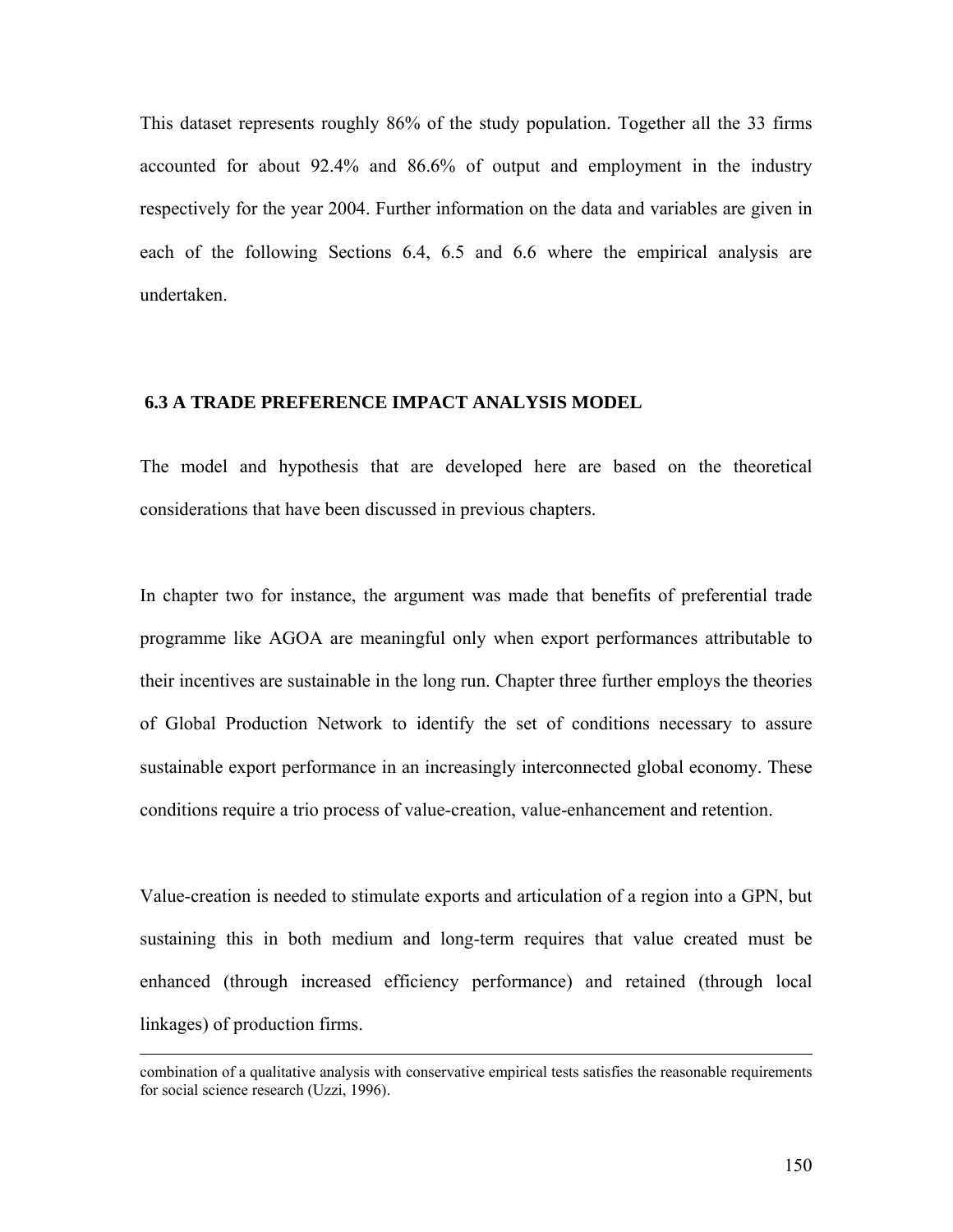This dataset represents roughly 86% of the study population. Together all the 33 firms accounted for about 92.4% and 86.6% of output and employment in the industry respectively for the year 2004. Further information on the data and variables are given in each of the following Sections 6.4, 6.5 and 6.6 where the empirical analysis are undertaken.

## 6.3 A TRADE PREFERENCE IMPACT ANALYSIS MODEL

The model and hypothesis that are developed here are based on the theoretical considerations that have been discussed in previous chapters.

In chapter two for instance, the argument was made that benefits of preferential trade programme like AGOA are meaningful only when export performances attributable to their incentives are sustainable in the long run. Chapter three further employs the theories of Global Production Network to identify the set of conditions necessary to assure sustainable export performance in an increasingly interconnected global economy. These conditions require a trio process of value-creation, value-enhancement and retention.

Value-creation is needed to stimulate exports and articulation of a region into a GPN, but sustaining this in both medium and long-term requires that value created must be enhanced (through increased efficiency performance) and retained (through local linkages) of production firms.

---

combination of a qualitative analysis with conservative empirical tests satisfies the reasonable requirements for social science research (Uzzi, 1996).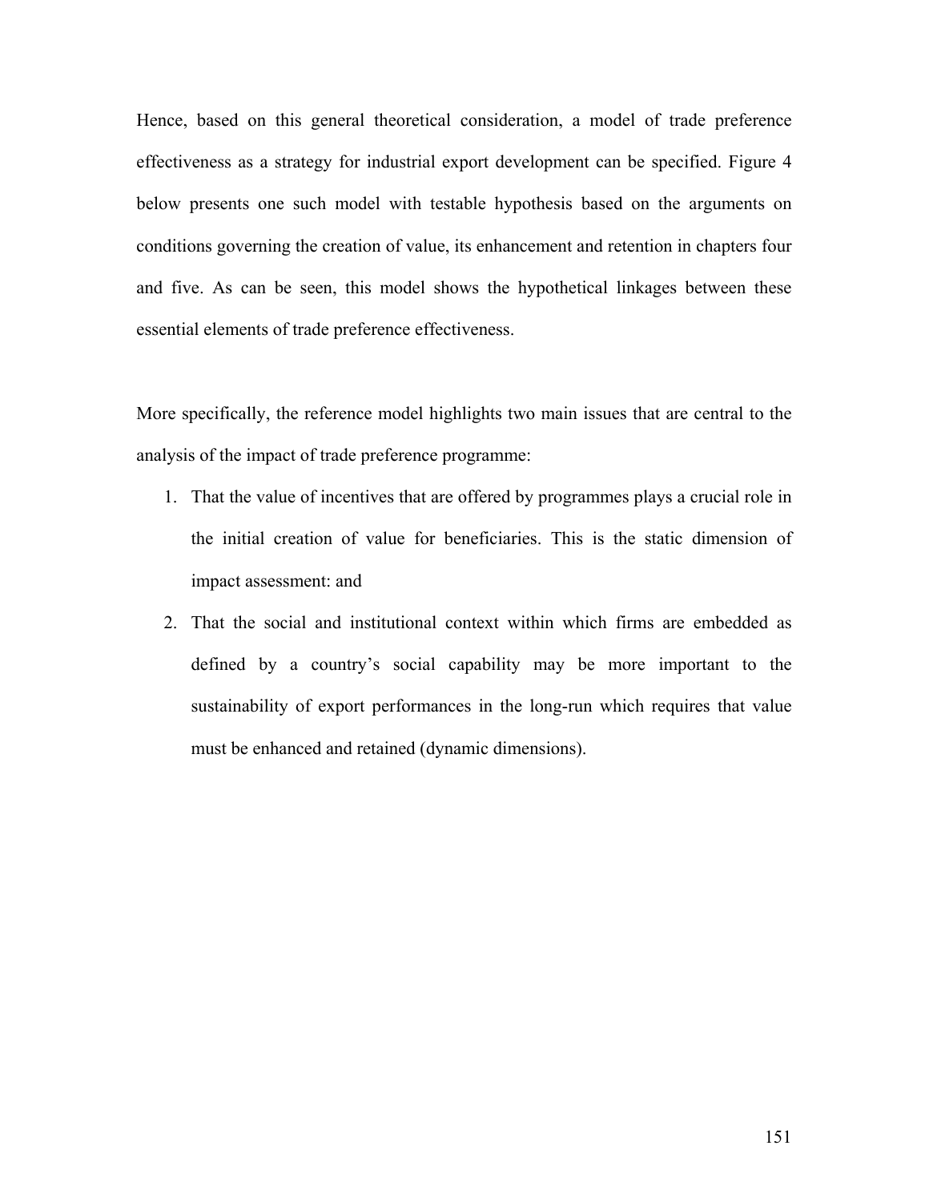Hence, based on this general theoretical consideration, a model of trade preference effectiveness as a strategy for industrial export development can be specified. Figure 4 below presents one such model with testable hypothesis based on the arguments on conditions governing the creation of value, its enhancement and retention in chapters four and five. As can be seen, this model shows the hypothetical linkages between these essential elements of trade preference effectiveness.

More specifically, the reference model highlights two main issues that are central to the analysis of the impact of trade preference programme:

1. That the value of incentives that are offered by programmes plays a crucial role in the initial creation of value for beneficiaries. This is the static dimension of impact assessment: and
2. That the social and institutional context within which firms are embedded as defined by a country's social capability may be more important to the sustainability of export performances in the long-run which requires that value must be enhanced and retained (dynamic dimensions).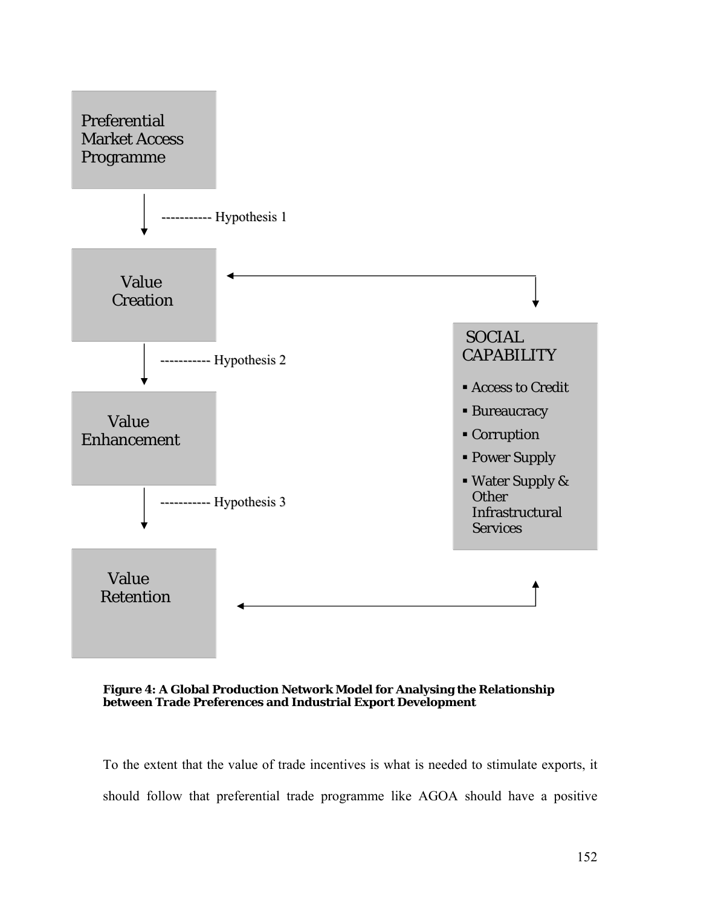Preferential Market Access Programme

----------- Hypothesis 1

Value Creation

----------- Hypothesis 2

Value Enhancement

----------- Hypothesis 3

Value Retention

SOCIAL CAPABILITY

- Access to Credit
- Bureaucracy
- Corruption
- Power Supply
- Water Supply & Other Infrastructural Services

**Figure 4: A Global Production Network Model for Analysing the Relationship between Trade Preferences and Industrial Export Development**

To the extent that the value of trade incentives is what is needed to stimulate exports, it should follow that preferential trade programme like AGOA should have a positive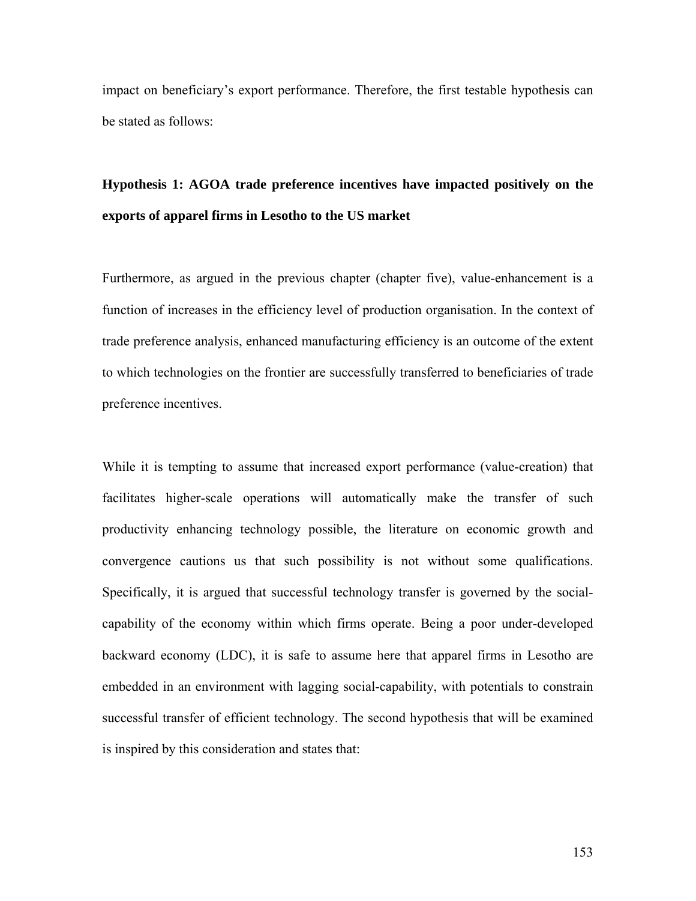impact on beneficiary's export performance. Therefore, the first testable hypothesis can be stated as follows:

**Hypothesis 1: AGOA trade preference incentives have impacted positively on the exports of apparel firms in Lesotho to the US market**

Furthermore, as argued in the previous chapter (chapter five), value-enhancement is a function of increases in the efficiency level of production organisation. In the context of trade preference analysis, enhanced manufacturing efficiency is an outcome of the extent to which technologies on the frontier are successfully transferred to beneficiaries of trade preference incentives.

While it is tempting to assume that increased export performance (value-creation) that facilitates higher-scale operations will automatically make the transfer of such productivity enhancing technology possible, the literature on economic growth and convergence cautions us that such possibility is not without some qualifications. Specifically, it is argued that successful technology transfer is governed by the social-capability of the economy within which firms operate. Being a poor under-developed backward economy (LDC), it is safe to assume here that apparel firms in Lesotho are embedded in an environment with lagging social-capability, with potentials to constrain successful transfer of efficient technology. The second hypothesis that will be examined is inspired by this consideration and states that: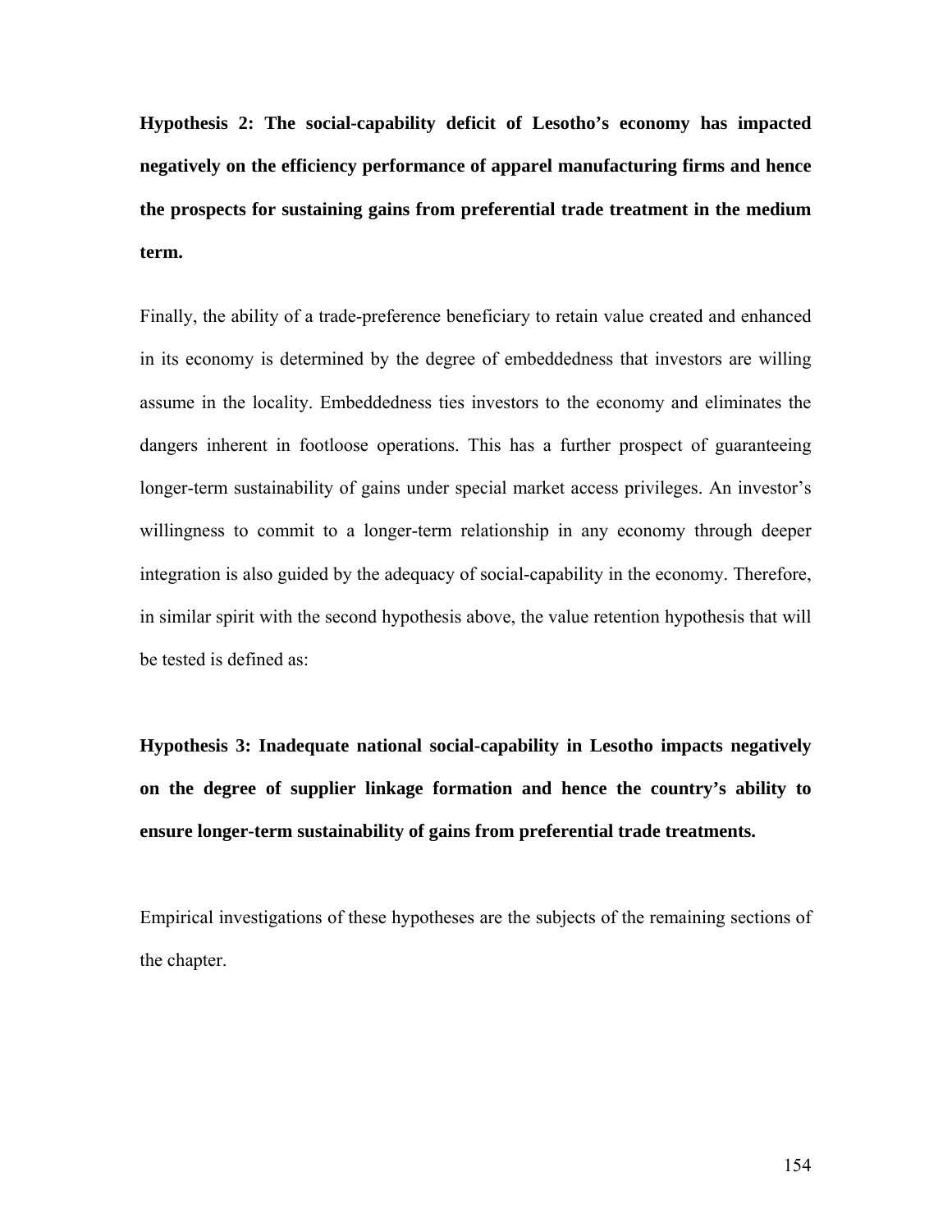**Hypothesis 2: The social-capability deficit of Lesotho's economy has impacted negatively on the efficiency performance of apparel manufacturing firms and hence the prospects for sustaining gains from preferential trade treatment in the medium term.**

Finally, the ability of a trade-preference beneficiary to retain value created and enhanced in its economy is determined by the degree of embeddedness that investors are willing assume in the locality. Embeddedness ties investors to the economy and eliminates the dangers inherent in footloose operations. This has a further prospect of guaranteeing longer-term sustainability of gains under special market access privileges. An investor's willingness to commit to a longer-term relationship in any economy through deeper integration is also guided by the adequacy of social-capability in the economy. Therefore, in similar spirit with the second hypothesis above, the value retention hypothesis that will be tested is defined as:

**Hypothesis 3: Inadequate national social-capability in Lesotho impacts negatively on the degree of supplier linkage formation and hence the country's ability to ensure longer-term sustainability of gains from preferential trade treatments.**

Empirical investigations of these hypotheses are the subjects of the remaining sections of the chapter.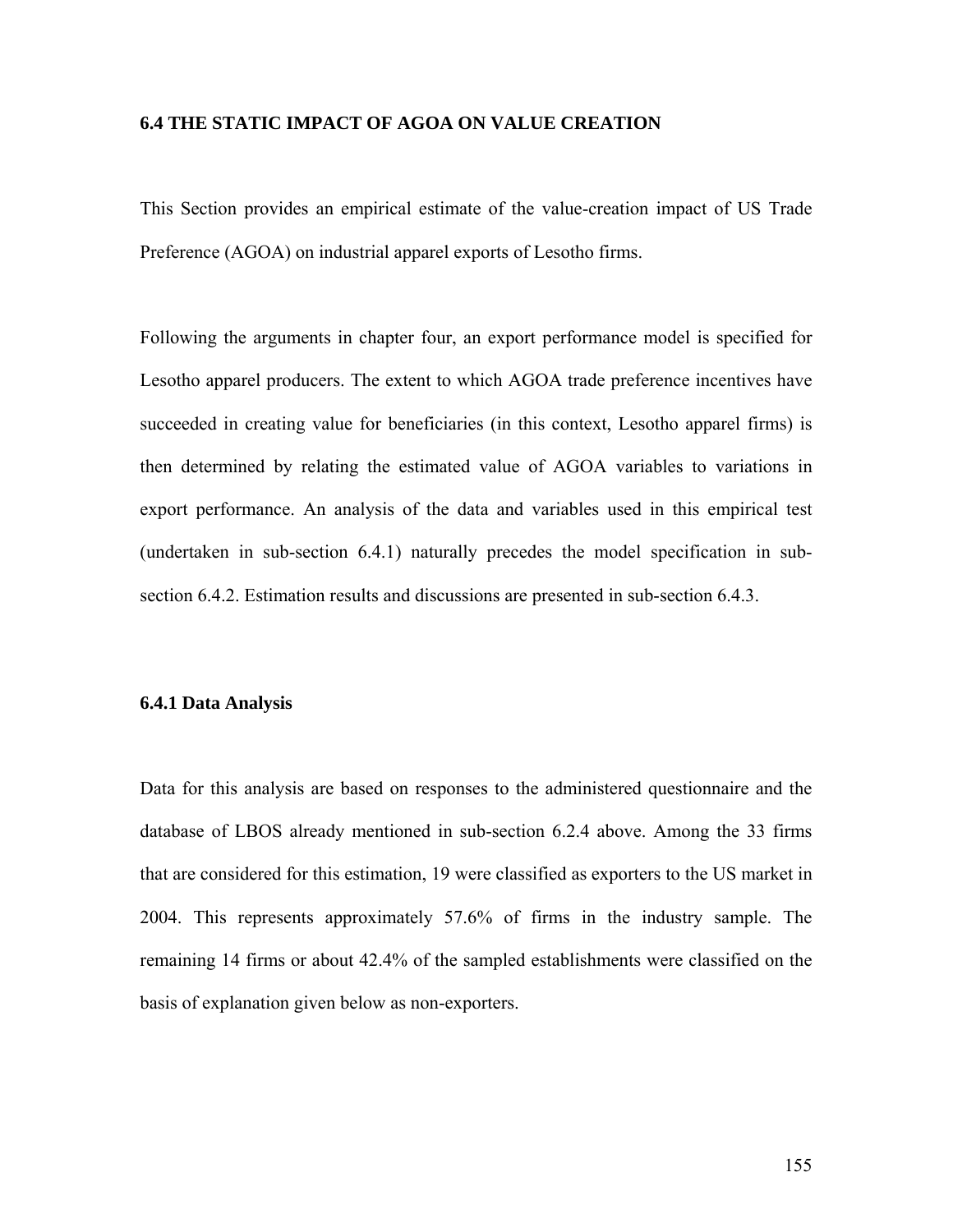## 6.4 THE STATIC IMPACT OF AGOA ON VALUE CREATION

This Section provides an empirical estimate of the value-creation impact of US Trade Preference (AGOA) on industrial apparel exports of Lesotho firms.

Following the arguments in chapter four, an export performance model is specified for Lesotho apparel producers. The extent to which AGOA trade preference incentives have succeeded in creating value for beneficiaries (in this context, Lesotho apparel firms) is then determined by relating the estimated value of AGOA variables to variations in export performance. An analysis of the data and variables used in this empirical test (undertaken in sub-section 6.4.1) naturally precedes the model specification in sub-section 6.4.2. Estimation results and discussions are presented in sub-section 6.4.3.

### 6.4.1 Data Analysis

Data for this analysis are based on responses to the administered questionnaire and the database of LBOS already mentioned in sub-section 6.2.4 above. Among the 33 firms that are considered for this estimation, 19 were classified as exporters to the US market in 2004. This represents approximately 57.6% of firms in the industry sample. The remaining 14 firms or about 42.4% of the sampled establishments were classified on the basis of explanation given below as non-exporters.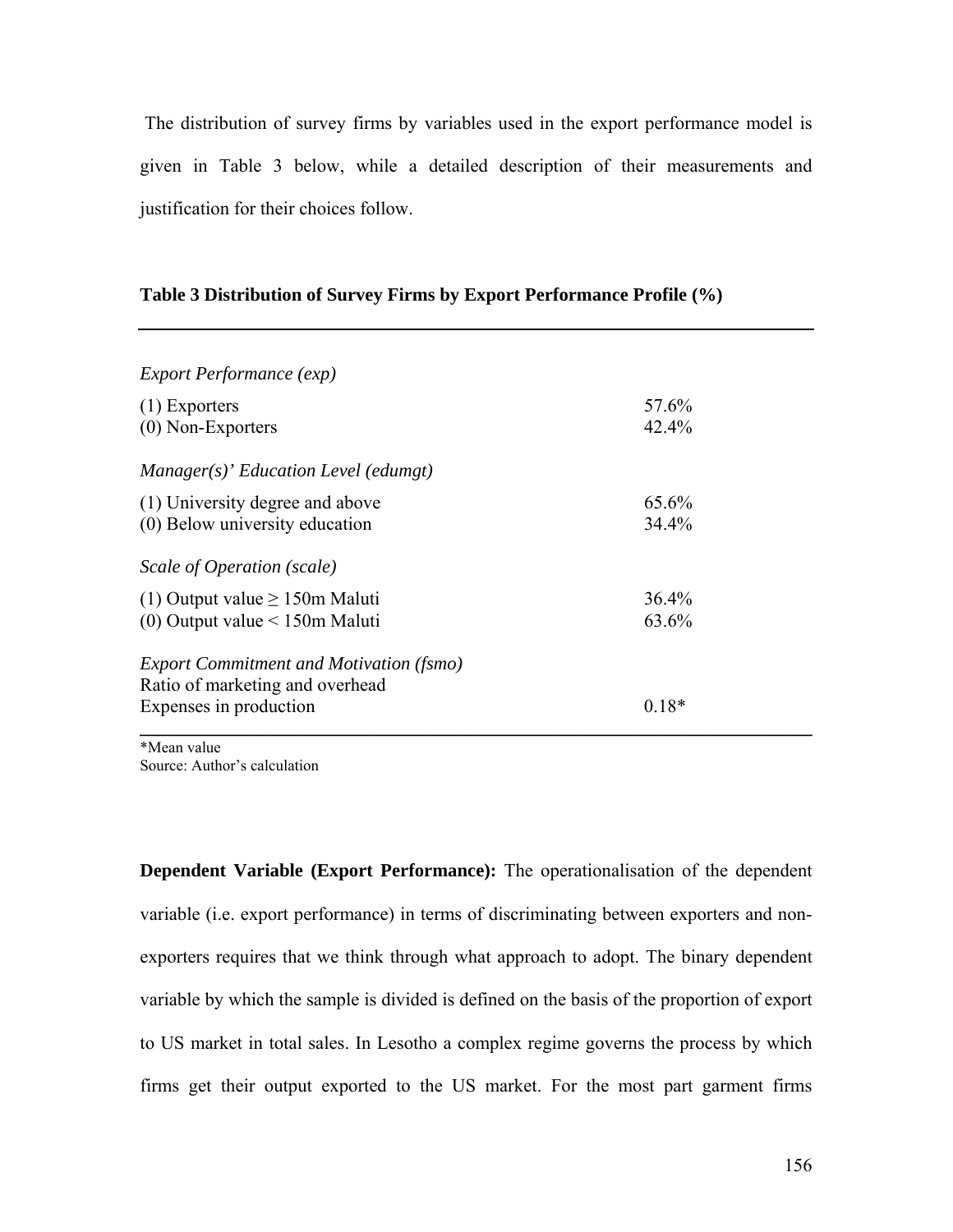The distribution of survey firms by variables used in the export performance model is given in Table 3 below, while a detailed description of their measurements and justification for their choices follow.

**Table 3 Distribution of Survey Firms by Export Performance Profile (%)**

| | |
|---|---|
| *Export Performance (exp)* | |
| (1) Exporters | 57.6% |
| (0) Non-Exporters | 42.4% |
| *Manager(s)' Education Level (edumgt)* | |
| (1) University degree and above | 65.6% |
| (0) Below university education | 34.4% |
| *Scale of Operation (scale)* | |
| (1) Output value ≥ 150m Maluti | 36.4% |
| (0) Output value < 150m Maluti | 63.6% |
| *Export Commitment and Motivation (fsmo)* | |
| Ratio of marketing and overhead Expenses in production | 0.18* |

*Mean value
Source: Author's calculation

**Dependent Variable (Export Performance):** The operationalisation of the dependent variable (i.e. export performance) in terms of discriminating between exporters and non-exporters requires that we think through what approach to adopt. The binary dependent variable by which the sample is divided is defined on the basis of the proportion of export to US market in total sales. In Lesotho a complex regime governs the process by which firms get their output exported to the US market. For the most part garment firms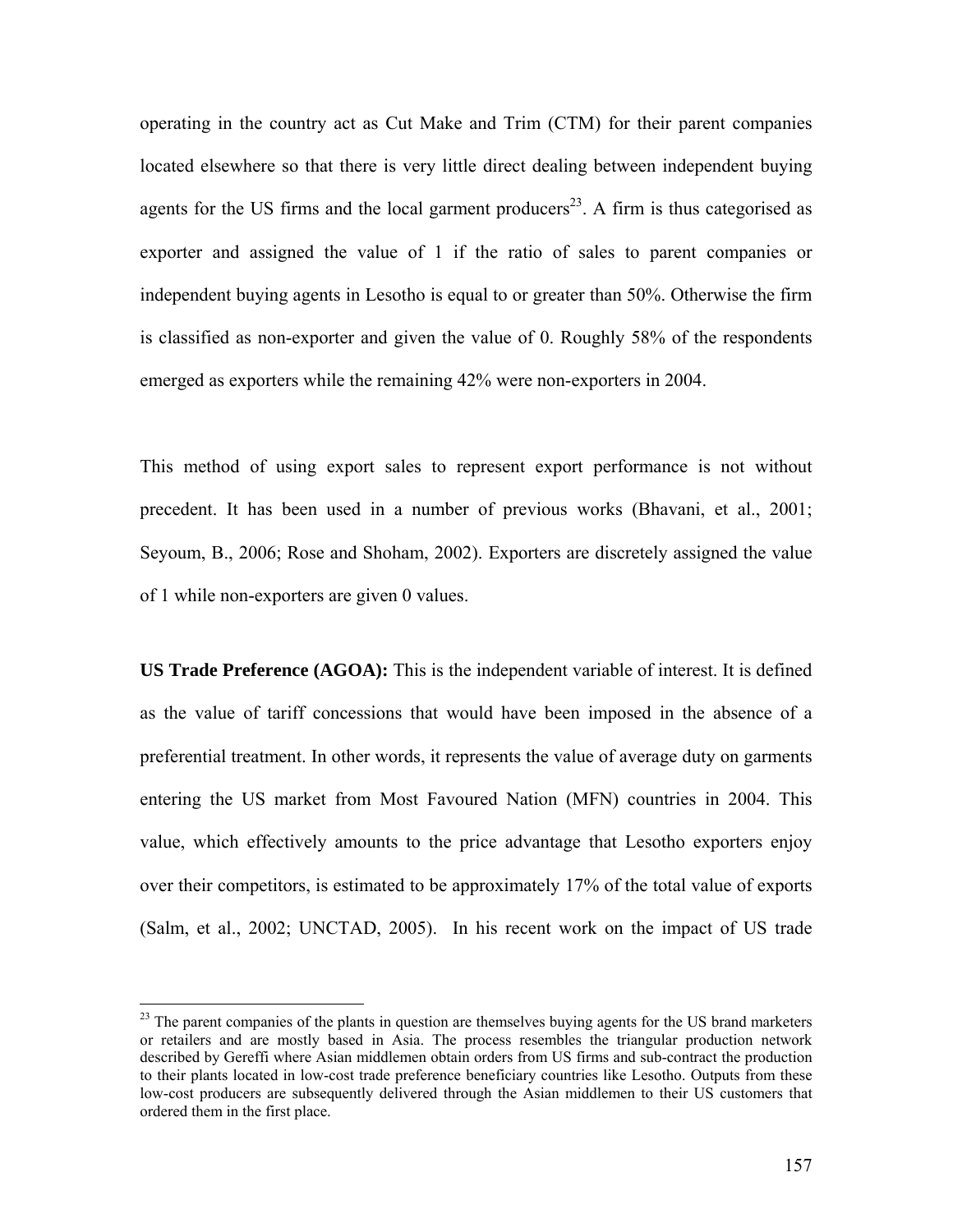operating in the country act as Cut Make and Trim (CTM) for their parent companies located elsewhere so that there is very little direct dealing between independent buying agents for the US firms and the local garment producers[23]. A firm is thus categorised as exporter and assigned the value of 1 if the ratio of sales to parent companies or independent buying agents in Lesotho is equal to or greater than 50%. Otherwise the firm is classified as non-exporter and given the value of 0. Roughly 58% of the respondents emerged as exporters while the remaining 42% were non-exporters in 2004.

This method of using export sales to represent export performance is not without precedent. It has been used in a number of previous works (Bhavani, et al., 2001; Seyoum, B., 2006; Rose and Shoham, 2002). Exporters are discretely assigned the value of 1 while non-exporters are given 0 values.

**US Trade Preference (AGOA):** This is the independent variable of interest. It is defined as the value of tariff concessions that would have been imposed in the absence of a preferential treatment. In other words, it represents the value of average duty on garments entering the US market from Most Favoured Nation (MFN) countries in 2004. This value, which effectively amounts to the price advantage that Lesotho exporters enjoy over their competitors, is estimated to be approximately 17% of the total value of exports (Salm, et al., 2002; UNCTAD, 2005). In his recent work on the impact of US trade

---

[23] The parent companies of the plants in question are themselves buying agents for the US brand marketers or retailers and are mostly based in Asia. The process resembles the triangular production network described by Gereffi where Asian middlemen obtain orders from US firms and sub-contract the production to their plants located in low-cost trade preference beneficiary countries like Lesotho. Outputs from these low-cost producers are subsequently delivered through the Asian middlemen to their US customers that ordered them in the first place.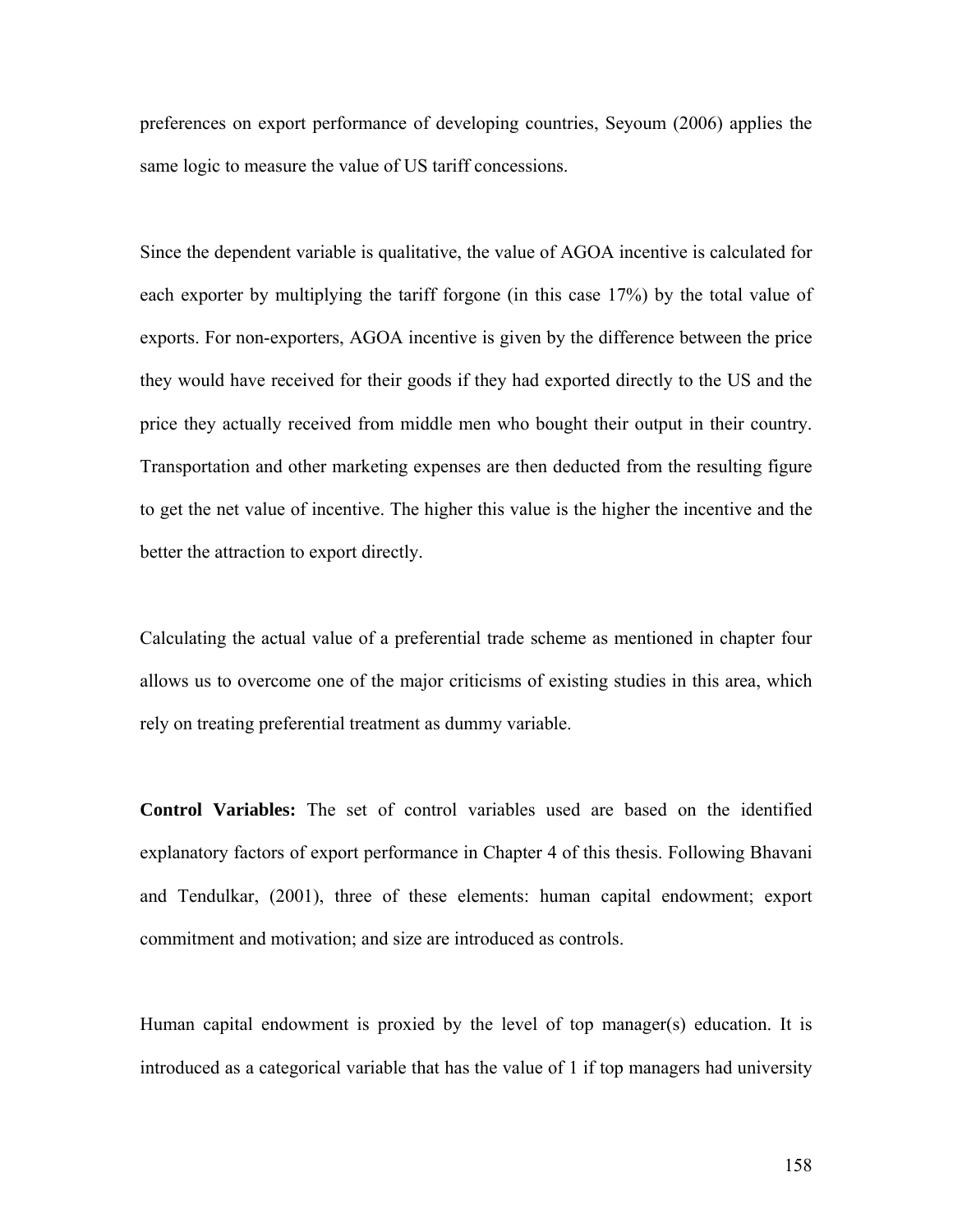preferences on export performance of developing countries, Seyoum (2006) applies the same logic to measure the value of US tariff concessions.

Since the dependent variable is qualitative, the value of AGOA incentive is calculated for each exporter by multiplying the tariff forgone (in this case 17%) by the total value of exports. For non-exporters, AGOA incentive is given by the difference between the price they would have received for their goods if they had exported directly to the US and the price they actually received from middle men who bought their output in their country. Transportation and other marketing expenses are then deducted from the resulting figure to get the net value of incentive. The higher this value is the higher the incentive and the better the attraction to export directly.

Calculating the actual value of a preferential trade scheme as mentioned in chapter four allows us to overcome one of the major criticisms of existing studies in this area, which rely on treating preferential treatment as dummy variable.

**Control Variables:** The set of control variables used are based on the identified explanatory factors of export performance in Chapter 4 of this thesis. Following Bhavani and Tendulkar, (2001), three of these elements: human capital endowment; export commitment and motivation; and size are introduced as controls.

Human capital endowment is proxied by the level of top manager(s) education. It is introduced as a categorical variable that has the value of 1 if top managers had university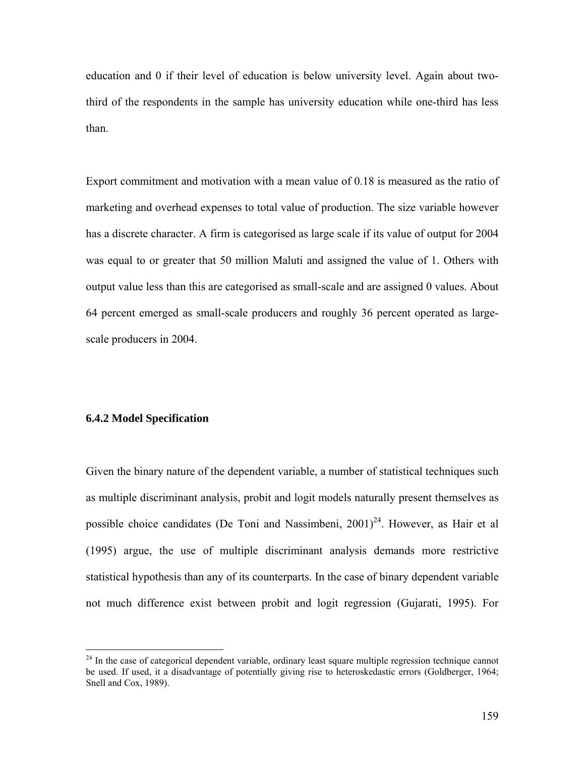education and 0 if their level of education is below university level. Again about two-third of the respondents in the sample has university education while one-third has less than.

Export commitment and motivation with a mean value of 0.18 is measured as the ratio of marketing and overhead expenses to total value of production. The size variable however has a discrete character. A firm is categorised as large scale if its value of output for 2004 was equal to or greater that 50 million Maluti and assigned the value of 1. Others with output value less than this are categorised as small-scale and are assigned 0 values. About 64 percent emerged as small-scale producers and roughly 36 percent operated as large-scale producers in 2004.

### 6.4.2 Model Specification

Given the binary nature of the dependent variable, a number of statistical techniques such as multiple discriminant analysis, probit and logit models naturally present themselves as possible choice candidates (De Toni and Nassimbeni, 2001)[24]. However, as Hair et al (1995) argue, the use of multiple discriminant analysis demands more restrictive statistical hypothesis than any of its counterparts. In the case of binary dependent variable not much difference exist between probit and logit regression (Gujarati, 1995). For

[24] In the case of categorical dependent variable, ordinary least square multiple regression technique cannot be used. If used, it a disadvantage of potentially giving rise to heteroskedastic errors (Goldberger, 1964; Snell and Cox, 1989).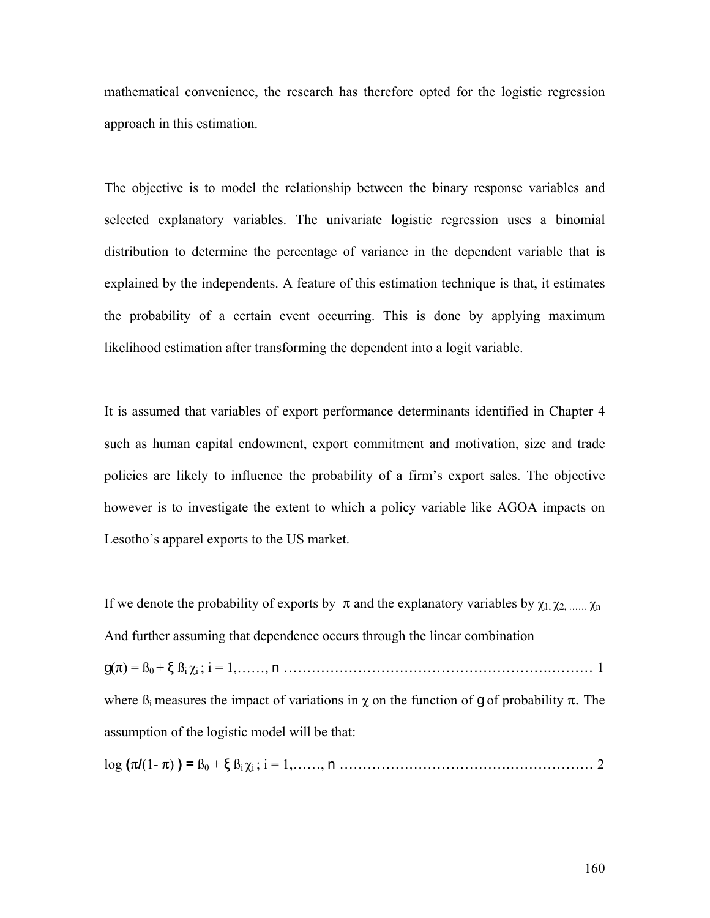mathematical convenience, the research has therefore opted for the logistic regression approach in this estimation.

The objective is to model the relationship between the binary response variables and selected explanatory variables. The univariate logistic regression uses a binomial distribution to determine the percentage of variance in the dependent variable that is explained by the independents. A feature of this estimation technique is that, it estimates the probability of a certain event occurring. This is done by applying maximum likelihood estimation after transforming the dependent into a logit variable.

It is assumed that variables of export performance determinants identified in Chapter 4 such as human capital endowment, export commitment and motivation, size and trade policies are likely to influence the probability of a firm's export sales. The objective however is to investigate the extent to which a policy variable like AGOA impacts on Lesotho's apparel exports to the US market.

If we denote the probability of exports by $\pi$ and the explanatory variables by $\chi_1, \chi_2, \ldots \chi_n$ And further assuming that dependence occurs through the linear combination

$$g(\pi) = \beta_0 + \xi \, \beta_i \chi_i \, ; \; i = 1, \ldots, n \quad \ldots\ldots\ldots\ldots\ldots\ldots\ldots\ldots\ldots\ldots\ldots\ldots\ldots\ldots\ldots\ldots \; 1$$

where $\beta_i$ measures the impact of variations in $\chi$ on the function of $g$ of probability $\pi$. The assumption of the logistic model will be that:

$$\log (\pi/(1-\pi)) = \beta_0 + \xi \, \beta_i \chi_i \, ; \; i = 1, \ldots, n \quad \ldots\ldots\ldots\ldots\ldots\ldots\ldots\ldots\ldots\ldots\ldots\ldots\ldots \; 2$$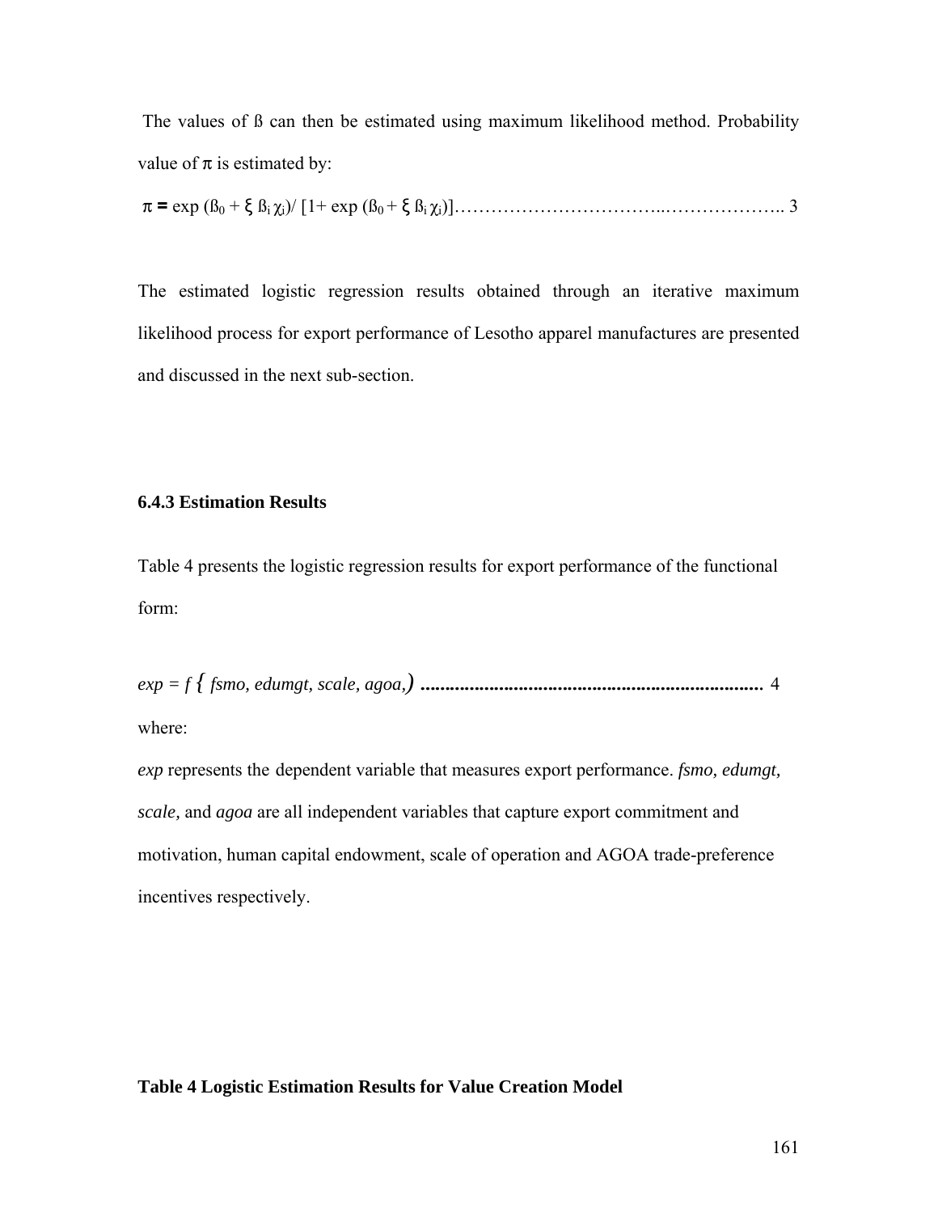The values of ß can then be estimated using maximum likelihood method. Probability value of $\pi$ is estimated by:

$$\pi = \exp(ß_0 + \xi\, ß_i \chi_i) / [1 + \exp(ß_0 + \xi\, ß_i \chi_i)] \quad \ldots\ldots\ldots\ldots\ldots\ldots\ldots\ldots\ldots\ldots\ldots\ldots\ldots\ldots\ldots\ldots\ldots\ldots\ldots\ldots \; 3$$

The estimated logistic regression results obtained through an iterative maximum likelihood process for export performance of Lesotho apparel manufactures are presented and discussed in the next sub-section.

### 6.4.3 Estimation Results

Table 4 presents the logistic regression results for export performance of the functional form:

$$exp = f\,\{\, fsmo,\ edumgt,\ scale,\ agoa,) \quad \ldots\ldots\ldots\ldots\ldots\ldots\ldots\ldots\ldots\ldots\ldots\ldots\ldots\ldots\ldots\ldots\ldots\ldots\ldots\ldots \; 4$$

where:

*exp* represents the dependent variable that measures export performance. *fsmo, edumgt, scale,* and *agoa* are all independent variables that capture export commitment and motivation, human capital endowment, scale of operation and AGOA trade-preference incentives respectively.

**Table 4 Logistic Estimation Results for Value Creation Model**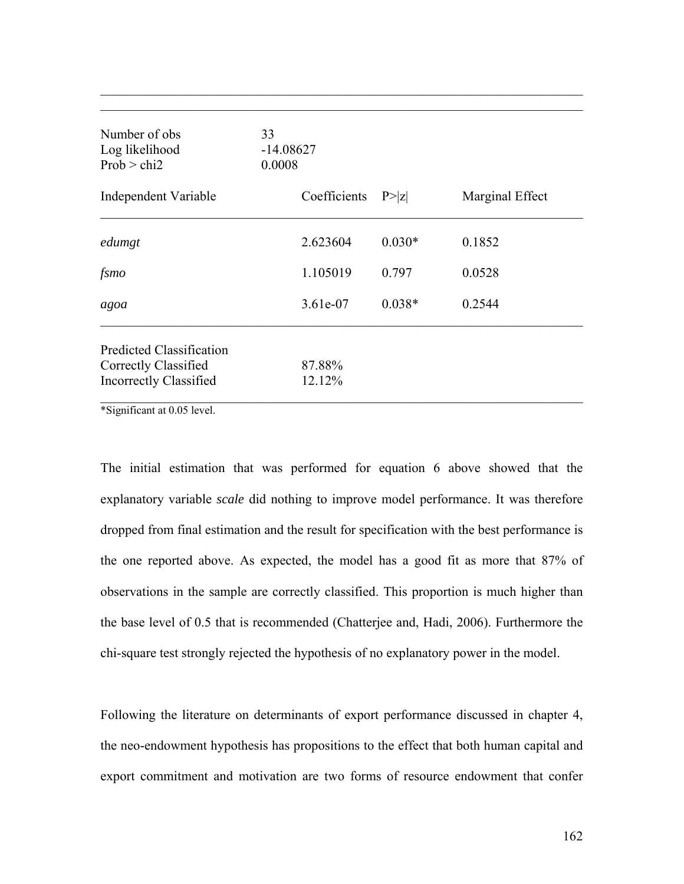| Number of obs | 33 | | |
|---|---|---|---|
| Log likelihood | -14.08627 | | |
| Prob > chi2 | 0.0008 | | |
| **Independent Variable** | **Coefficients** | **P>\|z\|** | **Marginal Effect** |
| *edumgt* | 2.623604 | 0.030* | 0.1852 |
| *fsmo* | 1.105019 | 0.797 | 0.0528 |
| *agoa* | 3.61e-07 | 0.038* | 0.2544 |
| Predicted Classification | | | |
| Correctly Classified | 87.88% | | |
| Incorrectly Classified | 12.12% | | |

*Significant at 0.05 level.

The initial estimation that was performed for equation 6 above showed that the explanatory variable *scale* did nothing to improve model performance. It was therefore dropped from final estimation and the result for specification with the best performance is the one reported above. As expected, the model has a good fit as more that 87% of observations in the sample are correctly classified. This proportion is much higher than the base level of 0.5 that is recommended (Chatterjee and, Hadi, 2006). Furthermore the chi-square test strongly rejected the hypothesis of no explanatory power in the model.

Following the literature on determinants of export performance discussed in chapter 4, the neo-endowment hypothesis has propositions to the effect that both human capital and export commitment and motivation are two forms of resource endowment that confer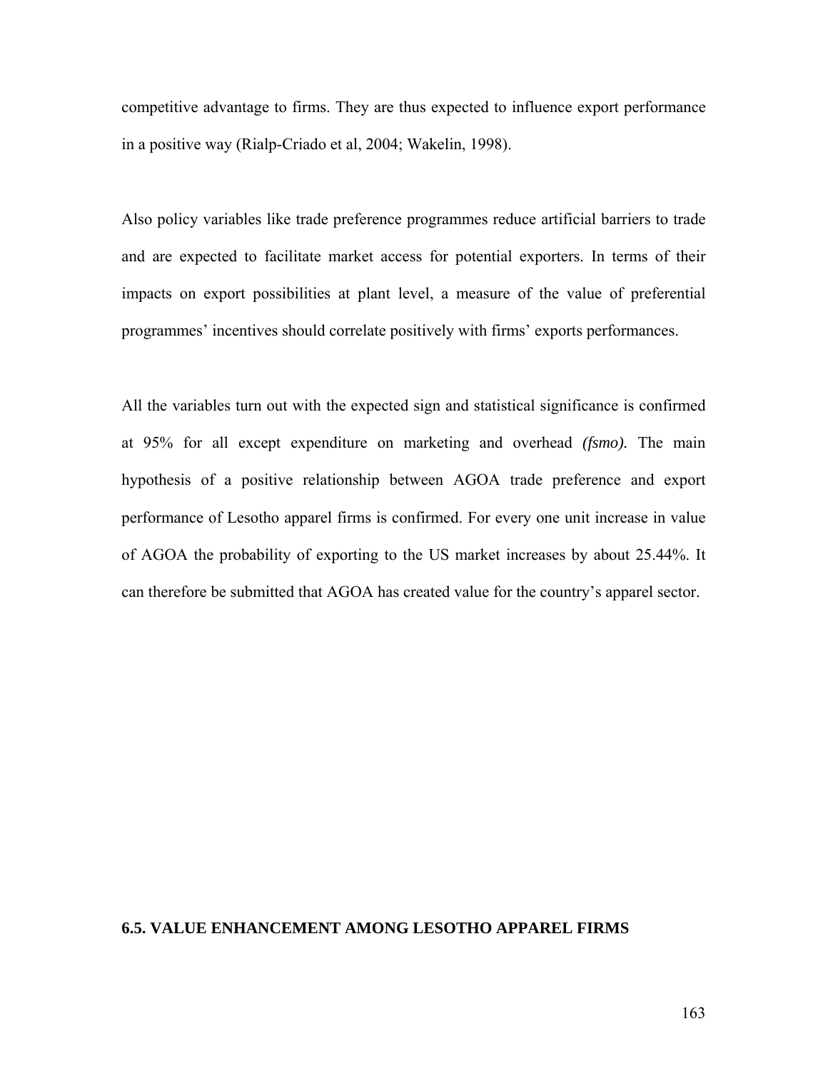competitive advantage to firms. They are thus expected to influence export performance in a positive way (Rialp-Criado et al, 2004; Wakelin, 1998).

Also policy variables like trade preference programmes reduce artificial barriers to trade and are expected to facilitate market access for potential exporters. In terms of their impacts on export possibilities at plant level, a measure of the value of preferential programmes' incentives should correlate positively with firms' exports performances.

All the variables turn out with the expected sign and statistical significance is confirmed at 95% for all except expenditure on marketing and overhead *(fsmo)*. The main hypothesis of a positive relationship between AGOA trade preference and export performance of Lesotho apparel firms is confirmed. For every one unit increase in value of AGOA the probability of exporting to the US market increases by about 25.44%. It can therefore be submitted that AGOA has created value for the country's apparel sector.

## 6.5. VALUE ENHANCEMENT AMONG LESOTHO APPAREL FIRMS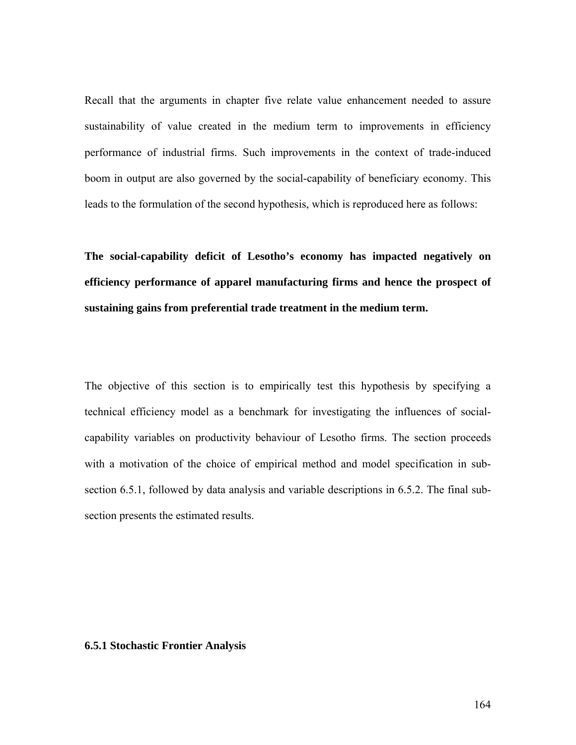Recall that the arguments in chapter five relate value enhancement needed to assure sustainability of value created in the medium term to improvements in efficiency performance of industrial firms. Such improvements in the context of trade-induced boom in output are also governed by the social-capability of beneficiary economy. This leads to the formulation of the second hypothesis, which is reproduced here as follows:

**The social-capability deficit of Lesotho's economy has impacted negatively on efficiency performance of apparel manufacturing firms and hence the prospect of sustaining gains from preferential trade treatment in the medium term.**

The objective of this section is to empirically test this hypothesis by specifying a technical efficiency model as a benchmark for investigating the influences of social-capability variables on productivity behaviour of Lesotho firms. The section proceeds with a motivation of the choice of empirical method and model specification in sub-section 6.5.1, followed by data analysis and variable descriptions in 6.5.2. The final sub-section presents the estimated results.

### 6.5.1 Stochastic Frontier Analysis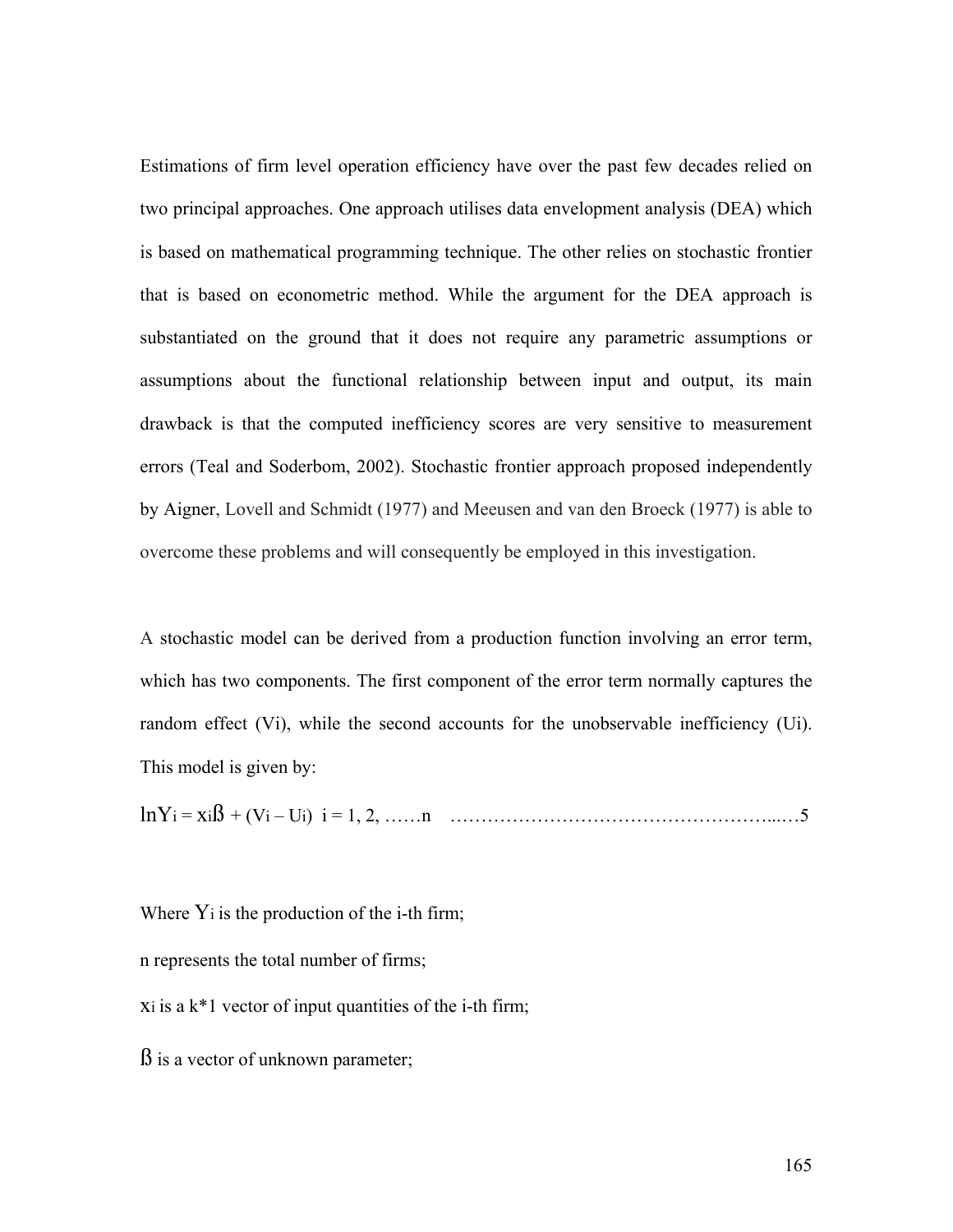Estimations of firm level operation efficiency have over the past few decades relied on two principal approaches. One approach utilises data envelopment analysis (DEA) which is based on mathematical programming technique. The other relies on stochastic frontier that is based on econometric method. While the argument for the DEA approach is substantiated on the ground that it does not require any parametric assumptions or assumptions about the functional relationship between input and output, its main drawback is that the computed inefficiency scores are very sensitive to measurement errors (Teal and Soderbom, 2002). Stochastic frontier approach proposed independently by Aigner, Lovell and Schmidt (1977) and Meeusen and van den Broeck (1977) is able to overcome these problems and will consequently be employed in this investigation.

A stochastic model can be derived from a production function involving an error term, which has two components. The first component of the error term normally captures the random effect ($V_i$), while the second accounts for the unobservable inefficiency ($U_i$). This model is given by:

$$\ln Y_i = x_i \beta + (V_i - U_i) \quad i = 1, 2, \ldots\ldots n \quad \ldots\ldots\ldots\ldots\ldots\ldots\ldots\ldots\ldots\ldots\ldots\ldots\ldots 5$$

Where $Y_i$ is the production of the i-th firm;

n represents the total number of firms;

$x_i$ is a k*1 vector of input quantities of the i-th firm;

$\beta$ is a vector of unknown parameter;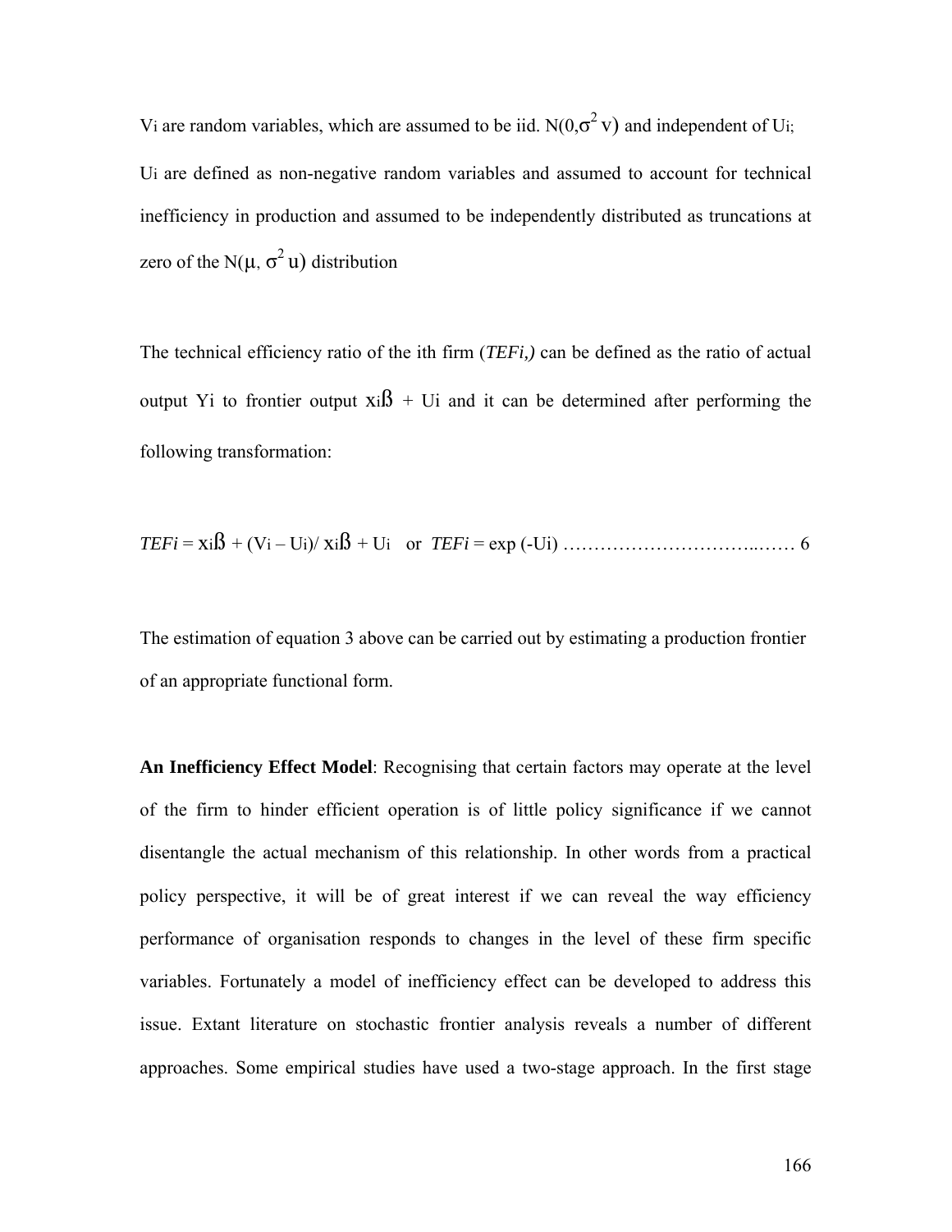$V_i$ are random variables, which are assumed to be iid. $N(0,\sigma^2 v)$ and independent of $U_i$;

$U_i$ are defined as non-negative random variables and assumed to account for technical inefficiency in production and assumed to be independently distributed as truncations at zero of the $N(\mu, \sigma^2 u)$ distribution

The technical efficiency ratio of the ith firm (*TEFi,)* can be defined as the ratio of actual output $Y_i$ to frontier output $x_i\beta + U_i$ and it can be determined after performing the following transformation:

$$TEF_i = x_i\beta + (V_i - U_i) / x_i\beta + U_i \quad \text{or} \quad TEF_i = \exp(-U_i) \qquad \ldots\ldots 6$$

The estimation of equation 3 above can be carried out by estimating a production frontier of an appropriate functional form.

**An Inefficiency Effect Model**: Recognising that certain factors may operate at the level of the firm to hinder efficient operation is of little policy significance if we cannot disentangle the actual mechanism of this relationship. In other words from a practical policy perspective, it will be of great interest if we can reveal the way efficiency performance of organisation responds to changes in the level of these firm specific variables. Fortunately a model of inefficiency effect can be developed to address this issue. Extant literature on stochastic frontier analysis reveals a number of different approaches. Some empirical studies have used a two-stage approach. In the first stage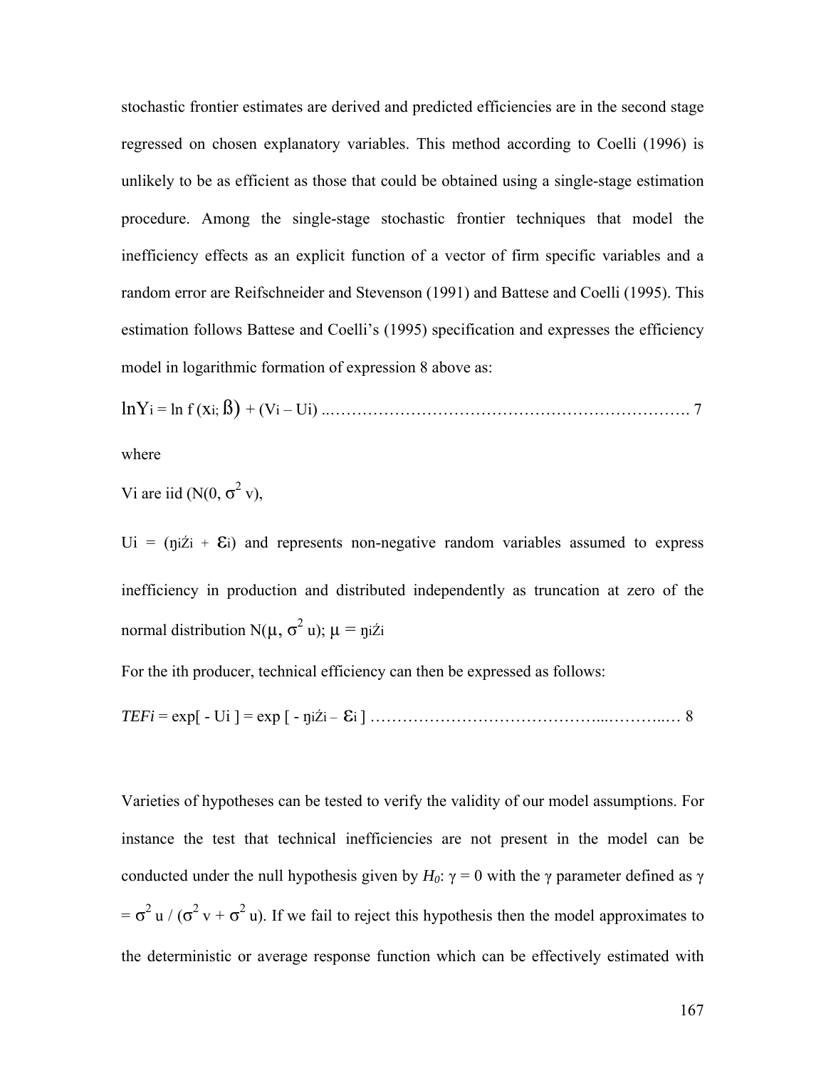stochastic frontier estimates are derived and predicted efficiencies are in the second stage regressed on chosen explanatory variables. This method according to Coelli (1996) is unlikely to be as efficient as those that could be obtained using a single-stage estimation procedure. Among the single-stage stochastic frontier techniques that model the inefficiency effects as an explicit function of a vector of firm specific variables and a random error are Reifschneider and Stevenson (1991) and Battese and Coelli (1995). This estimation follows Battese and Coelli's (1995) specification and expresses the efficiency model in logarithmic formation of expression 8 above as:

$$\ln Y_i = \ln f(x_i; \beta) + (V_i - U_i) \quad \text{…………………………………………………………. 7}$$

where

$V_i$ are iid ($N(0, \sigma^2 v)$,

$U_i = (\eta_i \acute{Z}_i + \varepsilon_i)$ and represents non-negative random variables assumed to express inefficiency in production and distributed independently as truncation at zero of the normal distribution $N(\mu, \sigma^2 u)$; $\mu = \eta_i \acute{Z}_i$

For the ith producer, technical efficiency can then be expressed as follows:

$$TEF_i = \exp[-U_i] = \exp[-\eta_i \acute{Z}_i - \varepsilon_i] \quad \text{……………………………………...………..… 8}$$

Varieties of hypotheses can be tested to verify the validity of our model assumptions. For instance the test that technical inefficiencies are not present in the model can be conducted under the null hypothesis given by $H_0$: $\gamma = 0$ with the $\gamma$ parameter defined as $\gamma = \sigma^2 u / (\sigma^2 v + \sigma^2 u)$. If we fail to reject this hypothesis then the model approximates to the deterministic or average response function which can be effectively estimated with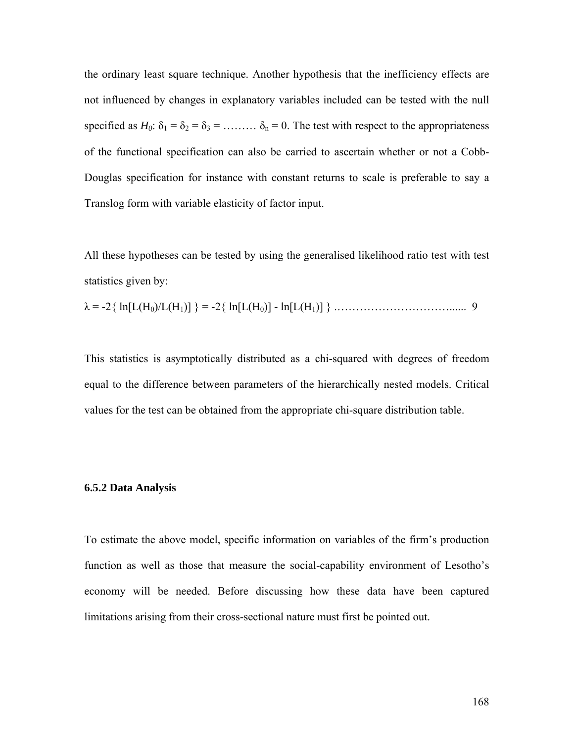the ordinary least square technique. Another hypothesis that the inefficiency effects are not influenced by changes in explanatory variables included can be tested with the null specified as $H_0$: $\delta_1 = \delta_2 = \delta_3 = \ldots\ldots\ldots \delta_n = 0$. The test with respect to the appropriateness of the functional specification can also be carried to ascertain whether or not a Cobb-Douglas specification for instance with constant returns to scale is preferable to say a Translog form with variable elasticity of factor input.

All these hypotheses can be tested by using the generalised likelihood ratio test with test statistics given by:

$$\lambda = -2\{ \ln[L(H_0)/L(H_1)] \} = -2\{ \ln[L(H_0)] - \ln[L(H_1)] \} \quad \ldots\ldots\ldots\ldots\ldots\ldots\ldots\ldots\ldots\ldots \quad 9$$

This statistics is asymptotically distributed as a chi-squared with degrees of freedom equal to the difference between parameters of the hierarchically nested models. Critical values for the test can be obtained from the appropriate chi-square distribution table.

### 6.5.2 Data Analysis

To estimate the above model, specific information on variables of the firm's production function as well as those that measure the social-capability environment of Lesotho's economy will be needed. Before discussing how these data have been captured limitations arising from their cross-sectional nature must first be pointed out.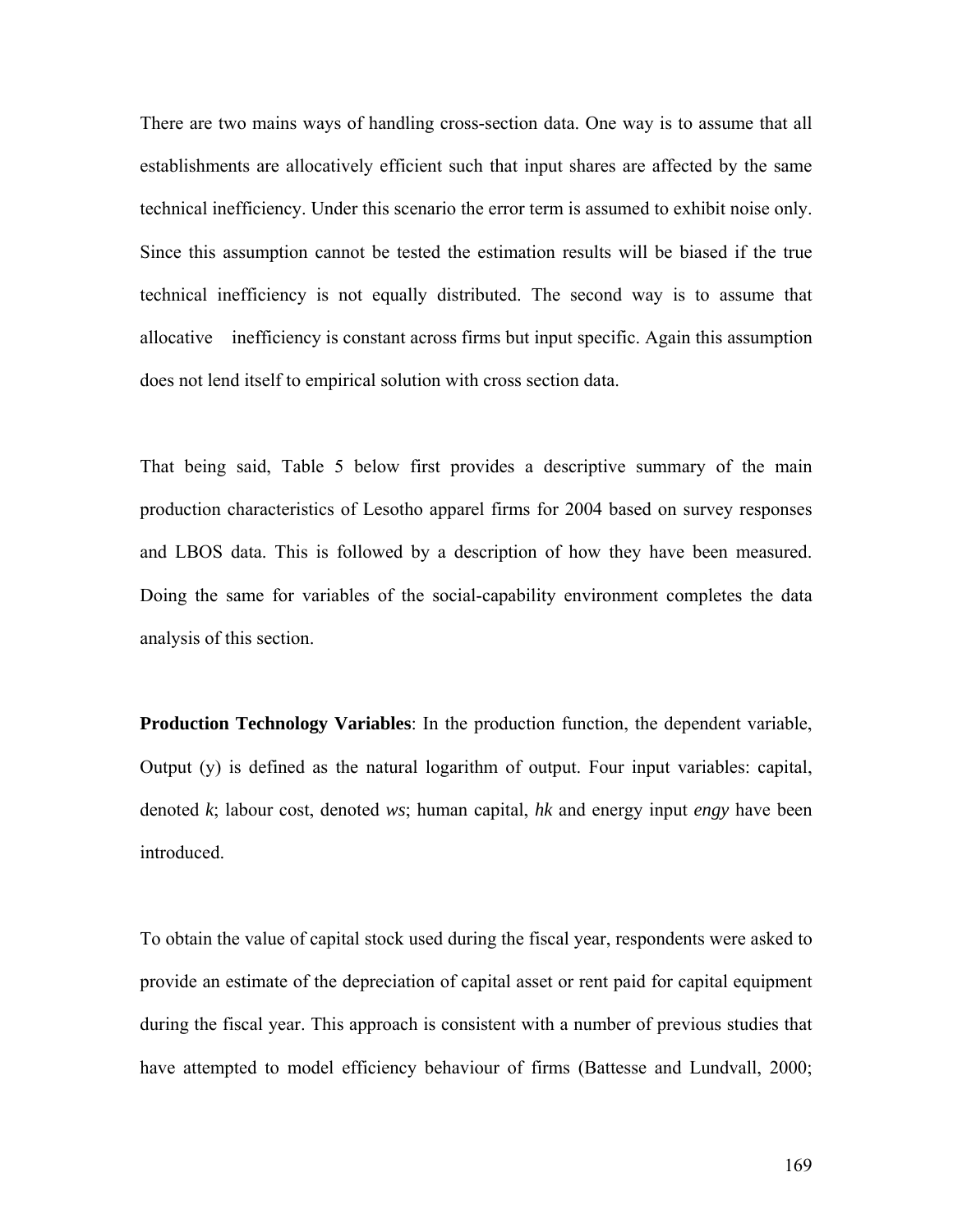There are two mains ways of handling cross-section data. One way is to assume that all establishments are allocatively efficient such that input shares are affected by the same technical inefficiency. Under this scenario the error term is assumed to exhibit noise only. Since this assumption cannot be tested the estimation results will be biased if the true technical inefficiency is not equally distributed. The second way is to assume that allocative inefficiency is constant across firms but input specific. Again this assumption does not lend itself to empirical solution with cross section data.

That being said, Table 5 below first provides a descriptive summary of the main production characteristics of Lesotho apparel firms for 2004 based on survey responses and LBOS data. This is followed by a description of how they have been measured. Doing the same for variables of the social-capability environment completes the data analysis of this section.

**Production Technology Variables**: In the production function, the dependent variable, Output (y) is defined as the natural logarithm of output. Four input variables: capital, denoted *k*; labour cost, denoted *ws*; human capital, *hk* and energy input *engy* have been introduced.

To obtain the value of capital stock used during the fiscal year, respondents were asked to provide an estimate of the depreciation of capital asset or rent paid for capital equipment during the fiscal year. This approach is consistent with a number of previous studies that have attempted to model efficiency behaviour of firms (Battesse and Lundvall, 2000;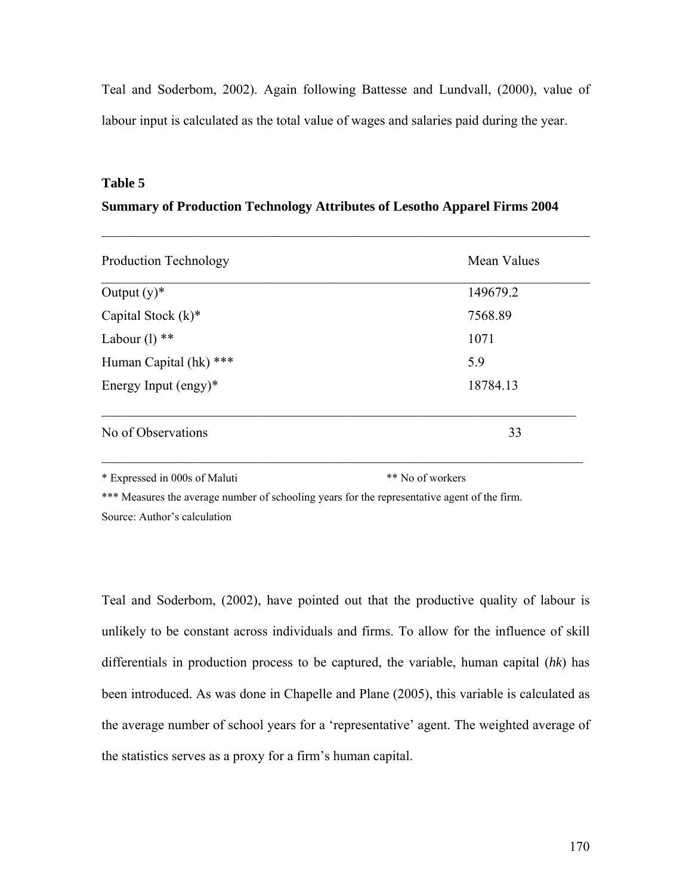Teal and Soderbom, 2002). Again following Battesse and Lundvall, (2000), value of labour input is calculated as the total value of wages and salaries paid during the year.

**Table 5**

**Summary of Production Technology Attributes of Lesotho Apparel Firms 2004**

| Production Technology | Mean Values |
|---|---|
| Output (y)* | 149679.2 |
| Capital Stock (k)* | 7568.89 |
| Labour (l) ** | 1071 |
| Human Capital (hk) *** | 5.9 |
| Energy Input (engy)* | 18784.13 |
| No of Observations | 33 |

\* Expressed in 000s of Maluti ** No of workers

*** Measures the average number of schooling years for the representative agent of the firm.

Source: Author's calculation

Teal and Soderbom, (2002), have pointed out that the productive quality of labour is unlikely to be constant across individuals and firms. To allow for the influence of skill differentials in production process to be captured, the variable, human capital (*hk*) has been introduced. As was done in Chapelle and Plane (2005), this variable is calculated as the average number of school years for a 'representative' agent. The weighted average of the statistics serves as a proxy for a firm's human capital.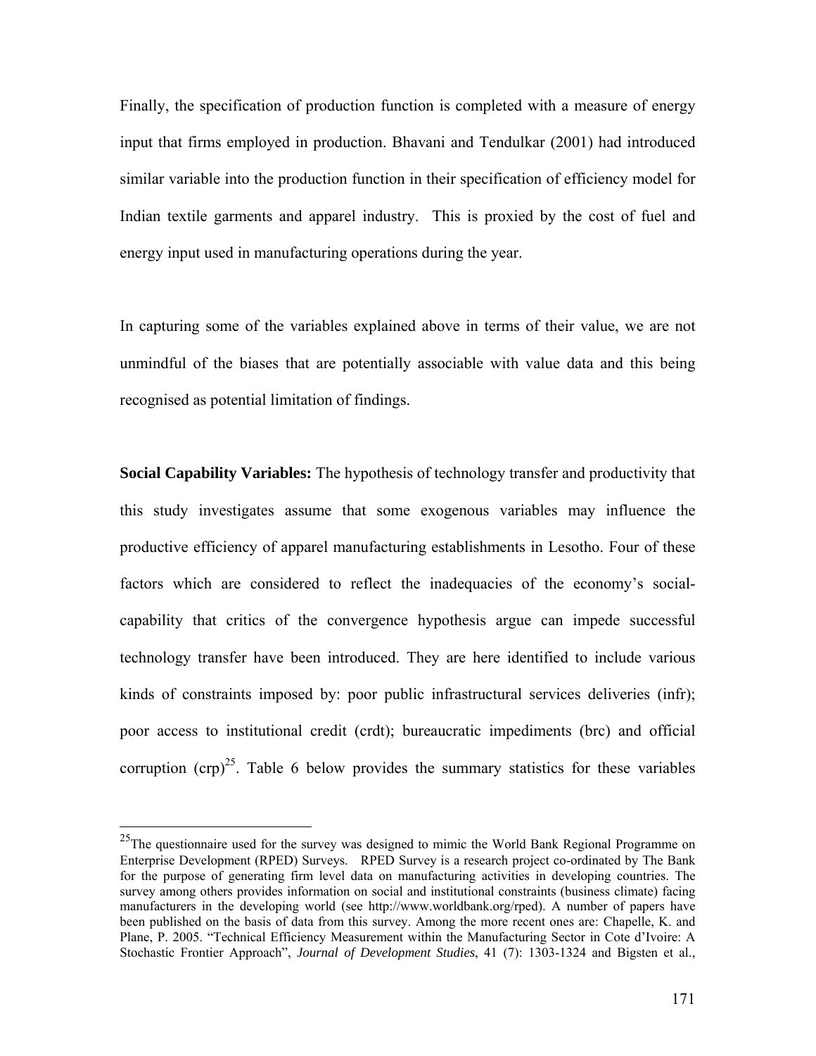Finally, the specification of production function is completed with a measure of energy input that firms employed in production. Bhavani and Tendulkar (2001) had introduced similar variable into the production function in their specification of efficiency model for Indian textile garments and apparel industry. This is proxied by the cost of fuel and energy input used in manufacturing operations during the year.

In capturing some of the variables explained above in terms of their value, we are not unmindful of the biases that are potentially associable with value data and this being recognised as potential limitation of findings.

**Social Capability Variables:** The hypothesis of technology transfer and productivity that this study investigates assume that some exogenous variables may influence the productive efficiency of apparel manufacturing establishments in Lesotho. Four of these factors which are considered to reflect the inadequacies of the economy's social-capability that critics of the convergence hypothesis argue can impede successful technology transfer have been introduced. They are here identified to include various kinds of constraints imposed by: poor public infrastructural services deliveries (infr); poor access to institutional credit (crdt); bureaucratic impediments (brc) and official corruption (crp)[25]. Table 6 below provides the summary statistics for these variables

[25] The questionnaire used for the survey was designed to mimic the World Bank Regional Programme on Enterprise Development (RPED) Surveys. RPED Survey is a research project co-ordinated by The Bank for the purpose of generating firm level data on manufacturing activities in developing countries. The survey among others provides information on social and institutional constraints (business climate) facing manufacturers in the developing world (see http://www.worldbank.org/rped). A number of papers have been published on the basis of data from this survey. Among the more recent ones are: Chapelle, K. and Plane, P. 2005. "Technical Efficiency Measurement within the Manufacturing Sector in Cote d'Ivoire: A Stochastic Frontier Approach", *Journal of Development Studies*, 41 (7): 1303-1324 and Bigsten et al.,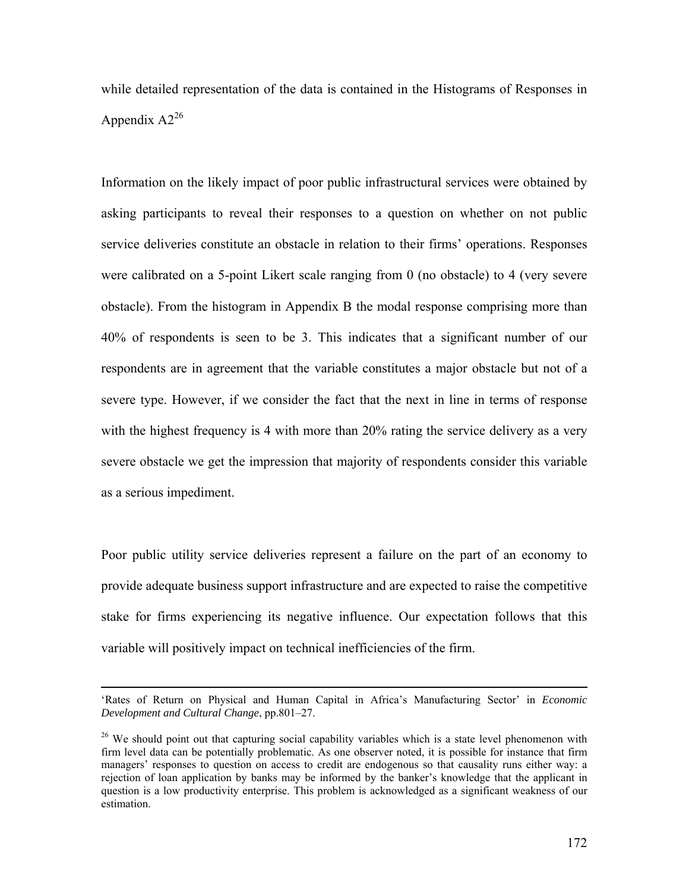while detailed representation of the data is contained in the Histograms of Responses in Appendix A2[26]

Information on the likely impact of poor public infrastructural services were obtained by asking participants to reveal their responses to a question on whether on not public service deliveries constitute an obstacle in relation to their firms' operations. Responses were calibrated on a 5-point Likert scale ranging from 0 (no obstacle) to 4 (very severe obstacle). From the histogram in Appendix B the modal response comprising more than 40% of respondents is seen to be 3. This indicates that a significant number of our respondents are in agreement that the variable constitutes a major obstacle but not of a severe type. However, if we consider the fact that the next in line in terms of response with the highest frequency is 4 with more than 20% rating the service delivery as a very severe obstacle we get the impression that majority of respondents consider this variable as a serious impediment.

Poor public utility service deliveries represent a failure on the part of an economy to provide adequate business support infrastructure and are expected to raise the competitive stake for firms experiencing its negative influence. Our expectation follows that this variable will positively impact on technical inefficiencies of the firm.

---

'Rates of Return on Physical and Human Capital in Africa's Manufacturing Sector' in *Economic Development and Cultural Change*, pp.801–27.

[26] We should point out that capturing social capability variables which is a state level phenomenon with firm level data can be potentially problematic. As one observer noted, it is possible for instance that firm managers' responses to question on access to credit are endogenous so that causality runs either way: a rejection of loan application by banks may be informed by the banker's knowledge that the applicant in question is a low productivity enterprise. This problem is acknowledged as a significant weakness of our estimation.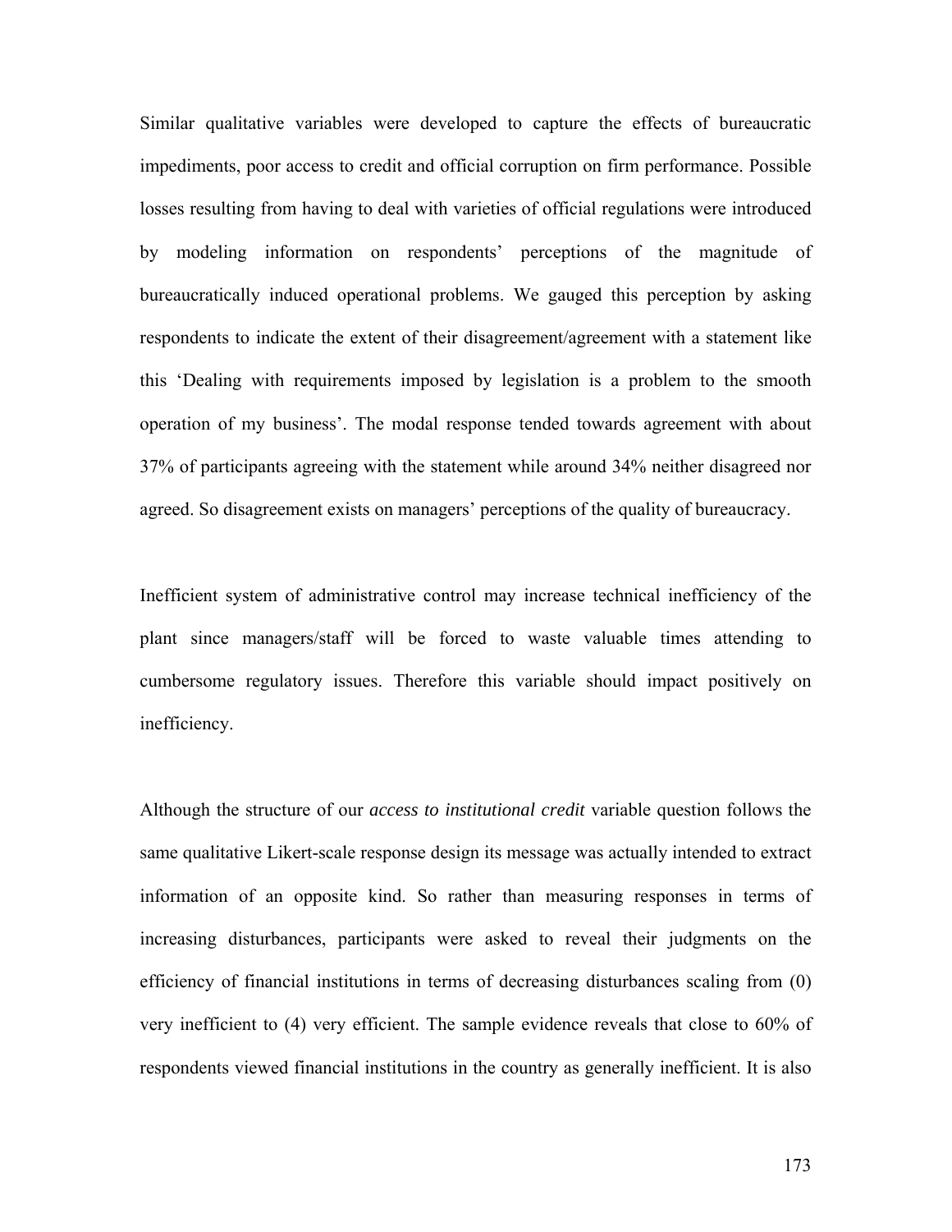Similar qualitative variables were developed to capture the effects of bureaucratic impediments, poor access to credit and official corruption on firm performance. Possible losses resulting from having to deal with varieties of official regulations were introduced by modeling information on respondents' perceptions of the magnitude of bureaucratically induced operational problems. We gauged this perception by asking respondents to indicate the extent of their disagreement/agreement with a statement like this 'Dealing with requirements imposed by legislation is a problem to the smooth operation of my business'. The modal response tended towards agreement with about 37% of participants agreeing with the statement while around 34% neither disagreed nor agreed. So disagreement exists on managers' perceptions of the quality of bureaucracy.

Inefficient system of administrative control may increase technical inefficiency of the plant since managers/staff will be forced to waste valuable times attending to cumbersome regulatory issues. Therefore this variable should impact positively on inefficiency.

Although the structure of our *access to institutional credit* variable question follows the same qualitative Likert-scale response design its message was actually intended to extract information of an opposite kind. So rather than measuring responses in terms of increasing disturbances, participants were asked to reveal their judgments on the efficiency of financial institutions in terms of decreasing disturbances scaling from (0) very inefficient to (4) very efficient. The sample evidence reveals that close to 60% of respondents viewed financial institutions in the country as generally inefficient. It is also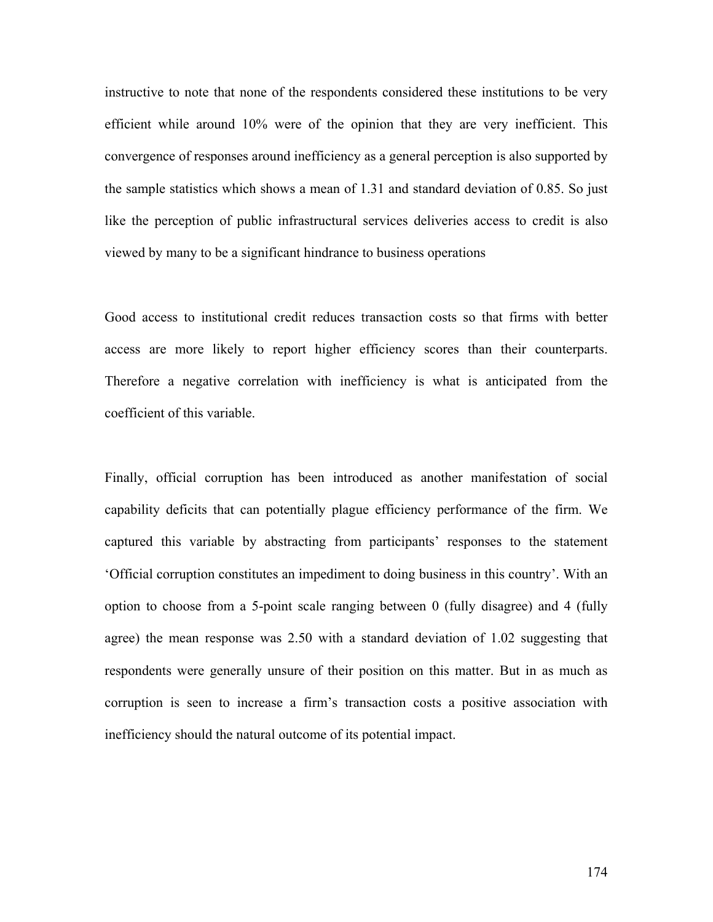instructive to note that none of the respondents considered these institutions to be very efficient while around 10% were of the opinion that they are very inefficient. This convergence of responses around inefficiency as a general perception is also supported by the sample statistics which shows a mean of 1.31 and standard deviation of 0.85. So just like the perception of public infrastructural services deliveries access to credit is also viewed by many to be a significant hindrance to business operations

Good access to institutional credit reduces transaction costs so that firms with better access are more likely to report higher efficiency scores than their counterparts. Therefore a negative correlation with inefficiency is what is anticipated from the coefficient of this variable.

Finally, official corruption has been introduced as another manifestation of social capability deficits that can potentially plague efficiency performance of the firm. We captured this variable by abstracting from participants' responses to the statement 'Official corruption constitutes an impediment to doing business in this country'. With an option to choose from a 5-point scale ranging between 0 (fully disagree) and 4 (fully agree) the mean response was 2.50 with a standard deviation of 1.02 suggesting that respondents were generally unsure of their position on this matter. But in as much as corruption is seen to increase a firm's transaction costs a positive association with inefficiency should the natural outcome of its potential impact.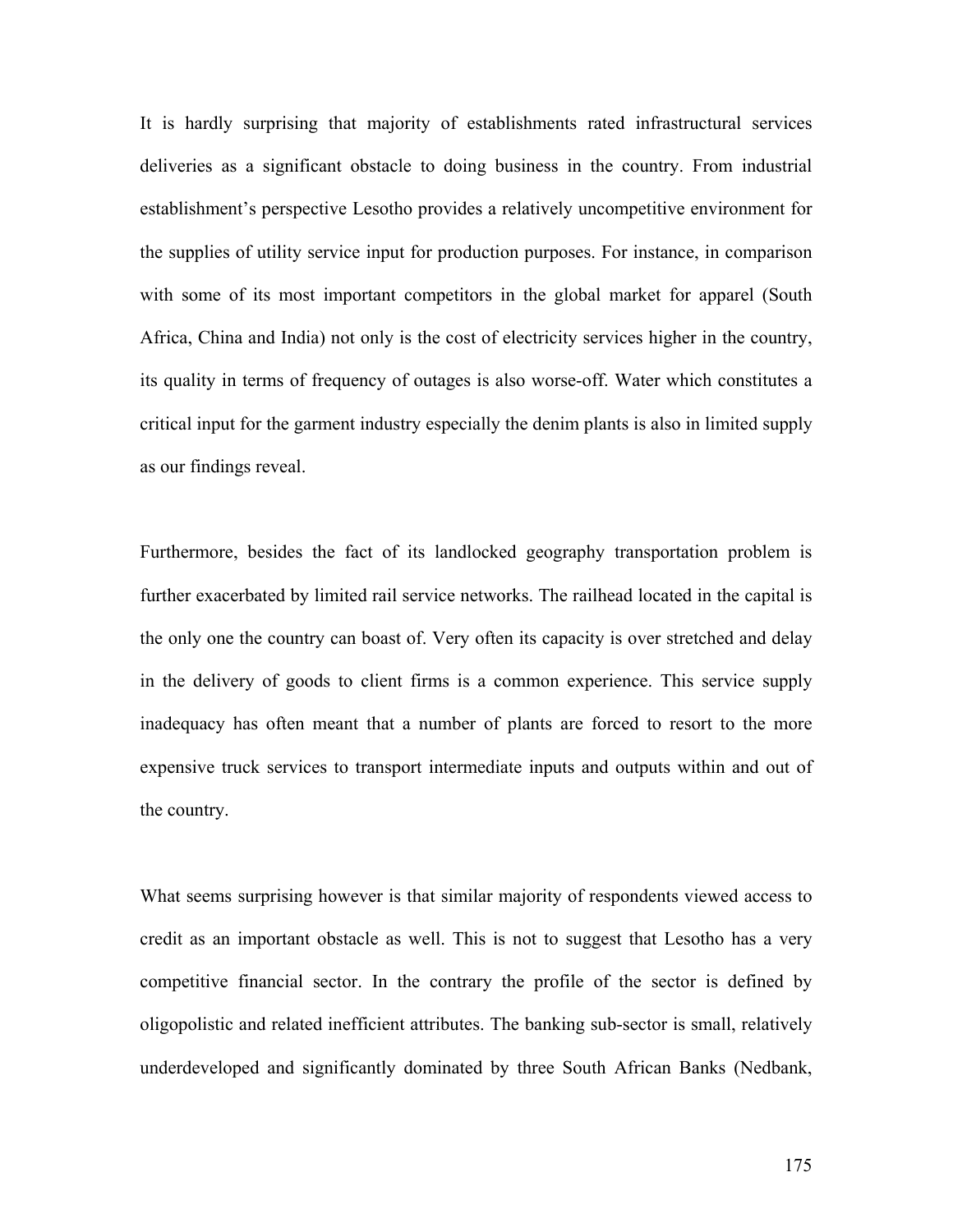It is hardly surprising that majority of establishments rated infrastructural services deliveries as a significant obstacle to doing business in the country. From industrial establishment's perspective Lesotho provides a relatively uncompetitive environment for the supplies of utility service input for production purposes. For instance, in comparison with some of its most important competitors in the global market for apparel (South Africa, China and India) not only is the cost of electricity services higher in the country, its quality in terms of frequency of outages is also worse-off. Water which constitutes a critical input for the garment industry especially the denim plants is also in limited supply as our findings reveal.

Furthermore, besides the fact of its landlocked geography transportation problem is further exacerbated by limited rail service networks. The railhead located in the capital is the only one the country can boast of. Very often its capacity is over stretched and delay in the delivery of goods to client firms is a common experience. This service supply inadequacy has often meant that a number of plants are forced to resort to the more expensive truck services to transport intermediate inputs and outputs within and out of the country.

What seems surprising however is that similar majority of respondents viewed access to credit as an important obstacle as well. This is not to suggest that Lesotho has a very competitive financial sector. In the contrary the profile of the sector is defined by oligopolistic and related inefficient attributes. The banking sub-sector is small, relatively underdeveloped and significantly dominated by three South African Banks (Nedbank,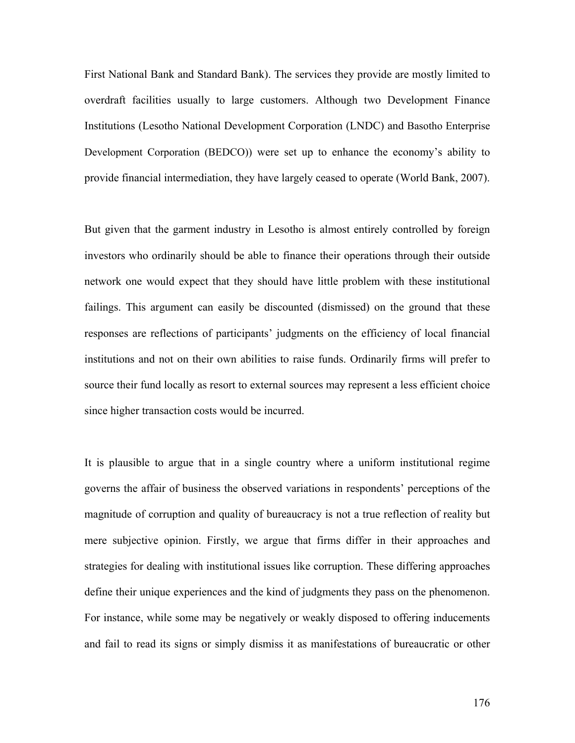First National Bank and Standard Bank). The services they provide are mostly limited to overdraft facilities usually to large customers. Although two Development Finance Institutions (Lesotho National Development Corporation (LNDC) and Basotho Enterprise Development Corporation (BEDCO)) were set up to enhance the economy's ability to provide financial intermediation, they have largely ceased to operate (World Bank, 2007).

But given that the garment industry in Lesotho is almost entirely controlled by foreign investors who ordinarily should be able to finance their operations through their outside network one would expect that they should have little problem with these institutional failings. This argument can easily be discounted (dismissed) on the ground that these responses are reflections of participants' judgments on the efficiency of local financial institutions and not on their own abilities to raise funds. Ordinarily firms will prefer to source their fund locally as resort to external sources may represent a less efficient choice since higher transaction costs would be incurred.

It is plausible to argue that in a single country where a uniform institutional regime governs the affair of business the observed variations in respondents' perceptions of the magnitude of corruption and quality of bureaucracy is not a true reflection of reality but mere subjective opinion. Firstly, we argue that firms differ in their approaches and strategies for dealing with institutional issues like corruption. These differing approaches define their unique experiences and the kind of judgments they pass on the phenomenon. For instance, while some may be negatively or weakly disposed to offering inducements and fail to read its signs or simply dismiss it as manifestations of bureaucratic or other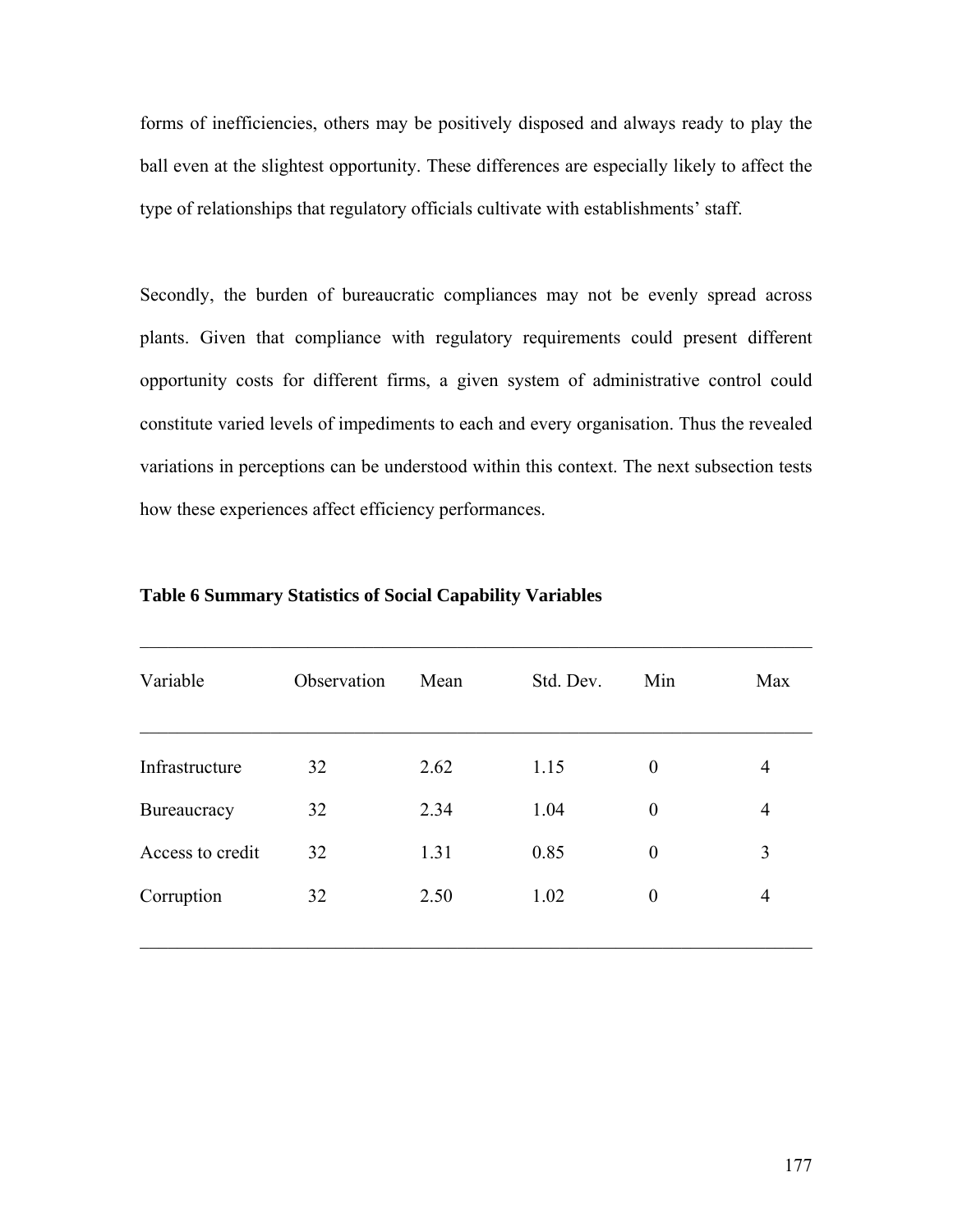forms of inefficiencies, others may be positively disposed and always ready to play the ball even at the slightest opportunity. These differences are especially likely to affect the type of relationships that regulatory officials cultivate with establishments' staff.

Secondly, the burden of bureaucratic compliances may not be evenly spread across plants. Given that compliance with regulatory requirements could present different opportunity costs for different firms, a given system of administrative control could constitute varied levels of impediments to each and every organisation. Thus the revealed variations in perceptions can be understood within this context. The next subsection tests how these experiences affect efficiency performances.

**Table 6 Summary Statistics of Social Capability Variables**

| Variable | Observation | Mean | Std. Dev. | Min | Max |
|---|---|---|---|---|---|
| Infrastructure | 32 | 2.62 | 1.15 | 0 | 4 |
| Bureaucracy | 32 | 2.34 | 1.04 | 0 | 4 |
| Access to credit | 32 | 1.31 | 0.85 | 0 | 3 |
| Corruption | 32 | 2.50 | 1.02 | 0 | 4 |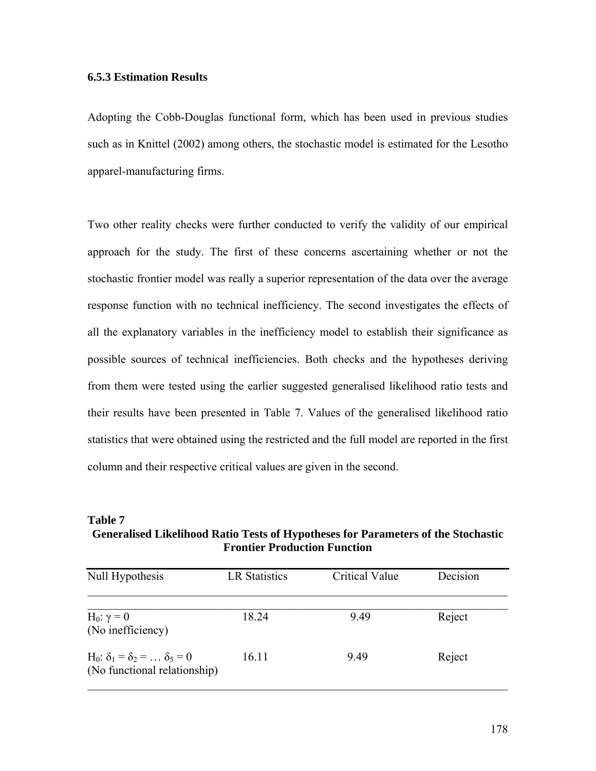### 6.5.3 Estimation Results

Adopting the Cobb-Douglas functional form, which has been used in previous studies such as in Knittel (2002) among others, the stochastic model is estimated for the Lesotho apparel-manufacturing firms.

Two other reality checks were further conducted to verify the validity of our empirical approach for the study. The first of these concerns ascertaining whether or not the stochastic frontier model was really a superior representation of the data over the average response function with no technical inefficiency. The second investigates the effects of all the explanatory variables in the inefficiency model to establish their significance as possible sources of technical inefficiencies. Both checks and the hypotheses deriving from them were tested using the earlier suggested generalised likelihood ratio tests and their results have been presented in Table 7. Values of the generalised likelihood ratio statistics that were obtained using the restricted and the full model are reported in the first column and their respective critical values are given in the second.

**Table 7**
**Generalised Likelihood Ratio Tests of Hypotheses for Parameters of the Stochastic Frontier Production Function**

| Null Hypothesis | LR Statistics | Critical Value | Decision |
|---|---|---|---|
| $H_0$: $\gamma = 0$ (No inefficiency) | 18.24 | 9.49 | Reject |
| $H_0$: $\delta_1 = \delta_2 = \ldots \delta_5 = 0$ (No functional relationship) | 16.11 | 9.49 | Reject |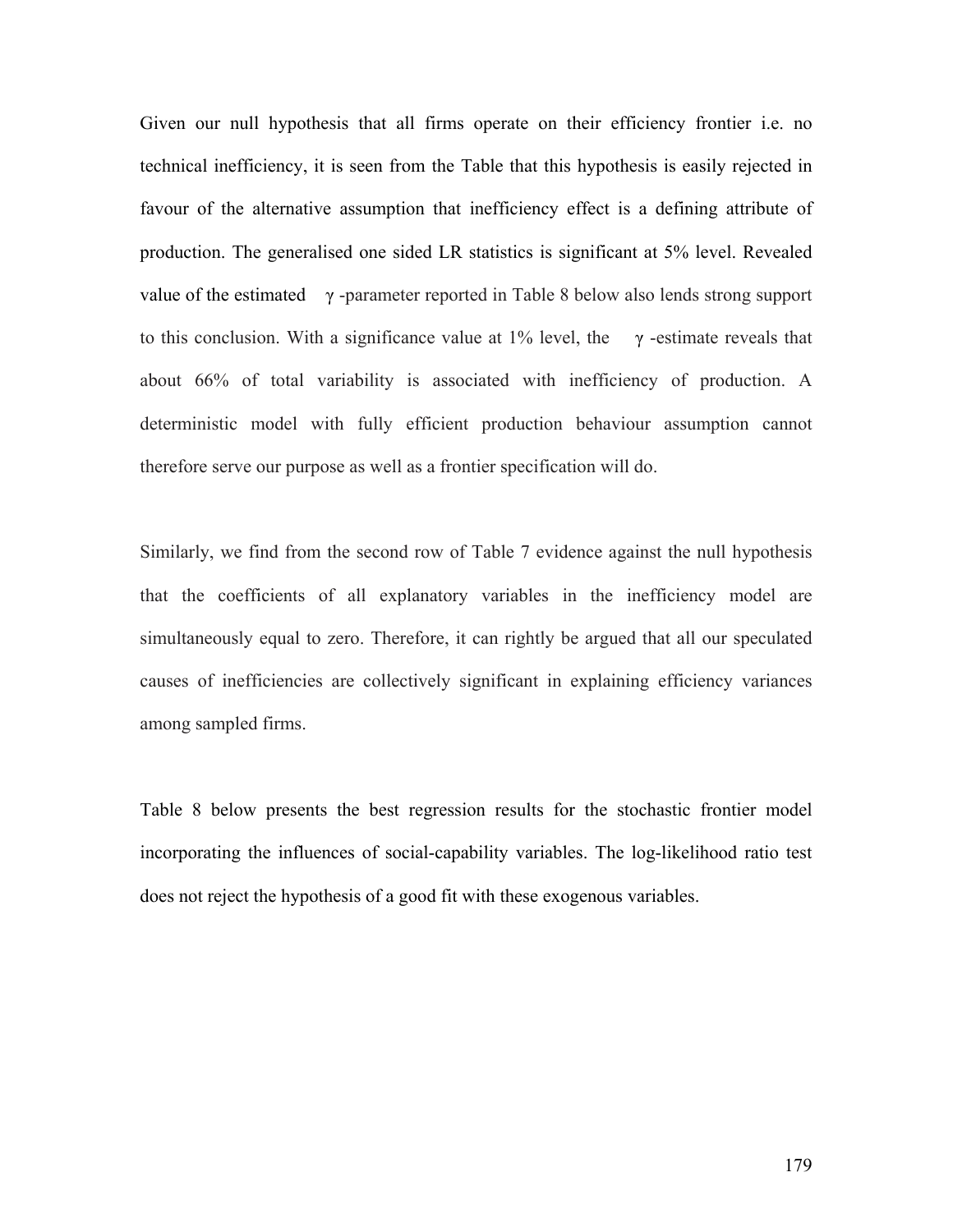Given our null hypothesis that all firms operate on their efficiency frontier i.e. no technical inefficiency, it is seen from the Table that this hypothesis is easily rejected in favour of the alternative assumption that inefficiency effect is a defining attribute of production. The generalised one sided LR statistics is significant at 5% level. Revealed value of the estimated $\gamma$ -parameter reported in Table 8 below also lends strong support to this conclusion. With a significance value at 1% level, the $\gamma$ -estimate reveals that about 66% of total variability is associated with inefficiency of production. A deterministic model with fully efficient production behaviour assumption cannot therefore serve our purpose as well as a frontier specification will do.

Similarly, we find from the second row of Table 7 evidence against the null hypothesis that the coefficients of all explanatory variables in the inefficiency model are simultaneously equal to zero. Therefore, it can rightly be argued that all our speculated causes of inefficiencies are collectively significant in explaining efficiency variances among sampled firms.

Table 8 below presents the best regression results for the stochastic frontier model incorporating the influences of social-capability variables. The log-likelihood ratio test does not reject the hypothesis of a good fit with these exogenous variables.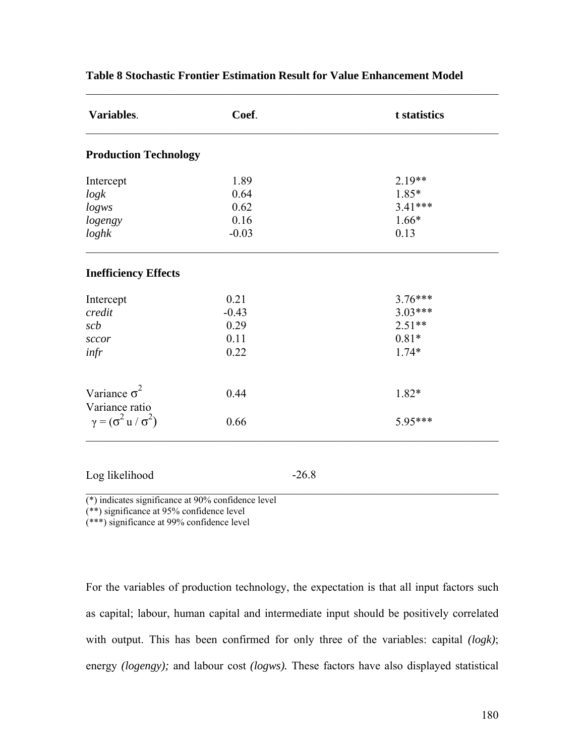**Table 8 Stochastic Frontier Estimation Result for Value Enhancement Model**

| **Variables**. | **Coef**. | **t statistics** |
|---|---|---|
| **Production Technology** | | |
| Intercept | 1.89 | 2.19** |
| *logk* | 0.64 | 1.85* |
| *logws* | 0.62 | 3.41*** |
| *logengy* | 0.16 | 1.66* |
| *loghk* | -0.03 | 0.13 |
| **Inefficiency Effects** | | |
| Intercept | 0.21 | 3.76*** |
| *credit* | -0.43 | 3.03*** |
| *scb* | 0.29 | 2.51** |
| *sccor* | 0.11 | 0.81* |
| *infr* | 0.22 | 1.74* |
| Variance $\sigma^2$ | 0.44 | 1.82* |
| Variance ratio $\gamma = (\sigma^2 u / \sigma^2)$ | 0.66 | 5.95*** |
| Log likelihood | -26.8 | |

(*) indicates significance at 90% confidence level
(**) significance at 95% confidence level
(***) significance at 99% confidence level

For the variables of production technology, the expectation is that all input factors such as capital; labour, human capital and intermediate input should be positively correlated with output. This has been confirmed for only three of the variables: capital *(logk)*; energy *(logengy);* and labour cost *(logws).* These factors have also displayed statistical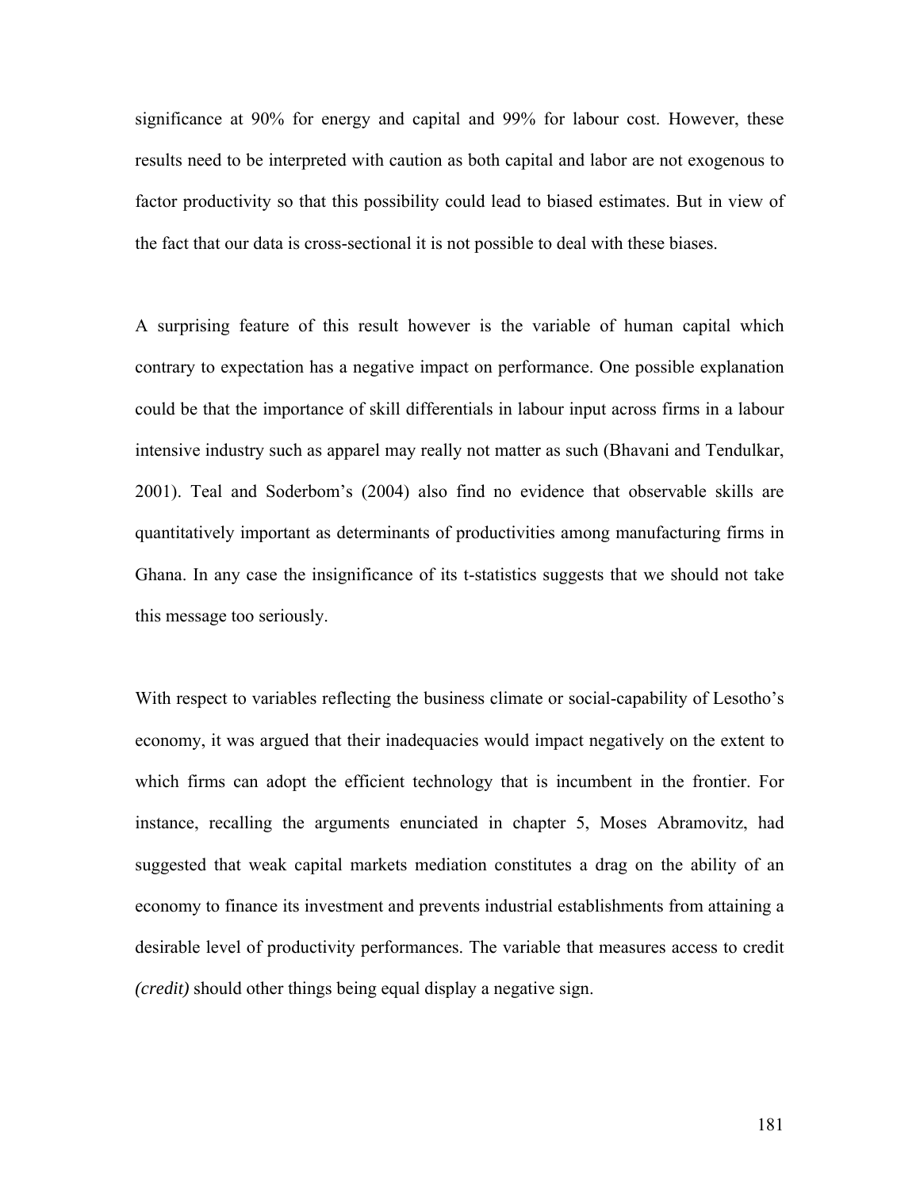significance at 90% for energy and capital and 99% for labour cost. However, these results need to be interpreted with caution as both capital and labor are not exogenous to factor productivity so that this possibility could lead to biased estimates. But in view of the fact that our data is cross-sectional it is not possible to deal with these biases.

A surprising feature of this result however is the variable of human capital which contrary to expectation has a negative impact on performance. One possible explanation could be that the importance of skill differentials in labour input across firms in a labour intensive industry such as apparel may really not matter as such (Bhavani and Tendulkar, 2001). Teal and Soderbom's (2004) also find no evidence that observable skills are quantitatively important as determinants of productivities among manufacturing firms in Ghana. In any case the insignificance of its t-statistics suggests that we should not take this message too seriously.

With respect to variables reflecting the business climate or social-capability of Lesotho's economy, it was argued that their inadequacies would impact negatively on the extent to which firms can adopt the efficient technology that is incumbent in the frontier. For instance, recalling the arguments enunciated in chapter 5, Moses Abramovitz, had suggested that weak capital markets mediation constitutes a drag on the ability of an economy to finance its investment and prevents industrial establishments from attaining a desirable level of productivity performances. The variable that measures access to credit *(credit)* should other things being equal display a negative sign.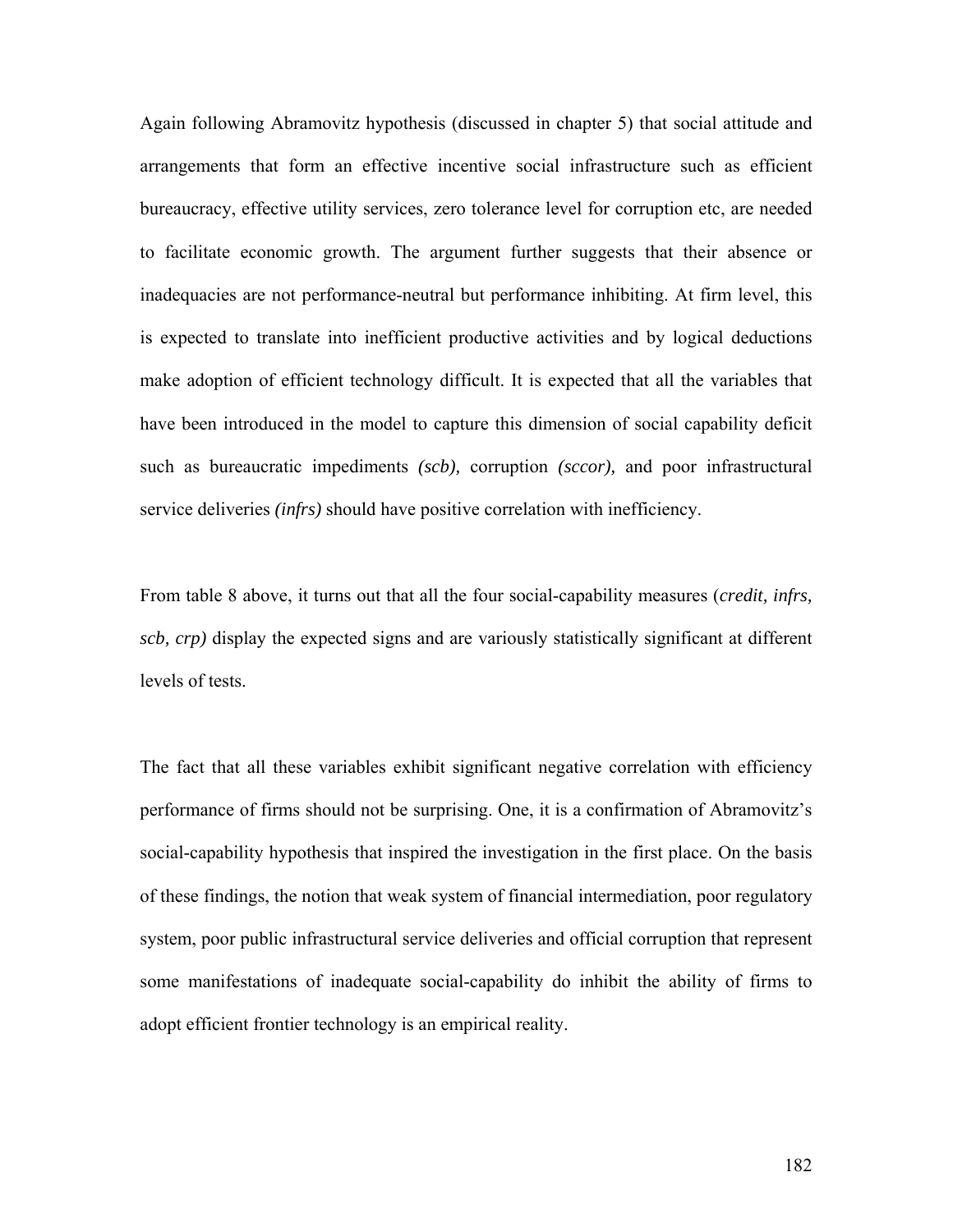Again following Abramovitz hypothesis (discussed in chapter 5) that social attitude and arrangements that form an effective incentive social infrastructure such as efficient bureaucracy, effective utility services, zero tolerance level for corruption etc, are needed to facilitate economic growth. The argument further suggests that their absence or inadequacies are not performance-neutral but performance inhibiting. At firm level, this is expected to translate into inefficient productive activities and by logical deductions make adoption of efficient technology difficult. It is expected that all the variables that have been introduced in the model to capture this dimension of social capability deficit such as bureaucratic impediments *(scb),* corruption *(sccor),* and poor infrastructural service deliveries *(infrs)* should have positive correlation with inefficiency.

From table 8 above, it turns out that all the four social-capability measures (*credit, infrs, scb, crp)* display the expected signs and are variously statistically significant at different levels of tests.

The fact that all these variables exhibit significant negative correlation with efficiency performance of firms should not be surprising. One, it is a confirmation of Abramovitz's social-capability hypothesis that inspired the investigation in the first place. On the basis of these findings, the notion that weak system of financial intermediation, poor regulatory system, poor public infrastructural service deliveries and official corruption that represent some manifestations of inadequate social-capability do inhibit the ability of firms to adopt efficient frontier technology is an empirical reality.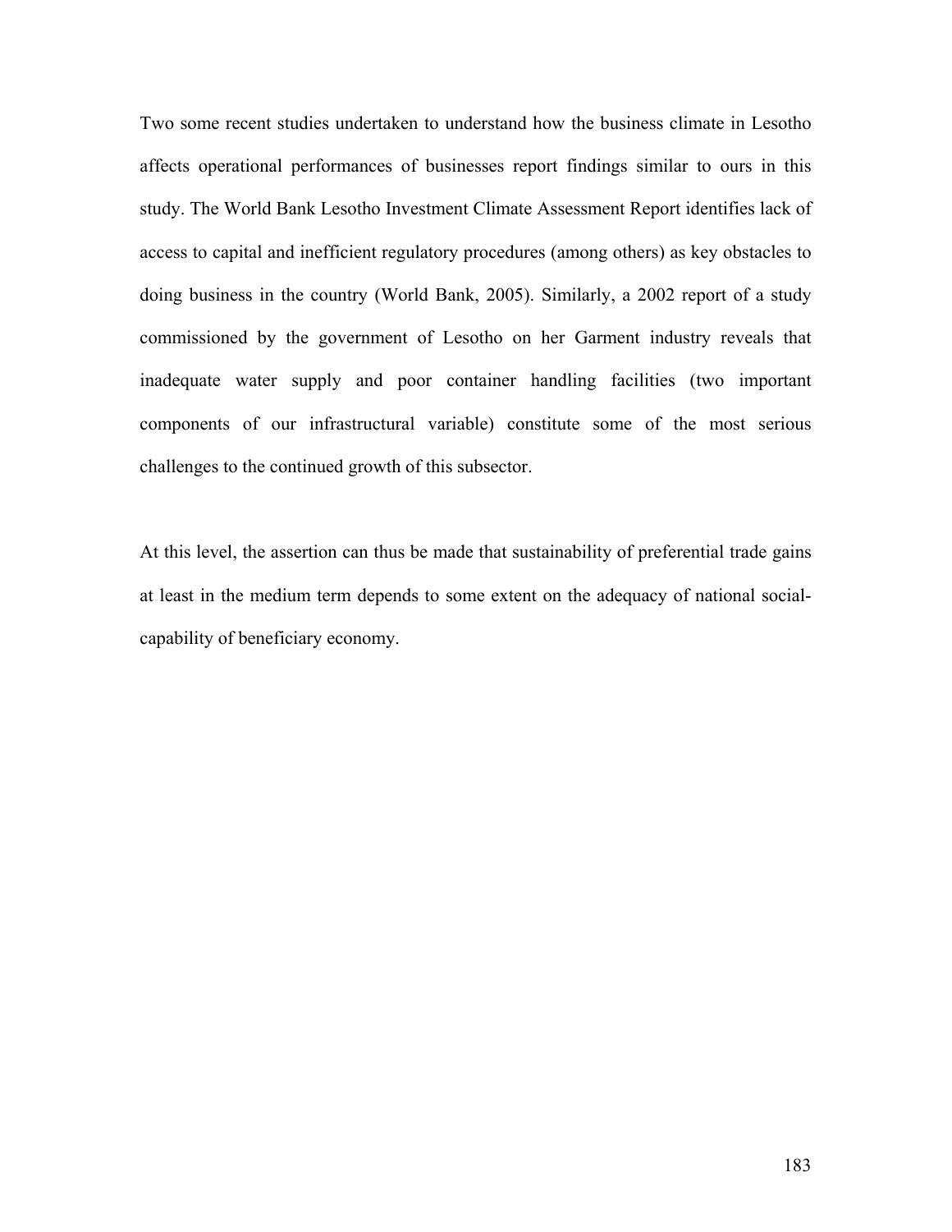Two some recent studies undertaken to understand how the business climate in Lesotho affects operational performances of businesses report findings similar to ours in this study. The World Bank Lesotho Investment Climate Assessment Report identifies lack of access to capital and inefficient regulatory procedures (among others) as key obstacles to doing business in the country (World Bank, 2005). Similarly, a 2002 report of a study commissioned by the government of Lesotho on her Garment industry reveals that inadequate water supply and poor container handling facilities (two important components of our infrastructural variable) constitute some of the most serious challenges to the continued growth of this subsector.

At this level, the assertion can thus be made that sustainability of preferential trade gains at least in the medium term depends to some extent on the adequacy of national social-capability of beneficiary economy.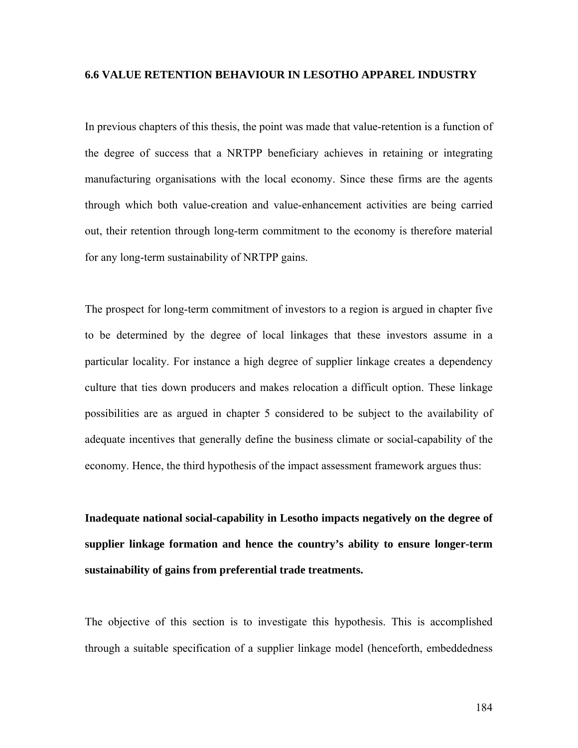### 6.6 VALUE RETENTION BEHAVIOUR IN LESOTHO APPAREL INDUSTRY

In previous chapters of this thesis, the point was made that value-retention is a function of the degree of success that a NRTPP beneficiary achieves in retaining or integrating manufacturing organisations with the local economy. Since these firms are the agents through which both value-creation and value-enhancement activities are being carried out, their retention through long-term commitment to the economy is therefore material for any long-term sustainability of NRTPP gains.

The prospect for long-term commitment of investors to a region is argued in chapter five to be determined by the degree of local linkages that these investors assume in a particular locality. For instance a high degree of supplier linkage creates a dependency culture that ties down producers and makes relocation a difficult option. These linkage possibilities are as argued in chapter 5 considered to be subject to the availability of adequate incentives that generally define the business climate or social-capability of the economy. Hence, the third hypothesis of the impact assessment framework argues thus:

**Inadequate national social-capability in Lesotho impacts negatively on the degree of supplier linkage formation and hence the country's ability to ensure longer-term sustainability of gains from preferential trade treatments.**

The objective of this section is to investigate this hypothesis. This is accomplished through a suitable specification of a supplier linkage model (henceforth, embeddedness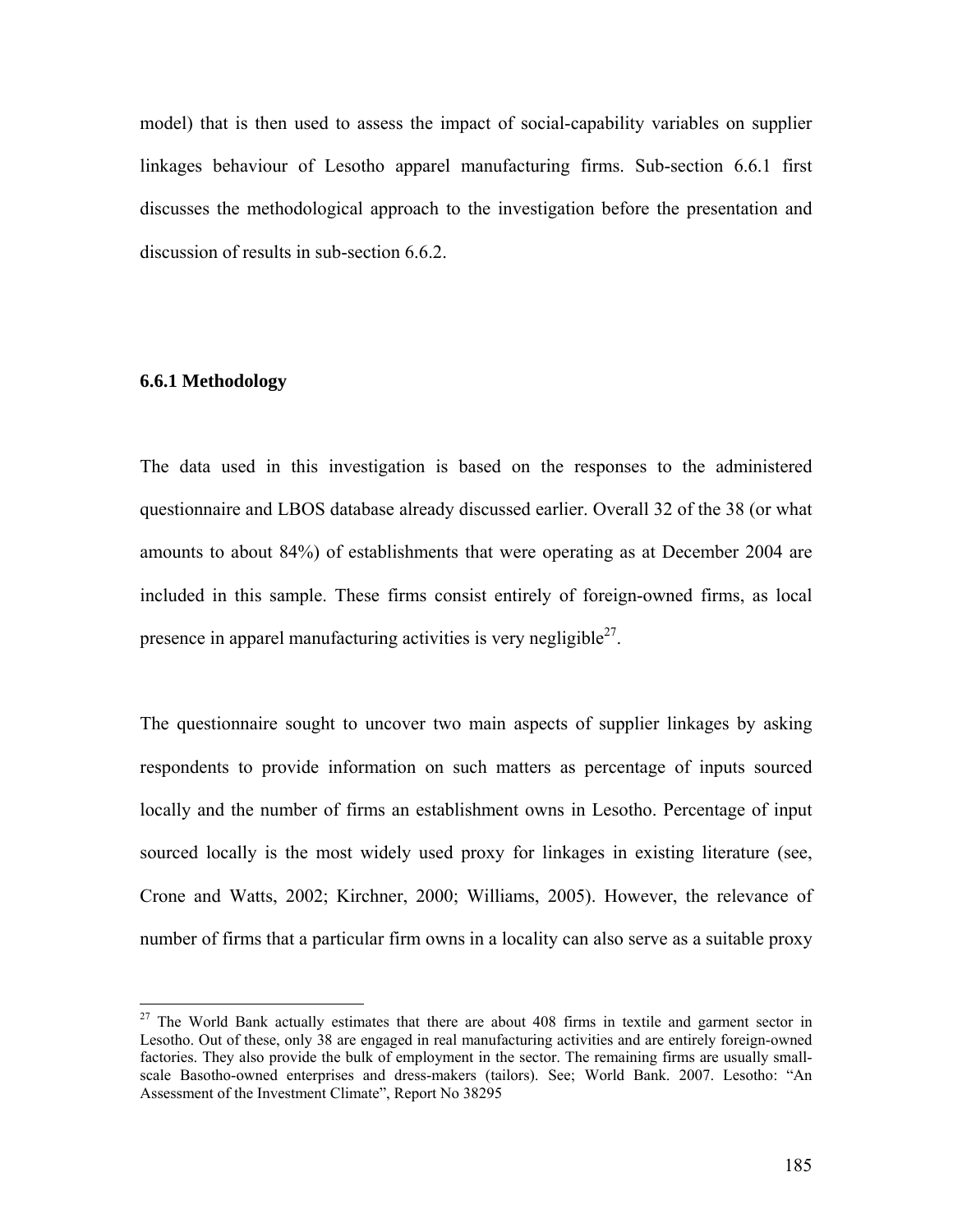model) that is then used to assess the impact of social-capability variables on supplier linkages behaviour of Lesotho apparel manufacturing firms. Sub-section 6.6.1 first discusses the methodological approach to the investigation before the presentation and discussion of results in sub-section 6.6.2.

### 6.6.1 Methodology

The data used in this investigation is based on the responses to the administered questionnaire and LBOS database already discussed earlier. Overall 32 of the 38 (or what amounts to about 84%) of establishments that were operating as at December 2004 are included in this sample. These firms consist entirely of foreign-owned firms, as local presence in apparel manufacturing activities is very negligible[27].

The questionnaire sought to uncover two main aspects of supplier linkages by asking respondents to provide information on such matters as percentage of inputs sourced locally and the number of firms an establishment owns in Lesotho. Percentage of input sourced locally is the most widely used proxy for linkages in existing literature (see, Crone and Watts, 2002; Kirchner, 2000; Williams, 2005). However, the relevance of number of firms that a particular firm owns in a locality can also serve as a suitable proxy

---

[27] The World Bank actually estimates that there are about 408 firms in textile and garment sector in Lesotho. Out of these, only 38 are engaged in real manufacturing activities and are entirely foreign-owned factories. They also provide the bulk of employment in the sector. The remaining firms are usually small-scale Basotho-owned enterprises and dress-makers (tailors). See; World Bank. 2007. Lesotho: "An Assessment of the Investment Climate", Report No 38295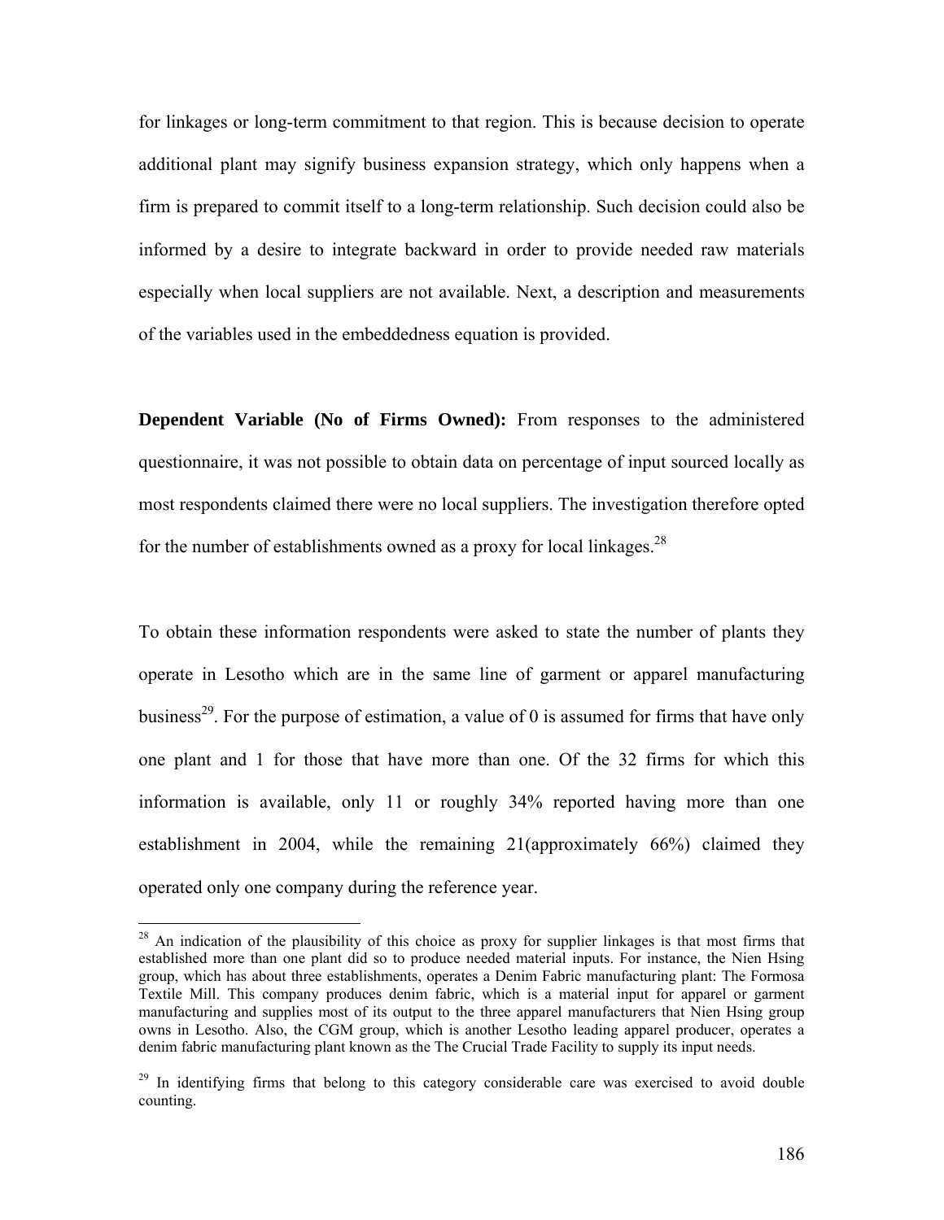for linkages or long-term commitment to that region. This is because decision to operate additional plant may signify business expansion strategy, which only happens when a firm is prepared to commit itself to a long-term relationship. Such decision could also be informed by a desire to integrate backward in order to provide needed raw materials especially when local suppliers are not available. Next, a description and measurements of the variables used in the embeddedness equation is provided.

**Dependent Variable (No of Firms Owned):** From responses to the administered questionnaire, it was not possible to obtain data on percentage of input sourced locally as most respondents claimed there were no local suppliers. The investigation therefore opted for the number of establishments owned as a proxy for local linkages.[28]

To obtain these information respondents were asked to state the number of plants they operate in Lesotho which are in the same line of garment or apparel manufacturing business[29]. For the purpose of estimation, a value of 0 is assumed for firms that have only one plant and 1 for those that have more than one. Of the 32 firms for which this information is available, only 11 or roughly 34% reported having more than one establishment in 2004, while the remaining 21(approximately 66%) claimed they operated only one company during the reference year.

---

[28] An indication of the plausibility of this choice as proxy for supplier linkages is that most firms that established more than one plant did so to produce needed material inputs. For instance, the Nien Hsing group, which has about three establishments, operates a Denim Fabric manufacturing plant: The Formosa Textile Mill. This company produces denim fabric, which is a material input for apparel or garment manufacturing and supplies most of its output to the three apparel manufacturers that Nien Hsing group owns in Lesotho. Also, the CGM group, which is another Lesotho leading apparel producer, operates a denim fabric manufacturing plant known as the The Crucial Trade Facility to supply its input needs.

[29] In identifying firms that belong to this category considerable care was exercised to avoid double counting.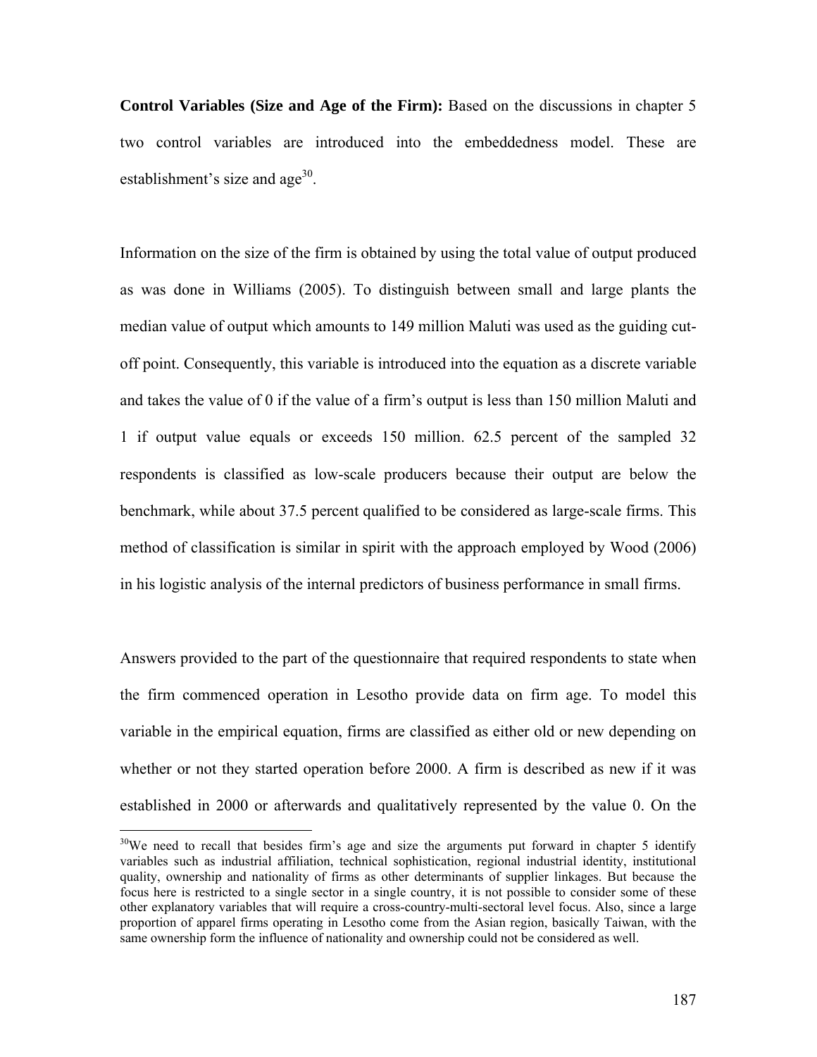**Control Variables (Size and Age of the Firm):** Based on the discussions in chapter 5 two control variables are introduced into the embeddedness model. These are establishment's size and age[30].

Information on the size of the firm is obtained by using the total value of output produced as was done in Williams (2005). To distinguish between small and large plants the median value of output which amounts to 149 million Maluti was used as the guiding cut-off point. Consequently, this variable is introduced into the equation as a discrete variable and takes the value of 0 if the value of a firm's output is less than 150 million Maluti and 1 if output value equals or exceeds 150 million. 62.5 percent of the sampled 32 respondents is classified as low-scale producers because their output are below the benchmark, while about 37.5 percent qualified to be considered as large-scale firms. This method of classification is similar in spirit with the approach employed by Wood (2006) in his logistic analysis of the internal predictors of business performance in small firms.

Answers provided to the part of the questionnaire that required respondents to state when the firm commenced operation in Lesotho provide data on firm age. To model this variable in the empirical equation, firms are classified as either old or new depending on whether or not they started operation before 2000. A firm is described as new if it was established in 2000 or afterwards and qualitatively represented by the value 0. On the

[30]We need to recall that besides firm's age and size the arguments put forward in chapter 5 identify variables such as industrial affiliation, technical sophistication, regional industrial identity, institutional quality, ownership and nationality of firms as other determinants of supplier linkages. But because the focus here is restricted to a single sector in a single country, it is not possible to consider some of these other explanatory variables that will require a cross-country-multi-sectoral level focus. Also, since a large proportion of apparel firms operating in Lesotho come from the Asian region, basically Taiwan, with the same ownership form the influence of nationality and ownership could not be considered as well.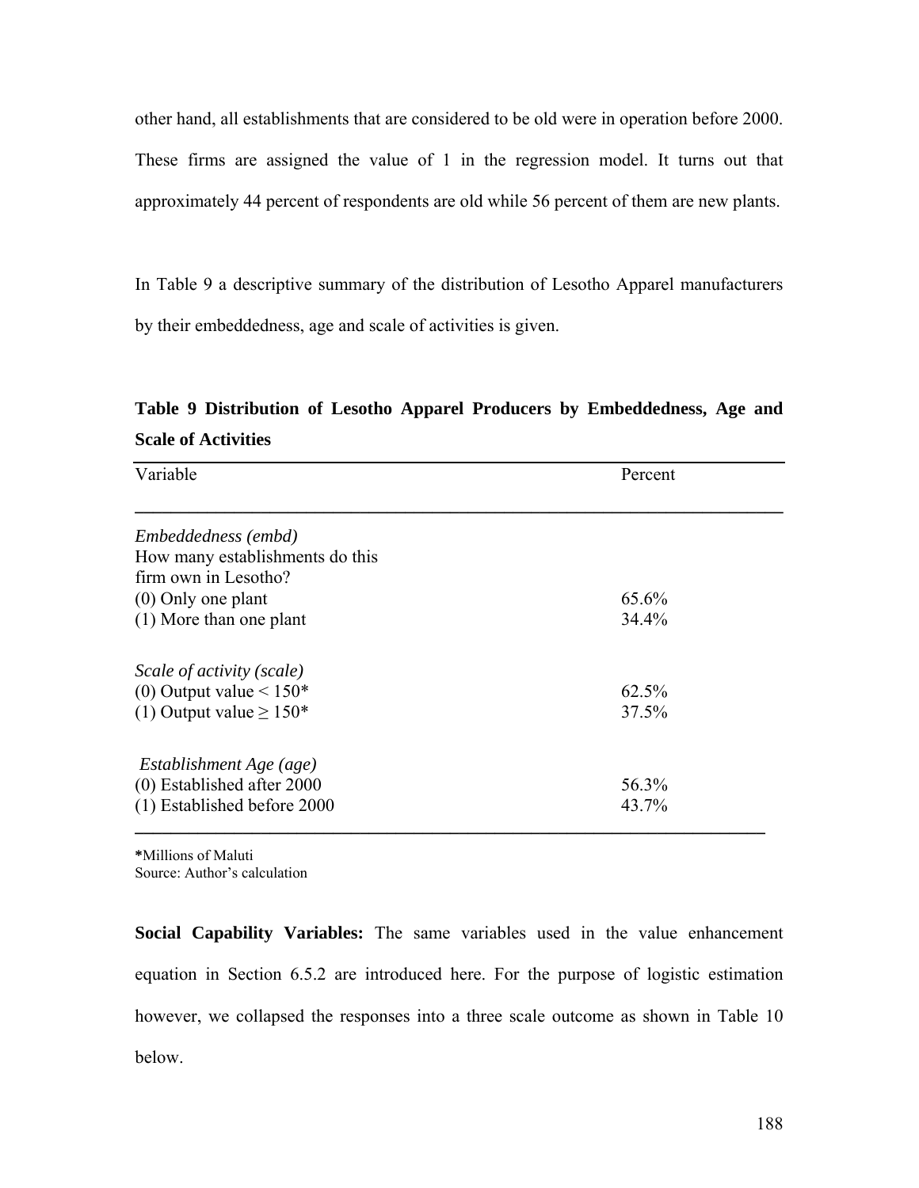other hand, all establishments that are considered to be old were in operation before 2000. These firms are assigned the value of 1 in the regression model. It turns out that approximately 44 percent of respondents are old while 56 percent of them are new plants.

In Table 9 a descriptive summary of the distribution of Lesotho Apparel manufacturers by their embeddedness, age and scale of activities is given.

**Table 9 Distribution of Lesotho Apparel Producers by Embeddedness, Age and Scale of Activities**

| Variable | Percent |
|---|---|
| *Embeddedness (embd)* | |
| How many establishments do this firm own in Lesotho? | |
| (0) Only one plant | 65.6% |
| (1) More than one plant | 34.4% |
| *Scale of activity (scale)* | |
| (0) Output value < 150* | 62.5% |
| (1) Output value ≥ 150* | 37.5% |
| *Establishment Age (age)* | |
| (0) Established after 2000 | 56.3% |
| (1) Established before 2000 | 43.7% |

***Millions of Maluti
Source: Author's calculation

**Social Capability Variables:** The same variables used in the value enhancement equation in Section 6.5.2 are introduced here. For the purpose of logistic estimation however, we collapsed the responses into a three scale outcome as shown in Table 10 below.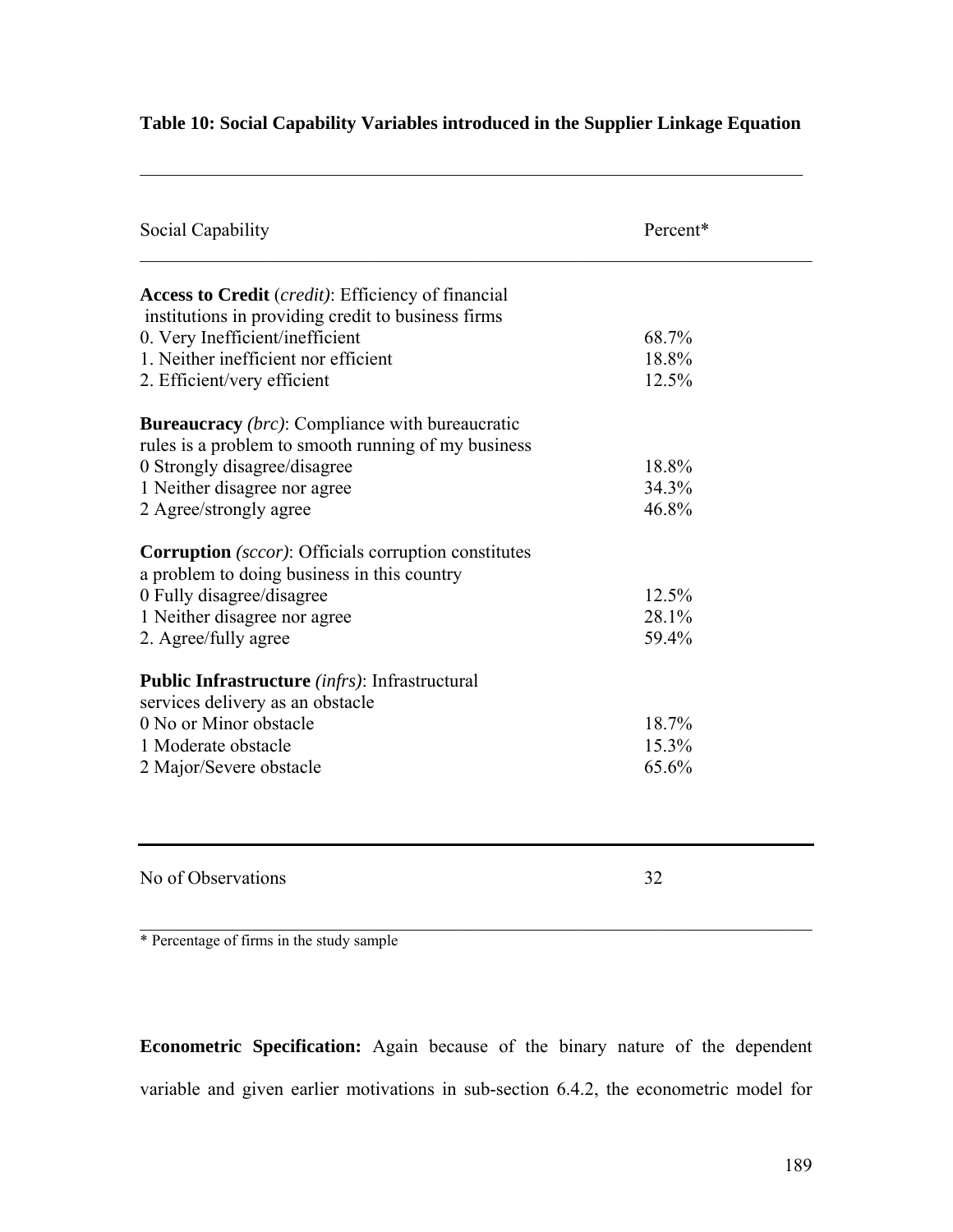**Table 10: Social Capability Variables introduced in the Supplier Linkage Equation**

| Social Capability | Percent* |
|---|---|
| **Access to Credit** (*credit)*: Efficiency of financial institutions in providing credit to business firms | |
| 0. Very Inefficient/inefficient | 68.7% |
| 1. Neither inefficient nor efficient | 18.8% |
| 2. Efficient/very efficient | 12.5% |
| **Bureaucracy** *(brc)*: Compliance with bureaucratic rules is a problem to smooth running of my business | |
| 0 Strongly disagree/disagree | 18.8% |
| 1 Neither disagree nor agree | 34.3% |
| 2 Agree/strongly agree | 46.8% |
| **Corruption** *(sccor)*: Officials corruption constitutes a problem to doing business in this country | |
| 0 Fully disagree/disagree | 12.5% |
| 1 Neither disagree nor agree | 28.1% |
| 2. Agree/fully agree | 59.4% |
| **Public Infrastructure** *(infrs)*: Infrastructural services delivery as an obstacle | |
| 0 No or Minor obstacle | 18.7% |
| 1 Moderate obstacle | 15.3% |
| 2 Major/Severe obstacle | 65.6% |
| No of Observations | 32 |

\* Percentage of firms in the study sample

**Econometric Specification:** Again because of the binary nature of the dependent variable and given earlier motivations in sub-section 6.4.2, the econometric model for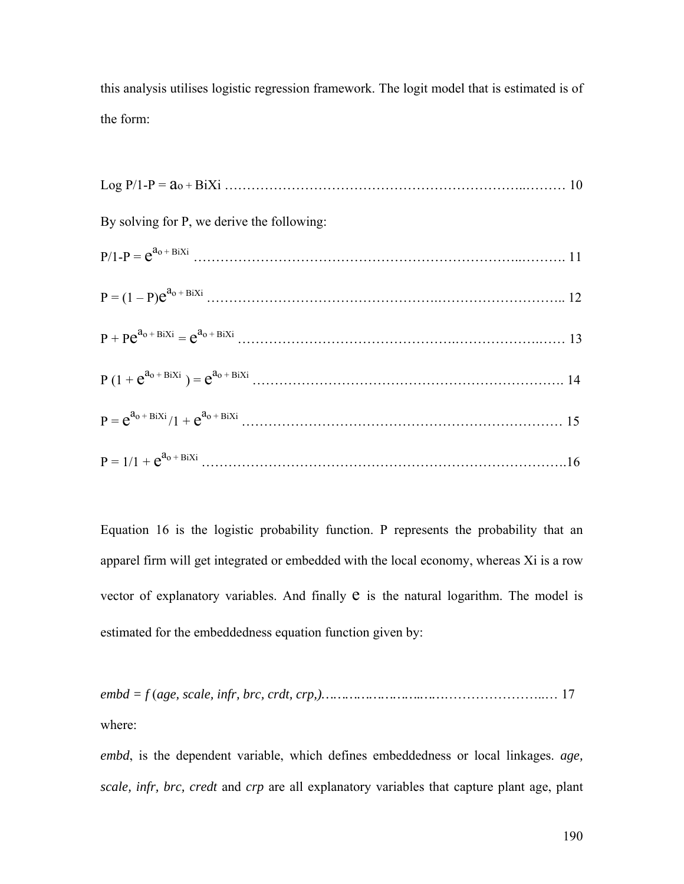this analysis utilises logistic regression framework. The logit model that is estimated is of the form:

$$\text{Log } P/1\text{-}P = a_o + BiXi \qquad (10)$$

By solving for P, we derive the following:

$$P/1\text{-}P = e^{a_o + BiXi} \qquad (11)$$

$$P = (1 - P)e^{a_o + BiXi} \qquad (12)$$

$$P + Pe^{a_o + BiXi} = e^{a_o + BiXi} \qquad (13)$$

$$P\,(1 + e^{a_o + BiXi}) = e^{a_o + BiXi} \qquad (14)$$

$$P = e^{a_o + BiXi}/1 + e^{a_o + BiXi} \qquad (15)$$

$$P = 1/1 + e^{a_o + BiXi} \qquad (16)$$

Equation 16 is the logistic probability function. P represents the probability that an apparel firm will get integrated or embedded with the local economy, whereas Xi is a row vector of explanatory variables. And finally e is the natural logarithm. The model is estimated for the embeddedness equation function given by:

*embd = f (age, scale, infr, brc, crdt, crp,)* ……………………………………………… 17

where:

*embd*, is the dependent variable, which defines embeddedness or local linkages. *age, scale, infr, brc, credt* and *crp* are all explanatory variables that capture plant age, plant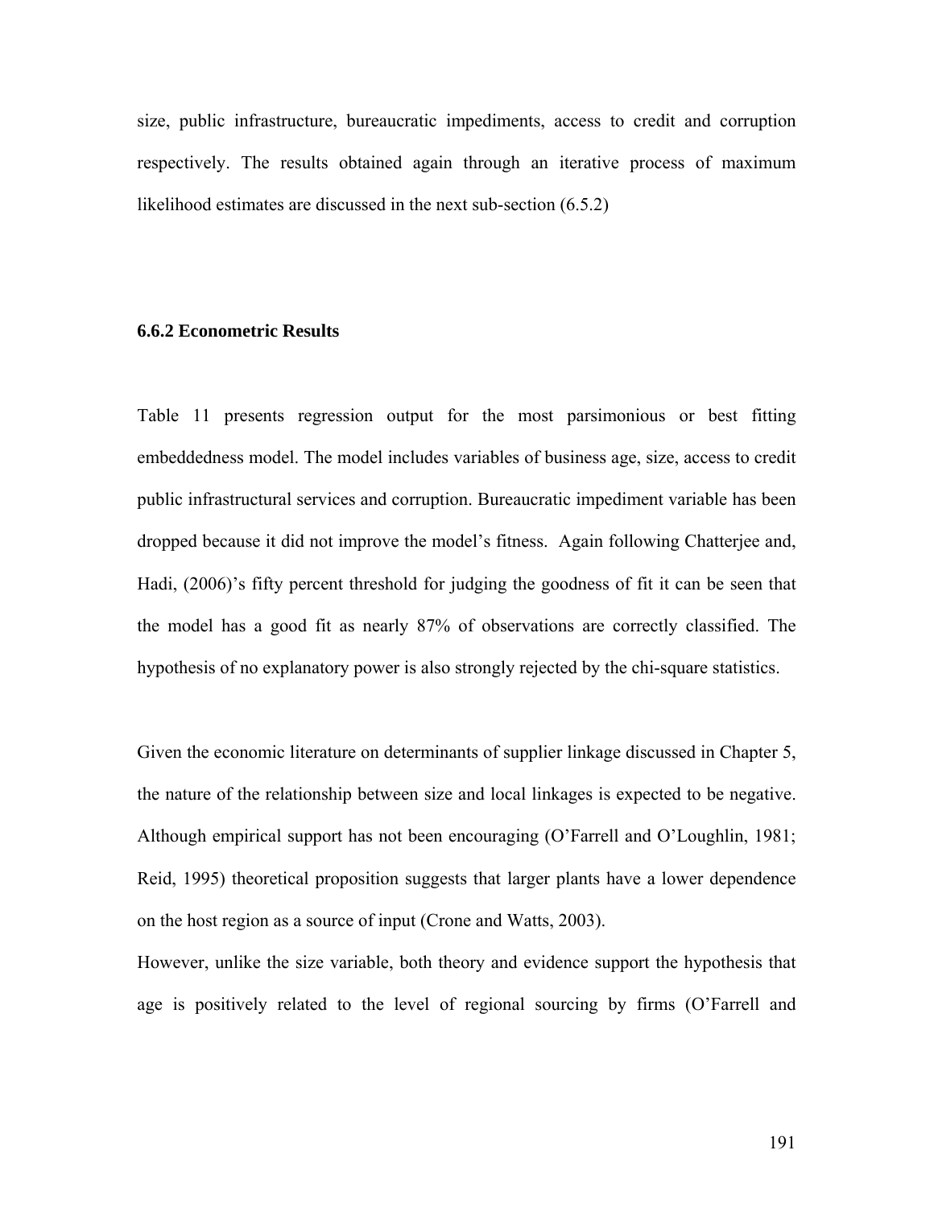size, public infrastructure, bureaucratic impediments, access to credit and corruption respectively. The results obtained again through an iterative process of maximum likelihood estimates are discussed in the next sub-section (6.5.2)

### 6.6.2 Econometric Results

Table 11 presents regression output for the most parsimonious or best fitting embeddedness model. The model includes variables of business age, size, access to credit public infrastructural services and corruption. Bureaucratic impediment variable has been dropped because it did not improve the model's fitness. Again following Chatterjee and, Hadi, (2006)'s fifty percent threshold for judging the goodness of fit it can be seen that the model has a good fit as nearly 87% of observations are correctly classified. The hypothesis of no explanatory power is also strongly rejected by the chi-square statistics.

Given the economic literature on determinants of supplier linkage discussed in Chapter 5, the nature of the relationship between size and local linkages is expected to be negative. Although empirical support has not been encouraging (O'Farrell and O'Loughlin, 1981; Reid, 1995) theoretical proposition suggests that larger plants have a lower dependence on the host region as a source of input (Crone and Watts, 2003).

However, unlike the size variable, both theory and evidence support the hypothesis that age is positively related to the level of regional sourcing by firms (O'Farrell and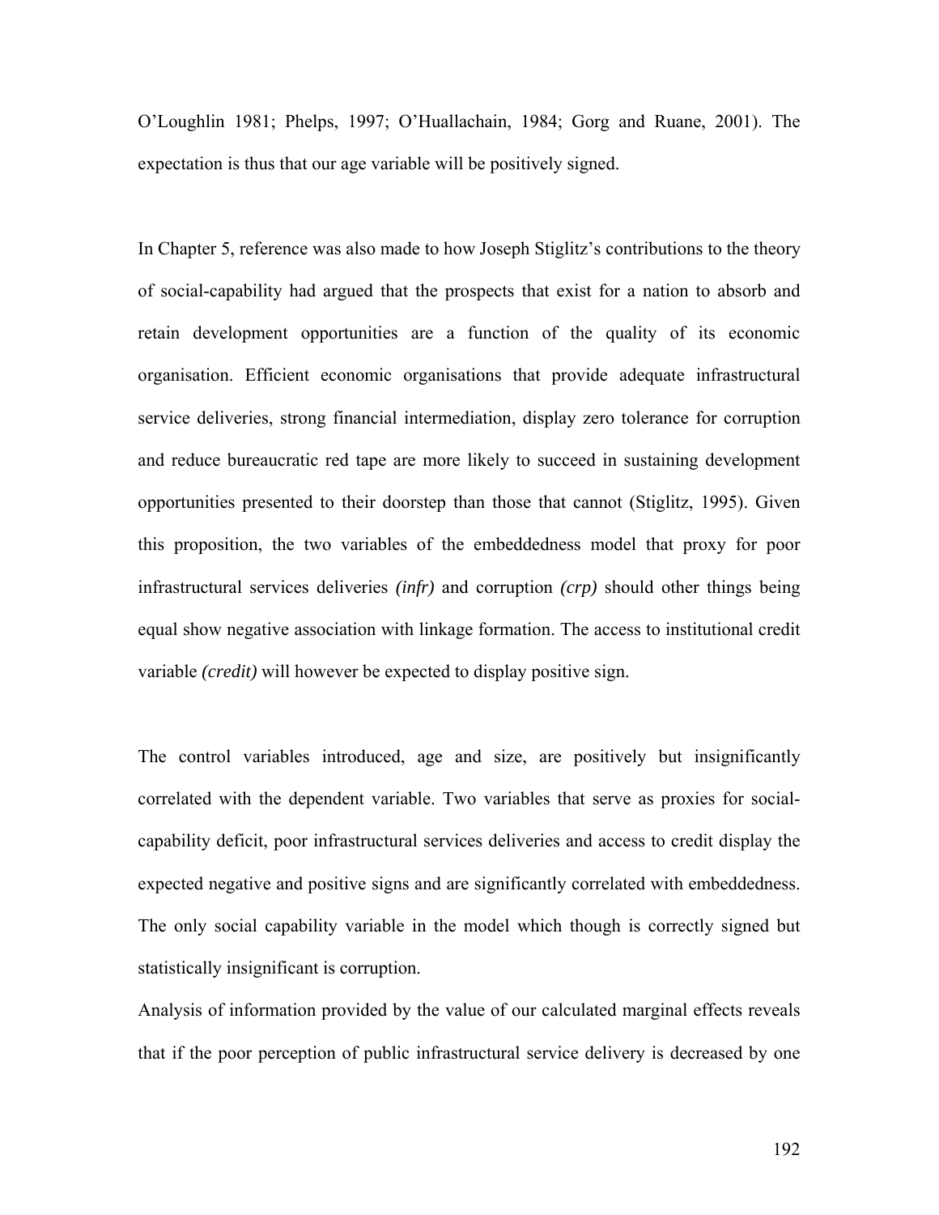O'Loughlin 1981; Phelps, 1997; O'Huallachain, 1984; Gorg and Ruane, 2001). The expectation is thus that our age variable will be positively signed.

In Chapter 5, reference was also made to how Joseph Stiglitz's contributions to the theory of social-capability had argued that the prospects that exist for a nation to absorb and retain development opportunities are a function of the quality of its economic organisation. Efficient economic organisations that provide adequate infrastructural service deliveries, strong financial intermediation, display zero tolerance for corruption and reduce bureaucratic red tape are more likely to succeed in sustaining development opportunities presented to their doorstep than those that cannot (Stiglitz, 1995). Given this proposition, the two variables of the embeddedness model that proxy for poor infrastructural services deliveries *(infr)* and corruption *(crp)* should other things being equal show negative association with linkage formation. The access to institutional credit variable *(credit)* will however be expected to display positive sign.

The control variables introduced, age and size, are positively but insignificantly correlated with the dependent variable. Two variables that serve as proxies for social-capability deficit, poor infrastructural services deliveries and access to credit display the expected negative and positive signs and are significantly correlated with embeddedness. The only social capability variable in the model which though is correctly signed but statistically insignificant is corruption.

Analysis of information provided by the value of our calculated marginal effects reveals that if the poor perception of public infrastructural service delivery is decreased by one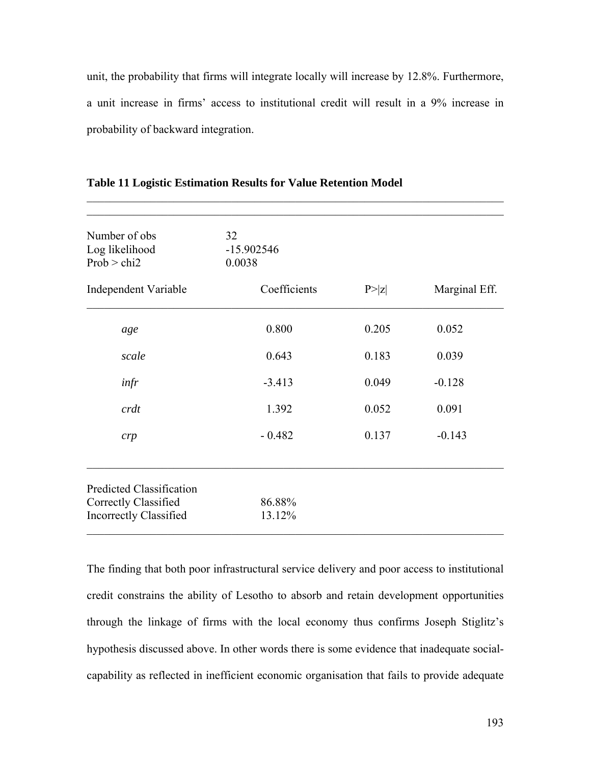unit, the probability that firms will integrate locally will increase by 12.8%. Furthermore, a unit increase in firms' access to institutional credit will result in a 9% increase in probability of backward integration.

**Table 11 Logistic Estimation Results for Value Retention Model**

| Number of obs | 32 | | |
|---|---|---|---|
| Log likelihood | -15.902546 | | |
| Prob > chi2 | 0.0038 | | |
| **Independent Variable** | **Coefficients** | **P>\|z\|** | **Marginal Eff.** |
| *age* | 0.800 | 0.205 | 0.052 |
| *scale* | 0.643 | 0.183 | 0.039 |
| *infr* | -3.413 | 0.049 | -0.128 |
| *crdt* | 1.392 | 0.052 | 0.091 |
| *crp* | - 0.482 | 0.137 | -0.143 |
| Predicted Classification | | | |
| Correctly Classified | 86.88% | | |
| Incorrectly Classified | 13.12% | | |

The finding that both poor infrastructural service delivery and poor access to institutional credit constrains the ability of Lesotho to absorb and retain development opportunities through the linkage of firms with the local economy thus confirms Joseph Stiglitz's hypothesis discussed above. In other words there is some evidence that inadequate social-capability as reflected in inefficient economic organisation that fails to provide adequate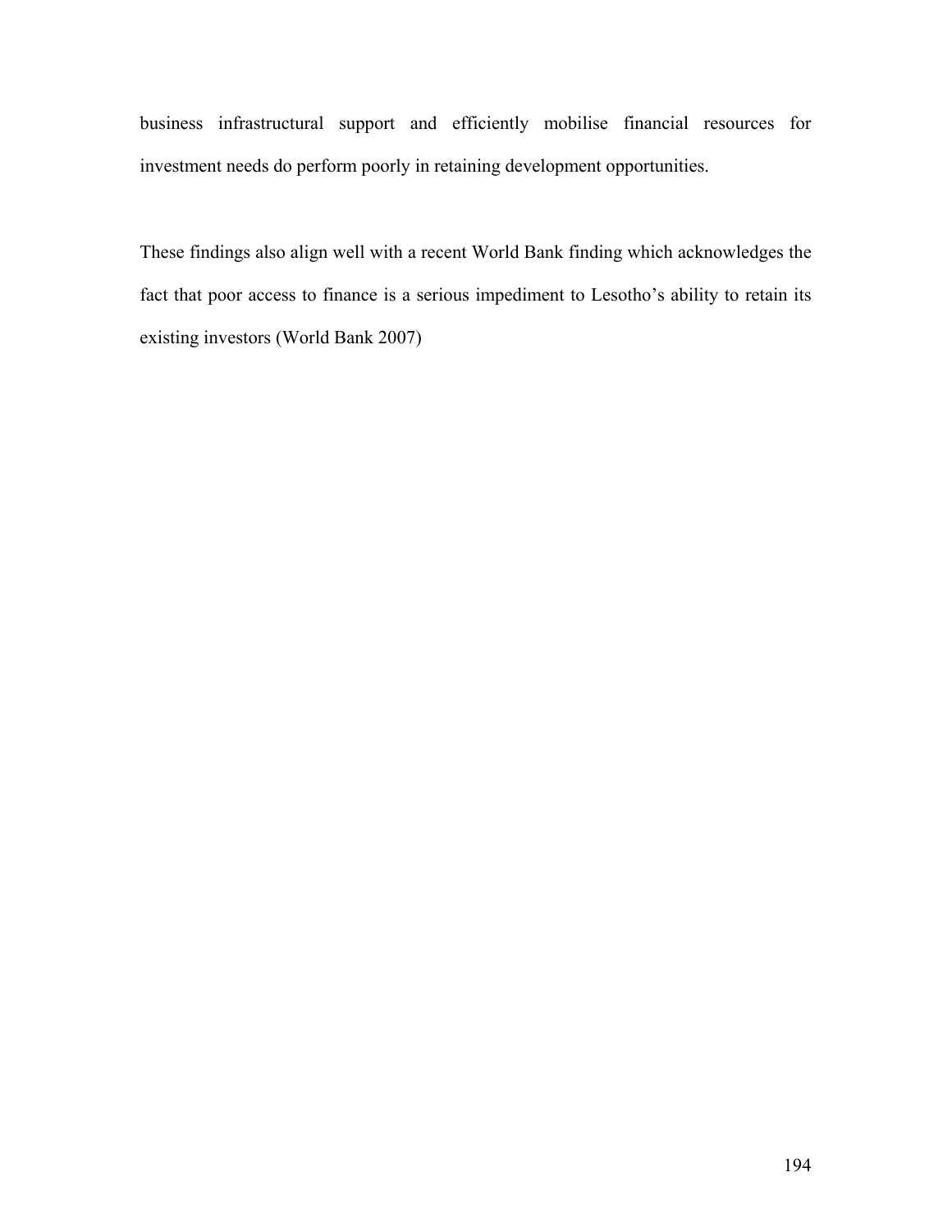business infrastructural support and efficiently mobilise financial resources for investment needs do perform poorly in retaining development opportunities.

These findings also align well with a recent World Bank finding which acknowledges the fact that poor access to finance is a serious impediment to Lesotho's ability to retain its existing investors (World Bank 2007)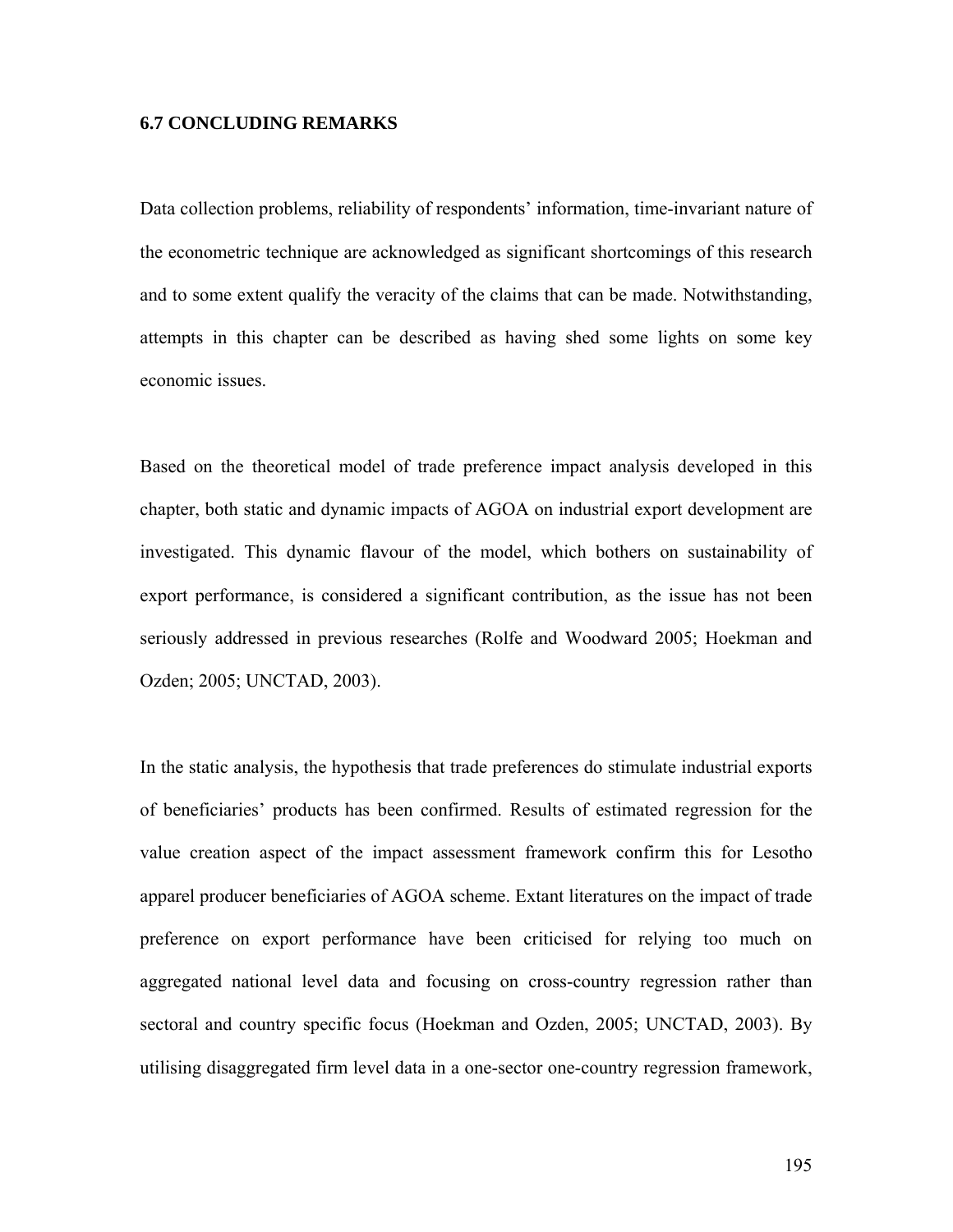## 6.7 CONCLUDING REMARKS

Data collection problems, reliability of respondents' information, time-invariant nature of the econometric technique are acknowledged as significant shortcomings of this research and to some extent qualify the veracity of the claims that can be made. Notwithstanding, attempts in this chapter can be described as having shed some lights on some key economic issues.

Based on the theoretical model of trade preference impact analysis developed in this chapter, both static and dynamic impacts of AGOA on industrial export development are investigated. This dynamic flavour of the model, which bothers on sustainability of export performance, is considered a significant contribution, as the issue has not been seriously addressed in previous researches (Rolfe and Woodward 2005; Hoekman and Ozden; 2005; UNCTAD, 2003).

In the static analysis, the hypothesis that trade preferences do stimulate industrial exports of beneficiaries' products has been confirmed. Results of estimated regression for the value creation aspect of the impact assessment framework confirm this for Lesotho apparel producer beneficiaries of AGOA scheme. Extant literatures on the impact of trade preference on export performance have been criticised for relying too much on aggregated national level data and focusing on cross-country regression rather than sectoral and country specific focus (Hoekman and Ozden, 2005; UNCTAD, 2003). By utilising disaggregated firm level data in a one-sector one-country regression framework,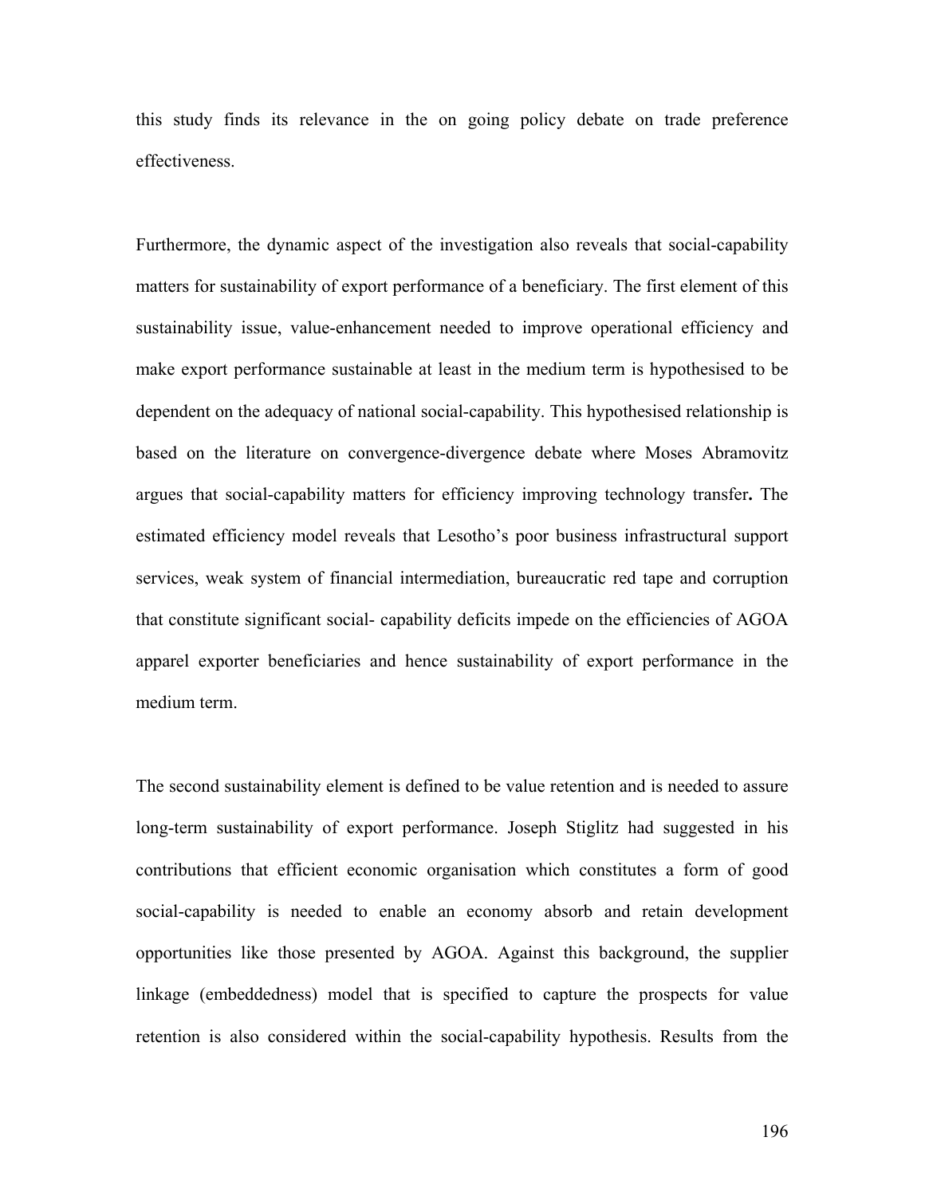this study finds its relevance in the on going policy debate on trade preference effectiveness.

Furthermore, the dynamic aspect of the investigation also reveals that social-capability matters for sustainability of export performance of a beneficiary. The first element of this sustainability issue, value-enhancement needed to improve operational efficiency and make export performance sustainable at least in the medium term is hypothesised to be dependent on the adequacy of national social-capability. This hypothesised relationship is based on the literature on convergence-divergence debate where Moses Abramovitz argues that social-capability matters for efficiency improving technology transfer**.** The estimated efficiency model reveals that Lesotho's poor business infrastructural support services, weak system of financial intermediation, bureaucratic red tape and corruption that constitute significant social- capability deficits impede on the efficiencies of AGOA apparel exporter beneficiaries and hence sustainability of export performance in the medium term.

The second sustainability element is defined to be value retention and is needed to assure long-term sustainability of export performance. Joseph Stiglitz had suggested in his contributions that efficient economic organisation which constitutes a form of good social-capability is needed to enable an economy absorb and retain development opportunities like those presented by AGOA. Against this background, the supplier linkage (embeddedness) model that is specified to capture the prospects for value retention is also considered within the social-capability hypothesis. Results from the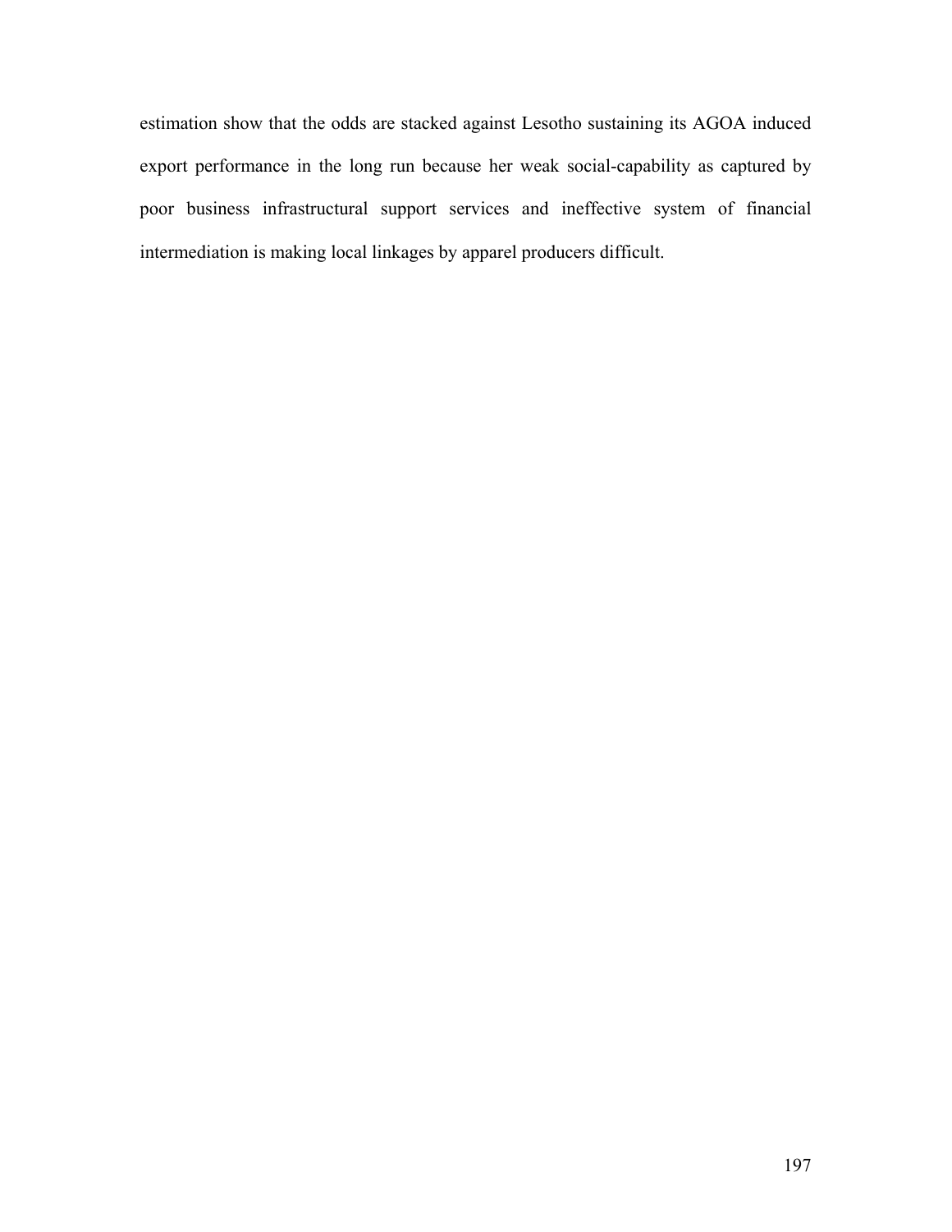estimation show that the odds are stacked against Lesotho sustaining its AGOA induced export performance in the long run because her weak social-capability as captured by poor business infrastructural support services and ineffective system of financial intermediation is making local linkages by apparel producers difficult.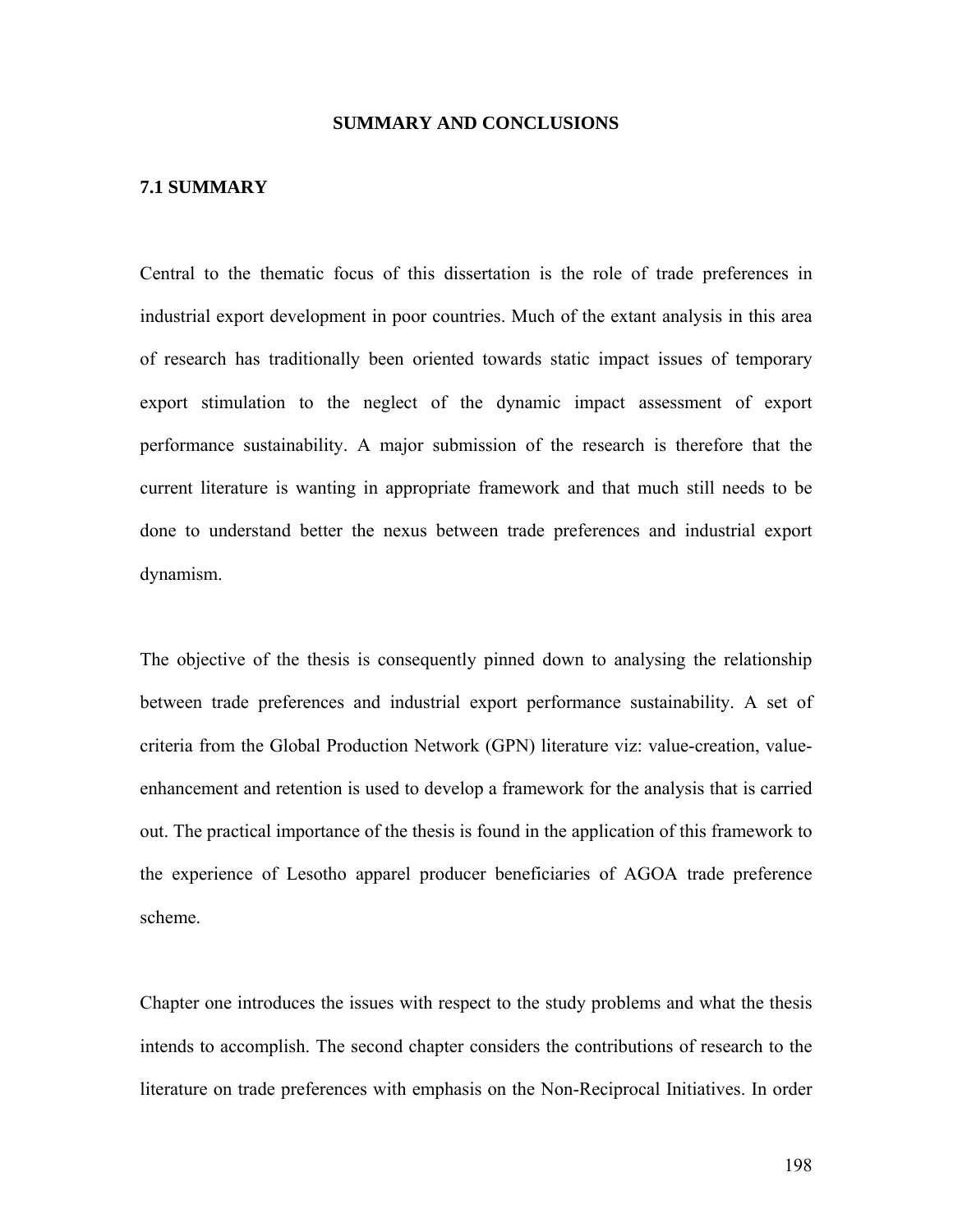# SUMMARY AND CONCLUSIONS

## 7.1 SUMMARY

Central to the thematic focus of this dissertation is the role of trade preferences in industrial export development in poor countries. Much of the extant analysis in this area of research has traditionally been oriented towards static impact issues of temporary export stimulation to the neglect of the dynamic impact assessment of export performance sustainability. A major submission of the research is therefore that the current literature is wanting in appropriate framework and that much still needs to be done to understand better the nexus between trade preferences and industrial export dynamism.

The objective of the thesis is consequently pinned down to analysing the relationship between trade preferences and industrial export performance sustainability. A set of criteria from the Global Production Network (GPN) literature viz: value-creation, value-enhancement and retention is used to develop a framework for the analysis that is carried out. The practical importance of the thesis is found in the application of this framework to the experience of Lesotho apparel producer beneficiaries of AGOA trade preference scheme.

Chapter one introduces the issues with respect to the study problems and what the thesis intends to accomplish. The second chapter considers the contributions of research to the literature on trade preferences with emphasis on the Non-Reciprocal Initiatives. In order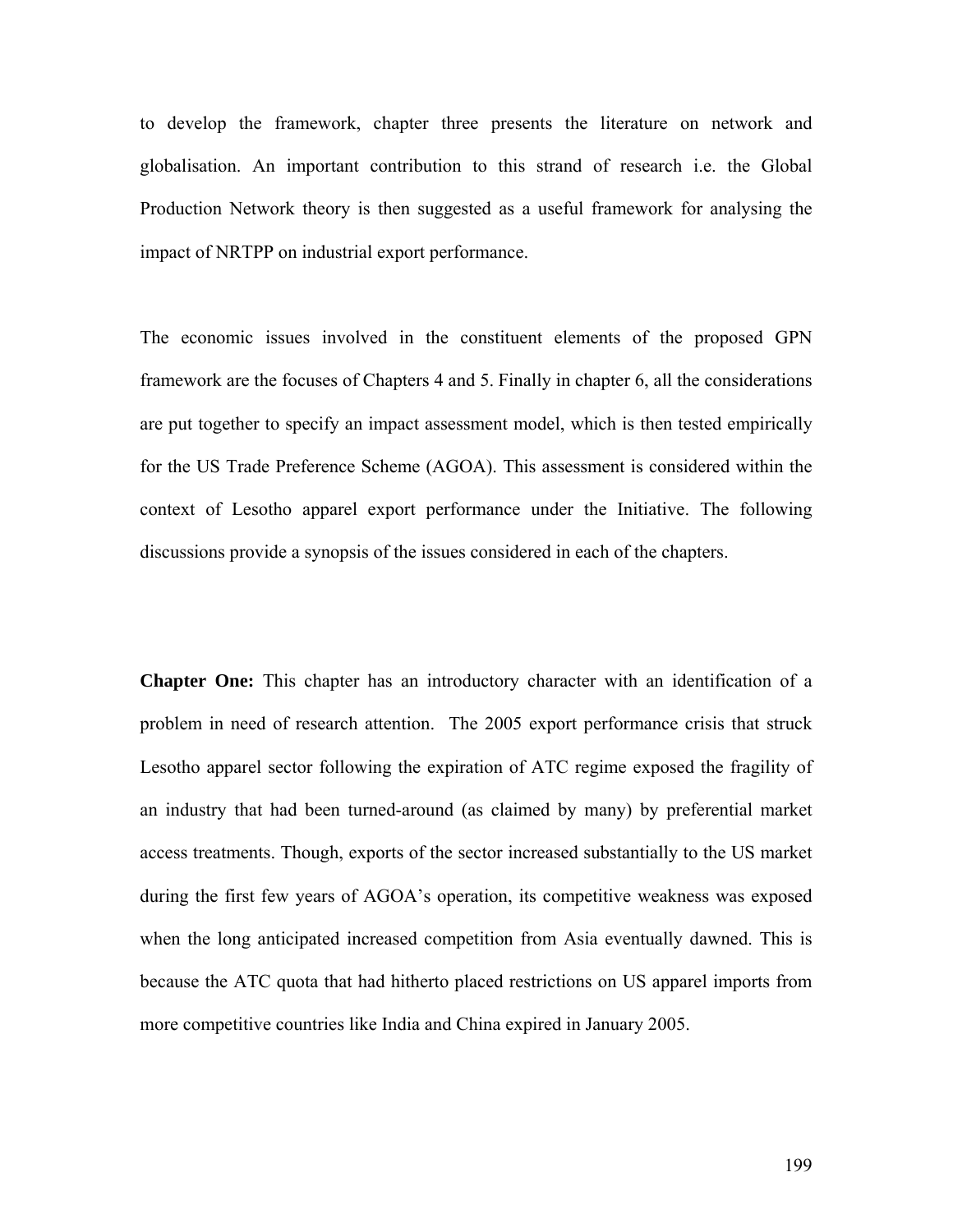to develop the framework, chapter three presents the literature on network and globalisation. An important contribution to this strand of research i.e. the Global Production Network theory is then suggested as a useful framework for analysing the impact of NRTPP on industrial export performance.

The economic issues involved in the constituent elements of the proposed GPN framework are the focuses of Chapters 4 and 5. Finally in chapter 6, all the considerations are put together to specify an impact assessment model, which is then tested empirically for the US Trade Preference Scheme (AGOA). This assessment is considered within the context of Lesotho apparel export performance under the Initiative. The following discussions provide a synopsis of the issues considered in each of the chapters.

**Chapter One:** This chapter has an introductory character with an identification of a problem in need of research attention. The 2005 export performance crisis that struck Lesotho apparel sector following the expiration of ATC regime exposed the fragility of an industry that had been turned-around (as claimed by many) by preferential market access treatments. Though, exports of the sector increased substantially to the US market during the first few years of AGOA's operation, its competitive weakness was exposed when the long anticipated increased competition from Asia eventually dawned. This is because the ATC quota that had hitherto placed restrictions on US apparel imports from more competitive countries like India and China expired in January 2005.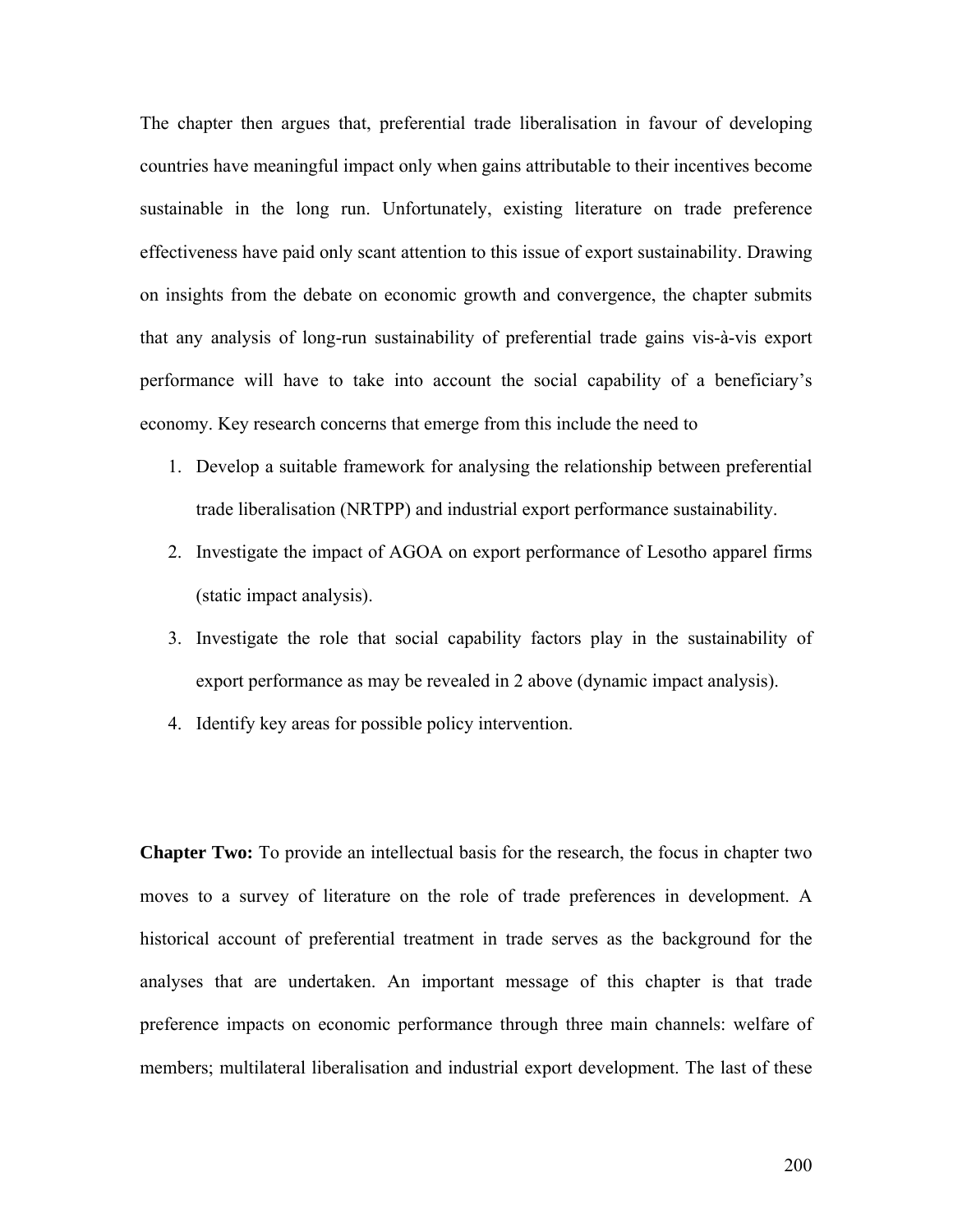The chapter then argues that, preferential trade liberalisation in favour of developing countries have meaningful impact only when gains attributable to their incentives become sustainable in the long run. Unfortunately, existing literature on trade preference effectiveness have paid only scant attention to this issue of export sustainability. Drawing on insights from the debate on economic growth and convergence, the chapter submits that any analysis of long-run sustainability of preferential trade gains vis-à-vis export performance will have to take into account the social capability of a beneficiary's economy. Key research concerns that emerge from this include the need to

1. Develop a suitable framework for analysing the relationship between preferential trade liberalisation (NRTPP) and industrial export performance sustainability.
2. Investigate the impact of AGOA on export performance of Lesotho apparel firms (static impact analysis).
3. Investigate the role that social capability factors play in the sustainability of export performance as may be revealed in 2 above (dynamic impact analysis).
4. Identify key areas for possible policy intervention.

**Chapter Two:** To provide an intellectual basis for the research, the focus in chapter two moves to a survey of literature on the role of trade preferences in development. A historical account of preferential treatment in trade serves as the background for the analyses that are undertaken. An important message of this chapter is that trade preference impacts on economic performance through three main channels: welfare of members; multilateral liberalisation and industrial export development. The last of these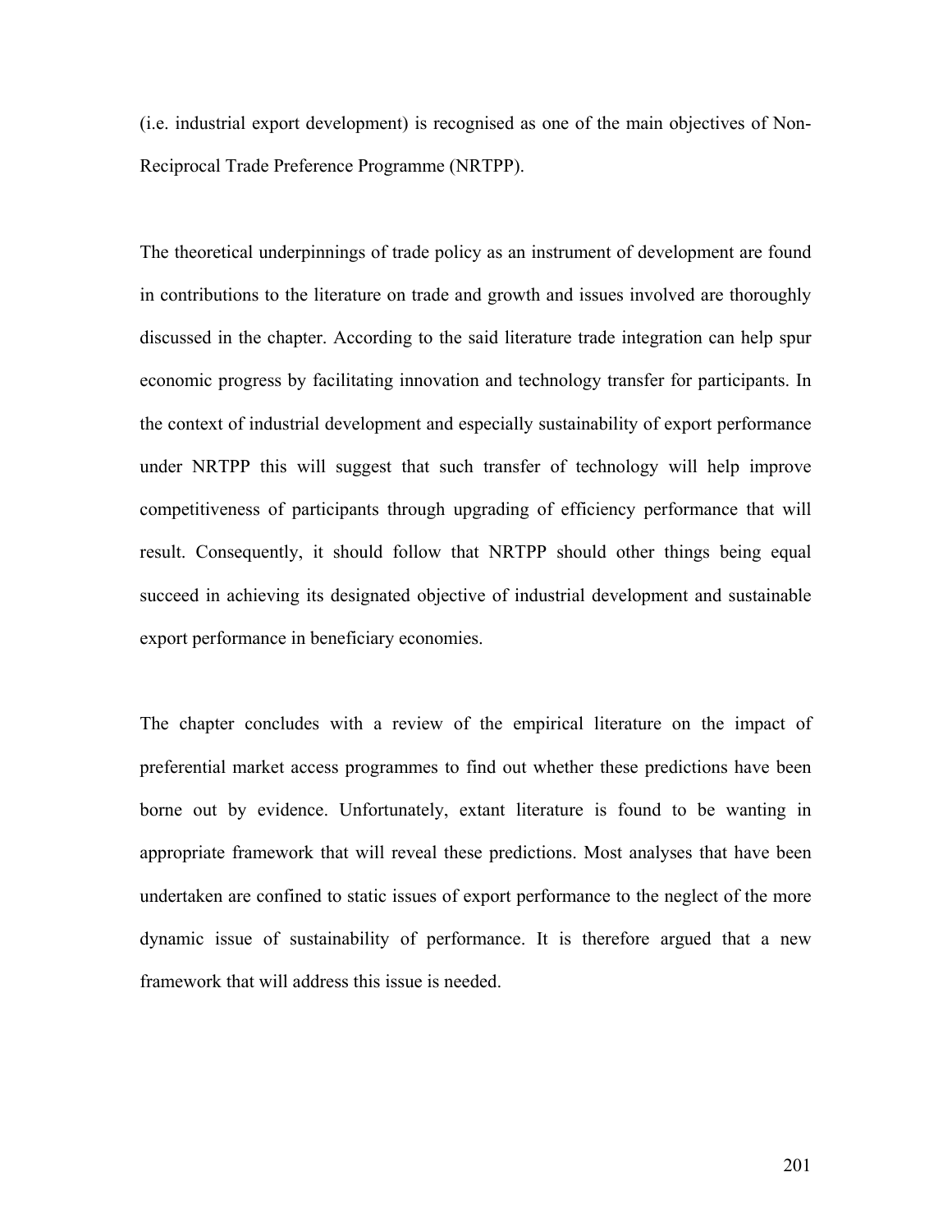(i.e. industrial export development) is recognised as one of the main objectives of Non-Reciprocal Trade Preference Programme (NRTPP).

The theoretical underpinnings of trade policy as an instrument of development are found in contributions to the literature on trade and growth and issues involved are thoroughly discussed in the chapter. According to the said literature trade integration can help spur economic progress by facilitating innovation and technology transfer for participants. In the context of industrial development and especially sustainability of export performance under NRTPP this will suggest that such transfer of technology will help improve competitiveness of participants through upgrading of efficiency performance that will result. Consequently, it should follow that NRTPP should other things being equal succeed in achieving its designated objective of industrial development and sustainable export performance in beneficiary economies.

The chapter concludes with a review of the empirical literature on the impact of preferential market access programmes to find out whether these predictions have been borne out by evidence. Unfortunately, extant literature is found to be wanting in appropriate framework that will reveal these predictions. Most analyses that have been undertaken are confined to static issues of export performance to the neglect of the more dynamic issue of sustainability of performance. It is therefore argued that a new framework that will address this issue is needed.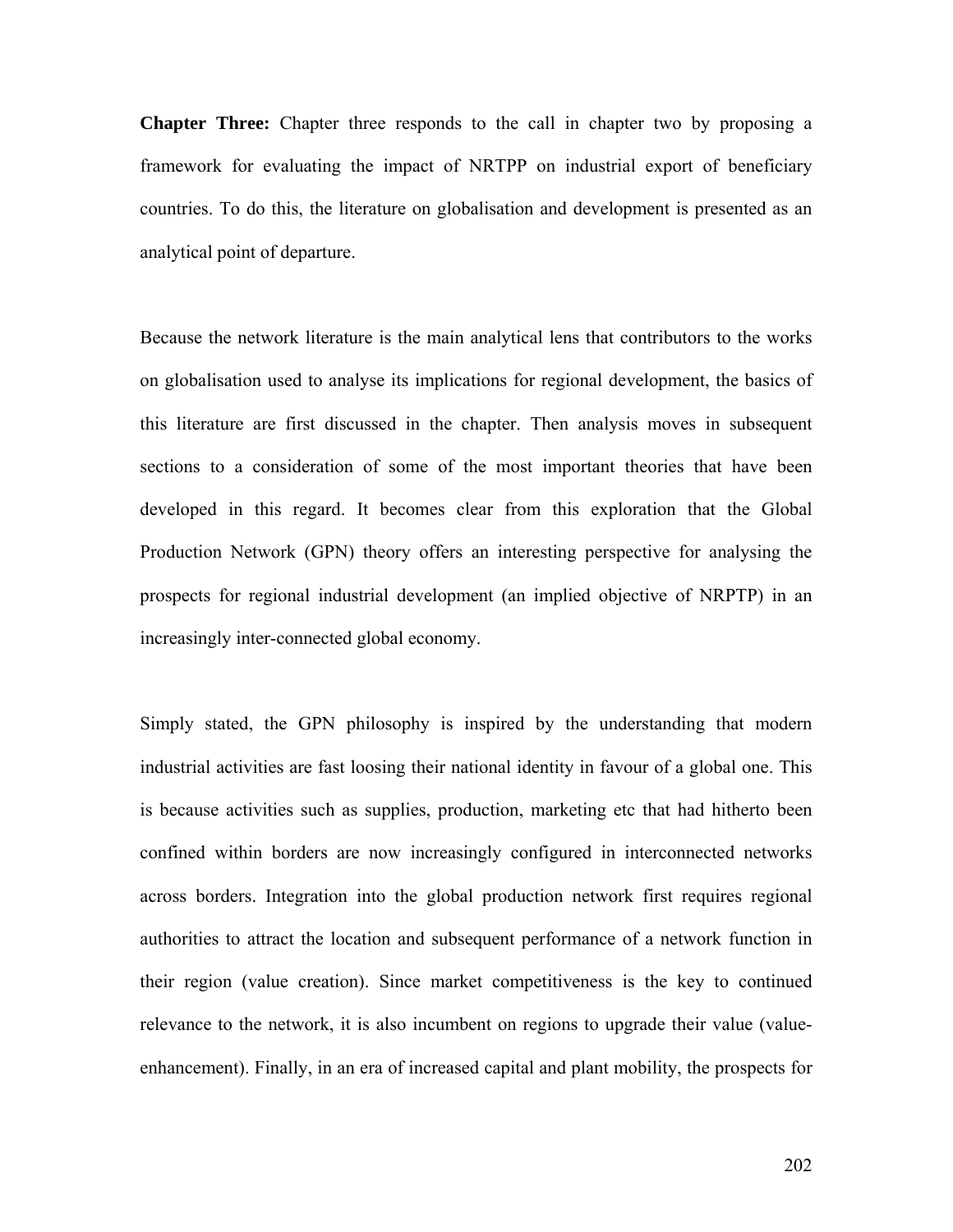**Chapter Three:** Chapter three responds to the call in chapter two by proposing a framework for evaluating the impact of NRTPP on industrial export of beneficiary countries. To do this, the literature on globalisation and development is presented as an analytical point of departure.

Because the network literature is the main analytical lens that contributors to the works on globalisation used to analyse its implications for regional development, the basics of this literature are first discussed in the chapter. Then analysis moves in subsequent sections to a consideration of some of the most important theories that have been developed in this regard. It becomes clear from this exploration that the Global Production Network (GPN) theory offers an interesting perspective for analysing the prospects for regional industrial development (an implied objective of NRPTP) in an increasingly inter-connected global economy.

Simply stated, the GPN philosophy is inspired by the understanding that modern industrial activities are fast loosing their national identity in favour of a global one. This is because activities such as supplies, production, marketing etc that had hitherto been confined within borders are now increasingly configured in interconnected networks across borders. Integration into the global production network first requires regional authorities to attract the location and subsequent performance of a network function in their region (value creation). Since market competitiveness is the key to continued relevance to the network, it is also incumbent on regions to upgrade their value (value-enhancement). Finally, in an era of increased capital and plant mobility, the prospects for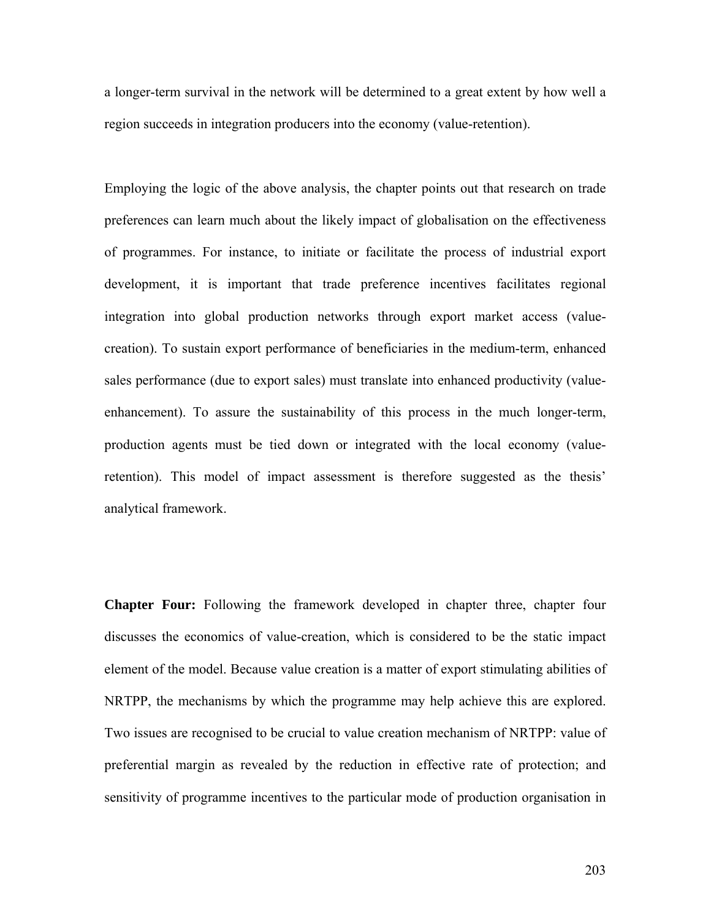a longer-term survival in the network will be determined to a great extent by how well a region succeeds in integration producers into the economy (value-retention).

Employing the logic of the above analysis, the chapter points out that research on trade preferences can learn much about the likely impact of globalisation on the effectiveness of programmes. For instance, to initiate or facilitate the process of industrial export development, it is important that trade preference incentives facilitates regional integration into global production networks through export market access (value-creation). To sustain export performance of beneficiaries in the medium-term, enhanced sales performance (due to export sales) must translate into enhanced productivity (value-enhancement). To assure the sustainability of this process in the much longer-term, production agents must be tied down or integrated with the local economy (value-retention). This model of impact assessment is therefore suggested as the thesis' analytical framework.

**Chapter Four:** Following the framework developed in chapter three, chapter four discusses the economics of value-creation, which is considered to be the static impact element of the model. Because value creation is a matter of export stimulating abilities of NRTPP, the mechanisms by which the programme may help achieve this are explored. Two issues are recognised to be crucial to value creation mechanism of NRTPP: value of preferential margin as revealed by the reduction in effective rate of protection; and sensitivity of programme incentives to the particular mode of production organisation in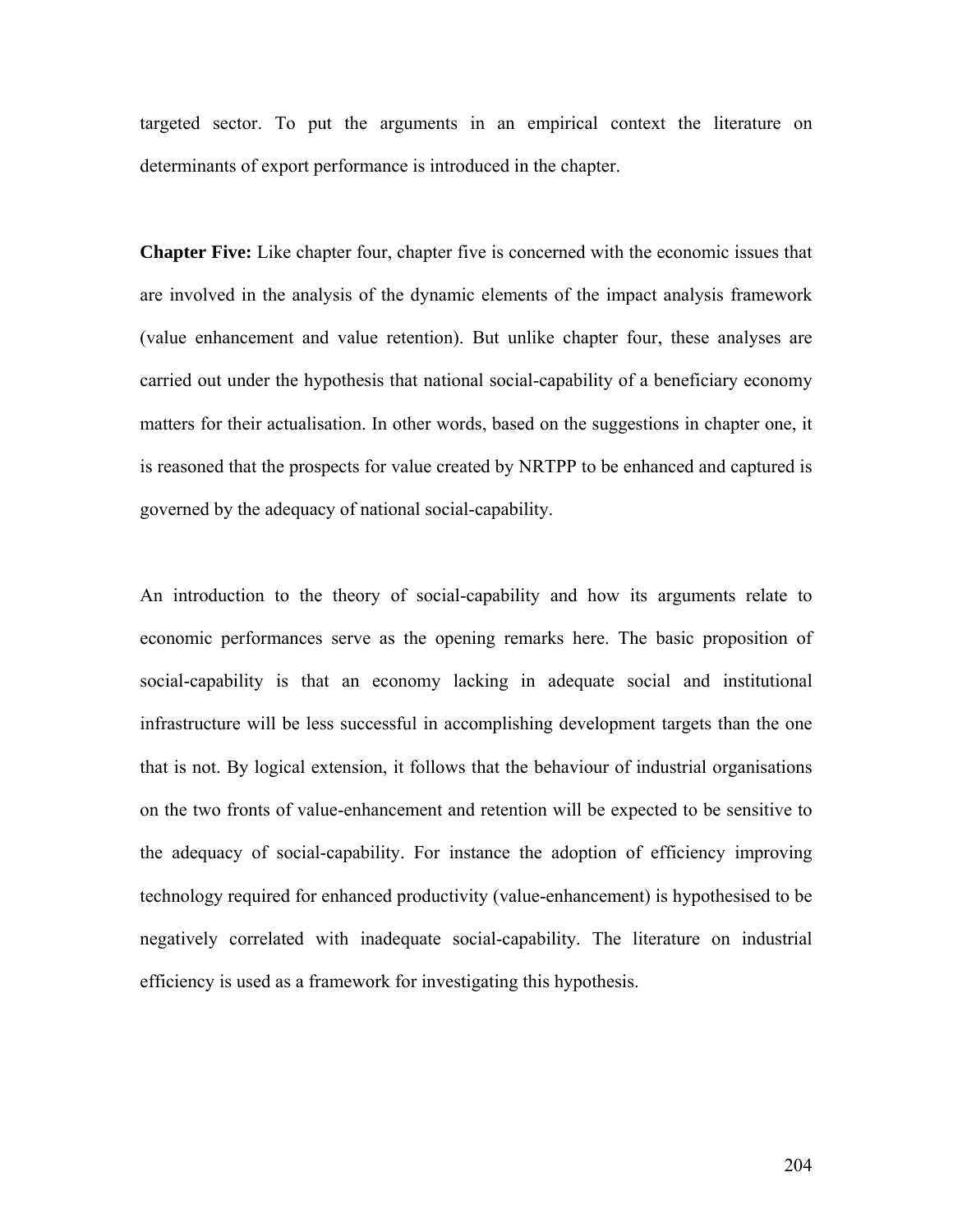targeted sector. To put the arguments in an empirical context the literature on determinants of export performance is introduced in the chapter.

**Chapter Five:** Like chapter four, chapter five is concerned with the economic issues that are involved in the analysis of the dynamic elements of the impact analysis framework (value enhancement and value retention). But unlike chapter four, these analyses are carried out under the hypothesis that national social-capability of a beneficiary economy matters for their actualisation. In other words, based on the suggestions in chapter one, it is reasoned that the prospects for value created by NRTPP to be enhanced and captured is governed by the adequacy of national social-capability.

An introduction to the theory of social-capability and how its arguments relate to economic performances serve as the opening remarks here. The basic proposition of social-capability is that an economy lacking in adequate social and institutional infrastructure will be less successful in accomplishing development targets than the one that is not. By logical extension, it follows that the behaviour of industrial organisations on the two fronts of value-enhancement and retention will be expected to be sensitive to the adequacy of social-capability. For instance the adoption of efficiency improving technology required for enhanced productivity (value-enhancement) is hypothesised to be negatively correlated with inadequate social-capability. The literature on industrial efficiency is used as a framework for investigating this hypothesis.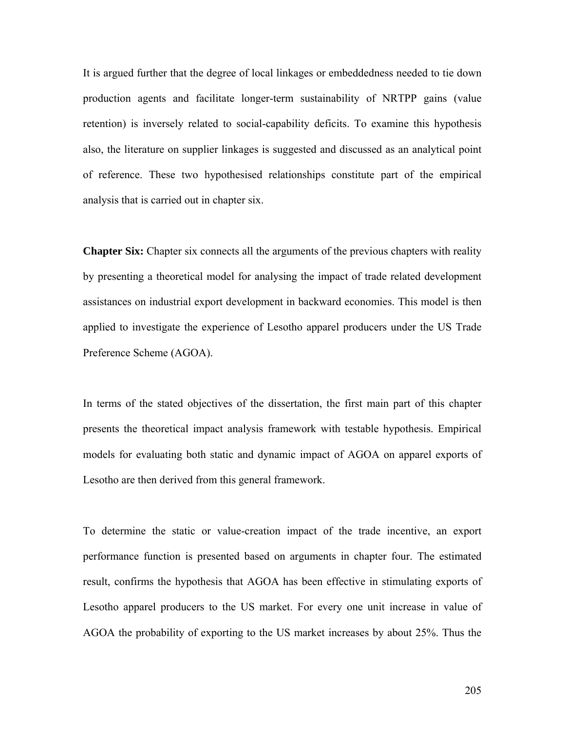It is argued further that the degree of local linkages or embeddedness needed to tie down production agents and facilitate longer-term sustainability of NRTPP gains (value retention) is inversely related to social-capability deficits. To examine this hypothesis also, the literature on supplier linkages is suggested and discussed as an analytical point of reference. These two hypothesised relationships constitute part of the empirical analysis that is carried out in chapter six.

**Chapter Six:** Chapter six connects all the arguments of the previous chapters with reality by presenting a theoretical model for analysing the impact of trade related development assistances on industrial export development in backward economies. This model is then applied to investigate the experience of Lesotho apparel producers under the US Trade Preference Scheme (AGOA).

In terms of the stated objectives of the dissertation, the first main part of this chapter presents the theoretical impact analysis framework with testable hypothesis. Empirical models for evaluating both static and dynamic impact of AGOA on apparel exports of Lesotho are then derived from this general framework.

To determine the static or value-creation impact of the trade incentive, an export performance function is presented based on arguments in chapter four. The estimated result, confirms the hypothesis that AGOA has been effective in stimulating exports of Lesotho apparel producers to the US market. For every one unit increase in value of AGOA the probability of exporting to the US market increases by about 25%. Thus the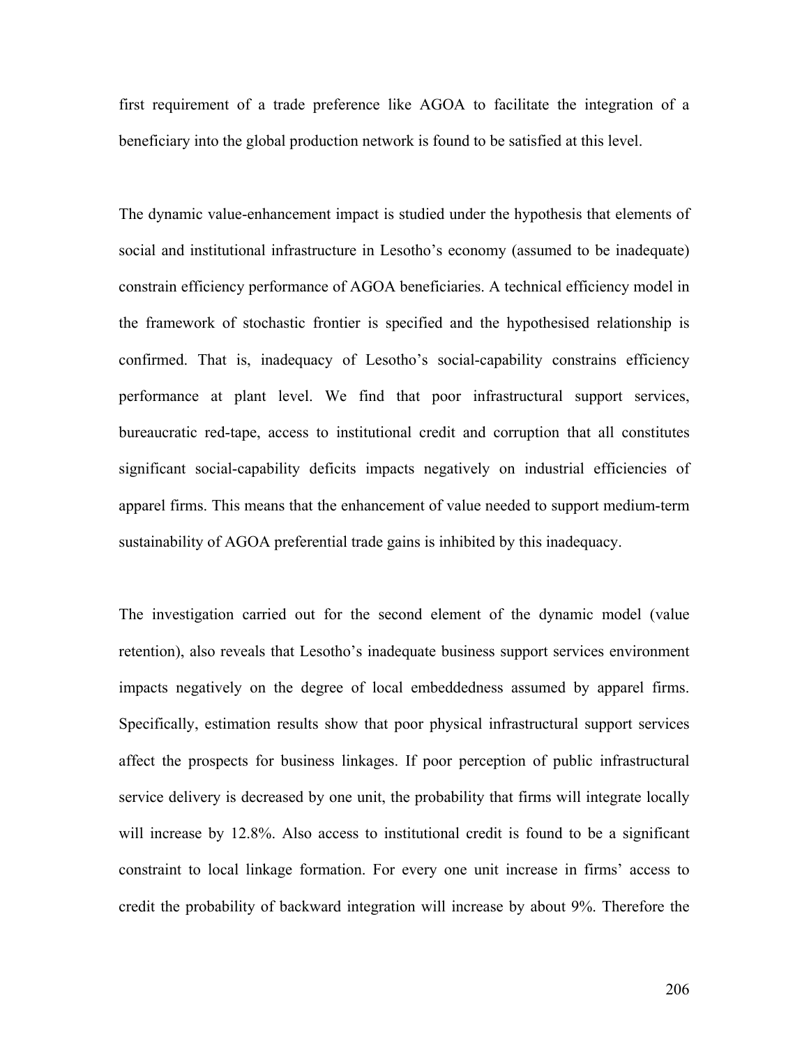first requirement of a trade preference like AGOA to facilitate the integration of a beneficiary into the global production network is found to be satisfied at this level.

The dynamic value-enhancement impact is studied under the hypothesis that elements of social and institutional infrastructure in Lesotho's economy (assumed to be inadequate) constrain efficiency performance of AGOA beneficiaries. A technical efficiency model in the framework of stochastic frontier is specified and the hypothesised relationship is confirmed. That is, inadequacy of Lesotho's social-capability constrains efficiency performance at plant level. We find that poor infrastructural support services, bureaucratic red-tape, access to institutional credit and corruption that all constitutes significant social-capability deficits impacts negatively on industrial efficiencies of apparel firms. This means that the enhancement of value needed to support medium-term sustainability of AGOA preferential trade gains is inhibited by this inadequacy.

The investigation carried out for the second element of the dynamic model (value retention), also reveals that Lesotho's inadequate business support services environment impacts negatively on the degree of local embeddedness assumed by apparel firms. Specifically, estimation results show that poor physical infrastructural support services affect the prospects for business linkages. If poor perception of public infrastructural service delivery is decreased by one unit, the probability that firms will integrate locally will increase by 12.8%. Also access to institutional credit is found to be a significant constraint to local linkage formation. For every one unit increase in firms' access to credit the probability of backward integration will increase by about 9%. Therefore the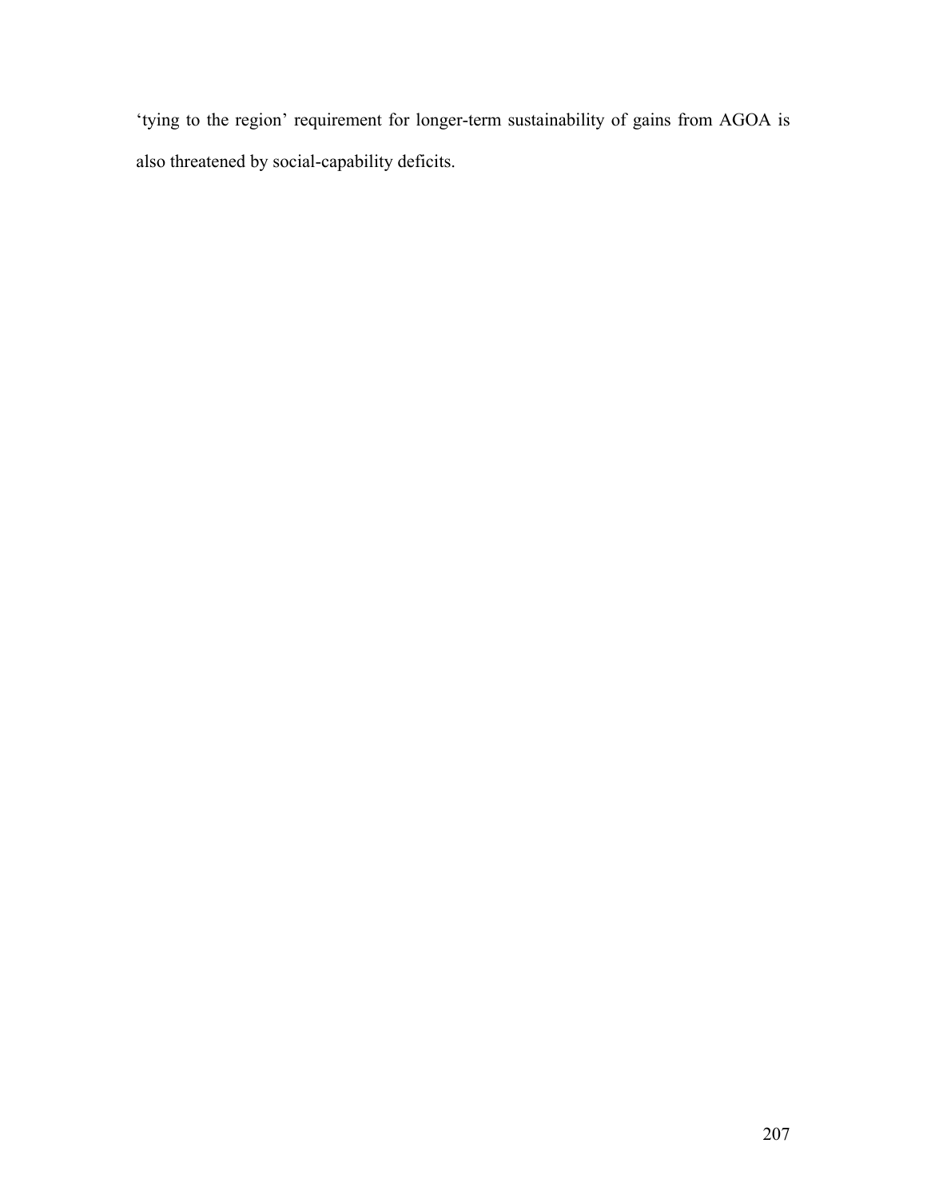'tying to the region' requirement for longer-term sustainability of gains from AGOA is also threatened by social-capability deficits.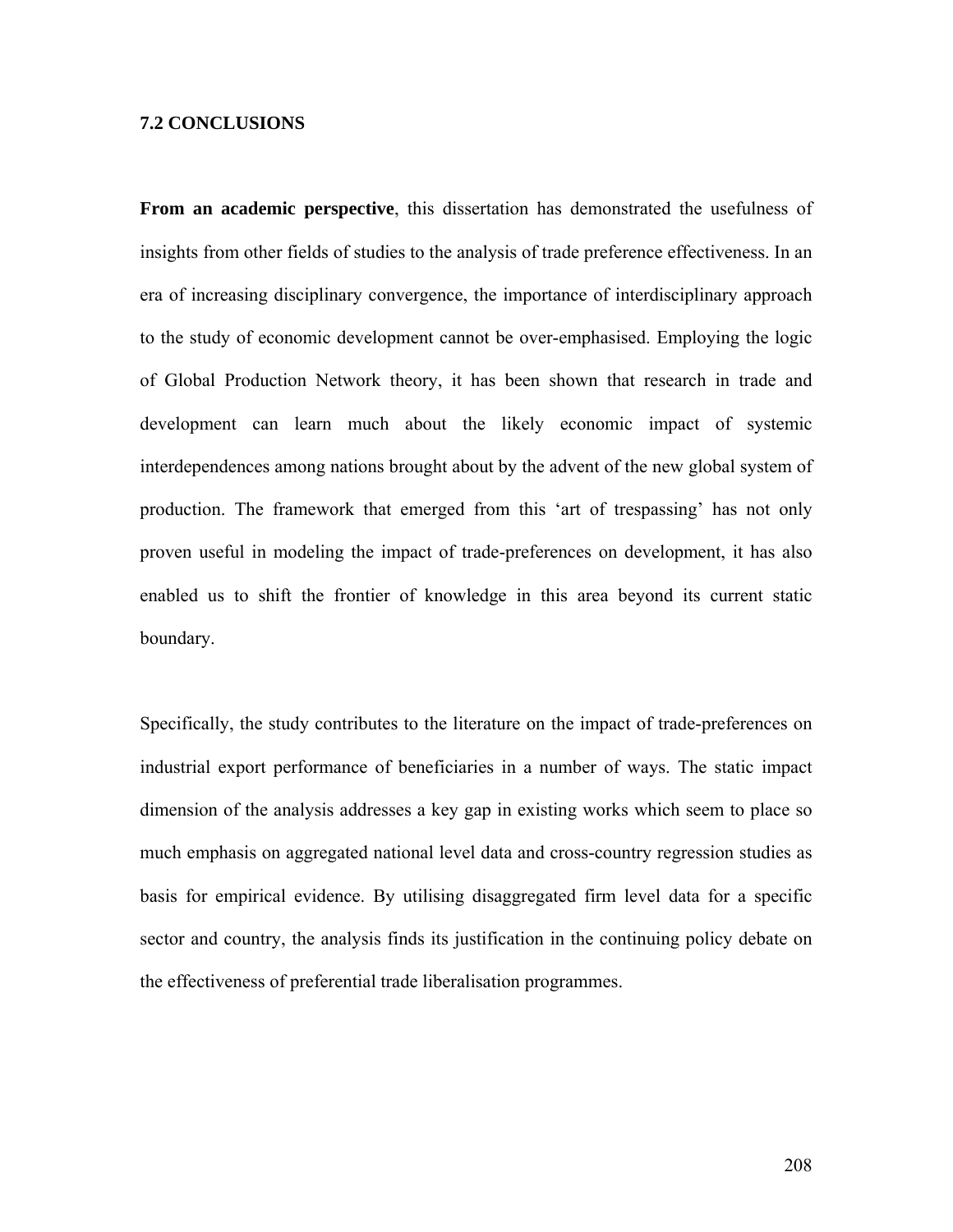## 7.2 CONCLUSIONS

**From an academic perspective**, this dissertation has demonstrated the usefulness of insights from other fields of studies to the analysis of trade preference effectiveness. In an era of increasing disciplinary convergence, the importance of interdisciplinary approach to the study of economic development cannot be over-emphasised. Employing the logic of Global Production Network theory, it has been shown that research in trade and development can learn much about the likely economic impact of systemic interdependences among nations brought about by the advent of the new global system of production. The framework that emerged from this 'art of trespassing' has not only proven useful in modeling the impact of trade-preferences on development, it has also enabled us to shift the frontier of knowledge in this area beyond its current static boundary.

Specifically, the study contributes to the literature on the impact of trade-preferences on industrial export performance of beneficiaries in a number of ways. The static impact dimension of the analysis addresses a key gap in existing works which seem to place so much emphasis on aggregated national level data and cross-country regression studies as basis for empirical evidence. By utilising disaggregated firm level data for a specific sector and country, the analysis finds its justification in the continuing policy debate on the effectiveness of preferential trade liberalisation programmes.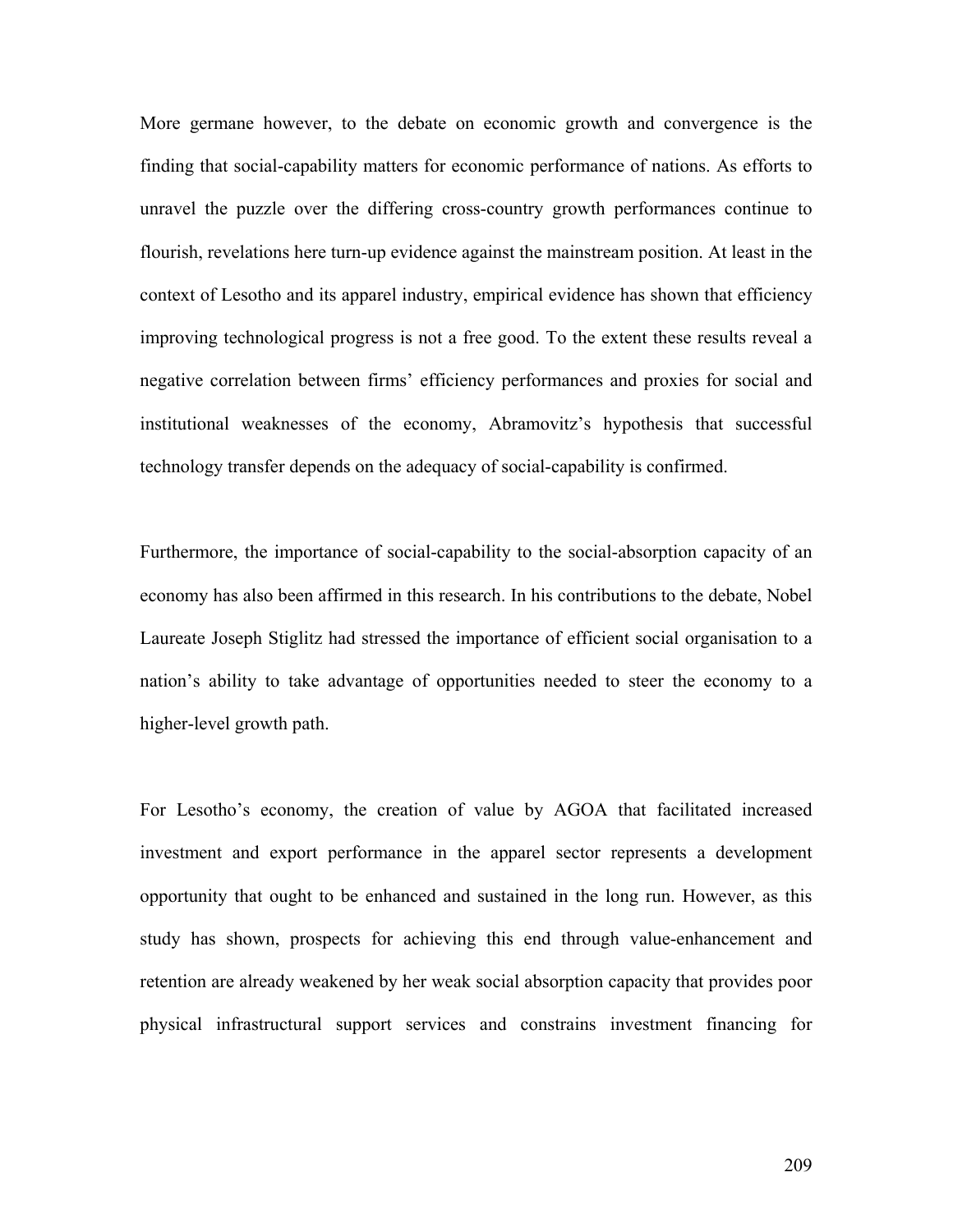More germane however, to the debate on economic growth and convergence is the finding that social-capability matters for economic performance of nations. As efforts to unravel the puzzle over the differing cross-country growth performances continue to flourish, revelations here turn-up evidence against the mainstream position. At least in the context of Lesotho and its apparel industry, empirical evidence has shown that efficiency improving technological progress is not a free good. To the extent these results reveal a negative correlation between firms' efficiency performances and proxies for social and institutional weaknesses of the economy, Abramovitz's hypothesis that successful technology transfer depends on the adequacy of social-capability is confirmed.

Furthermore, the importance of social-capability to the social-absorption capacity of an economy has also been affirmed in this research. In his contributions to the debate, Nobel Laureate Joseph Stiglitz had stressed the importance of efficient social organisation to a nation's ability to take advantage of opportunities needed to steer the economy to a higher-level growth path.

For Lesotho's economy, the creation of value by AGOA that facilitated increased investment and export performance in the apparel sector represents a development opportunity that ought to be enhanced and sustained in the long run. However, as this study has shown, prospects for achieving this end through value-enhancement and retention are already weakened by her weak social absorption capacity that provides poor physical infrastructural support services and constrains investment financing for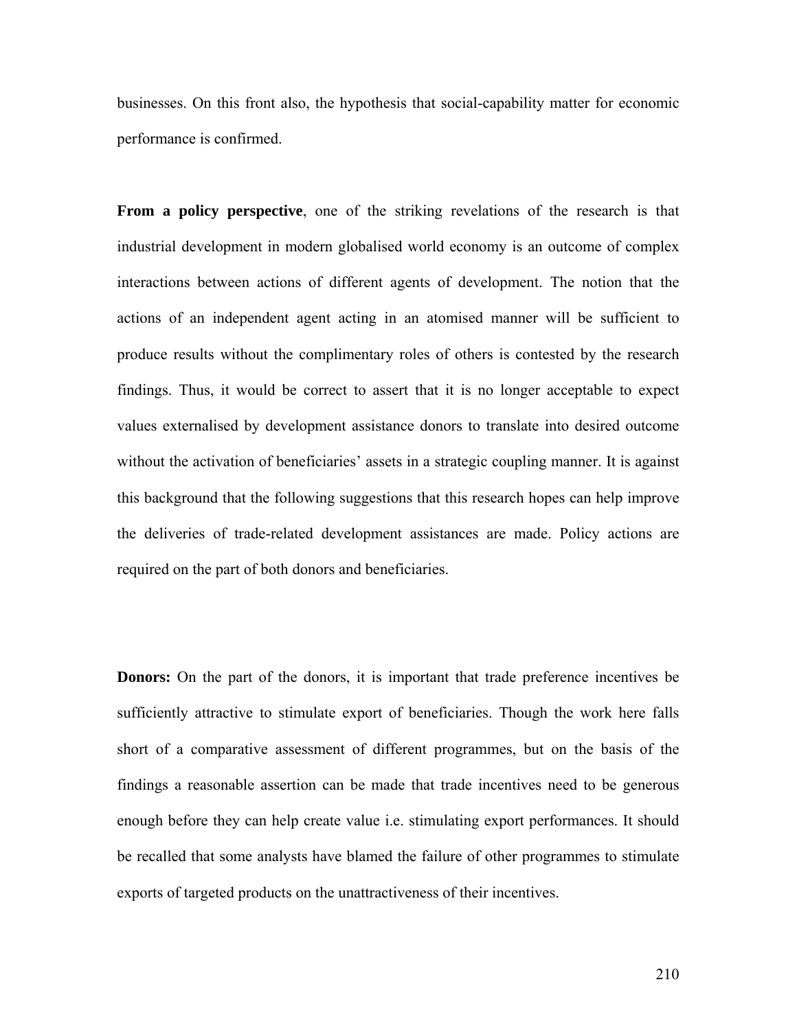businesses. On this front also, the hypothesis that social-capability matter for economic performance is confirmed.

**From a policy perspective**, one of the striking revelations of the research is that industrial development in modern globalised world economy is an outcome of complex interactions between actions of different agents of development. The notion that the actions of an independent agent acting in an atomised manner will be sufficient to produce results without the complimentary roles of others is contested by the research findings. Thus, it would be correct to assert that it is no longer acceptable to expect values externalised by development assistance donors to translate into desired outcome without the activation of beneficiaries' assets in a strategic coupling manner. It is against this background that the following suggestions that this research hopes can help improve the deliveries of trade-related development assistances are made. Policy actions are required on the part of both donors and beneficiaries.

**Donors:** On the part of the donors, it is important that trade preference incentives be sufficiently attractive to stimulate export of beneficiaries. Though the work here falls short of a comparative assessment of different programmes, but on the basis of the findings a reasonable assertion can be made that trade incentives need to be generous enough before they can help create value i.e. stimulating export performances. It should be recalled that some analysts have blamed the failure of other programmes to stimulate exports of targeted products on the unattractiveness of their incentives.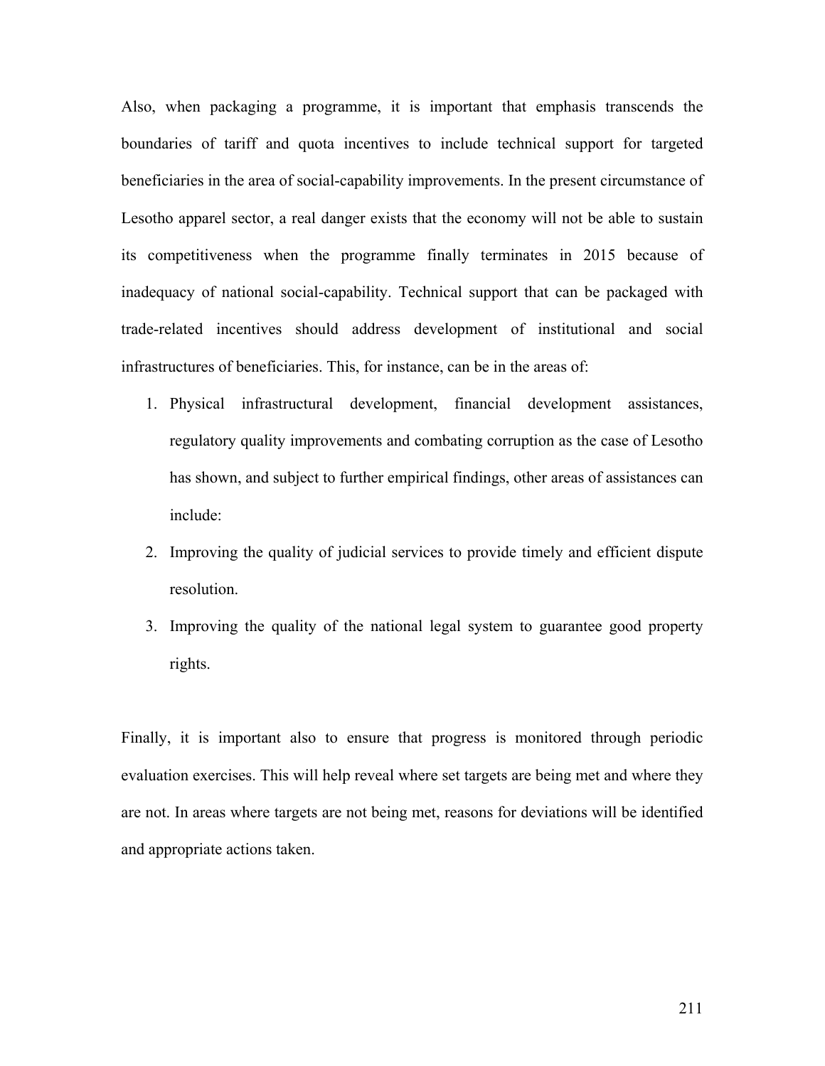Also, when packaging a programme, it is important that emphasis transcends the boundaries of tariff and quota incentives to include technical support for targeted beneficiaries in the area of social-capability improvements. In the present circumstance of Lesotho apparel sector, a real danger exists that the economy will not be able to sustain its competitiveness when the programme finally terminates in 2015 because of inadequacy of national social-capability. Technical support that can be packaged with trade-related incentives should address development of institutional and social infrastructures of beneficiaries. This, for instance, can be in the areas of:

1. Physical infrastructural development, financial development assistances, regulatory quality improvements and combating corruption as the case of Lesotho has shown, and subject to further empirical findings, other areas of assistances can include:
2. Improving the quality of judicial services to provide timely and efficient dispute resolution.
3. Improving the quality of the national legal system to guarantee good property rights.

Finally, it is important also to ensure that progress is monitored through periodic evaluation exercises. This will help reveal where set targets are being met and where they are not. In areas where targets are not being met, reasons for deviations will be identified and appropriate actions taken.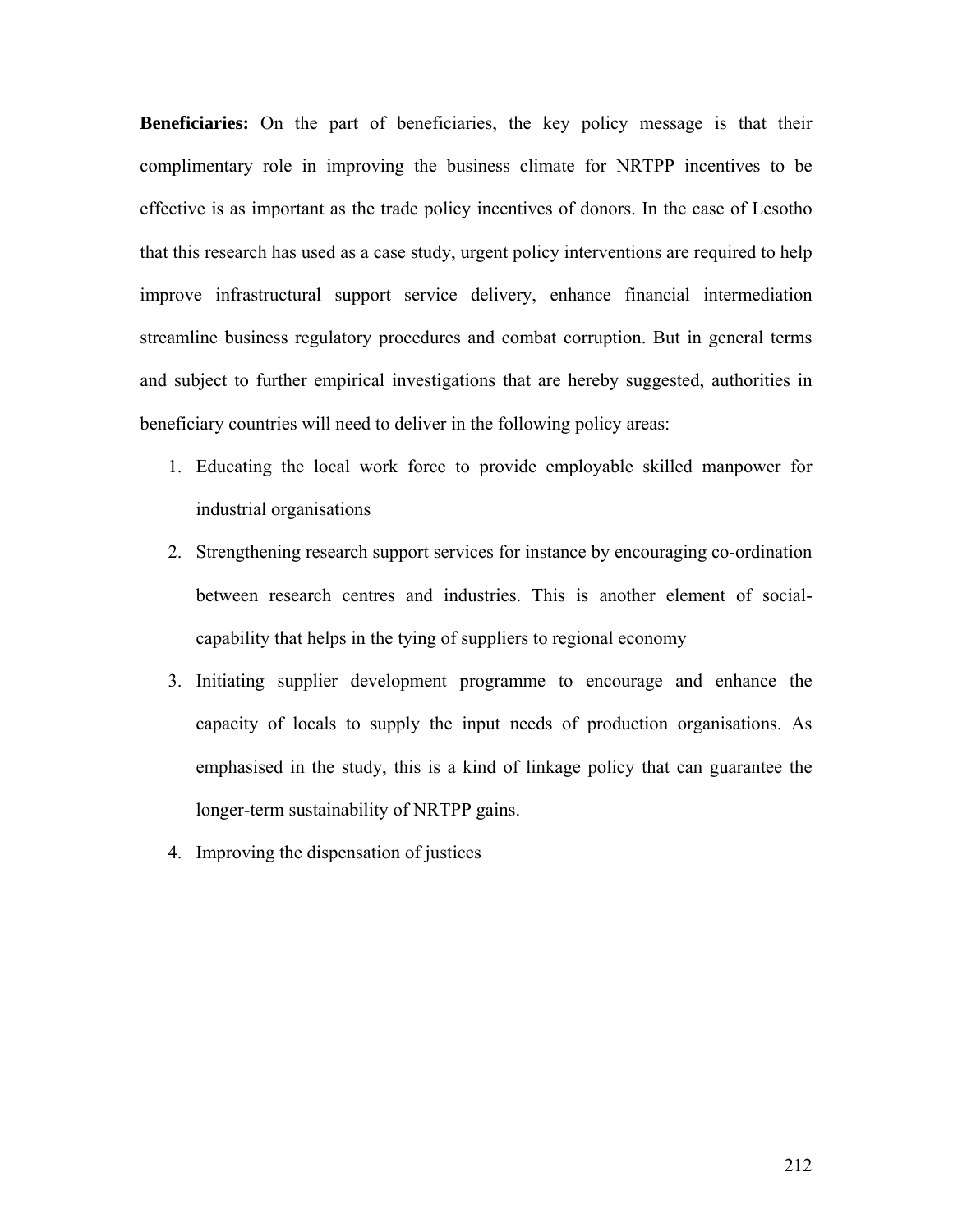**Beneficiaries:** On the part of beneficiaries, the key policy message is that their complimentary role in improving the business climate for NRTPP incentives to be effective is as important as the trade policy incentives of donors. In the case of Lesotho that this research has used as a case study, urgent policy interventions are required to help improve infrastructural support service delivery, enhance financial intermediation streamline business regulatory procedures and combat corruption. But in general terms and subject to further empirical investigations that are hereby suggested, authorities in beneficiary countries will need to deliver in the following policy areas:

1. Educating the local work force to provide employable skilled manpower for industrial organisations
2. Strengthening research support services for instance by encouraging co-ordination between research centres and industries. This is another element of social-capability that helps in the tying of suppliers to regional economy
3. Initiating supplier development programme to encourage and enhance the capacity of locals to supply the input needs of production organisations. As emphasised in the study, this is a kind of linkage policy that can guarantee the longer-term sustainability of NRTPP gains.
4. Improving the dispensation of justices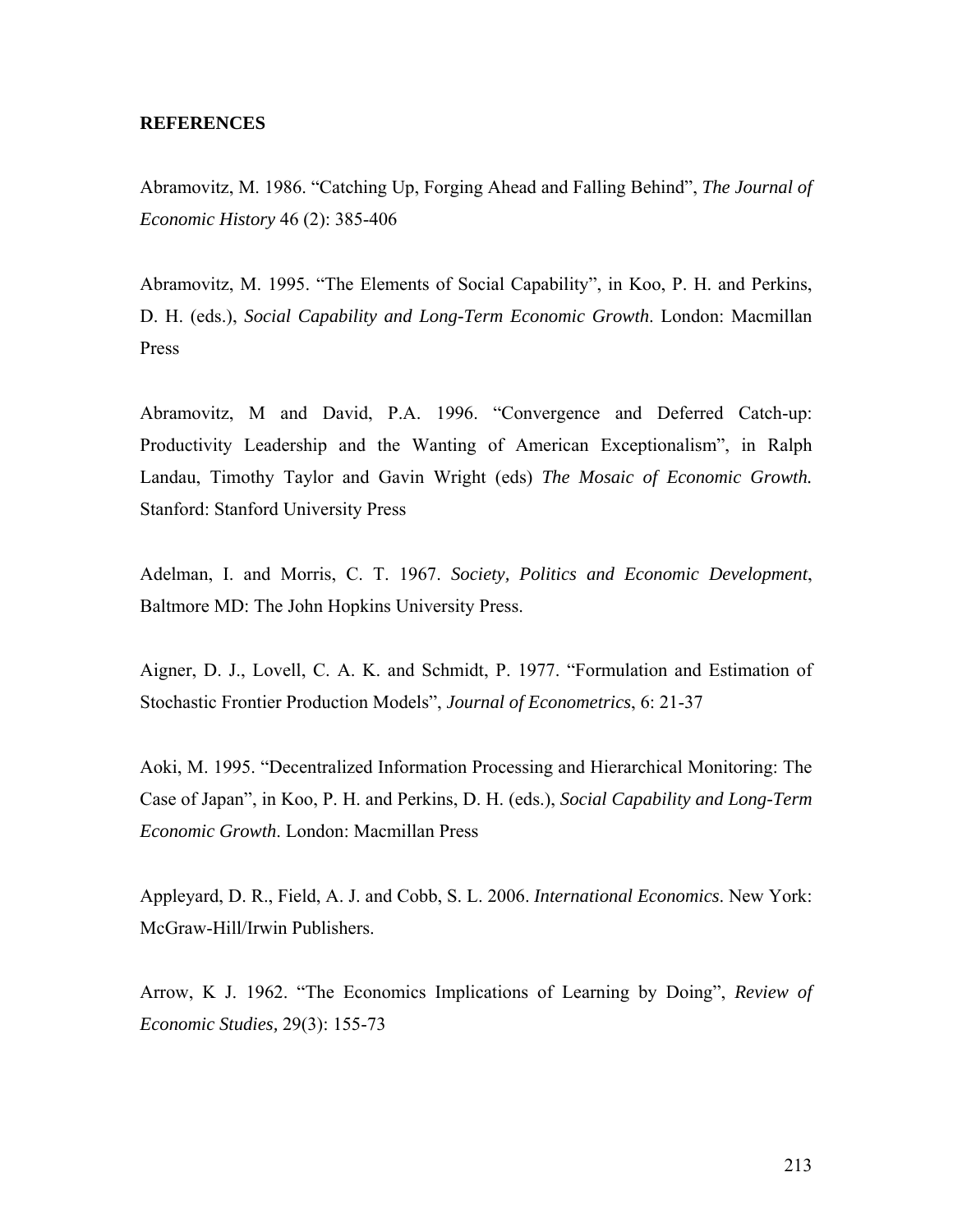**REFERENCES**

Abramovitz, M. 1986. "Catching Up, Forging Ahead and Falling Behind", *The Journal of Economic History* 46 (2): 385-406

Abramovitz, M. 1995. "The Elements of Social Capability", in Koo, P. H. and Perkins, D. H. (eds.), *Social Capability and Long-Term Economic Growth*. London: Macmillan Press

Abramovitz, M and David, P.A. 1996. "Convergence and Deferred Catch-up: Productivity Leadership and the Wanting of American Exceptionalism", in Ralph Landau, Timothy Taylor and Gavin Wright (eds) *The Mosaic of Economic Growth.* Stanford: Stanford University Press

Adelman, I. and Morris, C. T. 1967. *Society, Politics and Economic Development*, Baltmore MD: The John Hopkins University Press.

Aigner, D. J., Lovell, C. A. K. and Schmidt, P. 1977. "Formulation and Estimation of Stochastic Frontier Production Models", *Journal of Econometrics*, 6: 21-37

Aoki, M. 1995. "Decentralized Information Processing and Hierarchical Monitoring: The Case of Japan", in Koo, P. H. and Perkins, D. H. (eds.), *Social Capability and Long-Term Economic Growth*. London: Macmillan Press

Appleyard, D. R., Field, A. J. and Cobb, S. L. 2006. *International Economics*. New York: McGraw-Hill/Irwin Publishers.

Arrow, K J. 1962. "The Economics Implications of Learning by Doing", *Review of Economic Studies,* 29(3): 155-73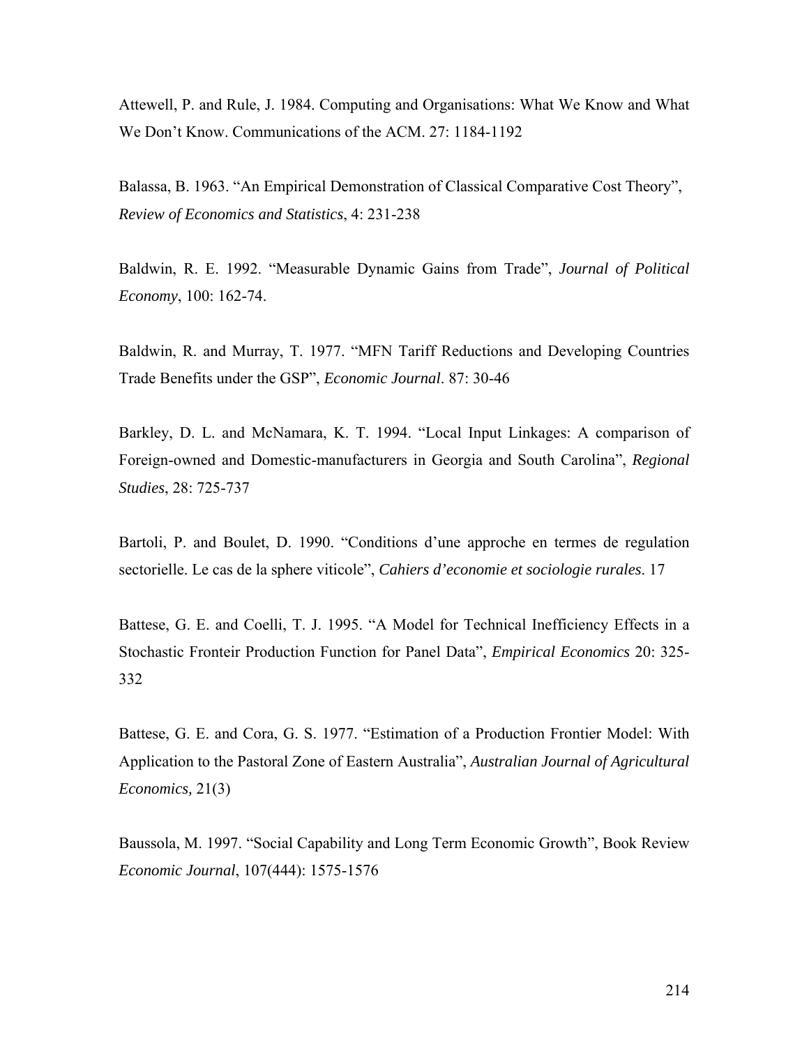Attewell, P. and Rule, J. 1984. Computing and Organisations: What We Know and What We Don't Know. Communications of the ACM. 27: 1184-1192

Balassa, B. 1963. "An Empirical Demonstration of Classical Comparative Cost Theory", *Review of Economics and Statistics*, 4: 231-238

Baldwin, R. E. 1992. "Measurable Dynamic Gains from Trade", *Journal of Political Economy*, 100: 162-74.

Baldwin, R. and Murray, T. 1977. "MFN Tariff Reductions and Developing Countries Trade Benefits under the GSP", *Economic Journal*. 87: 30-46

Barkley, D. L. and McNamara, K. T. 1994. "Local Input Linkages: A comparison of Foreign-owned and Domestic-manufacturers in Georgia and South Carolina", *Regional Studies*, 28: 725-737

Bartoli, P. and Boulet, D. 1990. "Conditions d'une approche en termes de regulation sectorielle. Le cas de la sphere viticole", *Cahiers d'economie et sociologie rurales*. 17

Battese, G. E. and Coelli, T. J. 1995. "A Model for Technical Inefficiency Effects in a Stochastic Fronteir Production Function for Panel Data", *Empirical Economics* 20: 325-332

Battese, G. E. and Cora, G. S. 1977. "Estimation of a Production Frontier Model: With Application to the Pastoral Zone of Eastern Australia", *Australian Journal of Agricultural Economics,* 21(3)

Baussola, M. 1997. "Social Capability and Long Term Economic Growth", Book Review *Economic Journal*, 107(444): 1575-1576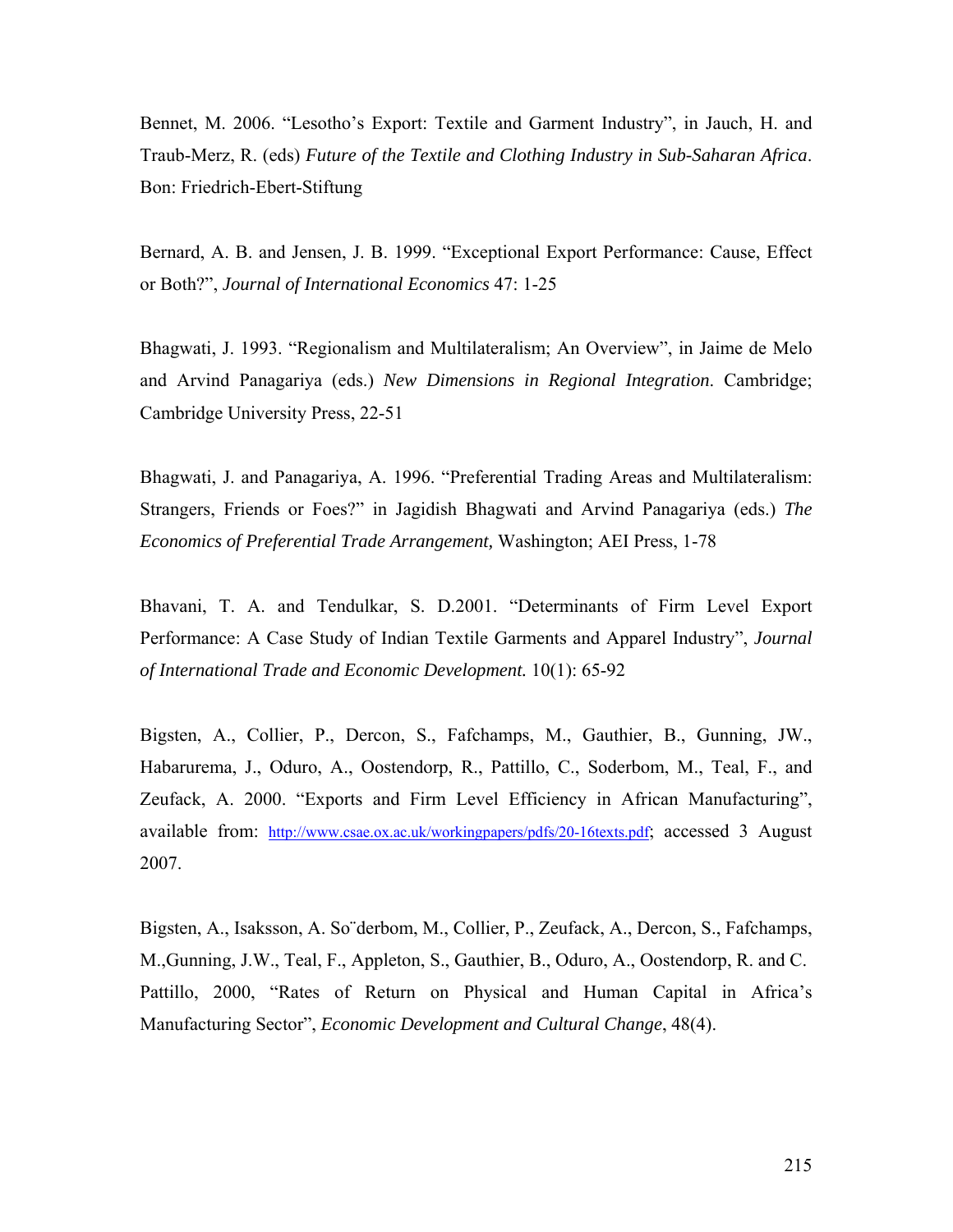Bennet, M. 2006. “Lesotho’s Export: Textile and Garment Industry”, in Jauch, H. and Traub-Merz, R. (eds) *Future of the Textile and Clothing Industry in Sub-Saharan Africa*. Bon: Friedrich-Ebert-Stiftung

Bernard, A. B. and Jensen, J. B. 1999. “Exceptional Export Performance: Cause, Effect or Both?”, *Journal of International Economics* 47: 1-25

Bhagwati, J. 1993. “Regionalism and Multilateralism; An Overview”, in Jaime de Melo and Arvind Panagariya (eds.) *New Dimensions in Regional Integration*. Cambridge; Cambridge University Press, 22-51

Bhagwati, J. and Panagariya, A. 1996. “Preferential Trading Areas and Multilateralism: Strangers, Friends or Foes?” in Jagidish Bhagwati and Arvind Panagariya (eds.) *The Economics of Preferential Trade Arrangement,* Washington; AEI Press, 1-78

Bhavani, T. A. and Tendulkar, S. D.2001. “Determinants of Firm Level Export Performance: A Case Study of Indian Textile Garments and Apparel Industry”, *Journal of International Trade and Economic Development.* 10(1): 65-92

Bigsten, A., Collier, P., Dercon, S., Fafchamps, M., Gauthier, B., Gunning, JW., Habarurema, J., Oduro, A., Oostendorp, R., Pattillo, C., Soderbom, M., Teal, F., and Zeufack, A. 2000. “Exports and Firm Level Efficiency in African Manufacturing”, available from: http://www.csae.ox.ac.uk/workingpapers/pdfs/20-16texts.pdf; accessed 3 August 2007.

Bigsten, A., Isaksson, A. So¨derbom, M., Collier, P., Zeufack, A., Dercon, S., Fafchamps, M.,Gunning, J.W., Teal, F., Appleton, S., Gauthier, B., Oduro, A., Oostendorp, R. and C. Pattillo, 2000, “Rates of Return on Physical and Human Capital in Africa’s Manufacturing Sector”, *Economic Development and Cultural Change*, 48(4).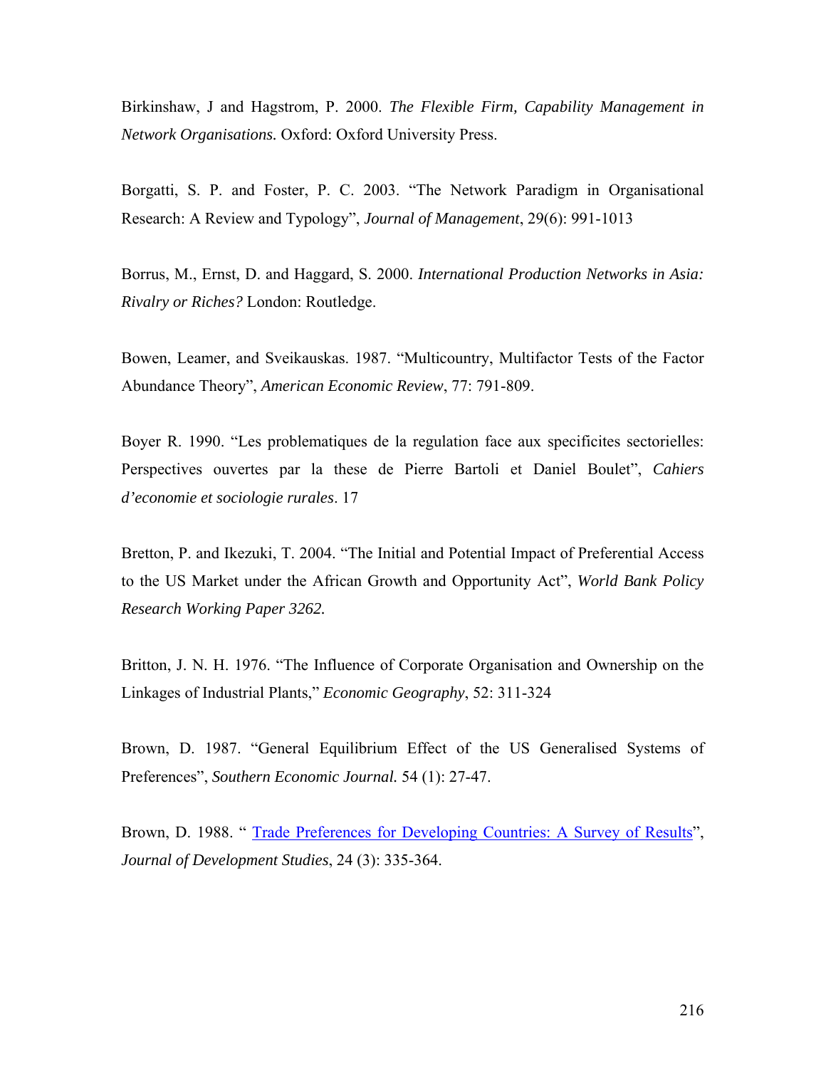Birkinshaw, J and Hagstrom, P. 2000. *The Flexible Firm, Capability Management in Network Organisations.* Oxford: Oxford University Press.

Borgatti, S. P. and Foster, P. C. 2003. "The Network Paradigm in Organisational Research: A Review and Typology", *Journal of Management*, 29(6): 991-1013

Borrus, M., Ernst, D. and Haggard, S. 2000. *International Production Networks in Asia: Rivalry or Riches?* London: Routledge.

Bowen, Leamer, and Sveikauskas. 1987. "Multicountry, Multifactor Tests of the Factor Abundance Theory", *American Economic Review*, 77: 791-809.

Boyer R. 1990. "Les problematiques de la regulation face aux specificites sectorielles: Perspectives ouvertes par la these de Pierre Bartoli et Daniel Boulet", *Cahiers d'economie et sociologie rurales*. 17

Bretton, P. and Ikezuki, T. 2004. "The Initial and Potential Impact of Preferential Access to the US Market under the African Growth and Opportunity Act", *World Bank Policy Research Working Paper 3262.*

Britton, J. N. H. 1976. "The Influence of Corporate Organisation and Ownership on the Linkages of Industrial Plants," *Economic Geography*, 52: 311-324

Brown, D. 1987. "General Equilibrium Effect of the US Generalised Systems of Preferences", *Southern Economic Journal.* 54 (1): 27-47.

Brown, D. 1988. " Trade Preferences for Developing Countries: A Survey of Results", *Journal of Development Studies*, 24 (3): 335-364.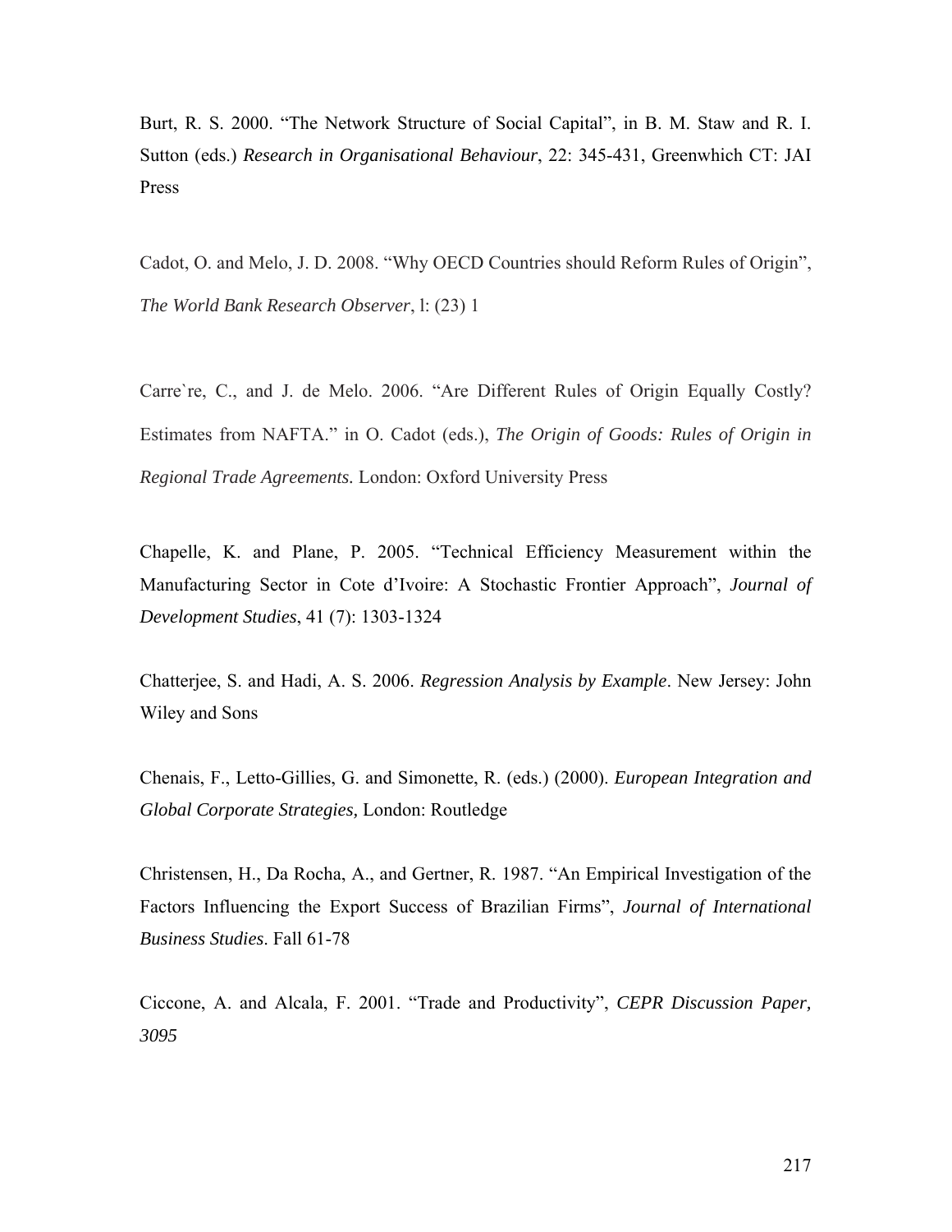Burt, R. S. 2000. “The Network Structure of Social Capital”, in B. M. Staw and R. I. Sutton (eds.) *Research in Organisational Behaviour*, 22: 345-431, Greenwhich CT: JAI Press

Cadot, O. and Melo, J. D. 2008. “Why OECD Countries should Reform Rules of Origin”, *The World Bank Research Observer*, l: (23) 1

Carre`re, C., and J. de Melo. 2006. “Are Different Rules of Origin Equally Costly? Estimates from NAFTA.” in O. Cadot (eds.), *The Origin of Goods: Rules of Origin in Regional Trade Agreements.* London: Oxford University Press

Chapelle, K. and Plane, P. 2005. “Technical Efficiency Measurement within the Manufacturing Sector in Cote d’Ivoire: A Stochastic Frontier Approach”, *Journal of Development Studies*, 41 (7): 1303-1324

Chatterjee, S. and Hadi, A. S. 2006. *Regression Analysis by Example*. New Jersey: John Wiley and Sons

Chenais, F., Letto-Gillies, G. and Simonette, R. (eds.) (2000). *European Integration and Global Corporate Strategies,* London: Routledge

Christensen, H., Da Rocha, A., and Gertner, R. 1987. “An Empirical Investigation of the Factors Influencing the Export Success of Brazilian Firms”, *Journal of International Business Studies*. Fall 61-78

Ciccone, A. and Alcala, F. 2001. “Trade and Productivity”, *CEPR Discussion Paper, 3095*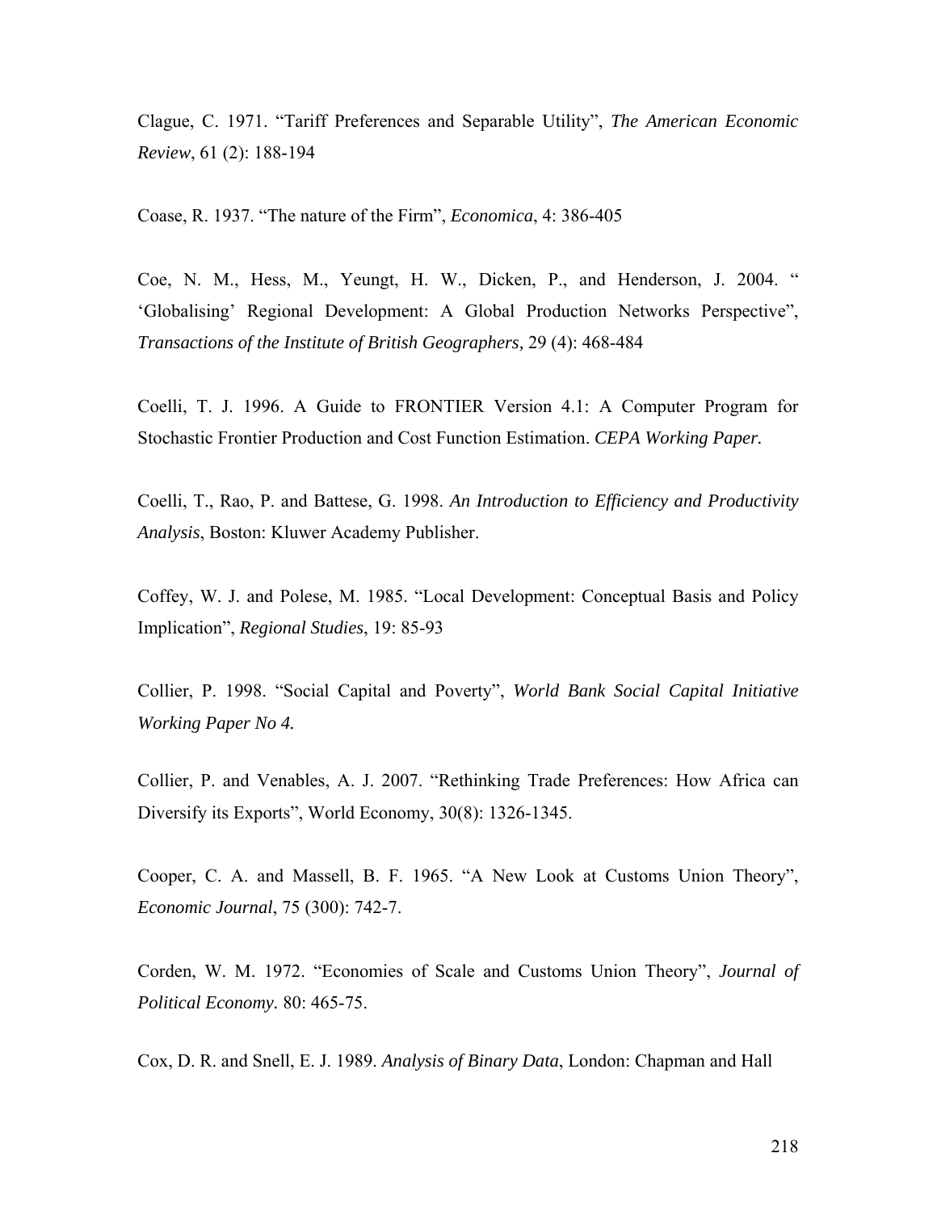Clague, C. 1971. “Tariff Preferences and Separable Utility”, *The American Economic Review*, 61 (2): 188-194

Coase, R. 1937. “The nature of the Firm”, *Economica*, 4: 386-405

Coe, N. M., Hess, M., Yeungt, H. W., Dicken, P., and Henderson, J. 2004. “ ‘Globalising’ Regional Development: A Global Production Networks Perspective”, *Transactions of the Institute of British Geographers,* 29 (4): 468-484

Coelli, T. J. 1996. A Guide to FRONTIER Version 4.1: A Computer Program for Stochastic Frontier Production and Cost Function Estimation. *CEPA Working Paper.*

Coelli, T., Rao, P. and Battese, G. 1998. *An Introduction to Efficiency and Productivity Analysis*, Boston: Kluwer Academy Publisher.

Coffey, W. J. and Polese, M. 1985. “Local Development: Conceptual Basis and Policy Implication”, *Regional Studies*, 19: 85-93

Collier, P. 1998. “Social Capital and Poverty”, *World Bank Social Capital Initiative Working Paper No 4.*

Collier, P. and Venables, A. J. 2007. “Rethinking Trade Preferences: How Africa can Diversify its Exports”, World Economy, 30(8): 1326-1345.

Cooper, C. A. and Massell, B. F. 1965. “A New Look at Customs Union Theory”, *Economic Journal*, 75 (300): 742-7.

Corden, W. M. 1972. “Economies of Scale and Customs Union Theory”, *Journal of Political Economy.* 80: 465-75.

Cox, D. R. and Snell, E. J. 1989. *Analysis of Binary Data*, London: Chapman and Hall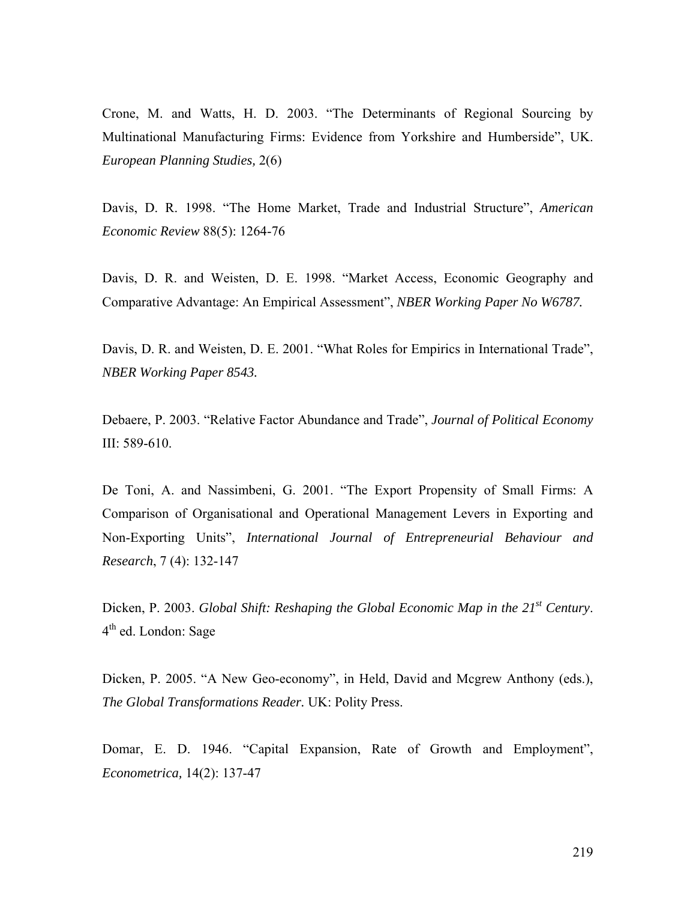Crone, M. and Watts, H. D. 2003. "The Determinants of Regional Sourcing by Multinational Manufacturing Firms: Evidence from Yorkshire and Humberside", UK. *European Planning Studies,* 2(6)

Davis, D. R. 1998. "The Home Market, Trade and Industrial Structure", *American Economic Review* 88(5): 1264-76

Davis, D. R. and Weisten, D. E. 1998. "Market Access, Economic Geography and Comparative Advantage: An Empirical Assessment", *NBER Working Paper No W6787.*

Davis, D. R. and Weisten, D. E. 2001. "What Roles for Empirics in International Trade", *NBER Working Paper 8543.*

Debaere, P. 2003. "Relative Factor Abundance and Trade", *Journal of Political Economy* III: 589-610.

De Toni, A. and Nassimbeni, G. 2001. "The Export Propensity of Small Firms: A Comparison of Organisational and Operational Management Levers in Exporting and Non-Exporting Units", *International Journal of Entrepreneurial Behaviour and Research*, 7 (4): 132-147

Dicken, P. 2003. *Global Shift: Reshaping the Global Economic Map in the 21st Century*. 4th ed. London: Sage

Dicken, P. 2005. "A New Geo-economy", in Held, David and Mcgrew Anthony (eds.), *The Global Transformations Reader.* UK: Polity Press.

Domar, E. D. 1946. "Capital Expansion, Rate of Growth and Employment", *Econometrica,* 14(2): 137-47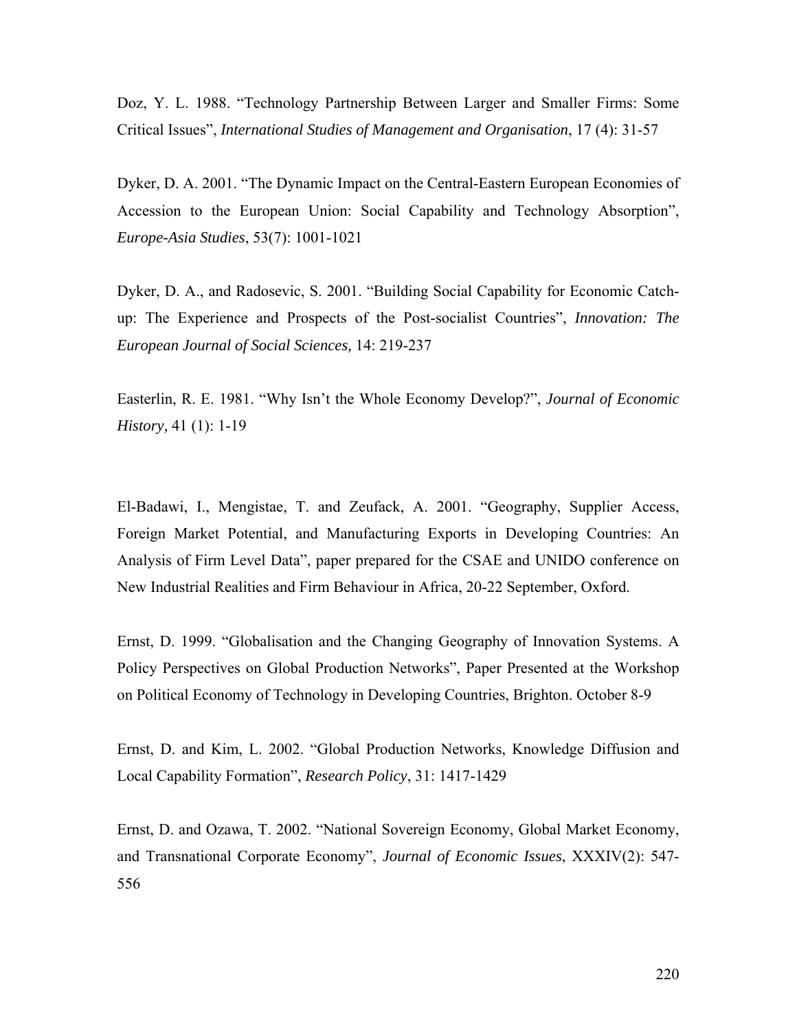Doz, Y. L. 1988. “Technology Partnership Between Larger and Smaller Firms: Some Critical Issues”, *International Studies of Management and Organisation*, 17 (4): 31-57

Dyker, D. A. 2001. “The Dynamic Impact on the Central-Eastern European Economies of Accession to the European Union: Social Capability and Technology Absorption”, *Europe-Asia Studies*, 53(7): 1001-1021

Dyker, D. A., and Radosevic, S. 2001. “Building Social Capability for Economic Catch-up: The Experience and Prospects of the Post-socialist Countries”, *Innovation: The European Journal of Social Sciences,* 14: 219-237

Easterlin, R. E. 1981. “Why Isn’t the Whole Economy Develop?”, *Journal of Economic History,* 41 (1): 1-19

El-Badawi, I., Mengistae, T. and Zeufack, A. 2001. “Geography, Supplier Access, Foreign Market Potential, and Manufacturing Exports in Developing Countries: An Analysis of Firm Level Data”, paper prepared for the CSAE and UNIDO conference on New Industrial Realities and Firm Behaviour in Africa, 20-22 September, Oxford.

Ernst, D. 1999. “Globalisation and the Changing Geography of Innovation Systems. A Policy Perspectives on Global Production Networks”, Paper Presented at the Workshop on Political Economy of Technology in Developing Countries, Brighton. October 8-9

Ernst, D. and Kim, L. 2002. “Global Production Networks, Knowledge Diffusion and Local Capability Formation”, *Research Policy*, 31: 1417-1429

Ernst, D. and Ozawa, T. 2002. “National Sovereign Economy, Global Market Economy, and Transnational Corporate Economy”, *Journal of Economic Issues*, XXXIV(2): 547-556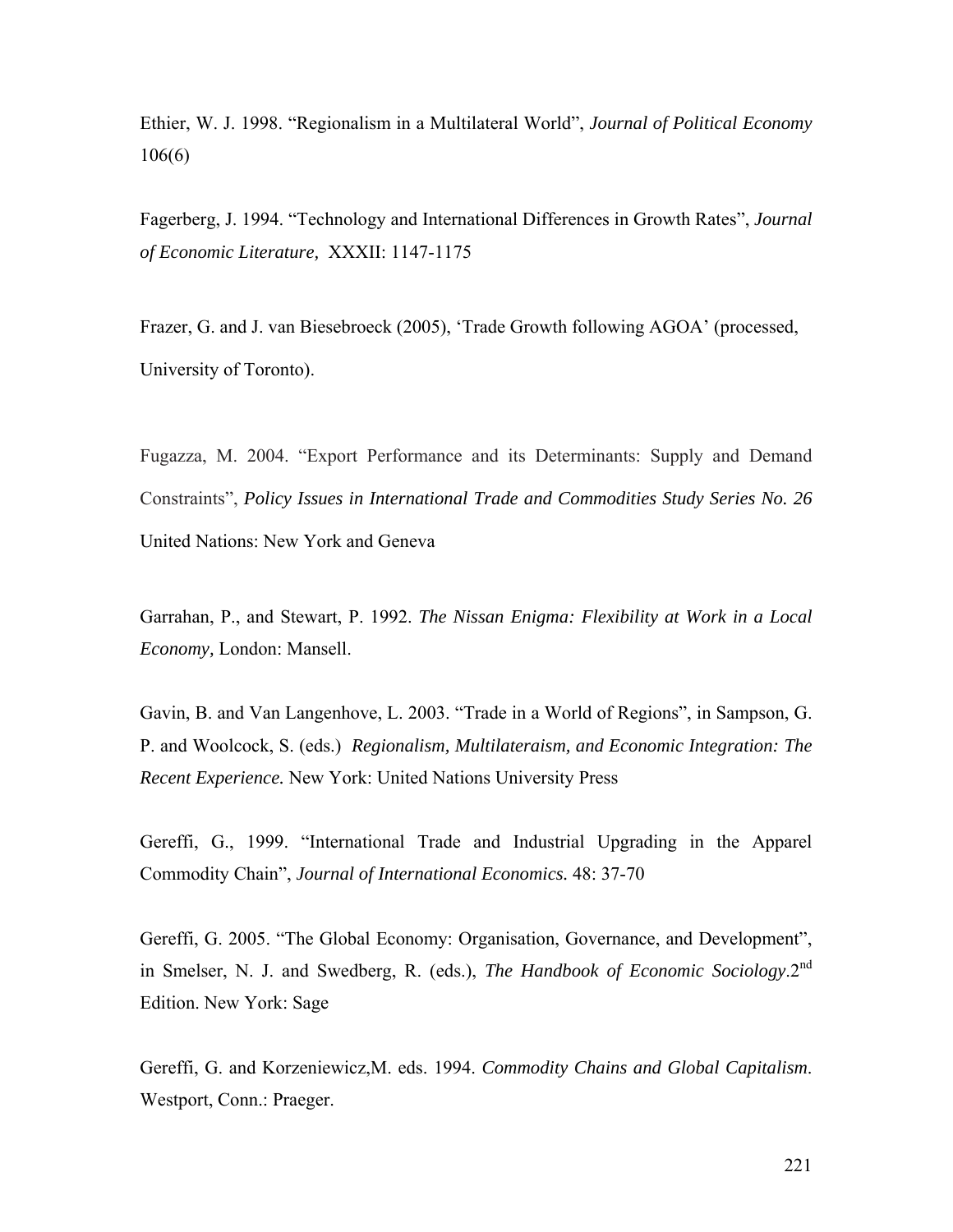Ethier, W. J. 1998. “Regionalism in a Multilateral World”, *Journal of Political Economy* 106(6)

Fagerberg, J. 1994. “Technology and International Differences in Growth Rates”, *Journal of Economic Literature,* XXXII: 1147-1175

Frazer, G. and J. van Biesebroeck (2005), ‘Trade Growth following AGOA’ (processed, University of Toronto).

Fugazza, M. 2004. “Export Performance and its Determinants: Supply and Demand Constraints”, *Policy Issues in International Trade and Commodities Study Series No. 26* United Nations: New York and Geneva

Garrahan, P., and Stewart, P. 1992. *The Nissan Enigma: Flexibility at Work in a Local Economy,* London: Mansell.

Gavin, B. and Van Langenhove, L. 2003. “Trade in a World of Regions”, in Sampson, G. P. and Woolcock, S. (eds.) *Regionalism, Multilateraism, and Economic Integration: The Recent Experience.* New York: United Nations University Press

Gereffi, G., 1999. “International Trade and Industrial Upgrading in the Apparel Commodity Chain”, *Journal of International Economics.* 48: 37-70

Gereffi, G. 2005. “The Global Economy: Organisation, Governance, and Development”, in Smelser, N. J. and Swedberg, R. (eds.), *The Handbook of Economic Sociology*.2nd Edition. New York: Sage

Gereffi, G. and Korzeniewicz,M. eds. 1994. *Commodity Chains and Global Capitalism*. Westport, Conn.: Praeger.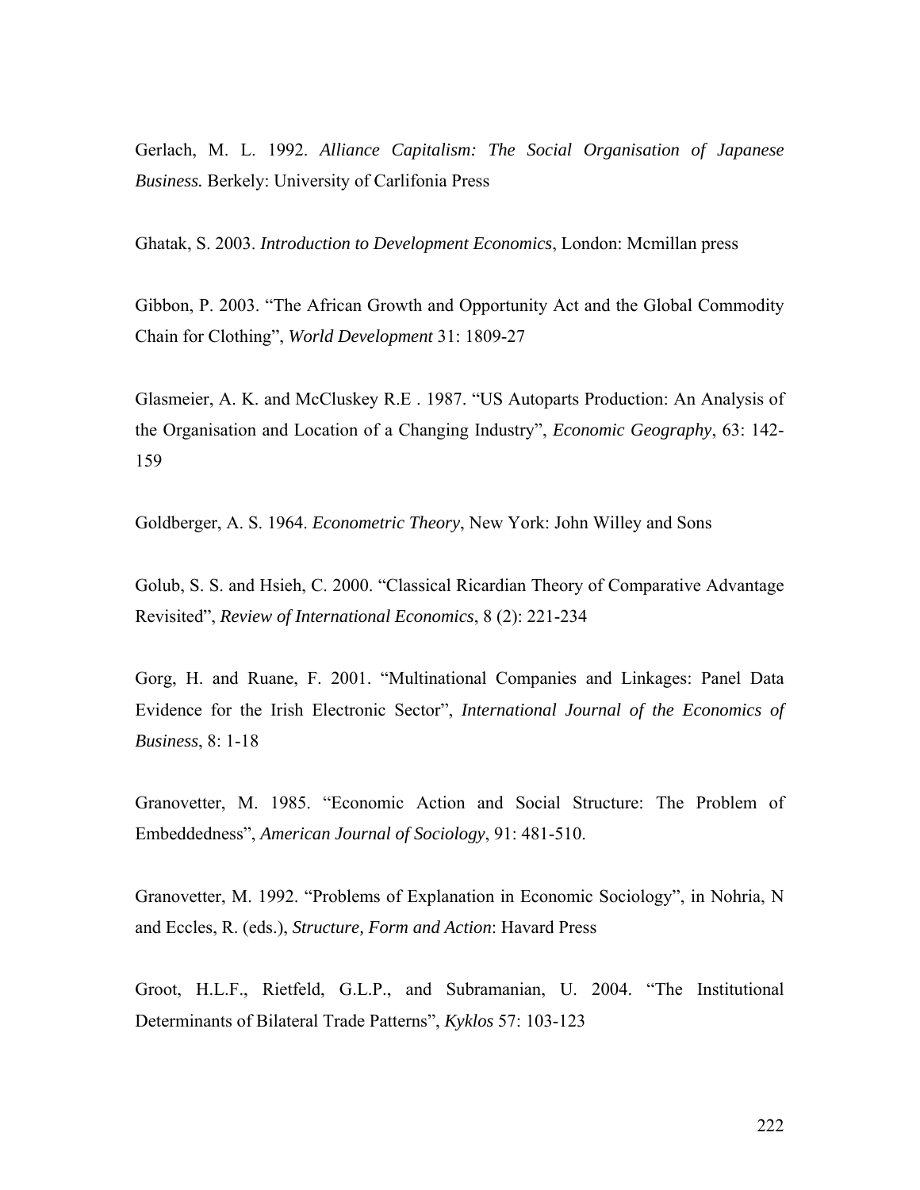Gerlach, M. L. 1992. *Alliance Capitalism: The Social Organisation of Japanese Business.* Berkely: University of Carlifonia Press

Ghatak, S. 2003. *Introduction to Development Economics*, London: Mcmillan press

Gibbon, P. 2003. "The African Growth and Opportunity Act and the Global Commodity Chain for Clothing", *World Development* 31: 1809-27

Glasmeier, A. K. and McCluskey R.E . 1987. "US Autoparts Production: An Analysis of the Organisation and Location of a Changing Industry", *Economic Geography*, 63: 142-159

Goldberger, A. S. 1964. *Econometric Theory*, New York: John Willey and Sons

Golub, S. S. and Hsieh, C. 2000. "Classical Ricardian Theory of Comparative Advantage Revisited", *Review of International Economics*, 8 (2): 221-234

Gorg, H. and Ruane, F. 2001. "Multinational Companies and Linkages: Panel Data Evidence for the Irish Electronic Sector", *International Journal of the Economics of Business*, 8: 1-18

Granovetter, M. 1985. "Economic Action and Social Structure: The Problem of Embeddedness", *American Journal of Sociology*, 91: 481-510.

Granovetter, M. 1992. "Problems of Explanation in Economic Sociology", in Nohria, N and Eccles, R. (eds.), *Structure, Form and Action*: Havard Press

Groot, H.L.F., Rietfeld, G.L.P., and Subramanian, U. 2004. "The Institutional Determinants of Bilateral Trade Patterns", *Kyklos* 57: 103-123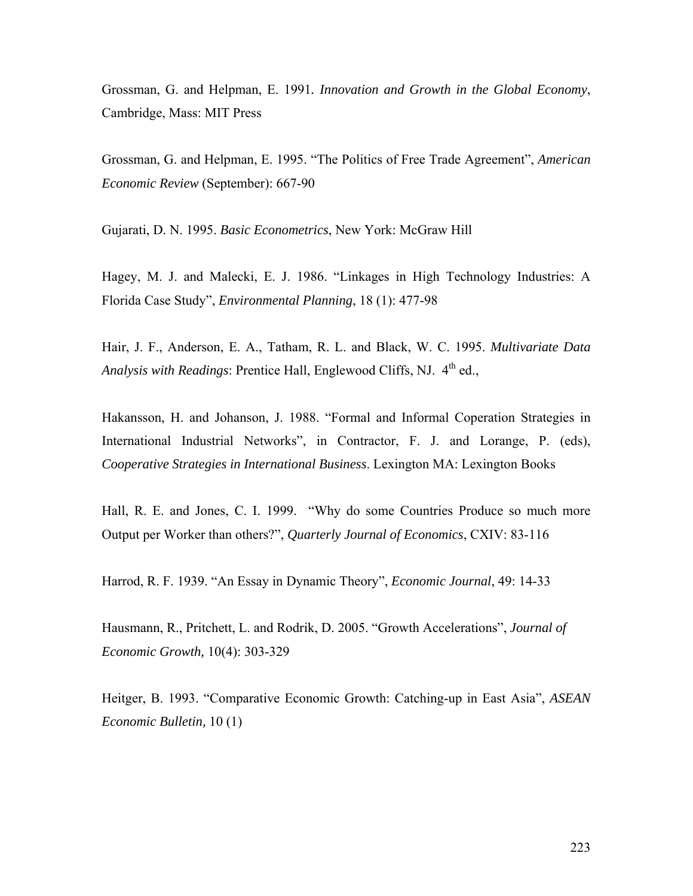Grossman, G. and Helpman, E. 1991. *Innovation and Growth in the Global Economy*, Cambridge, Mass: MIT Press

Grossman, G. and Helpman, E. 1995. "The Politics of Free Trade Agreement", *American Economic Review* (September): 667-90

Gujarati, D. N. 1995. *Basic Econometrics*, New York: McGraw Hill

Hagey, M. J. and Malecki, E. J. 1986. "Linkages in High Technology Industries: A Florida Case Study", *Environmental Planning*, 18 (1): 477-98

Hair, J. F., Anderson, E. A., Tatham, R. L. and Black, W. C. 1995. *Multivariate Data Analysis with Readings*: Prentice Hall, Englewood Cliffs, NJ. 4th ed.,

Hakansson, H. and Johanson, J. 1988. "Formal and Informal Coperation Strategies in International Industrial Networks", in Contractor, F. J. and Lorange, P. (eds), *Cooperative Strategies in International Business*. Lexington MA: Lexington Books

Hall, R. E. and Jones, C. I. 1999. "Why do some Countries Produce so much more Output per Worker than others?", *Quarterly Journal of Economics*, CXIV: 83-116

Harrod, R. F. 1939. "An Essay in Dynamic Theory", *Economic Journal*, 49: 14-33

Hausmann, R., Pritchett, L. and Rodrik, D. 2005. "Growth Accelerations", *Journal of Economic Growth,* 10(4): 303-329

Heitger, B. 1993. "Comparative Economic Growth: Catching-up in East Asia", *ASEAN Economic Bulletin,* 10 (1)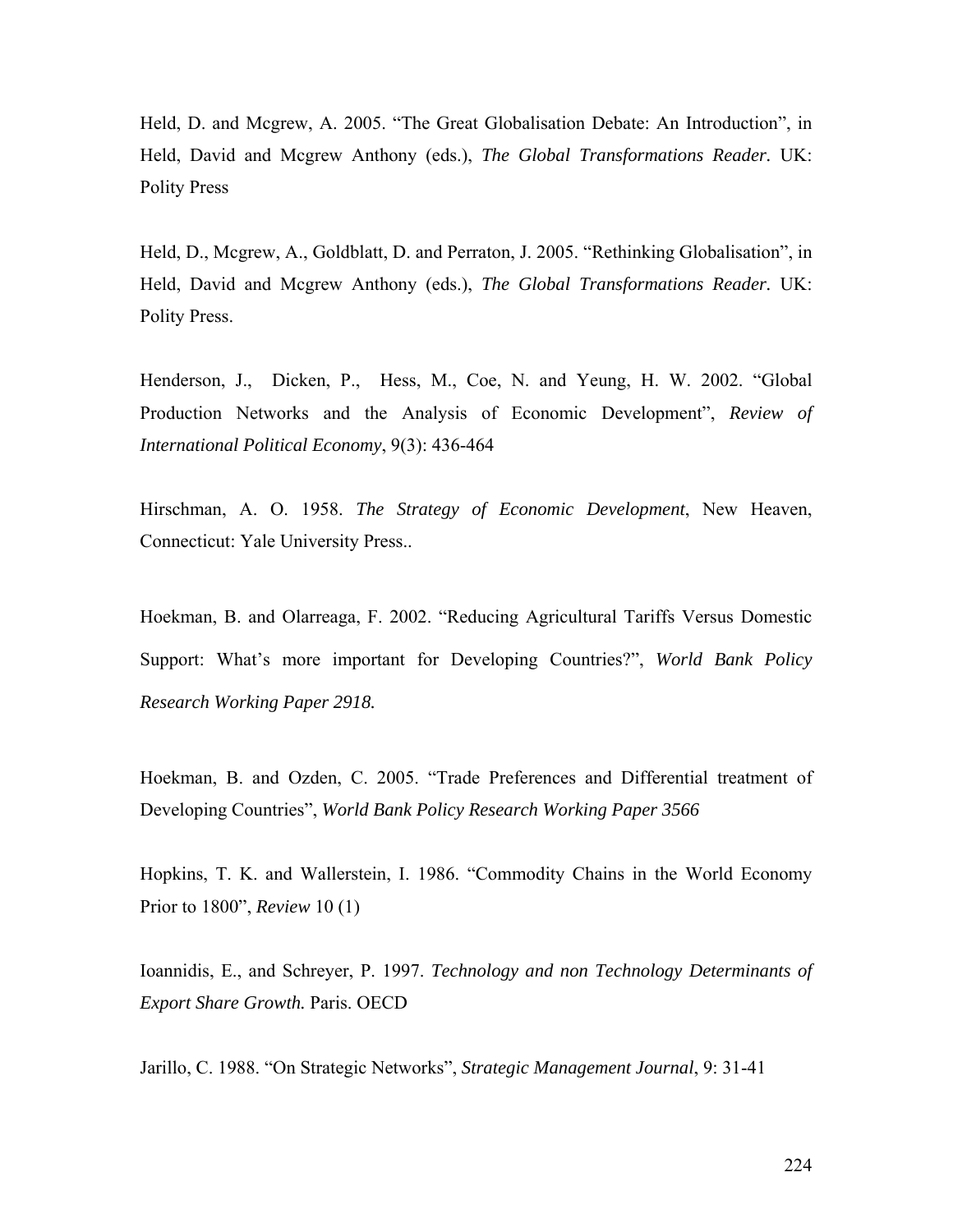Held, D. and Mcgrew, A. 2005. "The Great Globalisation Debate: An Introduction", in Held, David and Mcgrew Anthony (eds.), *The Global Transformations Reader.* UK: Polity Press

Held, D., Mcgrew, A., Goldblatt, D. and Perraton, J. 2005. "Rethinking Globalisation", in Held, David and Mcgrew Anthony (eds.), *The Global Transformations Reader.* UK: Polity Press.

Henderson, J., Dicken, P., Hess, M., Coe, N. and Yeung, H. W. 2002. "Global Production Networks and the Analysis of Economic Development", *Review of International Political Economy*, 9(3): 436-464

Hirschman, A. O. 1958. *The Strategy of Economic Development*, New Heaven, Connecticut: Yale University Press..

Hoekman, B. and Olarreaga, F. 2002. "Reducing Agricultural Tariffs Versus Domestic Support: What's more important for Developing Countries?", *World Bank Policy Research Working Paper 2918.*

Hoekman, B. and Ozden, C. 2005. "Trade Preferences and Differential treatment of Developing Countries", *World Bank Policy Research Working Paper 3566*

Hopkins, T. K. and Wallerstein, I. 1986. "Commodity Chains in the World Economy Prior to 1800", *Review* 10 (1)

Ioannidis, E., and Schreyer, P. 1997. *Technology and non Technology Determinants of Export Share Growth.* Paris. OECD

Jarillo, C. 1988. "On Strategic Networks", *Strategic Management Journal*, 9: 31-41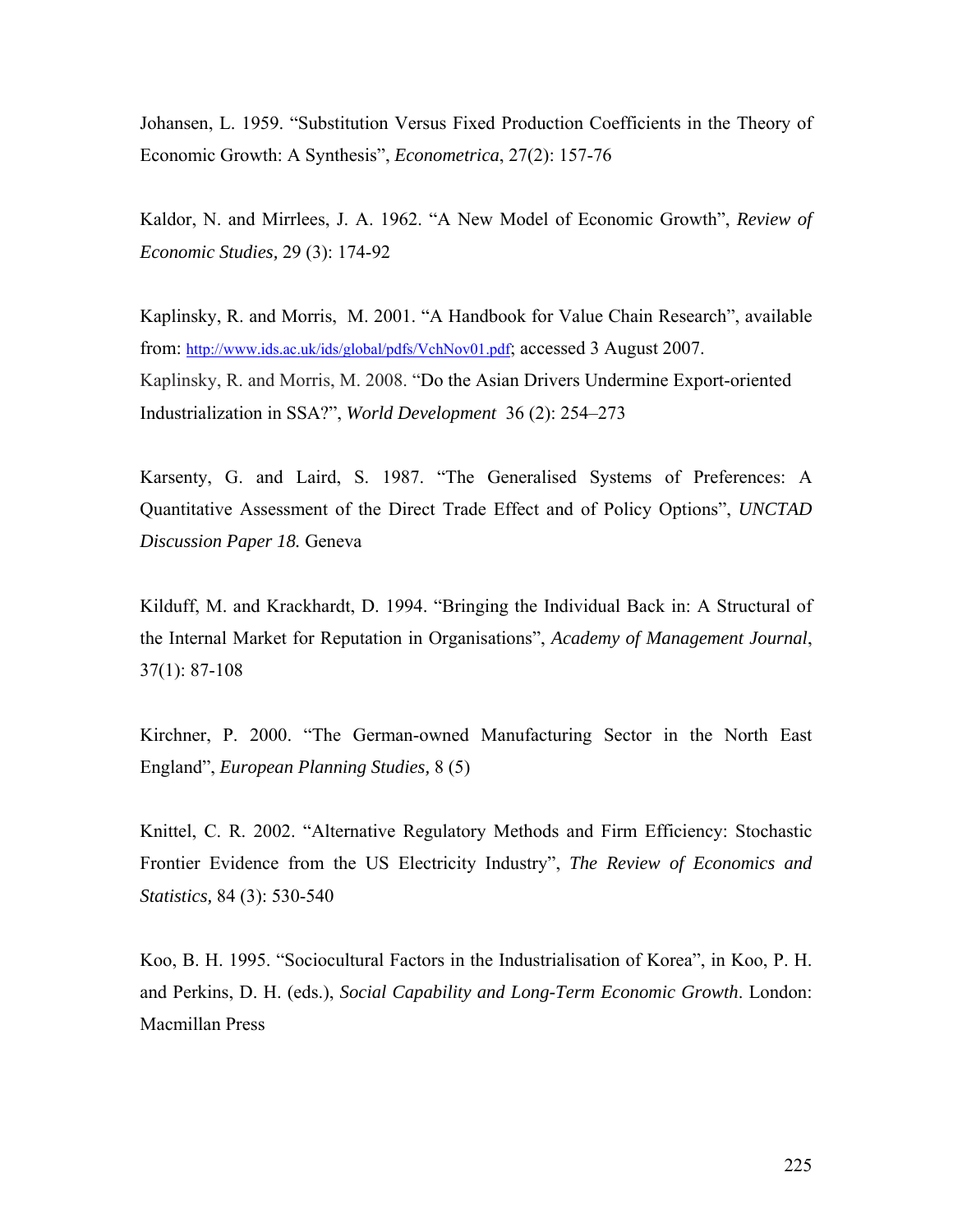Johansen, L. 1959. "Substitution Versus Fixed Production Coefficients in the Theory of Economic Growth: A Synthesis", *Econometrica*, 27(2): 157-76

Kaldor, N. and Mirrlees, J. A. 1962. "A New Model of Economic Growth", *Review of Economic Studies,* 29 (3): 174-92

Kaplinsky, R. and Morris, M. 2001. "A Handbook for Value Chain Research", available from: http://www.ids.ac.uk/ids/global/pdfs/VchNov01.pdf; accessed 3 August 2007.
Kaplinsky, R. and Morris, M. 2008. "Do the Asian Drivers Undermine Export-oriented Industrialization in SSA?", *World Development* 36 (2): 254–273

Karsenty, G. and Laird, S. 1987. "The Generalised Systems of Preferences: A Quantitative Assessment of the Direct Trade Effect and of Policy Options", *UNCTAD Discussion Paper 18.* Geneva

Kilduff, M. and Krackhardt, D. 1994. "Bringing the Individual Back in: A Structural of the Internal Market for Reputation in Organisations", *Academy of Management Journal*, 37(1): 87-108

Kirchner, P. 2000. "The German-owned Manufacturing Sector in the North East England", *European Planning Studies,* 8 (5)

Knittel, C. R. 2002. "Alternative Regulatory Methods and Firm Efficiency: Stochastic Frontier Evidence from the US Electricity Industry", *The Review of Economics and Statistics,* 84 (3): 530-540

Koo, B. H. 1995. "Sociocultural Factors in the Industrialisation of Korea", in Koo, P. H. and Perkins, D. H. (eds.), *Social Capability and Long-Term Economic Growth*. London: Macmillan Press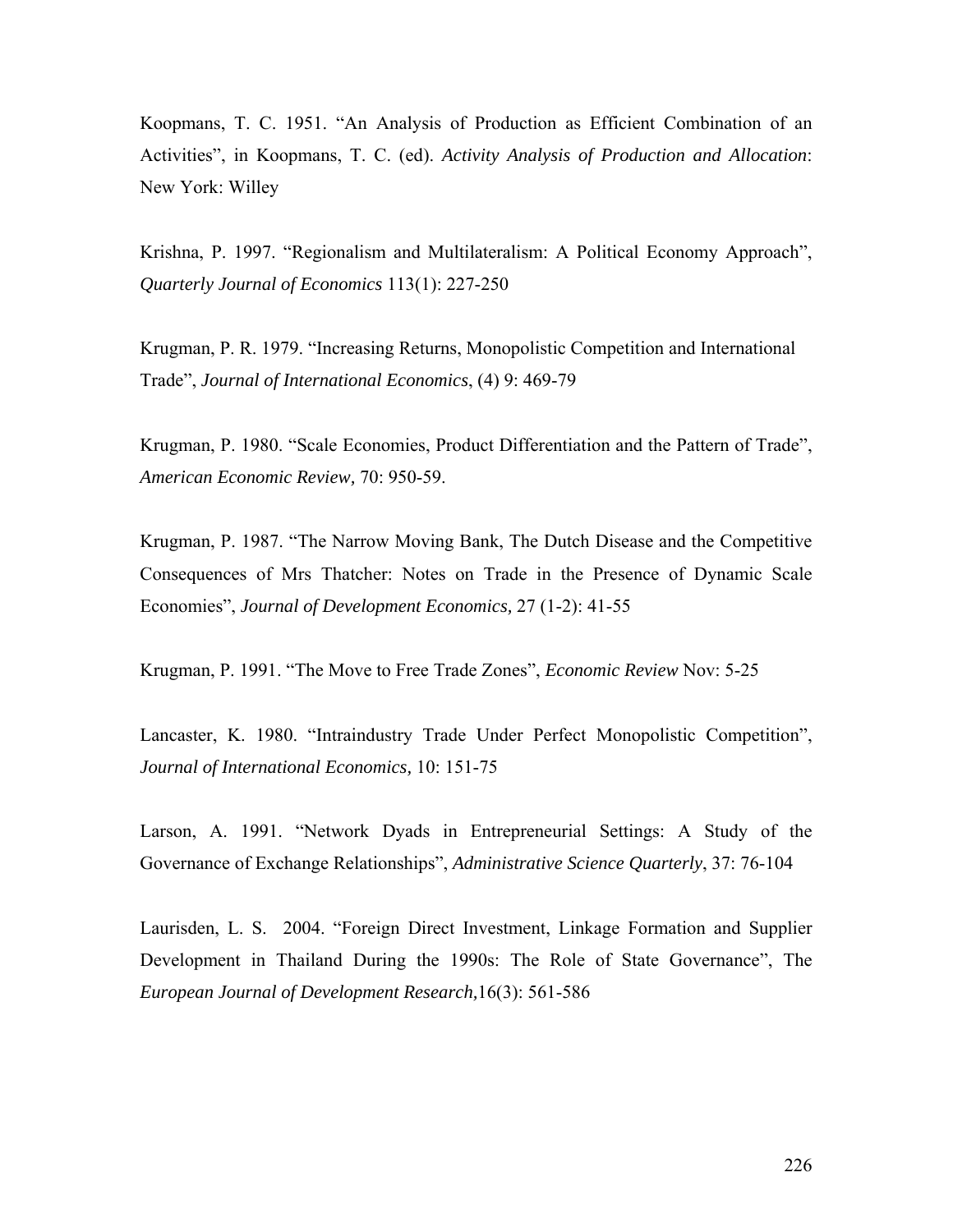Koopmans, T. C. 1951. "An Analysis of Production as Efficient Combination of an Activities", in Koopmans, T. C. (ed). *Activity Analysis of Production and Allocation*: New York: Willey

Krishna, P. 1997. "Regionalism and Multilateralism: A Political Economy Approach", *Quarterly Journal of Economics* 113(1): 227-250

Krugman, P. R. 1979. "Increasing Returns, Monopolistic Competition and International Trade", *Journal of International Economics*, (4) 9: 469-79

Krugman, P. 1980. "Scale Economies, Product Differentiation and the Pattern of Trade", *American Economic Review,* 70: 950-59.

Krugman, P. 1987. "The Narrow Moving Bank, The Dutch Disease and the Competitive Consequences of Mrs Thatcher: Notes on Trade in the Presence of Dynamic Scale Economies", *Journal of Development Economics,* 27 (1-2): 41-55

Krugman, P. 1991. "The Move to Free Trade Zones", *Economic Review* Nov: 5-25

Lancaster, K. 1980. "Intraindustry Trade Under Perfect Monopolistic Competition", *Journal of International Economics,* 10: 151-75

Larson, A. 1991. "Network Dyads in Entrepreneurial Settings: A Study of the Governance of Exchange Relationships", *Administrative Science Quarterly*, 37: 76-104

Laurisden, L. S. 2004. "Foreign Direct Investment, Linkage Formation and Supplier Development in Thailand During the 1990s: The Role of State Governance", The *European Journal of Development Research,*16(3): 561-586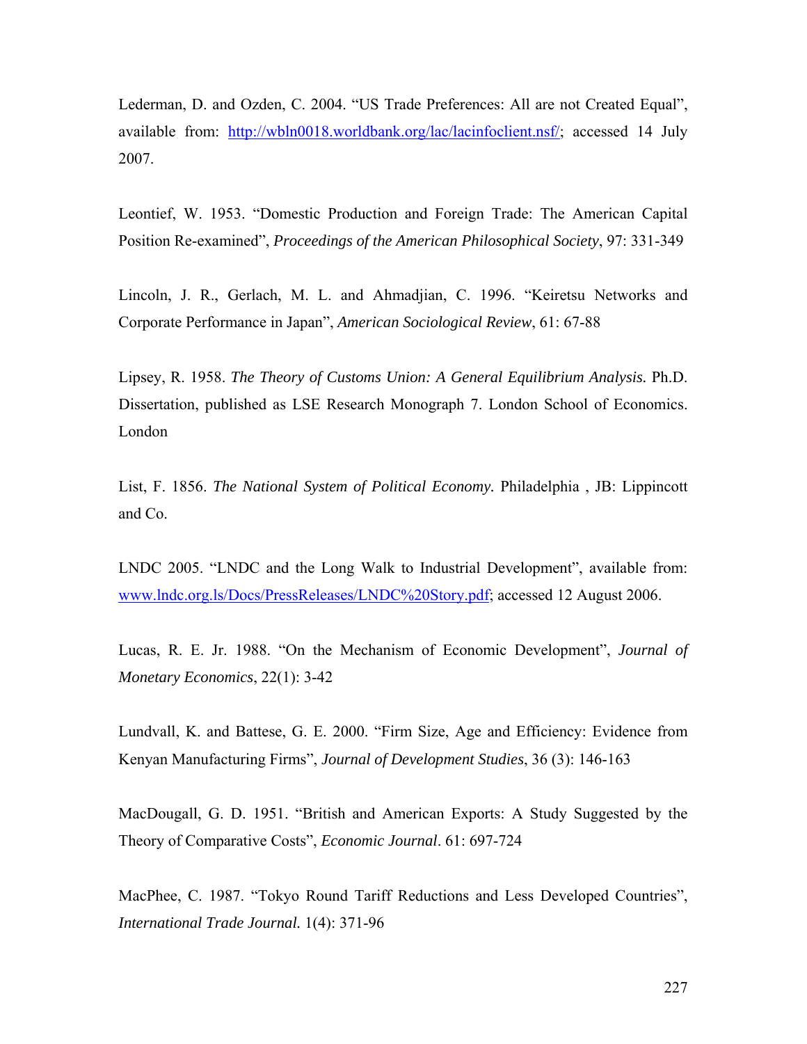Lederman, D. and Ozden, C. 2004. "US Trade Preferences: All are not Created Equal", available from: [http://wbln0018.worldbank.org/lac/lacinfoclient.nsf/](http://wbln0018.worldbank.org/lac/lacinfoclient.nsf/); accessed 14 July 2007.

Leontief, W. 1953. "Domestic Production and Foreign Trade: The American Capital Position Re-examined", *Proceedings of the American Philosophical Society*, 97: 331-349

Lincoln, J. R., Gerlach, M. L. and Ahmadjian, C. 1996. "Keiretsu Networks and Corporate Performance in Japan", *American Sociological Review*, 61: 67-88

Lipsey, R. 1958. *The Theory of Customs Union: A General Equilibrium Analysis.* Ph.D. Dissertation, published as LSE Research Monograph 7. London School of Economics. London

List, F. 1856. *The National System of Political Economy.* Philadelphia , JB: Lippincott and Co.

LNDC 2005. "LNDC and the Long Walk to Industrial Development", available from: [www.lndc.org.ls/Docs/PressReleases/LNDC%20Story.pdf](www.lndc.org.ls/Docs/PressReleases/LNDC%20Story.pdf); accessed 12 August 2006.

Lucas, R. E. Jr. 1988. "On the Mechanism of Economic Development", *Journal of Monetary Economics*, 22(1): 3-42

Lundvall, K. and Battese, G. E. 2000. "Firm Size, Age and Efficiency: Evidence from Kenyan Manufacturing Firms", *Journal of Development Studies*, 36 (3): 146-163

MacDougall, G. D. 1951. "British and American Exports: A Study Suggested by the Theory of Comparative Costs", *Economic Journal*. 61: 697-724

MacPhee, C. 1987. "Tokyo Round Tariff Reductions and Less Developed Countries", *International Trade Journal.* 1(4): 371-96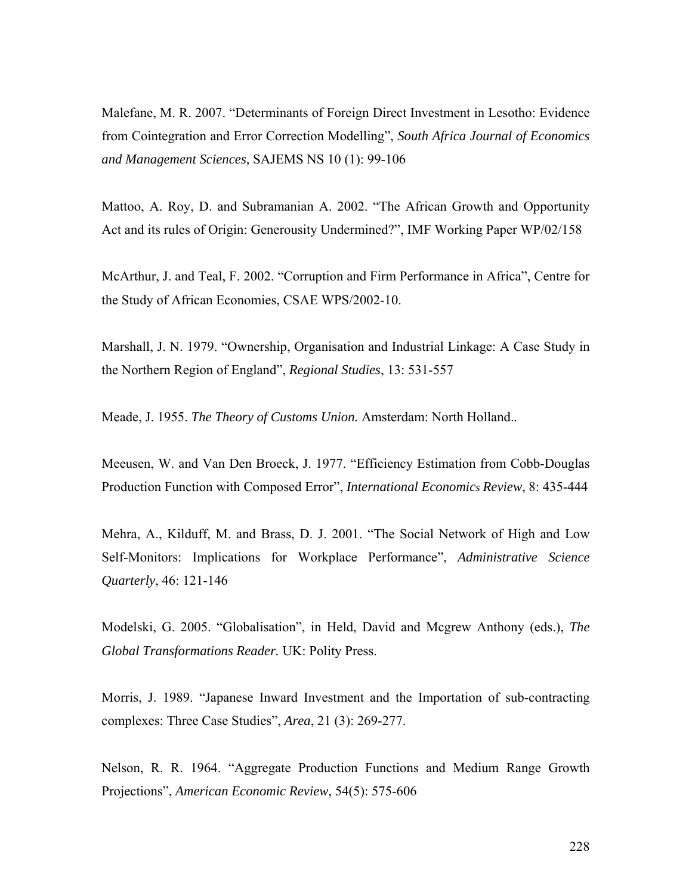Malefane, M. R. 2007. “Determinants of Foreign Direct Investment in Lesotho: Evidence from Cointegration and Error Correction Modelling”, *South Africa Journal of Economics and Management Sciences,* SAJEMS NS 10 (1): 99-106

Mattoo, A. Roy, D. and Subramanian A. 2002. “The African Growth and Opportunity Act and its rules of Origin: Generousity Undermined?”, IMF Working Paper WP/02/158

McArthur, J. and Teal, F. 2002. “Corruption and Firm Performance in Africa”, Centre for the Study of African Economies, CSAE WPS/2002-10.

Marshall, J. N. 1979. “Ownership, Organisation and Industrial Linkage: A Case Study in the Northern Region of England”, *Regional Studies*, 13: 531-557

Meade, J. 1955. *The Theory of Customs Union.* Amsterdam: North Holland..

Meeusen, W. and Van Den Broeck, J. 1977. “Efficiency Estimation from Cobb-Douglas Production Function with Composed Error”, *International Economics Review*, 8: 435-444

Mehra, A., Kilduff, M. and Brass, D. J. 2001. “The Social Network of High and Low Self-Monitors: Implications for Workplace Performance”, *Administrative Science Quarterly*, 46: 121-146

Modelski, G. 2005. “Globalisation”, in Held, David and Mcgrew Anthony (eds.), *The Global Transformations Reader.* UK: Polity Press.

Morris, J. 1989. “Japanese Inward Investment and the Importation of sub-contracting complexes: Three Case Studies”, *Area*, 21 (3): 269-277.

Nelson, R. R. 1964. “Aggregate Production Functions and Medium Range Growth Projections”, *American Economic Review*, 54(5): 575-606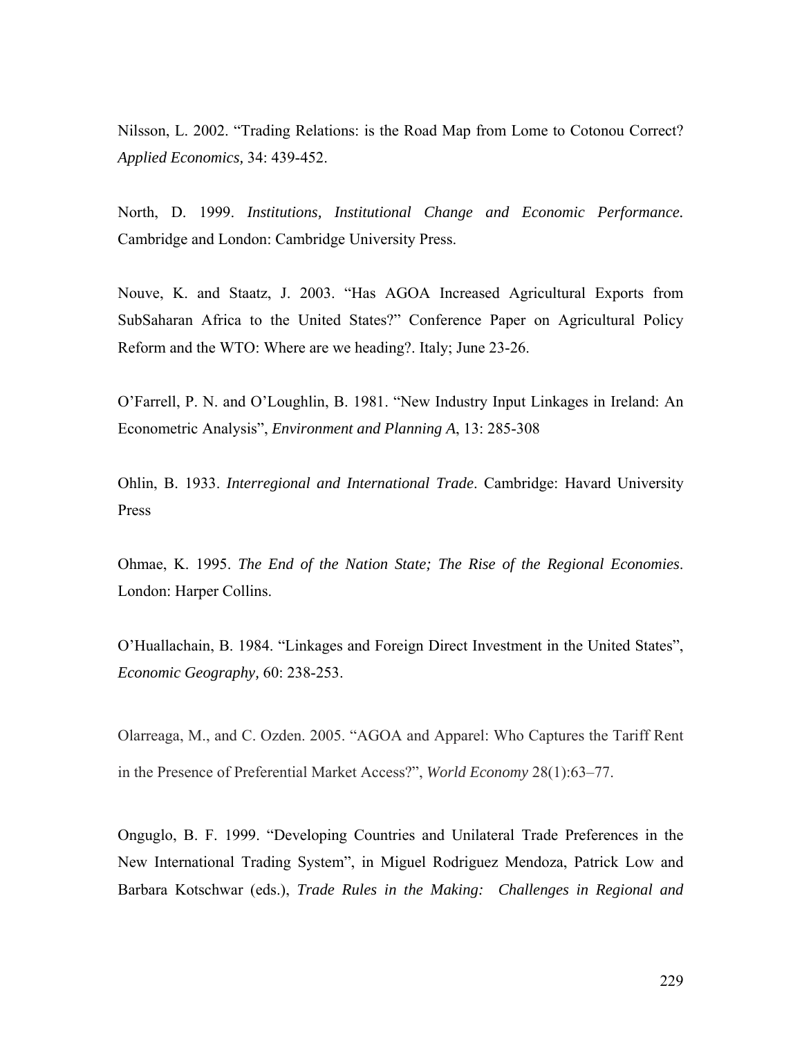Nilsson, L. 2002. "Trading Relations: is the Road Map from Lome to Cotonou Correct? *Applied Economics,* 34: 439-452.

North, D. 1999. *Institutions, Institutional Change and Economic Performance.* Cambridge and London: Cambridge University Press.

Nouve, K. and Staatz, J. 2003. "Has AGOA Increased Agricultural Exports from SubSaharan Africa to the United States?" Conference Paper on Agricultural Policy Reform and the WTO: Where are we heading?. Italy; June 23-26.

O'Farrell, P. N. and O'Loughlin, B. 1981. "New Industry Input Linkages in Ireland: An Econometric Analysis", *Environment and Planning A*, 13: 285-308

Ohlin, B. 1933. *Interregional and International Trade*. Cambridge: Havard University Press

Ohmae, K. 1995. *The End of the Nation State; The Rise of the Regional Economies*. London: Harper Collins.

O'Huallachain, B. 1984. "Linkages and Foreign Direct Investment in the United States", *Economic Geography,* 60: 238-253.

Olarreaga, M., and C. Ozden. 2005. "AGOA and Apparel: Who Captures the Tariff Rent in the Presence of Preferential Market Access?", *World Economy* 28(1):63–77.

Onguglo, B. F. 1999. "Developing Countries and Unilateral Trade Preferences in the New International Trading System", in Miguel Rodriguez Mendoza, Patrick Low and Barbara Kotschwar (eds.), *Trade Rules in the Making: Challenges in Regional and*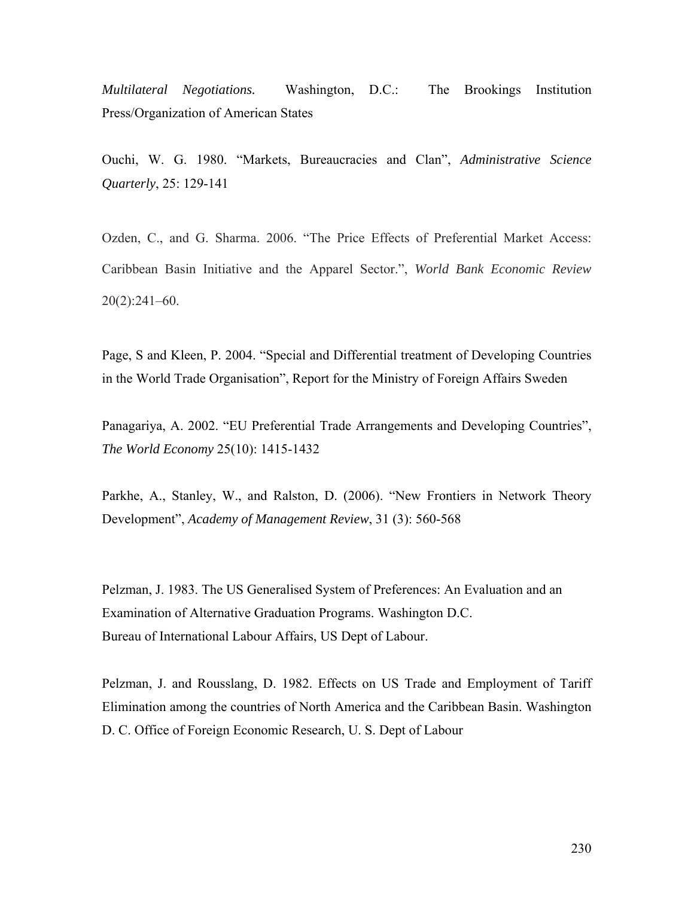*Multilateral Negotiations.* Washington, D.C.: The Brookings Institution Press/Organization of American States

Ouchi, W. G. 1980. "Markets, Bureaucracies and Clan", *Administrative Science Quarterly*, 25: 129-141

Ozden, C., and G. Sharma. 2006. "The Price Effects of Preferential Market Access: Caribbean Basin Initiative and the Apparel Sector.", *World Bank Economic Review* 20(2):241–60.

Page, S and Kleen, P. 2004. "Special and Differential treatment of Developing Countries in the World Trade Organisation", Report for the Ministry of Foreign Affairs Sweden

Panagariya, A. 2002. "EU Preferential Trade Arrangements and Developing Countries", *The World Economy* 25(10): 1415-1432

Parkhe, A., Stanley, W., and Ralston, D. (2006). "New Frontiers in Network Theory Development", *Academy of Management Review*, 31 (3): 560-568

Pelzman, J. 1983. The US Generalised System of Preferences: An Evaluation and an Examination of Alternative Graduation Programs. Washington D.C. Bureau of International Labour Affairs, US Dept of Labour.

Pelzman, J. and Rousslang, D. 1982. Effects on US Trade and Employment of Tariff Elimination among the countries of North America and the Caribbean Basin. Washington D. C. Office of Foreign Economic Research, U. S. Dept of Labour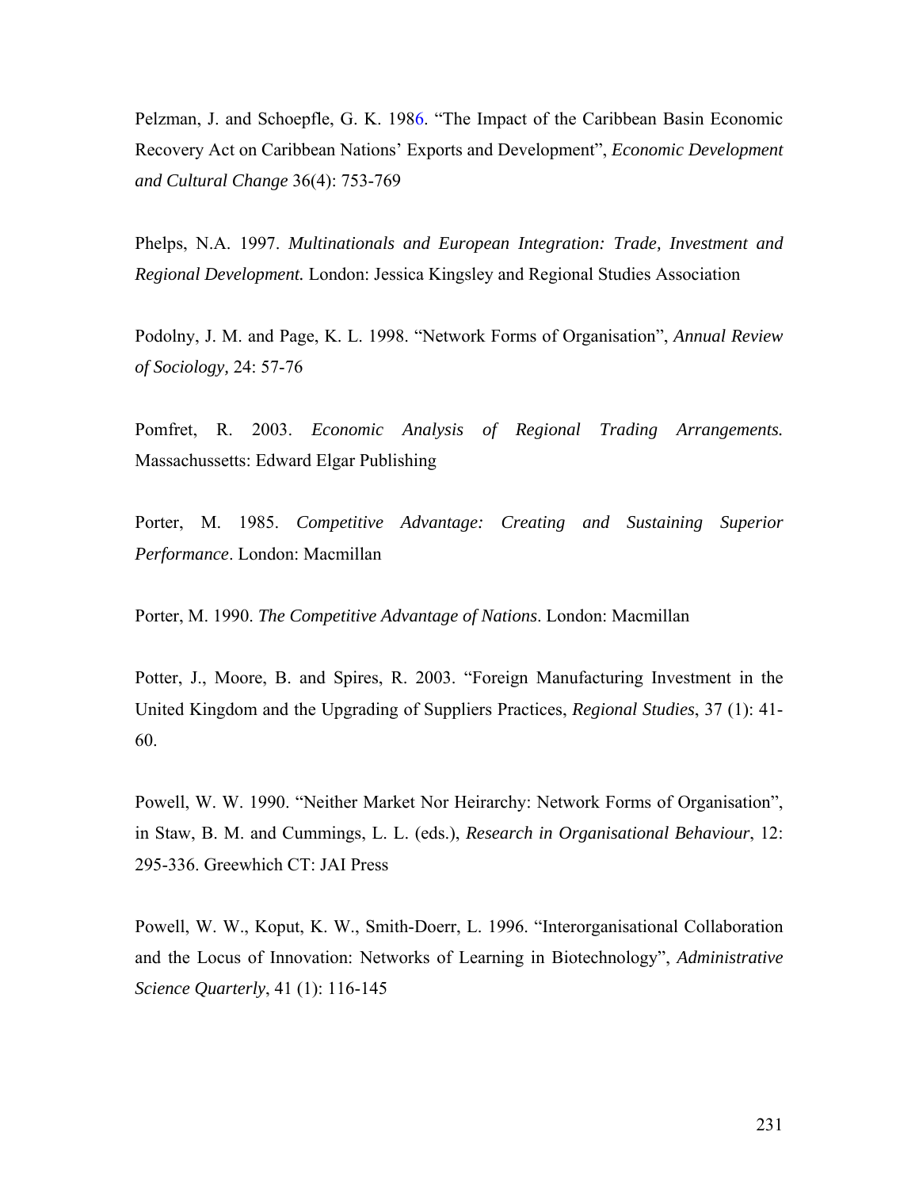Pelzman, J. and Schoepfle, G. K. 1986. "The Impact of the Caribbean Basin Economic Recovery Act on Caribbean Nations' Exports and Development", *Economic Development and Cultural Change* 36(4): 753-769

Phelps, N.A. 1997. *Multinationals and European Integration: Trade, Investment and Regional Development.* London: Jessica Kingsley and Regional Studies Association

Podolny, J. M. and Page, K. L. 1998. "Network Forms of Organisation", *Annual Review of Sociology,* 24: 57-76

Pomfret, R. 2003. *Economic Analysis of Regional Trading Arrangements.* Massachussetts: Edward Elgar Publishing

Porter, M. 1985. *Competitive Advantage: Creating and Sustaining Superior Performance*. London: Macmillan

Porter, M. 1990. *The Competitive Advantage of Nations*. London: Macmillan

Potter, J., Moore, B. and Spires, R. 2003. "Foreign Manufacturing Investment in the United Kingdom and the Upgrading of Suppliers Practices, *Regional Studies*, 37 (1): 41-60.

Powell, W. W. 1990. "Neither Market Nor Heirarchy: Network Forms of Organisation", in Staw, B. M. and Cummings, L. L. (eds.), *Research in Organisational Behaviour*, 12: 295-336. Greewhich CT: JAI Press

Powell, W. W., Koput, K. W., Smith-Doerr, L. 1996. "Interorganisational Collaboration and the Locus of Innovation: Networks of Learning in Biotechnology", *Administrative Science Quarterly*, 41 (1): 116-145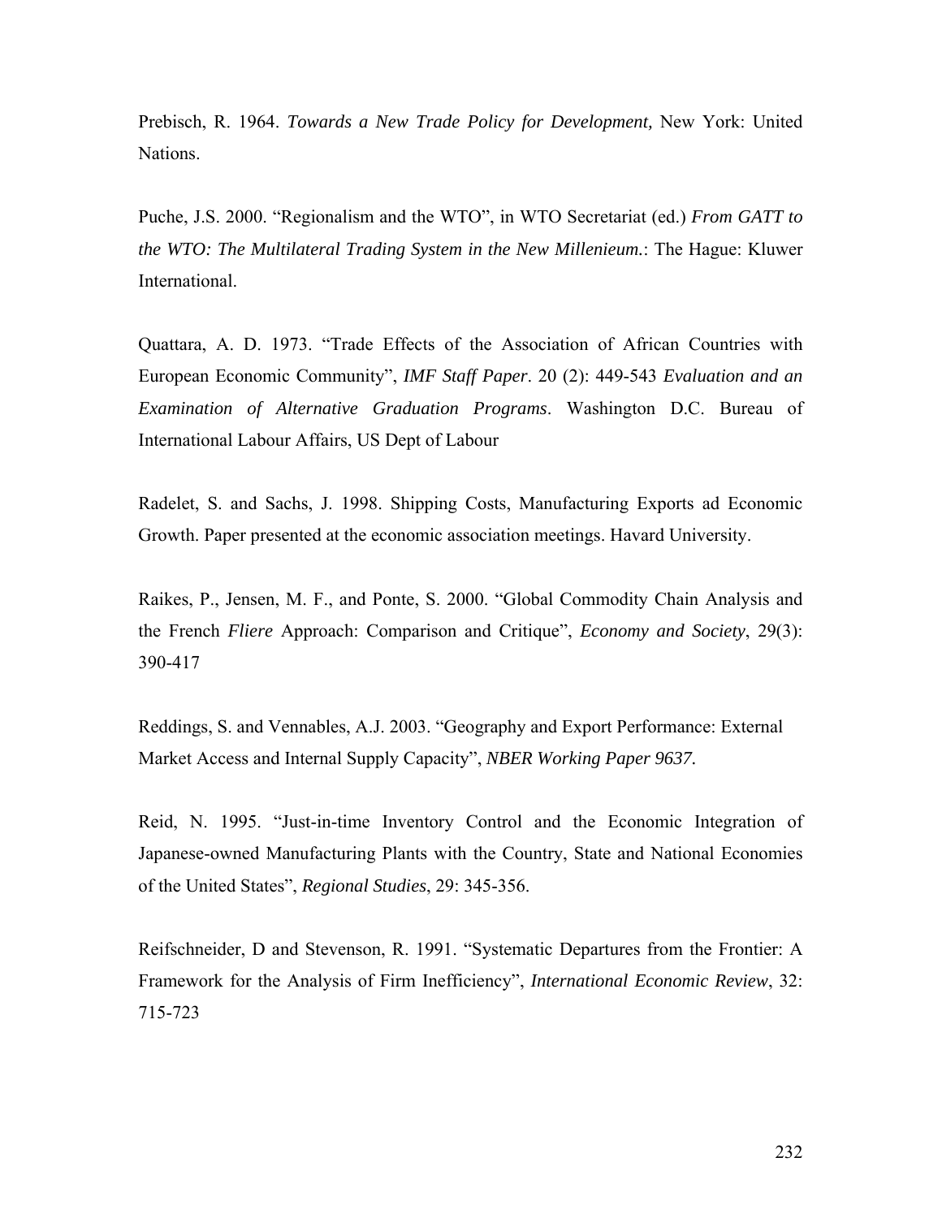Prebisch, R. 1964. *Towards a New Trade Policy for Development,* New York: United Nations.

Puche, J.S. 2000. "Regionalism and the WTO", in WTO Secretariat (ed.) *From GATT to the WTO: The Multilateral Trading System in the New Millenieum.*: The Hague: Kluwer International.

Quattara, A. D. 1973. "Trade Effects of the Association of African Countries with European Economic Community", *IMF Staff Paper*. 20 (2): 449-543 *Evaluation and an Examination of Alternative Graduation Programs*. Washington D.C. Bureau of International Labour Affairs, US Dept of Labour

Radelet, S. and Sachs, J. 1998. Shipping Costs, Manufacturing Exports ad Economic Growth. Paper presented at the economic association meetings. Havard University.

Raikes, P., Jensen, M. F., and Ponte, S. 2000. "Global Commodity Chain Analysis and the French *Fliere* Approach: Comparison and Critique", *Economy and Society*, 29(3): 390-417

Reddings, S. and Vennables, A.J. 2003. "Geography and Export Performance: External Market Access and Internal Supply Capacity", *NBER Working Paper 9637.*

Reid, N. 1995. "Just-in-time Inventory Control and the Economic Integration of Japanese-owned Manufacturing Plants with the Country, State and National Economies of the United States", *Regional Studies*, 29: 345-356.

Reifschneider, D and Stevenson, R. 1991. "Systematic Departures from the Frontier: A Framework for the Analysis of Firm Inefficiency", *International Economic Review*, 32: 715-723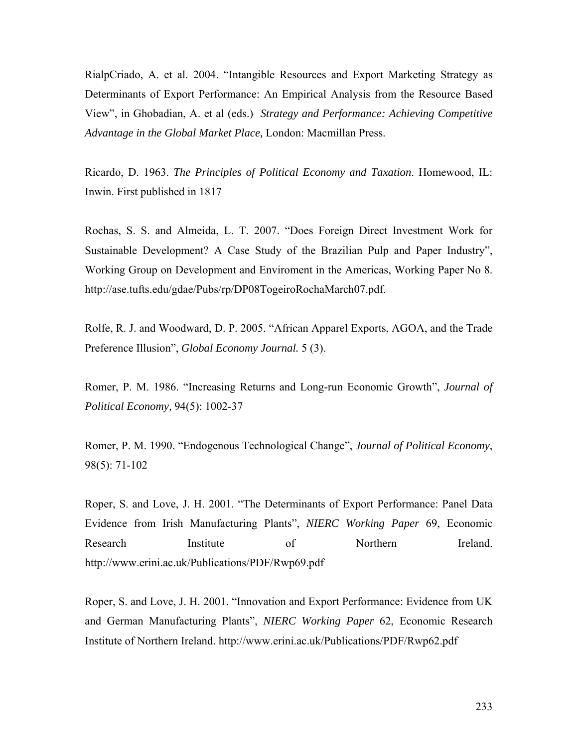RialpCriado, A. et al. 2004. "Intangible Resources and Export Marketing Strategy as Determinants of Export Performance: An Empirical Analysis from the Resource Based View", in Ghobadian, A. et al (eds.) *Strategy and Performance: Achieving Competitive Advantage in the Global Market Place,* London: Macmillan Press.

Ricardo, D. 1963. *The Principles of Political Economy and Taxation*. Homewood, IL: Inwin. First published in 1817

Rochas, S. S. and Almeida, L. T. 2007. "Does Foreign Direct Investment Work for Sustainable Development? A Case Study of the Brazilian Pulp and Paper Industry", Working Group on Development and Enviroment in the Americas, Working Paper No 8. http://ase.tufts.edu/gdae/Pubs/rp/DP08TogeiroRochaMarch07.pdf.

Rolfe, R. J. and Woodward, D. P. 2005. "African Apparel Exports, AGOA, and the Trade Preference Illusion", *Global Economy Journal.* 5 (3).

Romer, P. M. 1986. "Increasing Returns and Long-run Economic Growth", *Journal of Political Economy,* 94(5): 1002-37

Romer, P. M. 1990. "Endogenous Technological Change", *Journal of Political Economy*, 98(5): 71-102

Roper, S. and Love, J. H. 2001. "The Determinants of Export Performance: Panel Data Evidence from Irish Manufacturing Plants", *NIERC Working Paper* 69, Economic Research Institute of Northern Ireland. http://www.erini.ac.uk/Publications/PDF/Rwp69.pdf

Roper, S. and Love, J. H. 2001. "Innovation and Export Performance: Evidence from UK and German Manufacturing Plants", *NIERC Working Paper* 62, Economic Research Institute of Northern Ireland. http://www.erini.ac.uk/Publications/PDF/Rwp62.pdf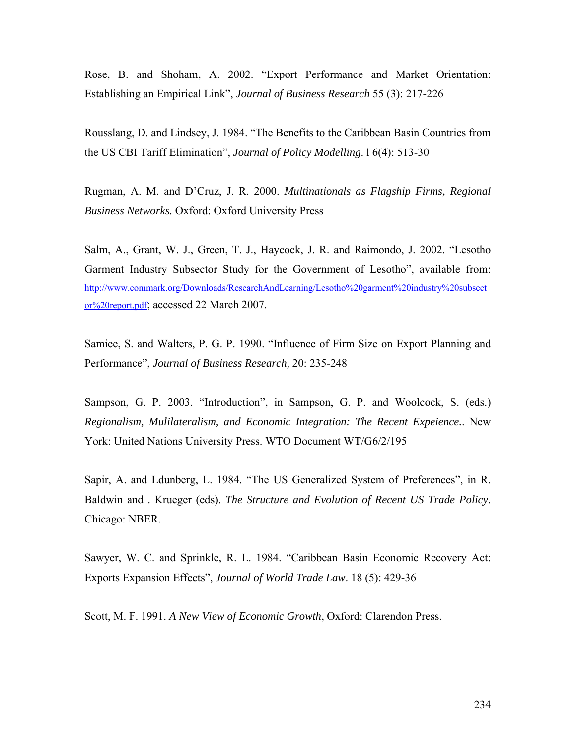Rose, B. and Shoham, A. 2002. "Export Performance and Market Orientation: Establishing an Empirical Link", *Journal of Business Research* 55 (3): 217-226

Rousslang, D. and Lindsey, J. 1984. "The Benefits to the Caribbean Basin Countries from the US CBI Tariff Elimination", *Journal of Policy Modelling*. l 6(4): 513-30

Rugman, A. M. and D'Cruz, J. R. 2000. *Multinationals as Flagship Firms, Regional Business Networks.* Oxford: Oxford University Press

Salm, A., Grant, W. J., Green, T. J., Haycock, J. R. and Raimondo, J. 2002. "Lesotho Garment Industry Subsector Study for the Government of Lesotho", available from: http://www.commark.org/Downloads/ResearchAndLearning/Lesotho%20garment%20industry%20subsector%20report.pdf; accessed 22 March 2007.

Samiee, S. and Walters, P. G. P. 1990. "Influence of Firm Size on Export Planning and Performance", *Journal of Business Research,* 20: 235-248

Sampson, G. P. 2003. "Introduction", in Sampson, G. P. and Woolcock, S. (eds.) *Regionalism, Mulilateralism, and Economic Integration: The Recent Expeience.*. New York: United Nations University Press. WTO Document WT/G6/2/195

Sapir, A. and Ldunberg, L. 1984. "The US Generalized System of Preferences", in R. Baldwin and . Krueger (eds). *The Structure and Evolution of Recent US Trade Policy*. Chicago: NBER.

Sawyer, W. C. and Sprinkle, R. L. 1984. "Caribbean Basin Economic Recovery Act: Exports Expansion Effects", *Journal of World Trade Law*. 18 (5): 429-36

Scott, M. F. 1991. *A New View of Economic Growth*, Oxford: Clarendon Press.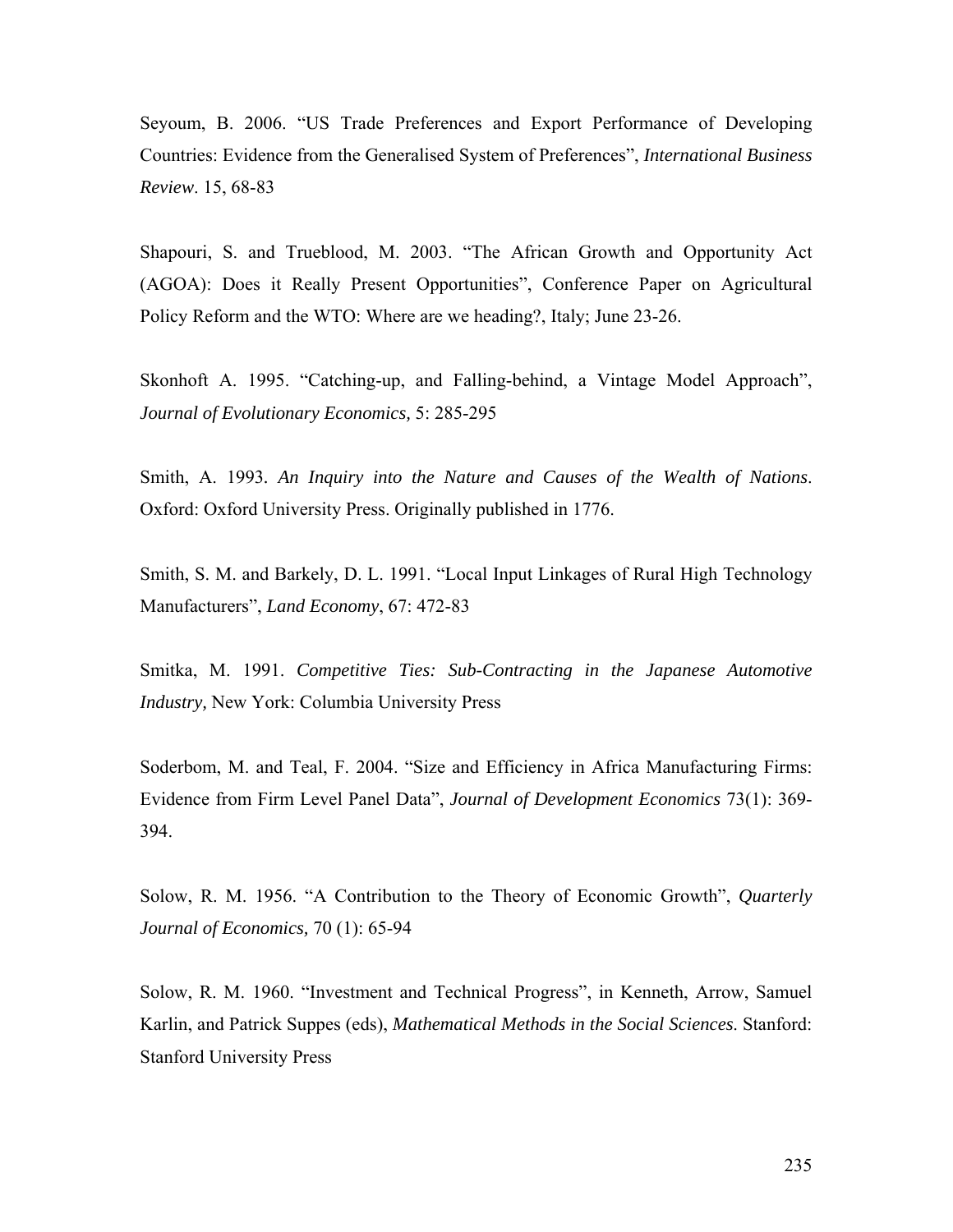Seyoum, B. 2006. “US Trade Preferences and Export Performance of Developing Countries: Evidence from the Generalised System of Preferences”, *International Business Review*. 15, 68-83

Shapouri, S. and Trueblood, M. 2003. “The African Growth and Opportunity Act (AGOA): Does it Really Present Opportunities”, Conference Paper on Agricultural Policy Reform and the WTO: Where are we heading?, Italy; June 23-26.

Skonhoft A. 1995. “Catching-up, and Falling-behind, a Vintage Model Approach”, *Journal of Evolutionary Economics,* 5: 285-295

Smith, A. 1993. *An Inquiry into the Nature and Causes of the Wealth of Nations*. Oxford: Oxford University Press. Originally published in 1776.

Smith, S. M. and Barkely, D. L. 1991. “Local Input Linkages of Rural High Technology Manufacturers”, *Land Economy*, 67: 472-83

Smitka, M. 1991. *Competitive Ties: Sub-Contracting in the Japanese Automotive Industry,* New York: Columbia University Press

Soderbom, M. and Teal, F. 2004. “Size and Efficiency in Africa Manufacturing Firms: Evidence from Firm Level Panel Data”, *Journal of Development Economics* 73(1): 369-394.

Solow, R. M. 1956. “A Contribution to the Theory of Economic Growth”, *Quarterly Journal of Economics,* 70 (1): 65-94

Solow, R. M. 1960. “Investment and Technical Progress”, in Kenneth, Arrow, Samuel Karlin, and Patrick Suppes (eds), *Mathematical Methods in the Social Sciences.* Stanford: Stanford University Press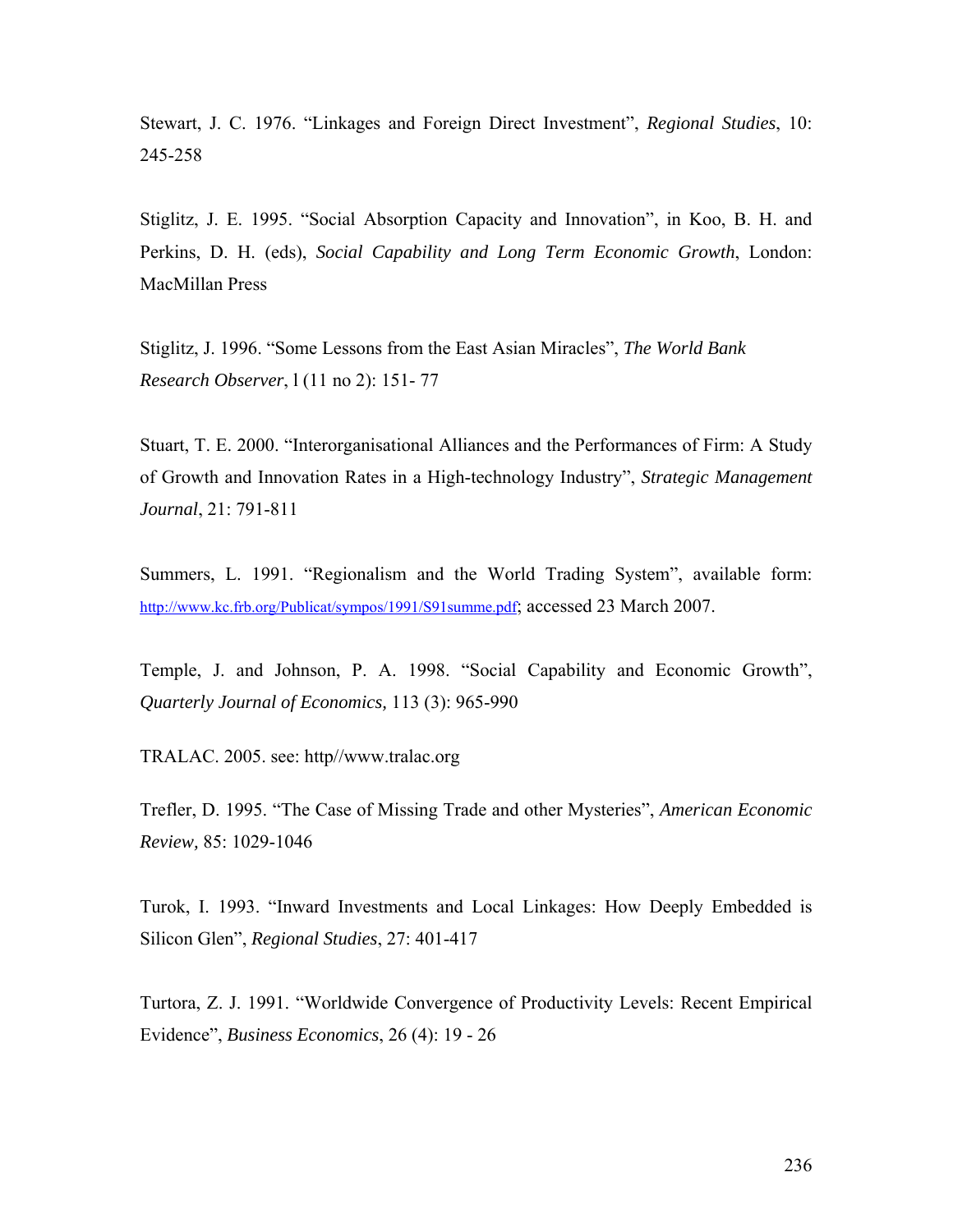Stewart, J. C. 1976. "Linkages and Foreign Direct Investment", *Regional Studies*, 10: 245-258

Stiglitz, J. E. 1995. "Social Absorption Capacity and Innovation", in Koo, B. H. and Perkins, D. H. (eds), *Social Capability and Long Term Economic Growth*, London: MacMillan Press

Stiglitz, J. 1996. "Some Lessons from the East Asian Miracles", *The World Bank Research Observer*, l (11 no 2): 151- 77

Stuart, T. E. 2000. "Interorganisational Alliances and the Performances of Firm: A Study of Growth and Innovation Rates in a High-technology Industry", *Strategic Management Journal*, 21: 791-811

Summers, L. 1991. "Regionalism and the World Trading System", available form: http://www.kc.frb.org/Publicat/sympos/1991/S91summe.pdf; accessed 23 March 2007.

Temple, J. and Johnson, P. A. 1998. "Social Capability and Economic Growth", *Quarterly Journal of Economics,* 113 (3): 965-990

TRALAC. 2005. see: http//www.tralac.org

Trefler, D. 1995. "The Case of Missing Trade and other Mysteries", *American Economic Review,* 85: 1029-1046

Turok, I. 1993. "Inward Investments and Local Linkages: How Deeply Embedded is Silicon Glen", *Regional Studies*, 27: 401-417

Turtora, Z. J. 1991. "Worldwide Convergence of Productivity Levels: Recent Empirical Evidence", *Business Economics*, 26 (4): 19 - 26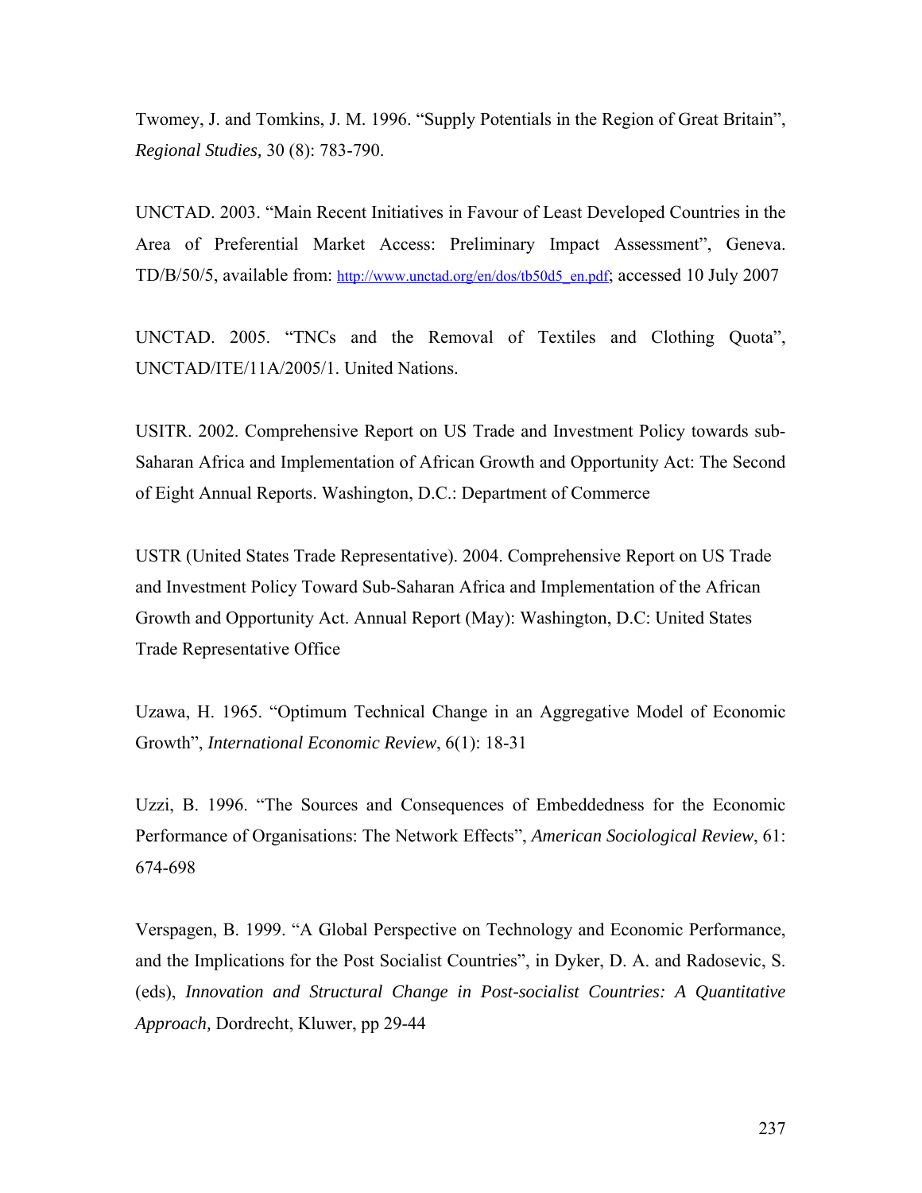Twomey, J. and Tomkins, J. M. 1996. "Supply Potentials in the Region of Great Britain", *Regional Studies,* 30 (8): 783-790.

UNCTAD. 2003. "Main Recent Initiatives in Favour of Least Developed Countries in the Area of Preferential Market Access: Preliminary Impact Assessment", Geneva. TD/B/50/5, available from: http://www.unctad.org/en/dos/tb50d5_en.pdf; accessed 10 July 2007

UNCTAD. 2005. "TNCs and the Removal of Textiles and Clothing Quota", UNCTAD/ITE/11A/2005/1. United Nations.

USITR. 2002. Comprehensive Report on US Trade and Investment Policy towards sub-Saharan Africa and Implementation of African Growth and Opportunity Act: The Second of Eight Annual Reports. Washington, D.C.: Department of Commerce

USTR (United States Trade Representative). 2004. Comprehensive Report on US Trade and Investment Policy Toward Sub-Saharan Africa and Implementation of the African Growth and Opportunity Act. Annual Report (May): Washington, D.C: United States Trade Representative Office

Uzawa, H. 1965. "Optimum Technical Change in an Aggregative Model of Economic Growth", *International Economic Review*, 6(1): 18-31

Uzzi, B. 1996. "The Sources and Consequences of Embeddedness for the Economic Performance of Organisations: The Network Effects", *American Sociological Review*, 61: 674-698

Verspagen, B. 1999. "A Global Perspective on Technology and Economic Performance, and the Implications for the Post Socialist Countries", in Dyker, D. A. and Radosevic, S. (eds), *Innovation and Structural Change in Post-socialist Countries: A Quantitative Approach,* Dordrecht, Kluwer, pp 29-44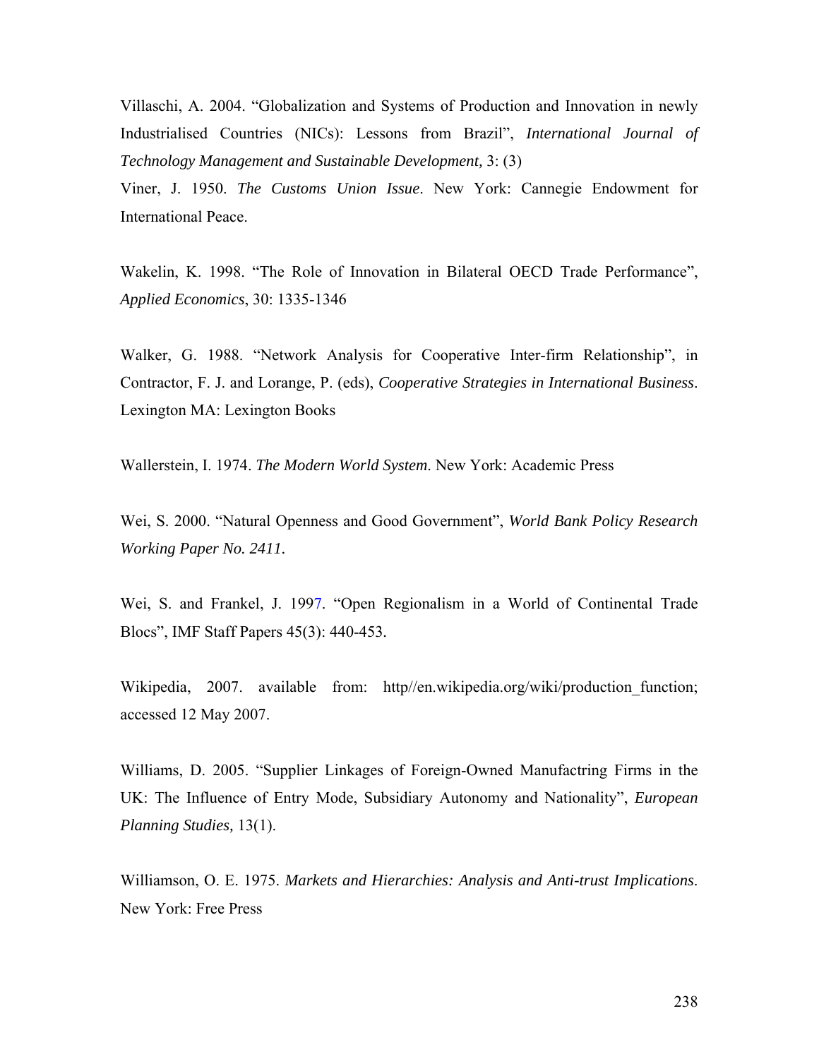Villaschi, A. 2004. “Globalization and Systems of Production and Innovation in newly Industrialised Countries (NICs): Lessons from Brazil”, *International Journal of Technology Management and Sustainable Development,* 3: (3)

Viner, J. 1950. *The Customs Union Issue*. New York: Cannegie Endowment for International Peace.

Wakelin, K. 1998. “The Role of Innovation in Bilateral OECD Trade Performance”, *Applied Economics*, 30: 1335-1346

Walker, G. 1988. “Network Analysis for Cooperative Inter-firm Relationship”, in Contractor, F. J. and Lorange, P. (eds), *Cooperative Strategies in International Business*. Lexington MA: Lexington Books

Wallerstein, I. 1974. *The Modern World System*. New York: Academic Press

Wei, S. 2000. “Natural Openness and Good Government”, *World Bank Policy Research Working Paper No. 2411.*

Wei, S. and Frankel, J. 1997. “Open Regionalism in a World of Continental Trade Blocs”, IMF Staff Papers 45(3): 440-453.

Wikipedia, 2007. available from: http//en.wikipedia.org/wiki/production_function; accessed 12 May 2007.

Williams, D. 2005. “Supplier Linkages of Foreign-Owned Manufactring Firms in the UK: The Influence of Entry Mode, Subsidiary Autonomy and Nationality”, *European Planning Studies,* 13(1).

Williamson, O. E. 1975. *Markets and Hierarchies: Analysis and Anti-trust Implications*. New York: Free Press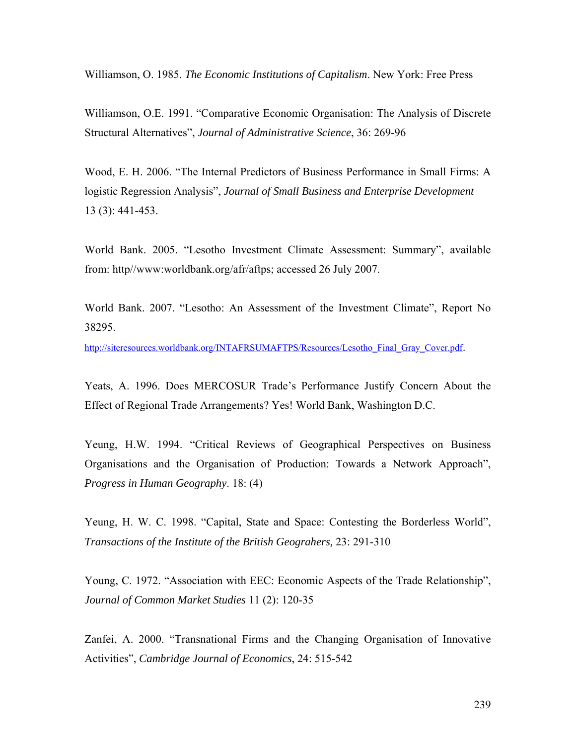Williamson, O. 1985. *The Economic Institutions of Capitalism*. New York: Free Press

Williamson, O.E. 1991. "Comparative Economic Organisation: The Analysis of Discrete Structural Alternatives", *Journal of Administrative Science*, 36: 269-96

Wood, E. H. 2006. "The Internal Predictors of Business Performance in Small Firms: A logistic Regression Analysis", *Journal of Small Business and Enterprise Development* 13 (3): 441-453.

World Bank. 2005. "Lesotho Investment Climate Assessment: Summary", available from: http//www:worldbank.org/afr/aftps; accessed 26 July 2007.

World Bank. 2007. "Lesotho: An Assessment of the Investment Climate", Report No 38295.
http://siteresources.worldbank.org/INTAFRSUMAFTPS/Resources/Lesotho_Final_Gray_Cover.pdf.

Yeats, A. 1996. Does MERCOSUR Trade's Performance Justify Concern About the Effect of Regional Trade Arrangements? Yes! World Bank, Washington D.C.

Yeung, H.W. 1994. "Critical Reviews of Geographical Perspectives on Business Organisations and the Organisation of Production: Towards a Network Approach", *Progress in Human Geography*. 18: (4)

Yeung, H. W. C. 1998. "Capital, State and Space: Contesting the Borderless World", *Transactions of the Institute of the British Geograhers,* 23: 291-310

Young, C. 1972. "Association with EEC: Economic Aspects of the Trade Relationship", *Journal of Common Market Studies* 11 (2): 120-35

Zanfei, A. 2000. "Transnational Firms and the Changing Organisation of Innovative Activities", *Cambridge Journal of Economics*, 24: 515-542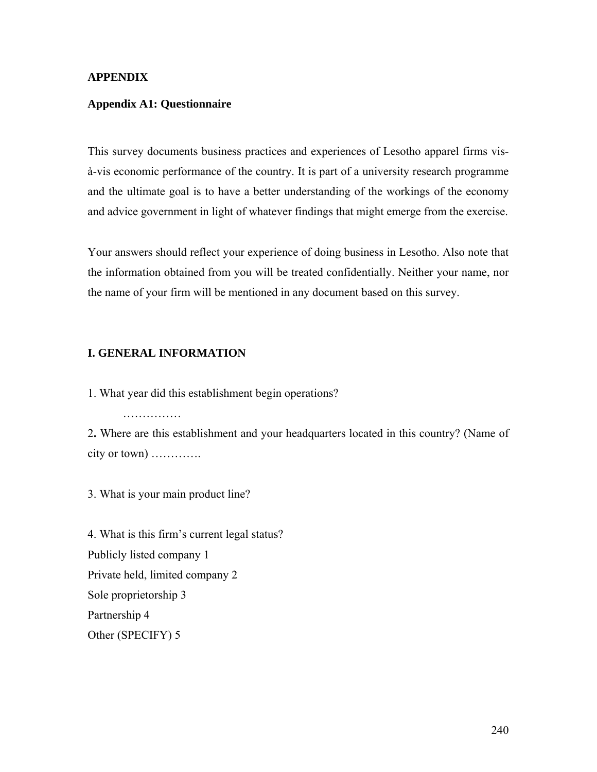# APPENDIX

## Appendix A1: Questionnaire

This survey documents business practices and experiences of Lesotho apparel firms vis-à-vis economic performance of the country. It is part of a university research programme and the ultimate goal is to have a better understanding of the workings of the economy and advice government in light of whatever findings that might emerge from the exercise.

Your answers should reflect your experience of doing business in Lesotho. Also note that the information obtained from you will be treated confidentially. Neither your name, nor the name of your firm will be mentioned in any document based on this survey.

### I. GENERAL INFORMATION

1. What year did this establishment begin operations?

   ……………

2. Where are this establishment and your headquarters located in this country? (Name of city or town) ………….

3. What is your main product line?

4. What is this firm's current legal status?

Publicly listed company 1
Private held, limited company 2
Sole proprietorship 3
Partnership 4
Other (SPECIFY) 5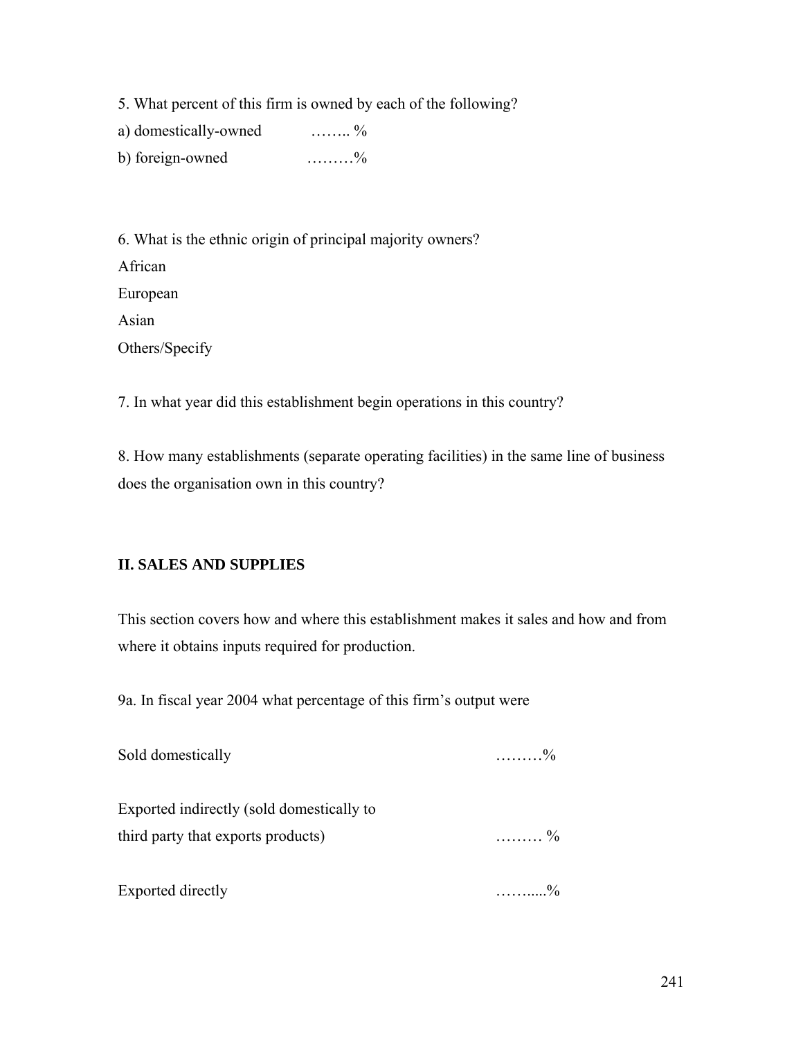5. What percent of this firm is owned by each of the following?

a) domestically-owned ……..  %

b) foreign-owned ………%

6. What is the ethnic origin of principal majority owners?

African

European

Asian

Others/Specify

7. In what year did this establishment begin operations in this country?

8. How many establishments (separate operating facilities) in the same line of business does the organisation own in this country?

## II. SALES AND SUPPLIES

This section covers how and where this establishment makes it sales and how and from where it obtains inputs required for production.

9a. In fiscal year 2004 what percentage of this firm's output were

Sold domestically ………%

Exported indirectly (sold domestically to third party that exports products) ……… %

Exported directly ……....%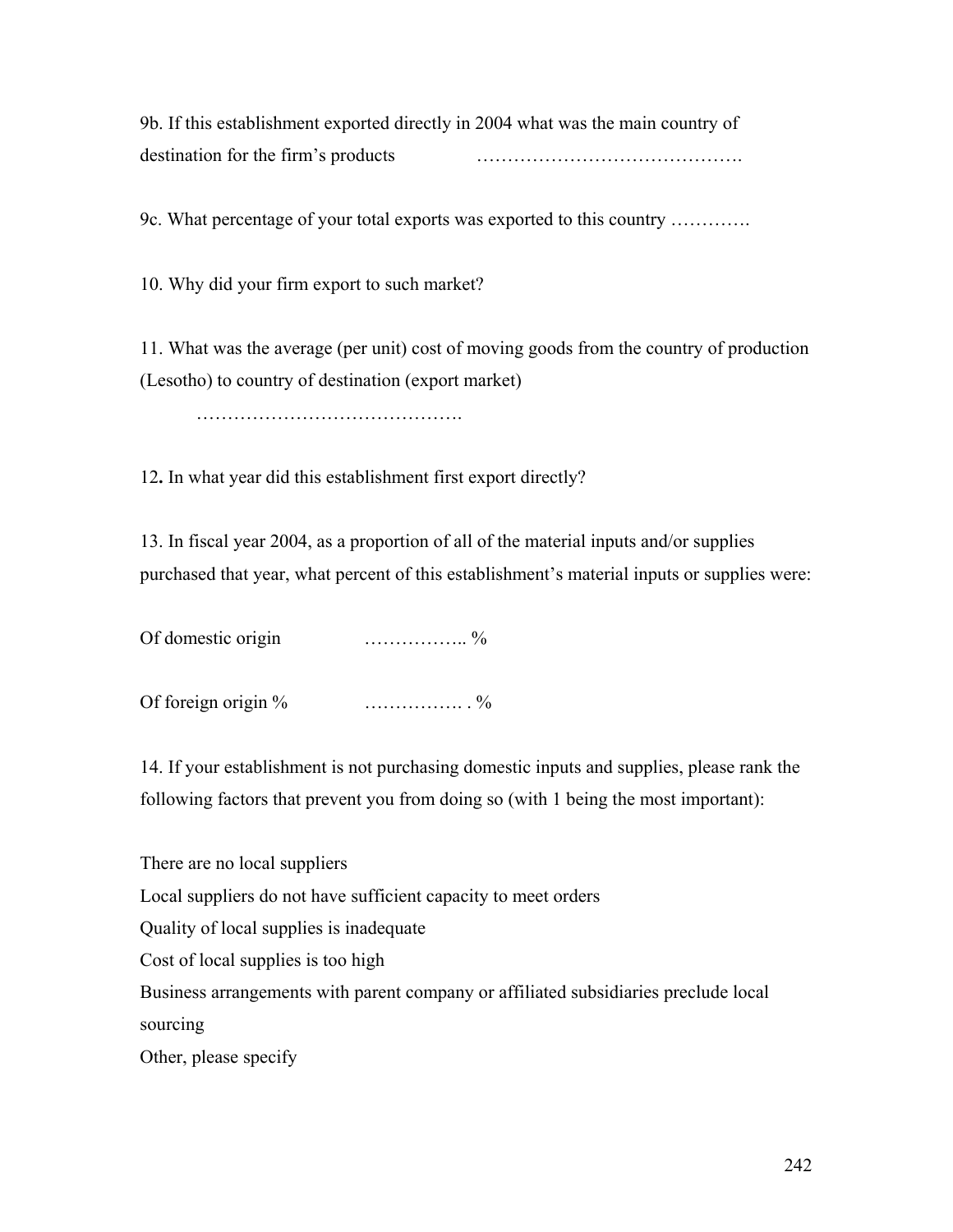9b. If this establishment exported directly in 2004 what was the main country of destination for the firm's products ……………………………………

9c. What percentage of your total exports was exported to this country …………

10. Why did your firm export to such market?

11. What was the average (per unit) cost of moving goods from the country of production (Lesotho) to country of destination (export market)

……………………………………

12**.** In what year did this establishment first export directly?

13. In fiscal year 2004, as a proportion of all of the material inputs and/or supplies purchased that year, what percent of this establishment's material inputs or supplies were:

Of domestic origin ……………… %

Of foreign origin % ……………. . %

14. If your establishment is not purchasing domestic inputs and supplies, please rank the following factors that prevent you from doing so (with 1 being the most important):

There are no local suppliers  
Local suppliers do not have sufficient capacity to meet orders  
Quality of local supplies is inadequate  
Cost of local supplies is too high  
Business arrangements with parent company or affiliated subsidiaries preclude local sourcing  
Other, please specify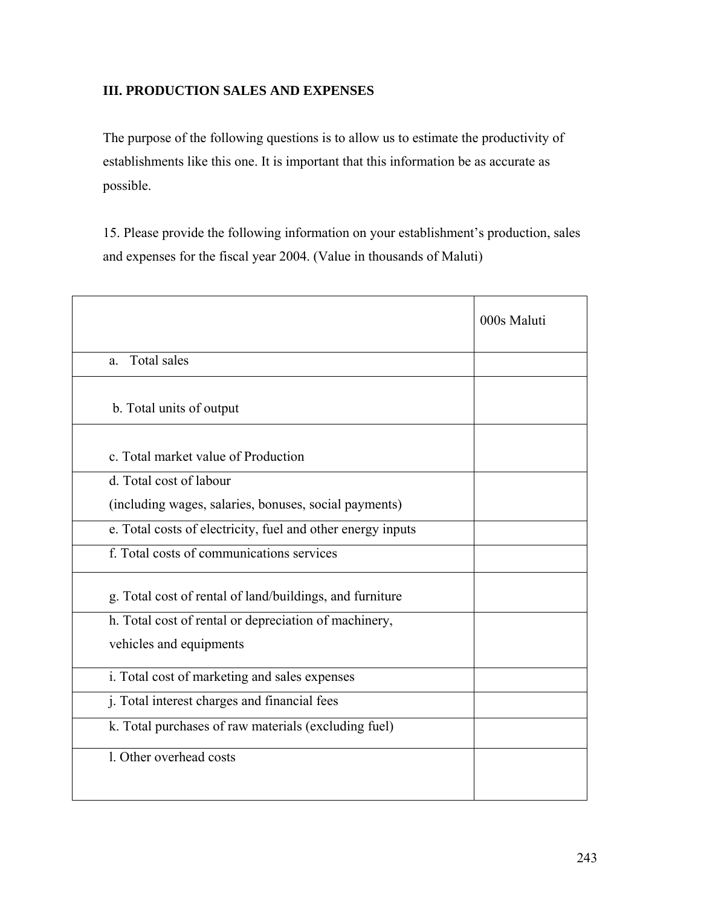### III. PRODUCTION SALES AND EXPENSES

The purpose of the following questions is to allow us to estimate the productivity of establishments like this one. It is important that this information be as accurate as possible.

15. Please provide the following information on your establishment's production, sales and expenses for the fiscal year 2004. (Value in thousands of Maluti)

| | 000s Maluti |
|---|---|
| a. Total sales | |
| b. Total units of output | |
| c. Total market value of Production | |
| d. Total cost of labour (including wages, salaries, bonuses, social payments) | |
| e. Total costs of electricity, fuel and other energy inputs | |
| f. Total costs of communications services | |
| g. Total cost of rental of land/buildings, and furniture | |
| h. Total cost of rental or depreciation of machinery, vehicles and equipments | |
| i. Total cost of marketing and sales expenses | |
| j. Total interest charges and financial fees | |
| k. Total purchases of raw materials (excluding fuel) | |
| l. Other overhead costs | |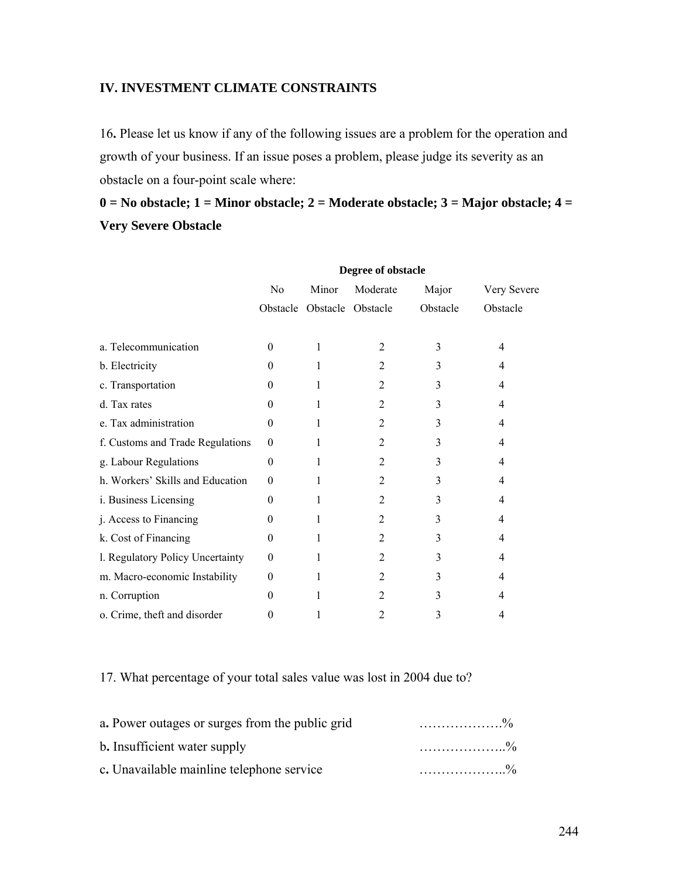## IV. INVESTMENT CLIMATE CONSTRAINTS

16**.** Please let us know if any of the following issues are a problem for the operation and growth of your business. If an issue poses a problem, please judge its severity as an obstacle on a four-point scale where:

**0 = No obstacle; 1 = Minor obstacle; 2 = Moderate obstacle; 3 = Major obstacle; 4 = Very Severe Obstacle**

| | Degree of obstacle | | | | |
|---|---|---|---|---|---|
| | No Obstacle | Minor Obstacle | Moderate Obstacle | Major Obstacle | Very Severe Obstacle |
| a. Telecommunication | 0 | 1 | 2 | 3 | 4 |
| b. Electricity | 0 | 1 | 2 | 3 | 4 |
| c. Transportation | 0 | 1 | 2 | 3 | 4 |
| d. Tax rates | 0 | 1 | 2 | 3 | 4 |
| e. Tax administration | 0 | 1 | 2 | 3 | 4 |
| f. Customs and Trade Regulations | 0 | 1 | 2 | 3 | 4 |
| g. Labour Regulations | 0 | 1 | 2 | 3 | 4 |
| h. Workers' Skills and Education | 0 | 1 | 2 | 3 | 4 |
| i. Business Licensing | 0 | 1 | 2 | 3 | 4 |
| j. Access to Financing | 0 | 1 | 2 | 3 | 4 |
| k. Cost of Financing | 0 | 1 | 2 | 3 | 4 |
| l. Regulatory Policy Uncertainty | 0 | 1 | 2 | 3 | 4 |
| m. Macro-economic Instability | 0 | 1 | 2 | 3 | 4 |
| n. Corruption | 0 | 1 | 2 | 3 | 4 |
| o. Crime, theft and disorder | 0 | 1 | 2 | 3 | 4 |

17. What percentage of your total sales value was lost in 2004 due to?

a**.** Power outages or surges from the public grid ……………….%

b**.** Insufficient water supply ………………..%

c**.** Unavailable mainline telephone service ………………..%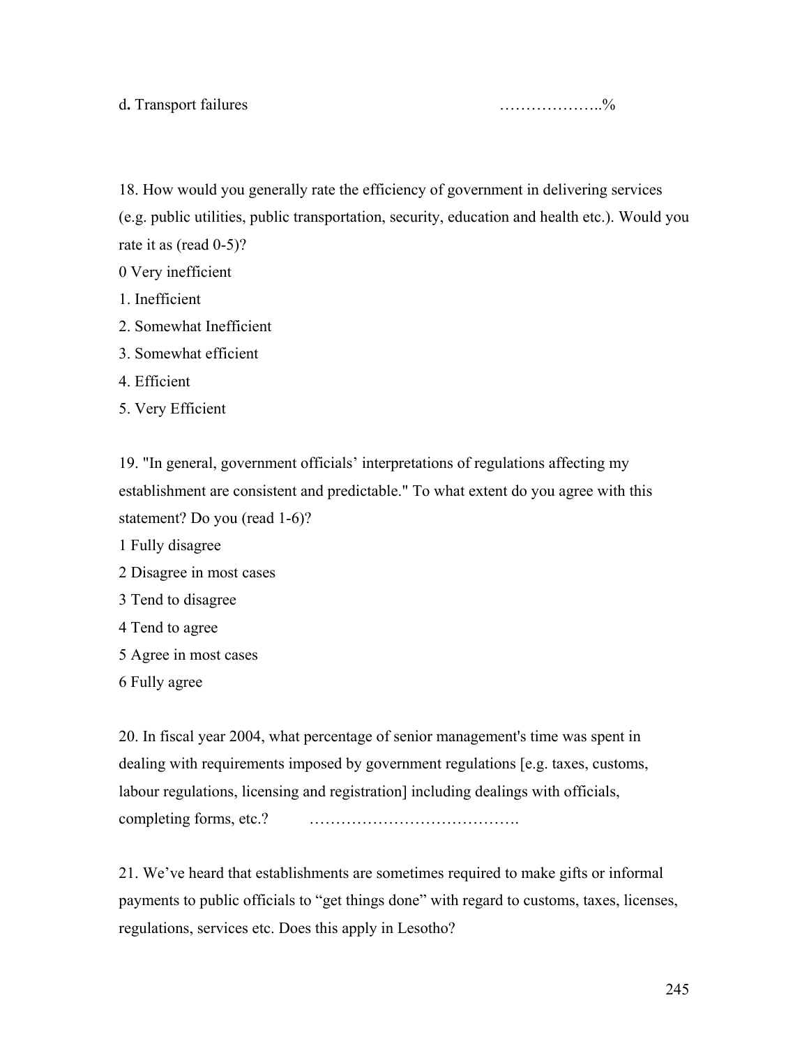**d.** Transport failures ………………..%

18. How would you generally rate the efficiency of government in delivering services (e.g. public utilities, public transportation, security, education and health etc.). Would you rate it as (read 0-5)?

0 Very inefficient

1. Inefficient

2. Somewhat Inefficient

3. Somewhat efficient

4. Efficient

5. Very Efficient

19. "In general, government officials' interpretations of regulations affecting my establishment are consistent and predictable." To what extent do you agree with this statement? Do you (read 1-6)?

1 Fully disagree

2 Disagree in most cases

3 Tend to disagree

4 Tend to agree

5 Agree in most cases

6 Fully agree

20. In fiscal year 2004, what percentage of senior management's time was spent in dealing with requirements imposed by government regulations [e.g. taxes, customs, labour regulations, licensing and registration] including dealings with officials, completing forms, etc.? ………………………………….

21. We've heard that establishments are sometimes required to make gifts or informal payments to public officials to "get things done" with regard to customs, taxes, licenses, regulations, services etc. Does this apply in Lesotho?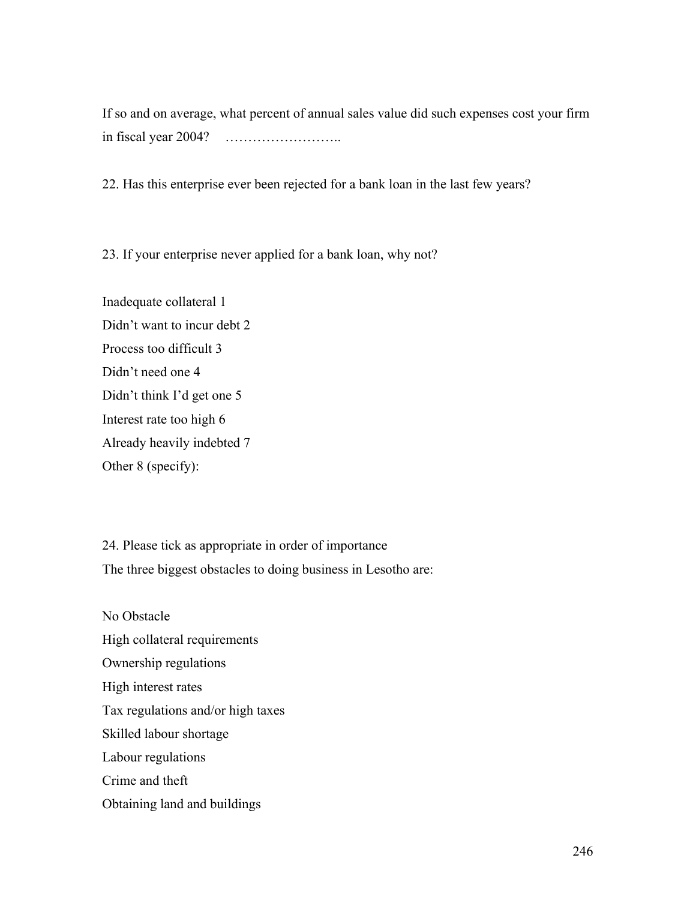If so and on average, what percent of annual sales value did such expenses cost your firm in fiscal year 2004? ……………………..

22. Has this enterprise ever been rejected for a bank loan in the last few years?

23. If your enterprise never applied for a bank loan, why not?

Inadequate collateral 1
Didn't want to incur debt 2
Process too difficult 3
Didn't need one 4
Didn't think I'd get one 5
Interest rate too high 6
Already heavily indebted 7
Other 8 (specify):

24. Please tick as appropriate in order of importance
The three biggest obstacles to doing business in Lesotho are:

No Obstacle
High collateral requirements
Ownership regulations
High interest rates
Tax regulations and/or high taxes
Skilled labour shortage
Labour regulations
Crime and theft
Obtaining land and buildings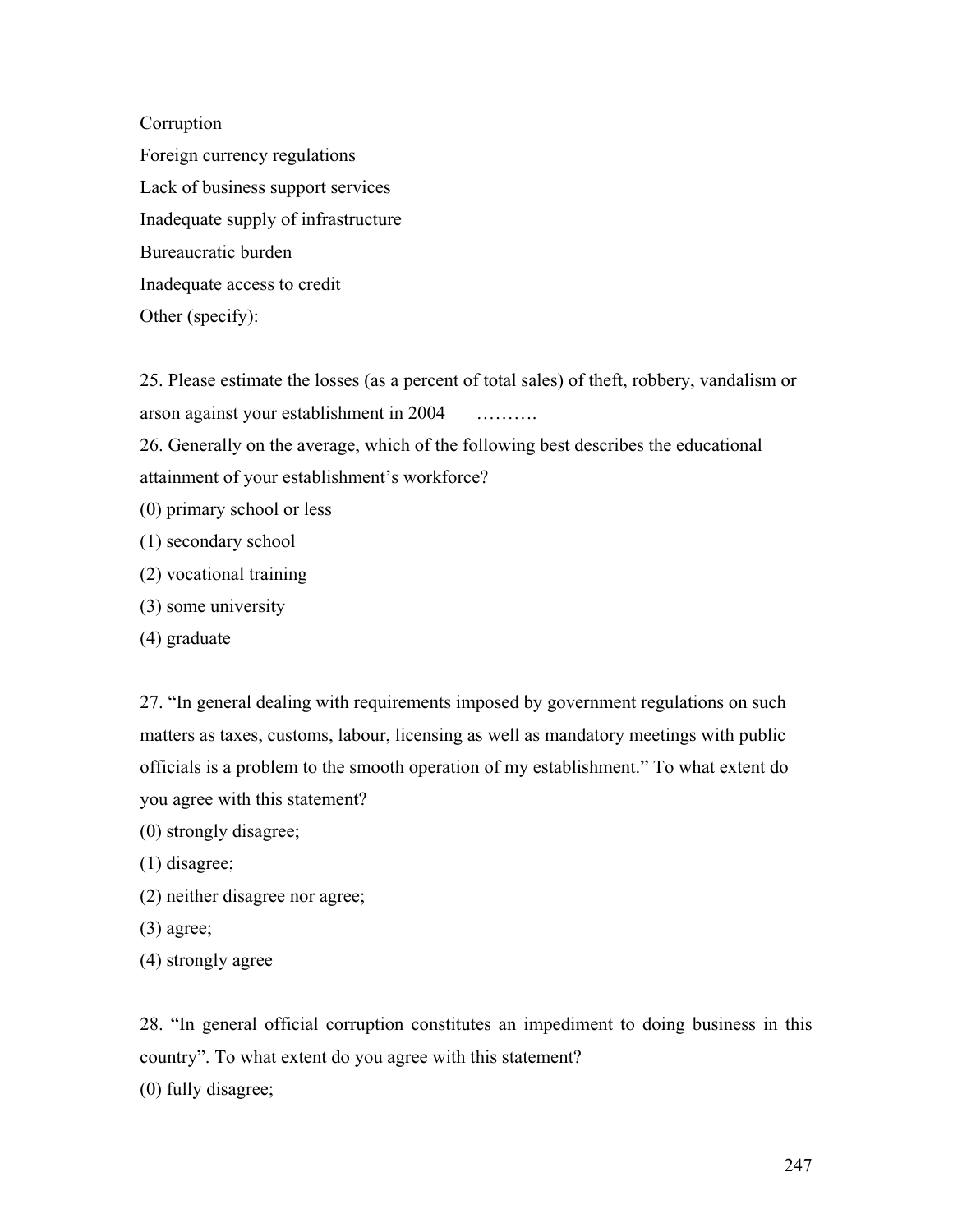Corruption

Foreign currency regulations

Lack of business support services

Inadequate supply of infrastructure

Bureaucratic burden

Inadequate access to credit

Other (specify):

25. Please estimate the losses (as a percent of total sales) of theft, robbery, vandalism or arson against your establishment in 2004 ……….

26. Generally on the average, which of the following best describes the educational attainment of your establishment's workforce?

(0) primary school or less

(1) secondary school

(2) vocational training

(3) some university

(4) graduate

27. "In general dealing with requirements imposed by government regulations on such matters as taxes, customs, labour, licensing as well as mandatory meetings with public officials is a problem to the smooth operation of my establishment." To what extent do you agree with this statement?

(0) strongly disagree;

(1) disagree;

(2) neither disagree nor agree;

(3) agree;

(4) strongly agree

28. "In general official corruption constitutes an impediment to doing business in this country". To what extent do you agree with this statement?

(0) fully disagree;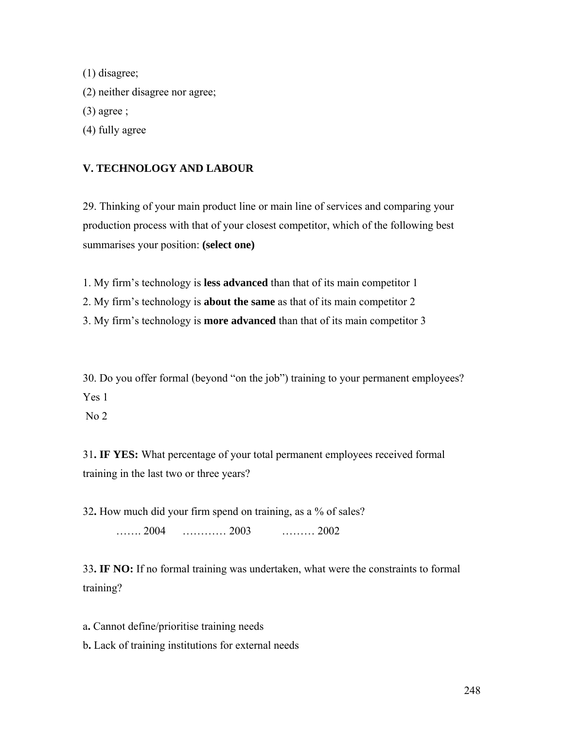(1) disagree;

(2) neither disagree nor agree;

(3) agree ;

(4) fully agree

## V. TECHNOLOGY AND LABOUR

29. Thinking of your main product line or main line of services and comparing your production process with that of your closest competitor, which of the following best summarises your position: **(select one)**

1. My firm's technology is **less advanced** than that of its main competitor 1
2. My firm's technology is **about the same** as that of its main competitor 2
3. My firm's technology is **more advanced** than that of its main competitor 3

30. Do you offer formal (beyond "on the job") training to your permanent employees?

Yes 1

No 2

31**. IF YES:** What percentage of your total permanent employees received formal training in the last two or three years?

32**.** How much did your firm spend on training, as a % of sales?

……. 2004 ………… 2003 ……… 2002

33**. IF NO:** If no formal training was undertaken, what were the constraints to formal training?

a**.** Cannot define/prioritise training needs

b**.** Lack of training institutions for external needs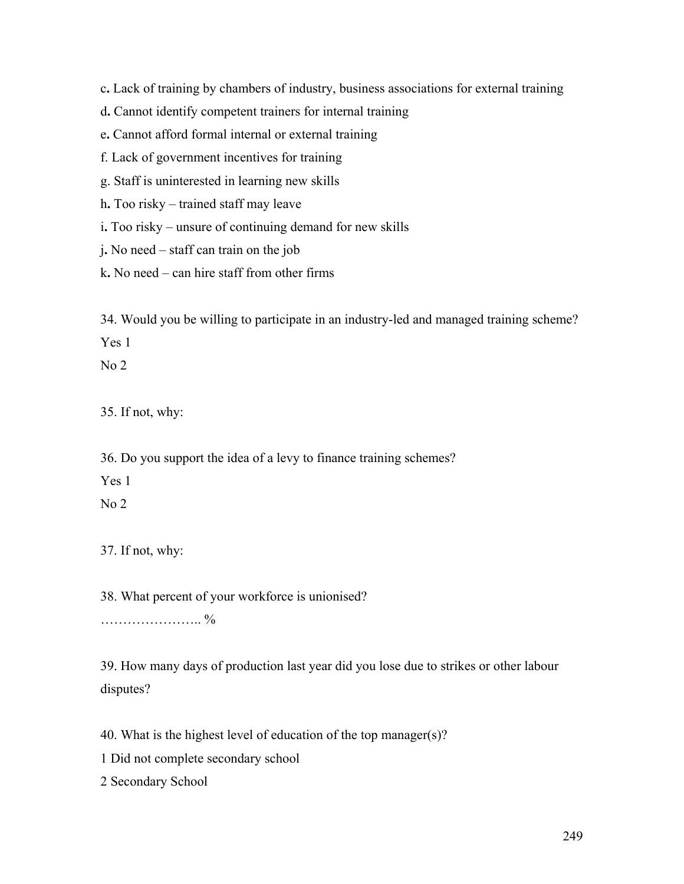c. Lack of training by chambers of industry, business associations for external training

d. Cannot identify competent trainers for internal training

e. Cannot afford formal internal or external training

f. Lack of government incentives for training

g. Staff is uninterested in learning new skills

h. Too risky – trained staff may leave

i. Too risky – unsure of continuing demand for new skills

j. No need – staff can train on the job

k. No need – can hire staff from other firms

34. Would you be willing to participate in an industry-led and managed training scheme?

Yes 1

No 2

35. If not, why:

36. Do you support the idea of a levy to finance training schemes?

Yes 1

No 2

37. If not, why:

38. What percent of your workforce is unionised?

………………….. %

39. How many days of production last year did you lose due to strikes or other labour disputes?

40. What is the highest level of education of the top manager(s)?

1 Did not complete secondary school

2 Secondary School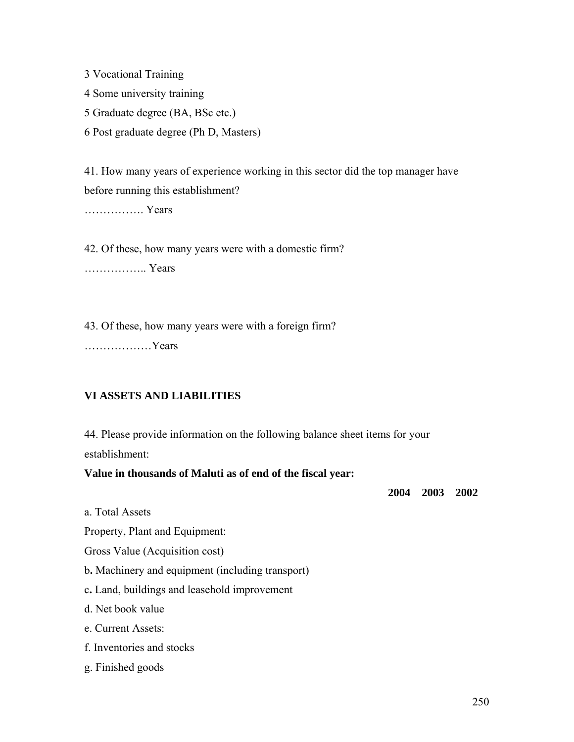3 Vocational Training

4 Some university training

5 Graduate degree (BA, BSc etc.)

6 Post graduate degree (Ph D, Masters)

41. How many years of experience working in this sector did the top manager have before running this establishment?

……………. Years

42. Of these, how many years were with a domestic firm?

…………….. Years

43. Of these, how many years were with a foreign firm?

………………Years

## VI ASSETS AND LIABILITIES

44. Please provide information on the following balance sheet items for your establishment:

**Value in thousands of Maluti as of end of the fiscal year:**

| | **2004** | **2003** | **2002** |
|---|---|---|---|
| a. Total Assets | | | |
| Property, Plant and Equipment: | | | |
| Gross Value (Acquisition cost) | | | |
| b**.** Machinery and equipment (including transport) | | | |
| c**.** Land, buildings and leasehold improvement | | | |
| d. Net book value | | | |
| e. Current Assets: | | | |
| f. Inventories and stocks | | | |
| g. Finished goods | | | |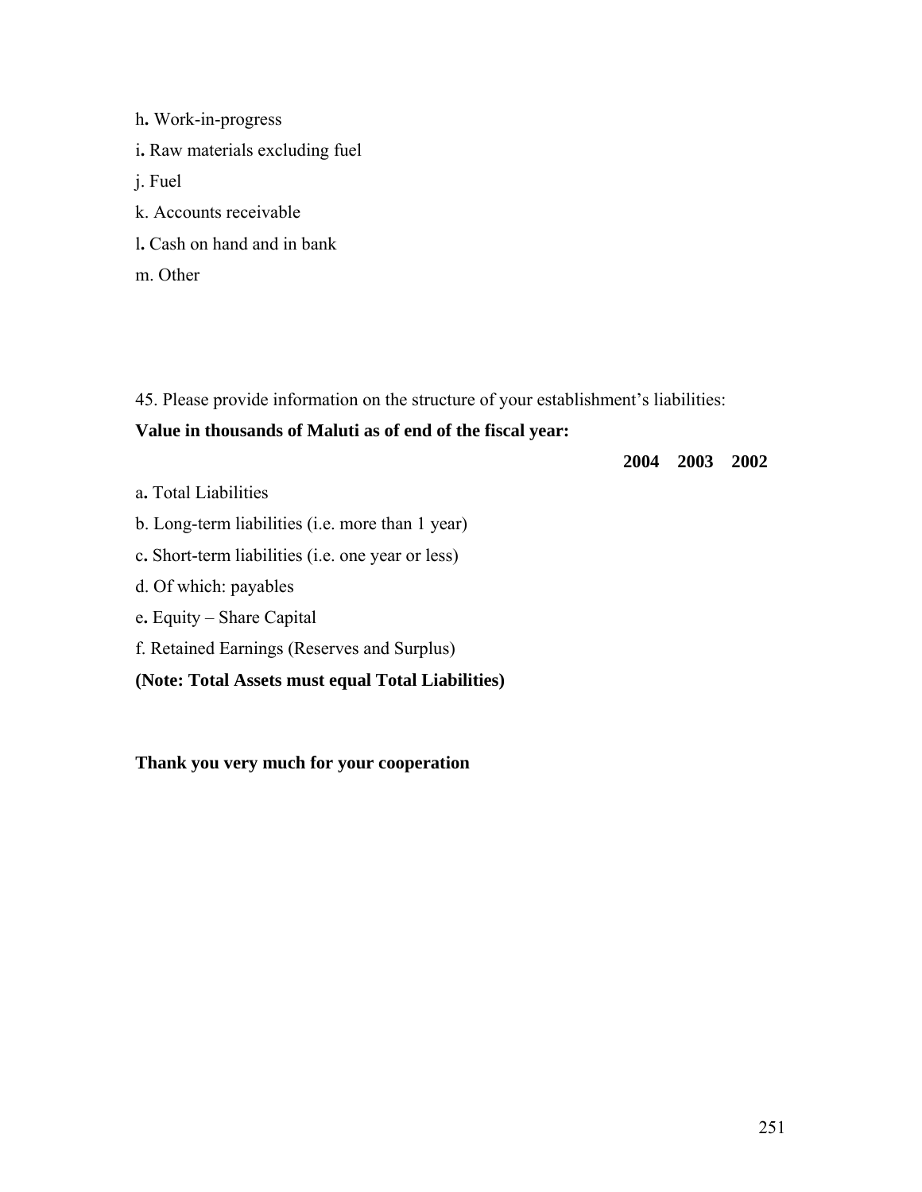h. Work-in-progress

i. Raw materials excluding fuel

j. Fuel

k. Accounts receivable

l. Cash on hand and in bank

m. Other

45. Please provide information on the structure of your establishment's liabilities:

**Value in thousands of Maluti as of end of the fiscal year:**

| | **2004** | **2003** | **2002** |
|---|---|---|---|
| a. Total Liabilities | | | |
| b. Long-term liabilities (i.e. more than 1 year) | | | |
| c. Short-term liabilities (i.e. one year or less) | | | |
| d. Of which: payables | | | |
| e. Equity – Share Capital | | | |
| f. Retained Earnings (Reserves and Surplus) | | | |

**(Note: Total Assets must equal Total Liabilities)**

**Thank you very much for your cooperation**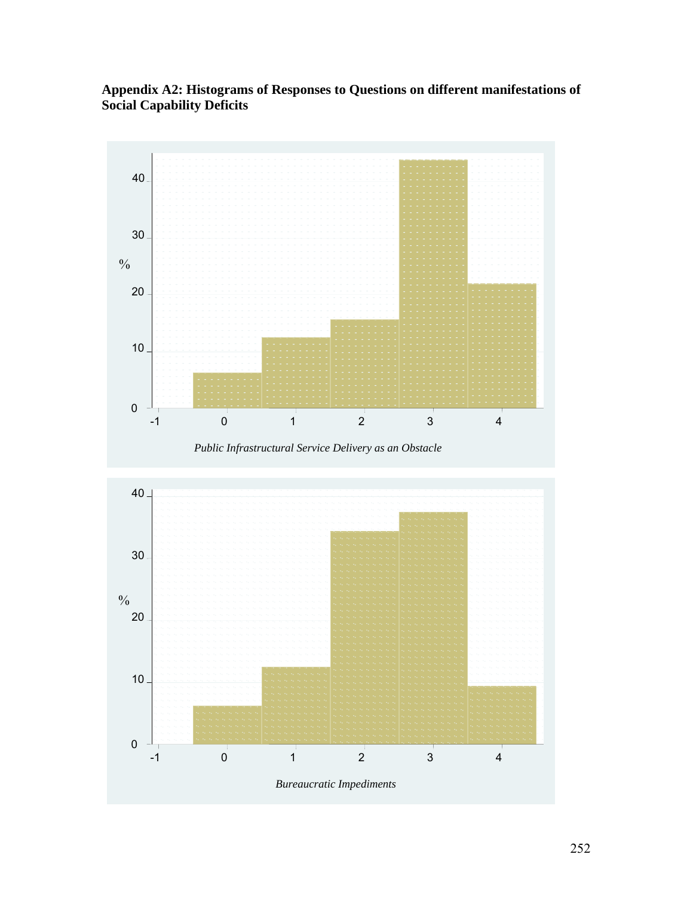**Appendix A2: Histograms of Responses to Questions on different manifestations of Social Capability Deficits**

*Public Infrastructural Service Delivery as an Obstacle*

*Bureaucratic Impediments*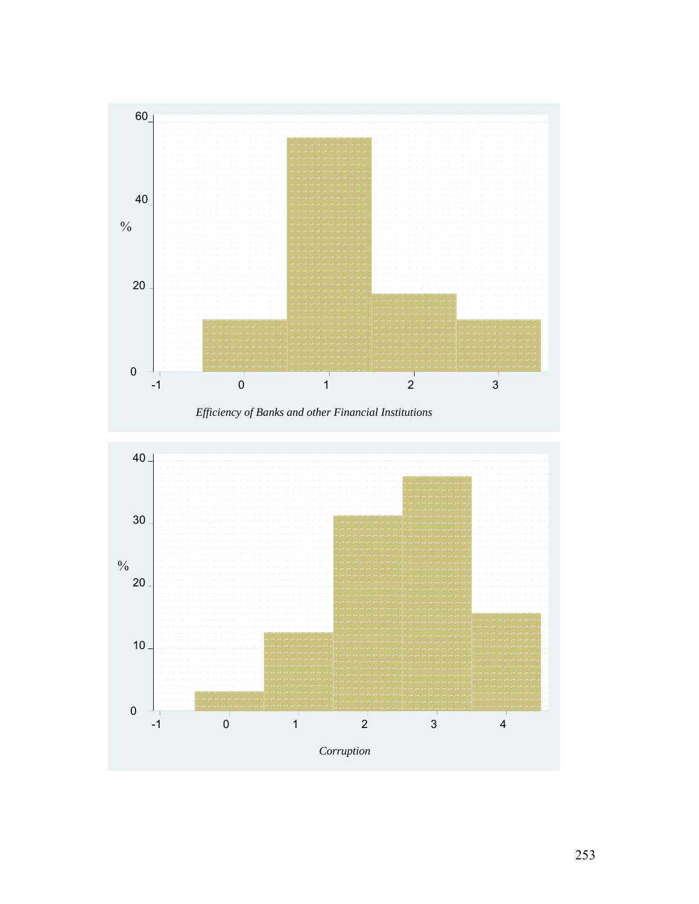60
40
%
20
0
-1 0 1 2 3

*Efficiency of Banks and other Financial Institutions*

40
30
%
20
10
0
-1 0 1 2 3 4

*Corruption*